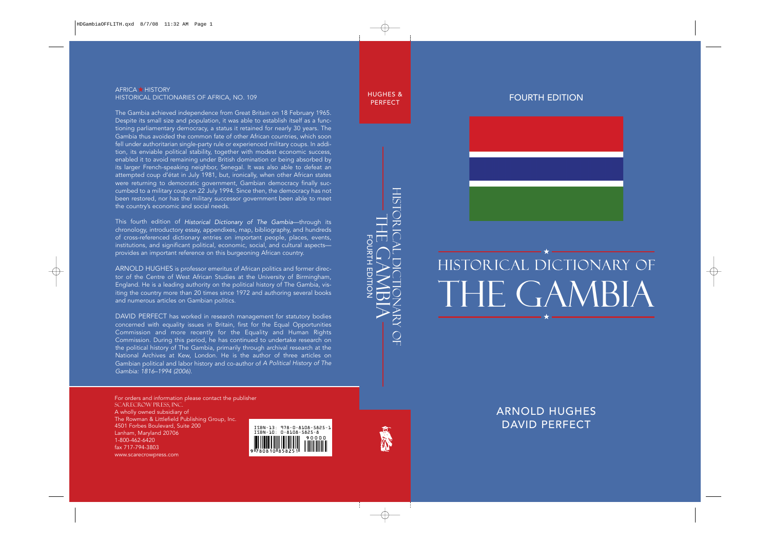# FOURTH EDITION

# HISTORICAL DICTIONARY OF THE GAMBIA

## ARNOLD HUGHES
## DAVID PERFECT

HUGHES & PERFECT

HISTORICAL DICTIONARY OF THE GAMBIA

FOURTH EDITION

AFRICA ★ HISTORY
HISTORICAL DICTIONARIES OF AFRICA, NO. 109

The Gambia achieved independence from Great Britain on 18 February 1965. Despite its small size and population, it was able to establish itself as a functioning parliamentary democracy, a status it retained for nearly 30 years. The Gambia thus avoided the common fate of other African countries, which soon fell under authoritarian single-party rule or experienced military coups. In addition, its enviable political stability, together with modest economic success, enabled it to avoid remaining under British domination or being absorbed by its larger French-speaking neighbor, Senegal. It was also able to defeat an attempted coup d'état in July 1981, but, ironically, when other African states were returning to democratic government, Gambian democracy finally succumbed to a military coup on 22 July 1994. Since then, the democracy has not been restored, nor has the military successor government been able to meet the country's economic and social needs.

This fourth edition of *Historical Dictionary of The Gambia*—through its chronology, introductory essay, appendixes, map, bibliography, and hundreds of cross-referenced dictionary entries on important people, places, events, institutions, and significant political, economic, social, and cultural aspects—provides an important reference on this burgeoning African country.

ARNOLD HUGHES is professor emeritus of African politics and former director of the Centre of West African Studies at the University of Birmingham, England. He is a leading authority on the political history of The Gambia, visiting the country more than 20 times since 1972 and authoring several books and numerous articles on Gambian politics.

DAVID PERFECT has worked in research management for statutory bodies concerned with equality issues in Britain, first for the Equal Opportunities Commission and more recently for the Equality and Human Rights Commission. During this period, he has continued to undertake research on the political history of The Gambia, primarily through archival research at the National Archives at Kew, London. He is the author of three articles on Gambian political and labor history and co-author of *A Political History of The Gambia: 1816–1994 (2006).*

For orders and information please contact the publisher
SCARECROW PRESS, INC.
A wholly owned subsidiary of
The Rowman & Littlefield Publishing Group, Inc.
4501 Forbes Boulevard, Suite 200
Lanham, Maryland 20706
1-800-462-6420
fax 717-794-3803
www.scarecrowpress.com

ISBN-13: 978-0-8108-5825-1
ISBN-10: 0-8108-5825-8

90000

9 780810 858251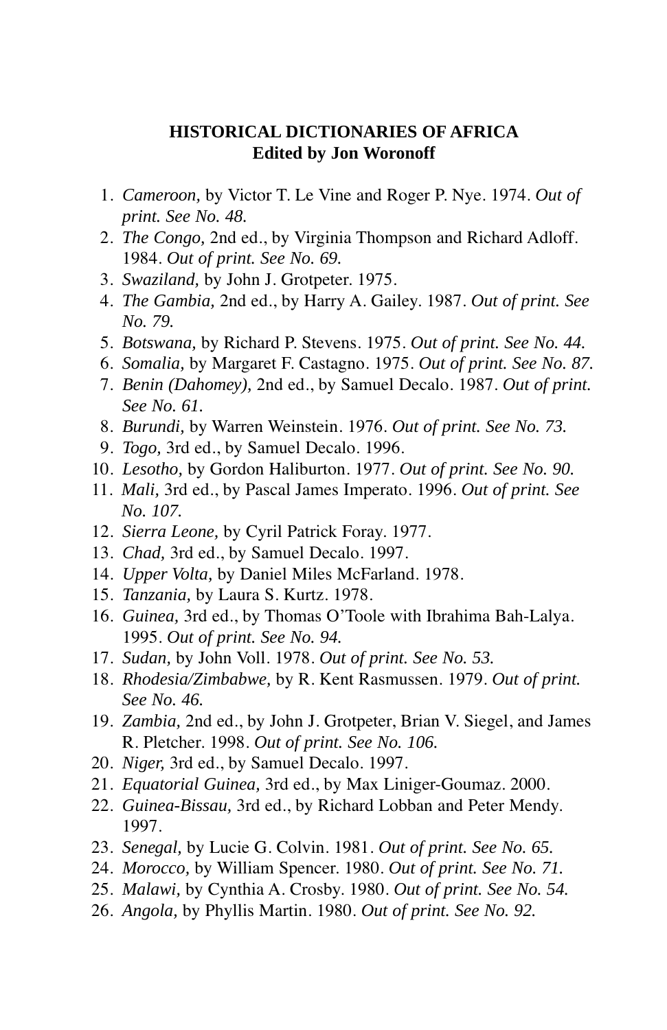**HISTORICAL DICTIONARIES OF AFRICA**
**Edited by Jon Woronoff**

1. *Cameroon,* by Victor T. Le Vine and Roger P. Nye. 1974. *Out of print. See No. 48.*
2. *The Congo,* 2nd ed., by Virginia Thompson and Richard Adloff. 1984. *Out of print. See No. 69.*
3. *Swaziland,* by John J. Grotpeter. 1975.
4. *The Gambia,* 2nd ed., by Harry A. Gailey. 1987. *Out of print. See No. 79.*
5. *Botswana,* by Richard P. Stevens. 1975. *Out of print. See No. 44.*
6. *Somalia,* by Margaret F. Castagno. 1975. *Out of print. See No. 87.*
7. *Benin (Dahomey),* 2nd ed., by Samuel Decalo. 1987. *Out of print. See No. 61.*
8. *Burundi,* by Warren Weinstein. 1976. *Out of print. See No. 73.*
9. *Togo,* 3rd ed., by Samuel Decalo. 1996.
10. *Lesotho,* by Gordon Haliburton. 1977. *Out of print. See No. 90.*
11. *Mali,* 3rd ed., by Pascal James Imperato. 1996. *Out of print. See No. 107.*
12. *Sierra Leone,* by Cyril Patrick Foray. 1977.
13. *Chad,* 3rd ed., by Samuel Decalo. 1997.
14. *Upper Volta,* by Daniel Miles McFarland. 1978.
15. *Tanzania,* by Laura S. Kurtz. 1978.
16. *Guinea,* 3rd ed., by Thomas O'Toole with Ibrahima Bah-Lalya. 1995. *Out of print. See No. 94.*
17. *Sudan,* by John Voll. 1978. *Out of print. See No. 53.*
18. *Rhodesia/Zimbabwe,* by R. Kent Rasmussen. 1979. *Out of print. See No. 46.*
19. *Zambia,* 2nd ed., by John J. Grotpeter, Brian V. Siegel, and James R. Pletcher. 1998. *Out of print. See No. 106.*
20. *Niger,* 3rd ed., by Samuel Decalo. 1997.
21. *Equatorial Guinea,* 3rd ed., by Max Liniger-Goumaz. 2000.
22. *Guinea-Bissau,* 3rd ed., by Richard Lobban and Peter Mendy. 1997.
23. *Senegal,* by Lucie G. Colvin. 1981. *Out of print. See No. 65.*
24. *Morocco,* by William Spencer. 1980. *Out of print. See No. 71.*
25. *Malawi,* by Cynthia A. Crosby. 1980. *Out of print. See No. 54.*
26. *Angola,* by Phyllis Martin. 1980. *Out of print. See No. 92.*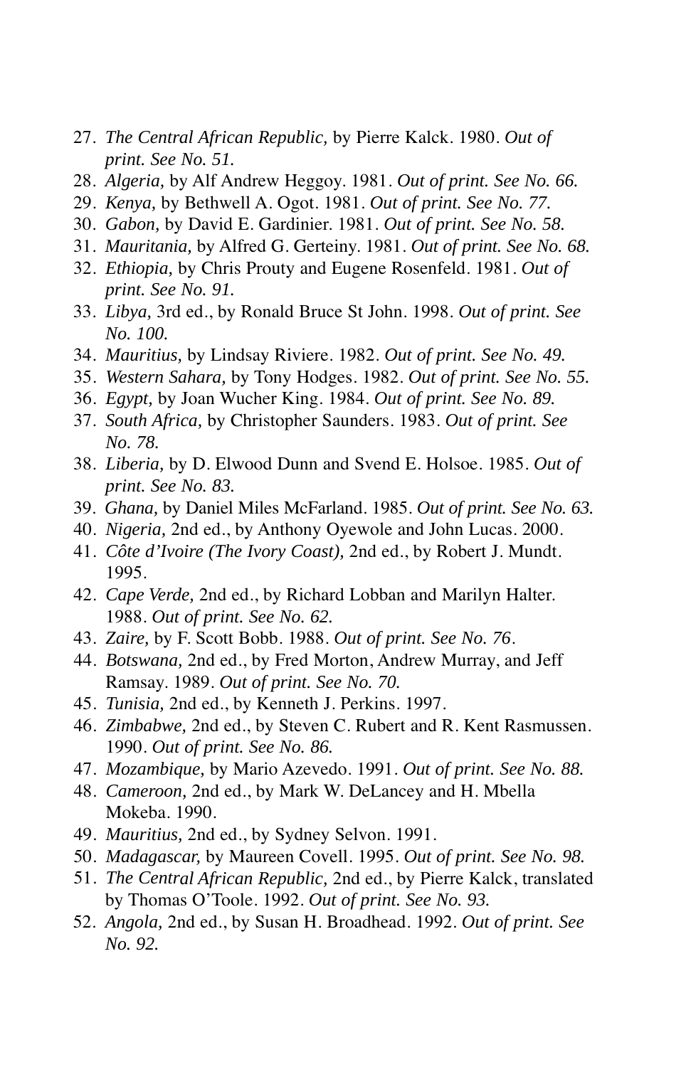27. *The Central African Republic,* by Pierre Kalck. 1980. *Out of print. See No. 51.*
28. *Algeria,* by Alf Andrew Heggoy. 1981. *Out of print. See No. 66.*
29. *Kenya,* by Bethwell A. Ogot. 1981. *Out of print. See No. 77.*
30. *Gabon,* by David E. Gardinier. 1981. *Out of print. See No. 58.*
31. *Mauritania,* by Alfred G. Gerteiny. 1981. *Out of print. See No. 68.*
32. *Ethiopia,* by Chris Prouty and Eugene Rosenfeld. 1981. *Out of print. See No. 91.*
33. *Libya,* 3rd ed., by Ronald Bruce St John. 1998. *Out of print. See No. 100.*
34. *Mauritius,* by Lindsay Riviere. 1982. *Out of print. See No. 49.*
35. *Western Sahara,* by Tony Hodges. 1982. *Out of print. See No. 55.*
36. *Egypt,* by Joan Wucher King. 1984. *Out of print. See No. 89.*
37. *South Africa,* by Christopher Saunders. 1983. *Out of print. See No. 78.*
38. *Liberia,* by D. Elwood Dunn and Svend E. Holsoe. 1985. *Out of print. See No. 83.*
39. *Ghana,* by Daniel Miles McFarland. 1985. *Out of print. See No. 63.*
40. *Nigeria,* 2nd ed., by Anthony Oyewole and John Lucas. 2000.
41. *Côte d'Ivoire (The Ivory Coast),* 2nd ed., by Robert J. Mundt. 1995.
42. *Cape Verde,* 2nd ed., by Richard Lobban and Marilyn Halter. 1988. *Out of print. See No. 62.*
43. *Zaire,* by F. Scott Bobb. 1988. *Out of print. See No. 76.*
44. *Botswana,* 2nd ed., by Fred Morton, Andrew Murray, and Jeff Ramsay. 1989. *Out of print. See No. 70.*
45. *Tunisia,* 2nd ed., by Kenneth J. Perkins. 1997.
46. *Zimbabwe,* 2nd ed., by Steven C. Rubert and R. Kent Rasmussen. 1990. *Out of print. See No. 86.*
47. *Mozambique,* by Mario Azevedo. 1991. *Out of print. See No. 88.*
48. *Cameroon,* 2nd ed., by Mark W. DeLancey and H. Mbella Mokeba. 1990.
49. *Mauritius,* 2nd ed., by Sydney Selvon. 1991.
50. *Madagascar,* by Maureen Covell. 1995. *Out of print. See No. 98.*
51. *The Central African Republic,* 2nd ed., by Pierre Kalck, translated by Thomas O'Toole. 1992. *Out of print. See No. 93.*
52. *Angola,* 2nd ed., by Susan H. Broadhead. 1992. *Out of print. See No. 92.*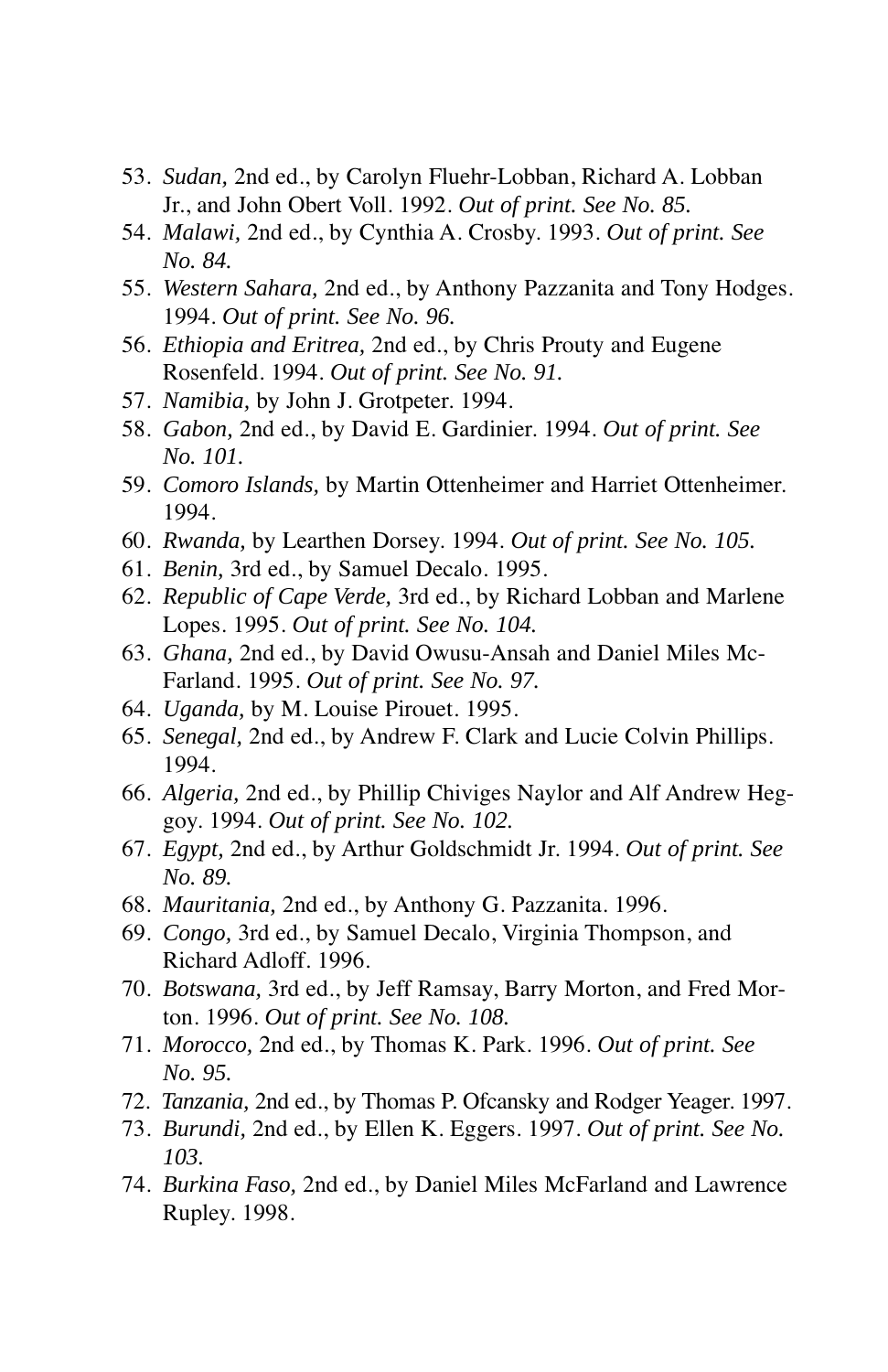53. *Sudan,* 2nd ed., by Carolyn Fluehr-Lobban, Richard A. Lobban Jr., and John Obert Voll. 1992. *Out of print. See No. 85.*
54. *Malawi,* 2nd ed., by Cynthia A. Crosby. 1993. *Out of print. See No. 84.*
55. *Western Sahara,* 2nd ed., by Anthony Pazzanita and Tony Hodges. 1994. *Out of print. See No. 96.*
56. *Ethiopia and Eritrea,* 2nd ed., by Chris Prouty and Eugene Rosenfeld. 1994. *Out of print. See No. 91.*
57. *Namibia,* by John J. Grotpeter. 1994.
58. *Gabon,* 2nd ed., by David E. Gardinier. 1994. *Out of print. See No. 101.*
59. *Comoro Islands,* by Martin Ottenheimer and Harriet Ottenheimer. 1994.
60. *Rwanda,* by Learthen Dorsey. 1994. *Out of print. See No. 105.*
61. *Benin,* 3rd ed., by Samuel Decalo. 1995.
62. *Republic of Cape Verde,* 3rd ed., by Richard Lobban and Marlene Lopes. 1995. *Out of print. See No. 104.*
63. *Ghana,* 2nd ed., by David Owusu-Ansah and Daniel Miles McFarland. 1995. *Out of print. See No. 97.*
64. *Uganda,* by M. Louise Pirouet. 1995.
65. *Senegal,* 2nd ed., by Andrew F. Clark and Lucie Colvin Phillips. 1994.
66. *Algeria,* 2nd ed., by Phillip Chiviges Naylor and Alf Andrew Heggoy. 1994. *Out of print. See No. 102.*
67. *Egypt,* 2nd ed., by Arthur Goldschmidt Jr. 1994. *Out of print. See No. 89.*
68. *Mauritania,* 2nd ed., by Anthony G. Pazzanita. 1996.
69. *Congo,* 3rd ed., by Samuel Decalo, Virginia Thompson, and Richard Adloff. 1996.
70. *Botswana,* 3rd ed., by Jeff Ramsay, Barry Morton, and Fred Morton. 1996. *Out of print. See No. 108.*
71. *Morocco,* 2nd ed., by Thomas K. Park. 1996. *Out of print. See No. 95.*
72. *Tanzania,* 2nd ed., by Thomas P. Ofcansky and Rodger Yeager. 1997.
73. *Burundi,* 2nd ed., by Ellen K. Eggers. 1997. *Out of print. See No. 103.*
74. *Burkina Faso,* 2nd ed., by Daniel Miles McFarland and Lawrence Rupley. 1998.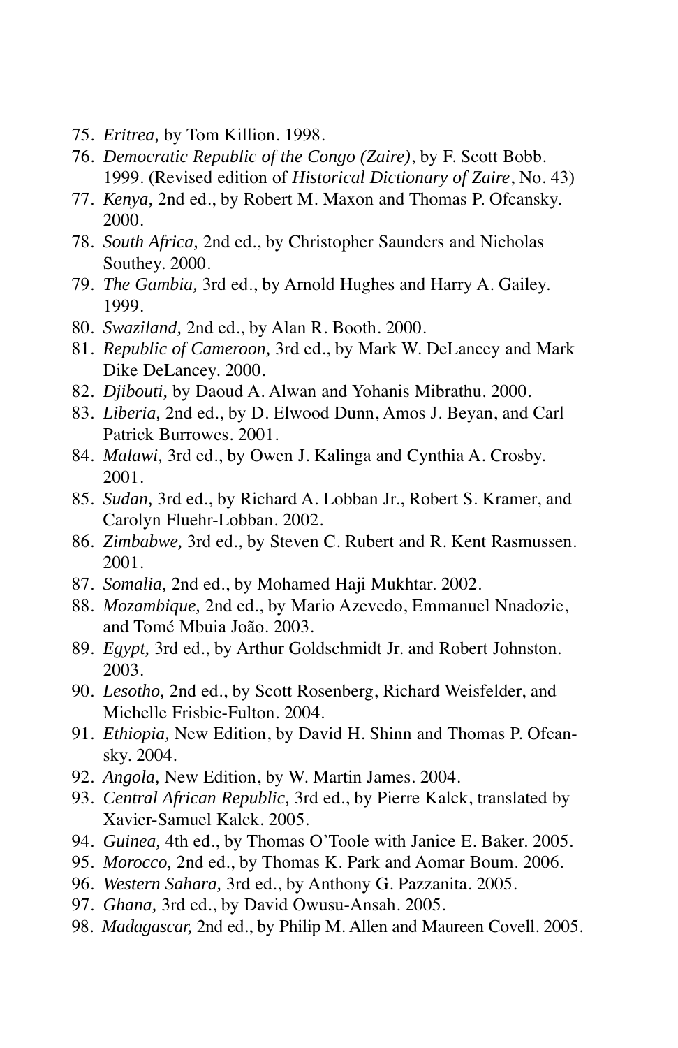75. *Eritrea,* by Tom Killion. 1998.
76. *Democratic Republic of the Congo (Zaire)*, by F. Scott Bobb. 1999. (Revised edition of *Historical Dictionary of Zaire*, No. 43)
77. *Kenya,* 2nd ed., by Robert M. Maxon and Thomas P. Ofcansky. 2000.
78. *South Africa,* 2nd ed., by Christopher Saunders and Nicholas Southey. 2000.
79. *The Gambia,* 3rd ed., by Arnold Hughes and Harry A. Gailey. 1999.
80. *Swaziland,* 2nd ed., by Alan R. Booth. 2000.
81. *Republic of Cameroon,* 3rd ed., by Mark W. DeLancey and Mark Dike DeLancey. 2000.
82. *Djibouti,* by Daoud A. Alwan and Yohanis Mibrathu. 2000.
83. *Liberia,* 2nd ed., by D. Elwood Dunn, Amos J. Beyan, and Carl Patrick Burrowes. 2001.
84. *Malawi,* 3rd ed., by Owen J. Kalinga and Cynthia A. Crosby. 2001.
85. *Sudan,* 3rd ed., by Richard A. Lobban Jr., Robert S. Kramer, and Carolyn Fluehr-Lobban. 2002.
86. *Zimbabwe,* 3rd ed., by Steven C. Rubert and R. Kent Rasmussen. 2001.
87. *Somalia,* 2nd ed., by Mohamed Haji Mukhtar. 2002.
88. *Mozambique,* 2nd ed., by Mario Azevedo, Emmanuel Nnadozie, and Tomé Mbuia João. 2003.
89. *Egypt,* 3rd ed., by Arthur Goldschmidt Jr. and Robert Johnston. 2003.
90. *Lesotho,* 2nd ed., by Scott Rosenberg, Richard Weisfelder, and Michelle Frisbie-Fulton. 2004.
91. *Ethiopia,* New Edition, by David H. Shinn and Thomas P. Ofcansky. 2004.
92. *Angola,* New Edition, by W. Martin James. 2004.
93. *Central African Republic,* 3rd ed., by Pierre Kalck, translated by Xavier-Samuel Kalck. 2005.
94. *Guinea,* 4th ed., by Thomas O'Toole with Janice E. Baker. 2005.
95. *Morocco,* 2nd ed., by Thomas K. Park and Aomar Boum. 2006.
96. *Western Sahara,* 3rd ed., by Anthony G. Pazzanita. 2005.
97. *Ghana,* 3rd ed., by David Owusu-Ansah. 2005.
98. *Madagascar,* 2nd ed., by Philip M. Allen and Maureen Covell. 2005.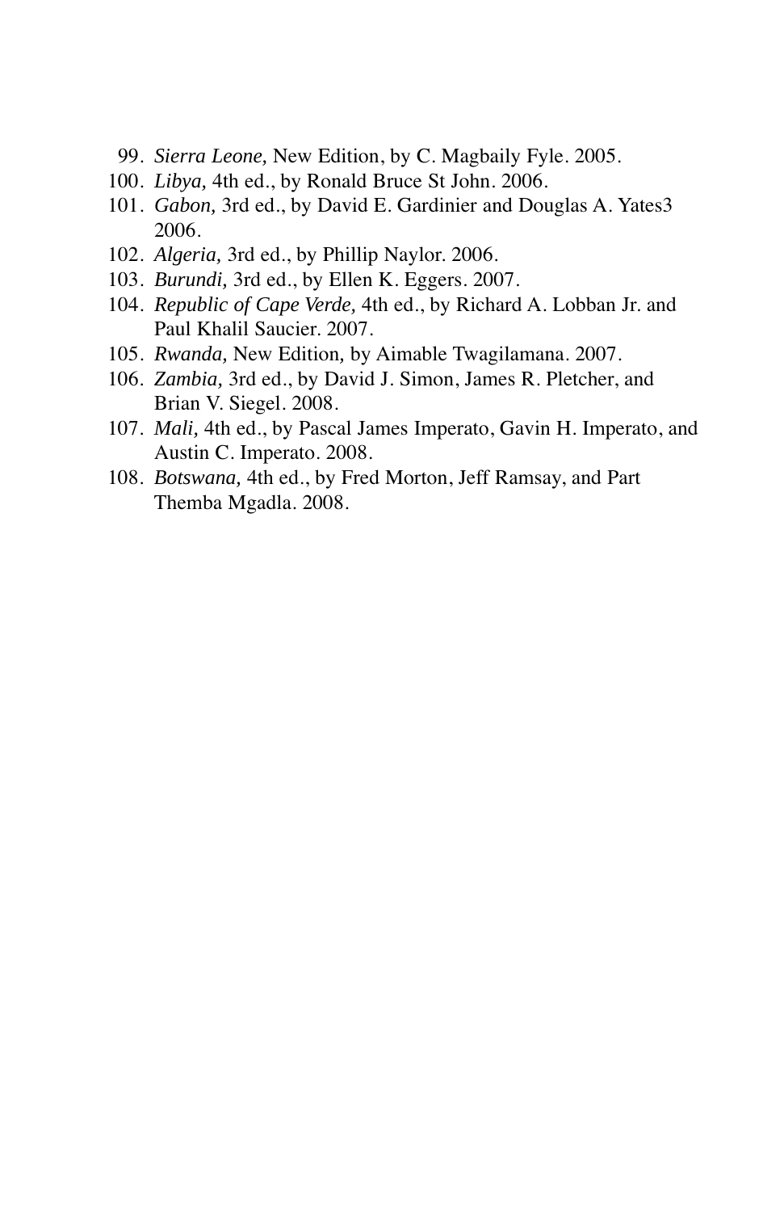99. *Sierra Leone,* New Edition, by C. Magbaily Fyle. 2005.
100. *Libya,* 4th ed., by Ronald Bruce St John. 2006.
101. *Gabon,* 3rd ed., by David E. Gardinier and Douglas A. Yates3 2006.
102. *Algeria,* 3rd ed., by Phillip Naylor. 2006.
103. *Burundi,* 3rd ed., by Ellen K. Eggers. 2007.
104. *Republic of Cape Verde,* 4th ed., by Richard A. Lobban Jr. and Paul Khalil Saucier. 2007.
105. *Rwanda,* New Edition, by Aimable Twagilamana. 2007.
106. *Zambia,* 3rd ed., by David J. Simon, James R. Pletcher, and Brian V. Siegel. 2008.
107. *Mali,* 4th ed., by Pascal James Imperato, Gavin H. Imperato, and Austin C. Imperato. 2008.
108. *Botswana,* 4th ed., by Fred Morton, Jeff Ramsay, and Part Themba Mgadla. 2008.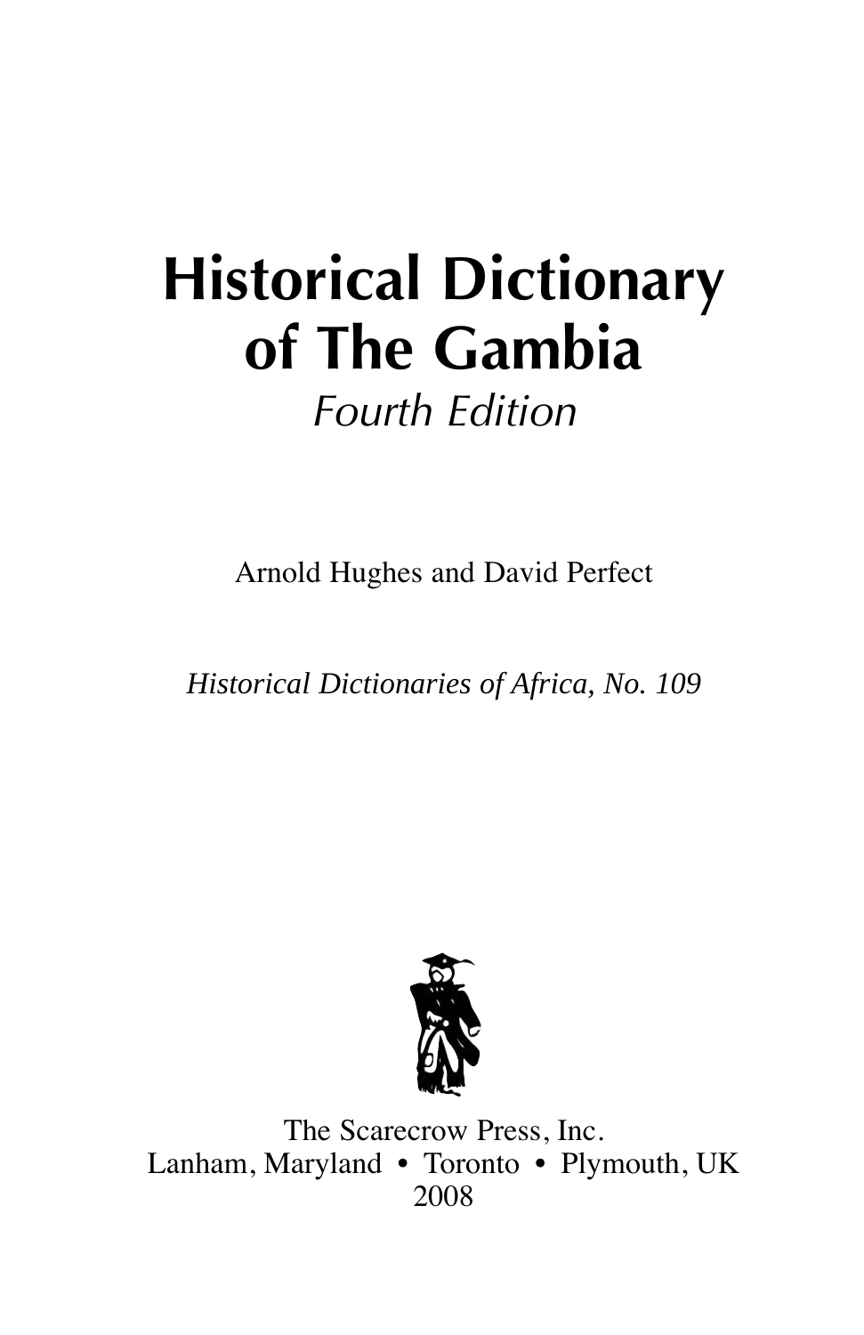# Historical Dictionary of The Gambia

*Fourth Edition*

Arnold Hughes and David Perfect

*Historical Dictionaries of Africa, No. 109*

The Scarecrow Press, Inc.
Lanham, Maryland • Toronto • Plymouth, UK
2008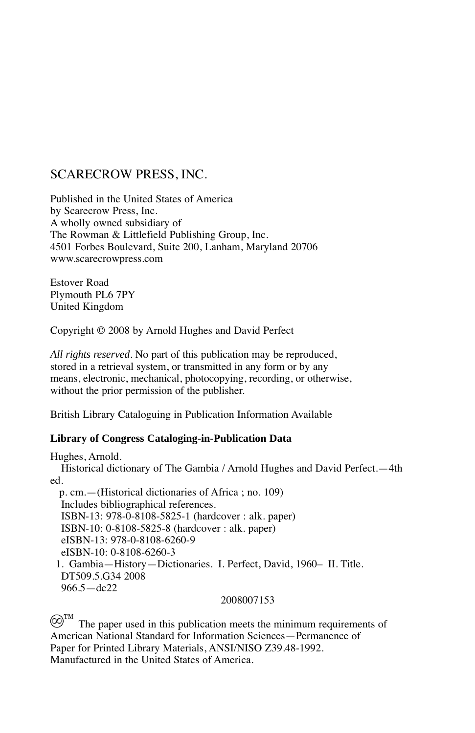SCARECROW PRESS, INC.

Published in the United States of America
by Scarecrow Press, Inc.
A wholly owned subsidiary of
The Rowman & Littlefield Publishing Group, Inc.
4501 Forbes Boulevard, Suite 200, Lanham, Maryland 20706
www.scarecrowpress.com

Estover Road
Plymouth PL6 7PY
United Kingdom

Copyright © 2008 by Arnold Hughes and David Perfect

*All rights reserved*. No part of this publication may be reproduced, stored in a retrieval system, or transmitted in any form or by any means, electronic, mechanical, photocopying, recording, or otherwise, without the prior permission of the publisher.

British Library Cataloguing in Publication Information Available

**Library of Congress Cataloging-in-Publication Data**

Hughes, Arnold.
Historical dictionary of The Gambia / Arnold Hughes and David Perfect.—4th ed.
p. cm.—(Historical dictionaries of Africa ; no. 109)
Includes bibliographical references.
ISBN-13: 978-0-8108-5825-1 (hardcover : alk. paper)
ISBN-10: 0-8108-5825-8 (hardcover : alk. paper)
eISBN-13: 978-0-8108-6260-9
eISBN-10: 0-8108-6260-3
1. Gambia—History—Dictionaries. I. Perfect, David, 1960– II. Title.
DT509.5.G34 2008
966.5—dc22
2008007153

∞™ The paper used in this publication meets the minimum requirements of American National Standard for Information Sciences—Permanence of Paper for Printed Library Materials, ANSI/NISO Z39.48-1992.
Manufactured in the United States of America.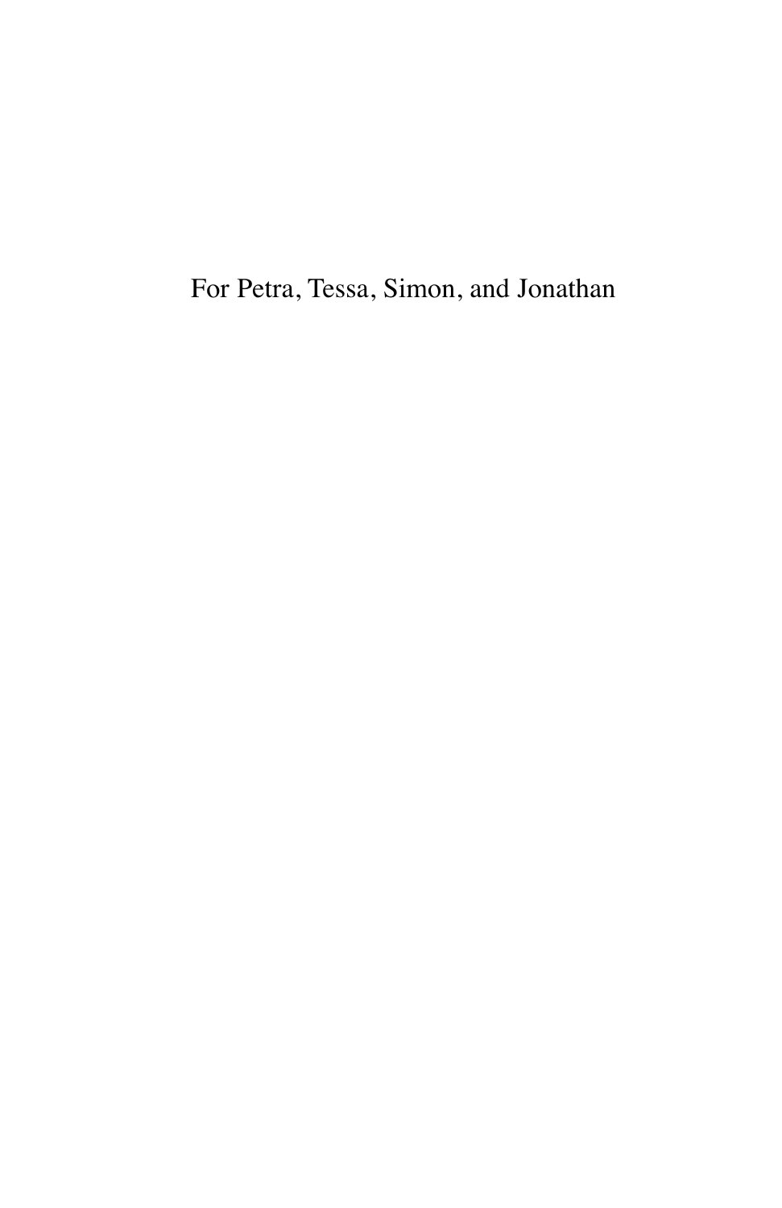For Petra, Tessa, Simon, and Jonathan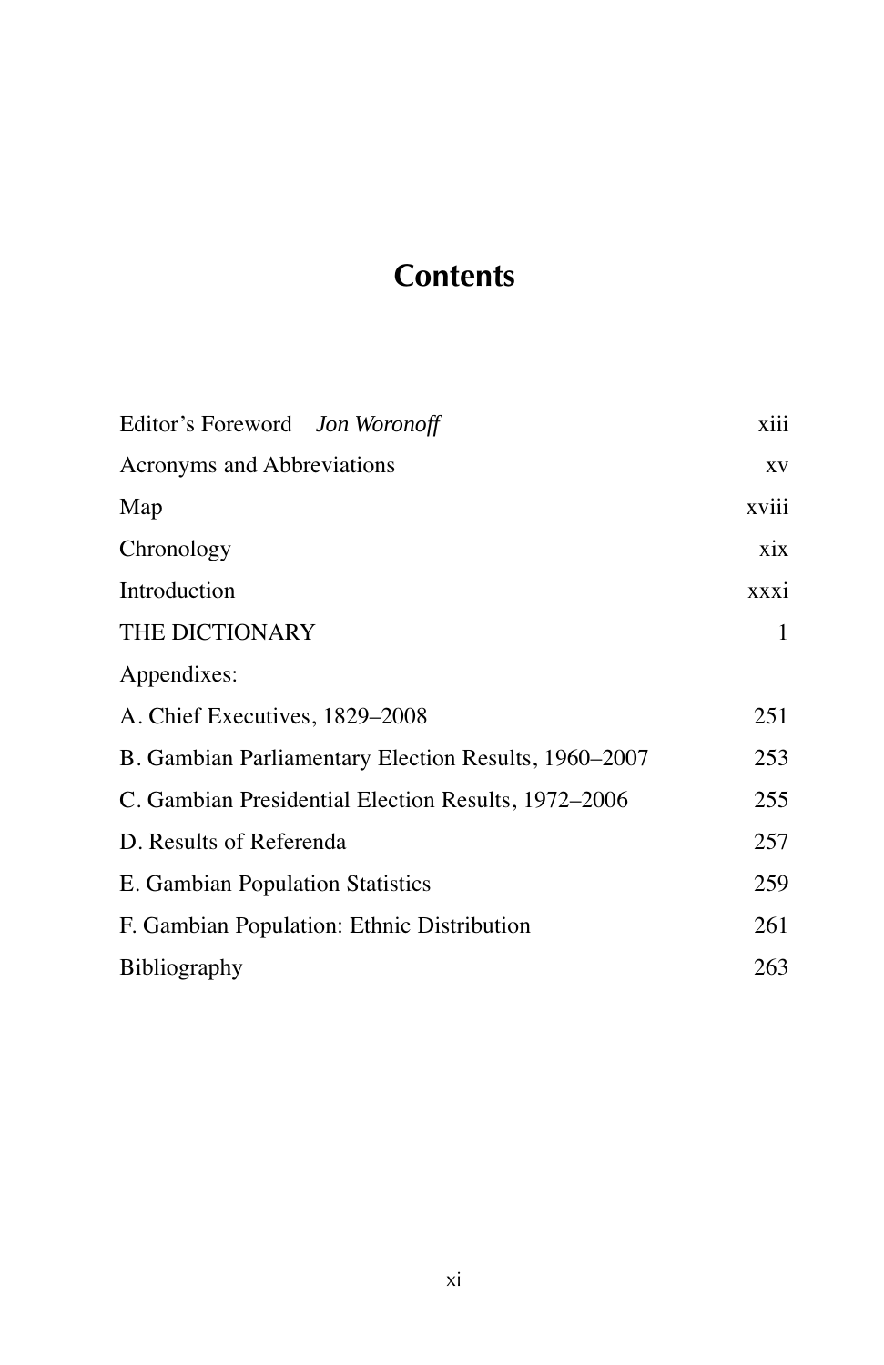# Contents

| | |
|---|---|
| Editor's Foreword *Jon Woronoff* | xiii |
| Acronyms and Abbreviations | xv |
| Map | xviii |
| Chronology | xix |
| Introduction | xxxi |
| THE DICTIONARY | 1 |
| Appendixes: | |
| A. Chief Executives, 1829–2008 | 251 |
| B. Gambian Parliamentary Election Results, 1960–2007 | 253 |
| C. Gambian Presidential Election Results, 1972–2006 | 255 |
| D. Results of Referenda | 257 |
| E. Gambian Population Statistics | 259 |
| F. Gambian Population: Ethnic Distribution | 261 |
| Bibliography | 263 |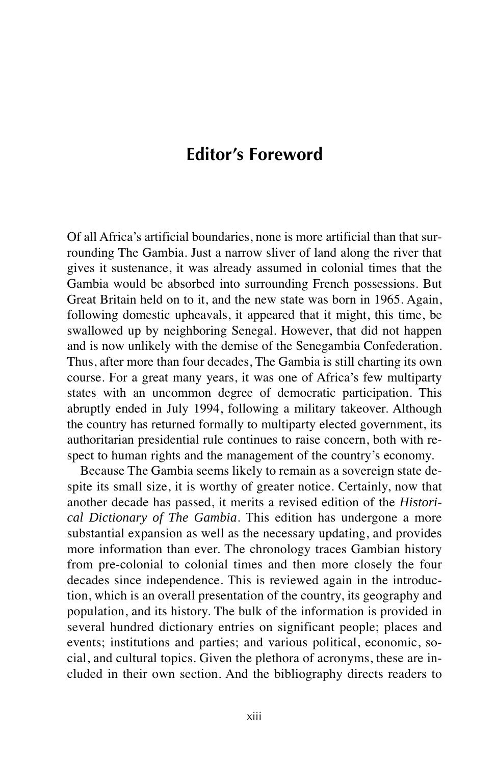# Editor's Foreword

Of all Africa's artificial boundaries, none is more artificial than that surrounding The Gambia. Just a narrow sliver of land along the river that gives it sustenance, it was already assumed in colonial times that the Gambia would be absorbed into surrounding French possessions. But Great Britain held on to it, and the new state was born in 1965. Again, following domestic upheavals, it appeared that it might, this time, be swallowed up by neighboring Senegal. However, that did not happen and is now unlikely with the demise of the Senegambia Confederation. Thus, after more than four decades, The Gambia is still charting its own course. For a great many years, it was one of Africa's few multiparty states with an uncommon degree of democratic participation. This abruptly ended in July 1994, following a military takeover. Although the country has returned formally to multiparty elected government, its authoritarian presidential rule continues to raise concern, both with respect to human rights and the management of the country's economy.

Because The Gambia seems likely to remain as a sovereign state despite its small size, it is worthy of greater notice. Certainly, now that another decade has passed, it merits a revised edition of the *Historical Dictionary of The Gambia*. This edition has undergone a more substantial expansion as well as the necessary updating, and provides more information than ever. The chronology traces Gambian history from pre-colonial to colonial times and then more closely the four decades since independence. This is reviewed again in the introduction, which is an overall presentation of the country, its geography and population, and its history. The bulk of the information is provided in several hundred dictionary entries on significant people; places and events; institutions and parties; and various political, economic, social, and cultural topics. Given the plethora of acronyms, these are included in their own section. And the bibliography directs readers to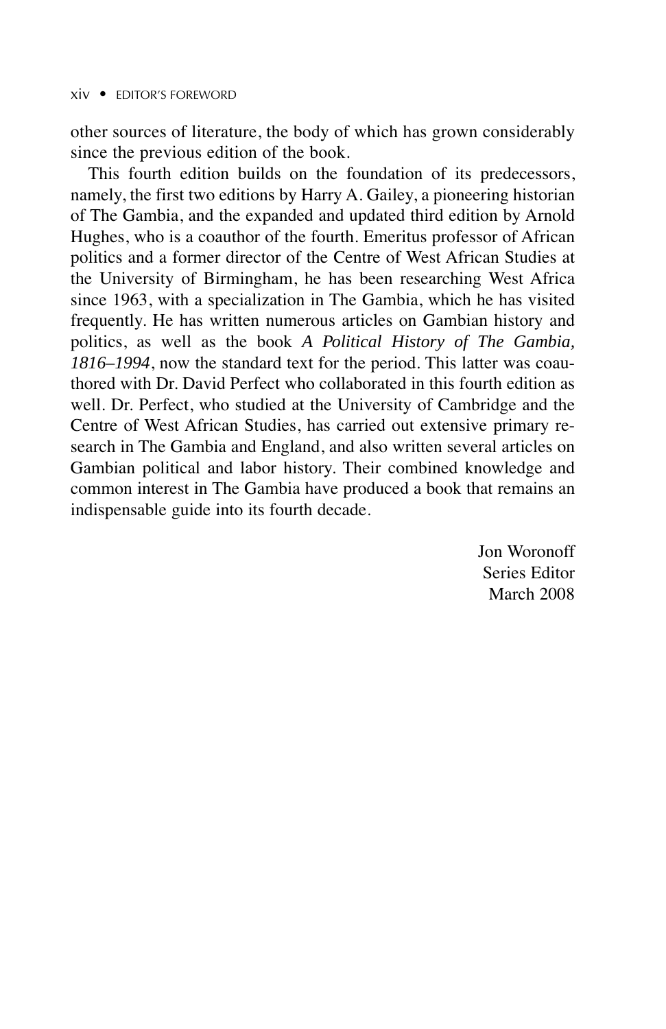other sources of literature, the body of which has grown considerably since the previous edition of the book.

This fourth edition builds on the foundation of its predecessors, namely, the first two editions by Harry A. Gailey, a pioneering historian of The Gambia, and the expanded and updated third edition by Arnold Hughes, who is a coauthor of the fourth. Emeritus professor of African politics and a former director of the Centre of West African Studies at the University of Birmingham, he has been researching West Africa since 1963, with a specialization in The Gambia, which he has visited frequently. He has written numerous articles on Gambian history and politics, as well as the book *A Political History of The Gambia, 1816–1994*, now the standard text for the period. This latter was coauthored with Dr. David Perfect who collaborated in this fourth edition as well. Dr. Perfect, who studied at the University of Cambridge and the Centre of West African Studies, has carried out extensive primary research in The Gambia and England, and also written several articles on Gambian political and labor history. Their combined knowledge and common interest in The Gambia have produced a book that remains an indispensable guide into its fourth decade.

Jon Woronoff
Series Editor
March 2008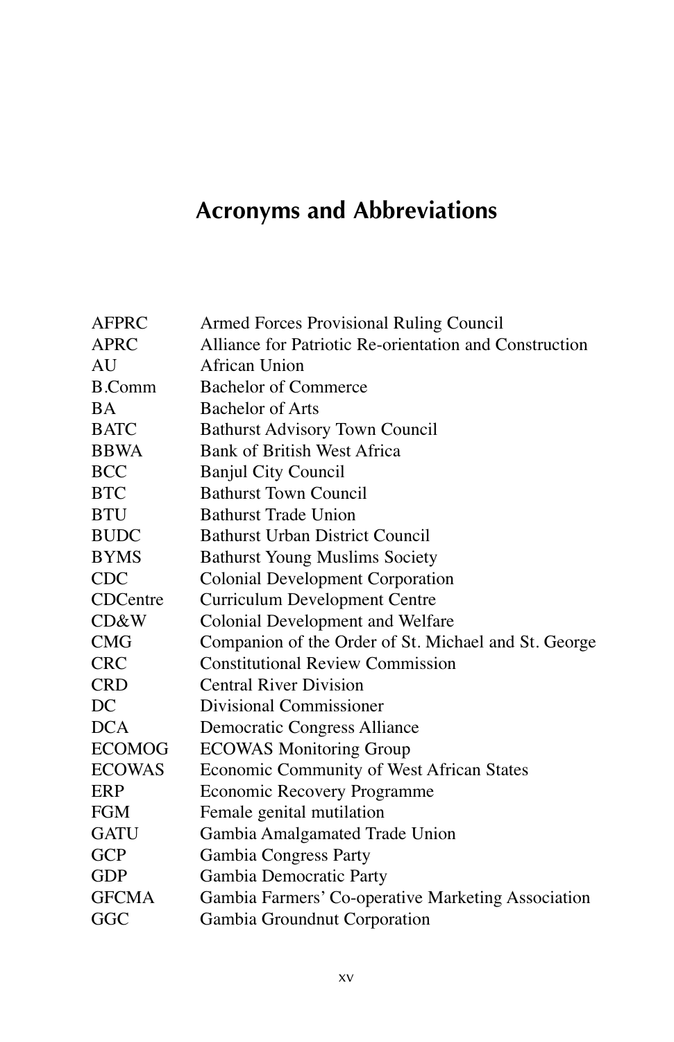# Acronyms and Abbreviations

| | |
|---|---|
| AFPRC | Armed Forces Provisional Ruling Council |
| APRC | Alliance for Patriotic Re-orientation and Construction |
| AU | African Union |
| B.Comm | Bachelor of Commerce |
| BA | Bachelor of Arts |
| BATC | Bathurst Advisory Town Council |
| BBWA | Bank of British West Africa |
| BCC | Banjul City Council |
| BTC | Bathurst Town Council |
| BTU | Bathurst Trade Union |
| BUDC | Bathurst Urban District Council |
| BYMS | Bathurst Young Muslims Society |
| CDC | Colonial Development Corporation |
| CDCentre | Curriculum Development Centre |
| CD&W | Colonial Development and Welfare |
| CMG | Companion of the Order of St. Michael and St. George |
| CRC | Constitutional Review Commission |
| CRD | Central River Division |
| DC | Divisional Commissioner |
| DCA | Democratic Congress Alliance |
| ECOMOG | ECOWAS Monitoring Group |
| ECOWAS | Economic Community of West African States |
| ERP | Economic Recovery Programme |
| FGM | Female genital mutilation |
| GATU | Gambia Amalgamated Trade Union |
| GCP | Gambia Congress Party |
| GDP | Gambia Democratic Party |
| GFCMA | Gambia Farmers' Co-operative Marketing Association |
| GGC | Gambia Groundnut Corporation |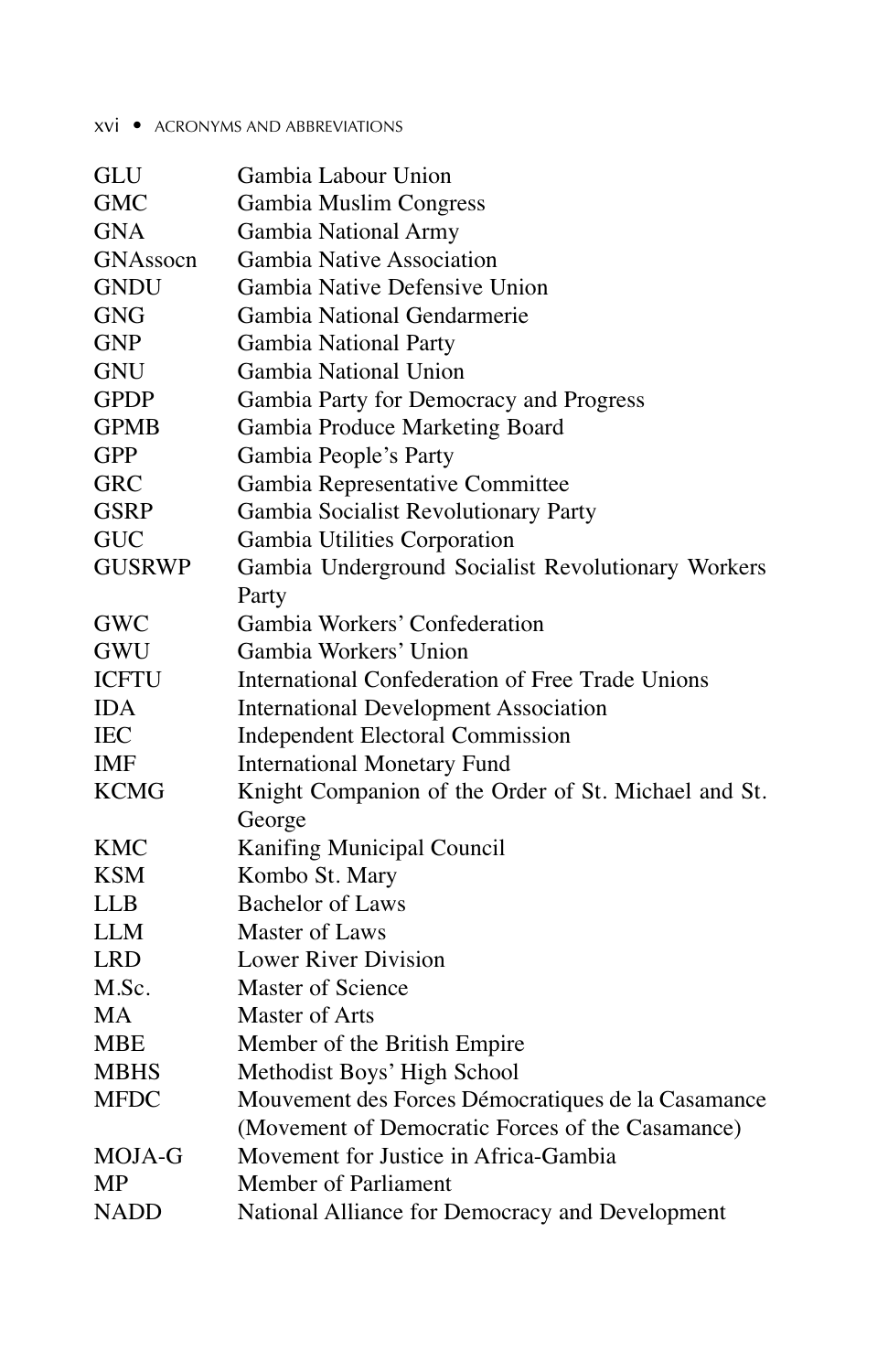| | |
|---|---|
| GLU | Gambia Labour Union |
| GMC | Gambia Muslim Congress |
| GNA | Gambia National Army |
| GNAssocn | Gambia Native Association |
| GNDU | Gambia Native Defensive Union |
| GNG | Gambia National Gendarmerie |
| GNP | Gambia National Party |
| GNU | Gambia National Union |
| GPDP | Gambia Party for Democracy and Progress |
| GPMB | Gambia Produce Marketing Board |
| GPP | Gambia People's Party |
| GRC | Gambia Representative Committee |
| GSRP | Gambia Socialist Revolutionary Party |
| GUC | Gambia Utilities Corporation |
| GUSRWP | Gambia Underground Socialist Revolutionary Workers Party |
| GWC | Gambia Workers' Confederation |
| GWU | Gambia Workers' Union |
| ICFTU | International Confederation of Free Trade Unions |
| IDA | International Development Association |
| IEC | Independent Electoral Commission |
| IMF | International Monetary Fund |
| KCMG | Knight Companion of the Order of St. Michael and St. George |
| KMC | Kanifing Municipal Council |
| KSM | Kombo St. Mary |
| LLB | Bachelor of Laws |
| LLM | Master of Laws |
| LRD | Lower River Division |
| M.Sc. | Master of Science |
| MA | Master of Arts |
| MBE | Member of the British Empire |
| MBHS | Methodist Boys' High School |
| MFDC | Mouvement des Forces Démocratiques de la Casamance (Movement of Democratic Forces of the Casamance) |
| MOJA-G | Movement for Justice in Africa-Gambia |
| MP | Member of Parliament |
| NADD | National Alliance for Democracy and Development |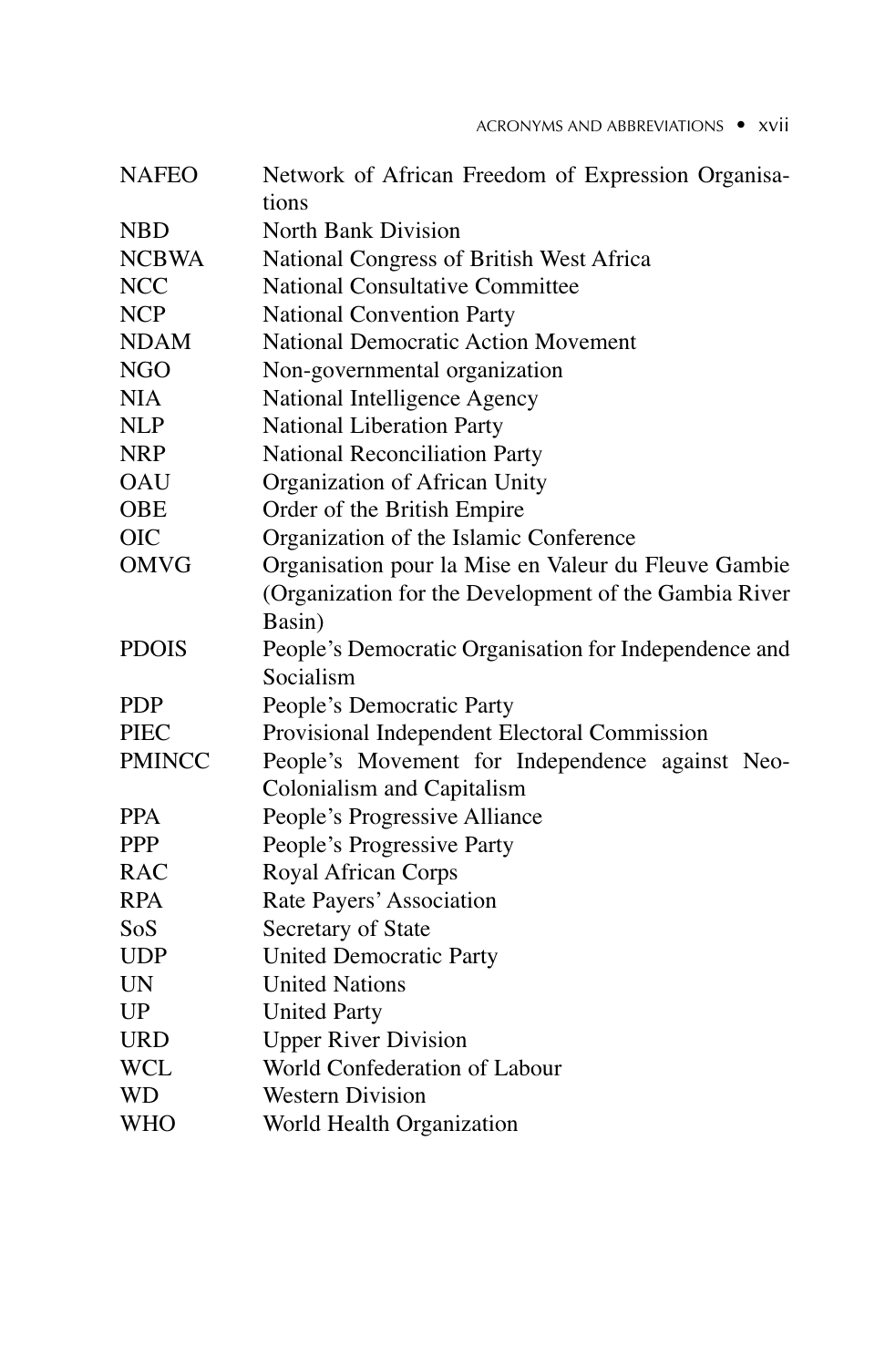| | |
|---|---|
| NAFEO | Network of African Freedom of Expression Organisations |
| NBD | North Bank Division |
| NCBWA | National Congress of British West Africa |
| NCC | National Consultative Committee |
| NCP | National Convention Party |
| NDAM | National Democratic Action Movement |
| NGO | Non-governmental organization |
| NIA | National Intelligence Agency |
| NLP | National Liberation Party |
| NRP | National Reconciliation Party |
| OAU | Organization of African Unity |
| OBE | Order of the British Empire |
| OIC | Organization of the Islamic Conference |
| OMVG | Organisation pour la Mise en Valeur du Fleuve Gambie (Organization for the Development of the Gambia River Basin) |
| PDOIS | People's Democratic Organisation for Independence and Socialism |
| PDP | People's Democratic Party |
| PIEC | Provisional Independent Electoral Commission |
| PMINCC | People's Movement for Independence against Neo-Colonialism and Capitalism |
| PPA | People's Progressive Alliance |
| PPP | People's Progressive Party |
| RAC | Royal African Corps |
| RPA | Rate Payers' Association |
| SoS | Secretary of State |
| UDP | United Democratic Party |
| UN | United Nations |
| UP | United Party |
| URD | Upper River Division |
| WCL | World Confederation of Labour |
| WD | Western Division |
| WHO | World Health Organization |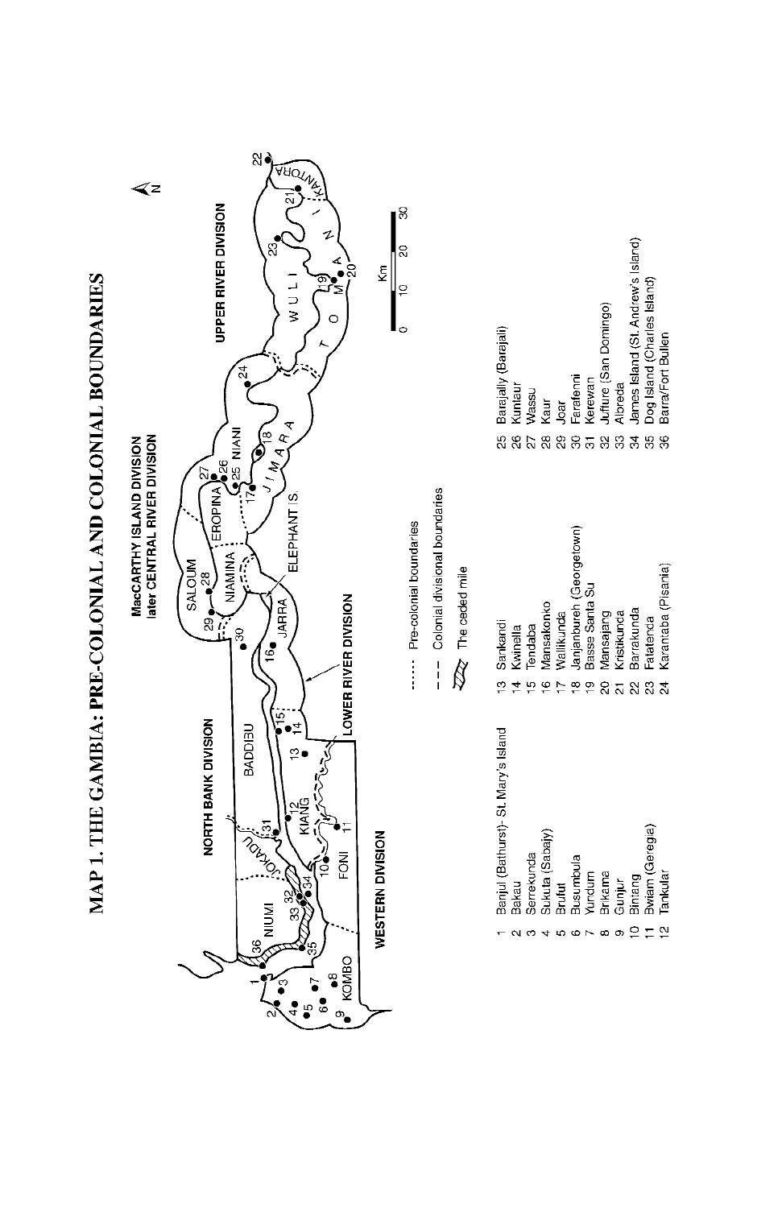# MAP 1. THE GAMBIA: PRE-COLONIAL AND COLONIAL BOUNDARIES

NORTH BANK DIVISION

MacCARTHY ISLAND DIVISION
later CENTRAL RIVER DIVISION

UPPER RIVER DIVISION

WESTERN DIVISION

LOWER RIVER DIVISION

NIUMI, JOKADU, BADDIBU, SALOUM, NIAMINA, EROPINA, NIANI, KOMBO, FONI, KIANG, JARRA, ELEPHANT IS., JIMARA, WULI, TOMANI, KANTORA

N

Km 0 10 20 30

······ Pre-colonial boundaries

– – – Colonial divisional boundaries

The ceded mile

1. Banjul (Bathurst)- St. Mary's Island
2. Bakau
3. Serrekunda
4. Sukuta (Sabajy)
5. Brufut
6. Busumbula
7. Yundum
8. Brikama
9. Gunjur
10. Bintang
11. Bwiam (Geregie)
12. Tankular
13. Sankandi
14. Kwinella
15. Tendaba
16. Mansakonko
17. Wallikunda
18. Janjanbureh (Georgetown)
19. Basse Santa Su
20. Mansajang
21. Kristikunda
22. Barrakunda
23. Fatatenda
24. Karantaba (Pisania)
25. Barajally (Barajali)
26. Kuntaur
27. Wassu
28. Kaur
29. Joar
30. Farafenni
31. Kerewan
32. Juffure (San Domingo)
33. Albreda
34. James Island (St. Andrew's Island)
35. Dog Island (Charles Island)
36. Barra/Fort Bullen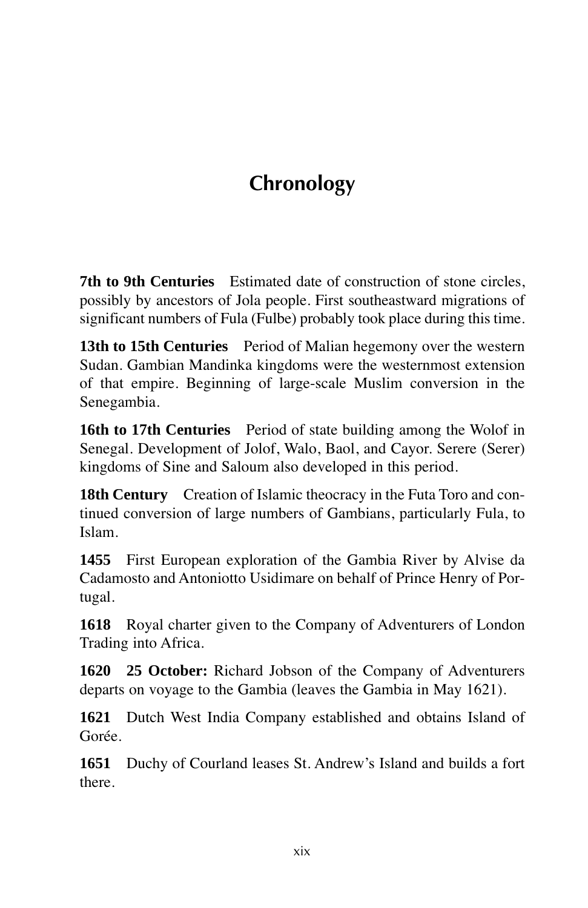# Chronology

**7th to 9th Centuries** Estimated date of construction of stone circles, possibly by ancestors of Jola people. First southeastward migrations of significant numbers of Fula (Fulbe) probably took place during this time.

**13th to 15th Centuries** Period of Malian hegemony over the western Sudan. Gambian Mandinka kingdoms were the westernmost extension of that empire. Beginning of large-scale Muslim conversion in the Senegambia.

**16th to 17th Centuries** Period of state building among the Wolof in Senegal. Development of Jolof, Walo, Baol, and Cayor. Serere (Serer) kingdoms of Sine and Saloum also developed in this period.

**18th Century** Creation of Islamic theocracy in the Futa Toro and continued conversion of large numbers of Gambians, particularly Fula, to Islam.

**1455** First European exploration of the Gambia River by Alvise da Cadamosto and Antoniotto Usidimare on behalf of Prince Henry of Portugal.

**1618** Royal charter given to the Company of Adventurers of London Trading into Africa.

**1620** **25 October:** Richard Jobson of the Company of Adventurers departs on voyage to the Gambia (leaves the Gambia in May 1621).

**1621** Dutch West India Company established and obtains Island of Gorée.

**1651** Duchy of Courland leases St. Andrew's Island and builds a fort there.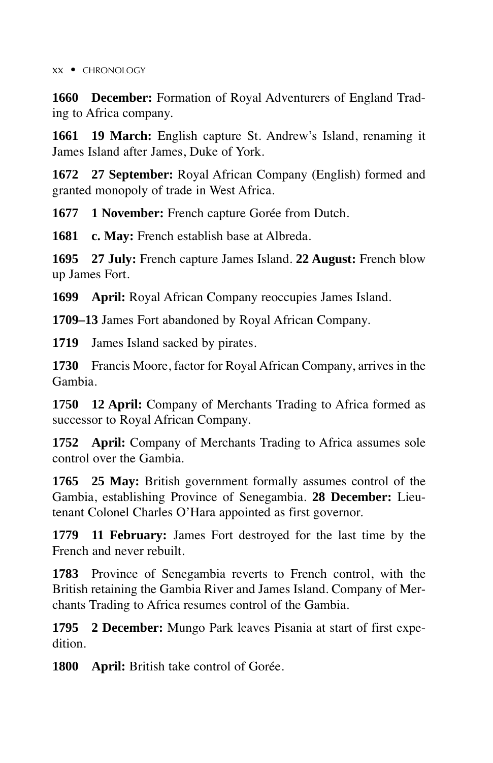**1660** **December:** Formation of Royal Adventurers of England Trading to Africa company.

**1661** **19 March:** English capture St. Andrew's Island, renaming it James Island after James, Duke of York.

**1672** **27 September:** Royal African Company (English) formed and granted monopoly of trade in West Africa.

**1677** **1 November:** French capture Gorée from Dutch.

**1681** **c. May:** French establish base at Albreda.

**1695** **27 July:** French capture James Island. **22 August:** French blow up James Fort.

**1699** **April:** Royal African Company reoccupies James Island.

**1709–13** James Fort abandoned by Royal African Company.

**1719** James Island sacked by pirates.

**1730** Francis Moore, factor for Royal African Company, arrives in the Gambia.

**1750** **12 April:** Company of Merchants Trading to Africa formed as successor to Royal African Company.

**1752** **April:** Company of Merchants Trading to Africa assumes sole control over the Gambia.

**1765** **25 May:** British government formally assumes control of the Gambia, establishing Province of Senegambia. **28 December:** Lieutenant Colonel Charles O'Hara appointed as first governor.

**1779** **11 February:** James Fort destroyed for the last time by the French and never rebuilt.

**1783** Province of Senegambia reverts to French control, with the British retaining the Gambia River and James Island. Company of Merchants Trading to Africa resumes control of the Gambia.

**1795** **2 December:** Mungo Park leaves Pisania at start of first expedition.

**1800** **April:** British take control of Gorée.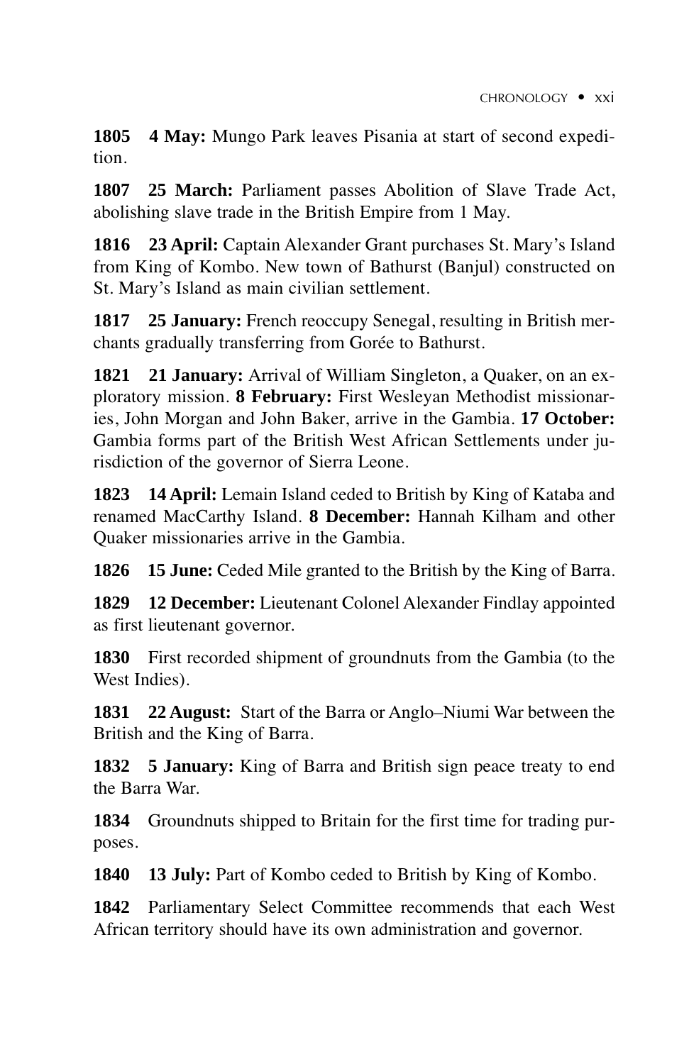**1805 4 May:** Mungo Park leaves Pisania at start of second expedition.

**1807 25 March:** Parliament passes Abolition of Slave Trade Act, abolishing slave trade in the British Empire from 1 May.

**1816 23 April:** Captain Alexander Grant purchases St. Mary's Island from King of Kombo. New town of Bathurst (Banjul) constructed on St. Mary's Island as main civilian settlement.

**1817 25 January:** French reoccupy Senegal, resulting in British merchants gradually transferring from Gorée to Bathurst.

**1821 21 January:** Arrival of William Singleton, a Quaker, on an exploratory mission. **8 February:** First Wesleyan Methodist missionaries, John Morgan and John Baker, arrive in the Gambia. **17 October:** Gambia forms part of the British West African Settlements under jurisdiction of the governor of Sierra Leone.

**1823 14 April:** Lemain Island ceded to British by King of Kataba and renamed MacCarthy Island. **8 December:** Hannah Kilham and other Quaker missionaries arrive in the Gambia.

**1826 15 June:** Ceded Mile granted to the British by the King of Barra.

**1829 12 December:** Lieutenant Colonel Alexander Findlay appointed as first lieutenant governor.

**1830** First recorded shipment of groundnuts from the Gambia (to the West Indies).

**1831 22 August:** Start of the Barra or Anglo–Niumi War between the British and the King of Barra.

**1832 5 January:** King of Barra and British sign peace treaty to end the Barra War.

**1834** Groundnuts shipped to Britain for the first time for trading purposes.

**1840 13 July:** Part of Kombo ceded to British by King of Kombo.

**1842** Parliamentary Select Committee recommends that each West African territory should have its own administration and governor.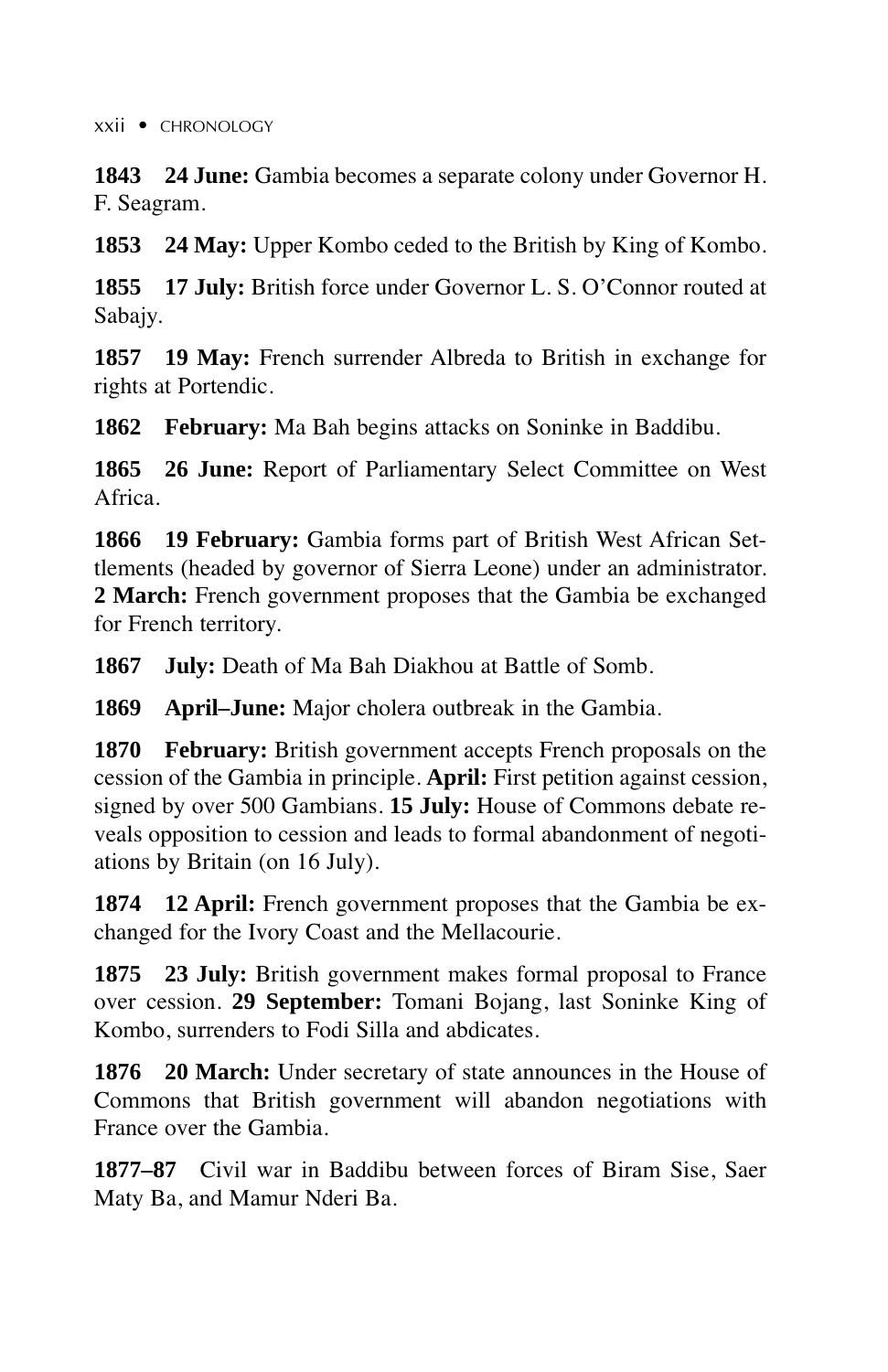**1843 24 June:** Gambia becomes a separate colony under Governor H. F. Seagram.

**1853 24 May:** Upper Kombo ceded to the British by King of Kombo.

**1855 17 July:** British force under Governor L. S. O'Connor routed at Sabajy.

**1857 19 May:** French surrender Albreda to British in exchange for rights at Portendic.

**1862 February:** Ma Bah begins attacks on Soninke in Baddibu.

**1865 26 June:** Report of Parliamentary Select Committee on West Africa.

**1866 19 February:** Gambia forms part of British West African Settlements (headed by governor of Sierra Leone) under an administrator. **2 March:** French government proposes that the Gambia be exchanged for French territory.

**1867 July:** Death of Ma Bah Diakhou at Battle of Somb.

**1869 April–June:** Major cholera outbreak in the Gambia.

**1870 February:** British government accepts French proposals on the cession of the Gambia in principle. **April:** First petition against cession, signed by over 500 Gambians. **15 July:** House of Commons debate reveals opposition to cession and leads to formal abandonment of negotiations by Britain (on 16 July).

**1874 12 April:** French government proposes that the Gambia be exchanged for the Ivory Coast and the Mellacourie.

**1875 23 July:** British government makes formal proposal to France over cession. **29 September:** Tomani Bojang, last Soninke King of Kombo, surrenders to Fodi Silla and abdicates.

**1876 20 March:** Under secretary of state announces in the House of Commons that British government will abandon negotiations with France over the Gambia.

**1877–87** Civil war in Baddibu between forces of Biram Sise, Saer Maty Ba, and Mamur Nderi Ba.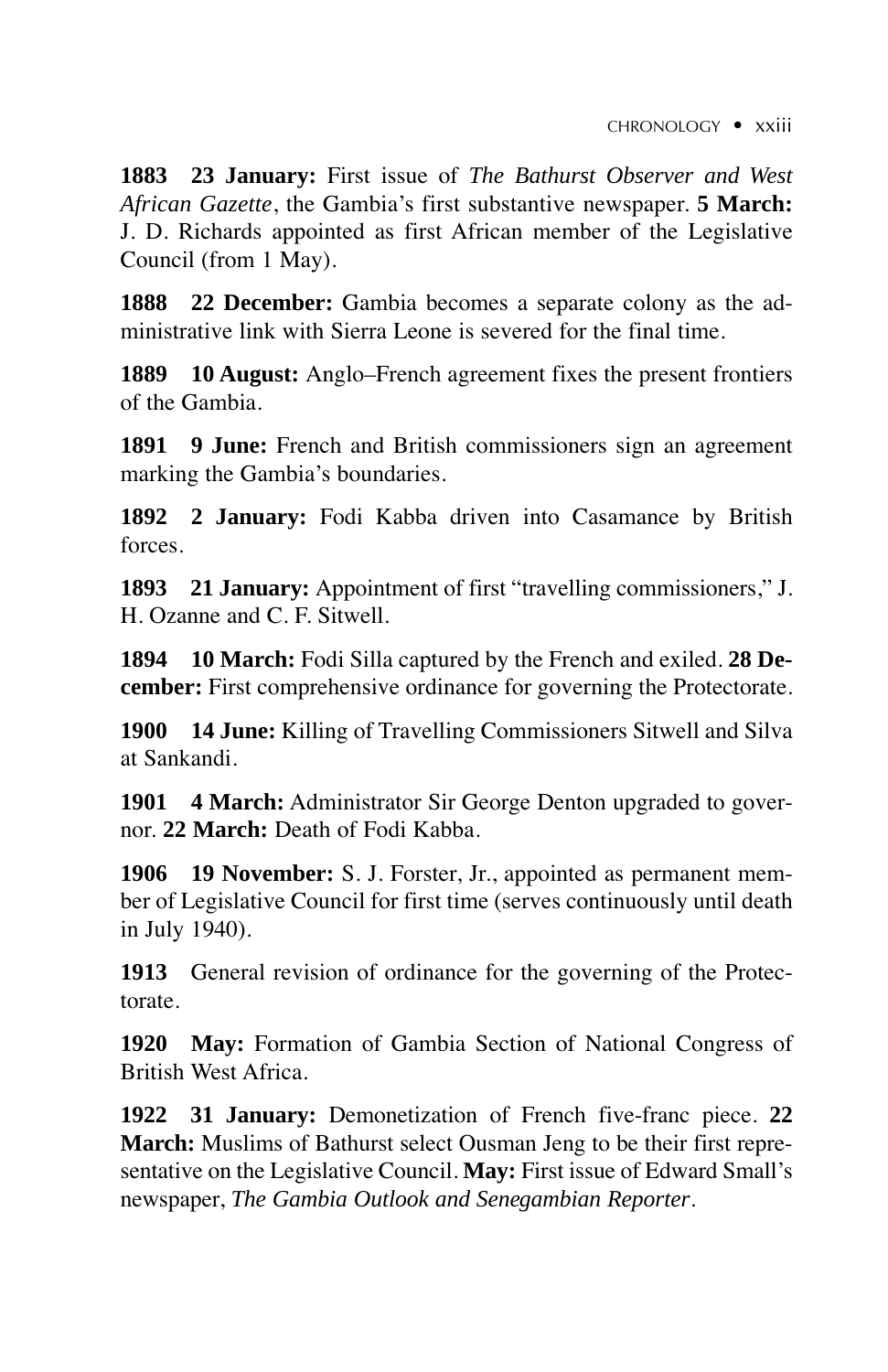**1883 23 January:** First issue of *The Bathurst Observer and West African Gazette*, the Gambia's first substantive newspaper. **5 March:** J. D. Richards appointed as first African member of the Legislative Council (from 1 May).

**1888 22 December:** Gambia becomes a separate colony as the administrative link with Sierra Leone is severed for the final time.

**1889 10 August:** Anglo–French agreement fixes the present frontiers of the Gambia.

**1891 9 June:** French and British commissioners sign an agreement marking the Gambia's boundaries.

**1892 2 January:** Fodi Kabba driven into Casamance by British forces.

**1893 21 January:** Appointment of first "travelling commissioners," J. H. Ozanne and C. F. Sitwell.

**1894 10 March:** Fodi Silla captured by the French and exiled. **28 December:** First comprehensive ordinance for governing the Protectorate.

**1900 14 June:** Killing of Travelling Commissioners Sitwell and Silva at Sankandi.

**1901 4 March:** Administrator Sir George Denton upgraded to governor. **22 March:** Death of Fodi Kabba.

**1906 19 November:** S. J. Forster, Jr., appointed as permanent member of Legislative Council for first time (serves continuously until death in July 1940).

**1913** General revision of ordinance for the governing of the Protectorate.

**1920 May:** Formation of Gambia Section of National Congress of British West Africa.

**1922 31 January:** Demonetization of French five-franc piece. **22 March:** Muslims of Bathurst select Ousman Jeng to be their first representative on the Legislative Council. **May:** First issue of Edward Small's newspaper, *The Gambia Outlook and Senegambian Reporter*.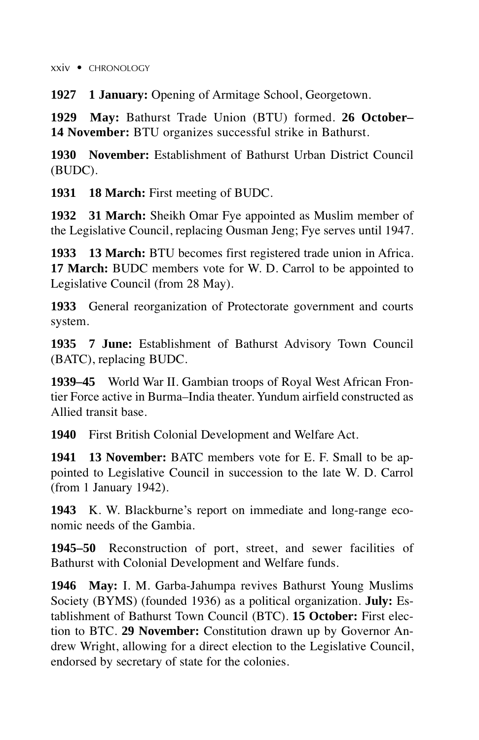**1927 1 January:** Opening of Armitage School, Georgetown.

**1929 May:** Bathurst Trade Union (BTU) formed. **26 October–14 November:** BTU organizes successful strike in Bathurst.

**1930 November:** Establishment of Bathurst Urban District Council (BUDC).

**1931 18 March:** First meeting of BUDC.

**1932 31 March:** Sheikh Omar Fye appointed as Muslim member of the Legislative Council, replacing Ousman Jeng; Fye serves until 1947.

**1933 13 March:** BTU becomes first registered trade union in Africa. **17 March:** BUDC members vote for W. D. Carrol to be appointed to Legislative Council (from 28 May).

**1933** General reorganization of Protectorate government and courts system.

**1935 7 June:** Establishment of Bathurst Advisory Town Council (BATC), replacing BUDC.

**1939–45** World War II. Gambian troops of Royal West African Frontier Force active in Burma–India theater. Yundum airfield constructed as Allied transit base.

**1940** First British Colonial Development and Welfare Act.

**1941 13 November:** BATC members vote for E. F. Small to be appointed to Legislative Council in succession to the late W. D. Carrol (from 1 January 1942).

**1943** K. W. Blackburne's report on immediate and long-range economic needs of the Gambia.

**1945–50** Reconstruction of port, street, and sewer facilities of Bathurst with Colonial Development and Welfare funds.

**1946 May:** I. M. Garba-Jahumpa revives Bathurst Young Muslims Society (BYMS) (founded 1936) as a political organization. **July:** Establishment of Bathurst Town Council (BTC). **15 October:** First election to BTC. **29 November:** Constitution drawn up by Governor Andrew Wright, allowing for a direct election to the Legislative Council, endorsed by secretary of state for the colonies.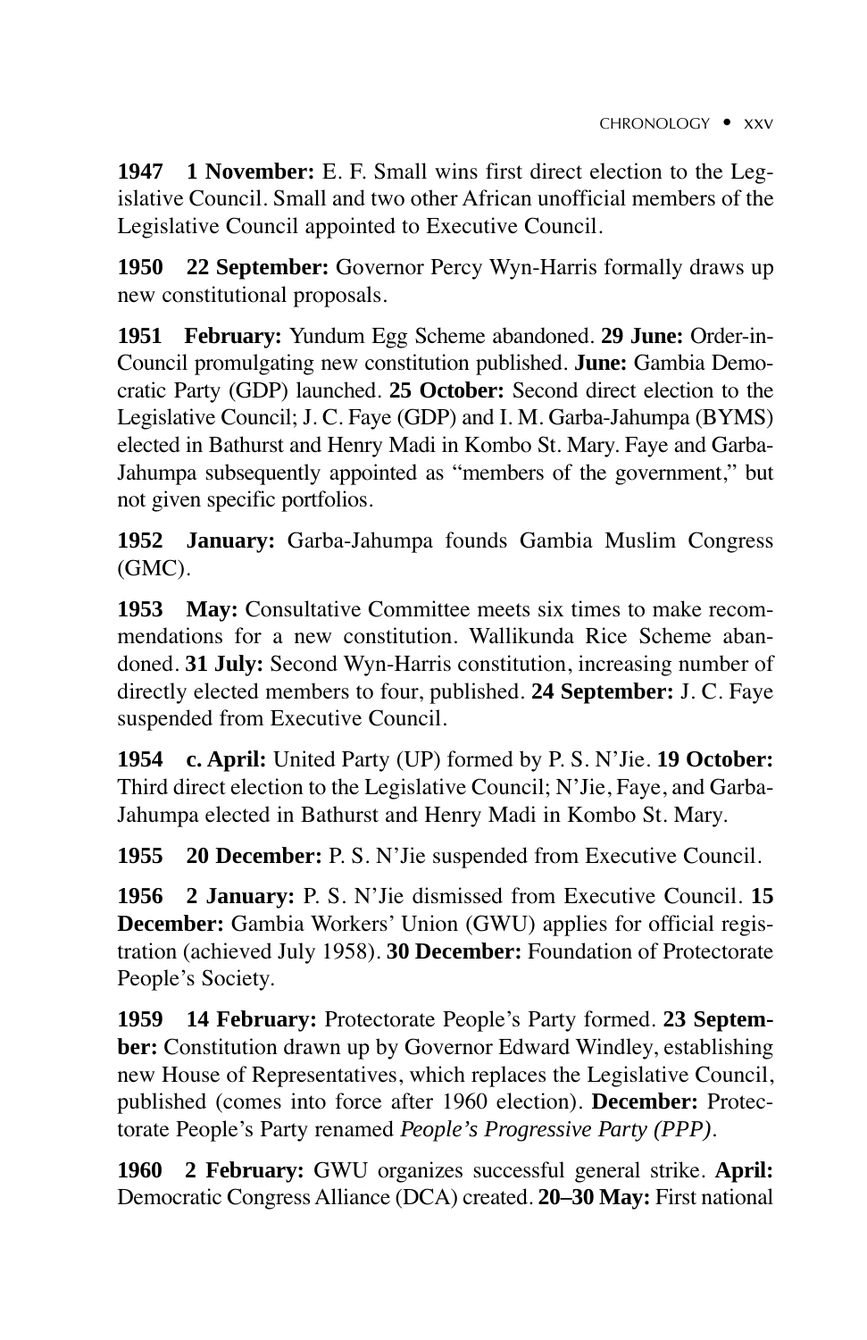**1947** **1 November:** E. F. Small wins first direct election to the Legislative Council. Small and two other African unofficial members of the Legislative Council appointed to Executive Council.

**1950** **22 September:** Governor Percy Wyn-Harris formally draws up new constitutional proposals.

**1951** **February:** Yundum Egg Scheme abandoned. **29 June:** Order-in-Council promulgating new constitution published. **June:** Gambia Democratic Party (GDP) launched. **25 October:** Second direct election to the Legislative Council; J. C. Faye (GDP) and I. M. Garba-Jahumpa (BYMS) elected in Bathurst and Henry Madi in Kombo St. Mary. Faye and Garba-Jahumpa subsequently appointed as "members of the government," but not given specific portfolios.

**1952** **January:** Garba-Jahumpa founds Gambia Muslim Congress (GMC).

**1953** **May:** Consultative Committee meets six times to make recommendations for a new constitution. Wallikunda Rice Scheme abandoned. **31 July:** Second Wyn-Harris constitution, increasing number of directly elected members to four, published. **24 September:** J. C. Faye suspended from Executive Council.

**1954** **c. April:** United Party (UP) formed by P. S. N'Jie. **19 October:** Third direct election to the Legislative Council; N'Jie, Faye, and Garba-Jahumpa elected in Bathurst and Henry Madi in Kombo St. Mary.

**1955** **20 December:** P. S. N'Jie suspended from Executive Council.

**1956** **2 January:** P. S. N'Jie dismissed from Executive Council. **15 December:** Gambia Workers' Union (GWU) applies for official registration (achieved July 1958). **30 December:** Foundation of Protectorate People's Society.

**1959** **14 February:** Protectorate People's Party formed. **23 September:** Constitution drawn up by Governor Edward Windley, establishing new House of Representatives, which replaces the Legislative Council, published (comes into force after 1960 election). **December:** Protectorate People's Party renamed *People's Progressive Party (PPP)*.

**1960** **2 February:** GWU organizes successful general strike. **April:** Democratic Congress Alliance (DCA) created. **20–30 May:** First national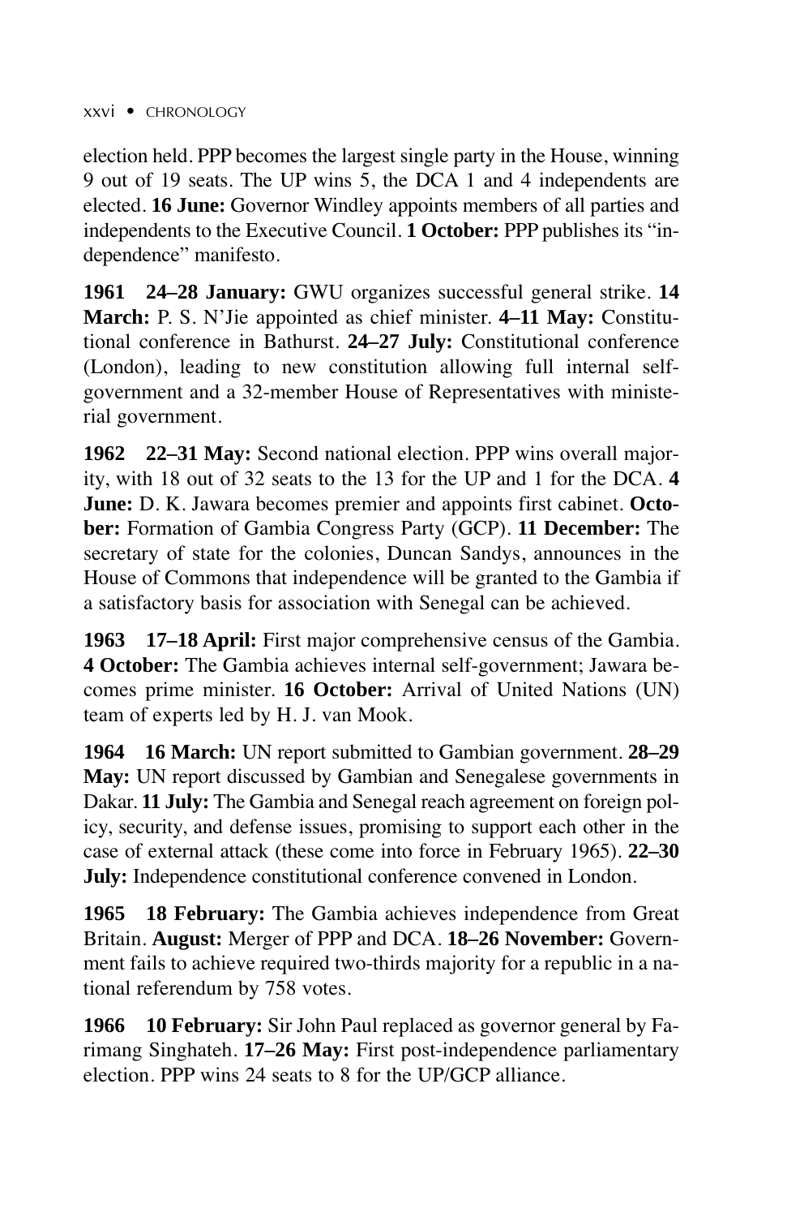election held. PPP becomes the largest single party in the House, winning 9 out of 19 seats. The UP wins 5, the DCA 1 and 4 independents are elected. **16 June:** Governor Windley appoints members of all parties and independents to the Executive Council. **1 October:** PPP publishes its "independence" manifesto.

**1961** **24–28 January:** GWU organizes successful general strike. **14 March:** P. S. N'Jie appointed as chief minister. **4–11 May:** Constitutional conference in Bathurst. **24–27 July:** Constitutional conference (London), leading to new constitution allowing full internal self-government and a 32-member House of Representatives with ministerial government.

**1962** **22–31 May:** Second national election. PPP wins overall majority, with 18 out of 32 seats to the 13 for the UP and 1 for the DCA. **4 June:** D. K. Jawara becomes premier and appoints first cabinet. **October:** Formation of Gambia Congress Party (GCP). **11 December:** The secretary of state for the colonies, Duncan Sandys, announces in the House of Commons that independence will be granted to the Gambia if a satisfactory basis for association with Senegal can be achieved.

**1963** **17–18 April:** First major comprehensive census of the Gambia. **4 October:** The Gambia achieves internal self-government; Jawara becomes prime minister. **16 October:** Arrival of United Nations (UN) team of experts led by H. J. van Mook.

**1964** **16 March:** UN report submitted to Gambian government. **28–29 May:** UN report discussed by Gambian and Senegalese governments in Dakar. **11 July:** The Gambia and Senegal reach agreement on foreign policy, security, and defense issues, promising to support each other in the case of external attack (these come into force in February 1965). **22–30 July:** Independence constitutional conference convened in London.

**1965** **18 February:** The Gambia achieves independence from Great Britain. **August:** Merger of PPP and DCA. **18–26 November:** Government fails to achieve required two-thirds majority for a republic in a national referendum by 758 votes.

**1966** **10 February:** Sir John Paul replaced as governor general by Farimang Singhateh. **17–26 May:** First post-independence parliamentary election. PPP wins 24 seats to 8 for the UP/GCP alliance.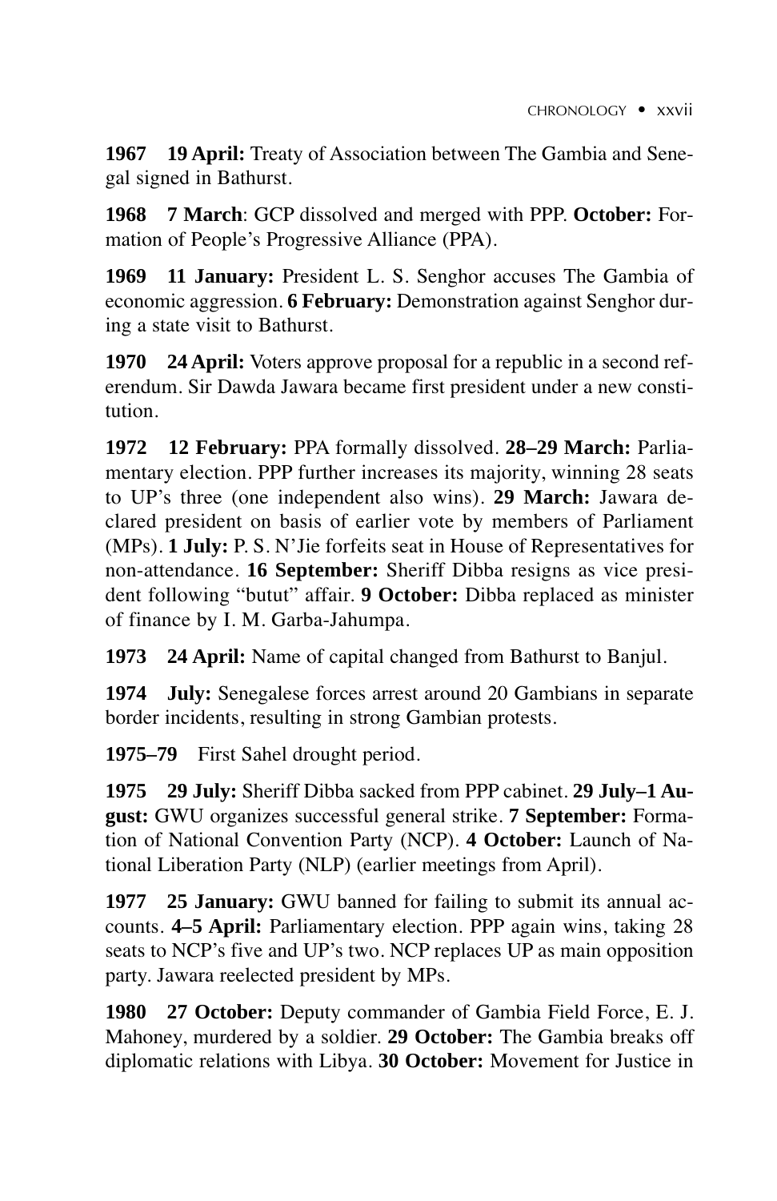**1967 19 April:** Treaty of Association between The Gambia and Senegal signed in Bathurst.

**1968 7 March**: GCP dissolved and merged with PPP. **October:** Formation of People's Progressive Alliance (PPA).

**1969 11 January:** President L. S. Senghor accuses The Gambia of economic aggression. **6 February:** Demonstration against Senghor during a state visit to Bathurst.

**1970 24 April:** Voters approve proposal for a republic in a second referendum. Sir Dawda Jawara became first president under a new constitution.

**1972 12 February:** PPA formally dissolved. **28–29 March:** Parliamentary election. PPP further increases its majority, winning 28 seats to UP's three (one independent also wins). **29 March:** Jawara declared president on basis of earlier vote by members of Parliament (MPs). **1 July:** P. S. N'Jie forfeits seat in House of Representatives for non-attendance. **16 September:** Sheriff Dibba resigns as vice president following "butut" affair. **9 October:** Dibba replaced as minister of finance by I. M. Garba-Jahumpa.

**1973 24 April:** Name of capital changed from Bathurst to Banjul.

**1974 July:** Senegalese forces arrest around 20 Gambians in separate border incidents, resulting in strong Gambian protests.

**1975–79** First Sahel drought period.

**1975 29 July:** Sheriff Dibba sacked from PPP cabinet. **29 July–1 August:** GWU organizes successful general strike. **7 September:** Formation of National Convention Party (NCP). **4 October:** Launch of National Liberation Party (NLP) (earlier meetings from April).

**1977 25 January:** GWU banned for failing to submit its annual accounts. **4–5 April:** Parliamentary election. PPP again wins, taking 28 seats to NCP's five and UP's two. NCP replaces UP as main opposition party. Jawara reelected president by MPs.

**1980 27 October:** Deputy commander of Gambia Field Force, E. J. Mahoney, murdered by a soldier. **29 October:** The Gambia breaks off diplomatic relations with Libya. **30 October:** Movement for Justice in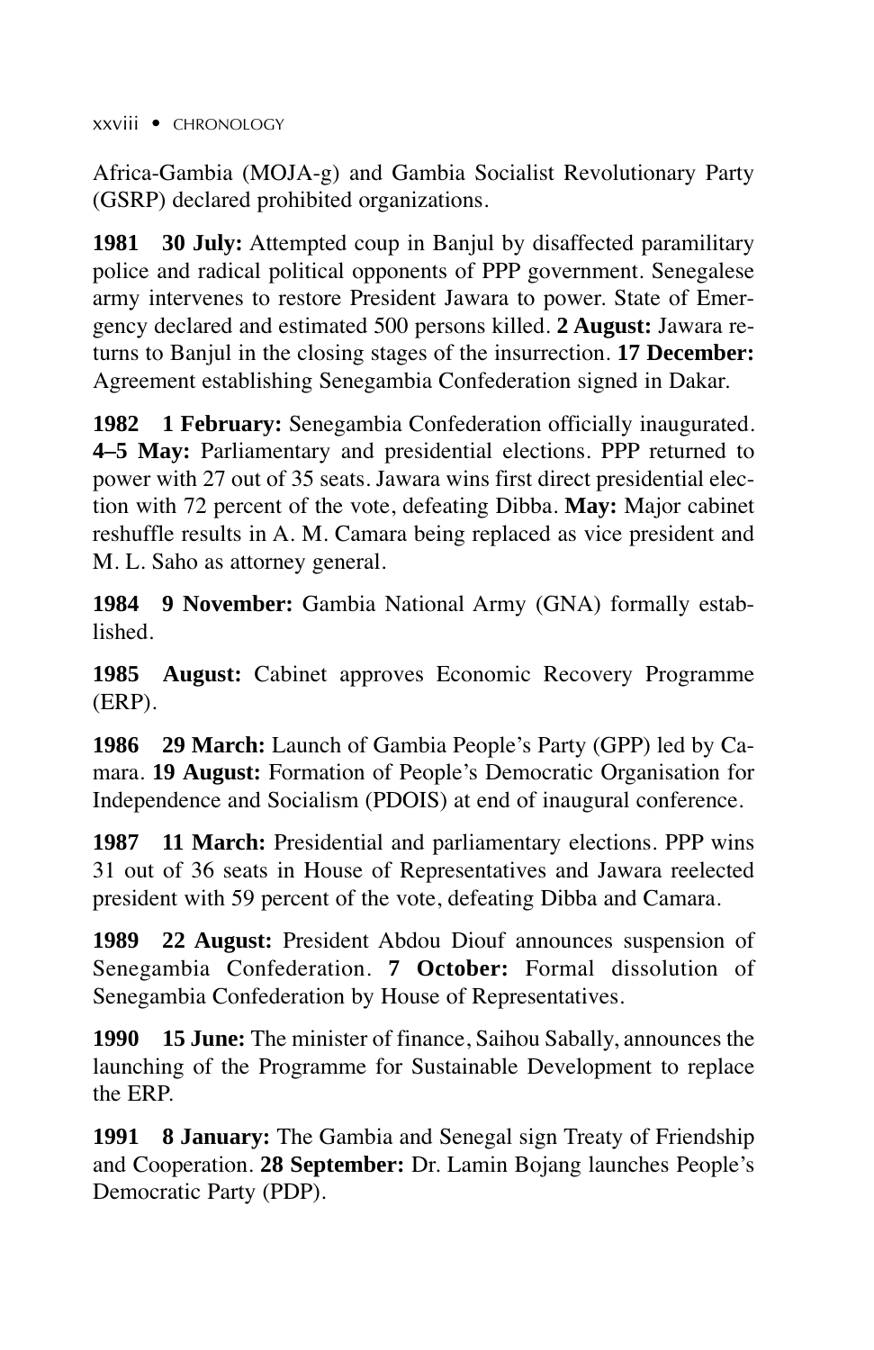Africa-Gambia (MOJA-g) and Gambia Socialist Revolutionary Party (GSRP) declared prohibited organizations.

**1981 30 July:** Attempted coup in Banjul by disaffected paramilitary police and radical political opponents of PPP government. Senegalese army intervenes to restore President Jawara to power. State of Emergency declared and estimated 500 persons killed. **2 August:** Jawara returns to Banjul in the closing stages of the insurrection. **17 December:** Agreement establishing Senegambia Confederation signed in Dakar.

**1982 1 February:** Senegambia Confederation officially inaugurated. **4–5 May:** Parliamentary and presidential elections. PPP returned to power with 27 out of 35 seats. Jawara wins first direct presidential election with 72 percent of the vote, defeating Dibba. **May:** Major cabinet reshuffle results in A. M. Camara being replaced as vice president and M. L. Saho as attorney general.

**1984 9 November:** Gambia National Army (GNA) formally established.

**1985 August:** Cabinet approves Economic Recovery Programme (ERP).

**1986 29 March:** Launch of Gambia People's Party (GPP) led by Camara. **19 August:** Formation of People's Democratic Organisation for Independence and Socialism (PDOIS) at end of inaugural conference.

**1987 11 March:** Presidential and parliamentary elections. PPP wins 31 out of 36 seats in House of Representatives and Jawara reelected president with 59 percent of the vote, defeating Dibba and Camara.

**1989 22 August:** President Abdou Diouf announces suspension of Senegambia Confederation. **7 October:** Formal dissolution of Senegambia Confederation by House of Representatives.

**1990 15 June:** The minister of finance, Saihou Sabally, announces the launching of the Programme for Sustainable Development to replace the ERP.

**1991 8 January:** The Gambia and Senegal sign Treaty of Friendship and Cooperation. **28 September:** Dr. Lamin Bojang launches People's Democratic Party (PDP).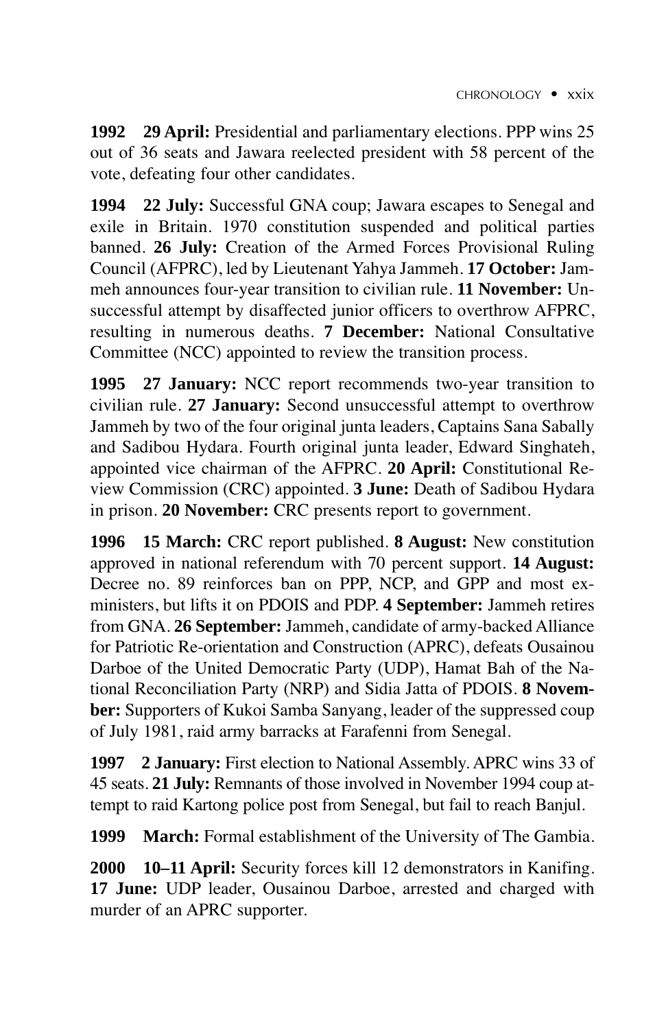**1992** **29 April:** Presidential and parliamentary elections. PPP wins 25 out of 36 seats and Jawara reelected president with 58 percent of the vote, defeating four other candidates.

**1994** **22 July:** Successful GNA coup; Jawara escapes to Senegal and exile in Britain. 1970 constitution suspended and political parties banned. **26 July:** Creation of the Armed Forces Provisional Ruling Council (AFPRC), led by Lieutenant Yahya Jammeh. **17 October:** Jammeh announces four-year transition to civilian rule. **11 November:** Unsuccessful attempt by disaffected junior officers to overthrow AFPRC, resulting in numerous deaths. **7 December:** National Consultative Committee (NCC) appointed to review the transition process.

**1995** **27 January:** NCC report recommends two-year transition to civilian rule. **27 January:** Second unsuccessful attempt to overthrow Jammeh by two of the four original junta leaders, Captains Sana Sabally and Sadibou Hydara. Fourth original junta leader, Edward Singhateh, appointed vice chairman of the AFPRC. **20 April:** Constitutional Review Commission (CRC) appointed. **3 June:** Death of Sadibou Hydara in prison. **20 November:** CRC presents report to government.

**1996** **15 March:** CRC report published. **8 August:** New constitution approved in national referendum with 70 percent support. **14 August:** Decree no. 89 reinforces ban on PPP, NCP, and GPP and most ex-ministers, but lifts it on PDOIS and PDP. **4 September:** Jammeh retires from GNA. **26 September:** Jammeh, candidate of army-backed Alliance for Patriotic Re-orientation and Construction (APRC), defeats Ousainou Darboe of the United Democratic Party (UDP), Hamat Bah of the National Reconciliation Party (NRP) and Sidia Jatta of PDOIS. **8 November:** Supporters of Kukoi Samba Sanyang, leader of the suppressed coup of July 1981, raid army barracks at Farafenni from Senegal.

**1997** **2 January:** First election to National Assembly. APRC wins 33 of 45 seats. **21 July:** Remnants of those involved in November 1994 coup attempt to raid Kartong police post from Senegal, but fail to reach Banjul.

**1999** **March:** Formal establishment of the University of The Gambia.

**2000** **10–11 April:** Security forces kill 12 demonstrators in Kanifing. **17 June:** UDP leader, Ousainou Darboe, arrested and charged with murder of an APRC supporter.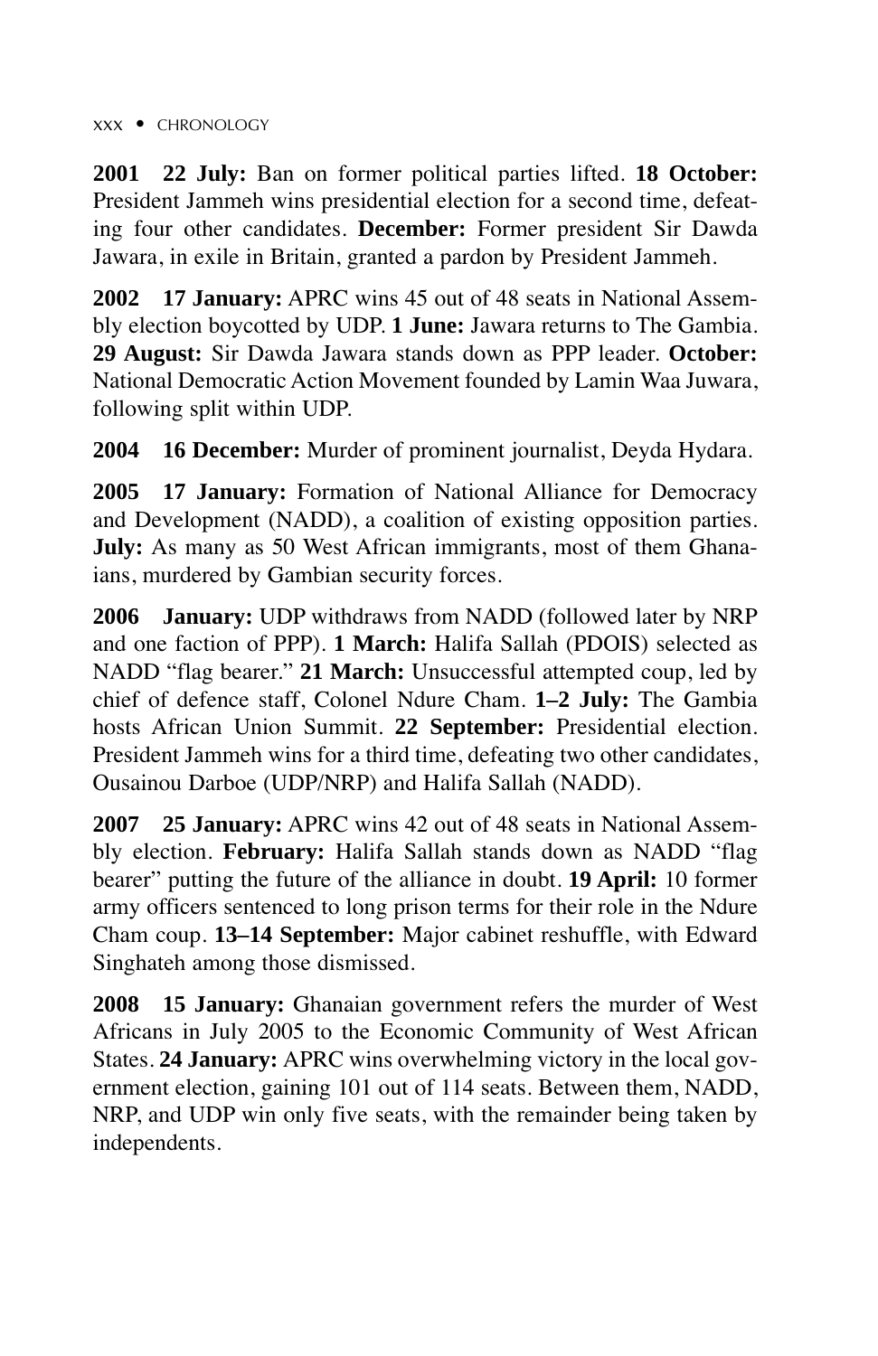**2001 22 July:** Ban on former political parties lifted. **18 October:** President Jammeh wins presidential election for a second time, defeating four other candidates. **December:** Former president Sir Dawda Jawara, in exile in Britain, granted a pardon by President Jammeh.

**2002 17 January:** APRC wins 45 out of 48 seats in National Assembly election boycotted by UDP. **1 June:** Jawara returns to The Gambia. **29 August:** Sir Dawda Jawara stands down as PPP leader. **October:** National Democratic Action Movement founded by Lamin Waa Juwara, following split within UDP.

**2004 16 December:** Murder of prominent journalist, Deyda Hydara.

**2005 17 January:** Formation of National Alliance for Democracy and Development (NADD), a coalition of existing opposition parties. **July:** As many as 50 West African immigrants, most of them Ghanaians, murdered by Gambian security forces.

**2006 January:** UDP withdraws from NADD (followed later by NRP and one faction of PPP). **1 March:** Halifa Sallah (PDOIS) selected as NADD "flag bearer." **21 March:** Unsuccessful attempted coup, led by chief of defence staff, Colonel Ndure Cham. **1–2 July:** The Gambia hosts African Union Summit. **22 September:** Presidential election. President Jammeh wins for a third time, defeating two other candidates, Ousainou Darboe (UDP/NRP) and Halifa Sallah (NADD).

**2007 25 January:** APRC wins 42 out of 48 seats in National Assembly election. **February:** Halifa Sallah stands down as NADD "flag bearer" putting the future of the alliance in doubt. **19 April:** 10 former army officers sentenced to long prison terms for their role in the Ndure Cham coup. **13–14 September:** Major cabinet reshuffle, with Edward Singhateh among those dismissed.

**2008 15 January:** Ghanaian government refers the murder of West Africans in July 2005 to the Economic Community of West African States. **24 January:** APRC wins overwhelming victory in the local government election, gaining 101 out of 114 seats. Between them, NADD, NRP, and UDP win only five seats, with the remainder being taken by independents.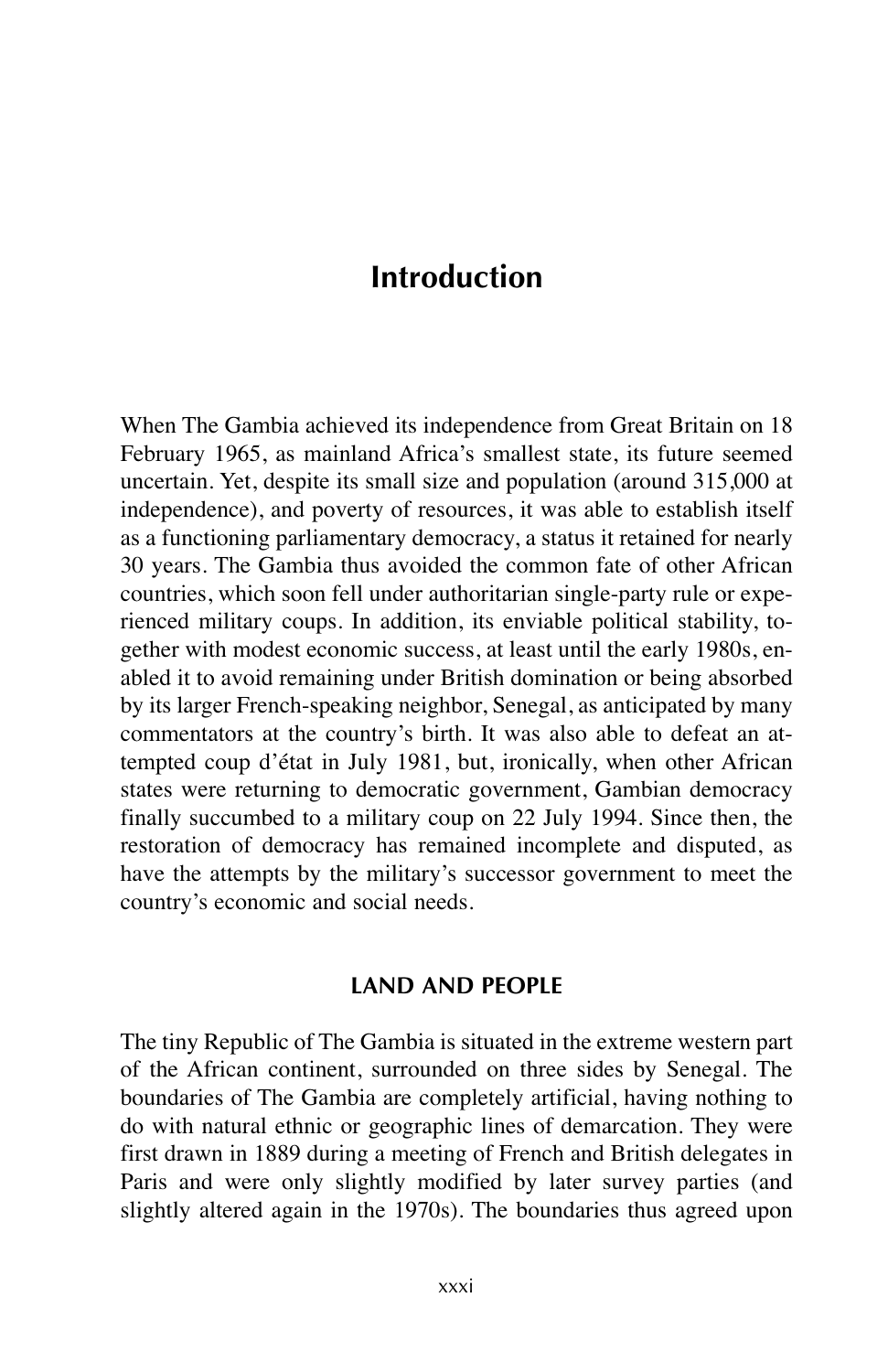# Introduction

When The Gambia achieved its independence from Great Britain on 18 February 1965, as mainland Africa's smallest state, its future seemed uncertain. Yet, despite its small size and population (around 315,000 at independence), and poverty of resources, it was able to establish itself as a functioning parliamentary democracy, a status it retained for nearly 30 years. The Gambia thus avoided the common fate of other African countries, which soon fell under authoritarian single-party rule or experienced military coups. In addition, its enviable political stability, together with modest economic success, at least until the early 1980s, enabled it to avoid remaining under British domination or being absorbed by its larger French-speaking neighbor, Senegal, as anticipated by many commentators at the country's birth. It was also able to defeat an attempted coup d'état in July 1981, but, ironically, when other African states were returning to democratic government, Gambian democracy finally succumbed to a military coup on 22 July 1994. Since then, the restoration of democracy has remained incomplete and disputed, as have the attempts by the military's successor government to meet the country's economic and social needs.

## LAND AND PEOPLE

The tiny Republic of The Gambia is situated in the extreme western part of the African continent, surrounded on three sides by Senegal. The boundaries of The Gambia are completely artificial, having nothing to do with natural ethnic or geographic lines of demarcation. They were first drawn in 1889 during a meeting of French and British delegates in Paris and were only slightly modified by later survey parties (and slightly altered again in the 1970s). The boundaries thus agreed upon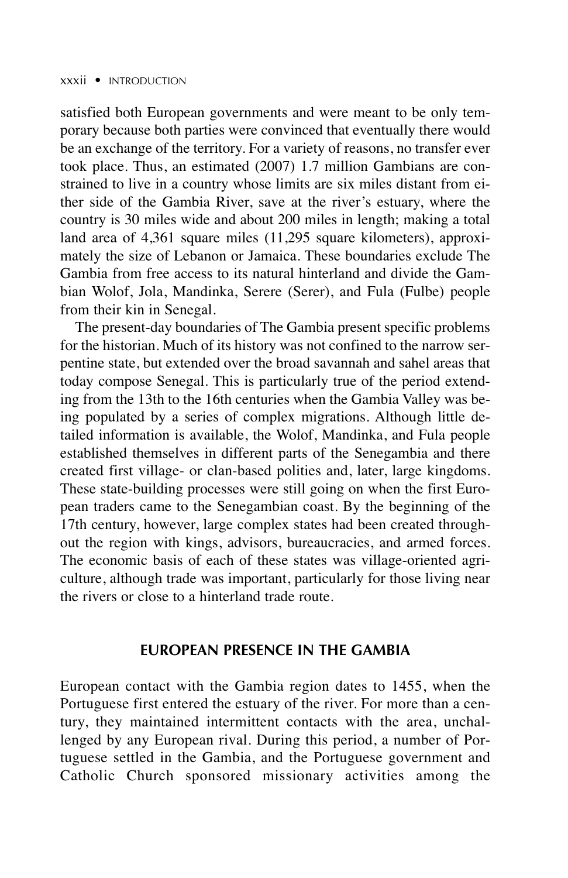satisfied both European governments and were meant to be only temporary because both parties were convinced that eventually there would be an exchange of the territory. For a variety of reasons, no transfer ever took place. Thus, an estimated (2007) 1.7 million Gambians are constrained to live in a country whose limits are six miles distant from either side of the Gambia River, save at the river's estuary, where the country is 30 miles wide and about 200 miles in length; making a total land area of 4,361 square miles (11,295 square kilometers), approximately the size of Lebanon or Jamaica. These boundaries exclude The Gambia from free access to its natural hinterland and divide the Gambian Wolof, Jola, Mandinka, Serere (Serer), and Fula (Fulbe) people from their kin in Senegal.

The present-day boundaries of The Gambia present specific problems for the historian. Much of its history was not confined to the narrow serpentine state, but extended over the broad savannah and sahel areas that today compose Senegal. This is particularly true of the period extending from the 13th to the 16th centuries when the Gambia Valley was being populated by a series of complex migrations. Although little detailed information is available, the Wolof, Mandinka, and Fula people established themselves in different parts of the Senegambia and there created first village- or clan-based polities and, later, large kingdoms. These state-building processes were still going on when the first European traders came to the Senegambian coast. By the beginning of the 17th century, however, large complex states had been created throughout the region with kings, advisors, bureaucracies, and armed forces. The economic basis of each of these states was village-oriented agriculture, although trade was important, particularly for those living near the rivers or close to a hinterland trade route.

## EUROPEAN PRESENCE IN THE GAMBIA

European contact with the Gambia region dates to 1455, when the Portuguese first entered the estuary of the river. For more than a century, they maintained intermittent contacts with the area, unchallenged by any European rival. During this period, a number of Portuguese settled in the Gambia, and the Portuguese government and Catholic Church sponsored missionary activities among the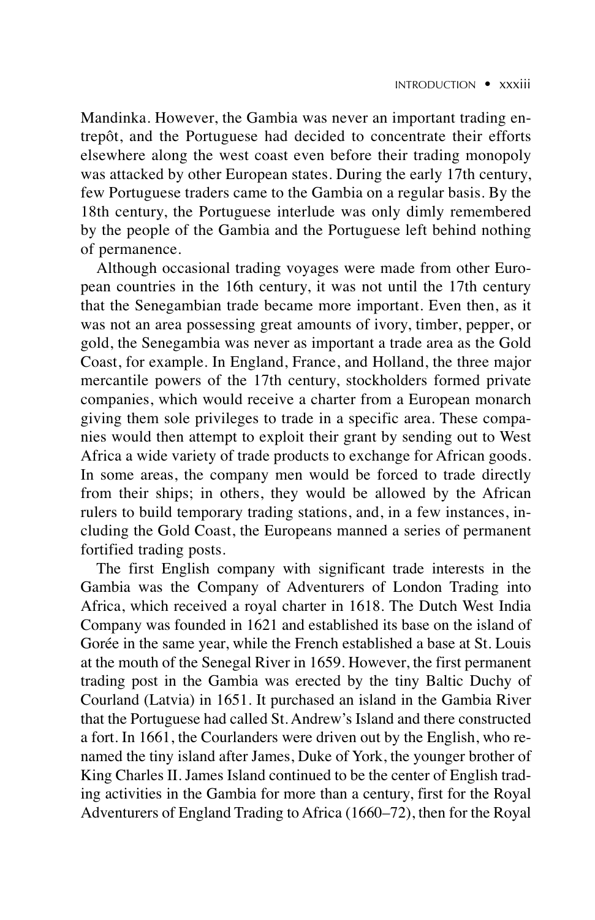Mandinka. However, the Gambia was never an important trading entrepôt, and the Portuguese had decided to concentrate their efforts elsewhere along the west coast even before their trading monopoly was attacked by other European states. During the early 17th century, few Portuguese traders came to the Gambia on a regular basis. By the 18th century, the Portuguese interlude was only dimly remembered by the people of the Gambia and the Portuguese left behind nothing of permanence.

Although occasional trading voyages were made from other European countries in the 16th century, it was not until the 17th century that the Senegambian trade became more important. Even then, as it was not an area possessing great amounts of ivory, timber, pepper, or gold, the Senegambia was never as important a trade area as the Gold Coast, for example. In England, France, and Holland, the three major mercantile powers of the 17th century, stockholders formed private companies, which would receive a charter from a European monarch giving them sole privileges to trade in a specific area. These companies would then attempt to exploit their grant by sending out to West Africa a wide variety of trade products to exchange for African goods. In some areas, the company men would be forced to trade directly from their ships; in others, they would be allowed by the African rulers to build temporary trading stations, and, in a few instances, including the Gold Coast, the Europeans manned a series of permanent fortified trading posts.

The first English company with significant trade interests in the Gambia was the Company of Adventurers of London Trading into Africa, which received a royal charter in 1618. The Dutch West India Company was founded in 1621 and established its base on the island of Gorée in the same year, while the French established a base at St. Louis at the mouth of the Senegal River in 1659. However, the first permanent trading post in the Gambia was erected by the tiny Baltic Duchy of Courland (Latvia) in 1651. It purchased an island in the Gambia River that the Portuguese had called St. Andrew's Island and there constructed a fort. In 1661, the Courlanders were driven out by the English, who renamed the tiny island after James, Duke of York, the younger brother of King Charles II. James Island continued to be the center of English trading activities in the Gambia for more than a century, first for the Royal Adventurers of England Trading to Africa (1660–72), then for the Royal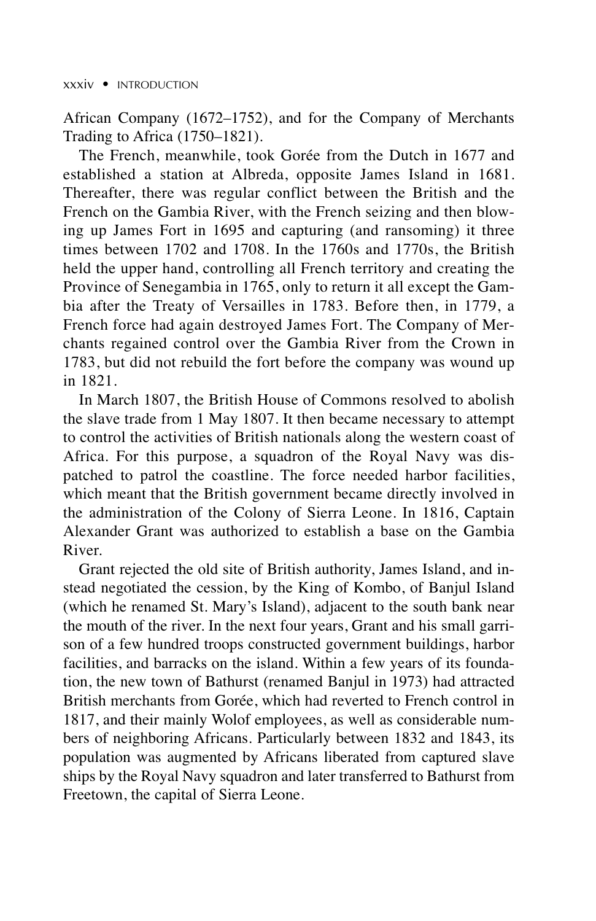African Company (1672–1752), and for the Company of Merchants Trading to Africa (1750–1821).

The French, meanwhile, took Gorée from the Dutch in 1677 and established a station at Albreda, opposite James Island in 1681. Thereafter, there was regular conflict between the British and the French on the Gambia River, with the French seizing and then blowing up James Fort in 1695 and capturing (and ransoming) it three times between 1702 and 1708. In the 1760s and 1770s, the British held the upper hand, controlling all French territory and creating the Province of Senegambia in 1765, only to return it all except the Gambia after the Treaty of Versailles in 1783. Before then, in 1779, a French force had again destroyed James Fort. The Company of Merchants regained control over the Gambia River from the Crown in 1783, but did not rebuild the fort before the company was wound up in 1821.

In March 1807, the British House of Commons resolved to abolish the slave trade from 1 May 1807. It then became necessary to attempt to control the activities of British nationals along the western coast of Africa. For this purpose, a squadron of the Royal Navy was dispatched to patrol the coastline. The force needed harbor facilities, which meant that the British government became directly involved in the administration of the Colony of Sierra Leone. In 1816, Captain Alexander Grant was authorized to establish a base on the Gambia River.

Grant rejected the old site of British authority, James Island, and instead negotiated the cession, by the King of Kombo, of Banjul Island (which he renamed St. Mary's Island), adjacent to the south bank near the mouth of the river. In the next four years, Grant and his small garrison of a few hundred troops constructed government buildings, harbor facilities, and barracks on the island. Within a few years of its foundation, the new town of Bathurst (renamed Banjul in 1973) had attracted British merchants from Gorée, which had reverted to French control in 1817, and their mainly Wolof employees, as well as considerable numbers of neighboring Africans. Particularly between 1832 and 1843, its population was augmented by Africans liberated from captured slave ships by the Royal Navy squadron and later transferred to Bathurst from Freetown, the capital of Sierra Leone.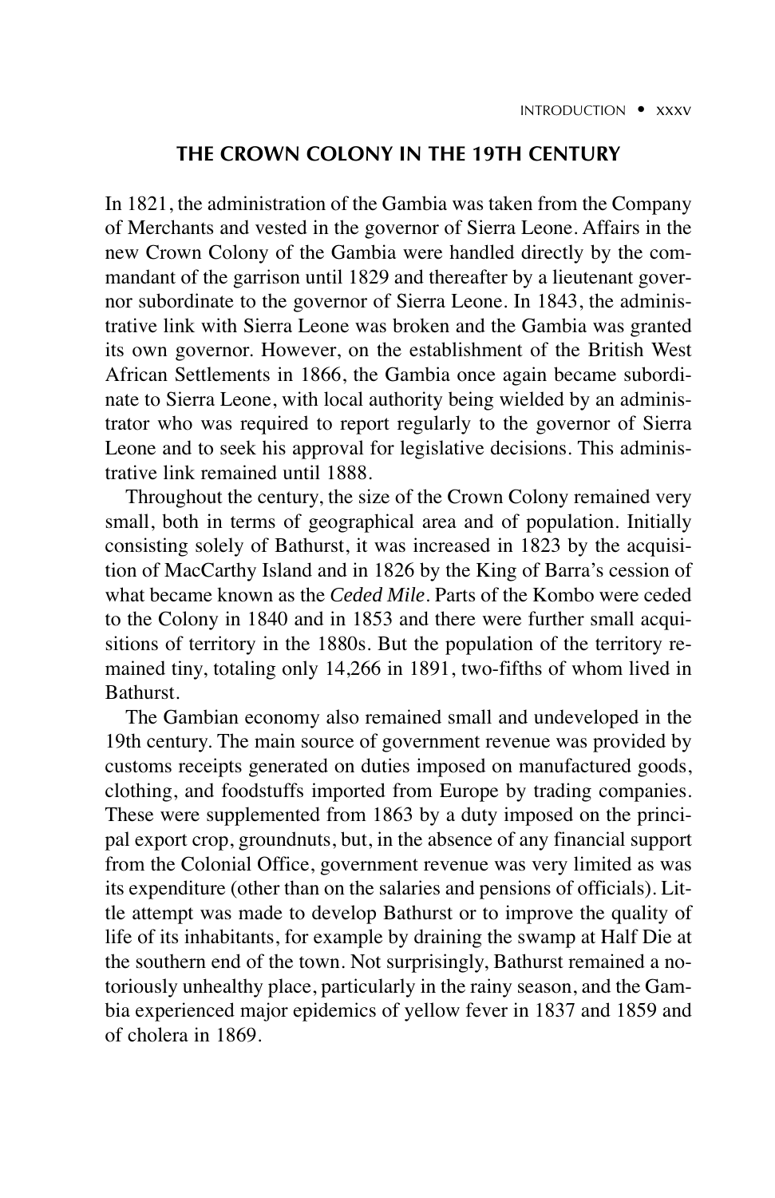## THE CROWN COLONY IN THE 19TH CENTURY

In 1821, the administration of the Gambia was taken from the Company of Merchants and vested in the governor of Sierra Leone. Affairs in the new Crown Colony of the Gambia were handled directly by the commandant of the garrison until 1829 and thereafter by a lieutenant governor subordinate to the governor of Sierra Leone. In 1843, the administrative link with Sierra Leone was broken and the Gambia was granted its own governor. However, on the establishment of the British West African Settlements in 1866, the Gambia once again became subordinate to Sierra Leone, with local authority being wielded by an administrator who was required to report regularly to the governor of Sierra Leone and to seek his approval for legislative decisions. This administrative link remained until 1888.

Throughout the century, the size of the Crown Colony remained very small, both in terms of geographical area and of population. Initially consisting solely of Bathurst, it was increased in 1823 by the acquisition of MacCarthy Island and in 1826 by the King of Barra's cession of what became known as the *Ceded Mile*. Parts of the Kombo were ceded to the Colony in 1840 and in 1853 and there were further small acquisitions of territory in the 1880s. But the population of the territory remained tiny, totaling only 14,266 in 1891, two-fifths of whom lived in Bathurst.

The Gambian economy also remained small and undeveloped in the 19th century. The main source of government revenue was provided by customs receipts generated on duties imposed on manufactured goods, clothing, and foodstuffs imported from Europe by trading companies. These were supplemented from 1863 by a duty imposed on the principal export crop, groundnuts, but, in the absence of any financial support from the Colonial Office, government revenue was very limited as was its expenditure (other than on the salaries and pensions of officials). Little attempt was made to develop Bathurst or to improve the quality of life of its inhabitants, for example by draining the swamp at Half Die at the southern end of the town. Not surprisingly, Bathurst remained a notoriously unhealthy place, particularly in the rainy season, and the Gambia experienced major epidemics of yellow fever in 1837 and 1859 and of cholera in 1869.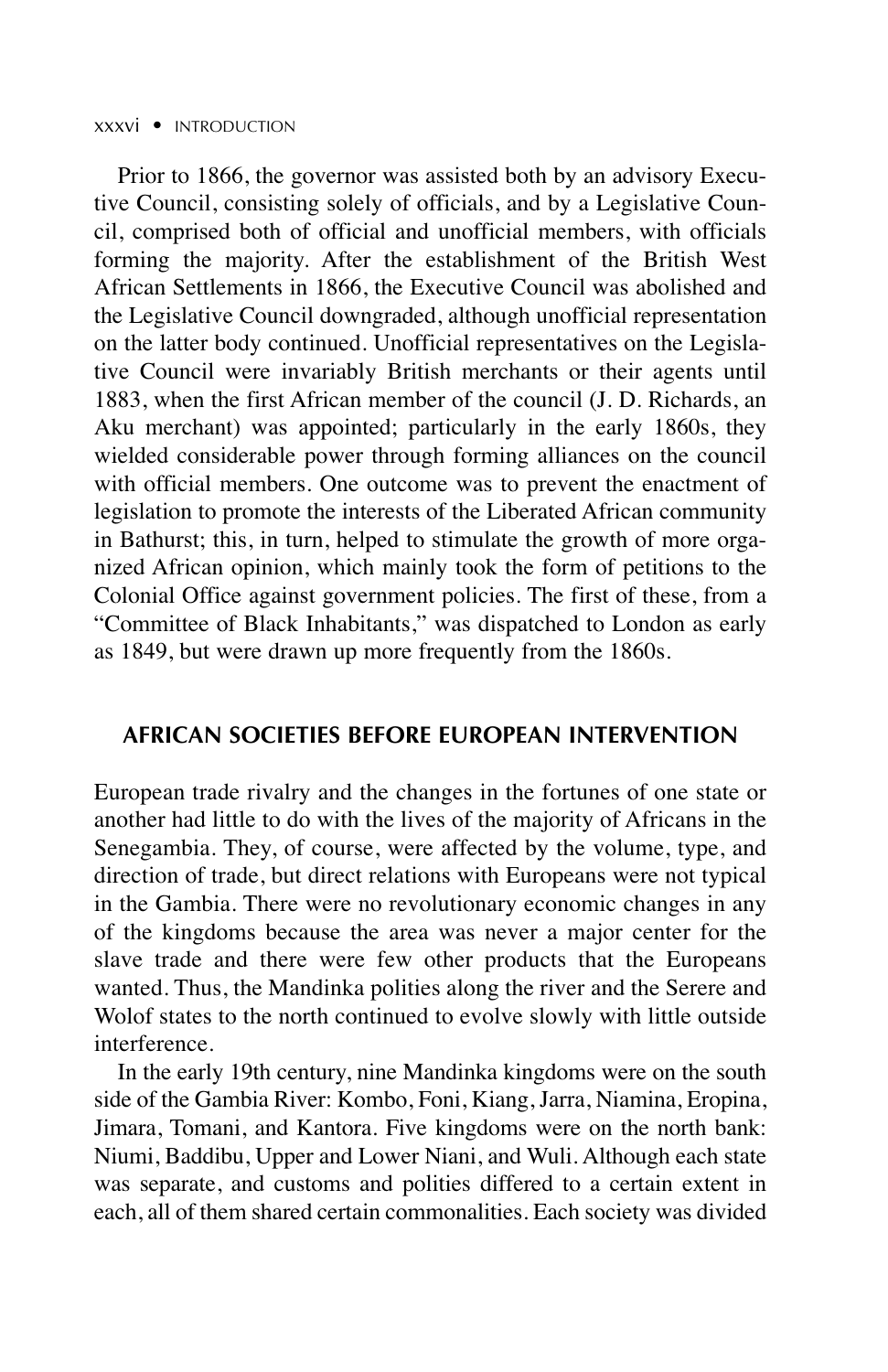Prior to 1866, the governor was assisted both by an advisory Executive Council, consisting solely of officials, and by a Legislative Council, comprised both of official and unofficial members, with officials forming the majority. After the establishment of the British West African Settlements in 1866, the Executive Council was abolished and the Legislative Council downgraded, although unofficial representation on the latter body continued. Unofficial representatives on the Legislative Council were invariably British merchants or their agents until 1883, when the first African member of the council (J. D. Richards, an Aku merchant) was appointed; particularly in the early 1860s, they wielded considerable power through forming alliances on the council with official members. One outcome was to prevent the enactment of legislation to promote the interests of the Liberated African community in Bathurst; this, in turn, helped to stimulate the growth of more organized African opinion, which mainly took the form of petitions to the Colonial Office against government policies. The first of these, from a "Committee of Black Inhabitants," was dispatched to London as early as 1849, but were drawn up more frequently from the 1860s.

## AFRICAN SOCIETIES BEFORE EUROPEAN INTERVENTION

European trade rivalry and the changes in the fortunes of one state or another had little to do with the lives of the majority of Africans in the Senegambia. They, of course, were affected by the volume, type, and direction of trade, but direct relations with Europeans were not typical in the Gambia. There were no revolutionary economic changes in any of the kingdoms because the area was never a major center for the slave trade and there were few other products that the Europeans wanted. Thus, the Mandinka polities along the river and the Serere and Wolof states to the north continued to evolve slowly with little outside interference.

In the early 19th century, nine Mandinka kingdoms were on the south side of the Gambia River: Kombo, Foni, Kiang, Jarra, Niamina, Eropina, Jimara, Tomani, and Kantora. Five kingdoms were on the north bank: Niumi, Baddibu, Upper and Lower Niani, and Wuli. Although each state was separate, and customs and polities differed to a certain extent in each, all of them shared certain commonalities. Each society was divided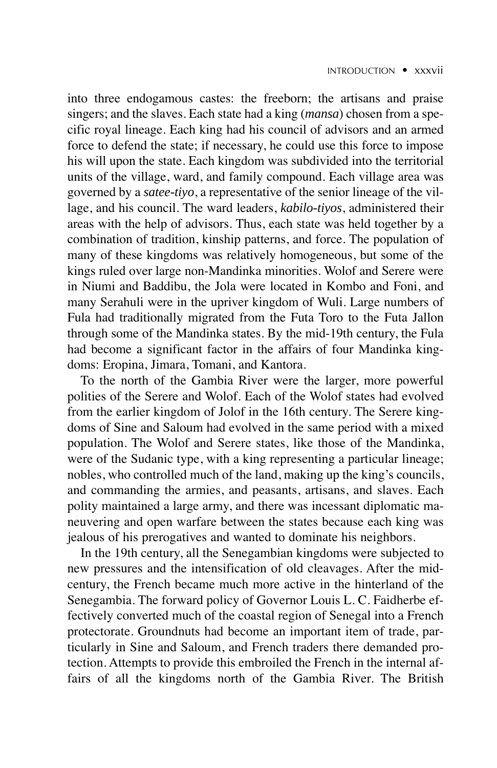into three endogamous castes: the freeborn; the artisans and praise singers; and the slaves. Each state had a king (*mansa*) chosen from a specific royal lineage. Each king had his council of advisors and an armed force to defend the state; if necessary, he could use this force to impose his will upon the state. Each kingdom was subdivided into the territorial units of the village, ward, and family compound. Each village area was governed by a *satee-tiyo*, a representative of the senior lineage of the village, and his council. The ward leaders, *kabilo-tiyos*, administered their areas with the help of advisors. Thus, each state was held together by a combination of tradition, kinship patterns, and force. The population of many of these kingdoms was relatively homogeneous, but some of the kings ruled over large non-Mandinka minorities. Wolof and Serere were in Niumi and Baddibu, the Jola were located in Kombo and Foni, and many Serahuli were in the upriver kingdom of Wuli. Large numbers of Fula had traditionally migrated from the Futa Toro to the Futa Jallon through some of the Mandinka states. By the mid-19th century, the Fula had become a significant factor in the affairs of four Mandinka kingdoms: Eropina, Jimara, Tomani, and Kantora.

To the north of the Gambia River were the larger, more powerful polities of the Serere and Wolof. Each of the Wolof states had evolved from the earlier kingdom of Jolof in the 16th century. The Serere kingdoms of Sine and Saloum had evolved in the same period with a mixed population. The Wolof and Serere states, like those of the Mandinka, were of the Sudanic type, with a king representing a particular lineage; nobles, who controlled much of the land, making up the king's councils, and commanding the armies, and peasants, artisans, and slaves. Each polity maintained a large army, and there was incessant diplomatic maneuvering and open warfare between the states because each king was jealous of his prerogatives and wanted to dominate his neighbors.

In the 19th century, all the Senegambian kingdoms were subjected to new pressures and the intensification of old cleavages. After the mid-century, the French became much more active in the hinterland of the Senegambia. The forward policy of Governor Louis L. C. Faidherbe effectively converted much of the coastal region of Senegal into a French protectorate. Groundnuts had become an important item of trade, particularly in Sine and Saloum, and French traders there demanded protection. Attempts to provide this embroiled the French in the internal affairs of all the kingdoms north of the Gambia River. The British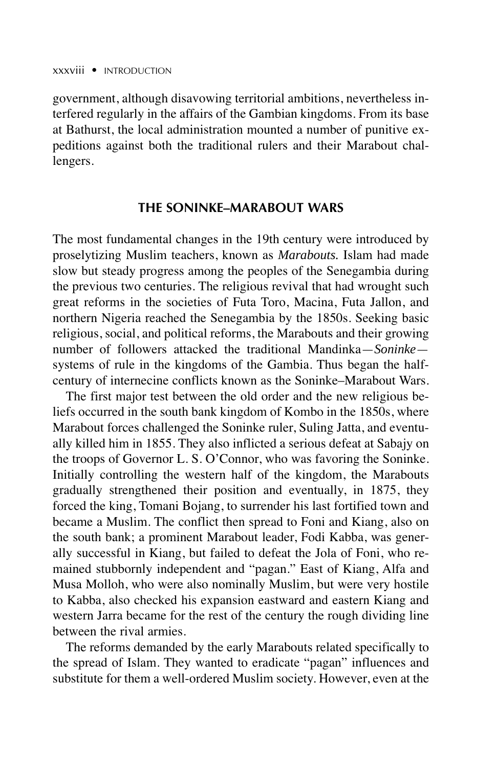government, although disavowing territorial ambitions, nevertheless interfered regularly in the affairs of the Gambian kingdoms. From its base at Bathurst, the local administration mounted a number of punitive expeditions against both the traditional rulers and their Marabout challengers.

## THE SONINKE–MARABOUT WARS

The most fundamental changes in the 19th century were introduced by proselytizing Muslim teachers, known as *Marabouts.* Islam had made slow but steady progress among the peoples of the Senegambia during the previous two centuries. The religious revival that had wrought such great reforms in the societies of Futa Toro, Macina, Futa Jallon, and northern Nigeria reached the Senegambia by the 1850s. Seeking basic religious, social, and political reforms, the Marabouts and their growing number of followers attacked the traditional Mandinka—*Soninke*—systems of rule in the kingdoms of the Gambia. Thus began the half-century of internecine conflicts known as the Soninke–Marabout Wars.

The first major test between the old order and the new religious beliefs occurred in the south bank kingdom of Kombo in the 1850s, where Marabout forces challenged the Soninke ruler, Suling Jatta, and eventually killed him in 1855. They also inflicted a serious defeat at Sabajy on the troops of Governor L. S. O'Connor, who was favoring the Soninke. Initially controlling the western half of the kingdom, the Marabouts gradually strengthened their position and eventually, in 1875, they forced the king, Tomani Bojang, to surrender his last fortified town and became a Muslim. The conflict then spread to Foni and Kiang, also on the south bank; a prominent Marabout leader, Fodi Kabba, was generally successful in Kiang, but failed to defeat the Jola of Foni, who remained stubbornly independent and "pagan." East of Kiang, Alfa and Musa Molloh, who were also nominally Muslim, but were very hostile to Kabba, also checked his expansion eastward and eastern Kiang and western Jarra became for the rest of the century the rough dividing line between the rival armies.

The reforms demanded by the early Marabouts related specifically to the spread of Islam. They wanted to eradicate "pagan" influences and substitute for them a well-ordered Muslim society. However, even at the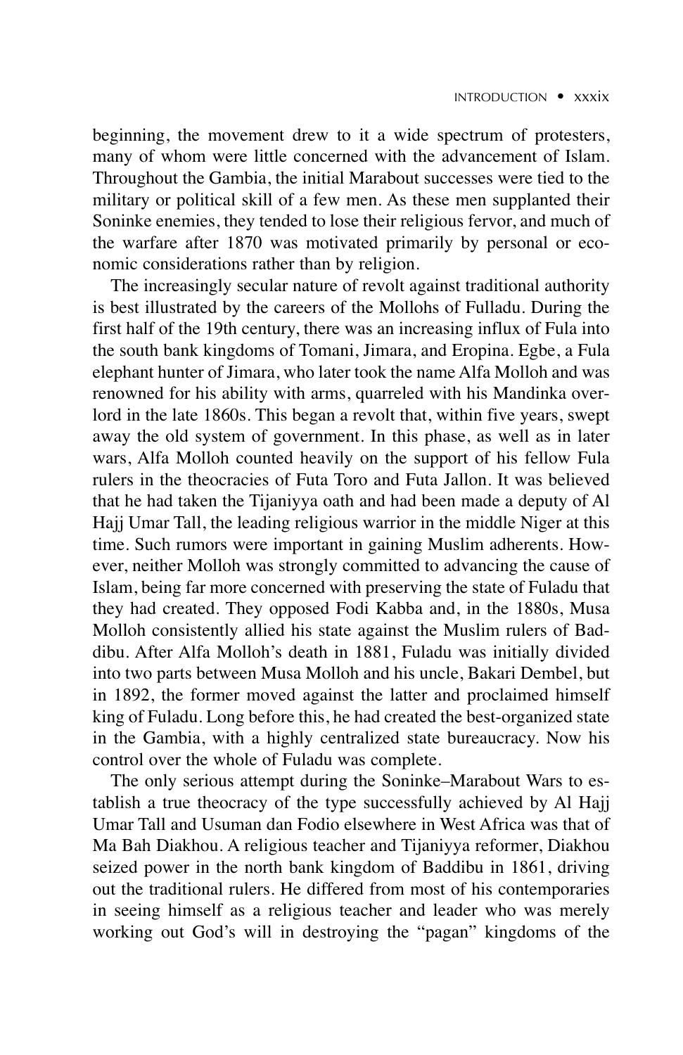beginning, the movement drew to it a wide spectrum of protesters, many of whom were little concerned with the advancement of Islam. Throughout the Gambia, the initial Marabout successes were tied to the military or political skill of a few men. As these men supplanted their Soninke enemies, they tended to lose their religious fervor, and much of the warfare after 1870 was motivated primarily by personal or economic considerations rather than by religion.

The increasingly secular nature of revolt against traditional authority is best illustrated by the careers of the Mollohs of Fulladu. During the first half of the 19th century, there was an increasing influx of Fula into the south bank kingdoms of Tomani, Jimara, and Eropina. Egbe, a Fula elephant hunter of Jimara, who later took the name Alfa Molloh and was renowned for his ability with arms, quarreled with his Mandinka overlord in the late 1860s. This began a revolt that, within five years, swept away the old system of government. In this phase, as well as in later wars, Alfa Molloh counted heavily on the support of his fellow Fula rulers in the theocracies of Futa Toro and Futa Jallon. It was believed that he had taken the Tijaniyya oath and had been made a deputy of Al Hajj Umar Tall, the leading religious warrior in the middle Niger at this time. Such rumors were important in gaining Muslim adherents. However, neither Molloh was strongly committed to advancing the cause of Islam, being far more concerned with preserving the state of Fuladu that they had created. They opposed Fodi Kabba and, in the 1880s, Musa Molloh consistently allied his state against the Muslim rulers of Baddibu. After Alfa Molloh's death in 1881, Fuladu was initially divided into two parts between Musa Molloh and his uncle, Bakari Dembel, but in 1892, the former moved against the latter and proclaimed himself king of Fuladu. Long before this, he had created the best-organized state in the Gambia, with a highly centralized state bureaucracy. Now his control over the whole of Fuladu was complete.

The only serious attempt during the Soninke–Marabout Wars to establish a true theocracy of the type successfully achieved by Al Hajj Umar Tall and Usuman dan Fodio elsewhere in West Africa was that of Ma Bah Diakhou. A religious teacher and Tijaniyya reformer, Diakhou seized power in the north bank kingdom of Baddibu in 1861, driving out the traditional rulers. He differed from most of his contemporaries in seeing himself as a religious teacher and leader who was merely working out God's will in destroying the "pagan" kingdoms of the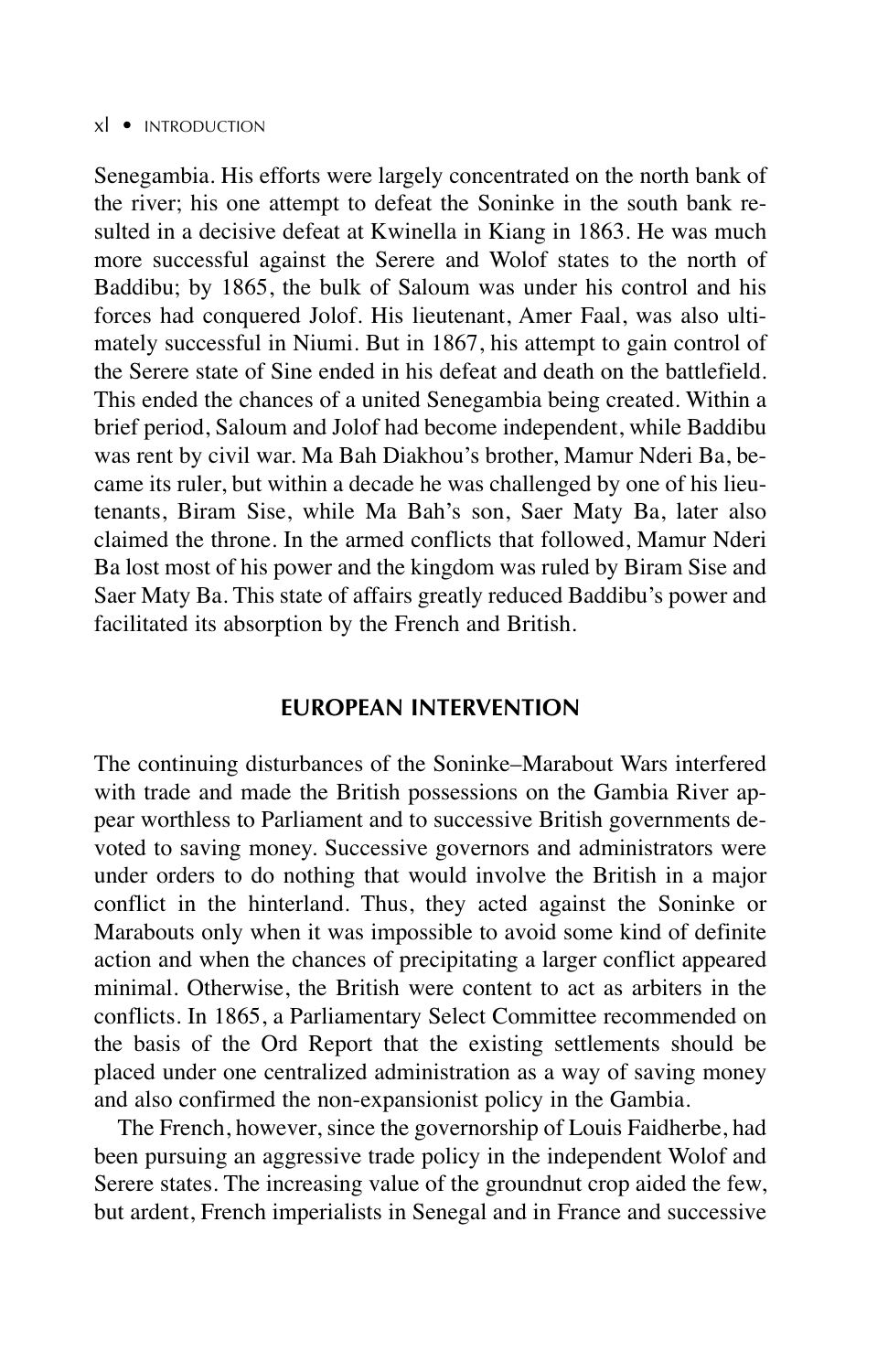Senegambia. His efforts were largely concentrated on the north bank of the river; his one attempt to defeat the Soninke in the south bank resulted in a decisive defeat at Kwinella in Kiang in 1863. He was much more successful against the Serere and Wolof states to the north of Baddibu; by 1865, the bulk of Saloum was under his control and his forces had conquered Jolof. His lieutenant, Amer Faal, was also ultimately successful in Niumi. But in 1867, his attempt to gain control of the Serere state of Sine ended in his defeat and death on the battlefield. This ended the chances of a united Senegambia being created. Within a brief period, Saloum and Jolof had become independent, while Baddibu was rent by civil war. Ma Bah Diakhou's brother, Mamur Nderi Ba, became its ruler, but within a decade he was challenged by one of his lieutenants, Biram Sise, while Ma Bah's son, Saer Maty Ba, later also claimed the throne. In the armed conflicts that followed, Mamur Nderi Ba lost most of his power and the kingdom was ruled by Biram Sise and Saer Maty Ba. This state of affairs greatly reduced Baddibu's power and facilitated its absorption by the French and British.

## EUROPEAN INTERVENTION

The continuing disturbances of the Soninke–Marabout Wars interfered with trade and made the British possessions on the Gambia River appear worthless to Parliament and to successive British governments devoted to saving money. Successive governors and administrators were under orders to do nothing that would involve the British in a major conflict in the hinterland. Thus, they acted against the Soninke or Marabouts only when it was impossible to avoid some kind of definite action and when the chances of precipitating a larger conflict appeared minimal. Otherwise, the British were content to act as arbiters in the conflicts. In 1865, a Parliamentary Select Committee recommended on the basis of the Ord Report that the existing settlements should be placed under one centralized administration as a way of saving money and also confirmed the non-expansionist policy in the Gambia.

The French, however, since the governorship of Louis Faidherbe, had been pursuing an aggressive trade policy in the independent Wolof and Serere states. The increasing value of the groundnut crop aided the few, but ardent, French imperialists in Senegal and in France and successive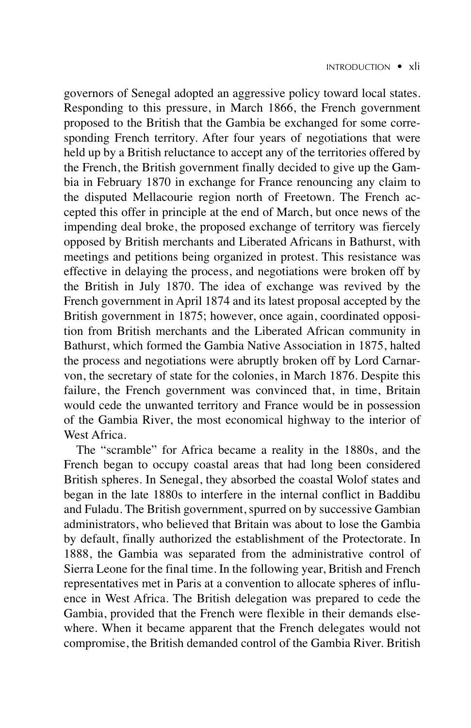governors of Senegal adopted an aggressive policy toward local states. Responding to this pressure, in March 1866, the French government proposed to the British that the Gambia be exchanged for some corresponding French territory. After four years of negotiations that were held up by a British reluctance to accept any of the territories offered by the French, the British government finally decided to give up the Gambia in February 1870 in exchange for France renouncing any claim to the disputed Mellacourie region north of Freetown. The French accepted this offer in principle at the end of March, but once news of the impending deal broke, the proposed exchange of territory was fiercely opposed by British merchants and Liberated Africans in Bathurst, with meetings and petitions being organized in protest. This resistance was effective in delaying the process, and negotiations were broken off by the British in July 1870. The idea of exchange was revived by the French government in April 1874 and its latest proposal accepted by the British government in 1875; however, once again, coordinated opposition from British merchants and the Liberated African community in Bathurst, which formed the Gambia Native Association in 1875, halted the process and negotiations were abruptly broken off by Lord Carnarvon, the secretary of state for the colonies, in March 1876. Despite this failure, the French government was convinced that, in time, Britain would cede the unwanted territory and France would be in possession of the Gambia River, the most economical highway to the interior of West Africa.

The "scramble" for Africa became a reality in the 1880s, and the French began to occupy coastal areas that had long been considered British spheres. In Senegal, they absorbed the coastal Wolof states and began in the late 1880s to interfere in the internal conflict in Baddibu and Fuladu. The British government, spurred on by successive Gambian administrators, who believed that Britain was about to lose the Gambia by default, finally authorized the establishment of the Protectorate. In 1888, the Gambia was separated from the administrative control of Sierra Leone for the final time. In the following year, British and French representatives met in Paris at a convention to allocate spheres of influence in West Africa. The British delegation was prepared to cede the Gambia, provided that the French were flexible in their demands elsewhere. When it became apparent that the French delegates would not compromise, the British demanded control of the Gambia River. British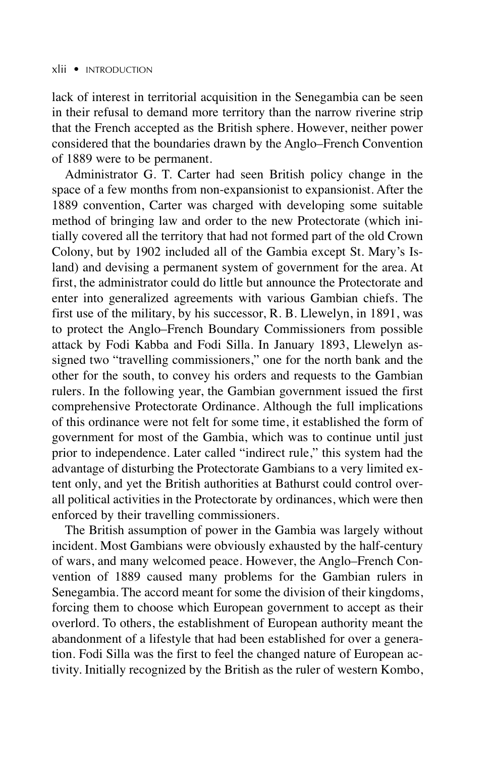lack of interest in territorial acquisition in the Senegambia can be seen in their refusal to demand more territory than the narrow riverine strip that the French accepted as the British sphere. However, neither power considered that the boundaries drawn by the Anglo–French Convention of 1889 were to be permanent.

Administrator G. T. Carter had seen British policy change in the space of a few months from non-expansionist to expansionist. After the 1889 convention, Carter was charged with developing some suitable method of bringing law and order to the new Protectorate (which initially covered all the territory that had not formed part of the old Crown Colony, but by 1902 included all of the Gambia except St. Mary's Island) and devising a permanent system of government for the area. At first, the administrator could do little but announce the Protectorate and enter into generalized agreements with various Gambian chiefs. The first use of the military, by his successor, R. B. Llewelyn, in 1891, was to protect the Anglo–French Boundary Commissioners from possible attack by Fodi Kabba and Fodi Silla. In January 1893, Llewelyn assigned two "travelling commissioners," one for the north bank and the other for the south, to convey his orders and requests to the Gambian rulers. In the following year, the Gambian government issued the first comprehensive Protectorate Ordinance. Although the full implications of this ordinance were not felt for some time, it established the form of government for most of the Gambia, which was to continue until just prior to independence. Later called "indirect rule," this system had the advantage of disturbing the Protectorate Gambians to a very limited extent only, and yet the British authorities at Bathurst could control overall political activities in the Protectorate by ordinances, which were then enforced by their travelling commissioners.

The British assumption of power in the Gambia was largely without incident. Most Gambians were obviously exhausted by the half-century of wars, and many welcomed peace. However, the Anglo–French Convention of 1889 caused many problems for the Gambian rulers in Senegambia. The accord meant for some the division of their kingdoms, forcing them to choose which European government to accept as their overlord. To others, the establishment of European authority meant the abandonment of a lifestyle that had been established for over a generation. Fodi Silla was the first to feel the changed nature of European activity. Initially recognized by the British as the ruler of western Kombo,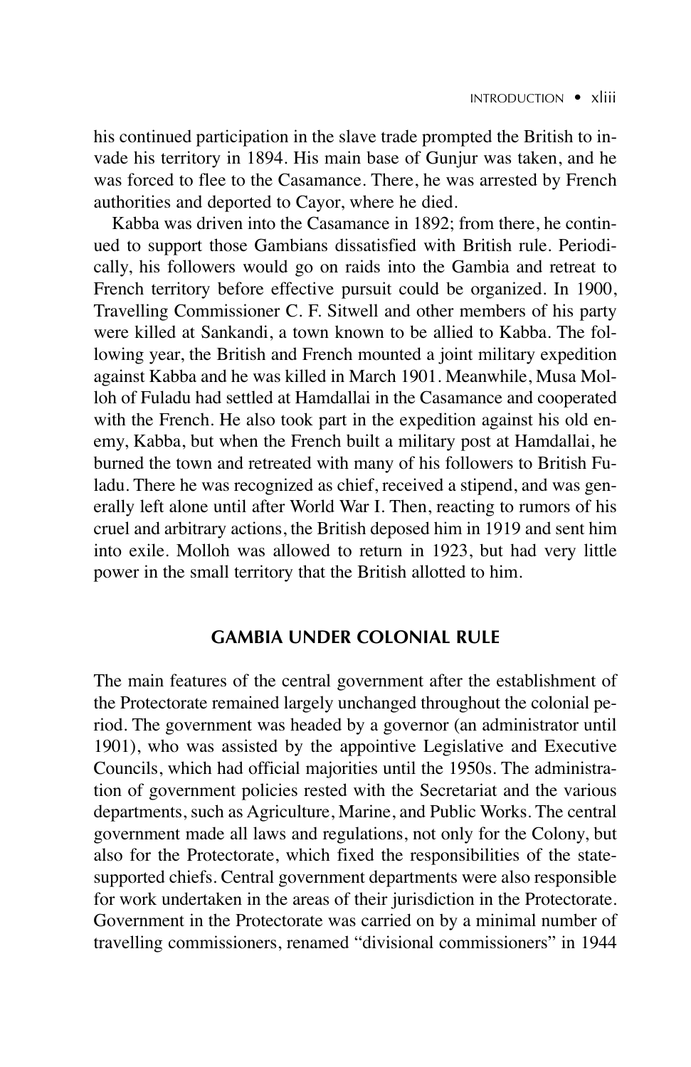his continued participation in the slave trade prompted the British to invade his territory in 1894. His main base of Gunjur was taken, and he was forced to flee to the Casamance. There, he was arrested by French authorities and deported to Cayor, where he died.

Kabba was driven into the Casamance in 1892; from there, he continued to support those Gambians dissatisfied with British rule. Periodically, his followers would go on raids into the Gambia and retreat to French territory before effective pursuit could be organized. In 1900, Travelling Commissioner C. F. Sitwell and other members of his party were killed at Sankandi, a town known to be allied to Kabba. The following year, the British and French mounted a joint military expedition against Kabba and he was killed in March 1901. Meanwhile, Musa Molloh of Fuladu had settled at Hamdallai in the Casamance and cooperated with the French. He also took part in the expedition against his old enemy, Kabba, but when the French built a military post at Hamdallai, he burned the town and retreated with many of his followers to British Fuladu. There he was recognized as chief, received a stipend, and was generally left alone until after World War I. Then, reacting to rumors of his cruel and arbitrary actions, the British deposed him in 1919 and sent him into exile. Molloh was allowed to return in 1923, but had very little power in the small territory that the British allotted to him.

## GAMBIA UNDER COLONIAL RULE

The main features of the central government after the establishment of the Protectorate remained largely unchanged throughout the colonial period. The government was headed by a governor (an administrator until 1901), who was assisted by the appointive Legislative and Executive Councils, which had official majorities until the 1950s. The administration of government policies rested with the Secretariat and the various departments, such as Agriculture, Marine, and Public Works. The central government made all laws and regulations, not only for the Colony, but also for the Protectorate, which fixed the responsibilities of the state-supported chiefs. Central government departments were also responsible for work undertaken in the areas of their jurisdiction in the Protectorate. Government in the Protectorate was carried on by a minimal number of travelling commissioners, renamed "divisional commissioners" in 1944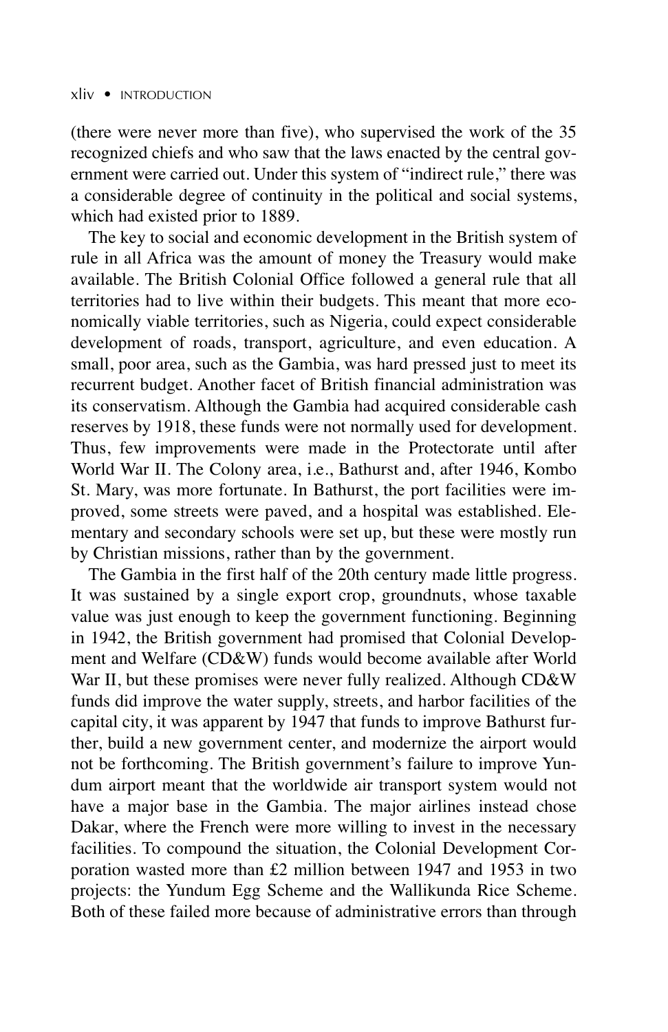(there were never more than five), who supervised the work of the 35 recognized chiefs and who saw that the laws enacted by the central government were carried out. Under this system of "indirect rule," there was a considerable degree of continuity in the political and social systems, which had existed prior to 1889.

The key to social and economic development in the British system of rule in all Africa was the amount of money the Treasury would make available. The British Colonial Office followed a general rule that all territories had to live within their budgets. This meant that more economically viable territories, such as Nigeria, could expect considerable development of roads, transport, agriculture, and even education. A small, poor area, such as the Gambia, was hard pressed just to meet its recurrent budget. Another facet of British financial administration was its conservatism. Although the Gambia had acquired considerable cash reserves by 1918, these funds were not normally used for development. Thus, few improvements were made in the Protectorate until after World War II. The Colony area, i.e., Bathurst and, after 1946, Kombo St. Mary, was more fortunate. In Bathurst, the port facilities were improved, some streets were paved, and a hospital was established. Elementary and secondary schools were set up, but these were mostly run by Christian missions, rather than by the government.

The Gambia in the first half of the 20th century made little progress. It was sustained by a single export crop, groundnuts, whose taxable value was just enough to keep the government functioning. Beginning in 1942, the British government had promised that Colonial Development and Welfare (CD&W) funds would become available after World War II, but these promises were never fully realized. Although CD&W funds did improve the water supply, streets, and harbor facilities of the capital city, it was apparent by 1947 that funds to improve Bathurst further, build a new government center, and modernize the airport would not be forthcoming. The British government's failure to improve Yundum airport meant that the worldwide air transport system would not have a major base in the Gambia. The major airlines instead chose Dakar, where the French were more willing to invest in the necessary facilities. To compound the situation, the Colonial Development Corporation wasted more than £2 million between 1947 and 1953 in two projects: the Yundum Egg Scheme and the Wallikunda Rice Scheme. Both of these failed more because of administrative errors than through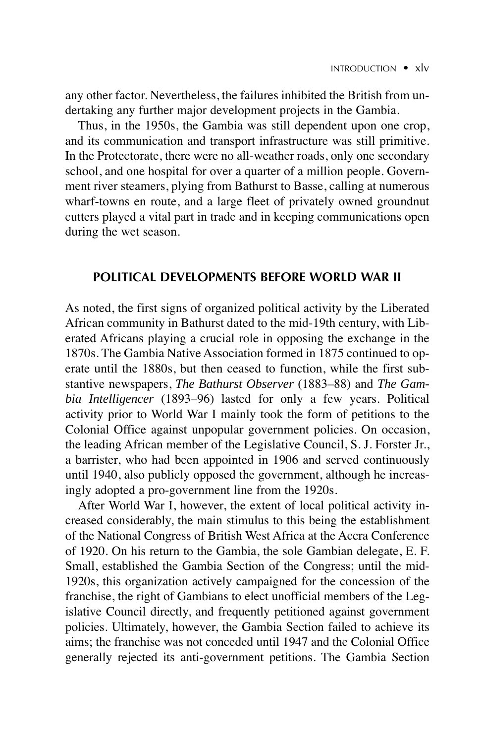any other factor. Nevertheless, the failures inhibited the British from undertaking any further major development projects in the Gambia.

Thus, in the 1950s, the Gambia was still dependent upon one crop, and its communication and transport infrastructure was still primitive. In the Protectorate, there were no all-weather roads, only one secondary school, and one hospital for over a quarter of a million people. Government river steamers, plying from Bathurst to Basse, calling at numerous wharf-towns en route, and a large fleet of privately owned groundnut cutters played a vital part in trade and in keeping communications open during the wet season.

## POLITICAL DEVELOPMENTS BEFORE WORLD WAR II

As noted, the first signs of organized political activity by the Liberated African community in Bathurst dated to the mid-19th century, with Liberated Africans playing a crucial role in opposing the exchange in the 1870s. The Gambia Native Association formed in 1875 continued to operate until the 1880s, but then ceased to function, while the first substantive newspapers, *The Bathurst Observer* (1883–88) and *The Gambia Intelligencer* (1893–96) lasted for only a few years. Political activity prior to World War I mainly took the form of petitions to the Colonial Office against unpopular government policies. On occasion, the leading African member of the Legislative Council, S. J. Forster Jr., a barrister, who had been appointed in 1906 and served continuously until 1940, also publicly opposed the government, although he increasingly adopted a pro-government line from the 1920s.

After World War I, however, the extent of local political activity increased considerably, the main stimulus to this being the establishment of the National Congress of British West Africa at the Accra Conference of 1920. On his return to the Gambia, the sole Gambian delegate, E. F. Small, established the Gambia Section of the Congress; until the mid-1920s, this organization actively campaigned for the concession of the franchise, the right of Gambians to elect unofficial members of the Legislative Council directly, and frequently petitioned against government policies. Ultimately, however, the Gambia Section failed to achieve its aims; the franchise was not conceded until 1947 and the Colonial Office generally rejected its anti-government petitions. The Gambia Section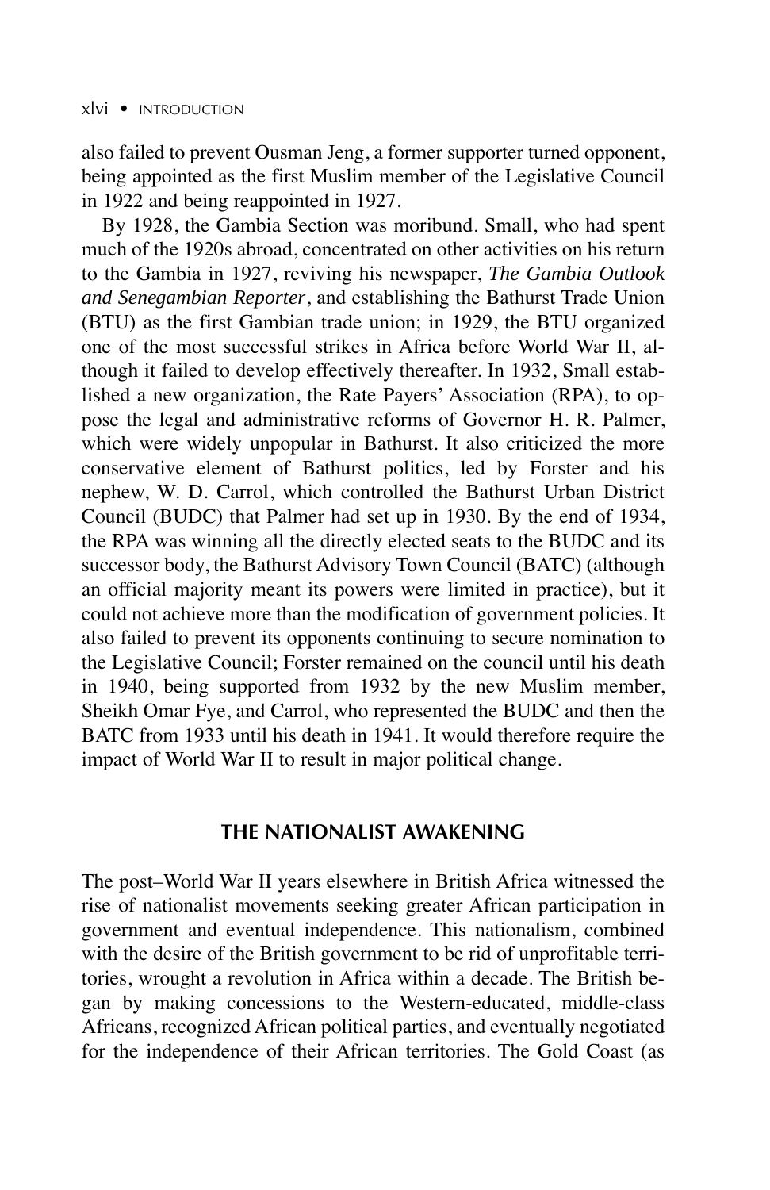also failed to prevent Ousman Jeng, a former supporter turned opponent, being appointed as the first Muslim member of the Legislative Council in 1922 and being reappointed in 1927.

By 1928, the Gambia Section was moribund. Small, who had spent much of the 1920s abroad, concentrated on other activities on his return to the Gambia in 1927, reviving his newspaper, *The Gambia Outlook and Senegambian Reporter*, and establishing the Bathurst Trade Union (BTU) as the first Gambian trade union; in 1929, the BTU organized one of the most successful strikes in Africa before World War II, although it failed to develop effectively thereafter. In 1932, Small established a new organization, the Rate Payers' Association (RPA), to oppose the legal and administrative reforms of Governor H. R. Palmer, which were widely unpopular in Bathurst. It also criticized the more conservative element of Bathurst politics, led by Forster and his nephew, W. D. Carrol, which controlled the Bathurst Urban District Council (BUDC) that Palmer had set up in 1930. By the end of 1934, the RPA was winning all the directly elected seats to the BUDC and its successor body, the Bathurst Advisory Town Council (BATC) (although an official majority meant its powers were limited in practice), but it could not achieve more than the modification of government policies. It also failed to prevent its opponents continuing to secure nomination to the Legislative Council; Forster remained on the council until his death in 1940, being supported from 1932 by the new Muslim member, Sheikh Omar Fye, and Carrol, who represented the BUDC and then the BATC from 1933 until his death in 1941. It would therefore require the impact of World War II to result in major political change.

## THE NATIONALIST AWAKENING

The post–World War II years elsewhere in British Africa witnessed the rise of nationalist movements seeking greater African participation in government and eventual independence. This nationalism, combined with the desire of the British government to be rid of unprofitable territories, wrought a revolution in Africa within a decade. The British began by making concessions to the Western-educated, middle-class Africans, recognized African political parties, and eventually negotiated for the independence of their African territories. The Gold Coast (as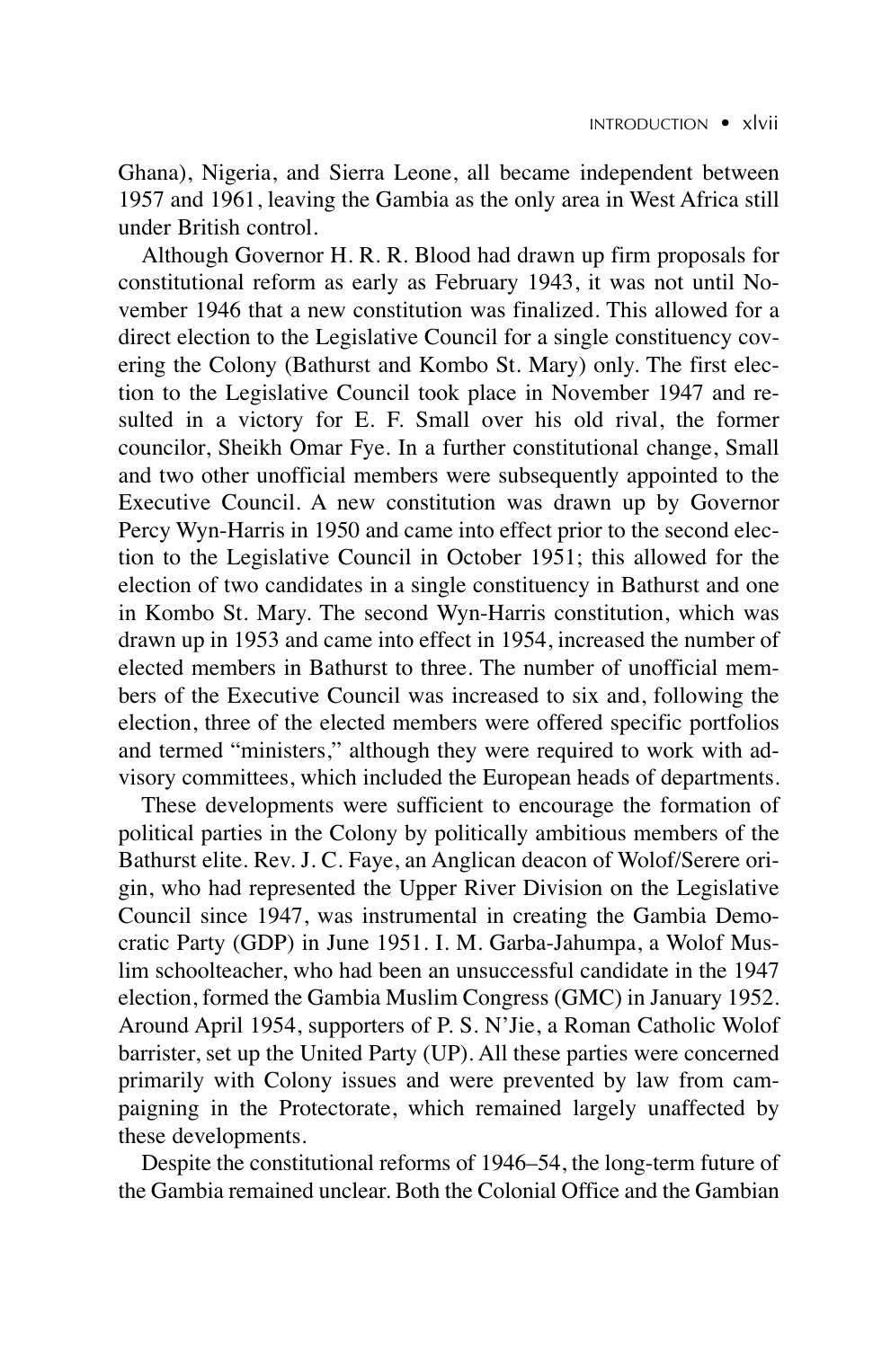Ghana), Nigeria, and Sierra Leone, all became independent between 1957 and 1961, leaving the Gambia as the only area in West Africa still under British control.

Although Governor H. R. R. Blood had drawn up firm proposals for constitutional reform as early as February 1943, it was not until November 1946 that a new constitution was finalized. This allowed for a direct election to the Legislative Council for a single constituency covering the Colony (Bathurst and Kombo St. Mary) only. The first election to the Legislative Council took place in November 1947 and resulted in a victory for E. F. Small over his old rival, the former councilor, Sheikh Omar Fye. In a further constitutional change, Small and two other unofficial members were subsequently appointed to the Executive Council. A new constitution was drawn up by Governor Percy Wyn-Harris in 1950 and came into effect prior to the second election to the Legislative Council in October 1951; this allowed for the election of two candidates in a single constituency in Bathurst and one in Kombo St. Mary. The second Wyn-Harris constitution, which was drawn up in 1953 and came into effect in 1954, increased the number of elected members in Bathurst to three. The number of unofficial members of the Executive Council was increased to six and, following the election, three of the elected members were offered specific portfolios and termed "ministers," although they were required to work with advisory committees, which included the European heads of departments.

These developments were sufficient to encourage the formation of political parties in the Colony by politically ambitious members of the Bathurst elite. Rev. J. C. Faye, an Anglican deacon of Wolof/Serere origin, who had represented the Upper River Division on the Legislative Council since 1947, was instrumental in creating the Gambia Democratic Party (GDP) in June 1951. I. M. Garba-Jahumpa, a Wolof Muslim schoolteacher, who had been an unsuccessful candidate in the 1947 election, formed the Gambia Muslim Congress (GMC) in January 1952. Around April 1954, supporters of P. S. N'Jie, a Roman Catholic Wolof barrister, set up the United Party (UP). All these parties were concerned primarily with Colony issues and were prevented by law from campaigning in the Protectorate, which remained largely unaffected by these developments.

Despite the constitutional reforms of 1946–54, the long-term future of the Gambia remained unclear. Both the Colonial Office and the Gambian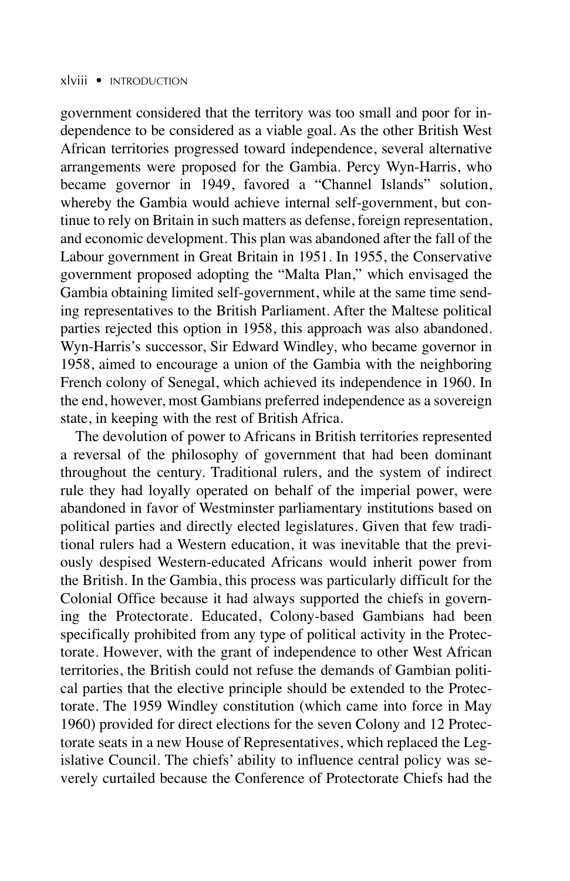government considered that the territory was too small and poor for independence to be considered as a viable goal. As the other British West African territories progressed toward independence, several alternative arrangements were proposed for the Gambia. Percy Wyn-Harris, who became governor in 1949, favored a "Channel Islands" solution, whereby the Gambia would achieve internal self-government, but continue to rely on Britain in such matters as defense, foreign representation, and economic development. This plan was abandoned after the fall of the Labour government in Great Britain in 1951. In 1955, the Conservative government proposed adopting the "Malta Plan," which envisaged the Gambia obtaining limited self-government, while at the same time sending representatives to the British Parliament. After the Maltese political parties rejected this option in 1958, this approach was also abandoned. Wyn-Harris's successor, Sir Edward Windley, who became governor in 1958, aimed to encourage a union of the Gambia with the neighboring French colony of Senegal, which achieved its independence in 1960. In the end, however, most Gambians preferred independence as a sovereign state, in keeping with the rest of British Africa.

The devolution of power to Africans in British territories represented a reversal of the philosophy of government that had been dominant throughout the century. Traditional rulers, and the system of indirect rule they had loyally operated on behalf of the imperial power, were abandoned in favor of Westminster parliamentary institutions based on political parties and directly elected legislatures. Given that few traditional rulers had a Western education, it was inevitable that the previously despised Western-educated Africans would inherit power from the British. In the Gambia, this process was particularly difficult for the Colonial Office because it had always supported the chiefs in governing the Protectorate. Educated, Colony-based Gambians had been specifically prohibited from any type of political activity in the Protectorate. However, with the grant of independence to other West African territories, the British could not refuse the demands of Gambian political parties that the elective principle should be extended to the Protectorate. The 1959 Windley constitution (which came into force in May 1960) provided for direct elections for the seven Colony and 12 Protectorate seats in a new House of Representatives, which replaced the Legislative Council. The chiefs' ability to influence central policy was severely curtailed because the Conference of Protectorate Chiefs had the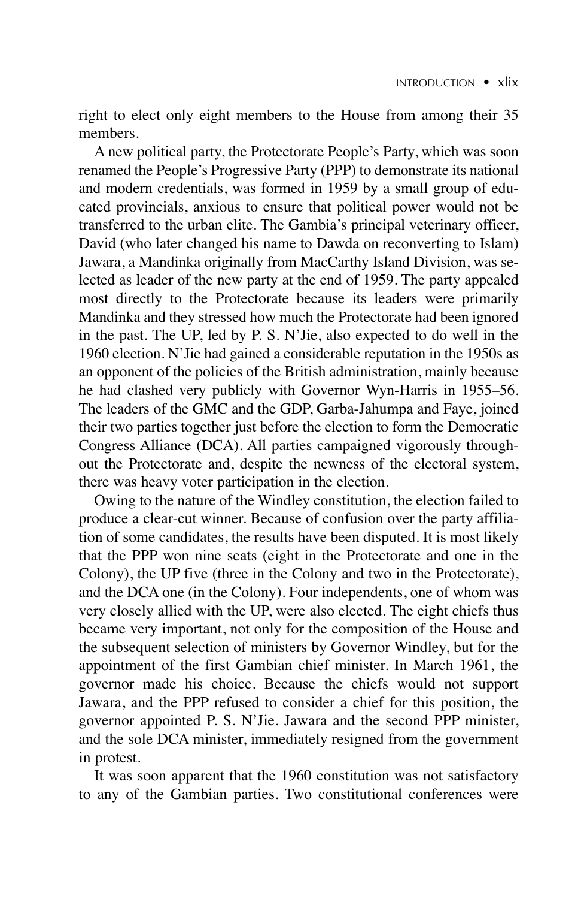right to elect only eight members to the House from among their 35 members.

A new political party, the Protectorate People's Party, which was soon renamed the People's Progressive Party (PPP) to demonstrate its national and modern credentials, was formed in 1959 by a small group of educated provincials, anxious to ensure that political power would not be transferred to the urban elite. The Gambia's principal veterinary officer, David (who later changed his name to Dawda on reconverting to Islam) Jawara, a Mandinka originally from MacCarthy Island Division, was selected as leader of the new party at the end of 1959. The party appealed most directly to the Protectorate because its leaders were primarily Mandinka and they stressed how much the Protectorate had been ignored in the past. The UP, led by P. S. N'Jie, also expected to do well in the 1960 election. N'Jie had gained a considerable reputation in the 1950s as an opponent of the policies of the British administration, mainly because he had clashed very publicly with Governor Wyn-Harris in 1955–56. The leaders of the GMC and the GDP, Garba-Jahumpa and Faye, joined their two parties together just before the election to form the Democratic Congress Alliance (DCA). All parties campaigned vigorously throughout the Protectorate and, despite the newness of the electoral system, there was heavy voter participation in the election.

Owing to the nature of the Windley constitution, the election failed to produce a clear-cut winner. Because of confusion over the party affiliation of some candidates, the results have been disputed. It is most likely that the PPP won nine seats (eight in the Protectorate and one in the Colony), the UP five (three in the Colony and two in the Protectorate), and the DCA one (in the Colony). Four independents, one of whom was very closely allied with the UP, were also elected. The eight chiefs thus became very important, not only for the composition of the House and the subsequent selection of ministers by Governor Windley, but for the appointment of the first Gambian chief minister. In March 1961, the governor made his choice. Because the chiefs would not support Jawara, and the PPP refused to consider a chief for this position, the governor appointed P. S. N'Jie. Jawara and the second PPP minister, and the sole DCA minister, immediately resigned from the government in protest.

It was soon apparent that the 1960 constitution was not satisfactory to any of the Gambian parties. Two constitutional conferences were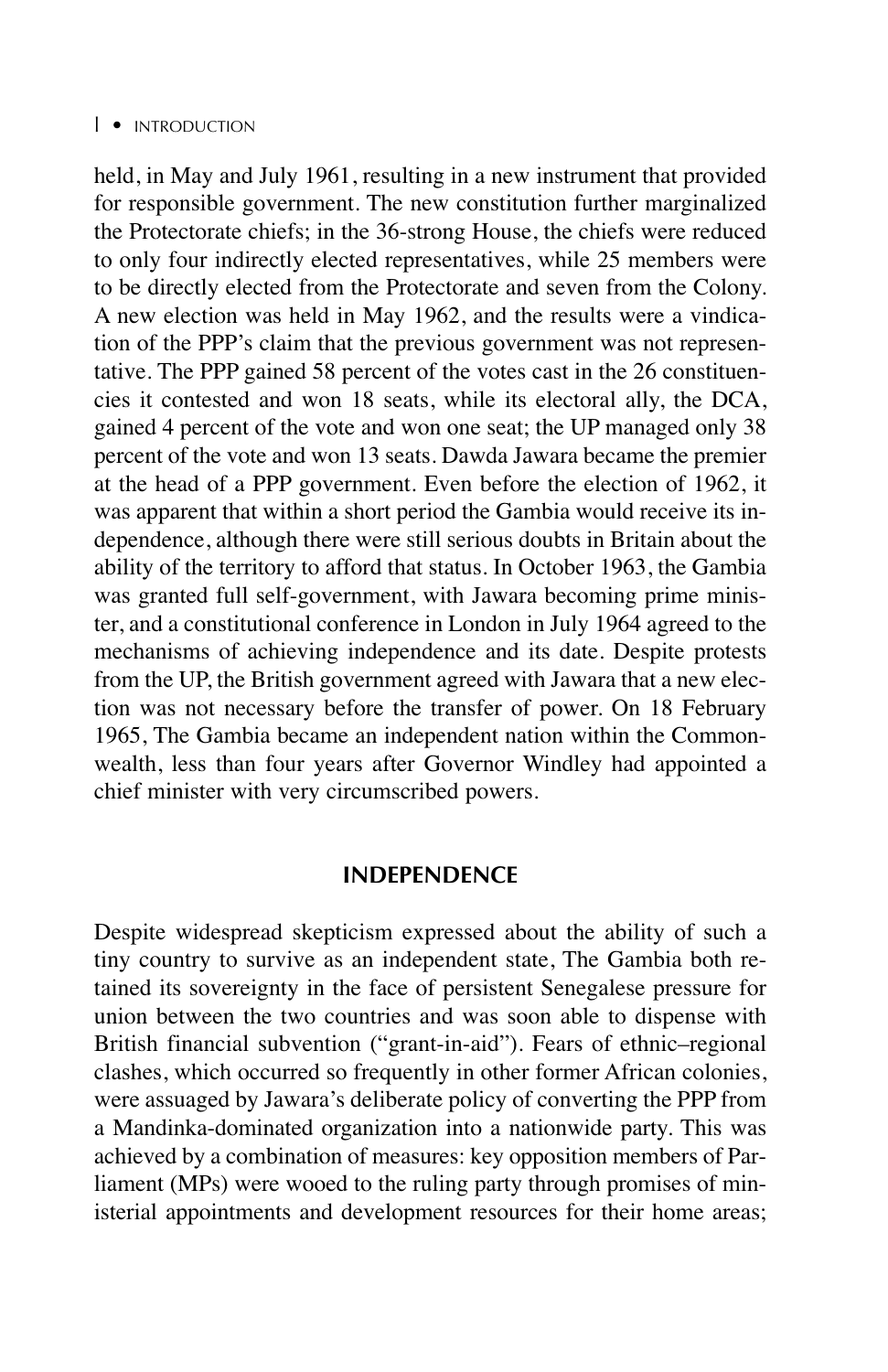held, in May and July 1961, resulting in a new instrument that provided for responsible government. The new constitution further marginalized the Protectorate chiefs; in the 36-strong House, the chiefs were reduced to only four indirectly elected representatives, while 25 members were to be directly elected from the Protectorate and seven from the Colony. A new election was held in May 1962, and the results were a vindication of the PPP's claim that the previous government was not representative. The PPP gained 58 percent of the votes cast in the 26 constituencies it contested and won 18 seats, while its electoral ally, the DCA, gained 4 percent of the vote and won one seat; the UP managed only 38 percent of the vote and won 13 seats. Dawda Jawara became the premier at the head of a PPP government. Even before the election of 1962, it was apparent that within a short period the Gambia would receive its independence, although there were still serious doubts in Britain about the ability of the territory to afford that status. In October 1963, the Gambia was granted full self-government, with Jawara becoming prime minister, and a constitutional conference in London in July 1964 agreed to the mechanisms of achieving independence and its date. Despite protests from the UP, the British government agreed with Jawara that a new election was not necessary before the transfer of power. On 18 February 1965, The Gambia became an independent nation within the Commonwealth, less than four years after Governor Windley had appointed a chief minister with very circumscribed powers.

## INDEPENDENCE

Despite widespread skepticism expressed about the ability of such a tiny country to survive as an independent state, The Gambia both retained its sovereignty in the face of persistent Senegalese pressure for union between the two countries and was soon able to dispense with British financial subvention ("grant-in-aid"). Fears of ethnic–regional clashes, which occurred so frequently in other former African colonies, were assuaged by Jawara's deliberate policy of converting the PPP from a Mandinka-dominated organization into a nationwide party. This was achieved by a combination of measures: key opposition members of Parliament (MPs) were wooed to the ruling party through promises of ministerial appointments and development resources for their home areas;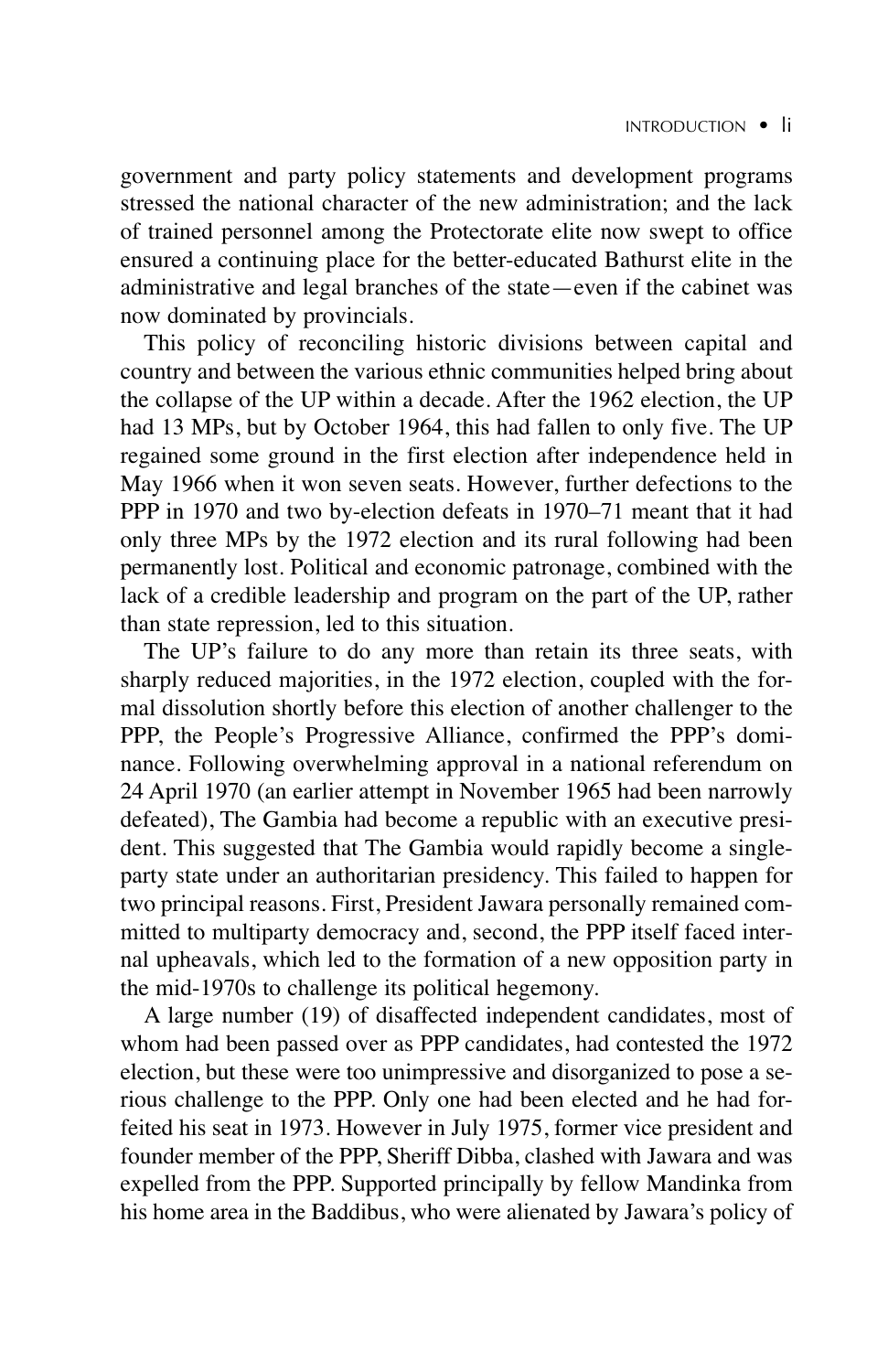government and party policy statements and development programs stressed the national character of the new administration; and the lack of trained personnel among the Protectorate elite now swept to office ensured a continuing place for the better-educated Bathurst elite in the administrative and legal branches of the state—even if the cabinet was now dominated by provincials.

This policy of reconciling historic divisions between capital and country and between the various ethnic communities helped bring about the collapse of the UP within a decade. After the 1962 election, the UP had 13 MPs, but by October 1964, this had fallen to only five. The UP regained some ground in the first election after independence held in May 1966 when it won seven seats. However, further defections to the PPP in 1970 and two by-election defeats in 1970–71 meant that it had only three MPs by the 1972 election and its rural following had been permanently lost. Political and economic patronage, combined with the lack of a credible leadership and program on the part of the UP, rather than state repression, led to this situation.

The UP's failure to do any more than retain its three seats, with sharply reduced majorities, in the 1972 election, coupled with the formal dissolution shortly before this election of another challenger to the PPP, the People's Progressive Alliance, confirmed the PPP's dominance. Following overwhelming approval in a national referendum on 24 April 1970 (an earlier attempt in November 1965 had been narrowly defeated), The Gambia had become a republic with an executive president. This suggested that The Gambia would rapidly become a single-party state under an authoritarian presidency. This failed to happen for two principal reasons. First, President Jawara personally remained committed to multiparty democracy and, second, the PPP itself faced internal upheavals, which led to the formation of a new opposition party in the mid-1970s to challenge its political hegemony.

A large number (19) of disaffected independent candidates, most of whom had been passed over as PPP candidates, had contested the 1972 election, but these were too unimpressive and disorganized to pose a serious challenge to the PPP. Only one had been elected and he had forfeited his seat in 1973. However in July 1975, former vice president and founder member of the PPP, Sheriff Dibba, clashed with Jawara and was expelled from the PPP. Supported principally by fellow Mandinka from his home area in the Baddibus, who were alienated by Jawara's policy of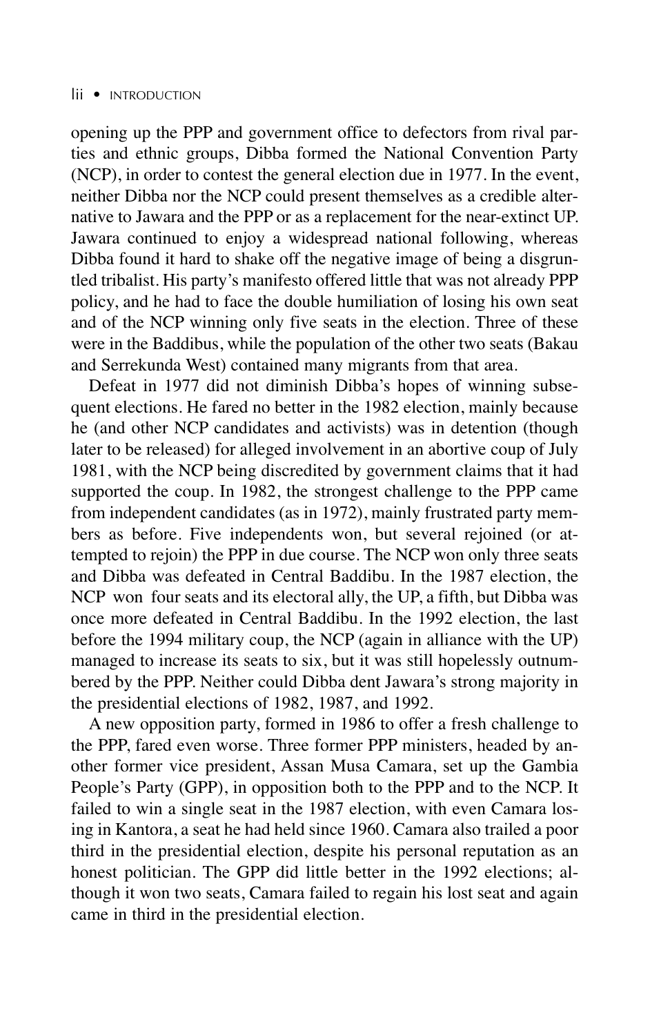opening up the PPP and government office to defectors from rival parties and ethnic groups, Dibba formed the National Convention Party (NCP), in order to contest the general election due in 1977. In the event, neither Dibba nor the NCP could present themselves as a credible alternative to Jawara and the PPP or as a replacement for the near-extinct UP. Jawara continued to enjoy a widespread national following, whereas Dibba found it hard to shake off the negative image of being a disgruntled tribalist. His party's manifesto offered little that was not already PPP policy, and he had to face the double humiliation of losing his own seat and of the NCP winning only five seats in the election. Three of these were in the Baddibus, while the population of the other two seats (Bakau and Serrekunda West) contained many migrants from that area.

Defeat in 1977 did not diminish Dibba's hopes of winning subsequent elections. He fared no better in the 1982 election, mainly because he (and other NCP candidates and activists) was in detention (though later to be released) for alleged involvement in an abortive coup of July 1981, with the NCP being discredited by government claims that it had supported the coup. In 1982, the strongest challenge to the PPP came from independent candidates (as in 1972), mainly frustrated party members as before. Five independents won, but several rejoined (or attempted to rejoin) the PPP in due course. The NCP won only three seats and Dibba was defeated in Central Baddibu. In the 1987 election, the NCP won four seats and its electoral ally, the UP, a fifth, but Dibba was once more defeated in Central Baddibu. In the 1992 election, the last before the 1994 military coup, the NCP (again in alliance with the UP) managed to increase its seats to six, but it was still hopelessly outnumbered by the PPP. Neither could Dibba dent Jawara's strong majority in the presidential elections of 1982, 1987, and 1992.

A new opposition party, formed in 1986 to offer a fresh challenge to the PPP, fared even worse. Three former PPP ministers, headed by another former vice president, Assan Musa Camara, set up the Gambia People's Party (GPP), in opposition both to the PPP and to the NCP. It failed to win a single seat in the 1987 election, with even Camara losing in Kantora, a seat he had held since 1960. Camara also trailed a poor third in the presidential election, despite his personal reputation as an honest politician. The GPP did little better in the 1992 elections; although it won two seats, Camara failed to regain his lost seat and again came in third in the presidential election.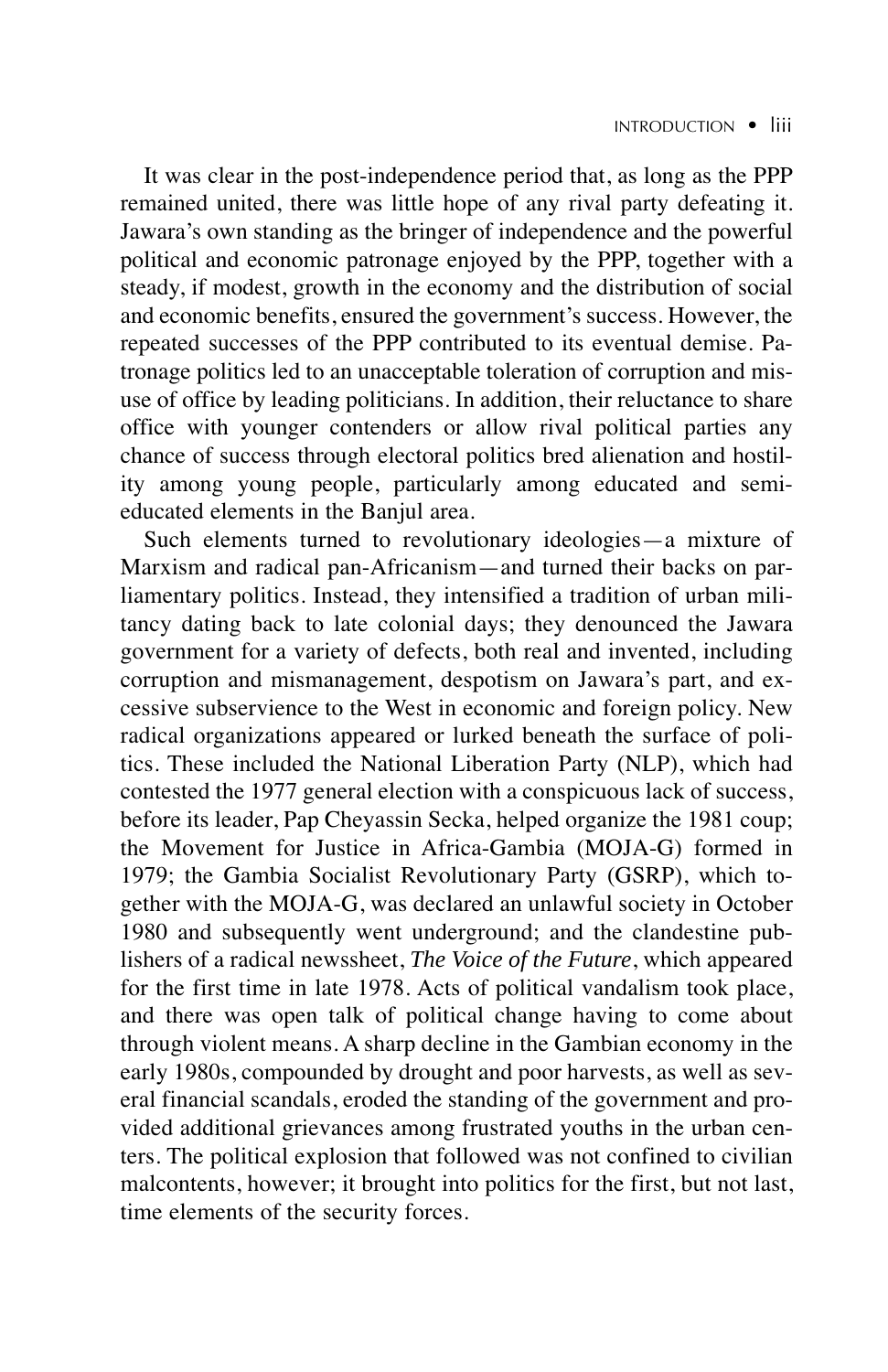It was clear in the post-independence period that, as long as the PPP remained united, there was little hope of any rival party defeating it. Jawara's own standing as the bringer of independence and the powerful political and economic patronage enjoyed by the PPP, together with a steady, if modest, growth in the economy and the distribution of social and economic benefits, ensured the government's success. However, the repeated successes of the PPP contributed to its eventual demise. Patronage politics led to an unacceptable toleration of corruption and misuse of office by leading politicians. In addition, their reluctance to share office with younger contenders or allow rival political parties any chance of success through electoral politics bred alienation and hostility among young people, particularly among educated and semi-educated elements in the Banjul area.

Such elements turned to revolutionary ideologies—a mixture of Marxism and radical pan-Africanism—and turned their backs on parliamentary politics. Instead, they intensified a tradition of urban militancy dating back to late colonial days; they denounced the Jawara government for a variety of defects, both real and invented, including corruption and mismanagement, despotism on Jawara's part, and excessive subservience to the West in economic and foreign policy. New radical organizations appeared or lurked beneath the surface of politics. These included the National Liberation Party (NLP), which had contested the 1977 general election with a conspicuous lack of success, before its leader, Pap Cheyassin Secka, helped organize the 1981 coup; the Movement for Justice in Africa-Gambia (MOJA-G) formed in 1979; the Gambia Socialist Revolutionary Party (GSRP), which together with the MOJA-G, was declared an unlawful society in October 1980 and subsequently went underground; and the clandestine publishers of a radical newssheet, *The Voice of the Future*, which appeared for the first time in late 1978. Acts of political vandalism took place, and there was open talk of political change having to come about through violent means. A sharp decline in the Gambian economy in the early 1980s, compounded by drought and poor harvests, as well as several financial scandals, eroded the standing of the government and provided additional grievances among frustrated youths in the urban centers. The political explosion that followed was not confined to civilian malcontents, however; it brought into politics for the first, but not last, time elements of the security forces.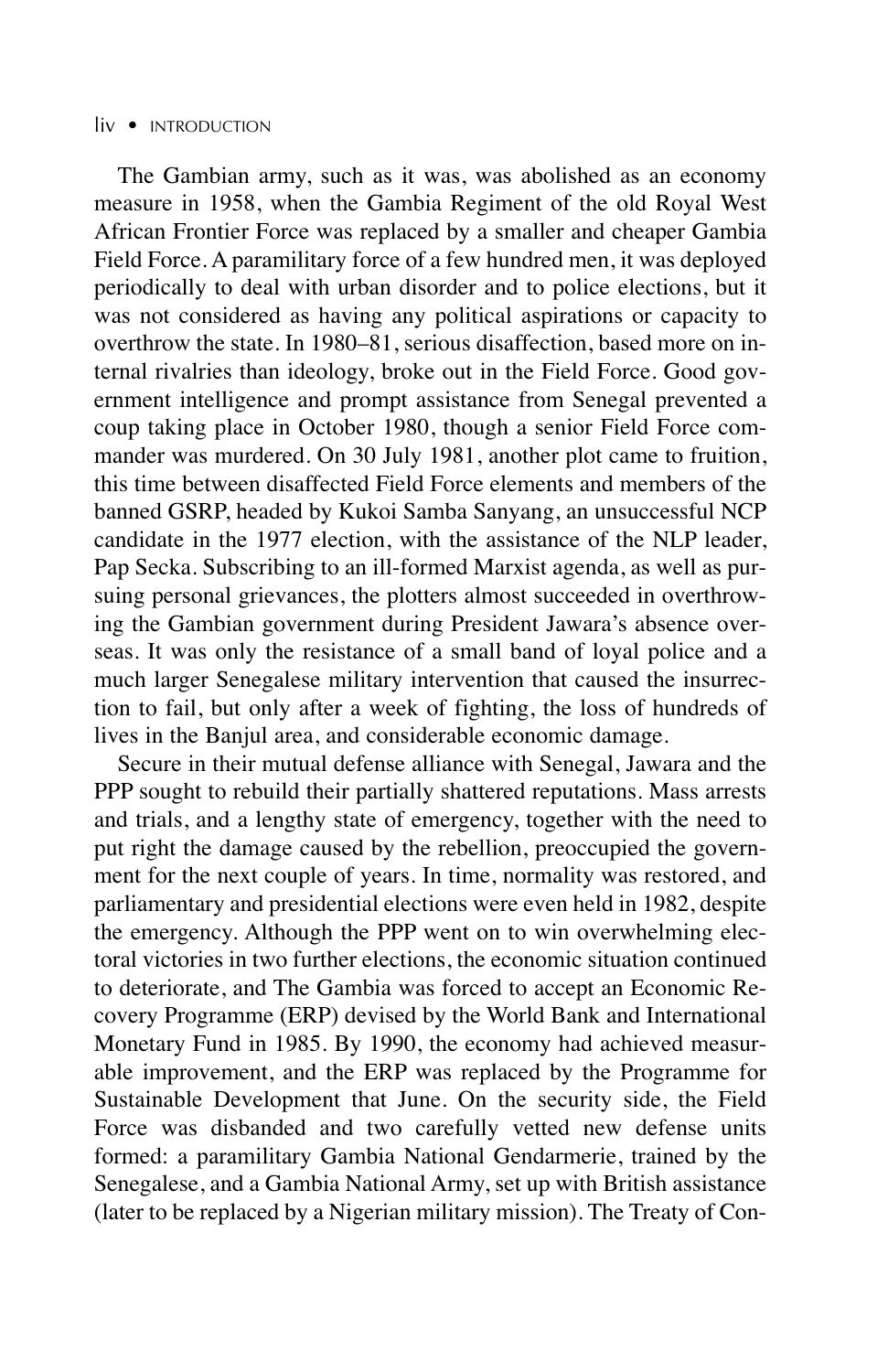The Gambian army, such as it was, was abolished as an economy measure in 1958, when the Gambia Regiment of the old Royal West African Frontier Force was replaced by a smaller and cheaper Gambia Field Force. A paramilitary force of a few hundred men, it was deployed periodically to deal with urban disorder and to police elections, but it was not considered as having any political aspirations or capacity to overthrow the state. In 1980–81, serious disaffection, based more on internal rivalries than ideology, broke out in the Field Force. Good government intelligence and prompt assistance from Senegal prevented a coup taking place in October 1980, though a senior Field Force commander was murdered. On 30 July 1981, another plot came to fruition, this time between disaffected Field Force elements and members of the banned GSRP, headed by Kukoi Samba Sanyang, an unsuccessful NCP candidate in the 1977 election, with the assistance of the NLP leader, Pap Secka. Subscribing to an ill-formed Marxist agenda, as well as pursuing personal grievances, the plotters almost succeeded in overthrowing the Gambian government during President Jawara's absence overseas. It was only the resistance of a small band of loyal police and a much larger Senegalese military intervention that caused the insurrection to fail, but only after a week of fighting, the loss of hundreds of lives in the Banjul area, and considerable economic damage.

Secure in their mutual defense alliance with Senegal, Jawara and the PPP sought to rebuild their partially shattered reputations. Mass arrests and trials, and a lengthy state of emergency, together with the need to put right the damage caused by the rebellion, preoccupied the government for the next couple of years. In time, normality was restored, and parliamentary and presidential elections were even held in 1982, despite the emergency. Although the PPP went on to win overwhelming electoral victories in two further elections, the economic situation continued to deteriorate, and The Gambia was forced to accept an Economic Recovery Programme (ERP) devised by the World Bank and International Monetary Fund in 1985. By 1990, the economy had achieved measurable improvement, and the ERP was replaced by the Programme for Sustainable Development that June. On the security side, the Field Force was disbanded and two carefully vetted new defense units formed: a paramilitary Gambia National Gendarmerie, trained by the Senegalese, and a Gambia National Army, set up with British assistance (later to be replaced by a Nigerian military mission). The Treaty of Con-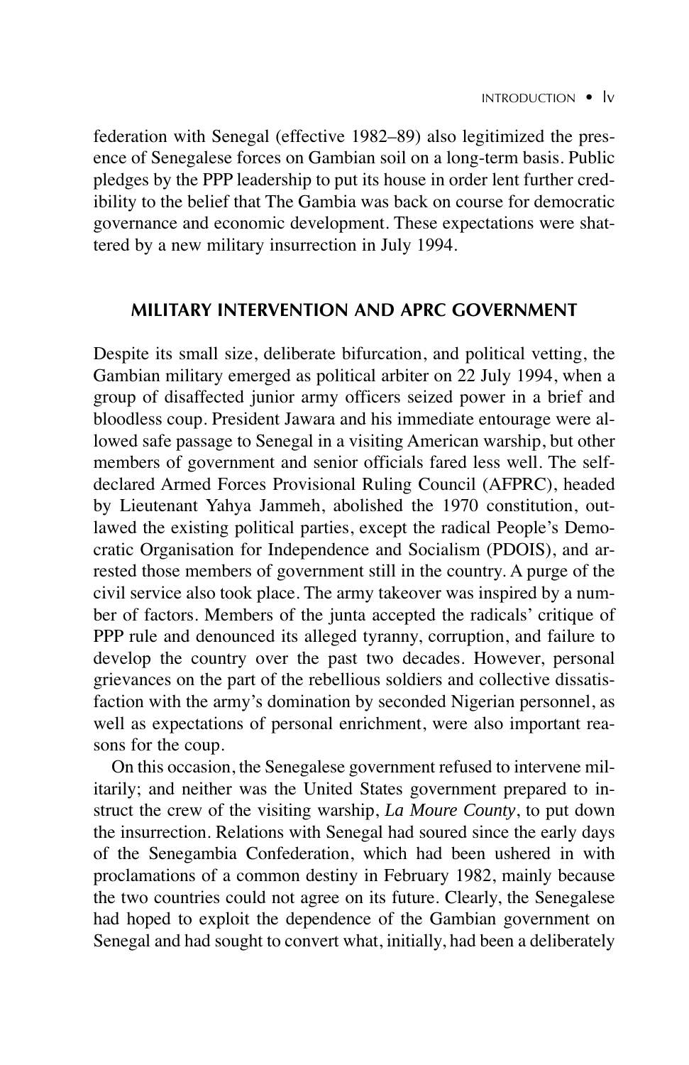federation with Senegal (effective 1982–89) also legitimized the presence of Senegalese forces on Gambian soil on a long-term basis. Public pledges by the PPP leadership to put its house in order lent further credibility to the belief that The Gambia was back on course for democratic governance and economic development. These expectations were shattered by a new military insurrection in July 1994.

## MILITARY INTERVENTION AND APRC GOVERNMENT

Despite its small size, deliberate bifurcation, and political vetting, the Gambian military emerged as political arbiter on 22 July 1994, when a group of disaffected junior army officers seized power in a brief and bloodless coup. President Jawara and his immediate entourage were allowed safe passage to Senegal in a visiting American warship, but other members of government and senior officials fared less well. The self-declared Armed Forces Provisional Ruling Council (AFPRC), headed by Lieutenant Yahya Jammeh, abolished the 1970 constitution, outlawed the existing political parties, except the radical People's Democratic Organisation for Independence and Socialism (PDOIS), and arrested those members of government still in the country. A purge of the civil service also took place. The army takeover was inspired by a number of factors. Members of the junta accepted the radicals' critique of PPP rule and denounced its alleged tyranny, corruption, and failure to develop the country over the past two decades. However, personal grievances on the part of the rebellious soldiers and collective dissatisfaction with the army's domination by seconded Nigerian personnel, as well as expectations of personal enrichment, were also important reasons for the coup.

On this occasion, the Senegalese government refused to intervene militarily; and neither was the United States government prepared to instruct the crew of the visiting warship, *La Moure County*, to put down the insurrection. Relations with Senegal had soured since the early days of the Senegambia Confederation, which had been ushered in with proclamations of a common destiny in February 1982, mainly because the two countries could not agree on its future. Clearly, the Senegalese had hoped to exploit the dependence of the Gambian government on Senegal and had sought to convert what, initially, had been a deliberately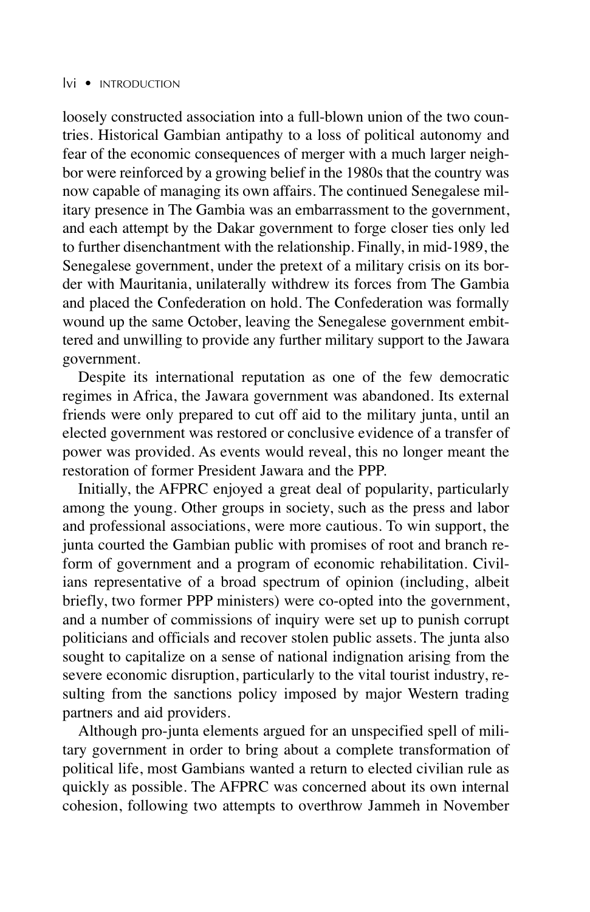loosely constructed association into a full-blown union of the two countries. Historical Gambian antipathy to a loss of political autonomy and fear of the economic consequences of merger with a much larger neighbor were reinforced by a growing belief in the 1980s that the country was now capable of managing its own affairs. The continued Senegalese military presence in The Gambia was an embarrassment to the government, and each attempt by the Dakar government to forge closer ties only led to further disenchantment with the relationship. Finally, in mid-1989, the Senegalese government, under the pretext of a military crisis on its border with Mauritania, unilaterally withdrew its forces from The Gambia and placed the Confederation on hold. The Confederation was formally wound up the same October, leaving the Senegalese government embittered and unwilling to provide any further military support to the Jawara government.

Despite its international reputation as one of the few democratic regimes in Africa, the Jawara government was abandoned. Its external friends were only prepared to cut off aid to the military junta, until an elected government was restored or conclusive evidence of a transfer of power was provided. As events would reveal, this no longer meant the restoration of former President Jawara and the PPP.

Initially, the AFPRC enjoyed a great deal of popularity, particularly among the young. Other groups in society, such as the press and labor and professional associations, were more cautious. To win support, the junta courted the Gambian public with promises of root and branch reform of government and a program of economic rehabilitation. Civilians representative of a broad spectrum of opinion (including, albeit briefly, two former PPP ministers) were co-opted into the government, and a number of commissions of inquiry were set up to punish corrupt politicians and officials and recover stolen public assets. The junta also sought to capitalize on a sense of national indignation arising from the severe economic disruption, particularly to the vital tourist industry, resulting from the sanctions policy imposed by major Western trading partners and aid providers.

Although pro-junta elements argued for an unspecified spell of military government in order to bring about a complete transformation of political life, most Gambians wanted a return to elected civilian rule as quickly as possible. The AFPRC was concerned about its own internal cohesion, following two attempts to overthrow Jammeh in November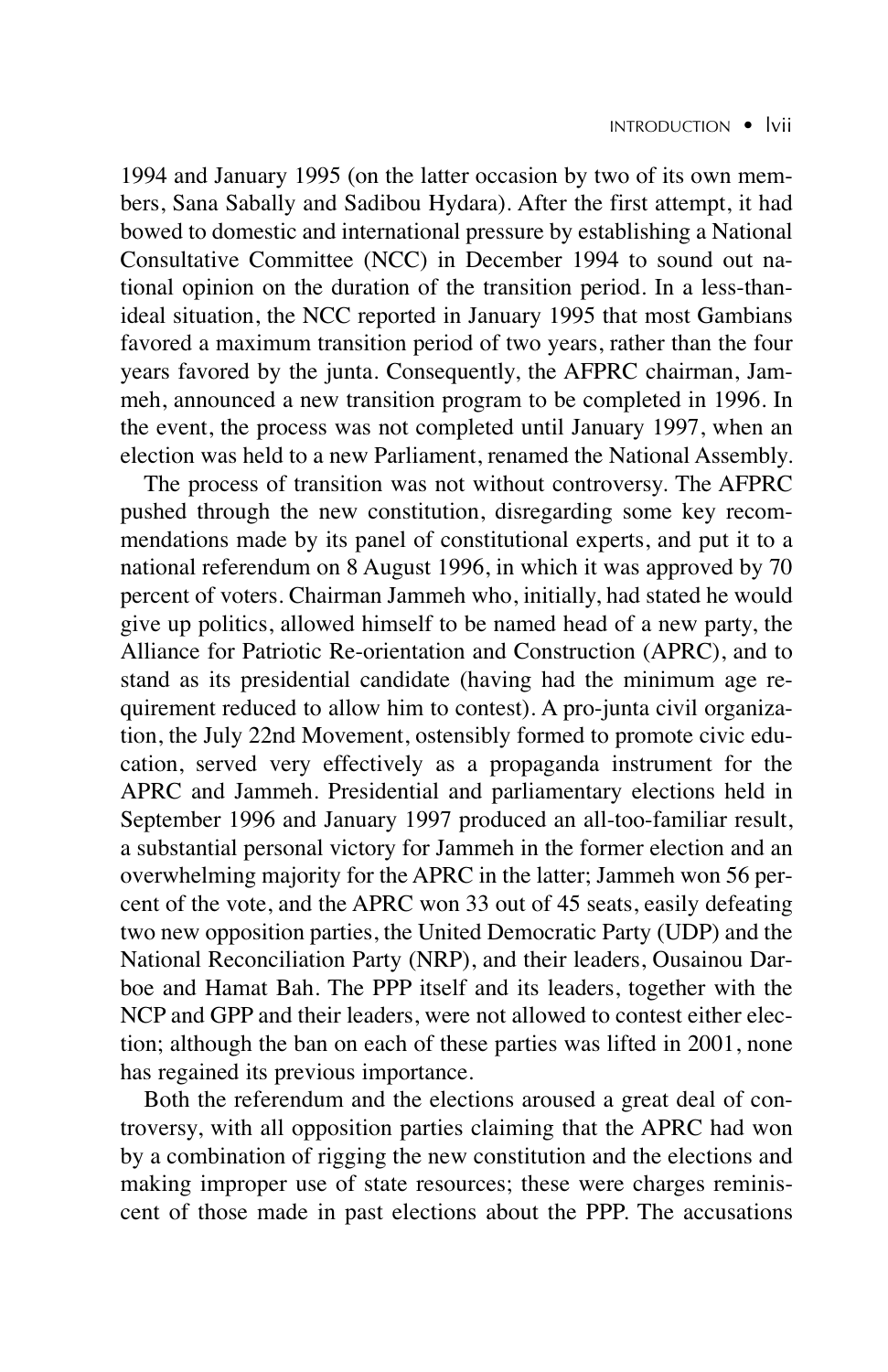1994 and January 1995 (on the latter occasion by two of its own members, Sana Sabally and Sadibou Hydara). After the first attempt, it had bowed to domestic and international pressure by establishing a National Consultative Committee (NCC) in December 1994 to sound out national opinion on the duration of the transition period. In a less-than-ideal situation, the NCC reported in January 1995 that most Gambians favored a maximum transition period of two years, rather than the four years favored by the junta. Consequently, the AFPRC chairman, Jammeh, announced a new transition program to be completed in 1996. In the event, the process was not completed until January 1997, when an election was held to a new Parliament, renamed the National Assembly.

The process of transition was not without controversy. The AFPRC pushed through the new constitution, disregarding some key recommendations made by its panel of constitutional experts, and put it to a national referendum on 8 August 1996, in which it was approved by 70 percent of voters. Chairman Jammeh who, initially, had stated he would give up politics, allowed himself to be named head of a new party, the Alliance for Patriotic Re-orientation and Construction (APRC), and to stand as its presidential candidate (having had the minimum age requirement reduced to allow him to contest). A pro-junta civil organization, the July 22nd Movement, ostensibly formed to promote civic education, served very effectively as a propaganda instrument for the APRC and Jammeh. Presidential and parliamentary elections held in September 1996 and January 1997 produced an all-too-familiar result, a substantial personal victory for Jammeh in the former election and an overwhelming majority for the APRC in the latter; Jammeh won 56 percent of the vote, and the APRC won 33 out of 45 seats, easily defeating two new opposition parties, the United Democratic Party (UDP) and the National Reconciliation Party (NRP), and their leaders, Ousainou Darboe and Hamat Bah. The PPP itself and its leaders, together with the NCP and GPP and their leaders, were not allowed to contest either election; although the ban on each of these parties was lifted in 2001, none has regained its previous importance.

Both the referendum and the elections aroused a great deal of controversy, with all opposition parties claiming that the APRC had won by a combination of rigging the new constitution and the elections and making improper use of state resources; these were charges reminiscent of those made in past elections about the PPP. The accusations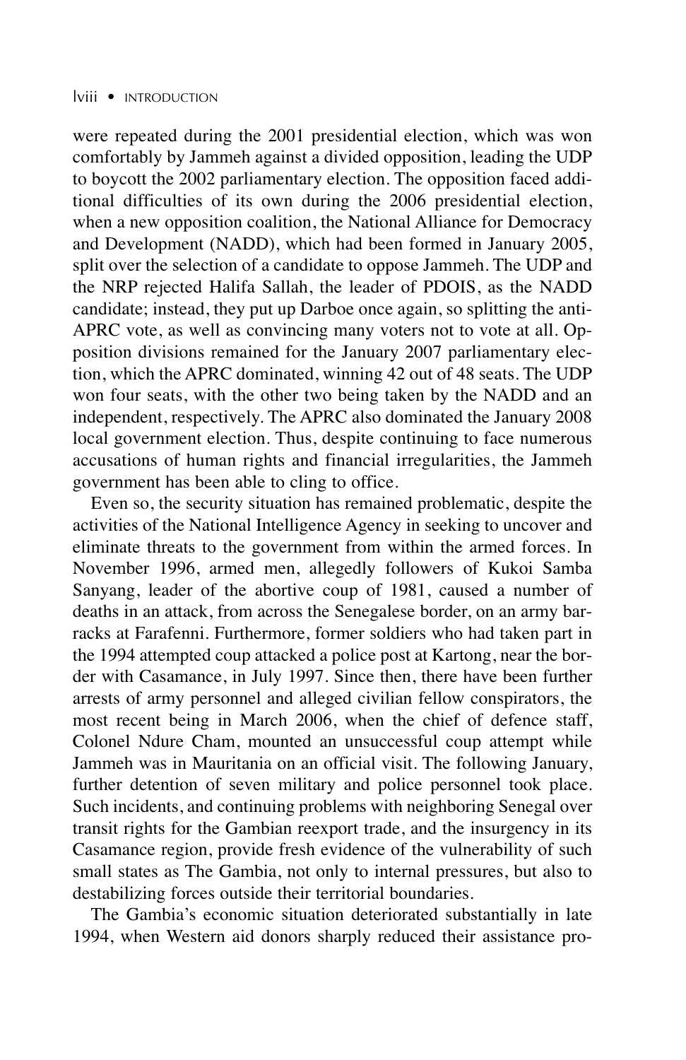were repeated during the 2001 presidential election, which was won comfortably by Jammeh against a divided opposition, leading the UDP to boycott the 2002 parliamentary election. The opposition faced additional difficulties of its own during the 2006 presidential election, when a new opposition coalition, the National Alliance for Democracy and Development (NADD), which had been formed in January 2005, split over the selection of a candidate to oppose Jammeh. The UDP and the NRP rejected Halifa Sallah, the leader of PDOIS, as the NADD candidate; instead, they put up Darboe once again, so splitting the anti-APRC vote, as well as convincing many voters not to vote at all. Opposition divisions remained for the January 2007 parliamentary election, which the APRC dominated, winning 42 out of 48 seats. The UDP won four seats, with the other two being taken by the NADD and an independent, respectively. The APRC also dominated the January 2008 local government election. Thus, despite continuing to face numerous accusations of human rights and financial irregularities, the Jammeh government has been able to cling to office.

Even so, the security situation has remained problematic, despite the activities of the National Intelligence Agency in seeking to uncover and eliminate threats to the government from within the armed forces. In November 1996, armed men, allegedly followers of Kukoi Samba Sanyang, leader of the abortive coup of 1981, caused a number of deaths in an attack, from across the Senegalese border, on an army barracks at Farafenni. Furthermore, former soldiers who had taken part in the 1994 attempted coup attacked a police post at Kartong, near the border with Casamance, in July 1997. Since then, there have been further arrests of army personnel and alleged civilian fellow conspirators, the most recent being in March 2006, when the chief of defence staff, Colonel Ndure Cham, mounted an unsuccessful coup attempt while Jammeh was in Mauritania on an official visit. The following January, further detention of seven military and police personnel took place. Such incidents, and continuing problems with neighboring Senegal over transit rights for the Gambian reexport trade, and the insurgency in its Casamance region, provide fresh evidence of the vulnerability of such small states as The Gambia, not only to internal pressures, but also to destabilizing forces outside their territorial boundaries.

The Gambia's economic situation deteriorated substantially in late 1994, when Western aid donors sharply reduced their assistance pro-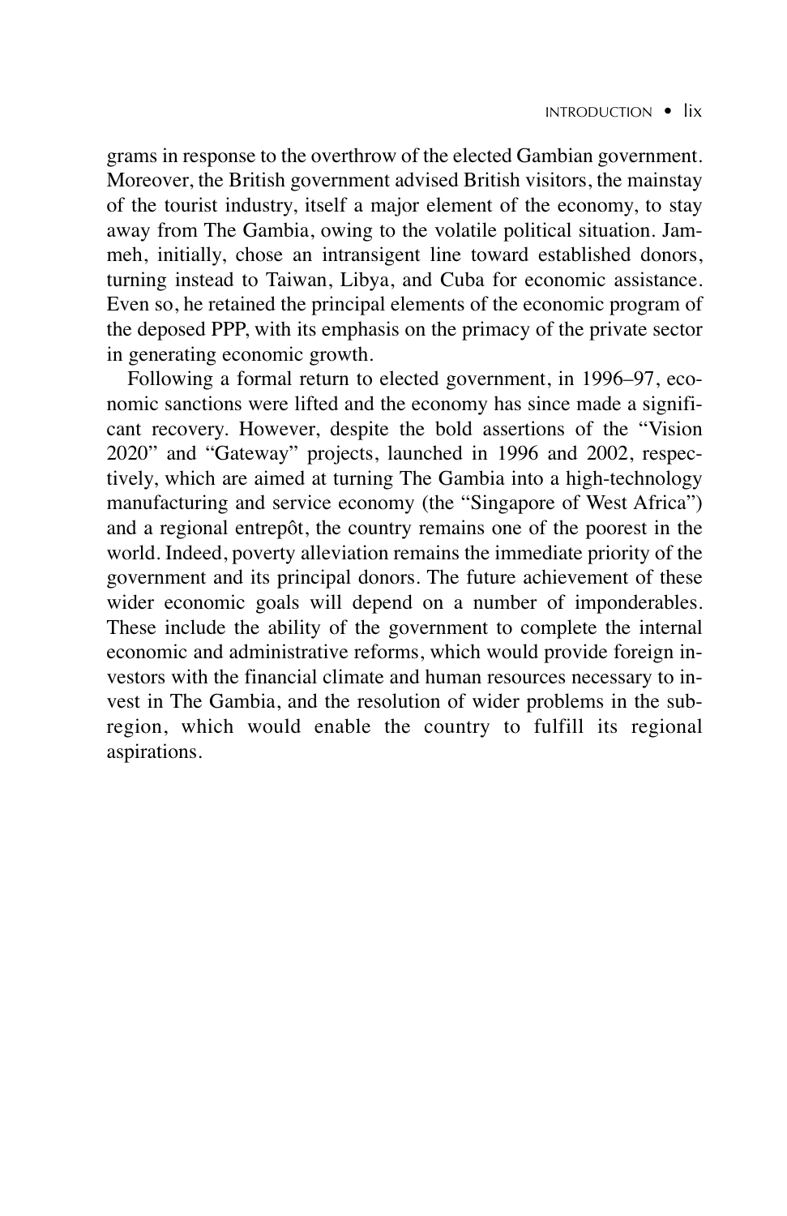grams in response to the overthrow of the elected Gambian government. Moreover, the British government advised British visitors, the mainstay of the tourist industry, itself a major element of the economy, to stay away from The Gambia, owing to the volatile political situation. Jammeh, initially, chose an intransigent line toward established donors, turning instead to Taiwan, Libya, and Cuba for economic assistance. Even so, he retained the principal elements of the economic program of the deposed PPP, with its emphasis on the primacy of the private sector in generating economic growth.

Following a formal return to elected government, in 1996–97, economic sanctions were lifted and the economy has since made a significant recovery. However, despite the bold assertions of the "Vision 2020" and "Gateway" projects, launched in 1996 and 2002, respectively, which are aimed at turning The Gambia into a high-technology manufacturing and service economy (the "Singapore of West Africa") and a regional entrepôt, the country remains one of the poorest in the world. Indeed, poverty alleviation remains the immediate priority of the government and its principal donors. The future achievement of these wider economic goals will depend on a number of imponderables. These include the ability of the government to complete the internal economic and administrative reforms, which would provide foreign investors with the financial climate and human resources necessary to invest in The Gambia, and the resolution of wider problems in the subregion, which would enable the country to fulfill its regional aspirations.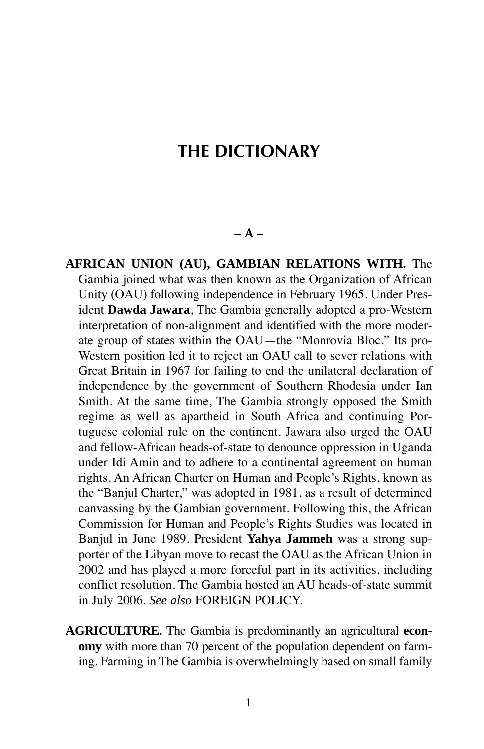# THE DICTIONARY

## – A –

**AFRICAN UNION (AU), GAMBIAN RELATIONS WITH.** The Gambia joined what was then known as the Organization of African Unity (OAU) following independence in February 1965. Under President **Dawda Jawara**, The Gambia generally adopted a pro-Western interpretation of non-alignment and identified with the more moderate group of states within the OAU—the "Monrovia Bloc." Its pro-Western position led it to reject an OAU call to sever relations with Great Britain in 1967 for failing to end the unilateral declaration of independence by the government of Southern Rhodesia under Ian Smith. At the same time, The Gambia strongly opposed the Smith regime as well as apartheid in South Africa and continuing Portuguese colonial rule on the continent. Jawara also urged the OAU and fellow-African heads-of-state to denounce oppression in Uganda under Idi Amin and to adhere to a continental agreement on human rights. An African Charter on Human and People's Rights, known as the "Banjul Charter," was adopted in 1981, as a result of determined canvassing by the Gambian government. Following this, the African Commission for Human and People's Rights Studies was located in Banjul in June 1989. President **Yahya Jammeh** was a strong supporter of the Libyan move to recast the OAU as the African Union in 2002 and has played a more forceful part in its activities, including conflict resolution. The Gambia hosted an AU heads-of-state summit in July 2006. *See also* FOREIGN POLICY.

**AGRICULTURE.** The Gambia is predominantly an agricultural **economy** with more than 70 percent of the population dependent on farming. Farming in The Gambia is overwhelmingly based on small family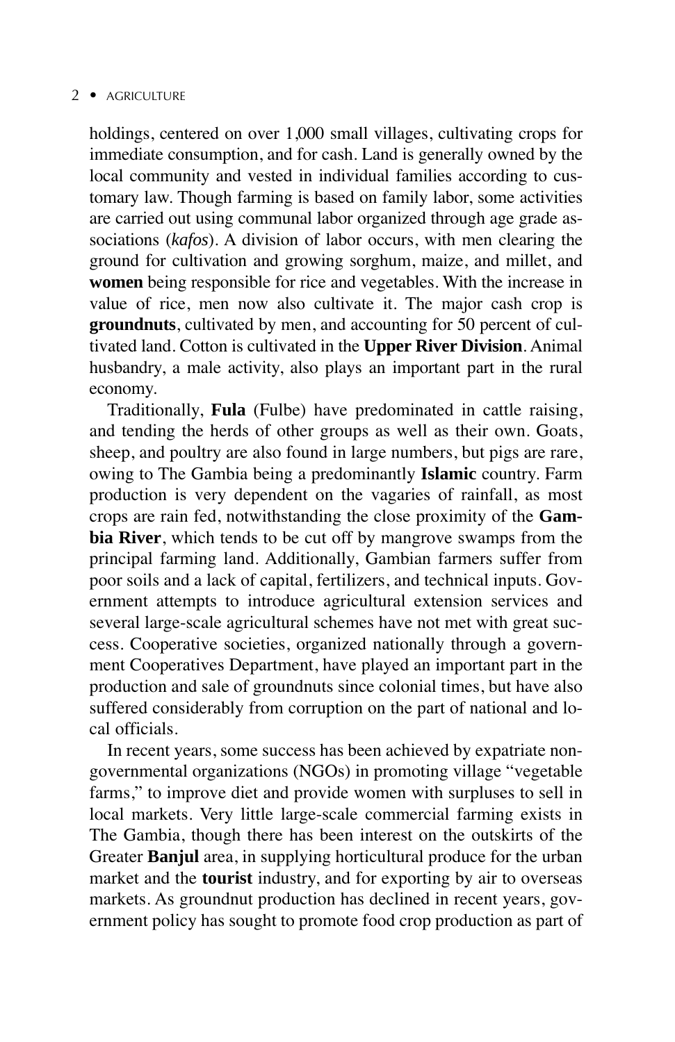holdings, centered on over 1,000 small villages, cultivating crops for immediate consumption, and for cash. Land is generally owned by the local community and vested in individual families according to customary law. Though farming is based on family labor, some activities are carried out using communal labor organized through age grade associations (*kafos*). A division of labor occurs, with men clearing the ground for cultivation and growing sorghum, maize, and millet, and **women** being responsible for rice and vegetables. With the increase in value of rice, men now also cultivate it. The major cash crop is **groundnuts**, cultivated by men, and accounting for 50 percent of cultivated land. Cotton is cultivated in the **Upper River Division**. Animal husbandry, a male activity, also plays an important part in the rural economy.

Traditionally, **Fula** (Fulbe) have predominated in cattle raising, and tending the herds of other groups as well as their own. Goats, sheep, and poultry are also found in large numbers, but pigs are rare, owing to The Gambia being a predominantly **Islamic** country. Farm production is very dependent on the vagaries of rainfall, as most crops are rain fed, notwithstanding the close proximity of the **Gambia River**, which tends to be cut off by mangrove swamps from the principal farming land. Additionally, Gambian farmers suffer from poor soils and a lack of capital, fertilizers, and technical inputs. Government attempts to introduce agricultural extension services and several large-scale agricultural schemes have not met with great success. Cooperative societies, organized nationally through a government Cooperatives Department, have played an important part in the production and sale of groundnuts since colonial times, but have also suffered considerably from corruption on the part of national and local officials.

In recent years, some success has been achieved by expatriate nongovernmental organizations (NGOs) in promoting village "vegetable farms," to improve diet and provide women with surpluses to sell in local markets. Very little large-scale commercial farming exists in The Gambia, though there has been interest on the outskirts of the Greater **Banjul** area, in supplying horticultural produce for the urban market and the **tourist** industry, and for exporting by air to overseas markets. As groundnut production has declined in recent years, government policy has sought to promote food crop production as part of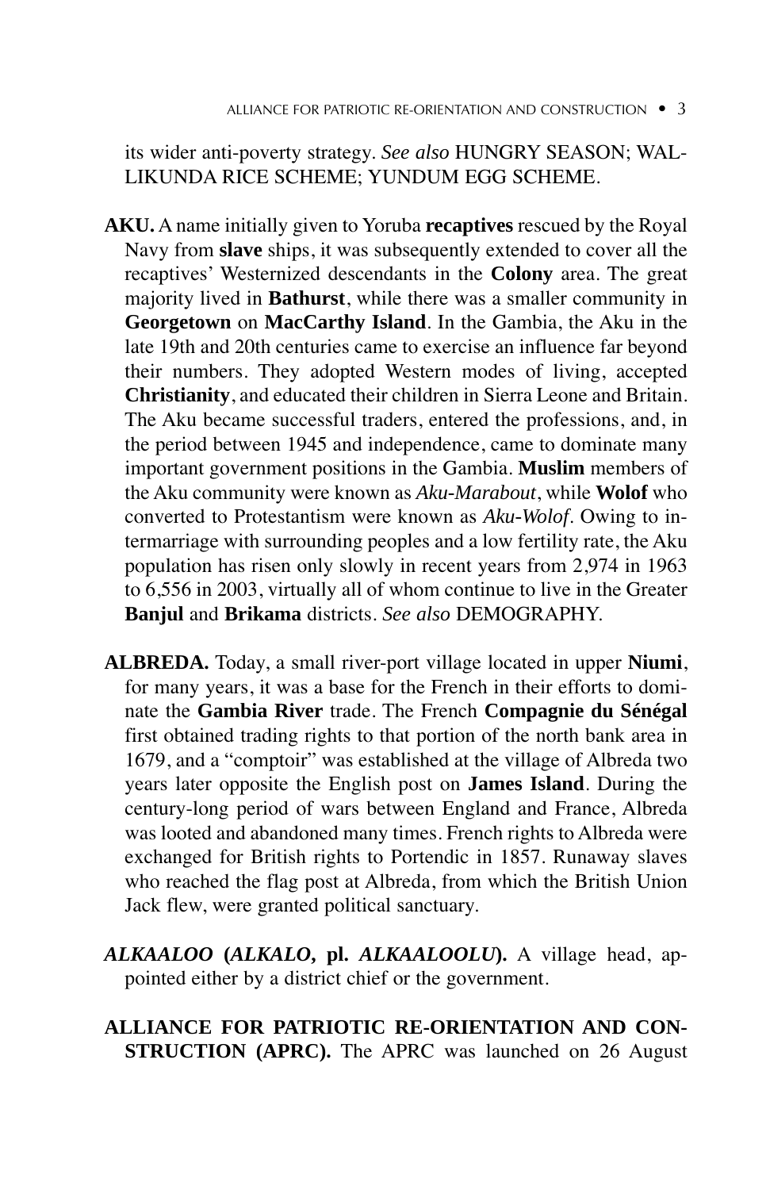its wider anti-poverty strategy. *See also* HUNGRY SEASON; WALLIKUNDA RICE SCHEME; YUNDUM EGG SCHEME.

**AKU.** A name initially given to Yoruba **recaptives** rescued by the Royal Navy from **slave** ships, it was subsequently extended to cover all the recaptives' Westernized descendants in the **Colony** area. The great majority lived in **Bathurst**, while there was a smaller community in **Georgetown** on **MacCarthy Island**. In the Gambia, the Aku in the late 19th and 20th centuries came to exercise an influence far beyond their numbers. They adopted Western modes of living, accepted **Christianity**, and educated their children in Sierra Leone and Britain. The Aku became successful traders, entered the professions, and, in the period between 1945 and independence, came to dominate many important government positions in the Gambia. **Muslim** members of the Aku community were known as *Aku-Marabout*, while **Wolof** who converted to Protestantism were known as *Aku-Wolof*. Owing to intermarriage with surrounding peoples and a low fertility rate, the Aku population has risen only slowly in recent years from 2,974 in 1963 to 6,556 in 2003, virtually all of whom continue to live in the Greater **Banjul** and **Brikama** districts. *See also* DEMOGRAPHY.

**ALBREDA.** Today, a small river-port village located in upper **Niumi**, for many years, it was a base for the French in their efforts to dominate the **Gambia River** trade. The French **Compagnie du Sénégal** first obtained trading rights to that portion of the north bank area in 1679, and a "comptoir" was established at the village of Albreda two years later opposite the English post on **James Island**. During the century-long period of wars between England and France, Albreda was looted and abandoned many times. French rights to Albreda were exchanged for British rights to Portendic in 1857. Runaway slaves who reached the flag post at Albreda, from which the British Union Jack flew, were granted political sanctuary.

***ALKAALOO*** **(*ALKALO*, pl. *ALKAALOOLU*).** A village head, appointed either by a district chief or the government.

**ALLIANCE FOR PATRIOTIC RE-ORIENTATION AND CONSTRUCTION (APRC).** The APRC was launched on 26 August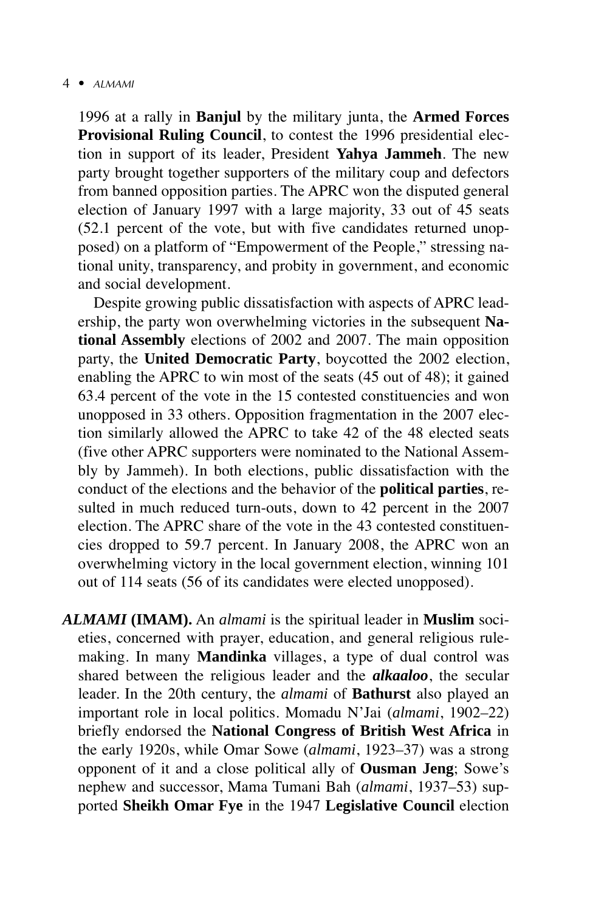1996 at a rally in **Banjul** by the military junta, the **Armed Forces Provisional Ruling Council**, to contest the 1996 presidential election in support of its leader, President **Yahya Jammeh**. The new party brought together supporters of the military coup and defectors from banned opposition parties. The APRC won the disputed general election of January 1997 with a large majority, 33 out of 45 seats (52.1 percent of the vote, but with five candidates returned unopposed) on a platform of "Empowerment of the People," stressing national unity, transparency, and probity in government, and economic and social development.

Despite growing public dissatisfaction with aspects of APRC leadership, the party won overwhelming victories in the subsequent **National Assembly** elections of 2002 and 2007. The main opposition party, the **United Democratic Party**, boycotted the 2002 election, enabling the APRC to win most of the seats (45 out of 48); it gained 63.4 percent of the vote in the 15 contested constituencies and won unopposed in 33 others. Opposition fragmentation in the 2007 election similarly allowed the APRC to take 42 of the 48 elected seats (five other APRC supporters were nominated to the National Assembly by Jammeh). In both elections, public dissatisfaction with the conduct of the elections and the behavior of the **political parties**, resulted in much reduced turn-outs, down to 42 percent in the 2007 election. The APRC share of the vote in the 43 contested constituencies dropped to 59.7 percent. In January 2008, the APRC won an overwhelming victory in the local government election, winning 101 out of 114 seats (56 of its candidates were elected unopposed).

***ALMAMI* (IMAM).** An *almami* is the spiritual leader in **Muslim** societies, concerned with prayer, education, and general religious rule-making. In many **Mandinka** villages, a type of dual control was shared between the religious leader and the ***alkaaloo***, the secular leader. In the 20th century, the *almami* of **Bathurst** also played an important role in local politics. Momadu N'Jai (*almami*, 1902–22) briefly endorsed the **National Congress of British West Africa** in the early 1920s, while Omar Sowe (*almami*, 1923–37) was a strong opponent of it and a close political ally of **Ousman Jeng**; Sowe's nephew and successor, Mama Tumani Bah (*almami*, 1937–53) supported **Sheikh Omar Fye** in the 1947 **Legislative Council** election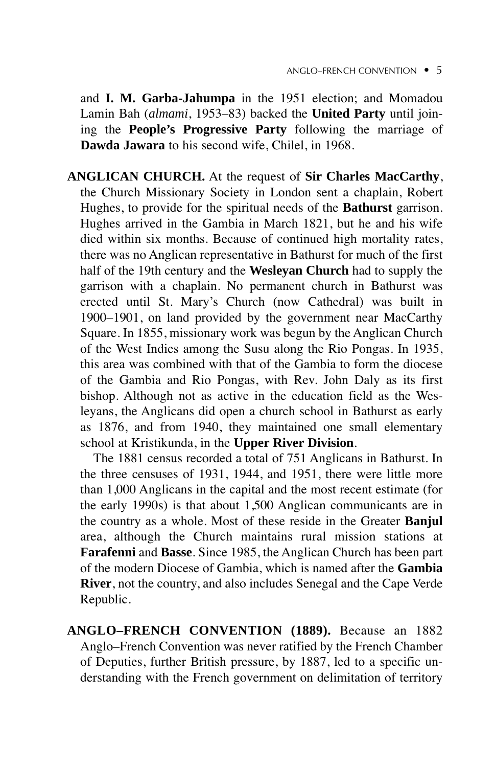and **I. M. Garba-Jahumpa** in the 1951 election; and Momadou Lamin Bah (*almami*, 1953–83) backed the **United Party** until joining the **People's Progressive Party** following the marriage of **Dawda Jawara** to his second wife, Chilel, in 1968.

**ANGLICAN CHURCH.** At the request of **Sir Charles MacCarthy**, the Church Missionary Society in London sent a chaplain, Robert Hughes, to provide for the spiritual needs of the **Bathurst** garrison. Hughes arrived in the Gambia in March 1821, but he and his wife died within six months. Because of continued high mortality rates, there was no Anglican representative in Bathurst for much of the first half of the 19th century and the **Wesleyan Church** had to supply the garrison with a chaplain. No permanent church in Bathurst was erected until St. Mary's Church (now Cathedral) was built in 1900–1901, on land provided by the government near MacCarthy Square. In 1855, missionary work was begun by the Anglican Church of the West Indies among the Susu along the Rio Pongas. In 1935, this area was combined with that of the Gambia to form the diocese of the Gambia and Rio Pongas, with Rev. John Daly as its first bishop. Although not as active in the education field as the Wesleyans, the Anglicans did open a church school in Bathurst as early as 1876, and from 1940, they maintained one small elementary school at Kristikunda, in the **Upper River Division**.

The 1881 census recorded a total of 751 Anglicans in Bathurst. In the three censuses of 1931, 1944, and 1951, there were little more than 1,000 Anglicans in the capital and the most recent estimate (for the early 1990s) is that about 1,500 Anglican communicants are in the country as a whole. Most of these reside in the Greater **Banjul** area, although the Church maintains rural mission stations at **Farafenni** and **Basse**. Since 1985, the Anglican Church has been part of the modern Diocese of Gambia, which is named after the **Gambia River**, not the country, and also includes Senegal and the Cape Verde Republic.

**ANGLO–FRENCH CONVENTION (1889).** Because an 1882 Anglo–French Convention was never ratified by the French Chamber of Deputies, further British pressure, by 1887, led to a specific understanding with the French government on delimitation of territory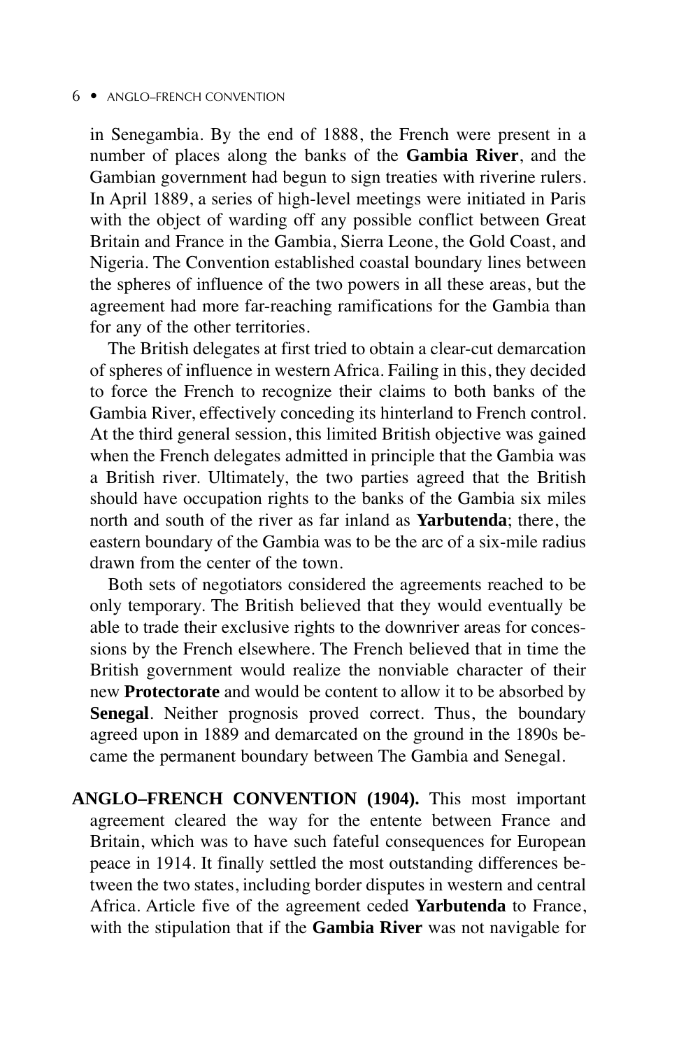in Senegambia. By the end of 1888, the French were present in a number of places along the banks of the **Gambia River**, and the Gambian government had begun to sign treaties with riverine rulers. In April 1889, a series of high-level meetings were initiated in Paris with the object of warding off any possible conflict between Great Britain and France in the Gambia, Sierra Leone, the Gold Coast, and Nigeria. The Convention established coastal boundary lines between the spheres of influence of the two powers in all these areas, but the agreement had more far-reaching ramifications for the Gambia than for any of the other territories.

The British delegates at first tried to obtain a clear-cut demarcation of spheres of influence in western Africa. Failing in this, they decided to force the French to recognize their claims to both banks of the Gambia River, effectively conceding its hinterland to French control. At the third general session, this limited British objective was gained when the French delegates admitted in principle that the Gambia was a British river. Ultimately, the two parties agreed that the British should have occupation rights to the banks of the Gambia six miles north and south of the river as far inland as **Yarbutenda**; there, the eastern boundary of the Gambia was to be the arc of a six-mile radius drawn from the center of the town.

Both sets of negotiators considered the agreements reached to be only temporary. The British believed that they would eventually be able to trade their exclusive rights to the downriver areas for concessions by the French elsewhere. The French believed that in time the British government would realize the nonviable character of their new **Protectorate** and would be content to allow it to be absorbed by **Senegal**. Neither prognosis proved correct. Thus, the boundary agreed upon in 1889 and demarcated on the ground in the 1890s became the permanent boundary between The Gambia and Senegal.

**ANGLO–FRENCH CONVENTION (1904).** This most important agreement cleared the way for the entente between France and Britain, which was to have such fateful consequences for European peace in 1914. It finally settled the most outstanding differences between the two states, including border disputes in western and central Africa. Article five of the agreement ceded **Yarbutenda** to France, with the stipulation that if the **Gambia River** was not navigable for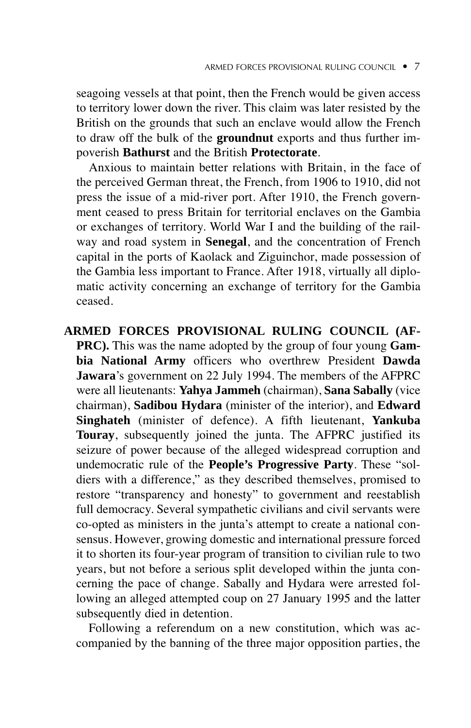seagoing vessels at that point, then the French would be given access to territory lower down the river. This claim was later resisted by the British on the grounds that such an enclave would allow the French to draw off the bulk of the **groundnut** exports and thus further impoverish **Bathurst** and the British **Protectorate**.

Anxious to maintain better relations with Britain, in the face of the perceived German threat, the French, from 1906 to 1910, did not press the issue of a mid-river port. After 1910, the French government ceased to press Britain for territorial enclaves on the Gambia or exchanges of territory. World War I and the building of the railway and road system in **Senegal**, and the concentration of French capital in the ports of Kaolack and Ziguinchor, made possession of the Gambia less important to France. After 1918, virtually all diplomatic activity concerning an exchange of territory for the Gambia ceased.

**ARMED FORCES PROVISIONAL RULING COUNCIL (AFPRC).** This was the name adopted by the group of four young **Gambia National Army** officers who overthrew President **Dawda Jawara**'s government on 22 July 1994. The members of the AFPRC were all lieutenants: **Yahya Jammeh** (chairman), **Sana Sabally** (vice chairman), **Sadibou Hydara** (minister of the interior), and **Edward Singhateh** (minister of defence). A fifth lieutenant, **Yankuba Touray**, subsequently joined the junta. The AFPRC justified its seizure of power because of the alleged widespread corruption and undemocratic rule of the **People's Progressive Party**. These "soldiers with a difference," as they described themselves, promised to restore "transparency and honesty" to government and reestablish full democracy. Several sympathetic civilians and civil servants were co-opted as ministers in the junta's attempt to create a national consensus. However, growing domestic and international pressure forced it to shorten its four-year program of transition to civilian rule to two years, but not before a serious split developed within the junta concerning the pace of change. Sabally and Hydara were arrested following an alleged attempted coup on 27 January 1995 and the latter subsequently died in detention.

Following a referendum on a new constitution, which was accompanied by the banning of the three major opposition parties, the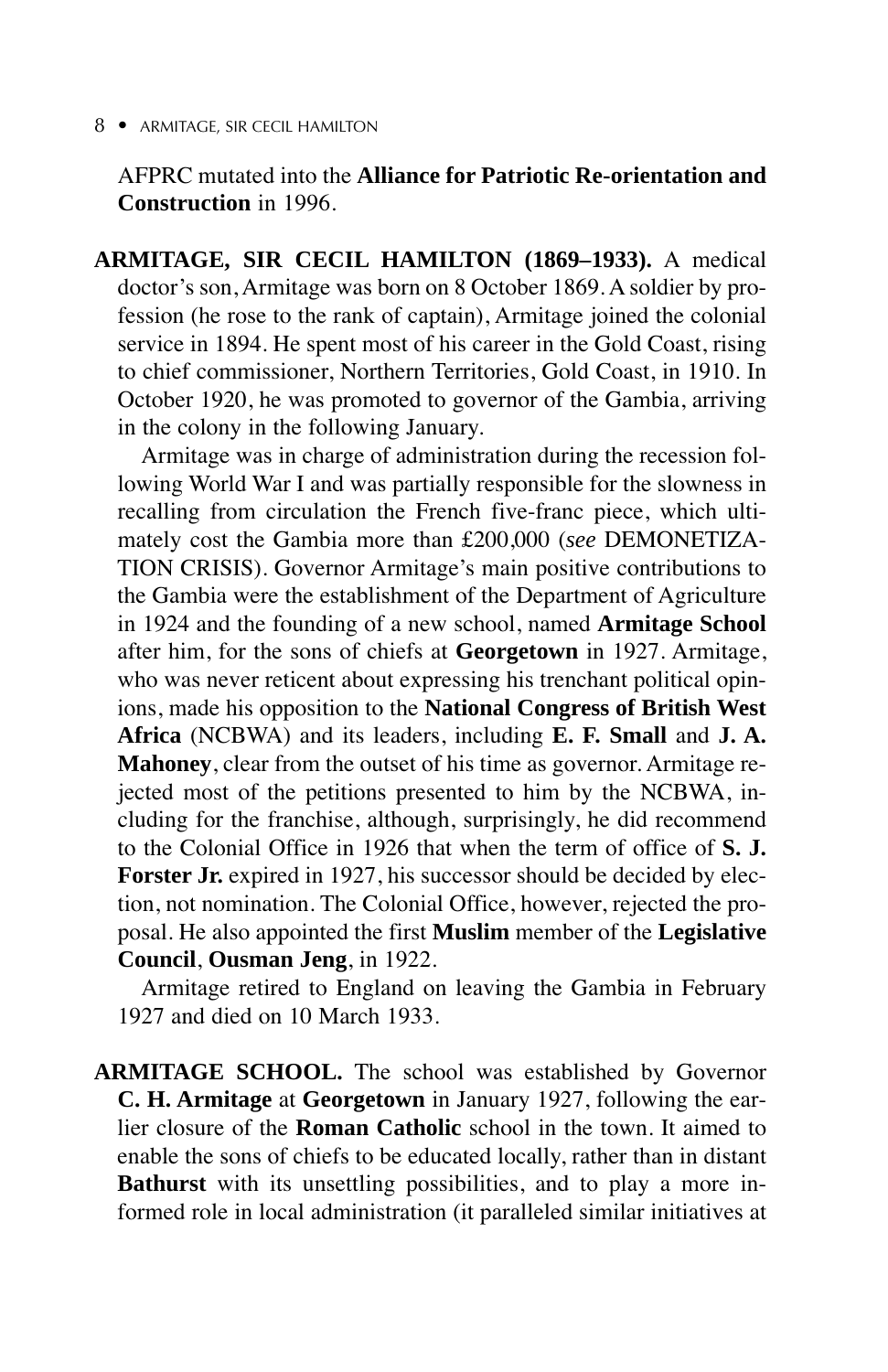AFPRC mutated into the **Alliance for Patriotic Re-orientation and Construction** in 1996.

**ARMITAGE, SIR CECIL HAMILTON (1869–1933).** A medical doctor's son, Armitage was born on 8 October 1869. A soldier by profession (he rose to the rank of captain), Armitage joined the colonial service in 1894. He spent most of his career in the Gold Coast, rising to chief commissioner, Northern Territories, Gold Coast, in 1910. In October 1920, he was promoted to governor of the Gambia, arriving in the colony in the following January.

Armitage was in charge of administration during the recession following World War I and was partially responsible for the slowness in recalling from circulation the French five-franc piece, which ultimately cost the Gambia more than £200,000 (*see* DEMONETIZATION CRISIS). Governor Armitage's main positive contributions to the Gambia were the establishment of the Department of Agriculture in 1924 and the founding of a new school, named **Armitage School** after him, for the sons of chiefs at **Georgetown** in 1927. Armitage, who was never reticent about expressing his trenchant political opinions, made his opposition to the **National Congress of British West Africa** (NCBWA) and its leaders, including **E. F. Small** and **J. A. Mahoney**, clear from the outset of his time as governor. Armitage rejected most of the petitions presented to him by the NCBWA, including for the franchise, although, surprisingly, he did recommend to the Colonial Office in 1926 that when the term of office of **S. J. Forster Jr.** expired in 1927, his successor should be decided by election, not nomination. The Colonial Office, however, rejected the proposal. He also appointed the first **Muslim** member of the **Legislative Council**, **Ousman Jeng**, in 1922.

Armitage retired to England on leaving the Gambia in February 1927 and died on 10 March 1933.

**ARMITAGE SCHOOL.** The school was established by Governor **C. H. Armitage** at **Georgetown** in January 1927, following the earlier closure of the **Roman Catholic** school in the town. It aimed to enable the sons of chiefs to be educated locally, rather than in distant **Bathurst** with its unsettling possibilities, and to play a more informed role in local administration (it paralleled similar initiatives at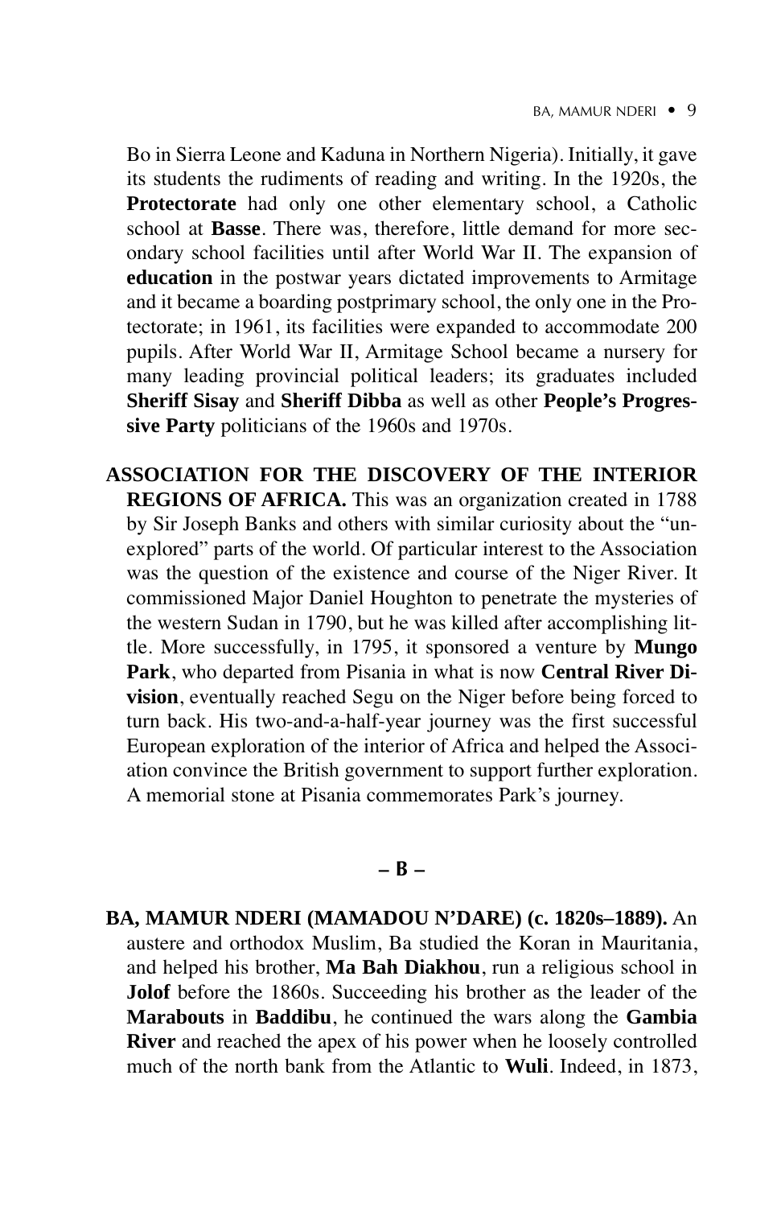Bo in Sierra Leone and Kaduna in Northern Nigeria). Initially, it gave its students the rudiments of reading and writing. In the 1920s, the **Protectorate** had only one other elementary school, a Catholic school at **Basse**. There was, therefore, little demand for more secondary school facilities until after World War II. The expansion of **education** in the postwar years dictated improvements to Armitage and it became a boarding postprimary school, the only one in the Protectorate; in 1961, its facilities were expanded to accommodate 200 pupils. After World War II, Armitage School became a nursery for many leading provincial political leaders; its graduates included **Sheriff Sisay** and **Sheriff Dibba** as well as other **People's Progressive Party** politicians of the 1960s and 1970s.

**ASSOCIATION FOR THE DISCOVERY OF THE INTERIOR REGIONS OF AFRICA.** This was an organization created in 1788 by Sir Joseph Banks and others with similar curiosity about the "unexplored" parts of the world. Of particular interest to the Association was the question of the existence and course of the Niger River. It commissioned Major Daniel Houghton to penetrate the mysteries of the western Sudan in 1790, but he was killed after accomplishing little. More successfully, in 1795, it sponsored a venture by **Mungo Park**, who departed from Pisania in what is now **Central River Division**, eventually reached Segu on the Niger before being forced to turn back. His two-and-a-half-year journey was the first successful European exploration of the interior of Africa and helped the Association convince the British government to support further exploration. A memorial stone at Pisania commemorates Park's journey.

## – B –

**BA, MAMUR NDERI (MAMADOU N'DARE) (c. 1820s–1889).** An austere and orthodox Muslim, Ba studied the Koran in Mauritania, and helped his brother, **Ma Bah Diakhou**, run a religious school in **Jolof** before the 1860s. Succeeding his brother as the leader of the **Marabouts** in **Baddibu**, he continued the wars along the **Gambia River** and reached the apex of his power when he loosely controlled much of the north bank from the Atlantic to **Wuli**. Indeed, in 1873,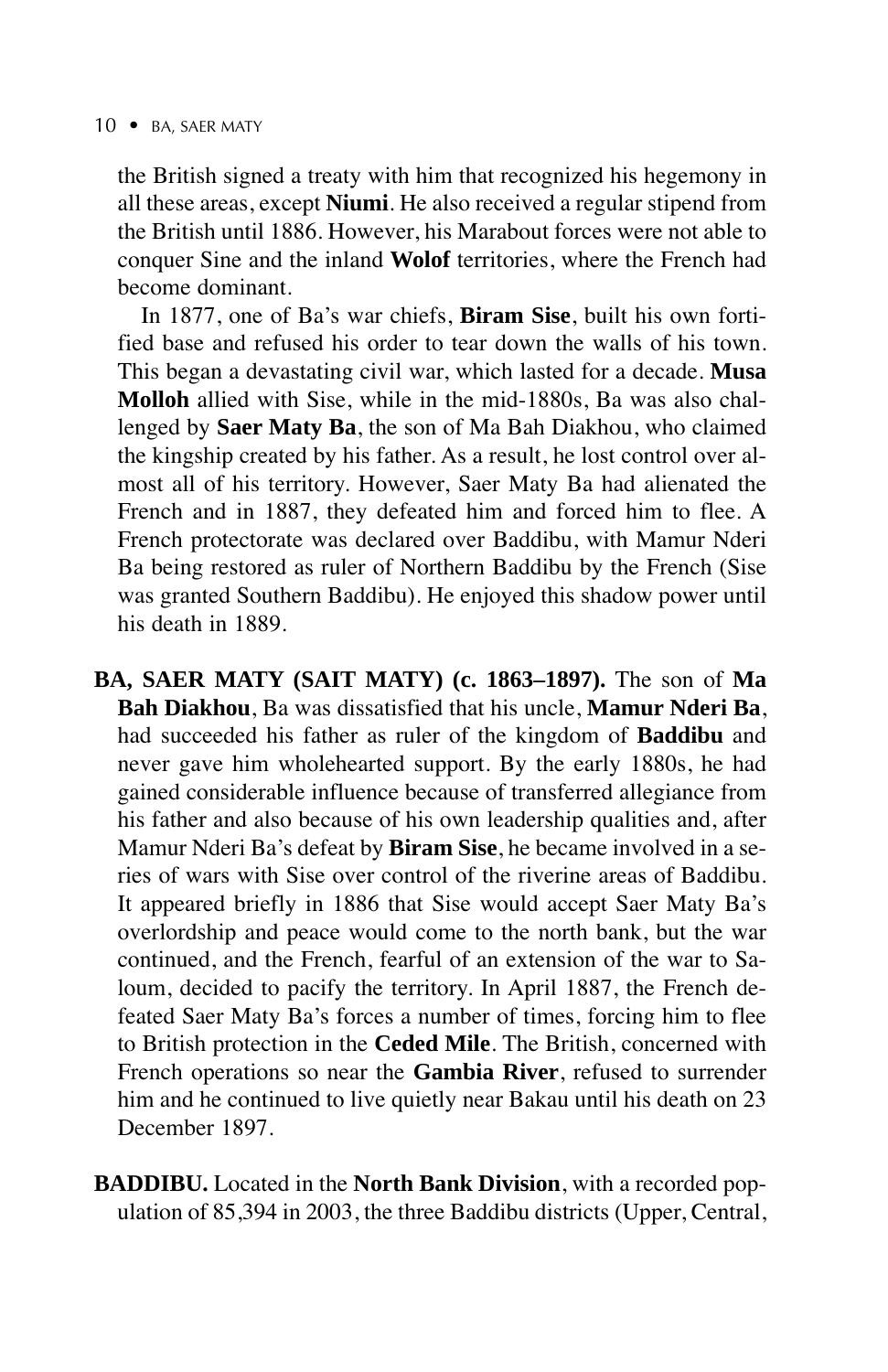the British signed a treaty with him that recognized his hegemony in all these areas, except **Niumi**. He also received a regular stipend from the British until 1886. However, his Marabout forces were not able to conquer Sine and the inland **Wolof** territories, where the French had become dominant.

In 1877, one of Ba's war chiefs, **Biram Sise**, built his own fortified base and refused his order to tear down the walls of his town. This began a devastating civil war, which lasted for a decade. **Musa Molloh** allied with Sise, while in the mid-1880s, Ba was also challenged by **Saer Maty Ba**, the son of Ma Bah Diakhou, who claimed the kingship created by his father. As a result, he lost control over almost all of his territory. However, Saer Maty Ba had alienated the French and in 1887, they defeated him and forced him to flee. A French protectorate was declared over Baddibu, with Mamur Nderi Ba being restored as ruler of Northern Baddibu by the French (Sise was granted Southern Baddibu). He enjoyed this shadow power until his death in 1889.

**BA, SAER MATY (SAIT MATY) (c. 1863–1897).** The son of **Ma Bah Diakhou**, Ba was dissatisfied that his uncle, **Mamur Nderi Ba**, had succeeded his father as ruler of the kingdom of **Baddibu** and never gave him wholehearted support. By the early 1880s, he had gained considerable influence because of transferred allegiance from his father and also because of his own leadership qualities and, after Mamur Nderi Ba's defeat by **Biram Sise**, he became involved in a series of wars with Sise over control of the riverine areas of Baddibu. It appeared briefly in 1886 that Sise would accept Saer Maty Ba's overlordship and peace would come to the north bank, but the war continued, and the French, fearful of an extension of the war to Saloum, decided to pacify the territory. In April 1887, the French defeated Saer Maty Ba's forces a number of times, forcing him to flee to British protection in the **Ceded Mile**. The British, concerned with French operations so near the **Gambia River**, refused to surrender him and he continued to live quietly near Bakau until his death on 23 December 1897.

**BADDIBU.** Located in the **North Bank Division**, with a recorded population of 85,394 in 2003, the three Baddibu districts (Upper, Central,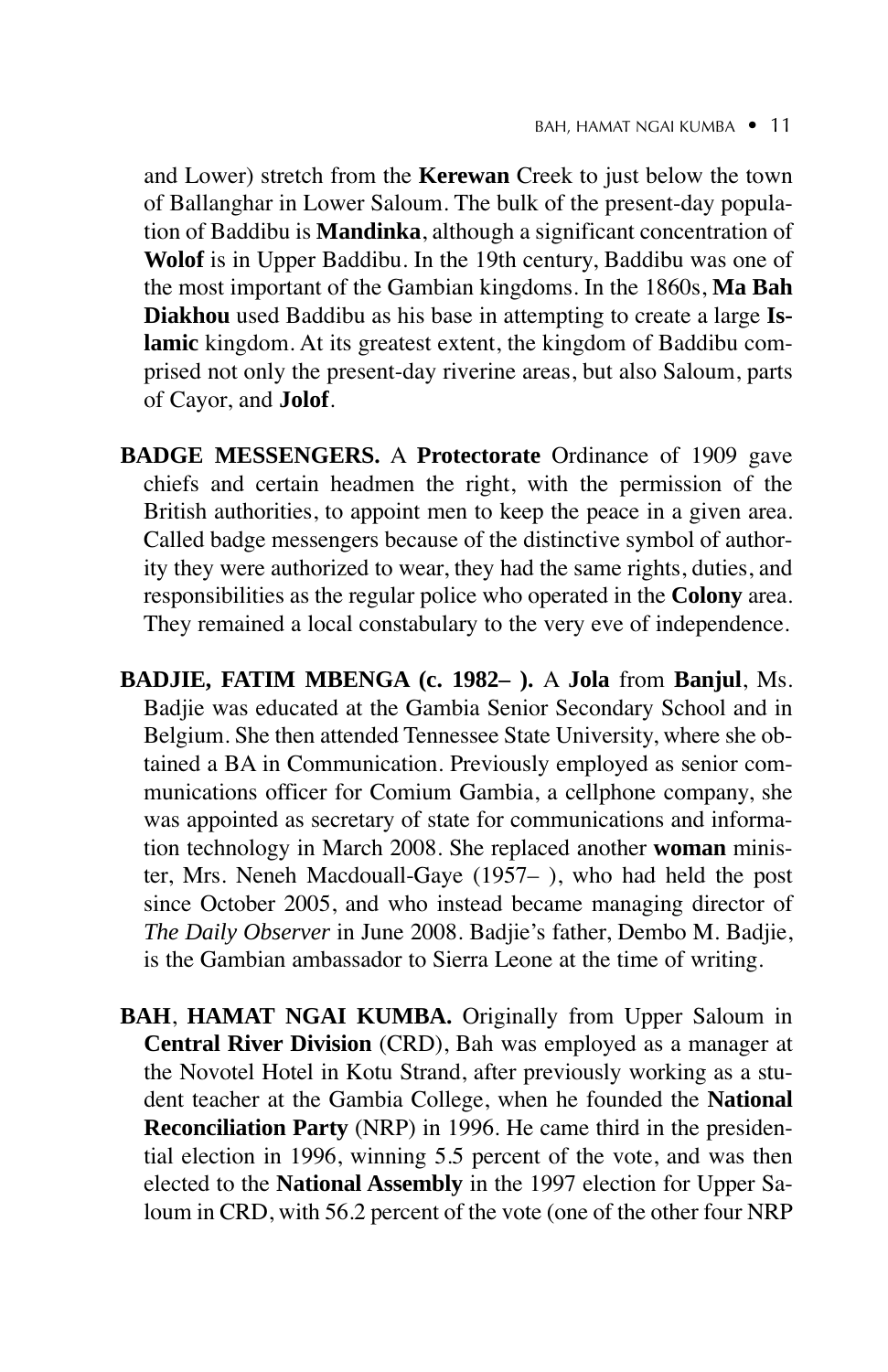and Lower) stretch from the **Kerewan** Creek to just below the town of Ballanghar in Lower Saloum. The bulk of the present-day population of Baddibu is **Mandinka**, although a significant concentration of **Wolof** is in Upper Baddibu. In the 19th century, Baddibu was one of the most important of the Gambian kingdoms. In the 1860s, **Ma Bah Diakhou** used Baddibu as his base in attempting to create a large **Islamic** kingdom. At its greatest extent, the kingdom of Baddibu comprised not only the present-day riverine areas, but also Saloum, parts of Cayor, and **Jolof**.

**BADGE MESSENGERS.** A **Protectorate** Ordinance of 1909 gave chiefs and certain headmen the right, with the permission of the British authorities, to appoint men to keep the peace in a given area. Called badge messengers because of the distinctive symbol of authority they were authorized to wear, they had the same rights, duties, and responsibilities as the regular police who operated in the **Colony** area. They remained a local constabulary to the very eve of independence.

**BADJIE, FATIM MBENGA (c. 1982– ).** A **Jola** from **Banjul**, Ms. Badjie was educated at the Gambia Senior Secondary School and in Belgium. She then attended Tennessee State University, where she obtained a BA in Communication. Previously employed as senior communications officer for Comium Gambia, a cellphone company, she was appointed as secretary of state for communications and information technology in March 2008. She replaced another **woman** minister, Mrs. Neneh Macdouall-Gaye (1957– ), who had held the post since October 2005, and who instead became managing director of *The Daily Observer* in June 2008. Badjie's father, Dembo M. Badjie, is the Gambian ambassador to Sierra Leone at the time of writing.

**BAH**, **HAMAT NGAI KUMBA.** Originally from Upper Saloum in **Central River Division** (CRD), Bah was employed as a manager at the Novotel Hotel in Kotu Strand, after previously working as a student teacher at the Gambia College, when he founded the **National Reconciliation Party** (NRP) in 1996. He came third in the presidential election in 1996, winning 5.5 percent of the vote, and was then elected to the **National Assembly** in the 1997 election for Upper Saloum in CRD, with 56.2 percent of the vote (one of the other four NRP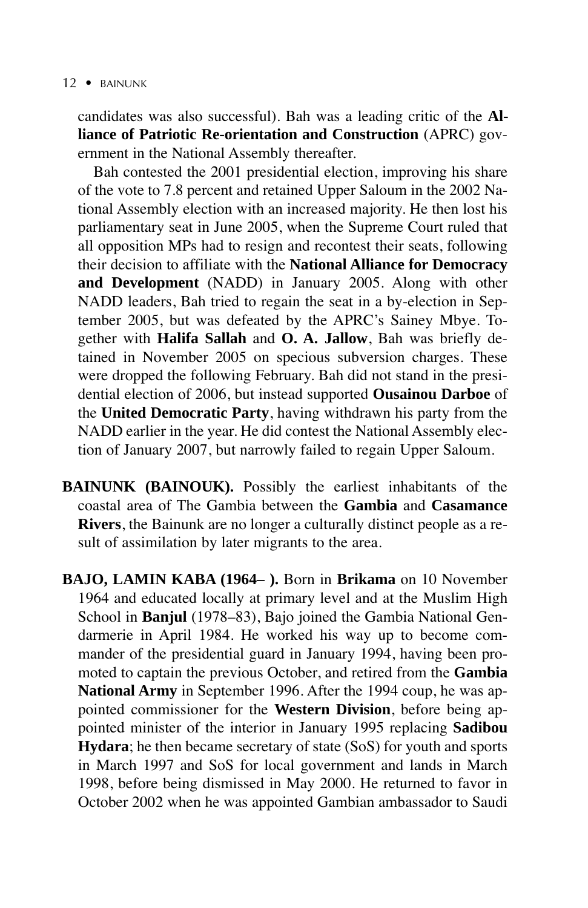candidates was also successful). Bah was a leading critic of the **Alliance of Patriotic Re-orientation and Construction** (APRC) government in the National Assembly thereafter.

Bah contested the 2001 presidential election, improving his share of the vote to 7.8 percent and retained Upper Saloum in the 2002 National Assembly election with an increased majority. He then lost his parliamentary seat in June 2005, when the Supreme Court ruled that all opposition MPs had to resign and recontest their seats, following their decision to affiliate with the **National Alliance for Democracy and Development** (NADD) in January 2005. Along with other NADD leaders, Bah tried to regain the seat in a by-election in September 2005, but was defeated by the APRC's Sainey Mbye. Together with **Halifa Sallah** and **O. A. Jallow**, Bah was briefly detained in November 2005 on specious subversion charges. These were dropped the following February. Bah did not stand in the presidential election of 2006, but instead supported **Ousainou Darboe** of the **United Democratic Party**, having withdrawn his party from the NADD earlier in the year. He did contest the National Assembly election of January 2007, but narrowly failed to regain Upper Saloum.

**BAINUNK (BAINOUK).** Possibly the earliest inhabitants of the coastal area of The Gambia between the **Gambia** and **Casamance Rivers**, the Bainunk are no longer a culturally distinct people as a result of assimilation by later migrants to the area.

**BAJO, LAMIN KABA (1964– ).** Born in **Brikama** on 10 November 1964 and educated locally at primary level and at the Muslim High School in **Banjul** (1978–83), Bajo joined the Gambia National Gendarmerie in April 1984. He worked his way up to become commander of the presidential guard in January 1994, having been promoted to captain the previous October, and retired from the **Gambia National Army** in September 1996. After the 1994 coup, he was appointed commissioner for the **Western Division**, before being appointed minister of the interior in January 1995 replacing **Sadibou Hydara**; he then became secretary of state (SoS) for youth and sports in March 1997 and SoS for local government and lands in March 1998, before being dismissed in May 2000. He returned to favor in October 2002 when he was appointed Gambian ambassador to Saudi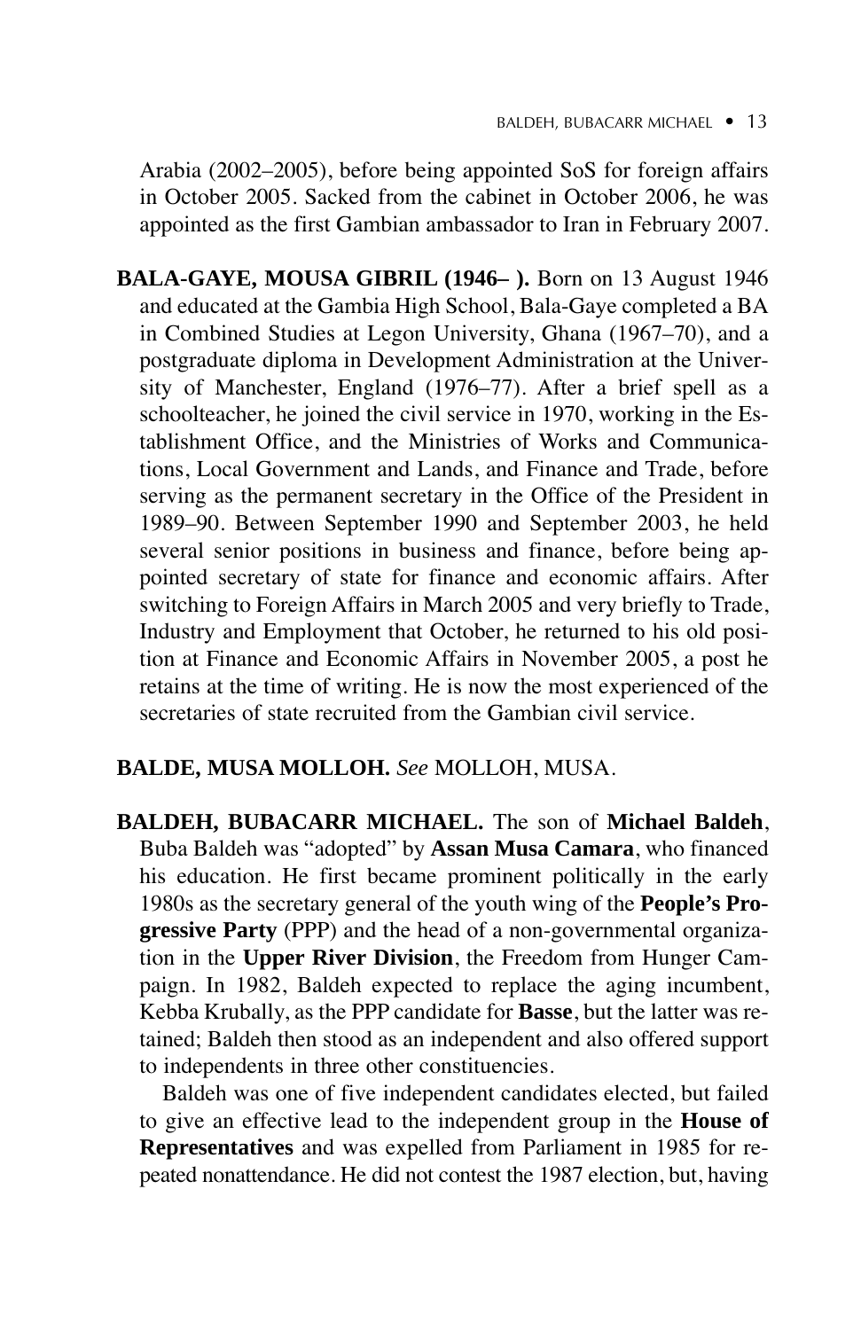Arabia (2002–2005), before being appointed SoS for foreign affairs in October 2005. Sacked from the cabinet in October 2006, he was appointed as the first Gambian ambassador to Iran in February 2007.

**BALA-GAYE, MOUSA GIBRIL (1946– ).** Born on 13 August 1946 and educated at the Gambia High School, Bala-Gaye completed a BA in Combined Studies at Legon University, Ghana (1967–70), and a postgraduate diploma in Development Administration at the University of Manchester, England (1976–77). After a brief spell as a schoolteacher, he joined the civil service in 1970, working in the Establishment Office, and the Ministries of Works and Communications, Local Government and Lands, and Finance and Trade, before serving as the permanent secretary in the Office of the President in 1989–90. Between September 1990 and September 2003, he held several senior positions in business and finance, before being appointed secretary of state for finance and economic affairs. After switching to Foreign Affairs in March 2005 and very briefly to Trade, Industry and Employment that October, he returned to his old position at Finance and Economic Affairs in November 2005, a post he retains at the time of writing. He is now the most experienced of the secretaries of state recruited from the Gambian civil service.

**BALDE, MUSA MOLLOH.** *See* MOLLOH, MUSA.

**BALDEH, BUBACARR MICHAEL.** The son of **Michael Baldeh**, Buba Baldeh was "adopted" by **Assan Musa Camara**, who financed his education. He first became prominent politically in the early 1980s as the secretary general of the youth wing of the **People's Progressive Party** (PPP) and the head of a non-governmental organization in the **Upper River Division**, the Freedom from Hunger Campaign. In 1982, Baldeh expected to replace the aging incumbent, Kebba Krubally, as the PPP candidate for **Basse**, but the latter was retained; Baldeh then stood as an independent and also offered support to independents in three other constituencies.

Baldeh was one of five independent candidates elected, but failed to give an effective lead to the independent group in the **House of Representatives** and was expelled from Parliament in 1985 for repeated nonattendance. He did not contest the 1987 election, but, having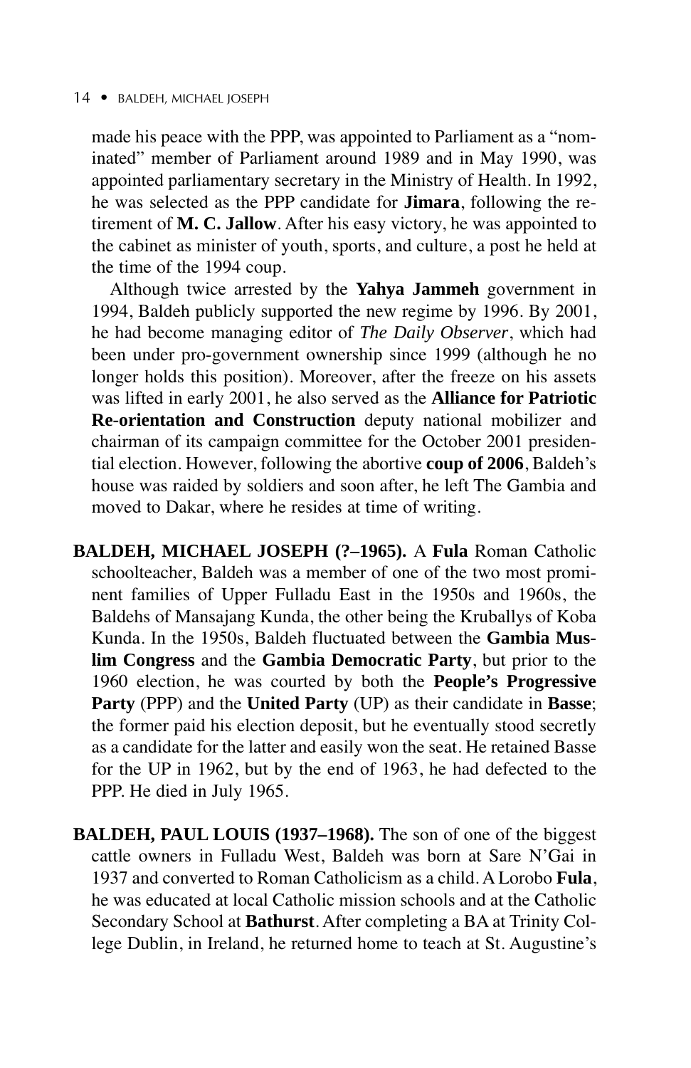made his peace with the PPP, was appointed to Parliament as a "nominated" member of Parliament around 1989 and in May 1990, was appointed parliamentary secretary in the Ministry of Health. In 1992, he was selected as the PPP candidate for **Jimara**, following the retirement of **M. C. Jallow**. After his easy victory, he was appointed to the cabinet as minister of youth, sports, and culture, a post he held at the time of the 1994 coup.

Although twice arrested by the **Yahya Jammeh** government in 1994, Baldeh publicly supported the new regime by 1996. By 2001, he had become managing editor of *The Daily Observer*, which had been under pro-government ownership since 1999 (although he no longer holds this position). Moreover, after the freeze on his assets was lifted in early 2001, he also served as the **Alliance for Patriotic Re-orientation and Construction** deputy national mobilizer and chairman of its campaign committee for the October 2001 presidential election. However, following the abortive **coup of 2006**, Baldeh's house was raided by soldiers and soon after, he left The Gambia and moved to Dakar, where he resides at time of writing.

**BALDEH, MICHAEL JOSEPH (?–1965).** A **Fula** Roman Catholic schoolteacher, Baldeh was a member of one of the two most prominent families of Upper Fulladu East in the 1950s and 1960s, the Baldehs of Mansajang Kunda, the other being the Kruballys of Koba Kunda. In the 1950s, Baldeh fluctuated between the **Gambia Muslim Congress** and the **Gambia Democratic Party**, but prior to the 1960 election, he was courted by both the **People's Progressive Party** (PPP) and the **United Party** (UP) as their candidate in **Basse**; the former paid his election deposit, but he eventually stood secretly as a candidate for the latter and easily won the seat. He retained Basse for the UP in 1962, but by the end of 1963, he had defected to the PPP. He died in July 1965.

**BALDEH, PAUL LOUIS (1937–1968).** The son of one of the biggest cattle owners in Fulladu West, Baldeh was born at Sare N'Gai in 1937 and converted to Roman Catholicism as a child. A Lorobo **Fula**, he was educated at local Catholic mission schools and at the Catholic Secondary School at **Bathurst**. After completing a BA at Trinity College Dublin, in Ireland, he returned home to teach at St. Augustine's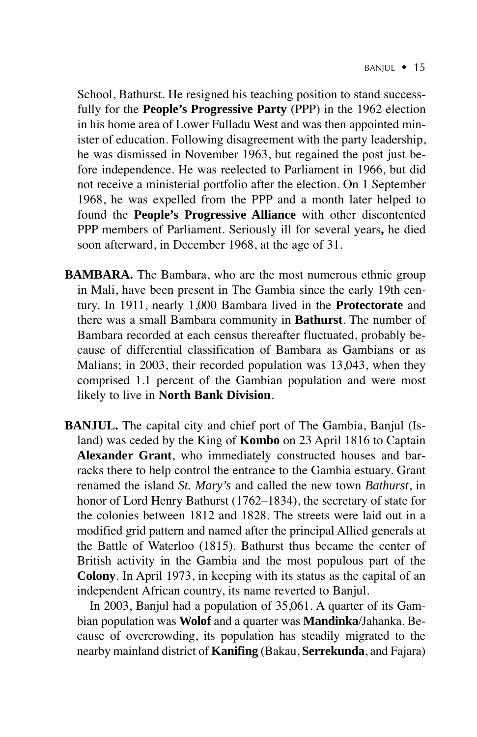School, Bathurst. He resigned his teaching position to stand successfully for the **People's Progressive Party** (PPP) in the 1962 election in his home area of Lower Fulladu West and was then appointed minister of education. Following disagreement with the party leadership, he was dismissed in November 1963, but regained the post just before independence. He was reelected to Parliament in 1966, but did not receive a ministerial portfolio after the election. On 1 September 1968, he was expelled from the PPP and a month later helped to found the **People's Progressive Alliance** with other discontented PPP members of Parliament. Seriously ill for several years**,** he died soon afterward, in December 1968, at the age of 31.

**BAMBARA.** The Bambara, who are the most numerous ethnic group in Mali, have been present in The Gambia since the early 19th century. In 1911, nearly 1,000 Bambara lived in the **Protectorate** and there was a small Bambara community in **Bathurst**. The number of Bambara recorded at each census thereafter fluctuated, probably because of differential classification of Bambara as Gambians or as Malians; in 2003, their recorded population was 13,043, when they comprised 1.1 percent of the Gambian population and were most likely to live in **North Bank Division**.

**BANJUL.** The capital city and chief port of The Gambia, Banjul (Island) was ceded by the King of **Kombo** on 23 April 1816 to Captain **Alexander Grant**, who immediately constructed houses and barracks there to help control the entrance to the Gambia estuary. Grant renamed the island *St. Mary's* and called the new town *Bathurst*, in honor of Lord Henry Bathurst (1762–1834), the secretary of state for the colonies between 1812 and 1828. The streets were laid out in a modified grid pattern and named after the principal Allied generals at the Battle of Waterloo (1815). Bathurst thus became the center of British activity in the Gambia and the most populous part of the **Colony**. In April 1973, in keeping with its status as the capital of an independent African country, its name reverted to Banjul.

In 2003, Banjul had a population of 35,061. A quarter of its Gambian population was **Wolof** and a quarter was **Mandinka**/Jahanka. Because of overcrowding, its population has steadily migrated to the nearby mainland district of **Kanifing** (Bakau, **Serrekunda**, and Fajara)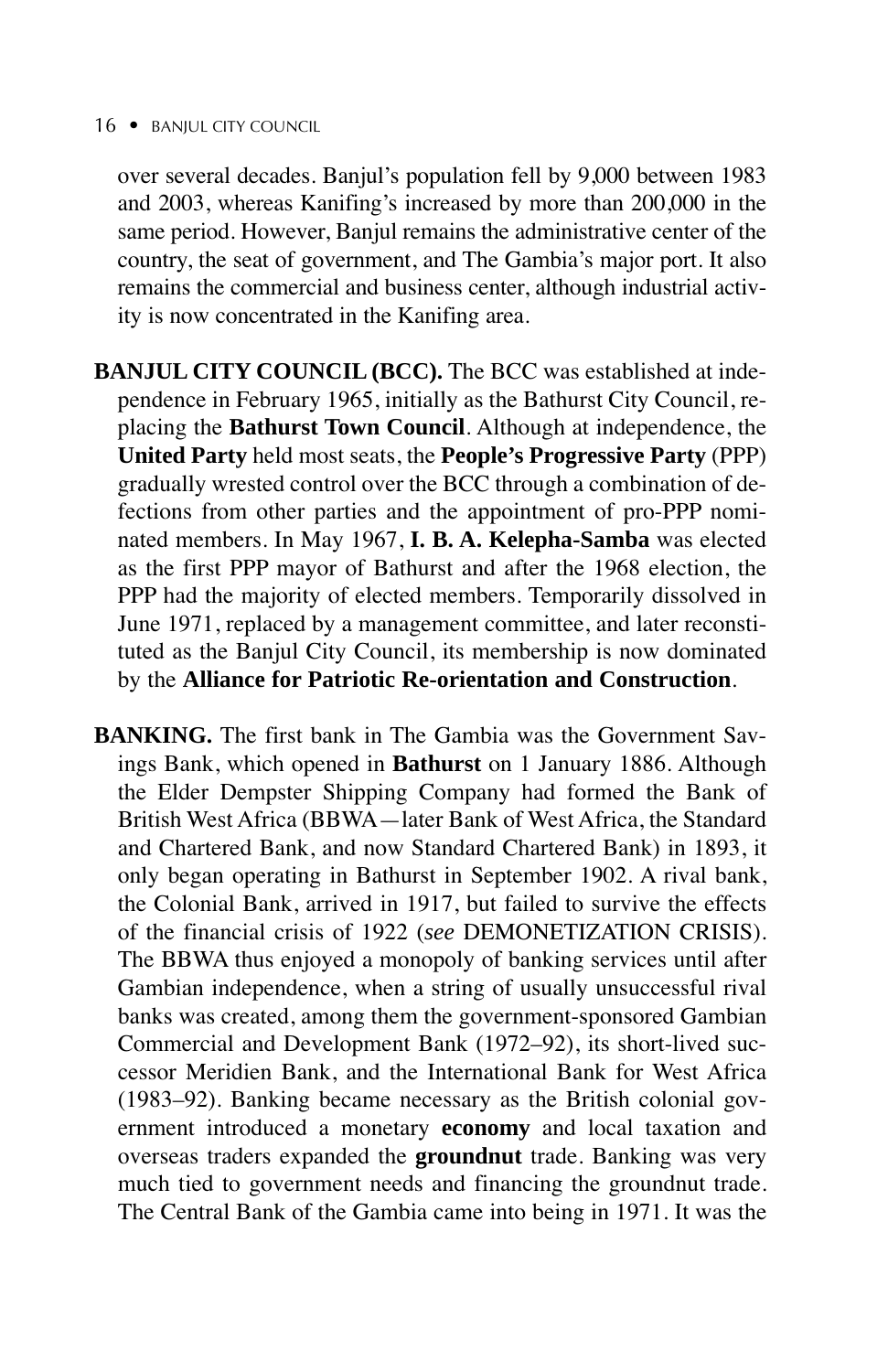over several decades. Banjul's population fell by 9,000 between 1983 and 2003, whereas Kanifing's increased by more than 200,000 in the same period. However, Banjul remains the administrative center of the country, the seat of government, and The Gambia's major port. It also remains the commercial and business center, although industrial activity is now concentrated in the Kanifing area.

**BANJUL CITY COUNCIL (BCC).** The BCC was established at independence in February 1965, initially as the Bathurst City Council, replacing the **Bathurst Town Council**. Although at independence, the **United Party** held most seats, the **People's Progressive Party** (PPP) gradually wrested control over the BCC through a combination of defections from other parties and the appointment of pro-PPP nominated members. In May 1967, **I. B. A. Kelepha-Samba** was elected as the first PPP mayor of Bathurst and after the 1968 election, the PPP had the majority of elected members. Temporarily dissolved in June 1971, replaced by a management committee, and later reconstituted as the Banjul City Council, its membership is now dominated by the **Alliance for Patriotic Re-orientation and Construction**.

**BANKING.** The first bank in The Gambia was the Government Savings Bank, which opened in **Bathurst** on 1 January 1886. Although the Elder Dempster Shipping Company had formed the Bank of British West Africa (BBWA—later Bank of West Africa, the Standard and Chartered Bank, and now Standard Chartered Bank) in 1893, it only began operating in Bathurst in September 1902. A rival bank, the Colonial Bank, arrived in 1917, but failed to survive the effects of the financial crisis of 1922 (*see* DEMONETIZATION CRISIS). The BBWA thus enjoyed a monopoly of banking services until after Gambian independence, when a string of usually unsuccessful rival banks was created, among them the government-sponsored Gambian Commercial and Development Bank (1972–92), its short-lived successor Meridien Bank, and the International Bank for West Africa (1983–92). Banking became necessary as the British colonial government introduced a monetary **economy** and local taxation and overseas traders expanded the **groundnut** trade. Banking was very much tied to government needs and financing the groundnut trade. The Central Bank of the Gambia came into being in 1971. It was the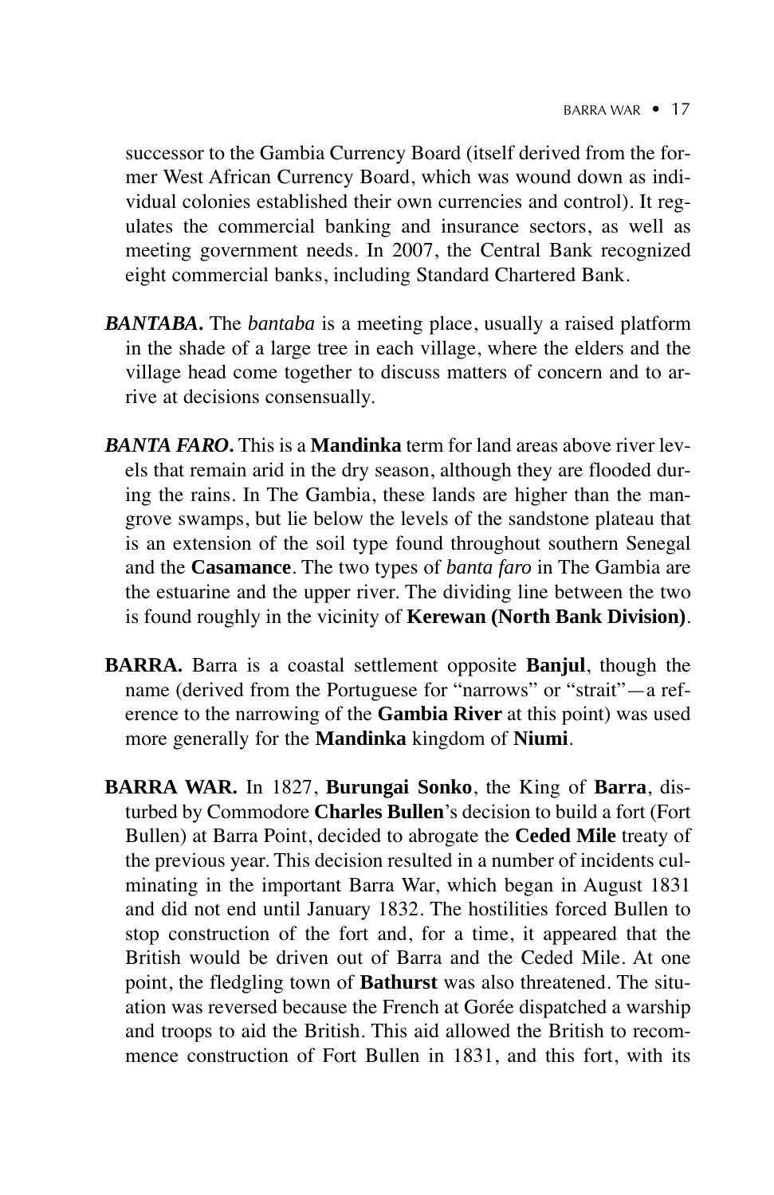successor to the Gambia Currency Board (itself derived from the former West African Currency Board, which was wound down as individual colonies established their own currencies and control). It regulates the commercial banking and insurance sectors, as well as meeting government needs. In 2007, the Central Bank recognized eight commercial banks, including Standard Chartered Bank.

***BANTABA*.** The *bantaba* is a meeting place, usually a raised platform in the shade of a large tree in each village, where the elders and the village head come together to discuss matters of concern and to arrive at decisions consensually.

***BANTA FARO*.** This is a **Mandinka** term for land areas above river levels that remain arid in the dry season, although they are flooded during the rains. In The Gambia, these lands are higher than the mangrove swamps, but lie below the levels of the sandstone plateau that is an extension of the soil type found throughout southern Senegal and the **Casamance**. The two types of *banta faro* in The Gambia are the estuarine and the upper river. The dividing line between the two is found roughly in the vicinity of **Kerewan (North Bank Division)**.

**BARRA.** Barra is a coastal settlement opposite **Banjul**, though the name (derived from the Portuguese for "narrows" or "strait"—a reference to the narrowing of the **Gambia River** at this point) was used more generally for the **Mandinka** kingdom of **Niumi**.

**BARRA WAR.** In 1827, **Burungai Sonko**, the King of **Barra**, disturbed by Commodore **Charles Bullen**'s decision to build a fort (Fort Bullen) at Barra Point, decided to abrogate the **Ceded Mile** treaty of the previous year. This decision resulted in a number of incidents culminating in the important Barra War, which began in August 1831 and did not end until January 1832. The hostilities forced Bullen to stop construction of the fort and, for a time, it appeared that the British would be driven out of Barra and the Ceded Mile. At one point, the fledgling town of **Bathurst** was also threatened. The situation was reversed because the French at Gorée dispatched a warship and troops to aid the British. This aid allowed the British to recommence construction of Fort Bullen in 1831, and this fort, with its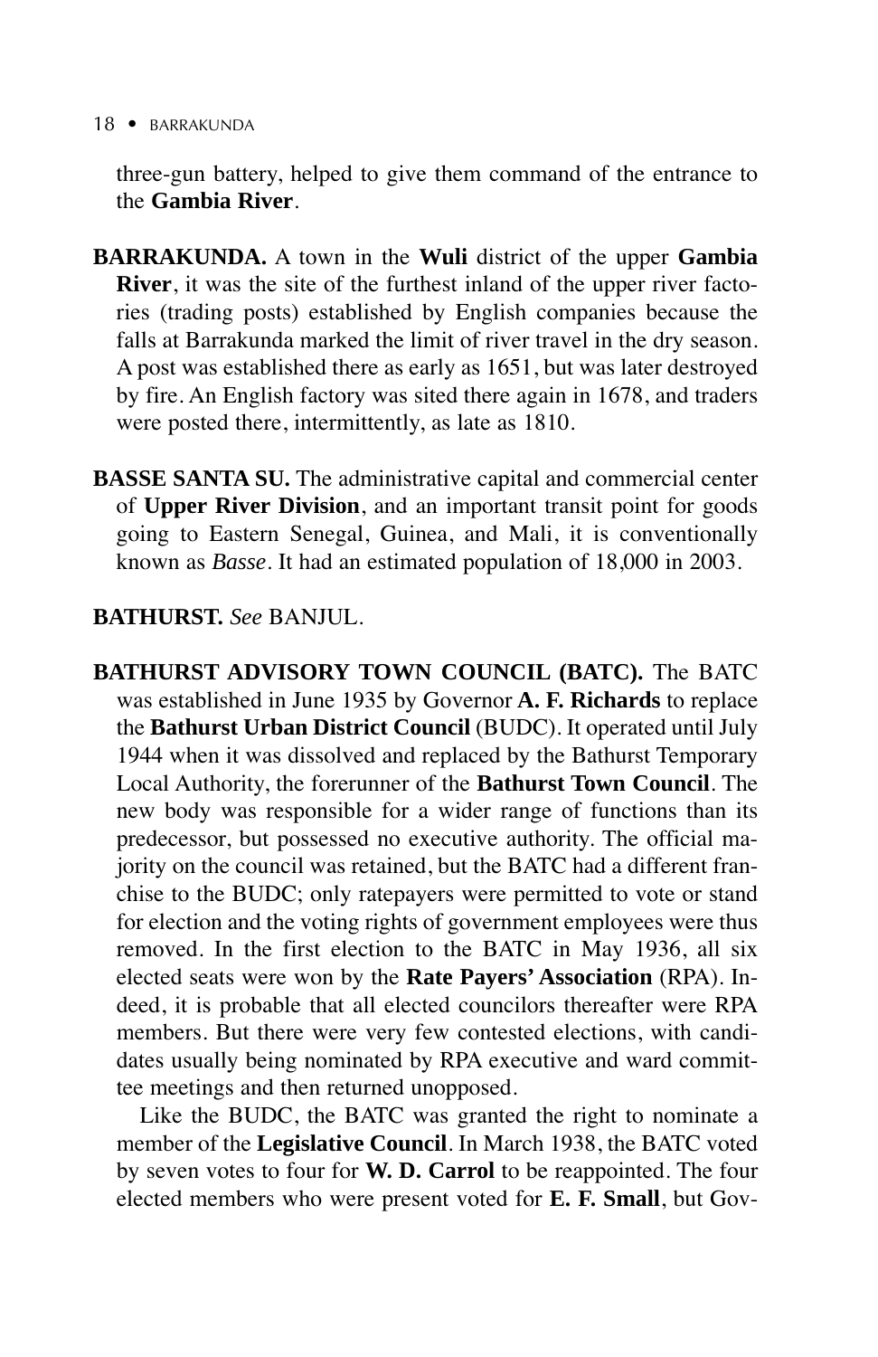three-gun battery, helped to give them command of the entrance to the **Gambia River**.

**BARRAKUNDA.** A town in the **Wuli** district of the upper **Gambia River**, it was the site of the furthest inland of the upper river factories (trading posts) established by English companies because the falls at Barrakunda marked the limit of river travel in the dry season. A post was established there as early as 1651, but was later destroyed by fire. An English factory was sited there again in 1678, and traders were posted there, intermittently, as late as 1810.

**BASSE SANTA SU.** The administrative capital and commercial center of **Upper River Division**, and an important transit point for goods going to Eastern Senegal, Guinea, and Mali, it is conventionally known as *Basse*. It had an estimated population of 18,000 in 2003.

**BATHURST.** *See* BANJUL.

**BATHURST ADVISORY TOWN COUNCIL (BATC).** The BATC was established in June 1935 by Governor **A. F. Richards** to replace the **Bathurst Urban District Council** (BUDC). It operated until July 1944 when it was dissolved and replaced by the Bathurst Temporary Local Authority, the forerunner of the **Bathurst Town Council**. The new body was responsible for a wider range of functions than its predecessor, but possessed no executive authority. The official majority on the council was retained, but the BATC had a different franchise to the BUDC; only ratepayers were permitted to vote or stand for election and the voting rights of government employees were thus removed. In the first election to the BATC in May 1936, all six elected seats were won by the **Rate Payers' Association** (RPA). Indeed, it is probable that all elected councilors thereafter were RPA members. But there were very few contested elections, with candidates usually being nominated by RPA executive and ward committee meetings and then returned unopposed.

Like the BUDC, the BATC was granted the right to nominate a member of the **Legislative Council**. In March 1938, the BATC voted by seven votes to four for **W. D. Carrol** to be reappointed. The four elected members who were present voted for **E. F. Small**, but Gov-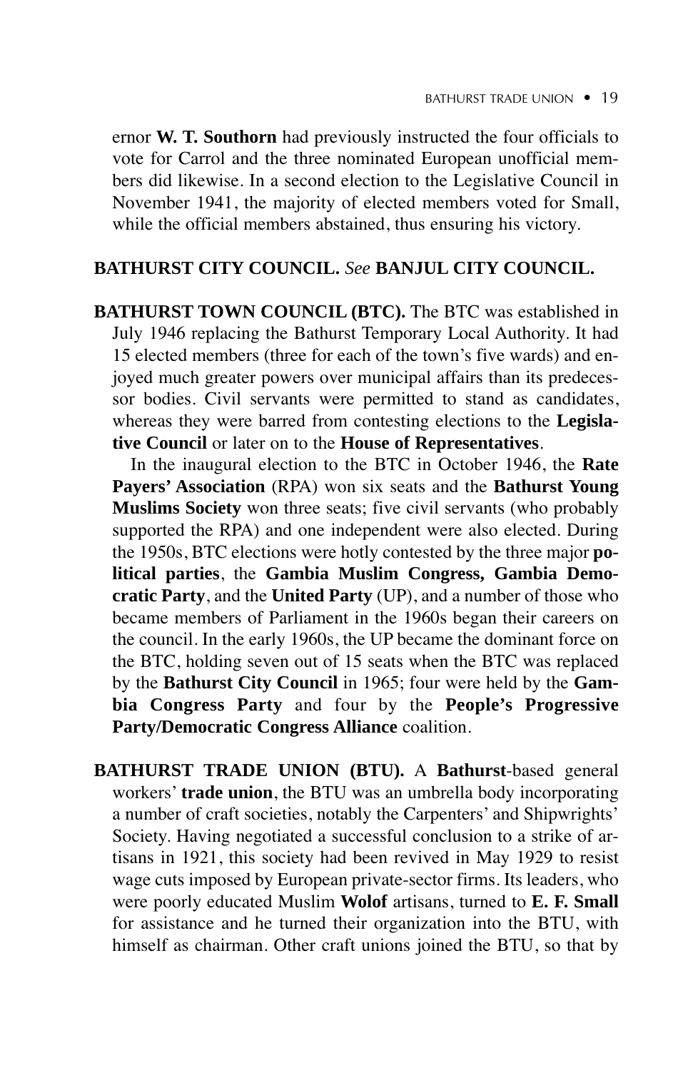ernor **W. T. Southorn** had previously instructed the four officials to vote for Carrol and the three nominated European unofficial members did likewise. In a second election to the Legislative Council in November 1941, the majority of elected members voted for Small, while the official members abstained, thus ensuring his victory.

**BATHURST CITY COUNCIL.** *See* **BANJUL CITY COUNCIL.**

**BATHURST TOWN COUNCIL (BTC).** The BTC was established in July 1946 replacing the Bathurst Temporary Local Authority. It had 15 elected members (three for each of the town's five wards) and enjoyed much greater powers over municipal affairs than its predecessor bodies. Civil servants were permitted to stand as candidates, whereas they were barred from contesting elections to the **Legislative Council** or later on to the **House of Representatives**.

In the inaugural election to the BTC in October 1946, the **Rate Payers' Association** (RPA) won six seats and the **Bathurst Young Muslims Society** won three seats; five civil servants (who probably supported the RPA) and one independent were also elected. During the 1950s, BTC elections were hotly contested by the three major **political parties**, the **Gambia Muslim Congress, Gambia Democratic Party**, and the **United Party** (UP), and a number of those who became members of Parliament in the 1960s began their careers on the council. In the early 1960s, the UP became the dominant force on the BTC, holding seven out of 15 seats when the BTC was replaced by the **Bathurst City Council** in 1965; four were held by the **Gambia Congress Party** and four by the **People's Progressive Party/Democratic Congress Alliance** coalition.

**BATHURST TRADE UNION (BTU).** A **Bathurst**-based general workers' **trade union**, the BTU was an umbrella body incorporating a number of craft societies, notably the Carpenters' and Shipwrights' Society. Having negotiated a successful conclusion to a strike of artisans in 1921, this society had been revived in May 1929 to resist wage cuts imposed by European private-sector firms. Its leaders, who were poorly educated Muslim **Wolof** artisans, turned to **E. F. Small** for assistance and he turned their organization into the BTU, with himself as chairman. Other craft unions joined the BTU, so that by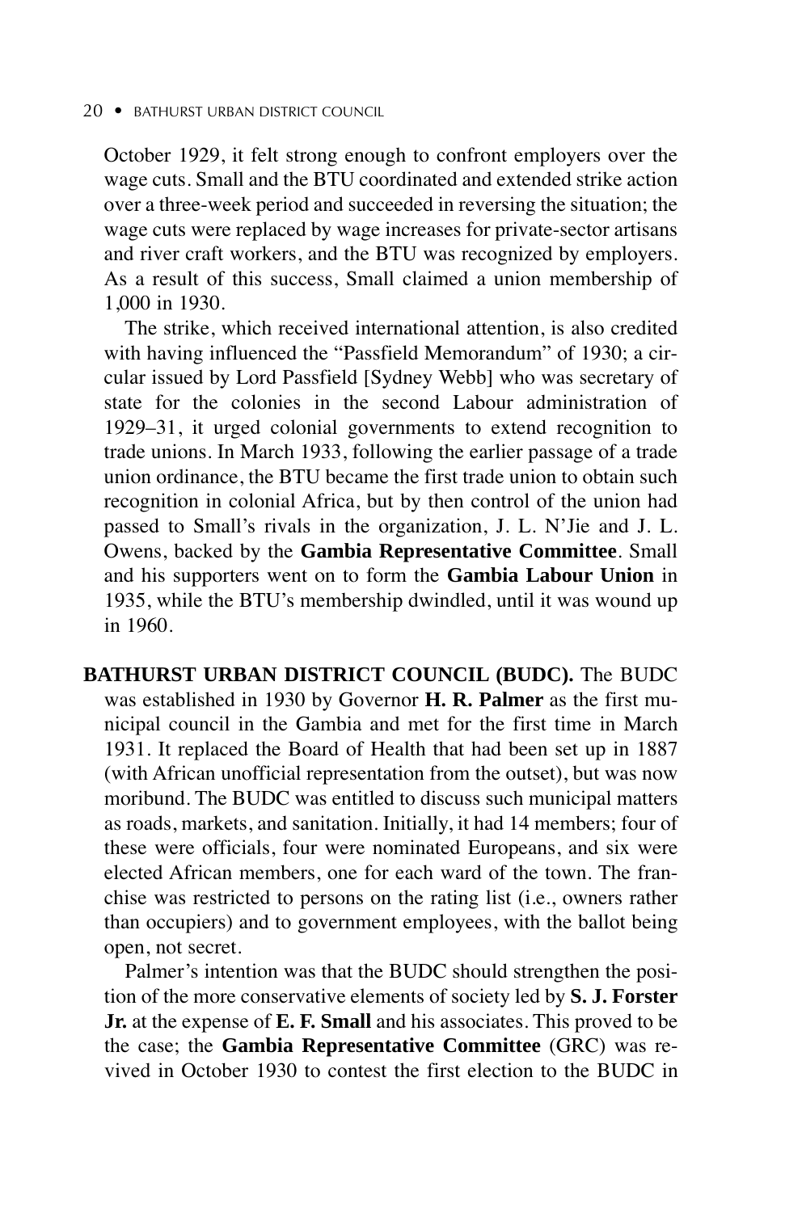October 1929, it felt strong enough to confront employers over the wage cuts. Small and the BTU coordinated and extended strike action over a three-week period and succeeded in reversing the situation; the wage cuts were replaced by wage increases for private-sector artisans and river craft workers, and the BTU was recognized by employers. As a result of this success, Small claimed a union membership of 1,000 in 1930.

The strike, which received international attention, is also credited with having influenced the "Passfield Memorandum" of 1930; a circular issued by Lord Passfield [Sydney Webb] who was secretary of state for the colonies in the second Labour administration of 1929–31, it urged colonial governments to extend recognition to trade unions. In March 1933, following the earlier passage of a trade union ordinance, the BTU became the first trade union to obtain such recognition in colonial Africa, but by then control of the union had passed to Small's rivals in the organization, J. L. N'Jie and J. L. Owens, backed by the **Gambia Representative Committee**. Small and his supporters went on to form the **Gambia Labour Union** in 1935, while the BTU's membership dwindled, until it was wound up in 1960.

**BATHURST URBAN DISTRICT COUNCIL (BUDC).** The BUDC was established in 1930 by Governor **H. R. Palmer** as the first municipal council in the Gambia and met for the first time in March 1931. It replaced the Board of Health that had been set up in 1887 (with African unofficial representation from the outset), but was now moribund. The BUDC was entitled to discuss such municipal matters as roads, markets, and sanitation. Initially, it had 14 members; four of these were officials, four were nominated Europeans, and six were elected African members, one for each ward of the town. The franchise was restricted to persons on the rating list (i.e., owners rather than occupiers) and to government employees, with the ballot being open, not secret.

Palmer's intention was that the BUDC should strengthen the position of the more conservative elements of society led by **S. J. Forster Jr.** at the expense of **E. F. Small** and his associates. This proved to be the case; the **Gambia Representative Committee** (GRC) was revived in October 1930 to contest the first election to the BUDC in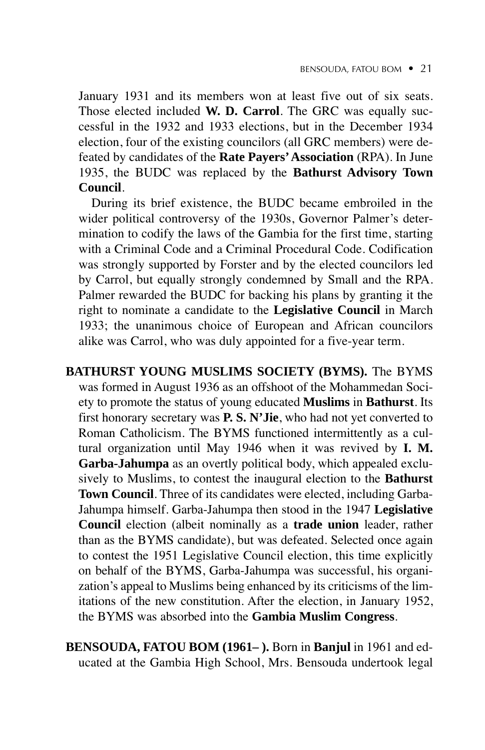January 1931 and its members won at least five out of six seats. Those elected included **W. D. Carrol**. The GRC was equally successful in the 1932 and 1933 elections, but in the December 1934 election, four of the existing councilors (all GRC members) were defeated by candidates of the **Rate Payers' Association** (RPA). In June 1935, the BUDC was replaced by the **Bathurst Advisory Town Council**.

During its brief existence, the BUDC became embroiled in the wider political controversy of the 1930s, Governor Palmer's determination to codify the laws of the Gambia for the first time, starting with a Criminal Code and a Criminal Procedural Code. Codification was strongly supported by Forster and by the elected councilors led by Carrol, but equally strongly condemned by Small and the RPA. Palmer rewarded the BUDC for backing his plans by granting it the right to nominate a candidate to the **Legislative Council** in March 1933; the unanimous choice of European and African councilors alike was Carrol, who was duly appointed for a five-year term.

**BATHURST YOUNG MUSLIMS SOCIETY (BYMS).** The BYMS was formed in August 1936 as an offshoot of the Mohammedan Society to promote the status of young educated **Muslims** in **Bathurst**. Its first honorary secretary was **P. S. N'Jie**, who had not yet converted to Roman Catholicism. The BYMS functioned intermittently as a cultural organization until May 1946 when it was revived by **I. M. Garba-Jahumpa** as an overtly political body, which appealed exclusively to Muslims, to contest the inaugural election to the **Bathurst Town Council**. Three of its candidates were elected, including Garba-Jahumpa himself. Garba-Jahumpa then stood in the 1947 **Legislative Council** election (albeit nominally as a **trade union** leader, rather than as the BYMS candidate), but was defeated. Selected once again to contest the 1951 Legislative Council election, this time explicitly on behalf of the BYMS, Garba-Jahumpa was successful, his organization's appeal to Muslims being enhanced by its criticisms of the limitations of the new constitution. After the election, in January 1952, the BYMS was absorbed into the **Gambia Muslim Congress**.

**BENSOUDA, FATOU BOM (1961– ).** Born in **Banjul** in 1961 and educated at the Gambia High School, Mrs. Bensouda undertook legal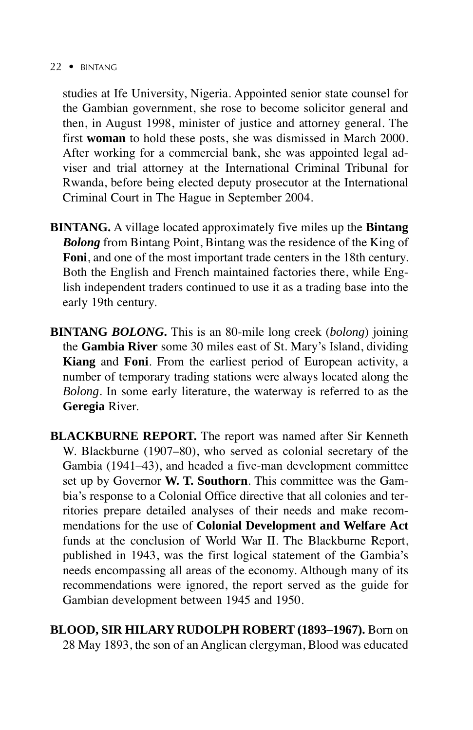studies at Ife University, Nigeria. Appointed senior state counsel for the Gambian government, she rose to become solicitor general and then, in August 1998, minister of justice and attorney general. The first **woman** to hold these posts, she was dismissed in March 2000. After working for a commercial bank, she was appointed legal adviser and trial attorney at the International Criminal Tribunal for Rwanda, before being elected deputy prosecutor at the International Criminal Court in The Hague in September 2004.

**BINTANG.** A village located approximately five miles up the **Bintang *Bolong*** from Bintang Point, Bintang was the residence of the King of **Foni**, and one of the most important trade centers in the 18th century. Both the English and French maintained factories there, while English independent traders continued to use it as a trading base into the early 19th century.

**BINTANG *BOLONG*.** This is an 80-mile long creek (*bolong*) joining the **Gambia River** some 30 miles east of St. Mary's Island, dividing **Kiang** and **Foni**. From the earliest period of European activity, a number of temporary trading stations were always located along the *Bolong*. In some early literature, the waterway is referred to as the **Geregia** River.

**BLACKBURNE REPORT.** The report was named after Sir Kenneth W. Blackburne (1907–80), who served as colonial secretary of the Gambia (1941–43), and headed a five-man development committee set up by Governor **W. T. Southorn**. This committee was the Gambia's response to a Colonial Office directive that all colonies and territories prepare detailed analyses of their needs and make recommendations for the use of **Colonial Development and Welfare Act** funds at the conclusion of World War II. The Blackburne Report, published in 1943, was the first logical statement of the Gambia's needs encompassing all areas of the economy. Although many of its recommendations were ignored, the report served as the guide for Gambian development between 1945 and 1950.

**BLOOD, SIR HILARY RUDOLPH ROBERT (1893–1967).** Born on 28 May 1893, the son of an Anglican clergyman, Blood was educated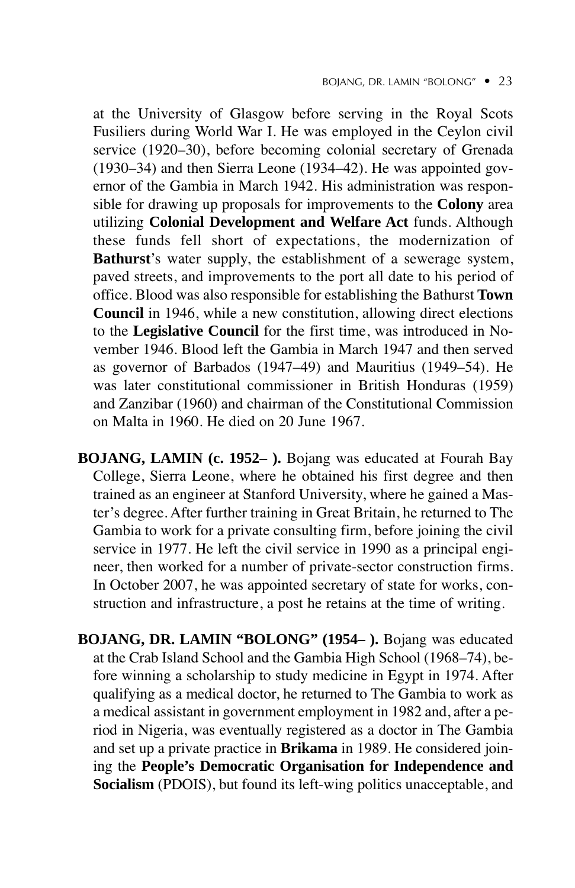at the University of Glasgow before serving in the Royal Scots Fusiliers during World War I. He was employed in the Ceylon civil service (1920–30), before becoming colonial secretary of Grenada (1930–34) and then Sierra Leone (1934–42). He was appointed governor of the Gambia in March 1942. His administration was responsible for drawing up proposals for improvements to the **Colony** area utilizing **Colonial Development and Welfare Act** funds. Although these funds fell short of expectations, the modernization of **Bathurst**'s water supply, the establishment of a sewerage system, paved streets, and improvements to the port all date to his period of office. Blood was also responsible for establishing the Bathurst **Town Council** in 1946, while a new constitution, allowing direct elections to the **Legislative Council** for the first time, was introduced in November 1946. Blood left the Gambia in March 1947 and then served as governor of Barbados (1947–49) and Mauritius (1949–54). He was later constitutional commissioner in British Honduras (1959) and Zanzibar (1960) and chairman of the Constitutional Commission on Malta in 1960. He died on 20 June 1967.

**BOJANG, LAMIN (c. 1952– ).** Bojang was educated at Fourah Bay College, Sierra Leone, where he obtained his first degree and then trained as an engineer at Stanford University, where he gained a Master's degree. After further training in Great Britain, he returned to The Gambia to work for a private consulting firm, before joining the civil service in 1977. He left the civil service in 1990 as a principal engineer, then worked for a number of private-sector construction firms. In October 2007, he was appointed secretary of state for works, construction and infrastructure, a post he retains at the time of writing.

**BOJANG, DR. LAMIN "BOLONG" (1954– ).** Bojang was educated at the Crab Island School and the Gambia High School (1968–74), before winning a scholarship to study medicine in Egypt in 1974. After qualifying as a medical doctor, he returned to The Gambia to work as a medical assistant in government employment in 1982 and, after a period in Nigeria, was eventually registered as a doctor in The Gambia and set up a private practice in **Brikama** in 1989. He considered joining the **People's Democratic Organisation for Independence and Socialism** (PDOIS), but found its left-wing politics unacceptable, and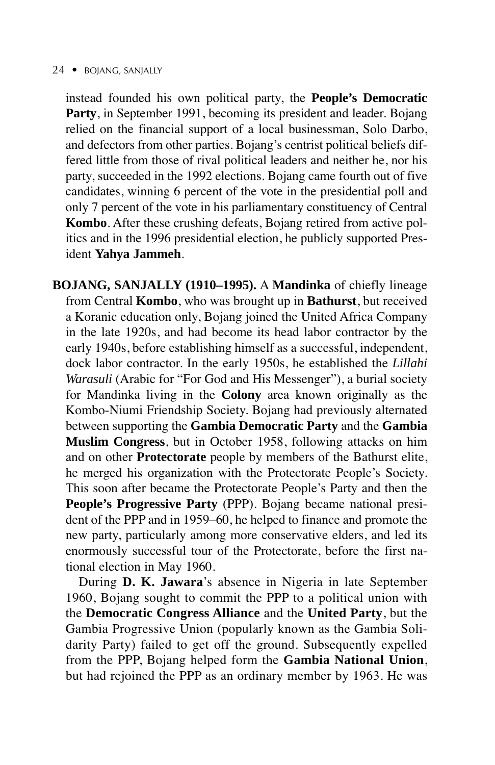instead founded his own political party, the **People's Democratic Party**, in September 1991, becoming its president and leader. Bojang relied on the financial support of a local businessman, Solo Darbo, and defectors from other parties. Bojang's centrist political beliefs differed little from those of rival political leaders and neither he, nor his party, succeeded in the 1992 elections. Bojang came fourth out of five candidates, winning 6 percent of the vote in the presidential poll and only 7 percent of the vote in his parliamentary constituency of Central **Kombo**. After these crushing defeats, Bojang retired from active politics and in the 1996 presidential election, he publicly supported President **Yahya Jammeh**.

**BOJANG, SANJALLY (1910–1995).** A **Mandinka** of chiefly lineage from Central **Kombo**, who was brought up in **Bathurst**, but received a Koranic education only, Bojang joined the United Africa Company in the late 1920s, and had become its head labor contractor by the early 1940s, before establishing himself as a successful, independent, dock labor contractor. In the early 1950s, he established the *Lillahi Warasuli* (Arabic for "For God and His Messenger"), a burial society for Mandinka living in the **Colony** area known originally as the Kombo-Niumi Friendship Society. Bojang had previously alternated between supporting the **Gambia Democratic Party** and the **Gambia Muslim Congress**, but in October 1958, following attacks on him and on other **Protectorate** people by members of the Bathurst elite, he merged his organization with the Protectorate People's Society. This soon after became the Protectorate People's Party and then the **People's Progressive Party** (PPP). Bojang became national president of the PPP and in 1959–60, he helped to finance and promote the new party, particularly among more conservative elders, and led its enormously successful tour of the Protectorate, before the first national election in May 1960.

During **D. K. Jawara**'s absence in Nigeria in late September 1960, Bojang sought to commit the PPP to a political union with the **Democratic Congress Alliance** and the **United Party**, but the Gambia Progressive Union (popularly known as the Gambia Solidarity Party) failed to get off the ground. Subsequently expelled from the PPP, Bojang helped form the **Gambia National Union**, but had rejoined the PPP as an ordinary member by 1963. He was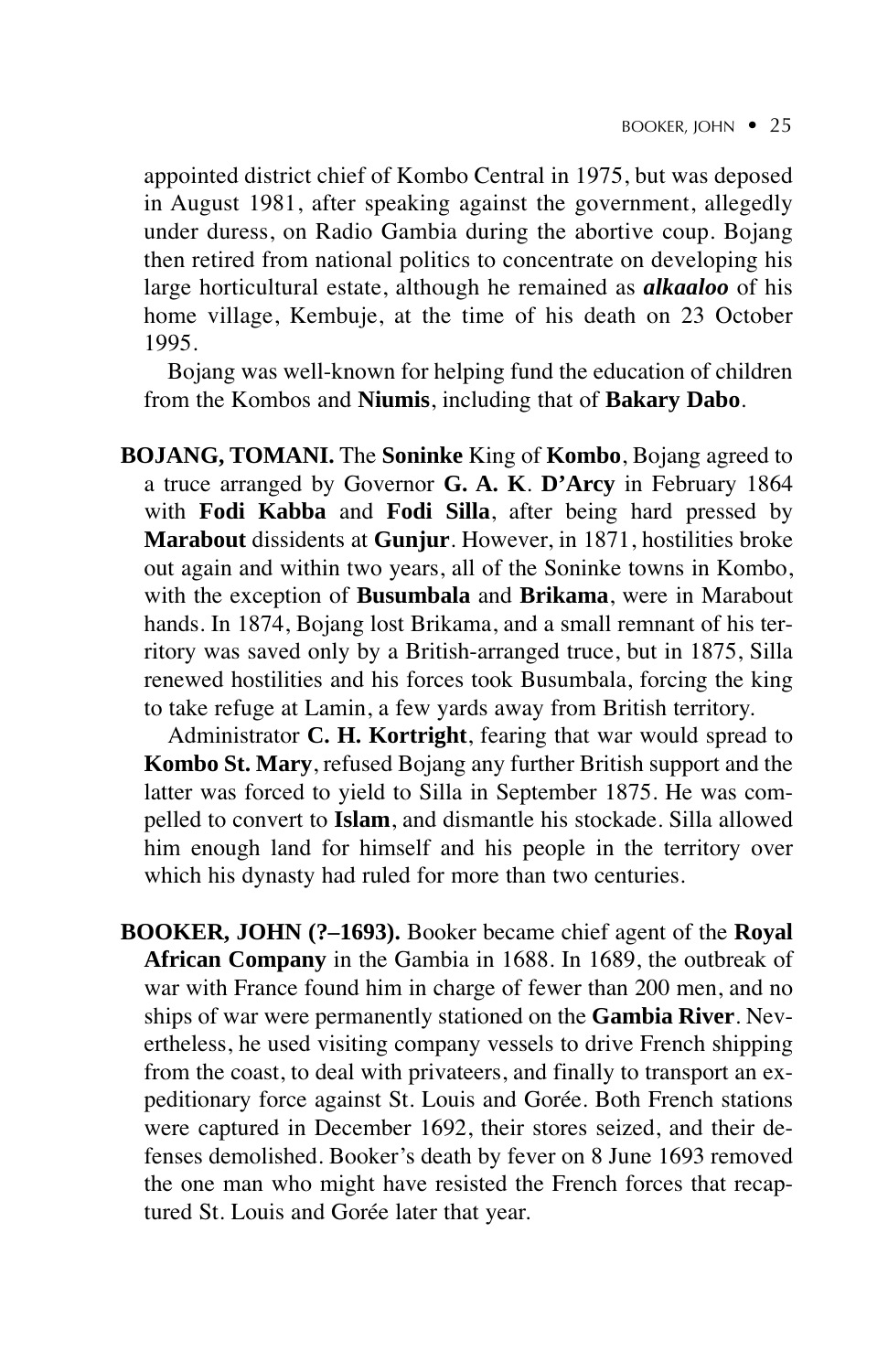appointed district chief of Kombo Central in 1975, but was deposed in August 1981, after speaking against the government, allegedly under duress, on Radio Gambia during the abortive coup. Bojang then retired from national politics to concentrate on developing his large horticultural estate, although he remained as ***alkaaloo*** of his home village, Kembuje, at the time of his death on 23 October 1995.

Bojang was well-known for helping fund the education of children from the Kombos and **Niumis**, including that of **Bakary Dabo**.

**BOJANG, TOMANI.** The **Soninke** King of **Kombo**, Bojang agreed to a truce arranged by Governor **G. A. K**. **D'Arcy** in February 1864 with **Fodi Kabba** and **Fodi Silla**, after being hard pressed by **Marabout** dissidents at **Gunjur**. However, in 1871, hostilities broke out again and within two years, all of the Soninke towns in Kombo, with the exception of **Busumbala** and **Brikama**, were in Marabout hands. In 1874, Bojang lost Brikama, and a small remnant of his territory was saved only by a British-arranged truce, but in 1875, Silla renewed hostilities and his forces took Busumbala, forcing the king to take refuge at Lamin, a few yards away from British territory.

Administrator **C. H. Kortright**, fearing that war would spread to **Kombo St. Mary**, refused Bojang any further British support and the latter was forced to yield to Silla in September 1875. He was compelled to convert to **Islam**, and dismantle his stockade. Silla allowed him enough land for himself and his people in the territory over which his dynasty had ruled for more than two centuries.

**BOOKER, JOHN (?–1693).** Booker became chief agent of the **Royal African Company** in the Gambia in 1688. In 1689, the outbreak of war with France found him in charge of fewer than 200 men, and no ships of war were permanently stationed on the **Gambia River**. Nevertheless, he used visiting company vessels to drive French shipping from the coast, to deal with privateers, and finally to transport an expeditionary force against St. Louis and Gorée. Both French stations were captured in December 1692, their stores seized, and their defenses demolished. Booker's death by fever on 8 June 1693 removed the one man who might have resisted the French forces that recaptured St. Louis and Gorée later that year.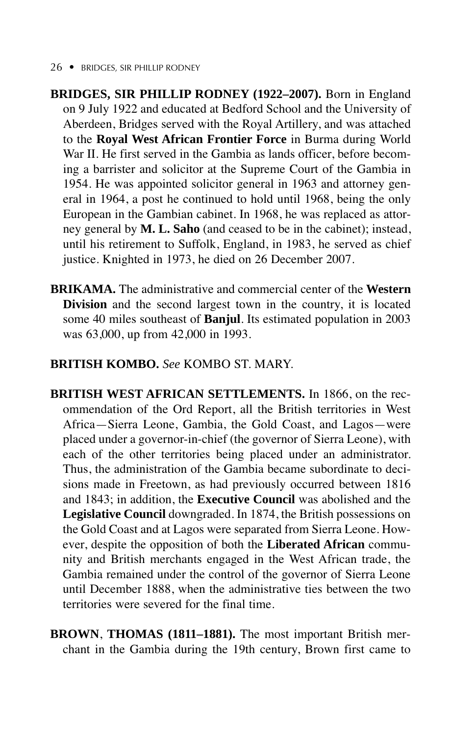**BRIDGES, SIR PHILLIP RODNEY (1922–2007).** Born in England on 9 July 1922 and educated at Bedford School and the University of Aberdeen, Bridges served with the Royal Artillery, and was attached to the **Royal West African Frontier Force** in Burma during World War II. He first served in the Gambia as lands officer, before becoming a barrister and solicitor at the Supreme Court of the Gambia in 1954. He was appointed solicitor general in 1963 and attorney general in 1964, a post he continued to hold until 1968, being the only European in the Gambian cabinet. In 1968, he was replaced as attorney general by **M. L. Saho** (and ceased to be in the cabinet); instead, until his retirement to Suffolk, England, in 1983, he served as chief justice. Knighted in 1973, he died on 26 December 2007.

**BRIKAMA.** The administrative and commercial center of the **Western Division** and the second largest town in the country, it is located some 40 miles southeast of **Banjul**. Its estimated population in 2003 was 63,000, up from 42,000 in 1993.

**BRITISH KOMBO.** *See* KOMBO ST. MARY.

**BRITISH WEST AFRICAN SETTLEMENTS.** In 1866, on the recommendation of the Ord Report, all the British territories in West Africa—Sierra Leone, Gambia, the Gold Coast, and Lagos—were placed under a governor-in-chief (the governor of Sierra Leone), with each of the other territories being placed under an administrator. Thus, the administration of the Gambia became subordinate to decisions made in Freetown, as had previously occurred between 1816 and 1843; in addition, the **Executive Council** was abolished and the **Legislative Council** downgraded. In 1874, the British possessions on the Gold Coast and at Lagos were separated from Sierra Leone. However, despite the opposition of both the **Liberated African** community and British merchants engaged in the West African trade, the Gambia remained under the control of the governor of Sierra Leone until December 1888, when the administrative ties between the two territories were severed for the final time.

**BROWN, THOMAS (1811–1881).** The most important British merchant in the Gambia during the 19th century, Brown first came to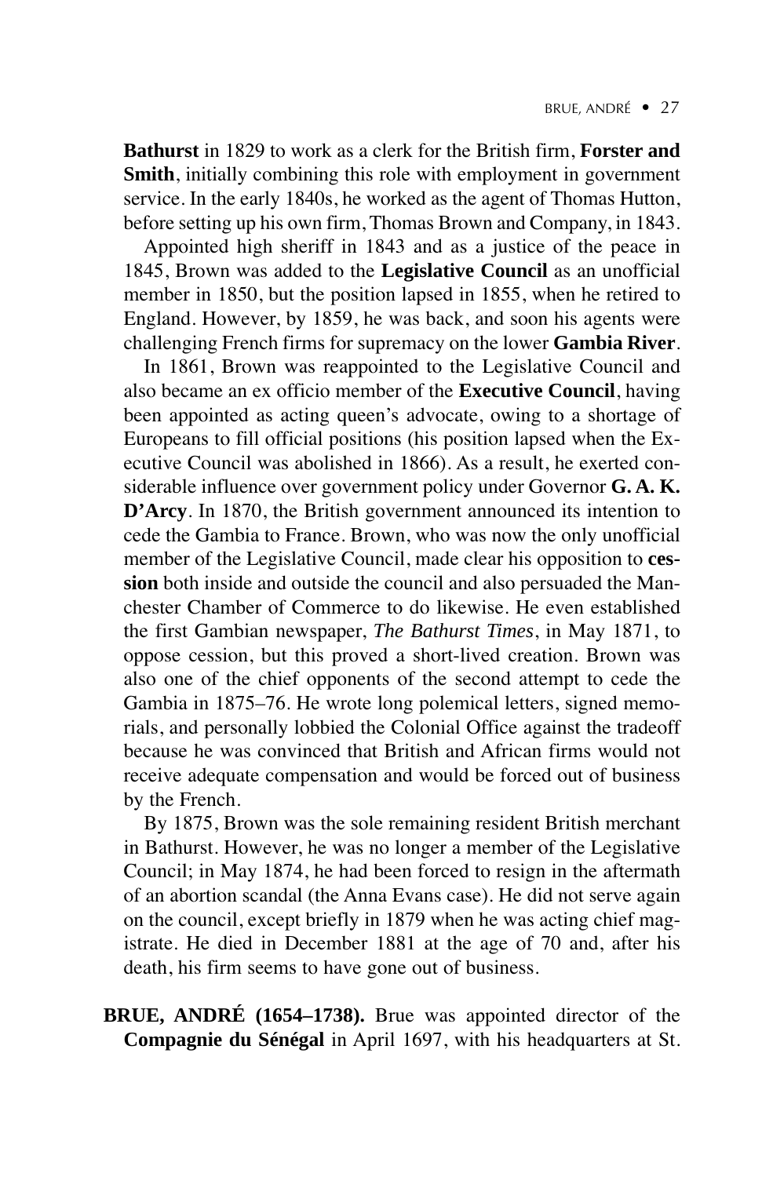**Bathurst** in 1829 to work as a clerk for the British firm, **Forster and Smith**, initially combining this role with employment in government service. In the early 1840s, he worked as the agent of Thomas Hutton, before setting up his own firm, Thomas Brown and Company, in 1843.

Appointed high sheriff in 1843 and as a justice of the peace in 1845, Brown was added to the **Legislative Council** as an unofficial member in 1850, but the position lapsed in 1855, when he retired to England. However, by 1859, he was back, and soon his agents were challenging French firms for supremacy on the lower **Gambia River**.

In 1861, Brown was reappointed to the Legislative Council and also became an ex officio member of the **Executive Council**, having been appointed as acting queen's advocate, owing to a shortage of Europeans to fill official positions (his position lapsed when the Executive Council was abolished in 1866). As a result, he exerted considerable influence over government policy under Governor **G. A. K. D'Arcy**. In 1870, the British government announced its intention to cede the Gambia to France. Brown, who was now the only unofficial member of the Legislative Council, made clear his opposition to **cession** both inside and outside the council and also persuaded the Manchester Chamber of Commerce to do likewise. He even established the first Gambian newspaper, *The Bathurst Times*, in May 1871, to oppose cession, but this proved a short-lived creation. Brown was also one of the chief opponents of the second attempt to cede the Gambia in 1875–76. He wrote long polemical letters, signed memorials, and personally lobbied the Colonial Office against the tradeoff because he was convinced that British and African firms would not receive adequate compensation and would be forced out of business by the French.

By 1875, Brown was the sole remaining resident British merchant in Bathurst. However, he was no longer a member of the Legislative Council; in May 1874, he had been forced to resign in the aftermath of an abortion scandal (the Anna Evans case). He did not serve again on the council, except briefly in 1879 when he was acting chief magistrate. He died in December 1881 at the age of 70 and, after his death, his firm seems to have gone out of business.

**BRUE, ANDRÉ (1654–1738).** Brue was appointed director of the **Compagnie du Sénégal** in April 1697, with his headquarters at St.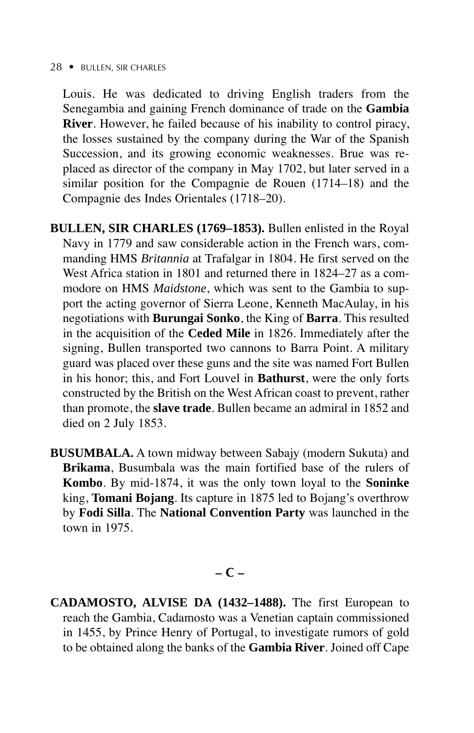Louis. He was dedicated to driving English traders from the Senegambia and gaining French dominance of trade on the **Gambia River**. However, he failed because of his inability to control piracy, the losses sustained by the company during the War of the Spanish Succession, and its growing economic weaknesses. Brue was replaced as director of the company in May 1702, but later served in a similar position for the Compagnie de Rouen (1714–18) and the Compagnie des Indes Orientales (1718–20).

**BULLEN, SIR CHARLES (1769–1853).** Bullen enlisted in the Royal Navy in 1779 and saw considerable action in the French wars, commanding HMS *Britannia* at Trafalgar in 1804. He first served on the West Africa station in 1801 and returned there in 1824–27 as a commodore on HMS *Maidstone*, which was sent to the Gambia to support the acting governor of Sierra Leone, Kenneth MacAulay, in his negotiations with **Burungai Sonko**, the King of **Barra**. This resulted in the acquisition of the **Ceded Mile** in 1826. Immediately after the signing, Bullen transported two cannons to Barra Point. A military guard was placed over these guns and the site was named Fort Bullen in his honor; this, and Fort Louvel in **Bathurst**, were the only forts constructed by the British on the West African coast to prevent, rather than promote, the **slave trade**. Bullen became an admiral in 1852 and died on 2 July 1853.

**BUSUMBALA.** A town midway between Sabajy (modern Sukuta) and **Brikama**, Busumbala was the main fortified base of the rulers of **Kombo**. By mid-1874, it was the only town loyal to the **Soninke** king, **Tomani Bojang**. Its capture in 1875 led to Bojang's overthrow by **Fodi Silla**. The **National Convention Party** was launched in the town in 1975.

## – C –

**CADAMOSTO, ALVISE DA (1432–1488).** The first European to reach the Gambia, Cadamosto was a Venetian captain commissioned in 1455, by Prince Henry of Portugal, to investigate rumors of gold to be obtained along the banks of the **Gambia River**. Joined off Cape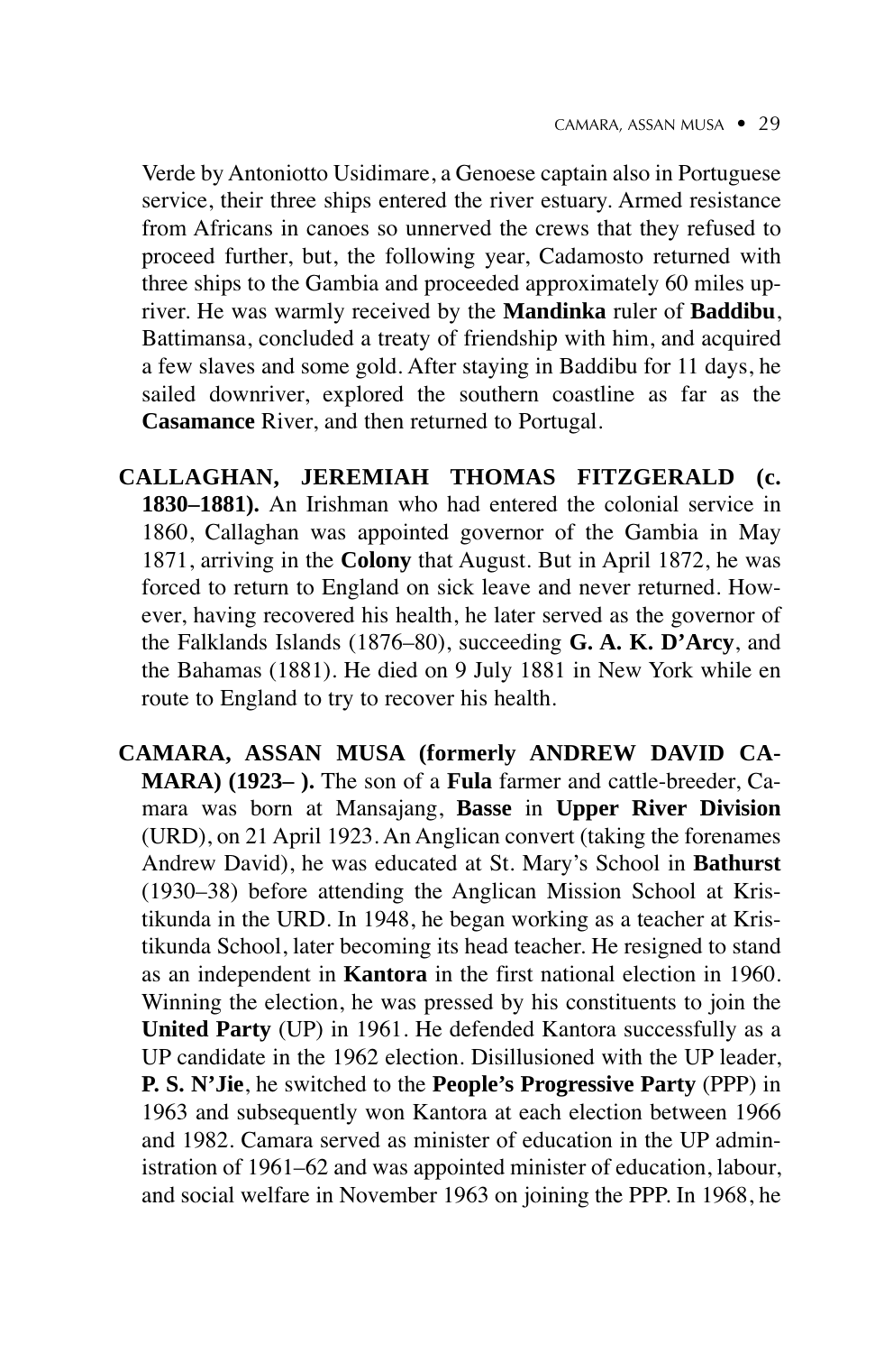Verde by Antoniotto Usidimare, a Genoese captain also in Portuguese service, their three ships entered the river estuary. Armed resistance from Africans in canoes so unnerved the crews that they refused to proceed further, but, the following year, Cadamosto returned with three ships to the Gambia and proceeded approximately 60 miles upriver. He was warmly received by the **Mandinka** ruler of **Baddibu**, Battimansa, concluded a treaty of friendship with him, and acquired a few slaves and some gold. After staying in Baddibu for 11 days, he sailed downriver, explored the southern coastline as far as the **Casamance** River, and then returned to Portugal.

**CALLAGHAN, JEREMIAH THOMAS FITZGERALD (c. 1830–1881).** An Irishman who had entered the colonial service in 1860, Callaghan was appointed governor of the Gambia in May 1871, arriving in the **Colony** that August. But in April 1872, he was forced to return to England on sick leave and never returned. However, having recovered his health, he later served as the governor of the Falklands Islands (1876–80), succeeding **G. A. K. D'Arcy**, and the Bahamas (1881). He died on 9 July 1881 in New York while en route to England to try to recover his health.

**CAMARA, ASSAN MUSA (formerly ANDREW DAVID CAMARA) (1923– ).** The son of a **Fula** farmer and cattle-breeder, Camara was born at Mansajang, **Basse** in **Upper River Division** (URD), on 21 April 1923. An Anglican convert (taking the forenames Andrew David), he was educated at St. Mary's School in **Bathurst** (1930–38) before attending the Anglican Mission School at Kristikunda in the URD. In 1948, he began working as a teacher at Kristikunda School, later becoming its head teacher. He resigned to stand as an independent in **Kantora** in the first national election in 1960. Winning the election, he was pressed by his constituents to join the **United Party** (UP) in 1961. He defended Kantora successfully as a UP candidate in the 1962 election. Disillusioned with the UP leader, **P. S. N'Jie**, he switched to the **People's Progressive Party** (PPP) in 1963 and subsequently won Kantora at each election between 1966 and 1982. Camara served as minister of education in the UP administration of 1961–62 and was appointed minister of education, labour, and social welfare in November 1963 on joining the PPP. In 1968, he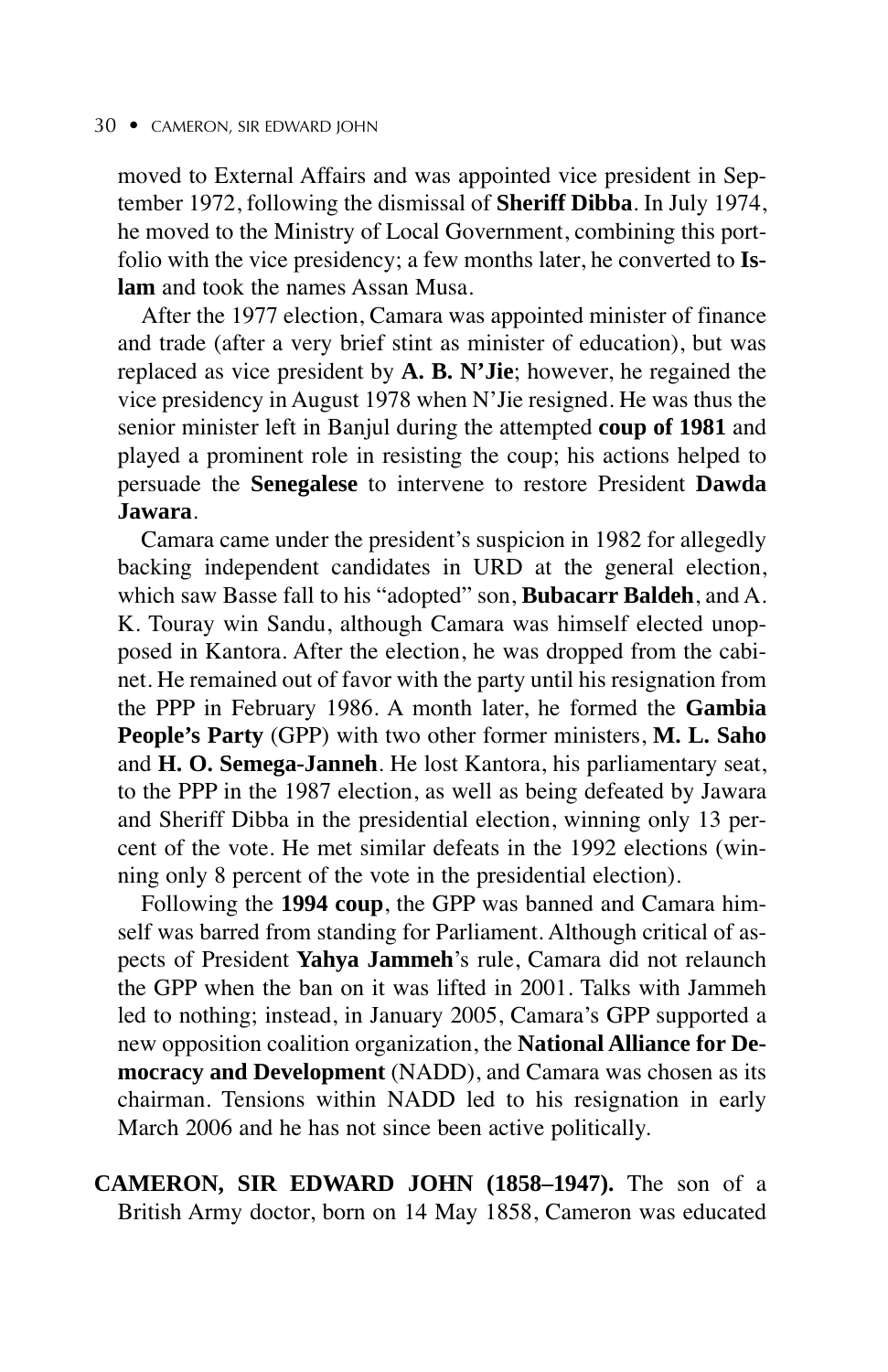moved to External Affairs and was appointed vice president in September 1972, following the dismissal of **Sheriff Dibba**. In July 1974, he moved to the Ministry of Local Government, combining this portfolio with the vice presidency; a few months later, he converted to **Islam** and took the names Assan Musa.

After the 1977 election, Camara was appointed minister of finance and trade (after a very brief stint as minister of education), but was replaced as vice president by **A. B. N'Jie**; however, he regained the vice presidency in August 1978 when N'Jie resigned. He was thus the senior minister left in Banjul during the attempted **coup of 1981** and played a prominent role in resisting the coup; his actions helped to persuade the **Senegalese** to intervene to restore President **Dawda Jawara**.

Camara came under the president's suspicion in 1982 for allegedly backing independent candidates in URD at the general election, which saw Basse fall to his "adopted" son, **Bubacarr Baldeh**, and A. K. Touray win Sandu, although Camara was himself elected unopposed in Kantora. After the election, he was dropped from the cabinet. He remained out of favor with the party until his resignation from the PPP in February 1986. A month later, he formed the **Gambia People's Party** (GPP) with two other former ministers, **M. L. Saho** and **H. O. Semega-Janneh**. He lost Kantora, his parliamentary seat, to the PPP in the 1987 election, as well as being defeated by Jawara and Sheriff Dibba in the presidential election, winning only 13 percent of the vote. He met similar defeats in the 1992 elections (winning only 8 percent of the vote in the presidential election).

Following the **1994 coup**, the GPP was banned and Camara himself was barred from standing for Parliament. Although critical of aspects of President **Yahya Jammeh**'s rule, Camara did not relaunch the GPP when the ban on it was lifted in 2001. Talks with Jammeh led to nothing; instead, in January 2005, Camara's GPP supported a new opposition coalition organization, the **National Alliance for Democracy and Development** (NADD), and Camara was chosen as its chairman. Tensions within NADD led to his resignation in early March 2006 and he has not since been active politically.

**CAMERON, SIR EDWARD JOHN (1858–1947).** The son of a British Army doctor, born on 14 May 1858, Cameron was educated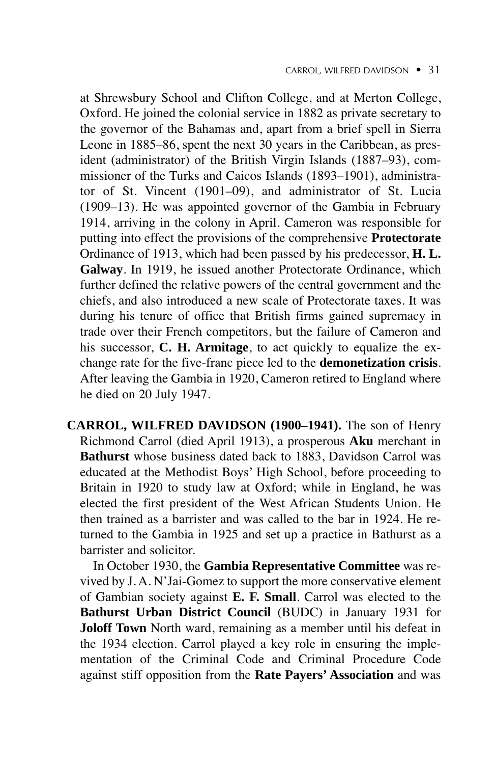at Shrewsbury School and Clifton College, and at Merton College, Oxford. He joined the colonial service in 1882 as private secretary to the governor of the Bahamas and, apart from a brief spell in Sierra Leone in 1885–86, spent the next 30 years in the Caribbean, as president (administrator) of the British Virgin Islands (1887–93), commissioner of the Turks and Caicos Islands (1893–1901), administrator of St. Vincent (1901–09), and administrator of St. Lucia (1909–13). He was appointed governor of the Gambia in February 1914, arriving in the colony in April. Cameron was responsible for putting into effect the provisions of the comprehensive **Protectorate** Ordinance of 1913, which had been passed by his predecessor, **H. L. Galway**. In 1919, he issued another Protectorate Ordinance, which further defined the relative powers of the central government and the chiefs, and also introduced a new scale of Protectorate taxes. It was during his tenure of office that British firms gained supremacy in trade over their French competitors, but the failure of Cameron and his successor, **C. H. Armitage**, to act quickly to equalize the exchange rate for the five-franc piece led to the **demonetization crisis**. After leaving the Gambia in 1920, Cameron retired to England where he died on 20 July 1947.

**CARROL, WILFRED DAVIDSON (1900–1941).** The son of Henry Richmond Carrol (died April 1913), a prosperous **Aku** merchant in **Bathurst** whose business dated back to 1883, Davidson Carrol was educated at the Methodist Boys' High School, before proceeding to Britain in 1920 to study law at Oxford; while in England, he was elected the first president of the West African Students Union. He then trained as a barrister and was called to the bar in 1924. He returned to the Gambia in 1925 and set up a practice in Bathurst as a barrister and solicitor.

In October 1930, the **Gambia Representative Committee** was revived by J. A. N'Jai-Gomez to support the more conservative element of Gambian society against **E. F. Small**. Carrol was elected to the **Bathurst Urban District Council** (BUDC) in January 1931 for **Joloff Town** North ward, remaining as a member until his defeat in the 1934 election. Carrol played a key role in ensuring the implementation of the Criminal Code and Criminal Procedure Code against stiff opposition from the **Rate Payers' Association** and was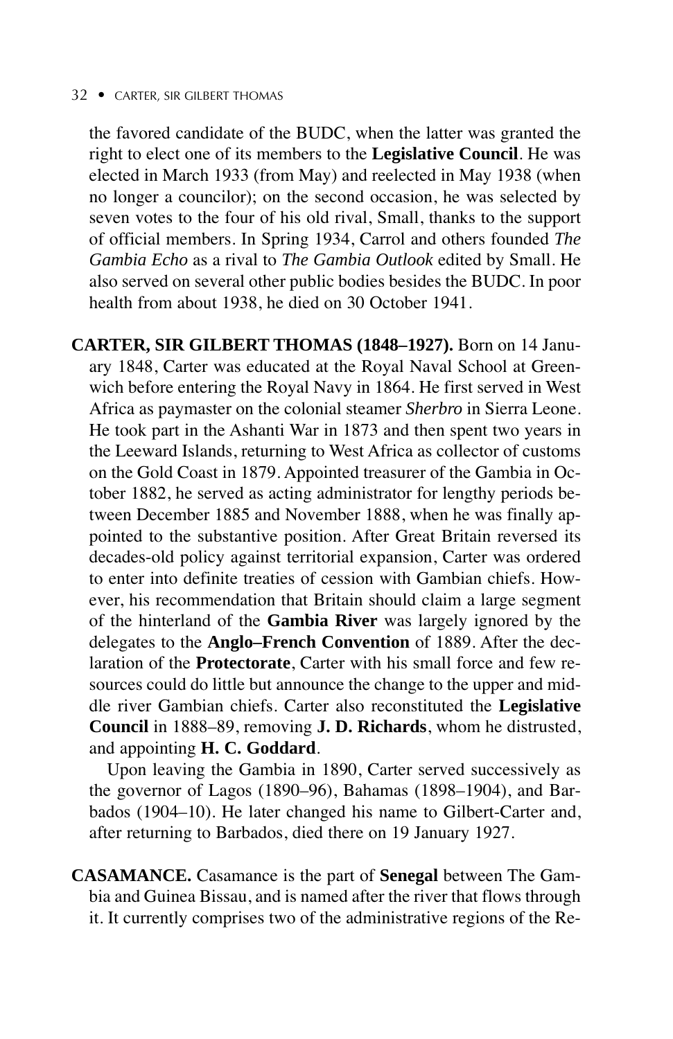the favored candidate of the BUDC, when the latter was granted the right to elect one of its members to the **Legislative Council**. He was elected in March 1933 (from May) and reelected in May 1938 (when no longer a councilor); on the second occasion, he was selected by seven votes to the four of his old rival, Small, thanks to the support of official members. In Spring 1934, Carrol and others founded *The Gambia Echo* as a rival to *The Gambia Outlook* edited by Small. He also served on several other public bodies besides the BUDC. In poor health from about 1938, he died on 30 October 1941.

**CARTER, SIR GILBERT THOMAS (1848–1927).** Born on 14 January 1848, Carter was educated at the Royal Naval School at Greenwich before entering the Royal Navy in 1864. He first served in West Africa as paymaster on the colonial steamer *Sherbro* in Sierra Leone. He took part in the Ashanti War in 1873 and then spent two years in the Leeward Islands, returning to West Africa as collector of customs on the Gold Coast in 1879. Appointed treasurer of the Gambia in October 1882, he served as acting administrator for lengthy periods between December 1885 and November 1888, when he was finally appointed to the substantive position. After Great Britain reversed its decades-old policy against territorial expansion, Carter was ordered to enter into definite treaties of cession with Gambian chiefs. However, his recommendation that Britain should claim a large segment of the hinterland of the **Gambia River** was largely ignored by the delegates to the **Anglo–French Convention** of 1889. After the declaration of the **Protectorate**, Carter with his small force and few resources could do little but announce the change to the upper and middle river Gambian chiefs. Carter also reconstituted the **Legislative Council** in 1888–89, removing **J. D. Richards**, whom he distrusted, and appointing **H. C. Goddard**.

Upon leaving the Gambia in 1890, Carter served successively as the governor of Lagos (1890–96), Bahamas (1898–1904), and Barbados (1904–10). He later changed his name to Gilbert-Carter and, after returning to Barbados, died there on 19 January 1927.

**CASAMANCE.** Casamance is the part of **Senegal** between The Gambia and Guinea Bissau, and is named after the river that flows through it. It currently comprises two of the administrative regions of the Re-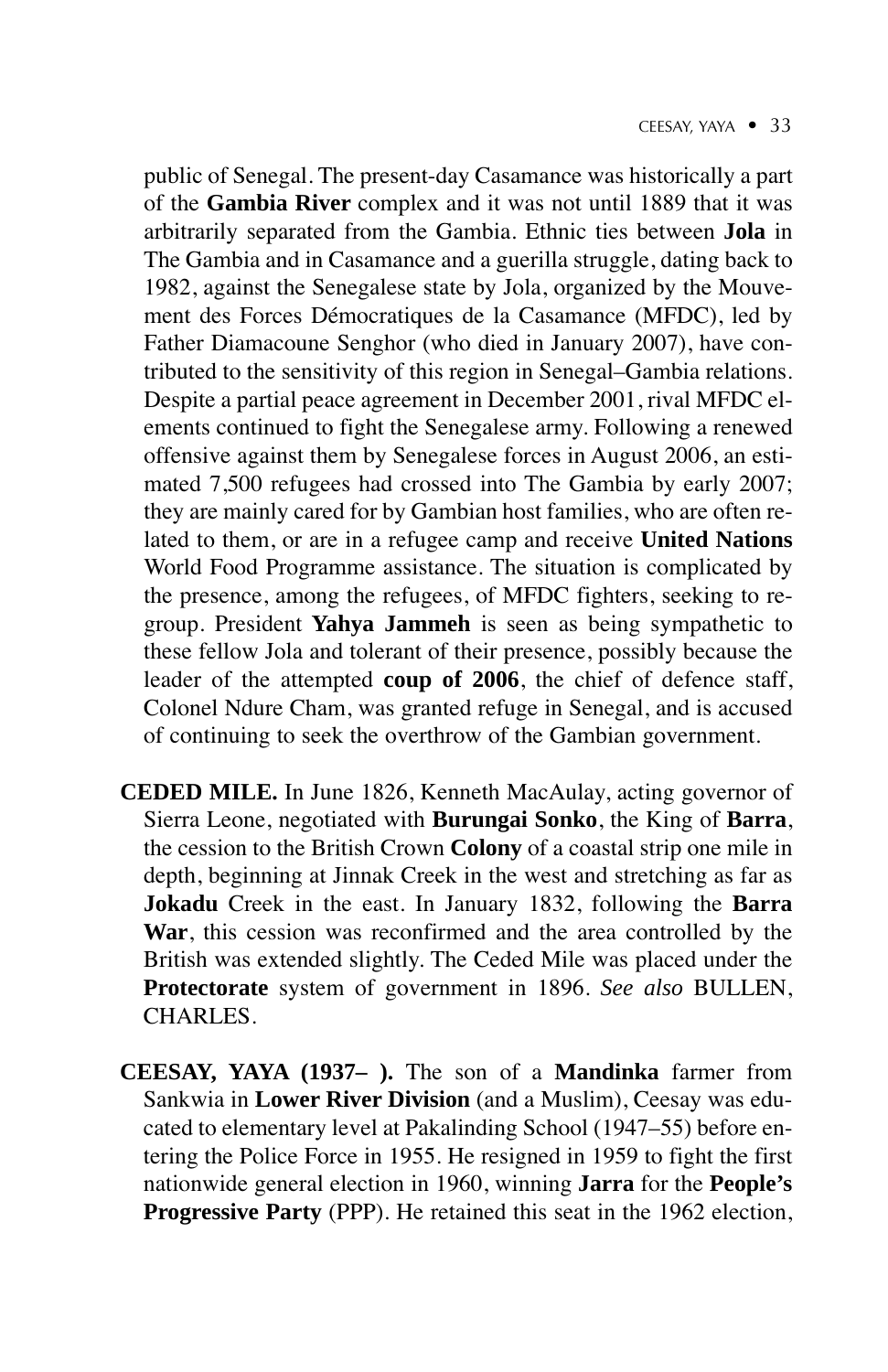public of Senegal. The present-day Casamance was historically a part of the **Gambia River** complex and it was not until 1889 that it was arbitrarily separated from the Gambia. Ethnic ties between **Jola** in The Gambia and in Casamance and a guerilla struggle, dating back to 1982, against the Senegalese state by Jola, organized by the Mouvement des Forces Démocratiques de la Casamance (MFDC), led by Father Diamacoune Senghor (who died in January 2007), have contributed to the sensitivity of this region in Senegal–Gambia relations. Despite a partial peace agreement in December 2001, rival MFDC elements continued to fight the Senegalese army. Following a renewed offensive against them by Senegalese forces in August 2006, an estimated 7,500 refugees had crossed into The Gambia by early 2007; they are mainly cared for by Gambian host families, who are often related to them, or are in a refugee camp and receive **United Nations** World Food Programme assistance. The situation is complicated by the presence, among the refugees, of MFDC fighters, seeking to regroup. President **Yahya Jammeh** is seen as being sympathetic to these fellow Jola and tolerant of their presence, possibly because the leader of the attempted **coup of 2006**, the chief of defence staff, Colonel Ndure Cham, was granted refuge in Senegal, and is accused of continuing to seek the overthrow of the Gambian government.

**CEDED MILE.** In June 1826, Kenneth MacAulay, acting governor of Sierra Leone, negotiated with **Burungai Sonko**, the King of **Barra**, the cession to the British Crown **Colony** of a coastal strip one mile in depth, beginning at Jinnak Creek in the west and stretching as far as **Jokadu** Creek in the east. In January 1832, following the **Barra War**, this cession was reconfirmed and the area controlled by the British was extended slightly. The Ceded Mile was placed under the **Protectorate** system of government in 1896. *See also* BULLEN, CHARLES.

**CEESAY, YAYA (1937– ).** The son of a **Mandinka** farmer from Sankwia in **Lower River Division** (and a Muslim), Ceesay was educated to elementary level at Pakalinding School (1947–55) before entering the Police Force in 1955. He resigned in 1959 to fight the first nationwide general election in 1960, winning **Jarra** for the **People's Progressive Party** (PPP). He retained this seat in the 1962 election,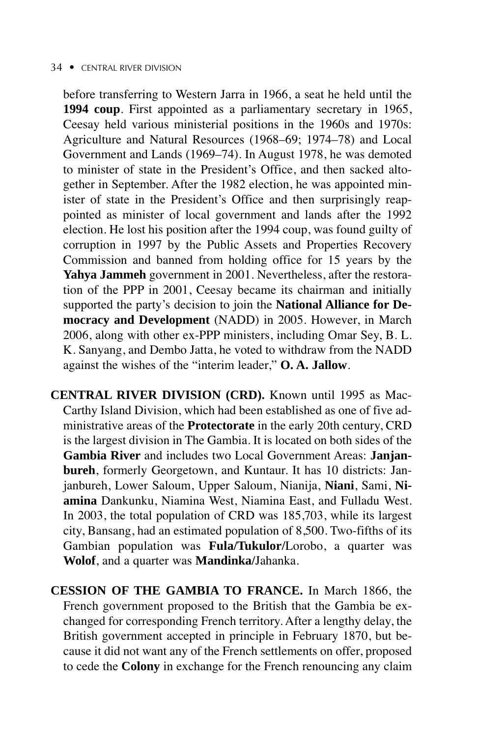before transferring to Western Jarra in 1966, a seat he held until the **1994 coup**. First appointed as a parliamentary secretary in 1965, Ceesay held various ministerial positions in the 1960s and 1970s: Agriculture and Natural Resources (1968–69; 1974–78) and Local Government and Lands (1969–74). In August 1978, he was demoted to minister of state in the President's Office, and then sacked altogether in September. After the 1982 election, he was appointed minister of state in the President's Office and then surprisingly reappointed as minister of local government and lands after the 1992 election. He lost his position after the 1994 coup, was found guilty of corruption in 1997 by the Public Assets and Properties Recovery Commission and banned from holding office for 15 years by the **Yahya Jammeh** government in 2001. Nevertheless, after the restoration of the PPP in 2001, Ceesay became its chairman and initially supported the party's decision to join the **National Alliance for Democracy and Development** (NADD) in 2005. However, in March 2006, along with other ex-PPP ministers, including Omar Sey, B. L. K. Sanyang, and Dembo Jatta, he voted to withdraw from the NADD against the wishes of the "interim leader," **O. A. Jallow**.

**CENTRAL RIVER DIVISION (CRD).** Known until 1995 as MacCarthy Island Division, which had been established as one of five administrative areas of the **Protectorate** in the early 20th century, CRD is the largest division in The Gambia. It is located on both sides of the **Gambia River** and includes two Local Government Areas: **Janjanbureh**, formerly Georgetown, and Kuntaur. It has 10 districts: Janjanbureh, Lower Saloum, Upper Saloum, Nianija, **Niani**, Sami, **Niamina** Dankunku, Niamina West, Niamina East, and Fulladu West. In 2003, the total population of CRD was 185,703, while its largest city, Bansang, had an estimated population of 8,500. Two-fifths of its Gambian population was **Fula/Tukulor/**Lorobo, a quarter was **Wolof**, and a quarter was **Mandinka/**Jahanka.

**CESSION OF THE GAMBIA TO FRANCE.** In March 1866, the French government proposed to the British that the Gambia be exchanged for corresponding French territory. After a lengthy delay, the British government accepted in principle in February 1870, but because it did not want any of the French settlements on offer, proposed to cede the **Colony** in exchange for the French renouncing any claim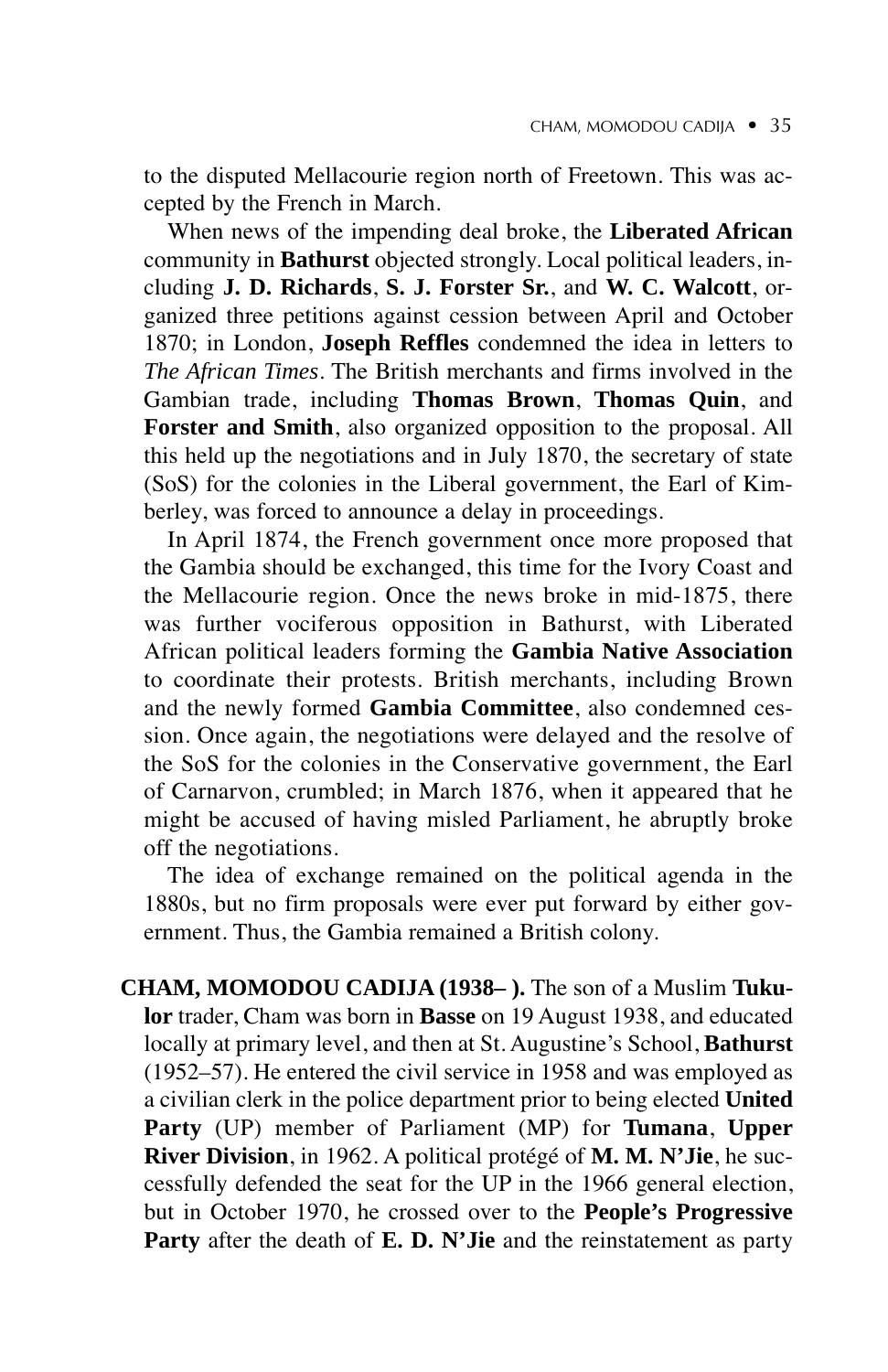to the disputed Mellacourie region north of Freetown. This was accepted by the French in March.

When news of the impending deal broke, the **Liberated African** community in **Bathurst** objected strongly. Local political leaders, including **J. D. Richards**, **S. J. Forster Sr.**, and **W. C. Walcott**, organized three petitions against cession between April and October 1870; in London, **Joseph Reffles** condemned the idea in letters to *The African Times*. The British merchants and firms involved in the Gambian trade, including **Thomas Brown**, **Thomas Quin**, and **Forster and Smith**, also organized opposition to the proposal. All this held up the negotiations and in July 1870, the secretary of state (SoS) for the colonies in the Liberal government, the Earl of Kimberley, was forced to announce a delay in proceedings.

In April 1874, the French government once more proposed that the Gambia should be exchanged, this time for the Ivory Coast and the Mellacourie region. Once the news broke in mid-1875, there was further vociferous opposition in Bathurst, with Liberated African political leaders forming the **Gambia Native Association** to coordinate their protests. British merchants, including Brown and the newly formed **Gambia Committee**, also condemned cession. Once again, the negotiations were delayed and the resolve of the SoS for the colonies in the Conservative government, the Earl of Carnarvon, crumbled; in March 1876, when it appeared that he might be accused of having misled Parliament, he abruptly broke off the negotiations.

The idea of exchange remained on the political agenda in the 1880s, but no firm proposals were ever put forward by either government. Thus, the Gambia remained a British colony.

**CHAM, MOMODOU CADIJA (1938– ).** The son of a Muslim **Tukulor** trader, Cham was born in **Basse** on 19 August 1938, and educated locally at primary level, and then at St. Augustine's School, **Bathurst** (1952–57). He entered the civil service in 1958 and was employed as a civilian clerk in the police department prior to being elected **United Party** (UP) member of Parliament (MP) for **Tumana**, **Upper River Division**, in 1962. A political protégé of **M. M. N'Jie**, he successfully defended the seat for the UP in the 1966 general election, but in October 1970, he crossed over to the **People's Progressive Party** after the death of **E. D. N'Jie** and the reinstatement as party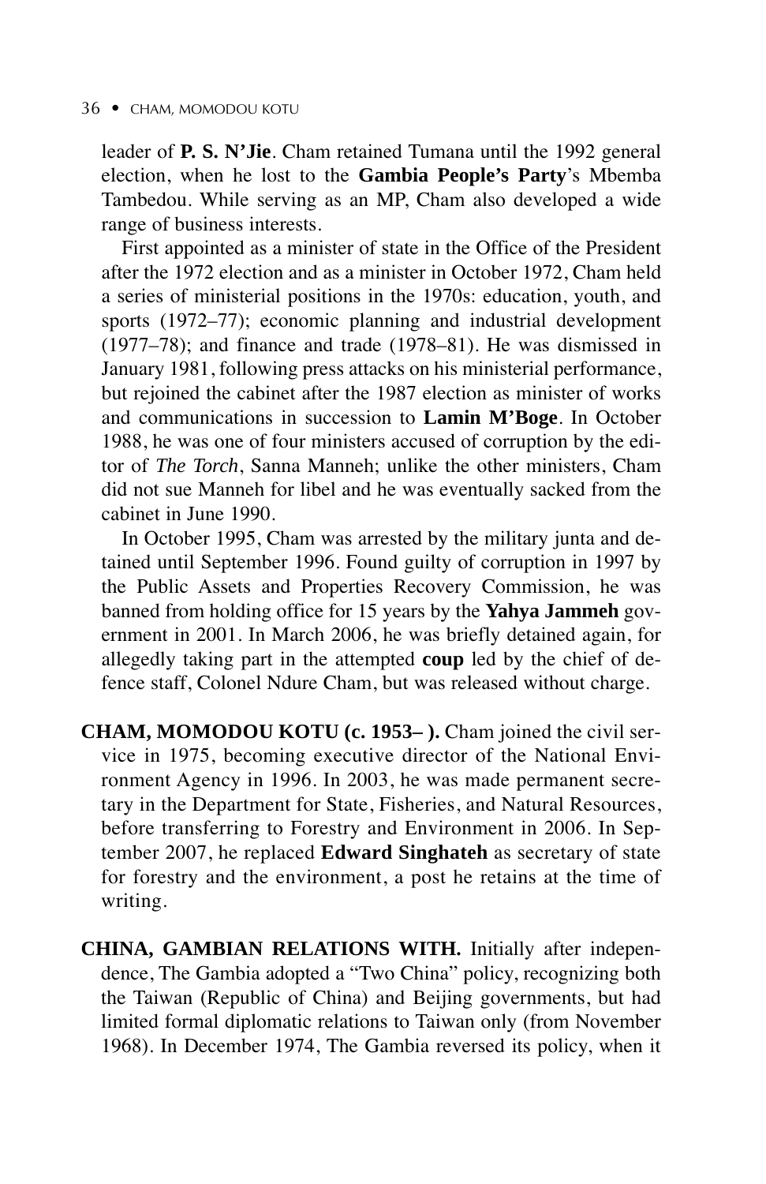leader of **P. S. N'Jie**. Cham retained Tumana until the 1992 general election, when he lost to the **Gambia People's Party**'s Mbemba Tambedou. While serving as an MP, Cham also developed a wide range of business interests.

First appointed as a minister of state in the Office of the President after the 1972 election and as a minister in October 1972, Cham held a series of ministerial positions in the 1970s: education, youth, and sports (1972–77); economic planning and industrial development (1977–78); and finance and trade (1978–81). He was dismissed in January 1981, following press attacks on his ministerial performance, but rejoined the cabinet after the 1987 election as minister of works and communications in succession to **Lamin M'Boge**. In October 1988, he was one of four ministers accused of corruption by the editor of *The Torch*, Sanna Manneh; unlike the other ministers, Cham did not sue Manneh for libel and he was eventually sacked from the cabinet in June 1990.

In October 1995, Cham was arrested by the military junta and detained until September 1996. Found guilty of corruption in 1997 by the Public Assets and Properties Recovery Commission, he was banned from holding office for 15 years by the **Yahya Jammeh** government in 2001. In March 2006, he was briefly detained again, for allegedly taking part in the attempted **coup** led by the chief of defence staff, Colonel Ndure Cham, but was released without charge.

**CHAM, MOMODOU KOTU (c. 1953– ).** Cham joined the civil service in 1975, becoming executive director of the National Environment Agency in 1996. In 2003, he was made permanent secretary in the Department for State, Fisheries, and Natural Resources, before transferring to Forestry and Environment in 2006. In September 2007, he replaced **Edward Singhateh** as secretary of state for forestry and the environment, a post he retains at the time of writing.

**CHINA, GAMBIAN RELATIONS WITH.** Initially after independence, The Gambia adopted a "Two China" policy, recognizing both the Taiwan (Republic of China) and Beijing governments, but had limited formal diplomatic relations to Taiwan only (from November 1968). In December 1974, The Gambia reversed its policy, when it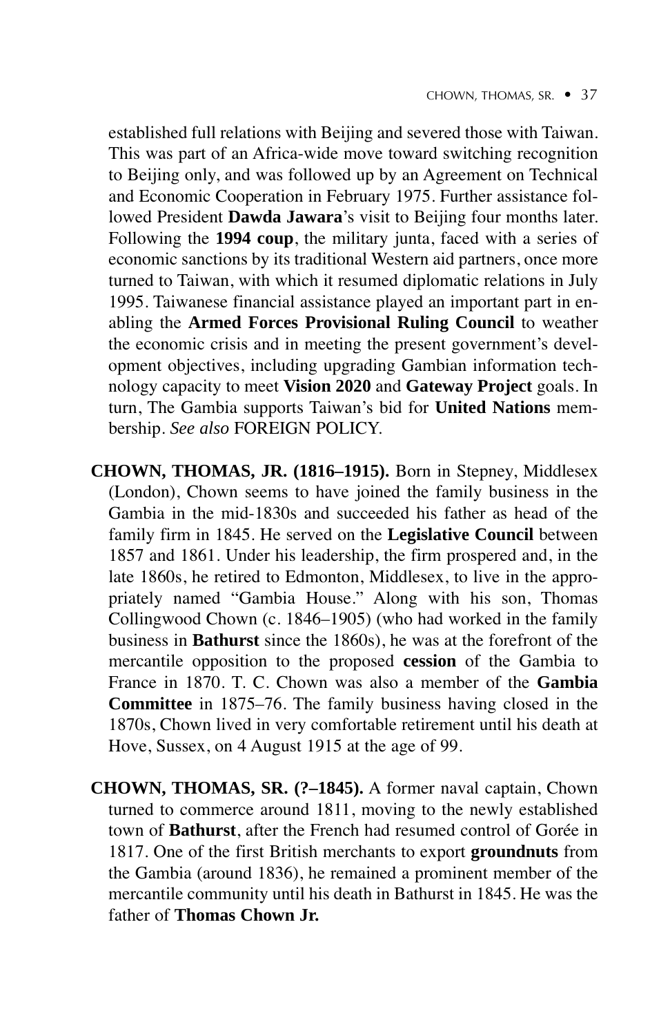established full relations with Beijing and severed those with Taiwan. This was part of an Africa-wide move toward switching recognition to Beijing only, and was followed up by an Agreement on Technical and Economic Cooperation in February 1975. Further assistance followed President **Dawda Jawara**'s visit to Beijing four months later. Following the **1994 coup**, the military junta, faced with a series of economic sanctions by its traditional Western aid partners, once more turned to Taiwan, with which it resumed diplomatic relations in July 1995. Taiwanese financial assistance played an important part in enabling the **Armed Forces Provisional Ruling Council** to weather the economic crisis and in meeting the present government's development objectives, including upgrading Gambian information technology capacity to meet **Vision 2020** and **Gateway Project** goals. In turn, The Gambia supports Taiwan's bid for **United Nations** membership. *See also* FOREIGN POLICY.

**CHOWN, THOMAS, JR. (1816–1915).** Born in Stepney, Middlesex (London), Chown seems to have joined the family business in the Gambia in the mid-1830s and succeeded his father as head of the family firm in 1845. He served on the **Legislative Council** between 1857 and 1861. Under his leadership, the firm prospered and, in the late 1860s, he retired to Edmonton, Middlesex, to live in the appropriately named "Gambia House." Along with his son, Thomas Collingwood Chown (c. 1846–1905) (who had worked in the family business in **Bathurst** since the 1860s), he was at the forefront of the mercantile opposition to the proposed **cession** of the Gambia to France in 1870. T. C. Chown was also a member of the **Gambia Committee** in 1875–76. The family business having closed in the 1870s, Chown lived in very comfortable retirement until his death at Hove, Sussex, on 4 August 1915 at the age of 99.

**CHOWN, THOMAS, SR. (?–1845).** A former naval captain, Chown turned to commerce around 1811, moving to the newly established town of **Bathurst**, after the French had resumed control of Gorée in 1817. One of the first British merchants to export **groundnuts** from the Gambia (around 1836), he remained a prominent member of the mercantile community until his death in Bathurst in 1845. He was the father of **Thomas Chown Jr.**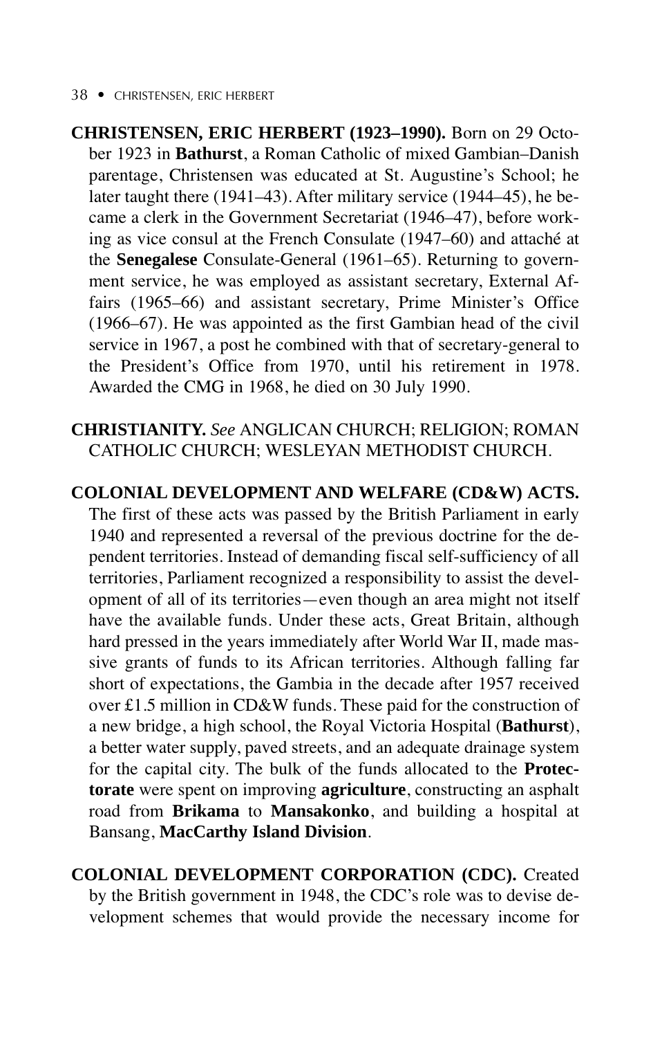**CHRISTENSEN, ERIC HERBERT (1923–1990).** Born on 29 October 1923 in **Bathurst**, a Roman Catholic of mixed Gambian–Danish parentage, Christensen was educated at St. Augustine's School; he later taught there (1941–43). After military service (1944–45), he became a clerk in the Government Secretariat (1946–47), before working as vice consul at the French Consulate (1947–60) and attaché at the **Senegalese** Consulate-General (1961–65). Returning to government service, he was employed as assistant secretary, External Affairs (1965–66) and assistant secretary, Prime Minister's Office (1966–67). He was appointed as the first Gambian head of the civil service in 1967, a post he combined with that of secretary-general to the President's Office from 1970, until his retirement in 1978. Awarded the CMG in 1968, he died on 30 July 1990.

**CHRISTIANITY.** *See* ANGLICAN CHURCH; RELIGION; ROMAN CATHOLIC CHURCH; WESLEYAN METHODIST CHURCH.

**COLONIAL DEVELOPMENT AND WELFARE (CD&W) ACTS.** The first of these acts was passed by the British Parliament in early 1940 and represented a reversal of the previous doctrine for the dependent territories. Instead of demanding fiscal self-sufficiency of all territories, Parliament recognized a responsibility to assist the development of all of its territories—even though an area might not itself have the available funds. Under these acts, Great Britain, although hard pressed in the years immediately after World War II, made massive grants of funds to its African territories. Although falling far short of expectations, the Gambia in the decade after 1957 received over £1.5 million in CD&W funds. These paid for the construction of a new bridge, a high school, the Royal Victoria Hospital (**Bathurst**), a better water supply, paved streets, and an adequate drainage system for the capital city. The bulk of the funds allocated to the **Protectorate** were spent on improving **agriculture**, constructing an asphalt road from **Brikama** to **Mansakonko**, and building a hospital at Bansang, **MacCarthy Island Division**.

**COLONIAL DEVELOPMENT CORPORATION (CDC).** Created by the British government in 1948, the CDC's role was to devise development schemes that would provide the necessary income for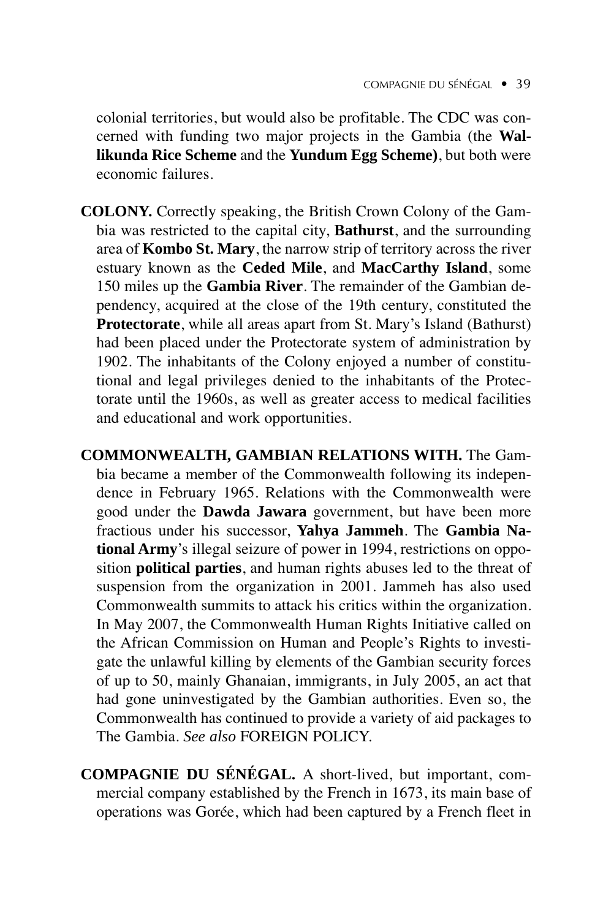colonial territories, but would also be profitable. The CDC was concerned with funding two major projects in the Gambia (the **Wallikunda Rice Scheme** and the **Yundum Egg Scheme)**, but both were economic failures.

**COLONY.** Correctly speaking, the British Crown Colony of the Gambia was restricted to the capital city, **Bathurst**, and the surrounding area of **Kombo St. Mary**, the narrow strip of territory across the river estuary known as the **Ceded Mile**, and **MacCarthy Island**, some 150 miles up the **Gambia River**. The remainder of the Gambian dependency, acquired at the close of the 19th century, constituted the **Protectorate**, while all areas apart from St. Mary's Island (Bathurst) had been placed under the Protectorate system of administration by 1902. The inhabitants of the Colony enjoyed a number of constitutional and legal privileges denied to the inhabitants of the Protectorate until the 1960s, as well as greater access to medical facilities and educational and work opportunities.

**COMMONWEALTH, GAMBIAN RELATIONS WITH.** The Gambia became a member of the Commonwealth following its independence in February 1965. Relations with the Commonwealth were good under the **Dawda Jawara** government, but have been more fractious under his successor, **Yahya Jammeh**. The **Gambia National Army**'s illegal seizure of power in 1994, restrictions on opposition **political parties**, and human rights abuses led to the threat of suspension from the organization in 2001. Jammeh has also used Commonwealth summits to attack his critics within the organization. In May 2007, the Commonwealth Human Rights Initiative called on the African Commission on Human and People's Rights to investigate the unlawful killing by elements of the Gambian security forces of up to 50, mainly Ghanaian, immigrants, in July 2005, an act that had gone uninvestigated by the Gambian authorities. Even so, the Commonwealth has continued to provide a variety of aid packages to The Gambia. *See also* FOREIGN POLICY.

**COMPAGNIE DU SÉNÉGAL.** A short-lived, but important, commercial company established by the French in 1673, its main base of operations was Gorée, which had been captured by a French fleet in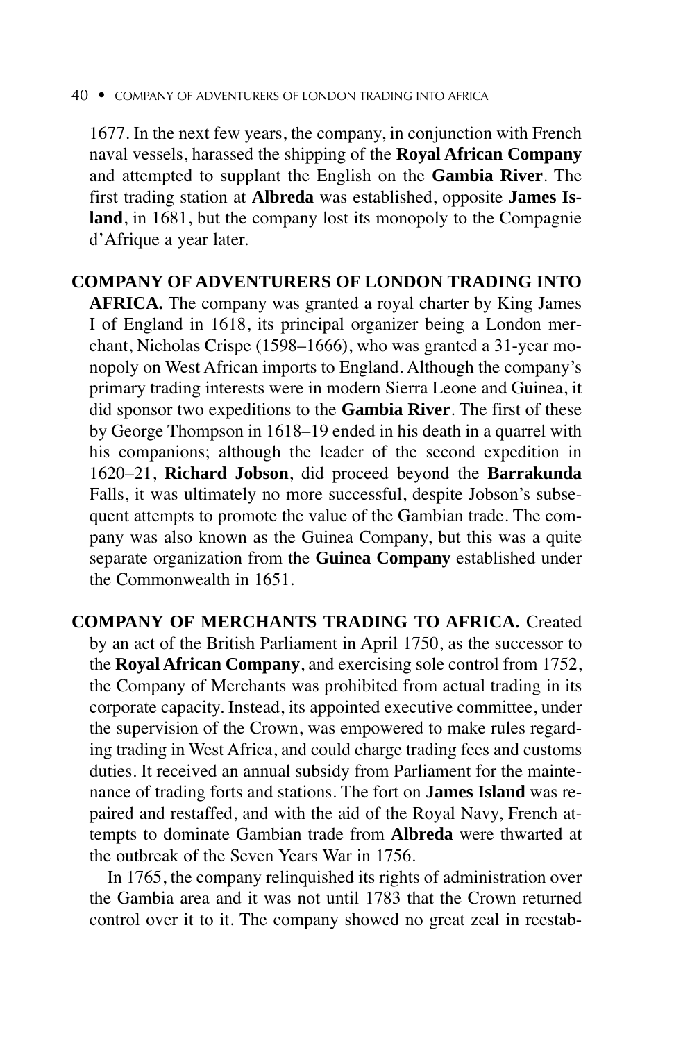1677. In the next few years, the company, in conjunction with French naval vessels, harassed the shipping of the **Royal African Company** and attempted to supplant the English on the **Gambia River**. The first trading station at **Albreda** was established, opposite **James Island**, in 1681, but the company lost its monopoly to the Compagnie d'Afrique a year later.

**COMPANY OF ADVENTURERS OF LONDON TRADING INTO AFRICA.** The company was granted a royal charter by King James I of England in 1618, its principal organizer being a London merchant, Nicholas Crispe (1598–1666), who was granted a 31-year monopoly on West African imports to England. Although the company's primary trading interests were in modern Sierra Leone and Guinea, it did sponsor two expeditions to the **Gambia River**. The first of these by George Thompson in 1618–19 ended in his death in a quarrel with his companions; although the leader of the second expedition in 1620–21, **Richard Jobson**, did proceed beyond the **Barrakunda** Falls, it was ultimately no more successful, despite Jobson's subsequent attempts to promote the value of the Gambian trade. The company was also known as the Guinea Company, but this was a quite separate organization from the **Guinea Company** established under the Commonwealth in 1651.

**COMPANY OF MERCHANTS TRADING TO AFRICA.** Created by an act of the British Parliament in April 1750, as the successor to the **Royal African Company**, and exercising sole control from 1752, the Company of Merchants was prohibited from actual trading in its corporate capacity. Instead, its appointed executive committee, under the supervision of the Crown, was empowered to make rules regarding trading in West Africa, and could charge trading fees and customs duties. It received an annual subsidy from Parliament for the maintenance of trading forts and stations. The fort on **James Island** was repaired and restaffed, and with the aid of the Royal Navy, French attempts to dominate Gambian trade from **Albreda** were thwarted at the outbreak of the Seven Years War in 1756.

In 1765, the company relinquished its rights of administration over the Gambia area and it was not until 1783 that the Crown returned control over it to it. The company showed no great zeal in reestab-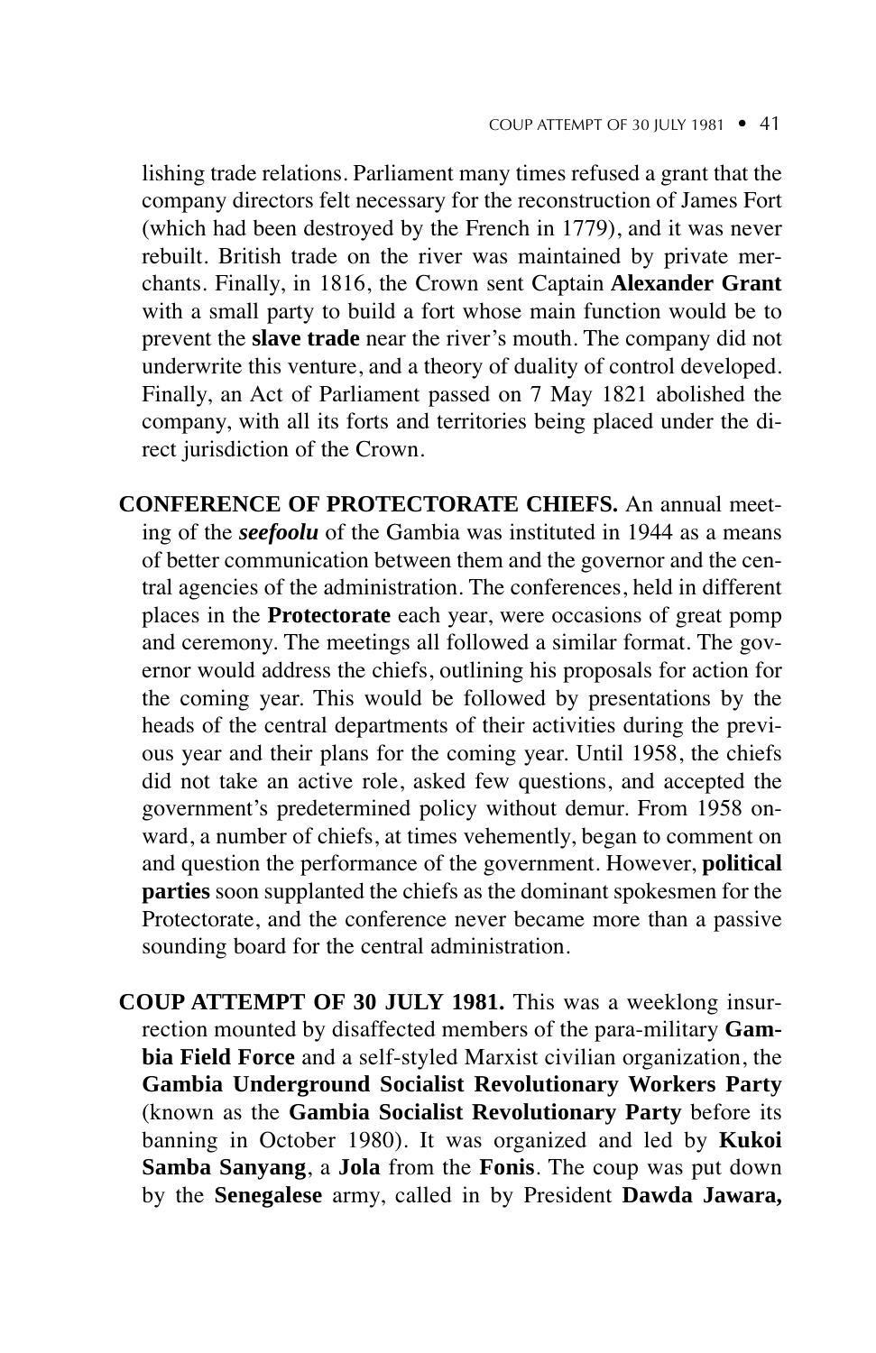lishing trade relations. Parliament many times refused a grant that the company directors felt necessary for the reconstruction of James Fort (which had been destroyed by the French in 1779), and it was never rebuilt. British trade on the river was maintained by private merchants. Finally, in 1816, the Crown sent Captain **Alexander Grant** with a small party to build a fort whose main function would be to prevent the **slave trade** near the river's mouth. The company did not underwrite this venture, and a theory of duality of control developed. Finally, an Act of Parliament passed on 7 May 1821 abolished the company, with all its forts and territories being placed under the direct jurisdiction of the Crown.

**CONFERENCE OF PROTECTORATE CHIEFS.** An annual meeting of the ***seefoolu*** of the Gambia was instituted in 1944 as a means of better communication between them and the governor and the central agencies of the administration. The conferences, held in different places in the **Protectorate** each year, were occasions of great pomp and ceremony. The meetings all followed a similar format. The governor would address the chiefs, outlining his proposals for action for the coming year. This would be followed by presentations by the heads of the central departments of their activities during the previous year and their plans for the coming year. Until 1958, the chiefs did not take an active role, asked few questions, and accepted the government's predetermined policy without demur. From 1958 onward, a number of chiefs, at times vehemently, began to comment on and question the performance of the government. However, **political parties** soon supplanted the chiefs as the dominant spokesmen for the Protectorate, and the conference never became more than a passive sounding board for the central administration.

**COUP ATTEMPT OF 30 JULY 1981.** This was a weeklong insurrection mounted by disaffected members of the para-military **Gambia Field Force** and a self-styled Marxist civilian organization, the **Gambia Underground Socialist Revolutionary Workers Party** (known as the **Gambia Socialist Revolutionary Party** before its banning in October 1980). It was organized and led by **Kukoi Samba Sanyang**, a **Jola** from the **Fonis**. The coup was put down by the **Senegalese** army, called in by President **Dawda Jawara,**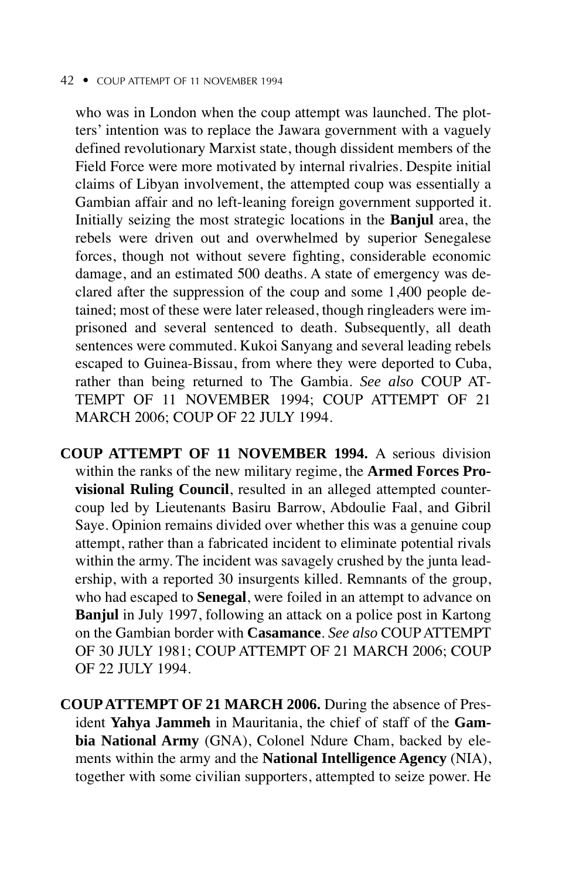who was in London when the coup attempt was launched. The plotters' intention was to replace the Jawara government with a vaguely defined revolutionary Marxist state, though dissident members of the Field Force were more motivated by internal rivalries. Despite initial claims of Libyan involvement, the attempted coup was essentially a Gambian affair and no left-leaning foreign government supported it. Initially seizing the most strategic locations in the **Banjul** area, the rebels were driven out and overwhelmed by superior Senegalese forces, though not without severe fighting, considerable economic damage, and an estimated 500 deaths. A state of emergency was declared after the suppression of the coup and some 1,400 people detained; most of these were later released, though ringleaders were imprisoned and several sentenced to death. Subsequently, all death sentences were commuted. Kukoi Sanyang and several leading rebels escaped to Guinea-Bissau, from where they were deported to Cuba, rather than being returned to The Gambia. *See also* COUP ATTEMPT OF 11 NOVEMBER 1994; COUP ATTEMPT OF 21 MARCH 2006; COUP OF 22 JULY 1994.

**COUP ATTEMPT OF 11 NOVEMBER 1994.** A serious division within the ranks of the new military regime, the **Armed Forces Provisional Ruling Council**, resulted in an alleged attempted countercoup led by Lieutenants Basiru Barrow, Abdoulie Faal, and Gibril Saye. Opinion remains divided over whether this was a genuine coup attempt, rather than a fabricated incident to eliminate potential rivals within the army. The incident was savagely crushed by the junta leadership, with a reported 30 insurgents killed. Remnants of the group, who had escaped to **Senegal**, were foiled in an attempt to advance on **Banjul** in July 1997, following an attack on a police post in Kartong on the Gambian border with **Casamance**. *See also* COUP ATTEMPT OF 30 JULY 1981; COUP ATTEMPT OF 21 MARCH 2006; COUP OF 22 JULY 1994.

**COUP ATTEMPT OF 21 MARCH 2006.** During the absence of President **Yahya Jammeh** in Mauritania, the chief of staff of the **Gambia National Army** (GNA), Colonel Ndure Cham, backed by elements within the army and the **National Intelligence Agency** (NIA), together with some civilian supporters, attempted to seize power. He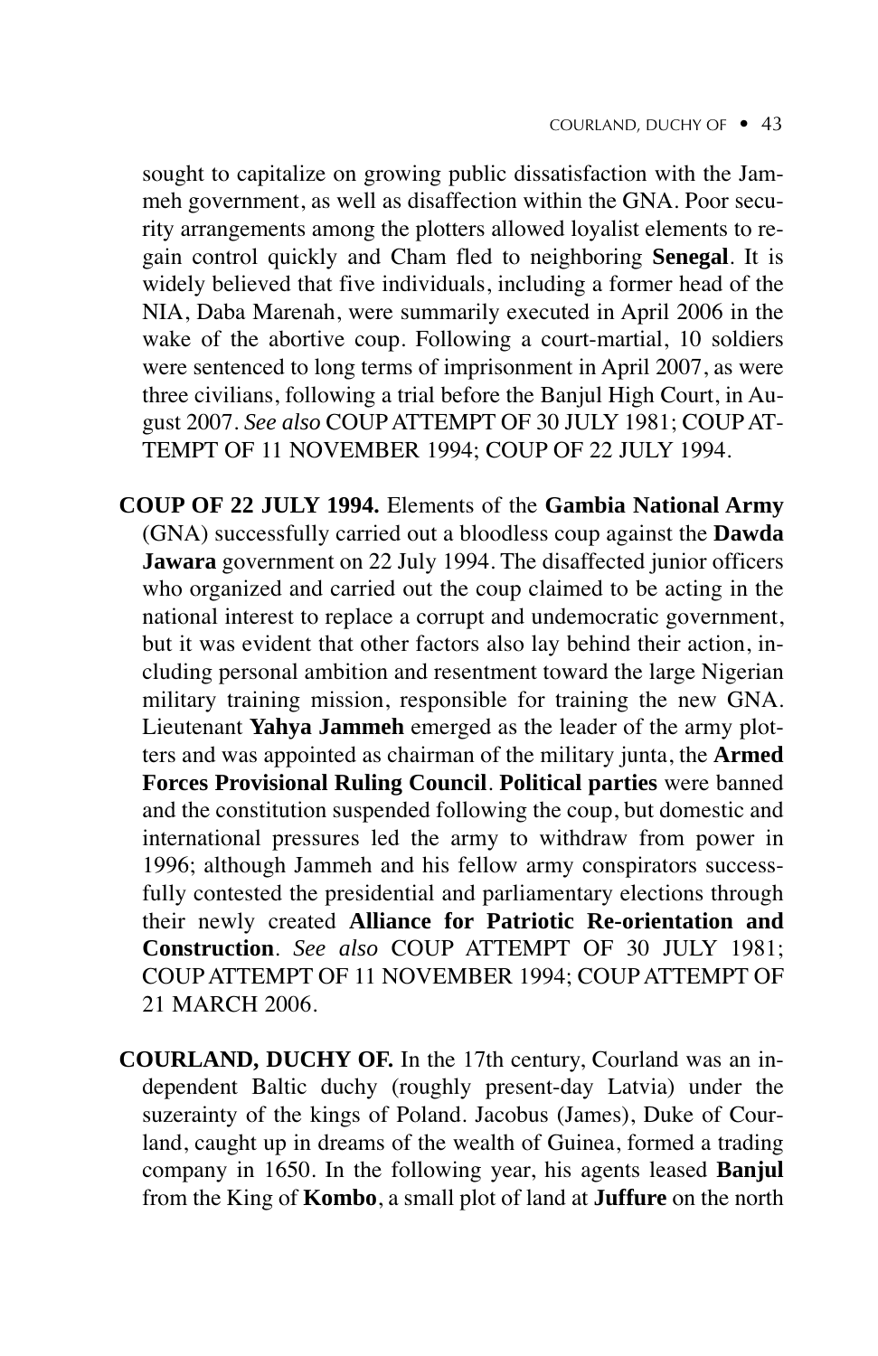sought to capitalize on growing public dissatisfaction with the Jammeh government, as well as disaffection within the GNA. Poor security arrangements among the plotters allowed loyalist elements to regain control quickly and Cham fled to neighboring **Senegal**. It is widely believed that five individuals, including a former head of the NIA, Daba Marenah, were summarily executed in April 2006 in the wake of the abortive coup. Following a court-martial, 10 soldiers were sentenced to long terms of imprisonment in April 2007, as were three civilians, following a trial before the Banjul High Court, in August 2007. *See also* COUP ATTEMPT OF 30 JULY 1981; COUP ATTEMPT OF 11 NOVEMBER 1994; COUP OF 22 JULY 1994.

**COUP OF 22 JULY 1994.** Elements of the **Gambia National Army** (GNA) successfully carried out a bloodless coup against the **Dawda Jawara** government on 22 July 1994. The disaffected junior officers who organized and carried out the coup claimed to be acting in the national interest to replace a corrupt and undemocratic government, but it was evident that other factors also lay behind their action, including personal ambition and resentment toward the large Nigerian military training mission, responsible for training the new GNA. Lieutenant **Yahya Jammeh** emerged as the leader of the army plotters and was appointed as chairman of the military junta, the **Armed Forces Provisional Ruling Council**. **Political parties** were banned and the constitution suspended following the coup, but domestic and international pressures led the army to withdraw from power in 1996; although Jammeh and his fellow army conspirators successfully contested the presidential and parliamentary elections through their newly created **Alliance for Patriotic Re-orientation and Construction**. *See also* COUP ATTEMPT OF 30 JULY 1981; COUP ATTEMPT OF 11 NOVEMBER 1994; COUP ATTEMPT OF 21 MARCH 2006.

**COURLAND, DUCHY OF.** In the 17th century, Courland was an independent Baltic duchy (roughly present-day Latvia) under the suzerainty of the kings of Poland. Jacobus (James), Duke of Courland, caught up in dreams of the wealth of Guinea, formed a trading company in 1650. In the following year, his agents leased **Banjul** from the King of **Kombo**, a small plot of land at **Juffure** on the north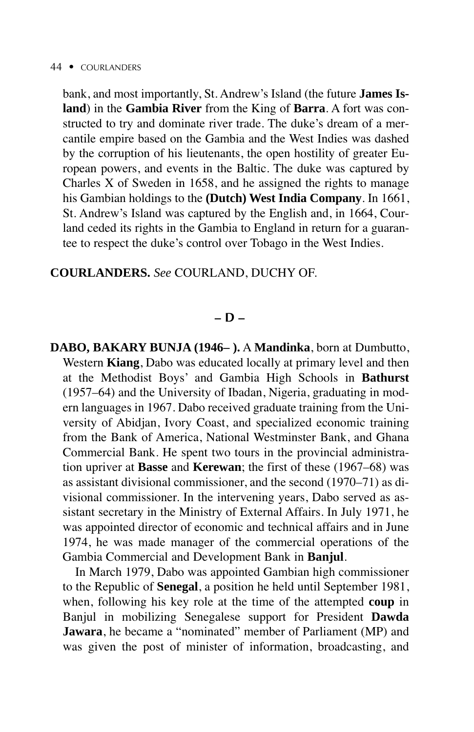bank, and most importantly, St. Andrew's Island (the future **James Island**) in the **Gambia River** from the King of **Barra**. A fort was constructed to try and dominate river trade. The duke's dream of a mercantile empire based on the Gambia and the West Indies was dashed by the corruption of his lieutenants, the open hostility of greater European powers, and events in the Baltic. The duke was captured by Charles X of Sweden in 1658, and he assigned the rights to manage his Gambian holdings to the **(Dutch) West India Company**. In 1661, St. Andrew's Island was captured by the English and, in 1664, Courland ceded its rights in the Gambia to England in return for a guarantee to respect the duke's control over Tobago in the West Indies.

**COURLANDERS.** *See* COURLAND, DUCHY OF.

## – D –

**DABO, BAKARY BUNJA (1946– ).** A **Mandinka**, born at Dumbutto, Western **Kiang**, Dabo was educated locally at primary level and then at the Methodist Boys' and Gambia High Schools in **Bathurst** (1957–64) and the University of Ibadan, Nigeria, graduating in modern languages in 1967. Dabo received graduate training from the University of Abidjan, Ivory Coast, and specialized economic training from the Bank of America, National Westminster Bank, and Ghana Commercial Bank. He spent two tours in the provincial administration upriver at **Basse** and **Kerewan**; the first of these (1967–68) was as assistant divisional commissioner, and the second (1970–71) as divisional commissioner. In the intervening years, Dabo served as assistant secretary in the Ministry of External Affairs. In July 1971, he was appointed director of economic and technical affairs and in June 1974, he was made manager of the commercial operations of the Gambia Commercial and Development Bank in **Banjul**.

In March 1979, Dabo was appointed Gambian high commissioner to the Republic of **Senegal**, a position he held until September 1981, when, following his key role at the time of the attempted **coup** in Banjul in mobilizing Senegalese support for President **Dawda Jawara**, he became a "nominated" member of Parliament (MP) and was given the post of minister of information, broadcasting, and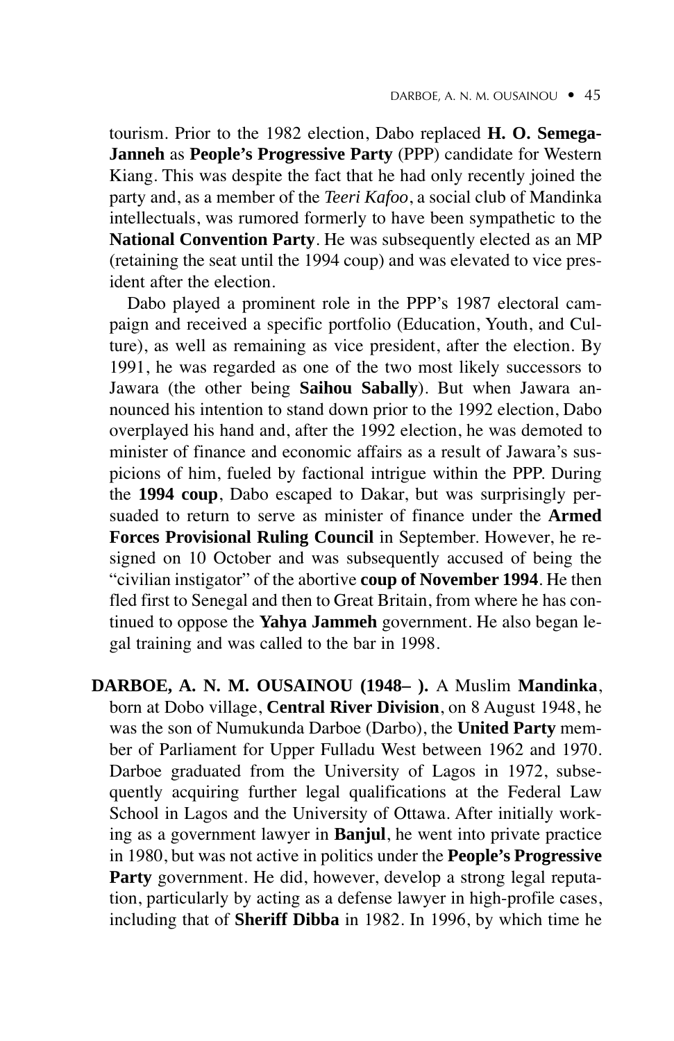tourism. Prior to the 1982 election, Dabo replaced **H. O. Semega-Janneh** as **People's Progressive Party** (PPP) candidate for Western Kiang. This was despite the fact that he had only recently joined the party and, as a member of the *Teeri Kafoo*, a social club of Mandinka intellectuals, was rumored formerly to have been sympathetic to the **National Convention Party**. He was subsequently elected as an MP (retaining the seat until the 1994 coup) and was elevated to vice president after the election.

Dabo played a prominent role in the PPP's 1987 electoral campaign and received a specific portfolio (Education, Youth, and Culture), as well as remaining as vice president, after the election. By 1991, he was regarded as one of the two most likely successors to Jawara (the other being **Saihou Sabally**). But when Jawara announced his intention to stand down prior to the 1992 election, Dabo overplayed his hand and, after the 1992 election, he was demoted to minister of finance and economic affairs as a result of Jawara's suspicions of him, fueled by factional intrigue within the PPP. During the **1994 coup**, Dabo escaped to Dakar, but was surprisingly persuaded to return to serve as minister of finance under the **Armed Forces Provisional Ruling Council** in September. However, he resigned on 10 October and was subsequently accused of being the "civilian instigator" of the abortive **coup of November 1994**. He then fled first to Senegal and then to Great Britain, from where he has continued to oppose the **Yahya Jammeh** government. He also began legal training and was called to the bar in 1998.

**DARBOE, A. N. M. OUSAINOU (1948– ).** A Muslim **Mandinka**, born at Dobo village, **Central River Division**, on 8 August 1948, he was the son of Numukunda Darboe (Darbo), the **United Party** member of Parliament for Upper Fulladu West between 1962 and 1970. Darboe graduated from the University of Lagos in 1972, subsequently acquiring further legal qualifications at the Federal Law School in Lagos and the University of Ottawa. After initially working as a government lawyer in **Banjul**, he went into private practice in 1980, but was not active in politics under the **People's Progressive Party** government. He did, however, develop a strong legal reputation, particularly by acting as a defense lawyer in high-profile cases, including that of **Sheriff Dibba** in 1982. In 1996, by which time he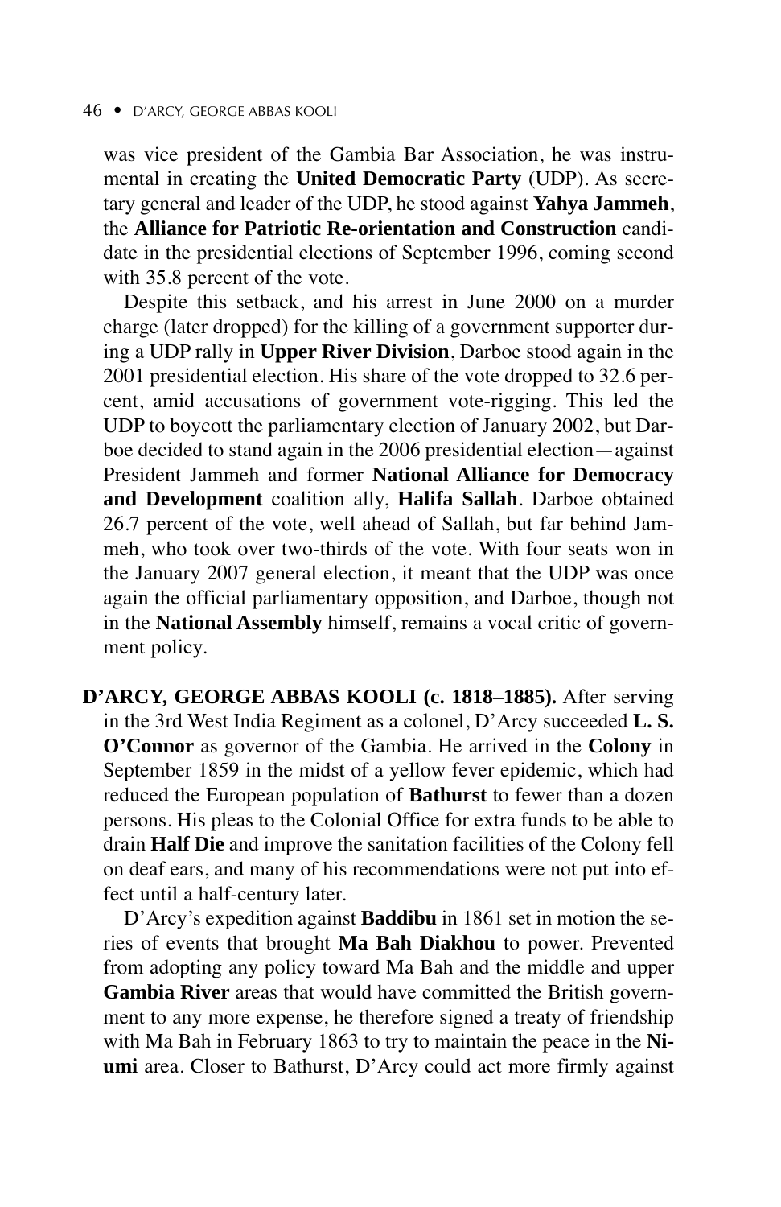was vice president of the Gambia Bar Association, he was instrumental in creating the **United Democratic Party** (UDP). As secretary general and leader of the UDP, he stood against **Yahya Jammeh**, the **Alliance for Patriotic Re-orientation and Construction** candidate in the presidential elections of September 1996, coming second with 35.8 percent of the vote.

Despite this setback, and his arrest in June 2000 on a murder charge (later dropped) for the killing of a government supporter during a UDP rally in **Upper River Division**, Darboe stood again in the 2001 presidential election. His share of the vote dropped to 32.6 percent, amid accusations of government vote-rigging. This led the UDP to boycott the parliamentary election of January 2002, but Darboe decided to stand again in the 2006 presidential election—against President Jammeh and former **National Alliance for Democracy and Development** coalition ally, **Halifa Sallah**. Darboe obtained 26.7 percent of the vote, well ahead of Sallah, but far behind Jammeh, who took over two-thirds of the vote. With four seats won in the January 2007 general election, it meant that the UDP was once again the official parliamentary opposition, and Darboe, though not in the **National Assembly** himself, remains a vocal critic of government policy.

**D'ARCY, GEORGE ABBAS KOOLI (c. 1818–1885).** After serving in the 3rd West India Regiment as a colonel, D'Arcy succeeded **L. S. O'Connor** as governor of the Gambia. He arrived in the **Colony** in September 1859 in the midst of a yellow fever epidemic, which had reduced the European population of **Bathurst** to fewer than a dozen persons. His pleas to the Colonial Office for extra funds to be able to drain **Half Die** and improve the sanitation facilities of the Colony fell on deaf ears, and many of his recommendations were not put into effect until a half-century later.

D'Arcy's expedition against **Baddibu** in 1861 set in motion the series of events that brought **Ma Bah Diakhou** to power. Prevented from adopting any policy toward Ma Bah and the middle and upper **Gambia River** areas that would have committed the British government to any more expense, he therefore signed a treaty of friendship with Ma Bah in February 1863 to try to maintain the peace in the **Niumi** area. Closer to Bathurst, D'Arcy could act more firmly against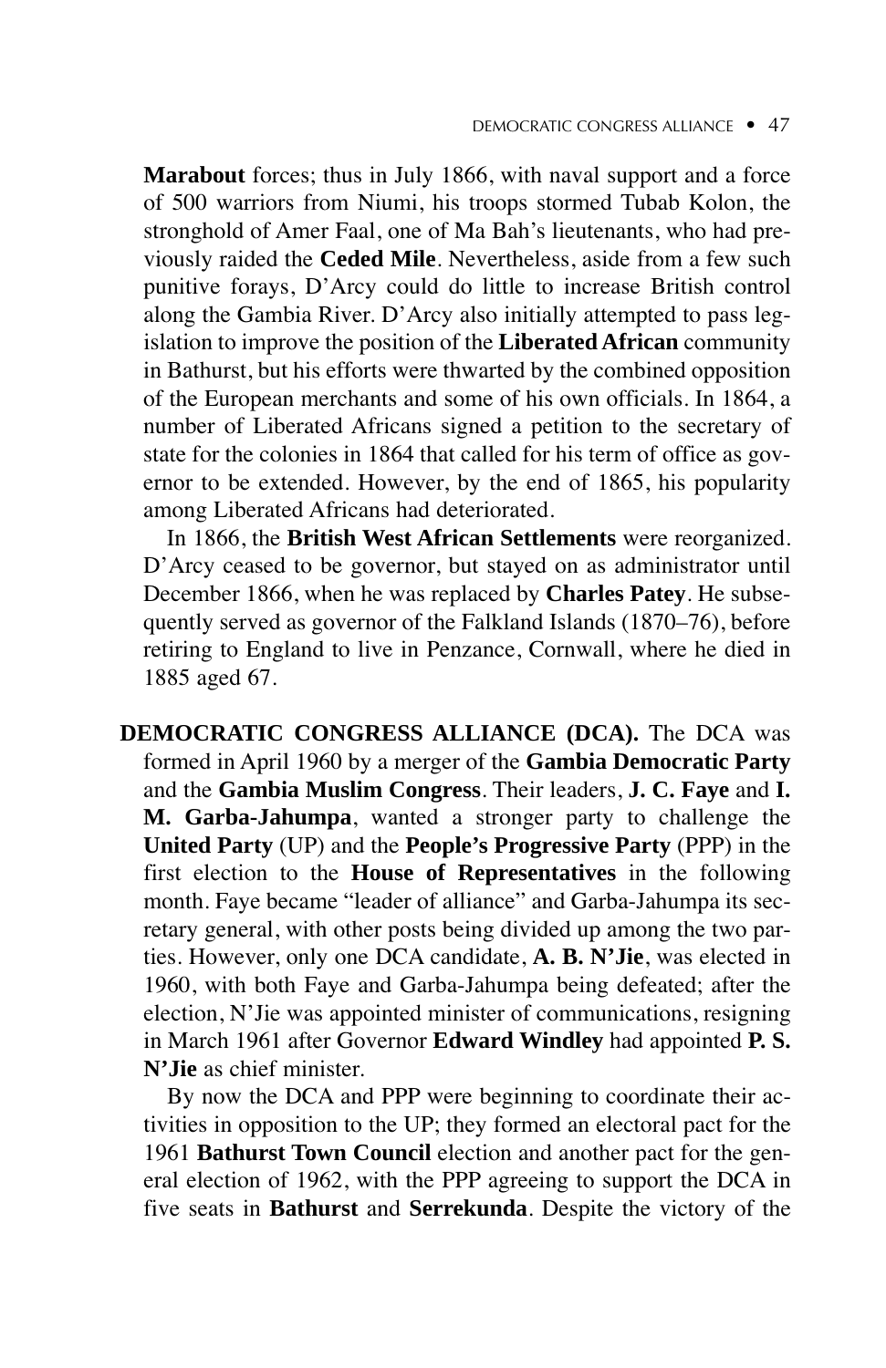**Marabout** forces; thus in July 1866, with naval support and a force of 500 warriors from Niumi, his troops stormed Tubab Kolon, the stronghold of Amer Faal, one of Ma Bah's lieutenants, who had previously raided the **Ceded Mile**. Nevertheless, aside from a few such punitive forays, D'Arcy could do little to increase British control along the Gambia River. D'Arcy also initially attempted to pass legislation to improve the position of the **Liberated African** community in Bathurst, but his efforts were thwarted by the combined opposition of the European merchants and some of his own officials. In 1864, a number of Liberated Africans signed a petition to the secretary of state for the colonies in 1864 that called for his term of office as governor to be extended. However, by the end of 1865, his popularity among Liberated Africans had deteriorated.

In 1866, the **British West African Settlements** were reorganized. D'Arcy ceased to be governor, but stayed on as administrator until December 1866, when he was replaced by **Charles Patey**. He subsequently served as governor of the Falkland Islands (1870–76), before retiring to England to live in Penzance, Cornwall, where he died in 1885 aged 67.

**DEMOCRATIC CONGRESS ALLIANCE (DCA).** The DCA was formed in April 1960 by a merger of the **Gambia Democratic Party** and the **Gambia Muslim Congress**. Their leaders, **J. C. Faye** and **I. M. Garba-Jahumpa**, wanted a stronger party to challenge the **United Party** (UP) and the **People's Progressive Party** (PPP) in the first election to the **House of Representatives** in the following month. Faye became "leader of alliance" and Garba-Jahumpa its secretary general, with other posts being divided up among the two parties. However, only one DCA candidate, **A. B. N'Jie**, was elected in 1960, with both Faye and Garba-Jahumpa being defeated; after the election, N'Jie was appointed minister of communications, resigning in March 1961 after Governor **Edward Windley** had appointed **P. S. N'Jie** as chief minister.

By now the DCA and PPP were beginning to coordinate their activities in opposition to the UP; they formed an electoral pact for the 1961 **Bathurst Town Council** election and another pact for the general election of 1962, with the PPP agreeing to support the DCA in five seats in **Bathurst** and **Serrekunda**. Despite the victory of the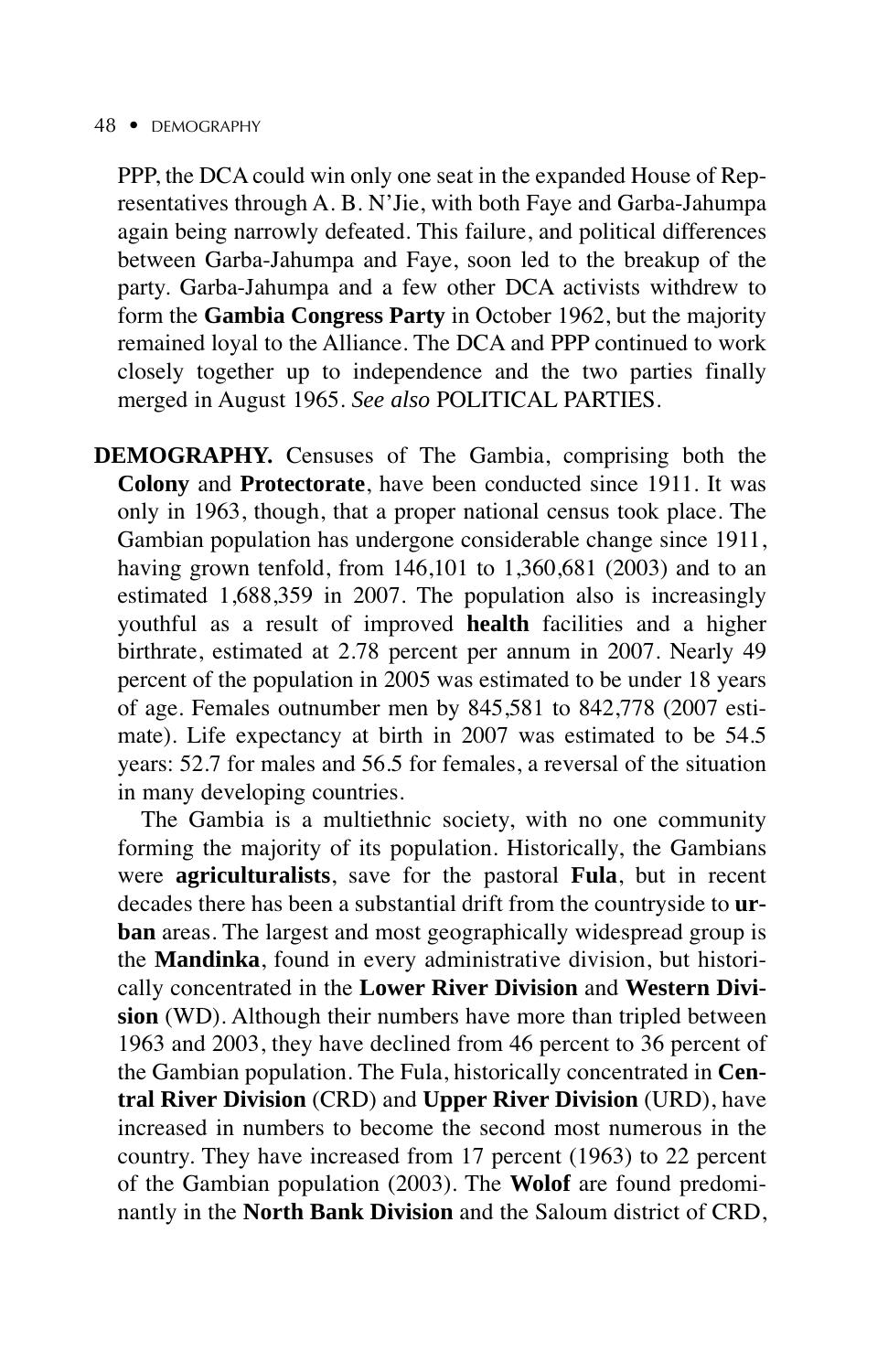PPP, the DCA could win only one seat in the expanded House of Representatives through A. B. N'Jie, with both Faye and Garba-Jahumpa again being narrowly defeated. This failure, and political differences between Garba-Jahumpa and Faye, soon led to the breakup of the party. Garba-Jahumpa and a few other DCA activists withdrew to form the **Gambia Congress Party** in October 1962, but the majority remained loyal to the Alliance. The DCA and PPP continued to work closely together up to independence and the two parties finally merged in August 1965. *See also* POLITICAL PARTIES.

**DEMOGRAPHY.** Censuses of The Gambia, comprising both the **Colony** and **Protectorate**, have been conducted since 1911. It was only in 1963, though, that a proper national census took place. The Gambian population has undergone considerable change since 1911, having grown tenfold, from 146,101 to 1,360,681 (2003) and to an estimated 1,688,359 in 2007. The population also is increasingly youthful as a result of improved **health** facilities and a higher birthrate, estimated at 2.78 percent per annum in 2007. Nearly 49 percent of the population in 2005 was estimated to be under 18 years of age. Females outnumber men by 845,581 to 842,778 (2007 estimate). Life expectancy at birth in 2007 was estimated to be 54.5 years: 52.7 for males and 56.5 for females, a reversal of the situation in many developing countries.

The Gambia is a multiethnic society, with no one community forming the majority of its population. Historically, the Gambians were **agriculturalists**, save for the pastoral **Fula**, but in recent decades there has been a substantial drift from the countryside to **urban** areas. The largest and most geographically widespread group is the **Mandinka**, found in every administrative division, but historically concentrated in the **Lower River Division** and **Western Division** (WD). Although their numbers have more than tripled between 1963 and 2003, they have declined from 46 percent to 36 percent of the Gambian population. The Fula, historically concentrated in **Central River Division** (CRD) and **Upper River Division** (URD), have increased in numbers to become the second most numerous in the country. They have increased from 17 percent (1963) to 22 percent of the Gambian population (2003). The **Wolof** are found predominantly in the **North Bank Division** and the Saloum district of CRD,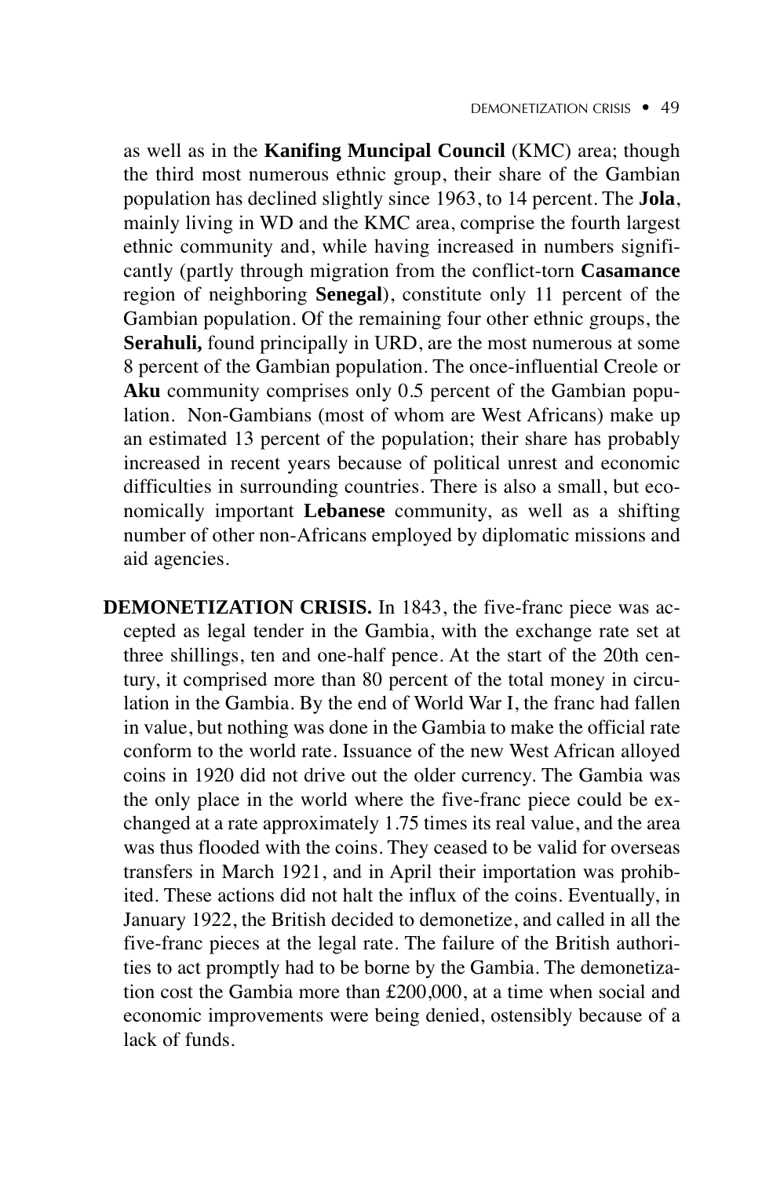as well as in the **Kanifing Muncipal Council** (KMC) area; though the third most numerous ethnic group, their share of the Gambian population has declined slightly since 1963, to 14 percent. The **Jola**, mainly living in WD and the KMC area, comprise the fourth largest ethnic community and, while having increased in numbers significantly (partly through migration from the conflict-torn **Casamance** region of neighboring **Senegal**), constitute only 11 percent of the Gambian population. Of the remaining four other ethnic groups, the **Serahuli,** found principally in URD, are the most numerous at some 8 percent of the Gambian population. The once-influential Creole or **Aku** community comprises only 0.5 percent of the Gambian population. Non-Gambians (most of whom are West Africans) make up an estimated 13 percent of the population; their share has probably increased in recent years because of political unrest and economic difficulties in surrounding countries. There is also a small, but economically important **Lebanese** community, as well as a shifting number of other non-Africans employed by diplomatic missions and aid agencies.

**DEMONETIZATION CRISIS.** In 1843, the five-franc piece was accepted as legal tender in the Gambia, with the exchange rate set at three shillings, ten and one-half pence. At the start of the 20th century, it comprised more than 80 percent of the total money in circulation in the Gambia. By the end of World War I, the franc had fallen in value, but nothing was done in the Gambia to make the official rate conform to the world rate. Issuance of the new West African alloyed coins in 1920 did not drive out the older currency. The Gambia was the only place in the world where the five-franc piece could be exchanged at a rate approximately 1.75 times its real value, and the area was thus flooded with the coins. They ceased to be valid for overseas transfers in March 1921, and in April their importation was prohibited. These actions did not halt the influx of the coins. Eventually, in January 1922, the British decided to demonetize, and called in all the five-franc pieces at the legal rate. The failure of the British authorities to act promptly had to be borne by the Gambia. The demonetization cost the Gambia more than £200,000, at a time when social and economic improvements were being denied, ostensibly because of a lack of funds.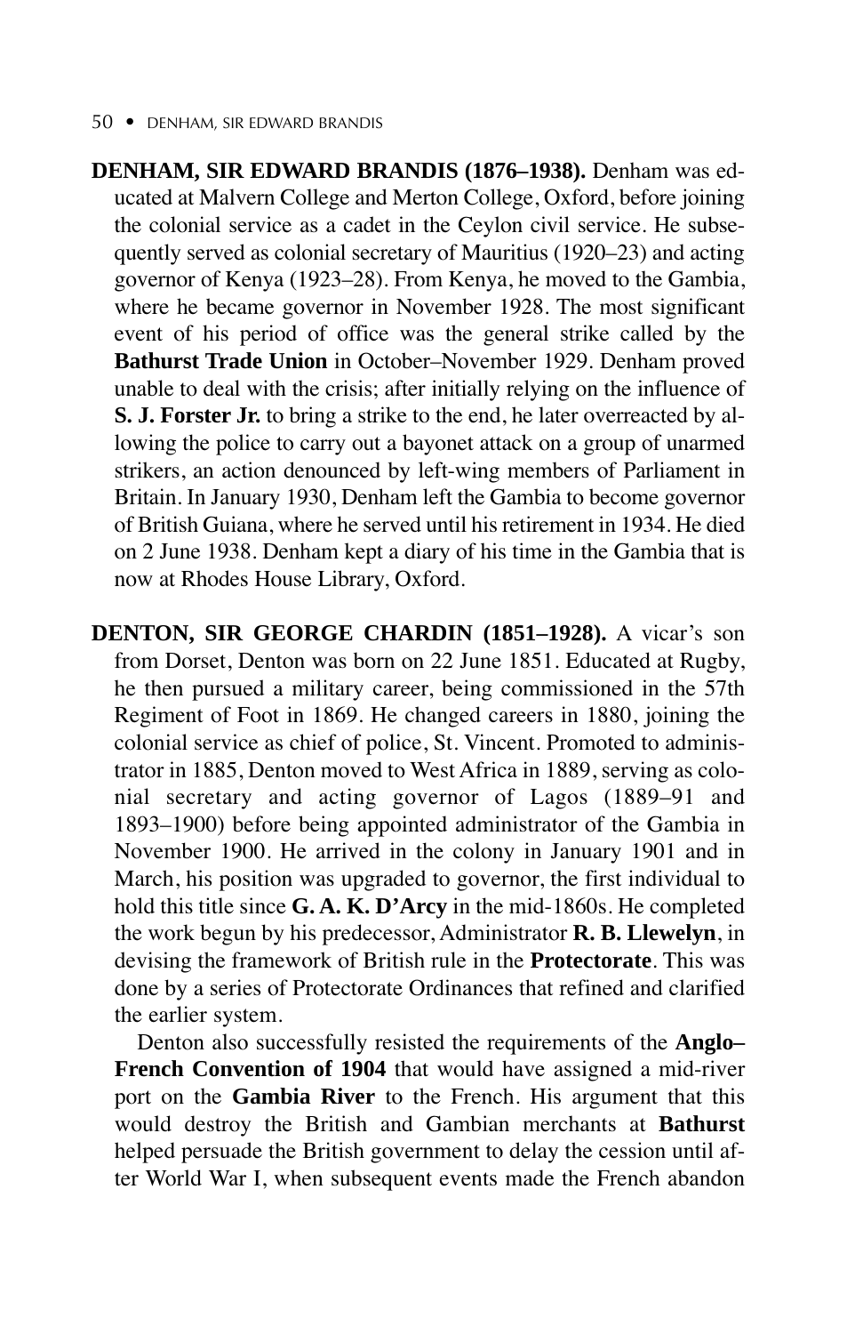**DENHAM, SIR EDWARD BRANDIS (1876–1938).** Denham was educated at Malvern College and Merton College, Oxford, before joining the colonial service as a cadet in the Ceylon civil service. He subsequently served as colonial secretary of Mauritius (1920–23) and acting governor of Kenya (1923–28). From Kenya, he moved to the Gambia, where he became governor in November 1928. The most significant event of his period of office was the general strike called by the **Bathurst Trade Union** in October–November 1929. Denham proved unable to deal with the crisis; after initially relying on the influence of **S. J. Forster Jr.** to bring a strike to the end, he later overreacted by allowing the police to carry out a bayonet attack on a group of unarmed strikers, an action denounced by left-wing members of Parliament in Britain. In January 1930, Denham left the Gambia to become governor of British Guiana, where he served until his retirement in 1934. He died on 2 June 1938. Denham kept a diary of his time in the Gambia that is now at Rhodes House Library, Oxford.

**DENTON, SIR GEORGE CHARDIN (1851–1928).** A vicar's son from Dorset, Denton was born on 22 June 1851. Educated at Rugby, he then pursued a military career, being commissioned in the 57th Regiment of Foot in 1869. He changed careers in 1880, joining the colonial service as chief of police, St. Vincent. Promoted to administrator in 1885, Denton moved to West Africa in 1889, serving as colonial secretary and acting governor of Lagos (1889–91 and 1893–1900) before being appointed administrator of the Gambia in November 1900. He arrived in the colony in January 1901 and in March, his position was upgraded to governor, the first individual to hold this title since **G. A. K. D'Arcy** in the mid-1860s. He completed the work begun by his predecessor, Administrator **R. B. Llewelyn**, in devising the framework of British rule in the **Protectorate**. This was done by a series of Protectorate Ordinances that refined and clarified the earlier system.

Denton also successfully resisted the requirements of the **Anglo–French Convention of 1904** that would have assigned a mid-river port on the **Gambia River** to the French. His argument that this would destroy the British and Gambian merchants at **Bathurst** helped persuade the British government to delay the cession until after World War I, when subsequent events made the French abandon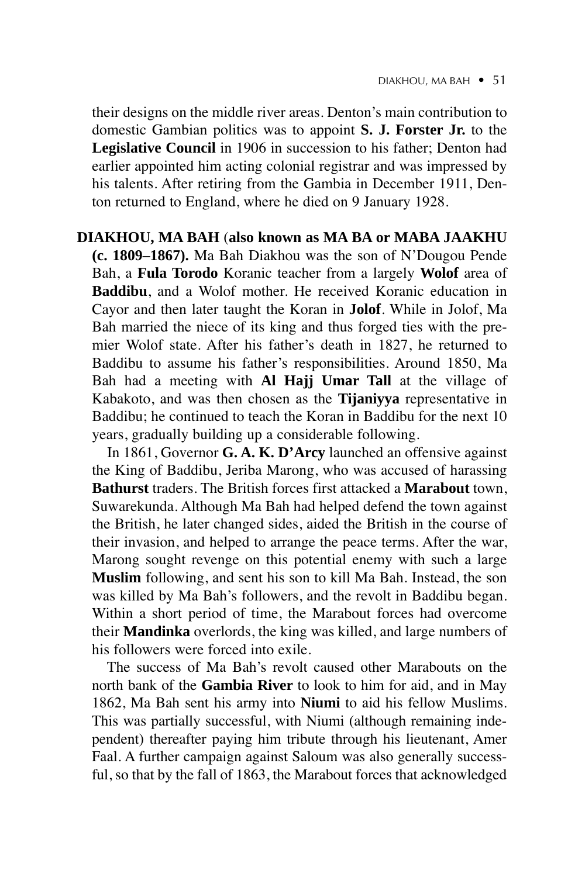their designs on the middle river areas. Denton's main contribution to domestic Gambian politics was to appoint **S. J. Forster Jr.** to the **Legislative Council** in 1906 in succession to his father; Denton had earlier appointed him acting colonial registrar and was impressed by his talents. After retiring from the Gambia in December 1911, Denton returned to England, where he died on 9 January 1928.

**DIAKHOU, MA BAH** (**also known as MA BA or MABA JAAKHU (c. 1809–1867).** Ma Bah Diakhou was the son of N'Dougou Pende Bah, a **Fula Torodo** Koranic teacher from a largely **Wolof** area of **Baddibu**, and a Wolof mother. He received Koranic education in Cayor and then later taught the Koran in **Jolof**. While in Jolof, Ma Bah married the niece of its king and thus forged ties with the premier Wolof state. After his father's death in 1827, he returned to Baddibu to assume his father's responsibilities. Around 1850, Ma Bah had a meeting with **Al Hajj Umar Tall** at the village of Kabakoto, and was then chosen as the **Tijaniyya** representative in Baddibu; he continued to teach the Koran in Baddibu for the next 10 years, gradually building up a considerable following.

In 1861, Governor **G. A. K. D'Arcy** launched an offensive against the King of Baddibu, Jeriba Marong, who was accused of harassing **Bathurst** traders. The British forces first attacked a **Marabout** town, Suwarekunda. Although Ma Bah had helped defend the town against the British, he later changed sides, aided the British in the course of their invasion, and helped to arrange the peace terms. After the war, Marong sought revenge on this potential enemy with such a large **Muslim** following, and sent his son to kill Ma Bah. Instead, the son was killed by Ma Bah's followers, and the revolt in Baddibu began. Within a short period of time, the Marabout forces had overcome their **Mandinka** overlords, the king was killed, and large numbers of his followers were forced into exile.

The success of Ma Bah's revolt caused other Marabouts on the north bank of the **Gambia River** to look to him for aid, and in May 1862, Ma Bah sent his army into **Niumi** to aid his fellow Muslims. This was partially successful, with Niumi (although remaining independent) thereafter paying him tribute through his lieutenant, Amer Faal. A further campaign against Saloum was also generally successful, so that by the fall of 1863, the Marabout forces that acknowledged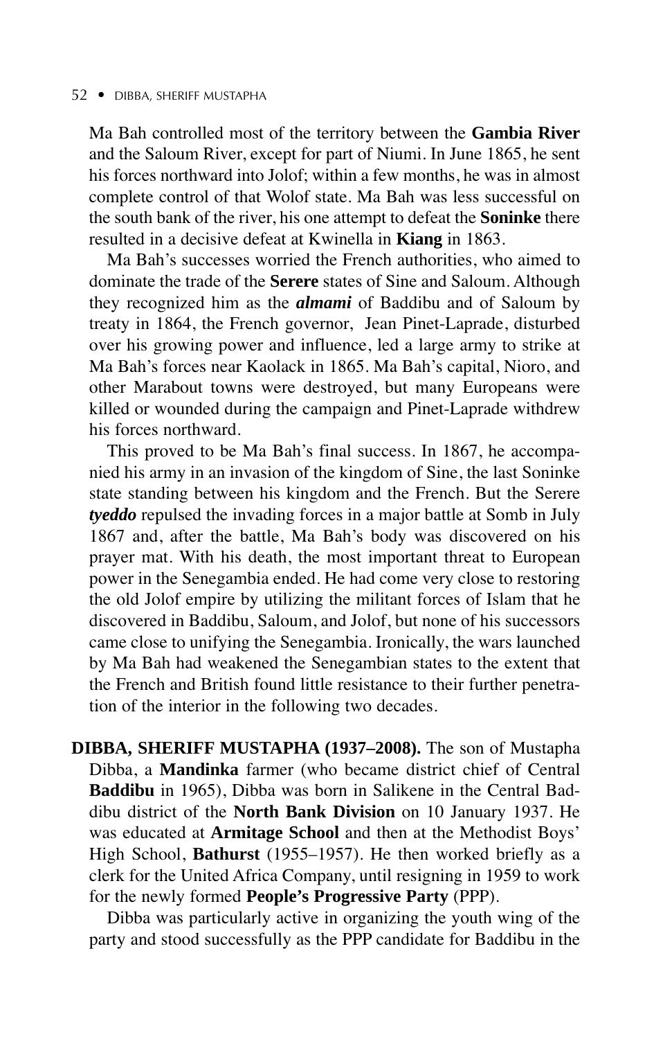Ma Bah controlled most of the territory between the **Gambia River** and the Saloum River, except for part of Niumi. In June 1865, he sent his forces northward into Jolof; within a few months, he was in almost complete control of that Wolof state. Ma Bah was less successful on the south bank of the river, his one attempt to defeat the **Soninke** there resulted in a decisive defeat at Kwinella in **Kiang** in 1863.

Ma Bah's successes worried the French authorities, who aimed to dominate the trade of the **Serere** states of Sine and Saloum. Although they recognized him as the ***almami*** of Baddibu and of Saloum by treaty in 1864, the French governor, Jean Pinet-Laprade, disturbed over his growing power and influence, led a large army to strike at Ma Bah's forces near Kaolack in 1865. Ma Bah's capital, Nioro, and other Marabout towns were destroyed, but many Europeans were killed or wounded during the campaign and Pinet-Laprade withdrew his forces northward.

This proved to be Ma Bah's final success. In 1867, he accompanied his army in an invasion of the kingdom of Sine, the last Soninke state standing between his kingdom and the French. But the Serere ***tyeddo*** repulsed the invading forces in a major battle at Somb in July 1867 and, after the battle, Ma Bah's body was discovered on his prayer mat. With his death, the most important threat to European power in the Senegambia ended. He had come very close to restoring the old Jolof empire by utilizing the militant forces of Islam that he discovered in Baddibu, Saloum, and Jolof, but none of his successors came close to unifying the Senegambia. Ironically, the wars launched by Ma Bah had weakened the Senegambian states to the extent that the French and British found little resistance to their further penetration of the interior in the following two decades.

**DIBBA, SHERIFF MUSTAPHA (1937–2008).** The son of Mustapha Dibba, a **Mandinka** farmer (who became district chief of Central **Baddibu** in 1965), Dibba was born in Salikene in the Central Baddibu district of the **North Bank Division** on 10 January 1937. He was educated at **Armitage School** and then at the Methodist Boys' High School, **Bathurst** (1955–1957). He then worked briefly as a clerk for the United Africa Company, until resigning in 1959 to work for the newly formed **People's Progressive Party** (PPP).

Dibba was particularly active in organizing the youth wing of the party and stood successfully as the PPP candidate for Baddibu in the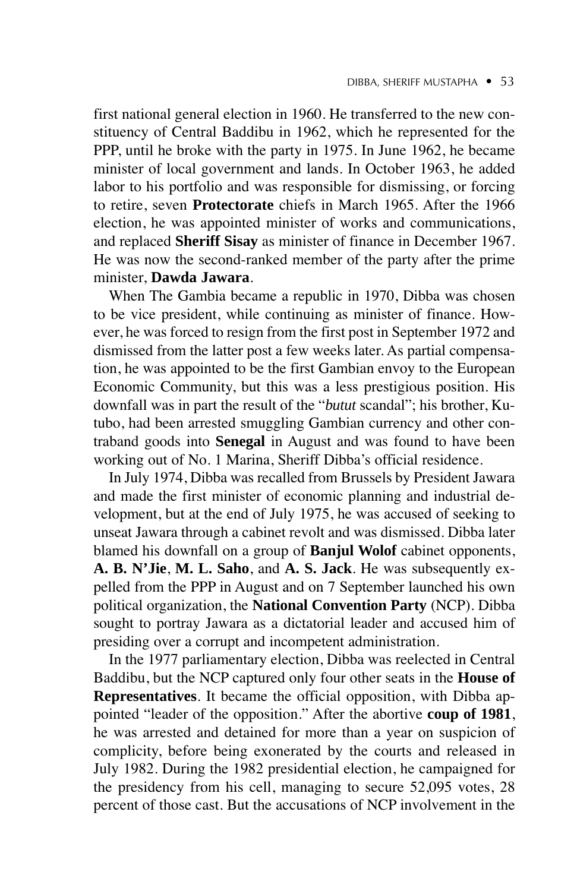first national general election in 1960. He transferred to the new constituency of Central Baddibu in 1962, which he represented for the PPP, until he broke with the party in 1975. In June 1962, he became minister of local government and lands. In October 1963, he added labor to his portfolio and was responsible for dismissing, or forcing to retire, seven **Protectorate** chiefs in March 1965. After the 1966 election, he was appointed minister of works and communications, and replaced **Sheriff Sisay** as minister of finance in December 1967. He was now the second-ranked member of the party after the prime minister, **Dawda Jawara**.

When The Gambia became a republic in 1970, Dibba was chosen to be vice president, while continuing as minister of finance. However, he was forced to resign from the first post in September 1972 and dismissed from the latter post a few weeks later. As partial compensation, he was appointed to be the first Gambian envoy to the European Economic Community, but this was a less prestigious position. His downfall was in part the result of the "*butut* scandal"; his brother, Kutubo, had been arrested smuggling Gambian currency and other contraband goods into **Senegal** in August and was found to have been working out of No. 1 Marina, Sheriff Dibba's official residence.

In July 1974, Dibba was recalled from Brussels by President Jawara and made the first minister of economic planning and industrial development, but at the end of July 1975, he was accused of seeking to unseat Jawara through a cabinet revolt and was dismissed. Dibba later blamed his downfall on a group of **Banjul Wolof** cabinet opponents, **A. B. N'Jie**, **M. L. Saho**, and **A. S. Jack**. He was subsequently expelled from the PPP in August and on 7 September launched his own political organization, the **National Convention Party** (NCP). Dibba sought to portray Jawara as a dictatorial leader and accused him of presiding over a corrupt and incompetent administration.

In the 1977 parliamentary election, Dibba was reelected in Central Baddibu, but the NCP captured only four other seats in the **House of Representatives**. It became the official opposition, with Dibba appointed "leader of the opposition." After the abortive **coup of 1981**, he was arrested and detained for more than a year on suspicion of complicity, before being exonerated by the courts and released in July 1982. During the 1982 presidential election, he campaigned for the presidency from his cell, managing to secure 52,095 votes, 28 percent of those cast. But the accusations of NCP involvement in the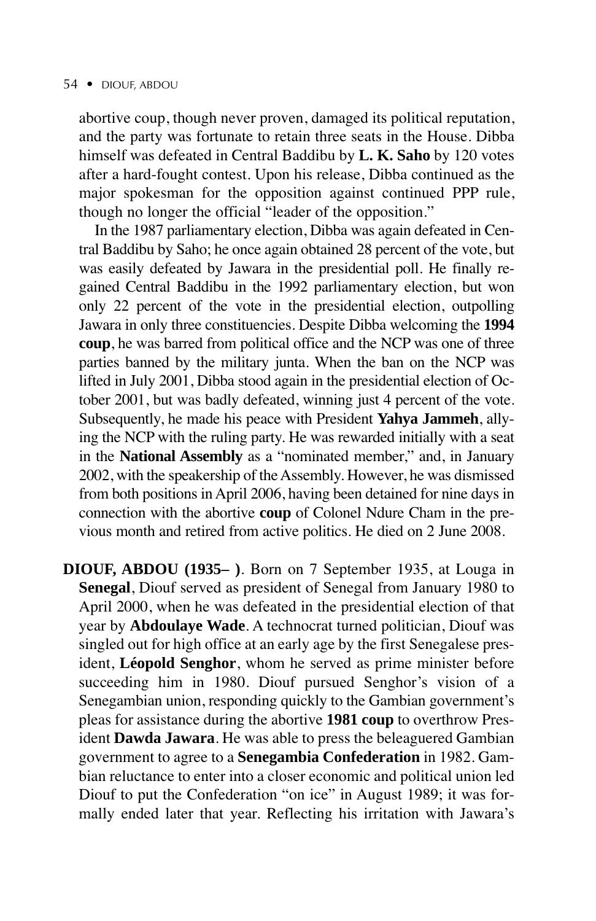abortive coup, though never proven, damaged its political reputation, and the party was fortunate to retain three seats in the House. Dibba himself was defeated in Central Baddibu by **L. K. Saho** by 120 votes after a hard-fought contest. Upon his release, Dibba continued as the major spokesman for the opposition against continued PPP rule, though no longer the official "leader of the opposition."

In the 1987 parliamentary election, Dibba was again defeated in Central Baddibu by Saho; he once again obtained 28 percent of the vote, but was easily defeated by Jawara in the presidential poll. He finally regained Central Baddibu in the 1992 parliamentary election, but won only 22 percent of the vote in the presidential election, outpolling Jawara in only three constituencies. Despite Dibba welcoming the **1994 coup**, he was barred from political office and the NCP was one of three parties banned by the military junta. When the ban on the NCP was lifted in July 2001, Dibba stood again in the presidential election of October 2001, but was badly defeated, winning just 4 percent of the vote. Subsequently, he made his peace with President **Yahya Jammeh**, allying the NCP with the ruling party. He was rewarded initially with a seat in the **National Assembly** as a "nominated member," and, in January 2002, with the speakership of the Assembly. However, he was dismissed from both positions in April 2006, having been detained for nine days in connection with the abortive **coup** of Colonel Ndure Cham in the previous month and retired from active politics. He died on 2 June 2008.

**DIOUF, ABDOU (1935– )**. Born on 7 September 1935, at Louga in **Senegal**, Diouf served as president of Senegal from January 1980 to April 2000, when he was defeated in the presidential election of that year by **Abdoulaye Wade**. A technocrat turned politician, Diouf was singled out for high office at an early age by the first Senegalese president, **Léopold Senghor**, whom he served as prime minister before succeeding him in 1980. Diouf pursued Senghor's vision of a Senegambian union, responding quickly to the Gambian government's pleas for assistance during the abortive **1981 coup** to overthrow President **Dawda Jawara**. He was able to press the beleaguered Gambian government to agree to a **Senegambia Confederation** in 1982. Gambian reluctance to enter into a closer economic and political union led Diouf to put the Confederation "on ice" in August 1989; it was formally ended later that year. Reflecting his irritation with Jawara's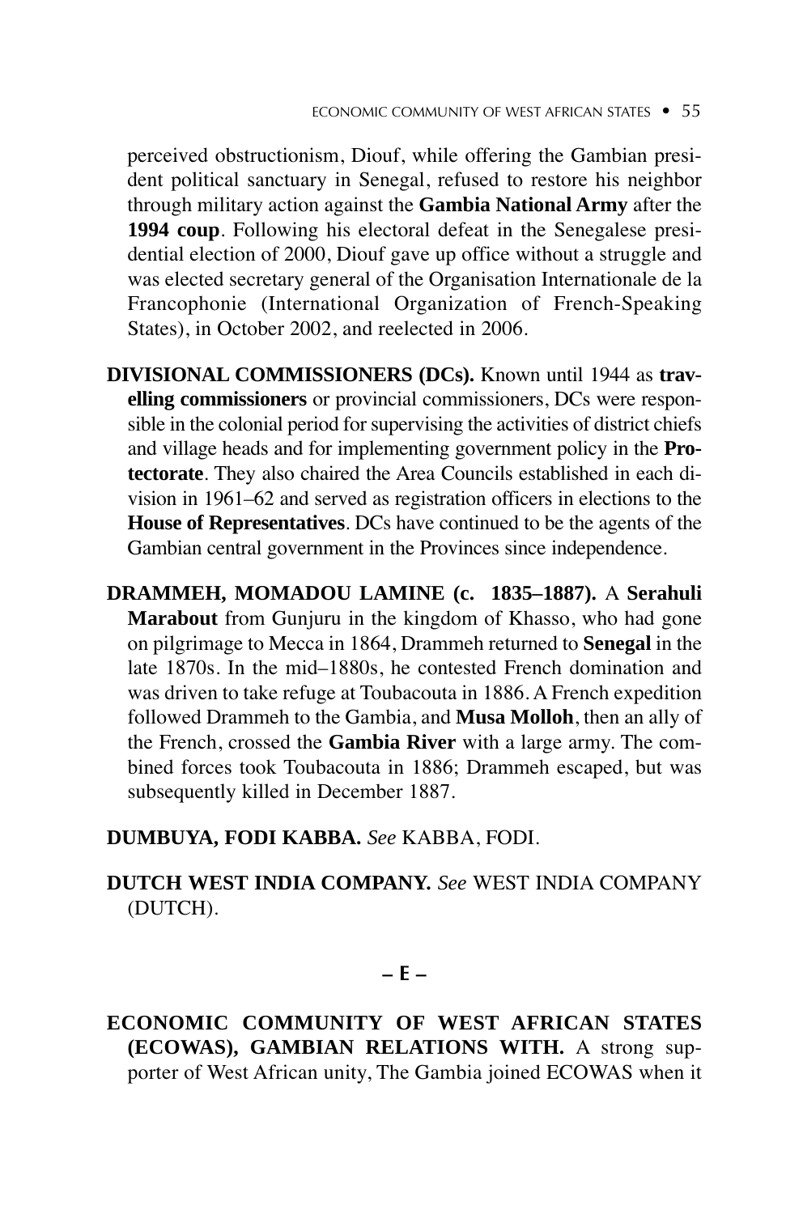perceived obstructionism, Diouf, while offering the Gambian president political sanctuary in Senegal, refused to restore his neighbor through military action against the **Gambia National Army** after the **1994 coup**. Following his electoral defeat in the Senegalese presidential election of 2000, Diouf gave up office without a struggle and was elected secretary general of the Organisation Internationale de la Francophonie (International Organization of French-Speaking States), in October 2002, and reelected in 2006.

**DIVISIONAL COMMISSIONERS (DCs).** Known until 1944 as **travelling commissioners** or provincial commissioners, DCs were responsible in the colonial period for supervising the activities of district chiefs and village heads and for implementing government policy in the **Protectorate**. They also chaired the Area Councils established in each division in 1961–62 and served as registration officers in elections to the **House of Representatives**. DCs have continued to be the agents of the Gambian central government in the Provinces since independence.

**DRAMMEH, MOMADOU LAMINE (c. 1835–1887).** A **Serahuli Marabout** from Gunjuru in the kingdom of Khasso, who had gone on pilgrimage to Mecca in 1864, Drammeh returned to **Senegal** in the late 1870s. In the mid–1880s, he contested French domination and was driven to take refuge at Toubacouta in 1886. A French expedition followed Drammeh to the Gambia, and **Musa Molloh**, then an ally of the French, crossed the **Gambia River** with a large army. The combined forces took Toubacouta in 1886; Drammeh escaped, but was subsequently killed in December 1887.

**DUMBUYA, FODI KABBA.** *See* KABBA, FODI.

**DUTCH WEST INDIA COMPANY.** *See* WEST INDIA COMPANY (DUTCH).

## – E –

**ECONOMIC COMMUNITY OF WEST AFRICAN STATES (ECOWAS), GAMBIAN RELATIONS WITH.** A strong supporter of West African unity, The Gambia joined ECOWAS when it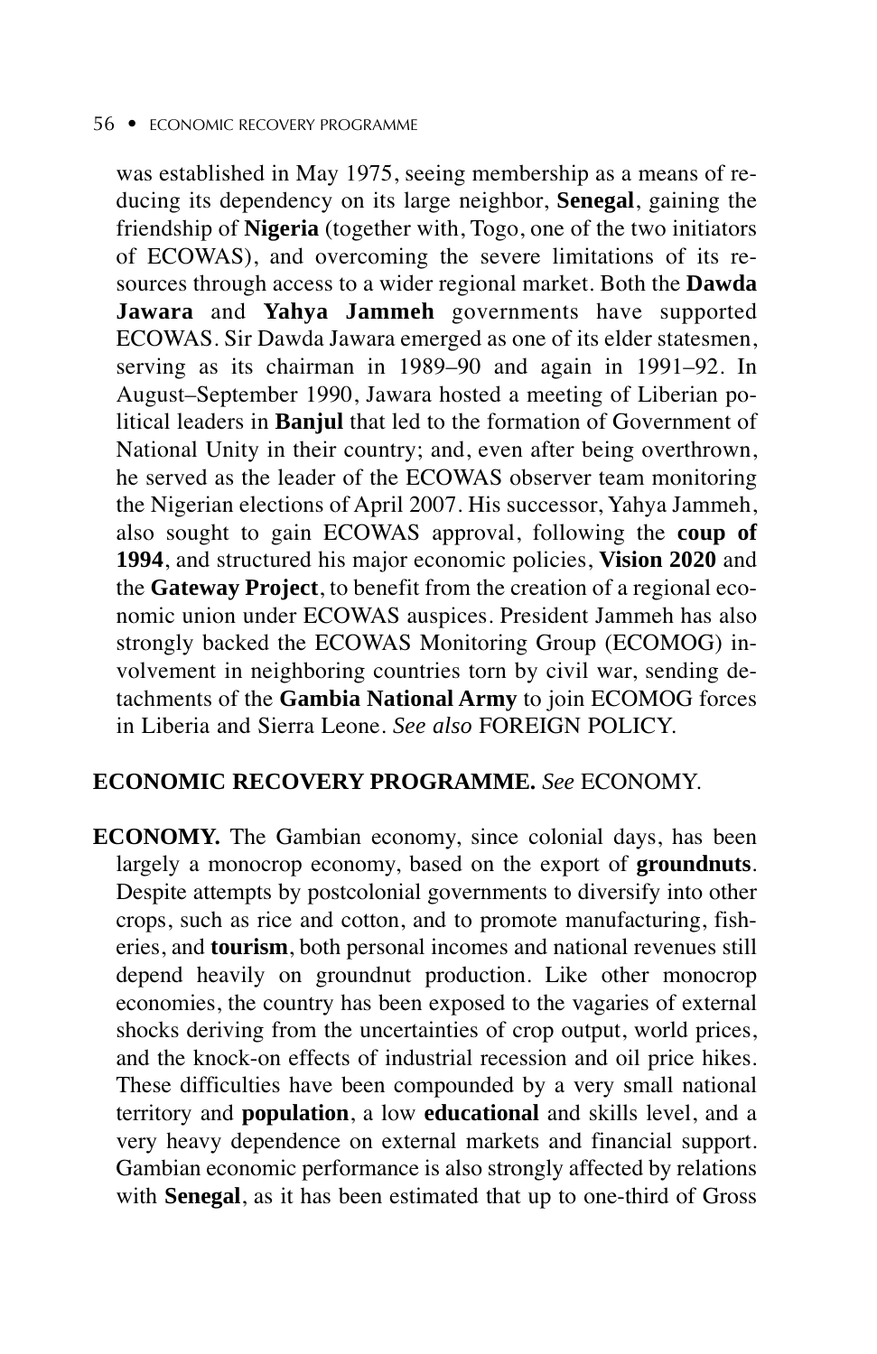was established in May 1975, seeing membership as a means of reducing its dependency on its large neighbor, **Senegal**, gaining the friendship of **Nigeria** (together with, Togo, one of the two initiators of ECOWAS), and overcoming the severe limitations of its resources through access to a wider regional market. Both the **Dawda Jawara** and **Yahya Jammeh** governments have supported ECOWAS. Sir Dawda Jawara emerged as one of its elder statesmen, serving as its chairman in 1989–90 and again in 1991–92. In August–September 1990, Jawara hosted a meeting of Liberian political leaders in **Banjul** that led to the formation of Government of National Unity in their country; and, even after being overthrown, he served as the leader of the ECOWAS observer team monitoring the Nigerian elections of April 2007. His successor, Yahya Jammeh, also sought to gain ECOWAS approval, following the **coup of 1994**, and structured his major economic policies, **Vision 2020** and the **Gateway Project**, to benefit from the creation of a regional economic union under ECOWAS auspices. President Jammeh has also strongly backed the ECOWAS Monitoring Group (ECOMOG) involvement in neighboring countries torn by civil war, sending detachments of the **Gambia National Army** to join ECOMOG forces in Liberia and Sierra Leone. *See also* FOREIGN POLICY.

**ECONOMIC RECOVERY PROGRAMME.** *See* ECONOMY.

**ECONOMY.** The Gambian economy, since colonial days, has been largely a monocrop economy, based on the export of **groundnuts**. Despite attempts by postcolonial governments to diversify into other crops, such as rice and cotton, and to promote manufacturing, fisheries, and **tourism**, both personal incomes and national revenues still depend heavily on groundnut production. Like other monocrop economies, the country has been exposed to the vagaries of external shocks deriving from the uncertainties of crop output, world prices, and the knock-on effects of industrial recession and oil price hikes. These difficulties have been compounded by a very small national territory and **population**, a low **educational** and skills level, and a very heavy dependence on external markets and financial support. Gambian economic performance is also strongly affected by relations with **Senegal**, as it has been estimated that up to one-third of Gross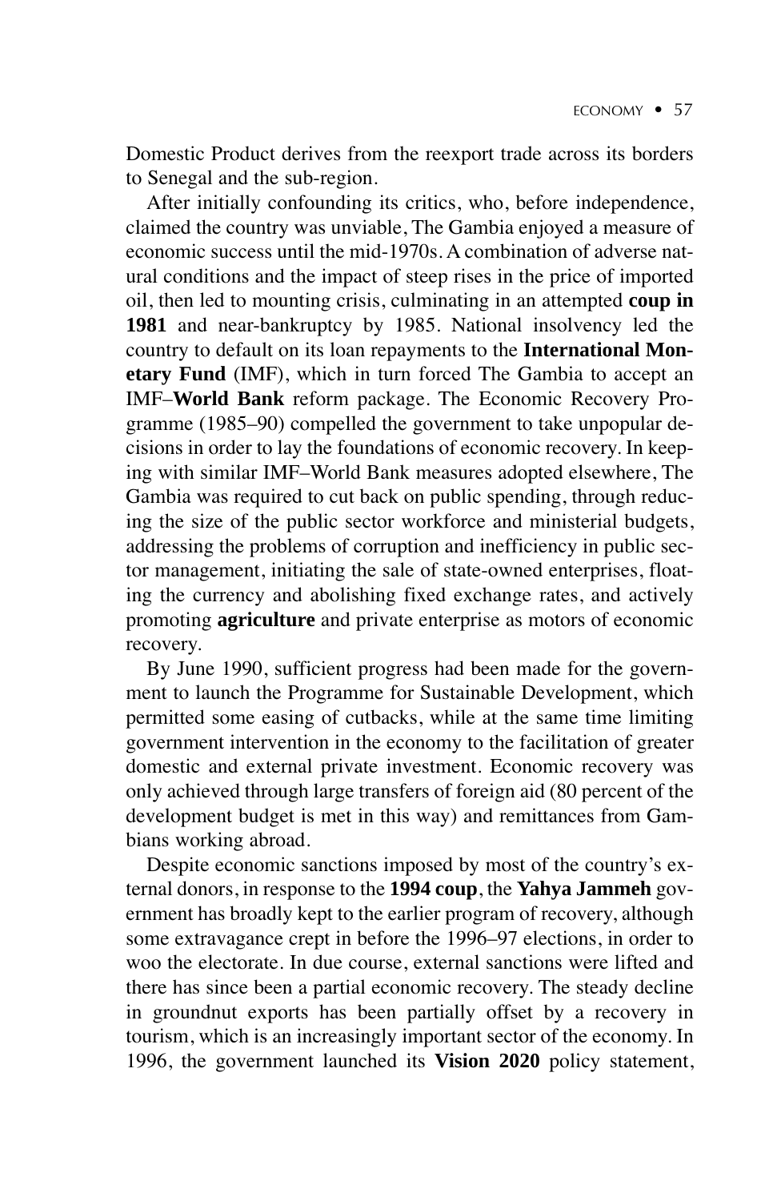Domestic Product derives from the reexport trade across its borders to Senegal and the sub-region.

After initially confounding its critics, who, before independence, claimed the country was unviable, The Gambia enjoyed a measure of economic success until the mid-1970s. A combination of adverse natural conditions and the impact of steep rises in the price of imported oil, then led to mounting crisis, culminating in an attempted **coup in 1981** and near-bankruptcy by 1985. National insolvency led the country to default on its loan repayments to the **International Monetary Fund** (IMF), which in turn forced The Gambia to accept an IMF–**World Bank** reform package. The Economic Recovery Programme (1985–90) compelled the government to take unpopular decisions in order to lay the foundations of economic recovery. In keeping with similar IMF–World Bank measures adopted elsewhere, The Gambia was required to cut back on public spending, through reducing the size of the public sector workforce and ministerial budgets, addressing the problems of corruption and inefficiency in public sector management, initiating the sale of state-owned enterprises, floating the currency and abolishing fixed exchange rates, and actively promoting **agriculture** and private enterprise as motors of economic recovery.

By June 1990, sufficient progress had been made for the government to launch the Programme for Sustainable Development, which permitted some easing of cutbacks, while at the same time limiting government intervention in the economy to the facilitation of greater domestic and external private investment. Economic recovery was only achieved through large transfers of foreign aid (80 percent of the development budget is met in this way) and remittances from Gambians working abroad.

Despite economic sanctions imposed by most of the country's external donors, in response to the **1994 coup**, the **Yahya Jammeh** government has broadly kept to the earlier program of recovery, although some extravagance crept in before the 1996–97 elections, in order to woo the electorate. In due course, external sanctions were lifted and there has since been a partial economic recovery. The steady decline in groundnut exports has been partially offset by a recovery in tourism, which is an increasingly important sector of the economy. In 1996, the government launched its **Vision 2020** policy statement,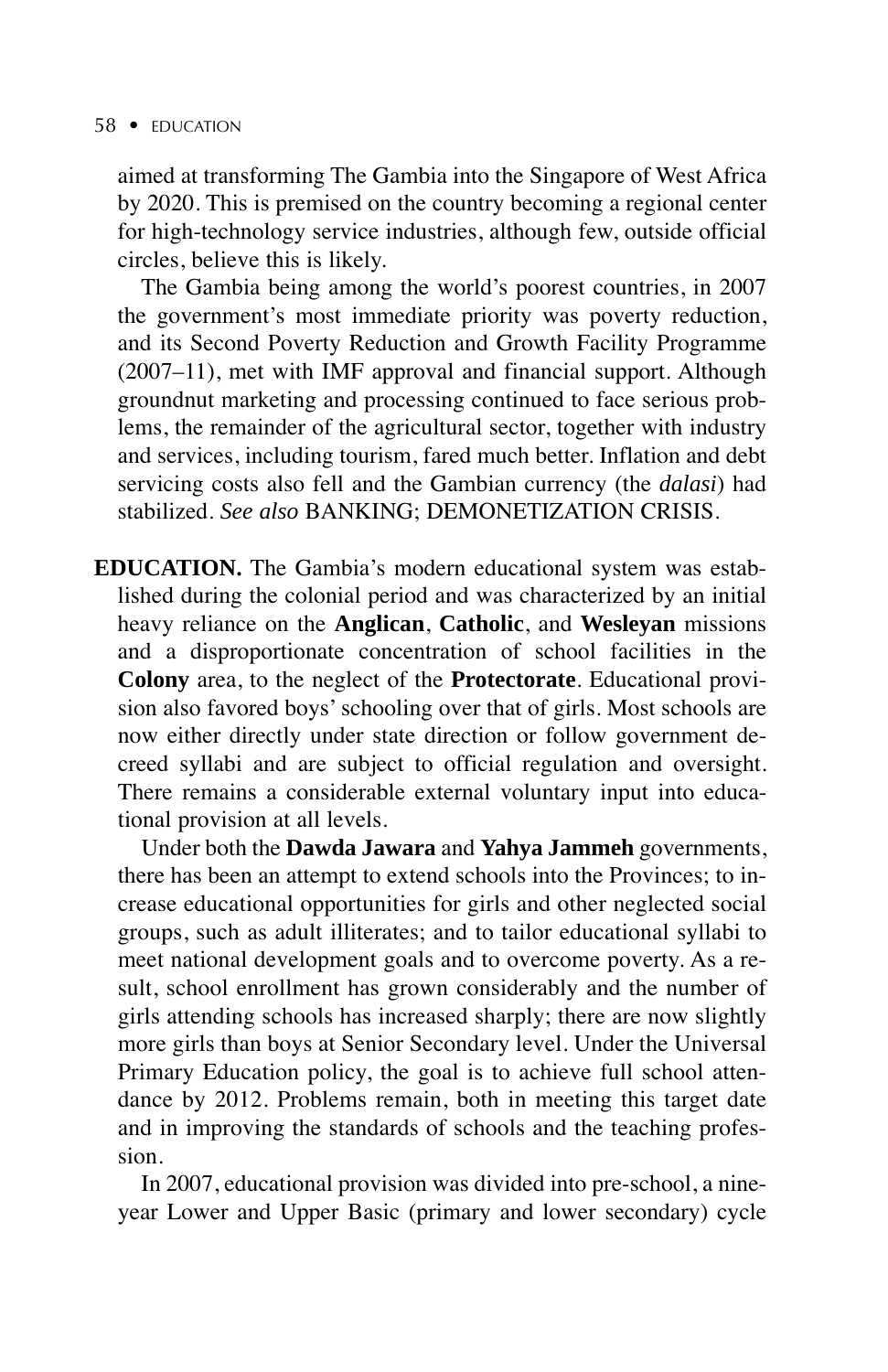aimed at transforming The Gambia into the Singapore of West Africa by 2020. This is premised on the country becoming a regional center for high-technology service industries, although few, outside official circles, believe this is likely.

The Gambia being among the world's poorest countries, in 2007 the government's most immediate priority was poverty reduction, and its Second Poverty Reduction and Growth Facility Programme (2007–11), met with IMF approval and financial support. Although groundnut marketing and processing continued to face serious problems, the remainder of the agricultural sector, together with industry and services, including tourism, fared much better. Inflation and debt servicing costs also fell and the Gambian currency (the *dalasi*) had stabilized. *See also* BANKING; DEMONETIZATION CRISIS.

**EDUCATION.** The Gambia's modern educational system was established during the colonial period and was characterized by an initial heavy reliance on the **Anglican**, **Catholic**, and **Wesleyan** missions and a disproportionate concentration of school facilities in the **Colony** area, to the neglect of the **Protectorate**. Educational provision also favored boys' schooling over that of girls. Most schools are now either directly under state direction or follow government decreed syllabi and are subject to official regulation and oversight. There remains a considerable external voluntary input into educational provision at all levels.

Under both the **Dawda Jawara** and **Yahya Jammeh** governments, there has been an attempt to extend schools into the Provinces; to increase educational opportunities for girls and other neglected social groups, such as adult illiterates; and to tailor educational syllabi to meet national development goals and to overcome poverty. As a result, school enrollment has grown considerably and the number of girls attending schools has increased sharply; there are now slightly more girls than boys at Senior Secondary level. Under the Universal Primary Education policy, the goal is to achieve full school attendance by 2012. Problems remain, both in meeting this target date and in improving the standards of schools and the teaching profession.

In 2007, educational provision was divided into pre-school, a nine-year Lower and Upper Basic (primary and lower secondary) cycle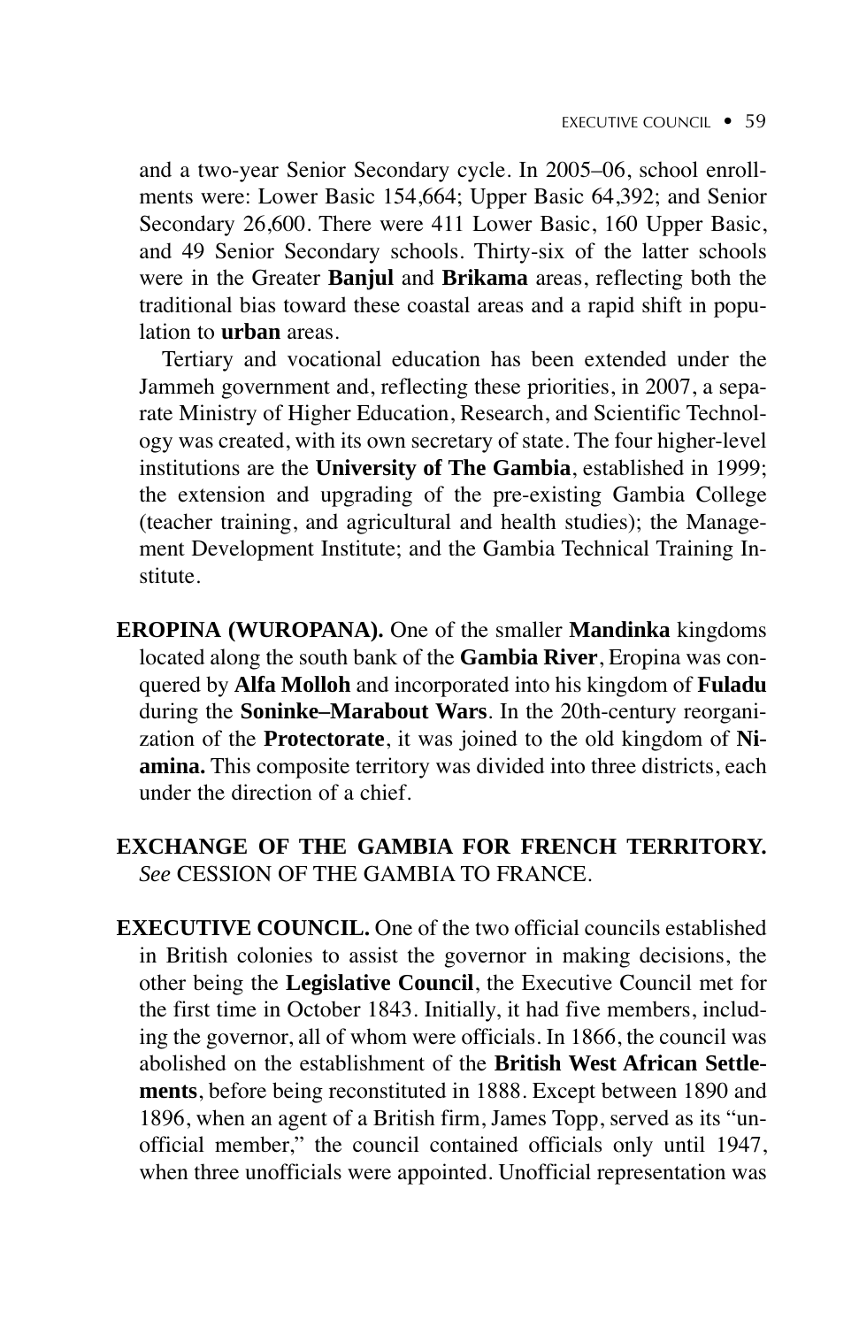and a two-year Senior Secondary cycle. In 2005–06, school enrollments were: Lower Basic 154,664; Upper Basic 64,392; and Senior Secondary 26,600. There were 411 Lower Basic, 160 Upper Basic, and 49 Senior Secondary schools. Thirty-six of the latter schools were in the Greater **Banjul** and **Brikama** areas, reflecting both the traditional bias toward these coastal areas and a rapid shift in population to **urban** areas.

Tertiary and vocational education has been extended under the Jammeh government and, reflecting these priorities, in 2007, a separate Ministry of Higher Education, Research, and Scientific Technology was created, with its own secretary of state. The four higher-level institutions are the **University of The Gambia**, established in 1999; the extension and upgrading of the pre-existing Gambia College (teacher training, and agricultural and health studies); the Management Development Institute; and the Gambia Technical Training Institute.

**EROPINA (WUROPANA).** One of the smaller **Mandinka** kingdoms located along the south bank of the **Gambia River**, Eropina was conquered by **Alfa Molloh** and incorporated into his kingdom of **Fuladu** during the **Soninke–Marabout Wars**. In the 20th-century reorganization of the **Protectorate**, it was joined to the old kingdom of **Niamina.** This composite territory was divided into three districts, each under the direction of a chief.

**EXCHANGE OF THE GAMBIA FOR FRENCH TERRITORY.** *See* CESSION OF THE GAMBIA TO FRANCE.

**EXECUTIVE COUNCIL.** One of the two official councils established in British colonies to assist the governor in making decisions, the other being the **Legislative Council**, the Executive Council met for the first time in October 1843. Initially, it had five members, including the governor, all of whom were officials. In 1866, the council was abolished on the establishment of the **British West African Settlements**, before being reconstituted in 1888. Except between 1890 and 1896, when an agent of a British firm, James Topp, served as its "unofficial member," the council contained officials only until 1947, when three unofficials were appointed. Unofficial representation was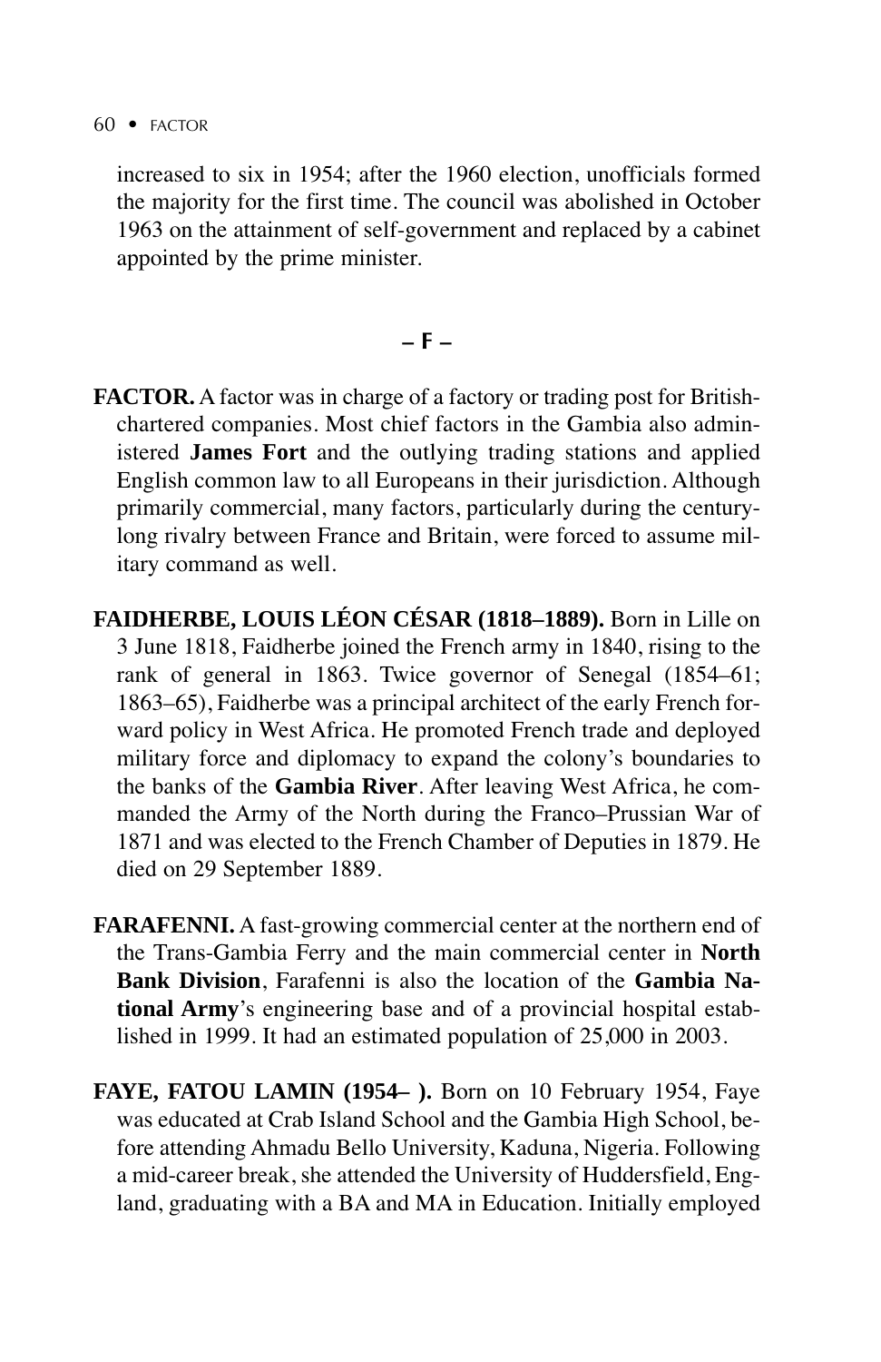increased to six in 1954; after the 1960 election, unofficials formed the majority for the first time. The council was abolished in October 1963 on the attainment of self-government and replaced by a cabinet appointed by the prime minister.

## – F –

**FACTOR.** A factor was in charge of a factory or trading post for British-chartered companies. Most chief factors in the Gambia also administered **James Fort** and the outlying trading stations and applied English common law to all Europeans in their jurisdiction. Although primarily commercial, many factors, particularly during the century-long rivalry between France and Britain, were forced to assume military command as well.

**FAIDHERBE, LOUIS LÉON CÉSAR (1818–1889).** Born in Lille on 3 June 1818, Faidherbe joined the French army in 1840, rising to the rank of general in 1863. Twice governor of Senegal (1854–61; 1863–65), Faidherbe was a principal architect of the early French forward policy in West Africa. He promoted French trade and deployed military force and diplomacy to expand the colony's boundaries to the banks of the **Gambia River**. After leaving West Africa, he commanded the Army of the North during the Franco–Prussian War of 1871 and was elected to the French Chamber of Deputies in 1879. He died on 29 September 1889.

**FARAFENNI.** A fast-growing commercial center at the northern end of the Trans-Gambia Ferry and the main commercial center in **North Bank Division**, Farafenni is also the location of the **Gambia National Army**'s engineering base and of a provincial hospital established in 1999. It had an estimated population of 25,000 in 2003.

**FAYE, FATOU LAMIN (1954– ).** Born on 10 February 1954, Faye was educated at Crab Island School and the Gambia High School, before attending Ahmadu Bello University, Kaduna, Nigeria. Following a mid-career break, she attended the University of Huddersfield, England, graduating with a BA and MA in Education. Initially employed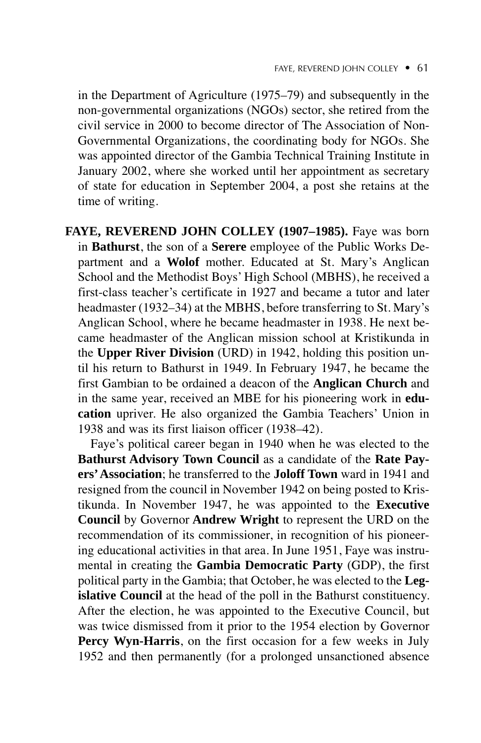in the Department of Agriculture (1975–79) and subsequently in the non-governmental organizations (NGOs) sector, she retired from the civil service in 2000 to become director of The Association of Non-Governmental Organizations, the coordinating body for NGOs. She was appointed director of the Gambia Technical Training Institute in January 2002, where she worked until her appointment as secretary of state for education in September 2004, a post she retains at the time of writing.

**FAYE, REVEREND JOHN COLLEY (1907–1985).** Faye was born in **Bathurst**, the son of a **Serere** employee of the Public Works Department and a **Wolof** mother. Educated at St. Mary's Anglican School and the Methodist Boys' High School (MBHS), he received a first-class teacher's certificate in 1927 and became a tutor and later headmaster (1932–34) at the MBHS, before transferring to St. Mary's Anglican School, where he became headmaster in 1938. He next became headmaster of the Anglican mission school at Kristikunda in the **Upper River Division** (URD) in 1942, holding this position until his return to Bathurst in 1949. In February 1947, he became the first Gambian to be ordained a deacon of the **Anglican Church** and in the same year, received an MBE for his pioneering work in **education** upriver. He also organized the Gambia Teachers' Union in 1938 and was its first liaison officer (1938–42).

Faye's political career began in 1940 when he was elected to the **Bathurst Advisory Town Council** as a candidate of the **Rate Payers' Association**; he transferred to the **Joloff Town** ward in 1941 and resigned from the council in November 1942 on being posted to Kristikunda. In November 1947, he was appointed to the **Executive Council** by Governor **Andrew Wright** to represent the URD on the recommendation of its commissioner, in recognition of his pioneering educational activities in that area. In June 1951, Faye was instrumental in creating the **Gambia Democratic Party** (GDP), the first political party in the Gambia; that October, he was elected to the **Legislative Council** at the head of the poll in the Bathurst constituency. After the election, he was appointed to the Executive Council, but was twice dismissed from it prior to the 1954 election by Governor **Percy Wyn-Harris**, on the first occasion for a few weeks in July 1952 and then permanently (for a prolonged unsanctioned absence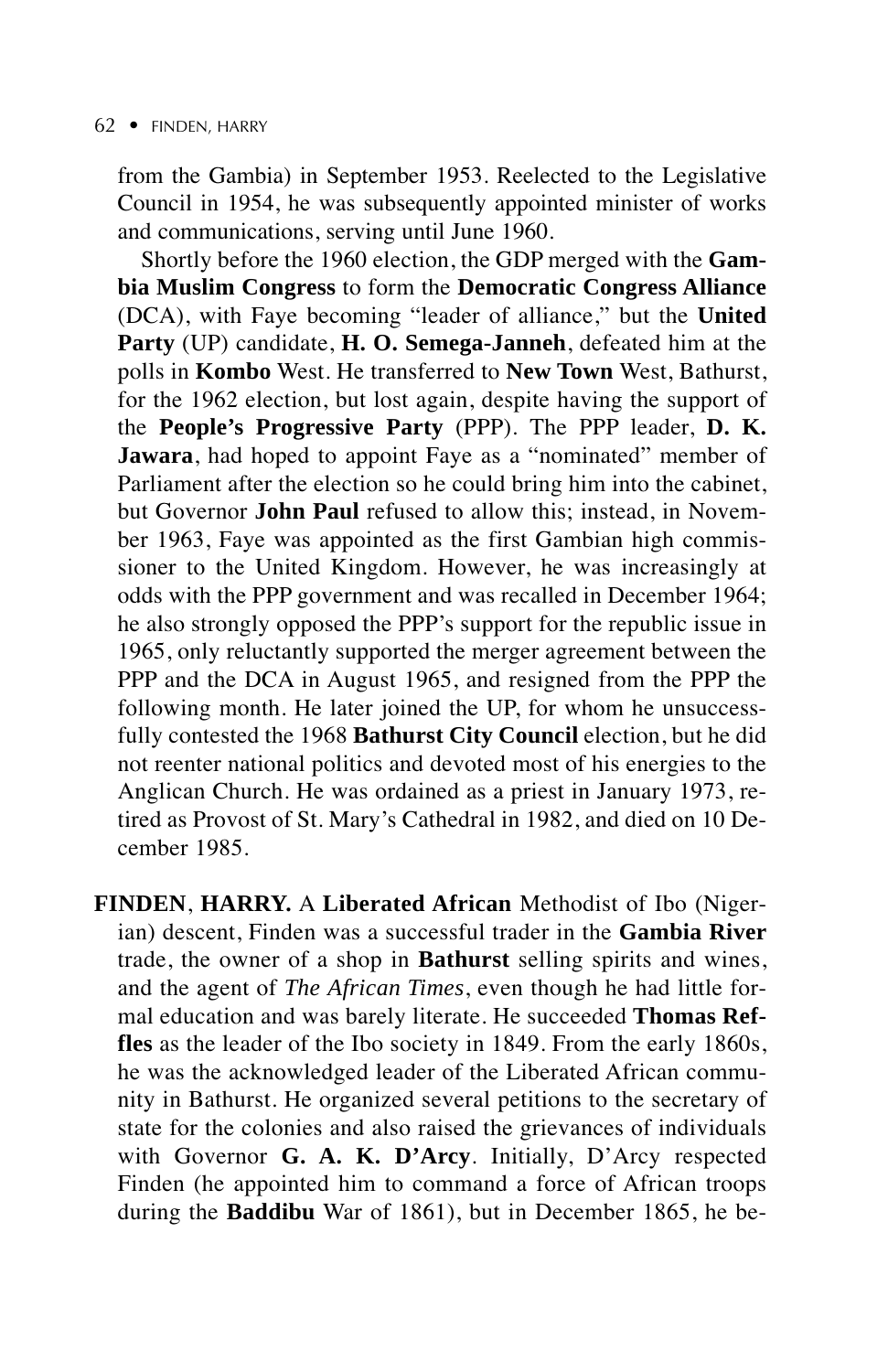from the Gambia) in September 1953. Reelected to the Legislative Council in 1954, he was subsequently appointed minister of works and communications, serving until June 1960.

Shortly before the 1960 election, the GDP merged with the **Gambia Muslim Congress** to form the **Democratic Congress Alliance** (DCA), with Faye becoming "leader of alliance," but the **United Party** (UP) candidate, **H. O. Semega-Janneh**, defeated him at the polls in **Kombo** West. He transferred to **New Town** West, Bathurst, for the 1962 election, but lost again, despite having the support of the **People's Progressive Party** (PPP). The PPP leader, **D. K. Jawara**, had hoped to appoint Faye as a "nominated" member of Parliament after the election so he could bring him into the cabinet, but Governor **John Paul** refused to allow this; instead, in November 1963, Faye was appointed as the first Gambian high commissioner to the United Kingdom. However, he was increasingly at odds with the PPP government and was recalled in December 1964; he also strongly opposed the PPP's support for the republic issue in 1965, only reluctantly supported the merger agreement between the PPP and the DCA in August 1965, and resigned from the PPP the following month. He later joined the UP, for whom he unsuccessfully contested the 1968 **Bathurst City Council** election, but he did not reenter national politics and devoted most of his energies to the Anglican Church. He was ordained as a priest in January 1973, retired as Provost of St. Mary's Cathedral in 1982, and died on 10 December 1985.

**FINDEN, HARRY.** A **Liberated African** Methodist of Ibo (Nigerian) descent, Finden was a successful trader in the **Gambia River** trade, the owner of a shop in **Bathurst** selling spirits and wines, and the agent of *The African Times*, even though he had little formal education and was barely literate. He succeeded **Thomas Reffles** as the leader of the Ibo society in 1849. From the early 1860s, he was the acknowledged leader of the Liberated African community in Bathurst. He organized several petitions to the secretary of state for the colonies and also raised the grievances of individuals with Governor **G. A. K. D'Arcy**. Initially, D'Arcy respected Finden (he appointed him to command a force of African troops during the **Baddibu** War of 1861), but in December 1865, he be-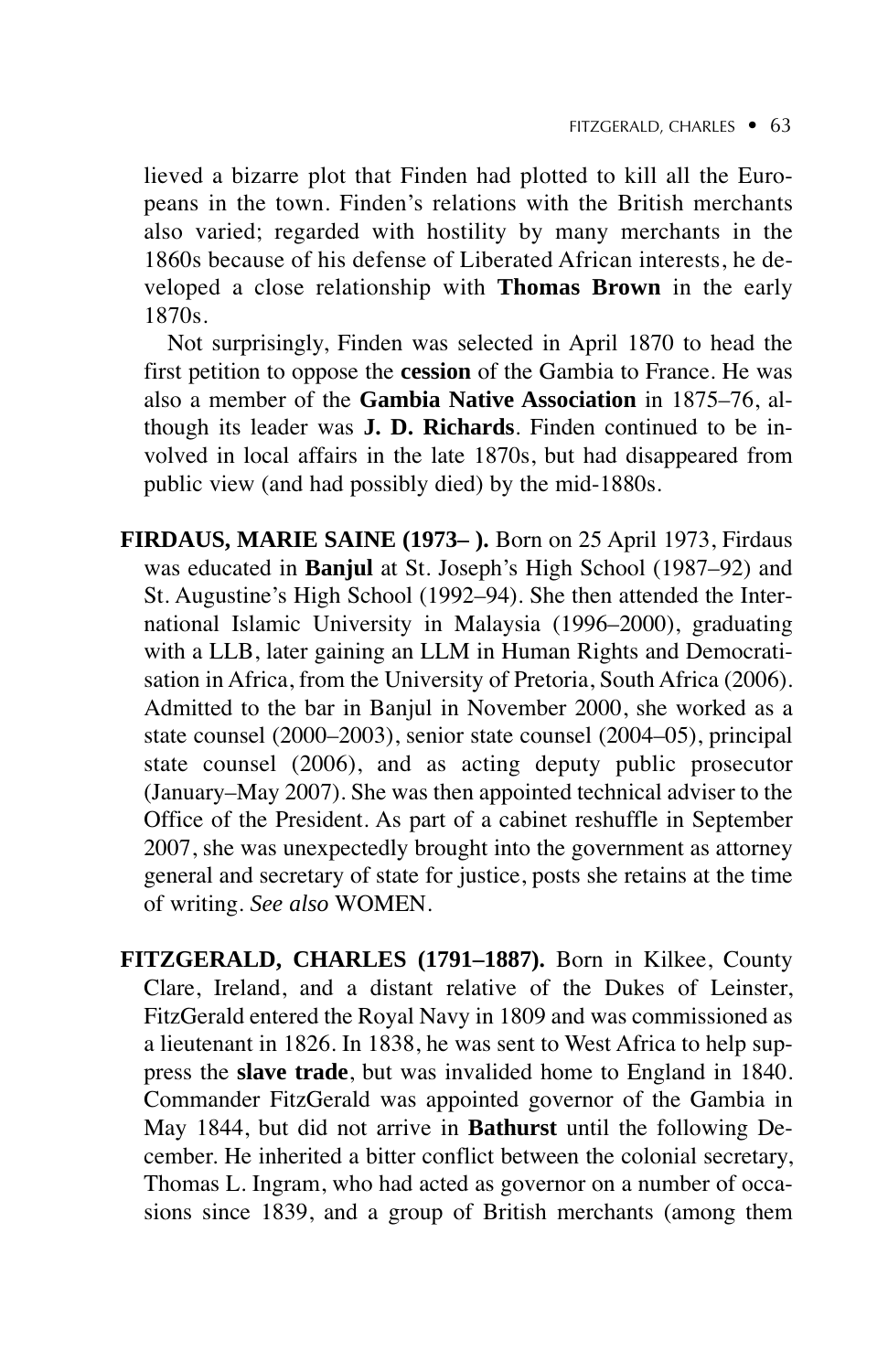lieved a bizarre plot that Finden had plotted to kill all the Europeans in the town. Finden's relations with the British merchants also varied; regarded with hostility by many merchants in the 1860s because of his defense of Liberated African interests, he developed a close relationship with **Thomas Brown** in the early 1870s.

Not surprisingly, Finden was selected in April 1870 to head the first petition to oppose the **cession** of the Gambia to France. He was also a member of the **Gambia Native Association** in 1875–76, although its leader was **J. D. Richards**. Finden continued to be involved in local affairs in the late 1870s, but had disappeared from public view (and had possibly died) by the mid-1880s.

**FIRDAUS, MARIE SAINE (1973– ).** Born on 25 April 1973, Firdaus was educated in **Banjul** at St. Joseph's High School (1987–92) and St. Augustine's High School (1992–94). She then attended the International Islamic University in Malaysia (1996–2000), graduating with a LLB, later gaining an LLM in Human Rights and Democratisation in Africa, from the University of Pretoria, South Africa (2006). Admitted to the bar in Banjul in November 2000, she worked as a state counsel (2000–2003), senior state counsel (2004–05), principal state counsel (2006), and as acting deputy public prosecutor (January–May 2007). She was then appointed technical adviser to the Office of the President. As part of a cabinet reshuffle in September 2007, she was unexpectedly brought into the government as attorney general and secretary of state for justice, posts she retains at the time of writing. *See also* WOMEN.

**FITZGERALD, CHARLES (1791–1887).** Born in Kilkee, County Clare, Ireland, and a distant relative of the Dukes of Leinster, FitzGerald entered the Royal Navy in 1809 and was commissioned as a lieutenant in 1826. In 1838, he was sent to West Africa to help suppress the **slave trade**, but was invalided home to England in 1840. Commander FitzGerald was appointed governor of the Gambia in May 1844, but did not arrive in **Bathurst** until the following December. He inherited a bitter conflict between the colonial secretary, Thomas L. Ingram, who had acted as governor on a number of occasions since 1839, and a group of British merchants (among them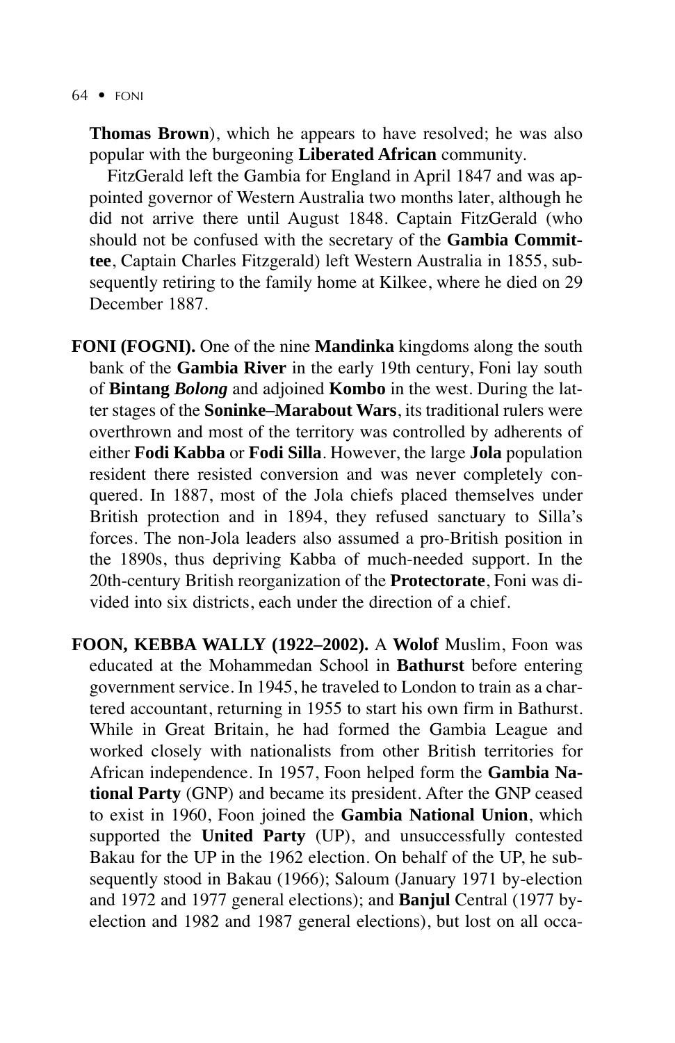**Thomas Brown**), which he appears to have resolved; he was also popular with the burgeoning **Liberated African** community.

FitzGerald left the Gambia for England in April 1847 and was appointed governor of Western Australia two months later, although he did not arrive there until August 1848. Captain FitzGerald (who should not be confused with the secretary of the **Gambia Committee**, Captain Charles Fitzgerald) left Western Australia in 1855, subsequently retiring to the family home at Kilkee, where he died on 29 December 1887.

**FONI (FOGNI).** One of the nine **Mandinka** kingdoms along the south bank of the **Gambia River** in the early 19th century, Foni lay south of **Bintang *Bolong*** and adjoined **Kombo** in the west. During the latter stages of the **Soninke–Marabout Wars**, its traditional rulers were overthrown and most of the territory was controlled by adherents of either **Fodi Kabba** or **Fodi Silla**. However, the large **Jola** population resident there resisted conversion and was never completely conquered. In 1887, most of the Jola chiefs placed themselves under British protection and in 1894, they refused sanctuary to Silla's forces. The non-Jola leaders also assumed a pro-British position in the 1890s, thus depriving Kabba of much-needed support. In the 20th-century British reorganization of the **Protectorate**, Foni was divided into six districts, each under the direction of a chief.

**FOON, KEBBA WALLY (1922–2002).** A **Wolof** Muslim, Foon was educated at the Mohammedan School in **Bathurst** before entering government service. In 1945, he traveled to London to train as a chartered accountant, returning in 1955 to start his own firm in Bathurst. While in Great Britain, he had formed the Gambia League and worked closely with nationalists from other British territories for African independence. In 1957, Foon helped form the **Gambia National Party** (GNP) and became its president. After the GNP ceased to exist in 1960, Foon joined the **Gambia National Union**, which supported the **United Party** (UP), and unsuccessfully contested Bakau for the UP in the 1962 election. On behalf of the UP, he subsequently stood in Bakau (1966); Saloum (January 1971 by-election and 1972 and 1977 general elections); and **Banjul** Central (1977 by-election and 1982 and 1987 general elections), but lost on all occa-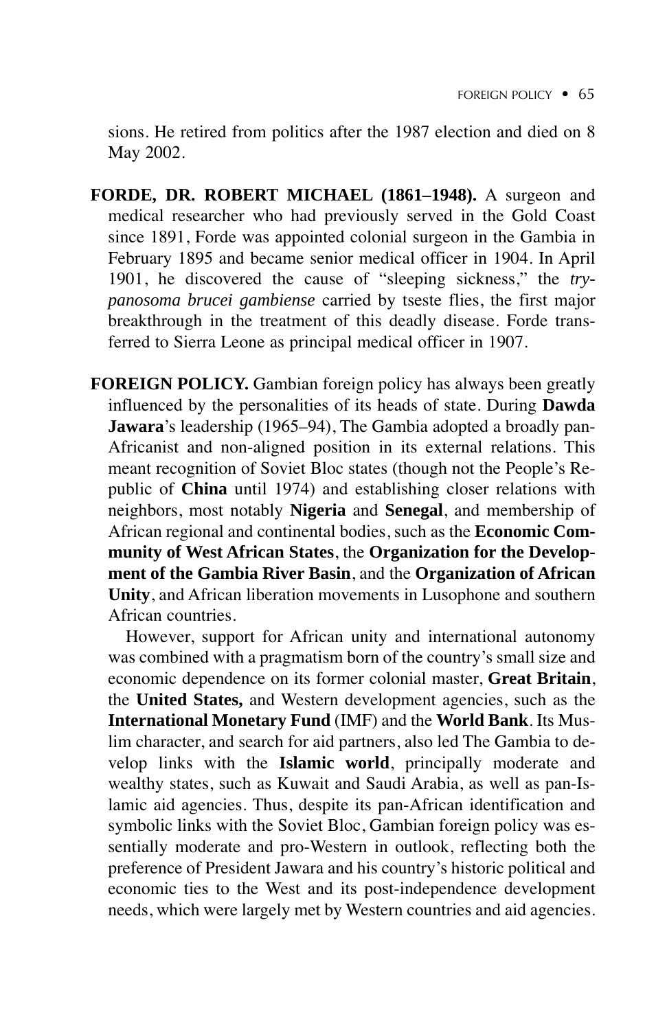sions. He retired from politics after the 1987 election and died on 8 May 2002.

**FORDE, DR. ROBERT MICHAEL (1861–1948).** A surgeon and medical researcher who had previously served in the Gold Coast since 1891, Forde was appointed colonial surgeon in the Gambia in February 1895 and became senior medical officer in 1904. In April 1901, he discovered the cause of "sleeping sickness," the *trypanosoma brucei gambiense* carried by tseste flies, the first major breakthrough in the treatment of this deadly disease. Forde transferred to Sierra Leone as principal medical officer in 1907.

**FOREIGN POLICY.** Gambian foreign policy has always been greatly influenced by the personalities of its heads of state. During **Dawda Jawara**'s leadership (1965–94), The Gambia adopted a broadly pan-Africanist and non-aligned position in its external relations. This meant recognition of Soviet Bloc states (though not the People's Republic of **China** until 1974) and establishing closer relations with neighbors, most notably **Nigeria** and **Senegal**, and membership of African regional and continental bodies, such as the **Economic Community of West African States**, the **Organization for the Development of the Gambia River Basin**, and the **Organization of African Unity**, and African liberation movements in Lusophone and southern African countries.

However, support for African unity and international autonomy was combined with a pragmatism born of the country's small size and economic dependence on its former colonial master, **Great Britain**, the **United States,** and Western development agencies, such as the **International Monetary Fund** (IMF) and the **World Bank**. Its Muslim character, and search for aid partners, also led The Gambia to develop links with the **Islamic world**, principally moderate and wealthy states, such as Kuwait and Saudi Arabia, as well as pan-Islamic aid agencies. Thus, despite its pan-African identification and symbolic links with the Soviet Bloc, Gambian foreign policy was essentially moderate and pro-Western in outlook, reflecting both the preference of President Jawara and his country's historic political and economic ties to the West and its post-independence development needs, which were largely met by Western countries and aid agencies.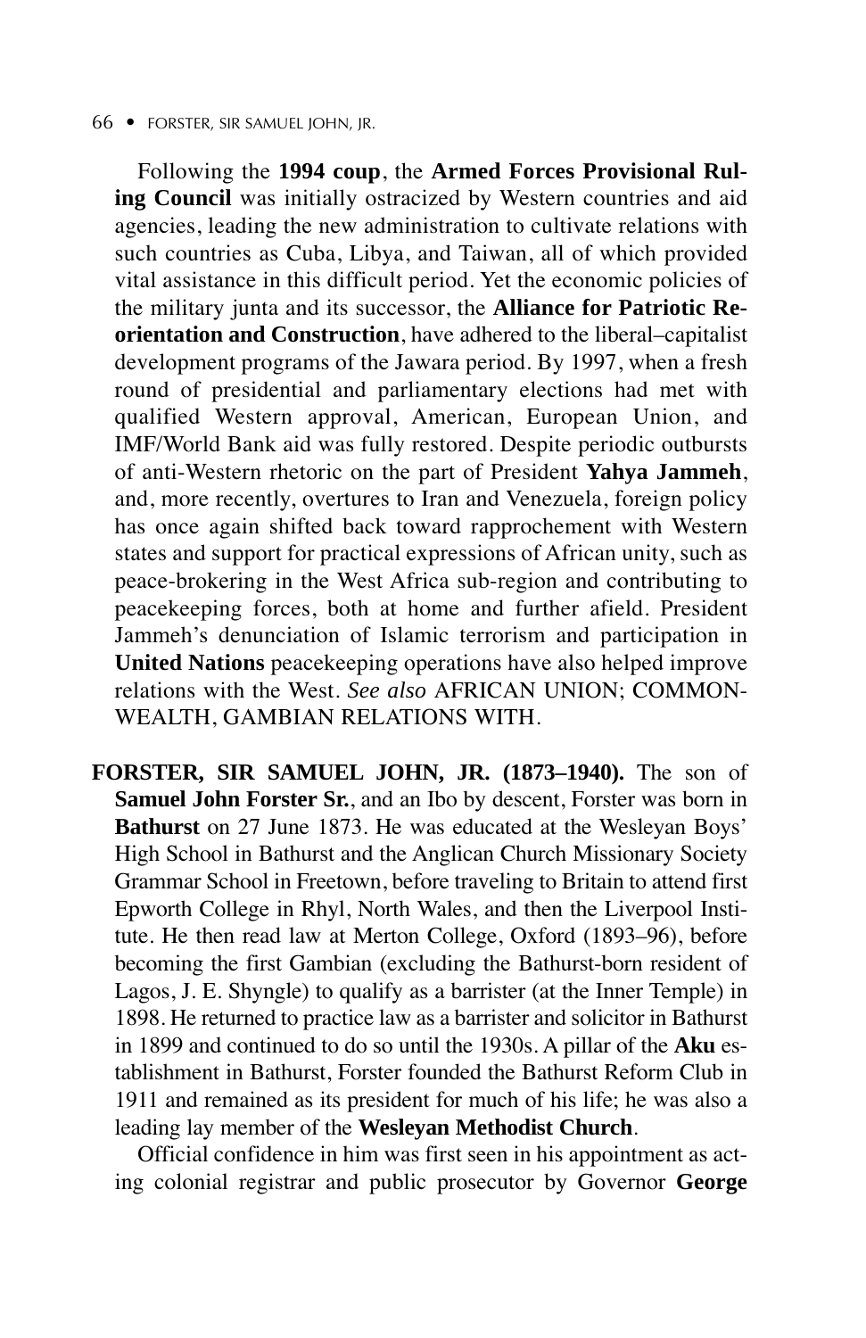Following the **1994 coup**, the **Armed Forces Provisional Ruling Council** was initially ostracized by Western countries and aid agencies, leading the new administration to cultivate relations with such countries as Cuba, Libya, and Taiwan, all of which provided vital assistance in this difficult period. Yet the economic policies of the military junta and its successor, the **Alliance for Patriotic Reorientation and Construction**, have adhered to the liberal–capitalist development programs of the Jawara period. By 1997, when a fresh round of presidential and parliamentary elections had met with qualified Western approval, American, European Union, and IMF/World Bank aid was fully restored. Despite periodic outbursts of anti-Western rhetoric on the part of President **Yahya Jammeh**, and, more recently, overtures to Iran and Venezuela, foreign policy has once again shifted back toward rapprochement with Western states and support for practical expressions of African unity, such as peace-brokering in the West Africa sub-region and contributing to peacekeeping forces, both at home and further afield. President Jammeh's denunciation of Islamic terrorism and participation in **United Nations** peacekeeping operations have also helped improve relations with the West. *See also* AFRICAN UNION; COMMONWEALTH, GAMBIAN RELATIONS WITH.

**FORSTER, SIR SAMUEL JOHN, JR. (1873–1940).** The son of **Samuel John Forster Sr.**, and an Ibo by descent, Forster was born in **Bathurst** on 27 June 1873. He was educated at the Wesleyan Boys' High School in Bathurst and the Anglican Church Missionary Society Grammar School in Freetown, before traveling to Britain to attend first Epworth College in Rhyl, North Wales, and then the Liverpool Institute. He then read law at Merton College, Oxford (1893–96), before becoming the first Gambian (excluding the Bathurst-born resident of Lagos, J. E. Shyngle) to qualify as a barrister (at the Inner Temple) in 1898. He returned to practice law as a barrister and solicitor in Bathurst in 1899 and continued to do so until the 1930s. A pillar of the **Aku** establishment in Bathurst, Forster founded the Bathurst Reform Club in 1911 and remained as its president for much of his life; he was also a leading lay member of the **Wesleyan Methodist Church**.

Official confidence in him was first seen in his appointment as acting colonial registrar and public prosecutor by Governor **George**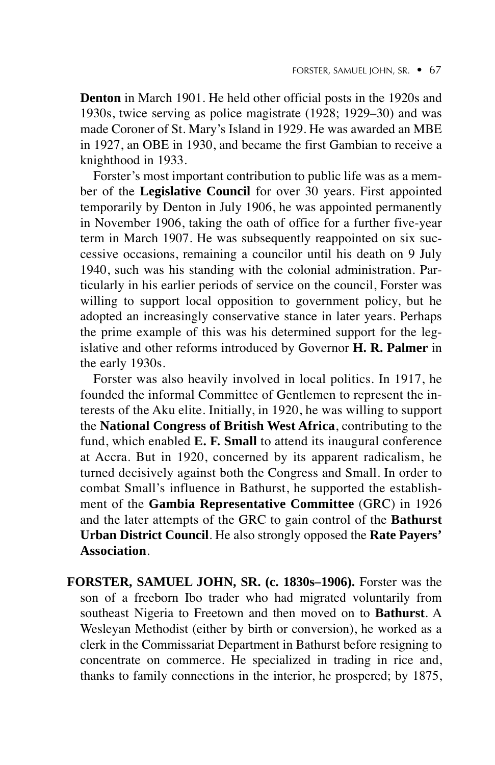**Denton** in March 1901. He held other official posts in the 1920s and 1930s, twice serving as police magistrate (1928; 1929–30) and was made Coroner of St. Mary's Island in 1929. He was awarded an MBE in 1927, an OBE in 1930, and became the first Gambian to receive a knighthood in 1933.

Forster's most important contribution to public life was as a member of the **Legislative Council** for over 30 years. First appointed temporarily by Denton in July 1906, he was appointed permanently in November 1906, taking the oath of office for a further five-year term in March 1907. He was subsequently reappointed on six successive occasions, remaining a councilor until his death on 9 July 1940, such was his standing with the colonial administration. Particularly in his earlier periods of service on the council, Forster was willing to support local opposition to government policy, but he adopted an increasingly conservative stance in later years. Perhaps the prime example of this was his determined support for the legislative and other reforms introduced by Governor **H. R. Palmer** in the early 1930s.

Forster was also heavily involved in local politics. In 1917, he founded the informal Committee of Gentlemen to represent the interests of the Aku elite. Initially, in 1920, he was willing to support the **National Congress of British West Africa**, contributing to the fund, which enabled **E. F. Small** to attend its inaugural conference at Accra. But in 1920, concerned by its apparent radicalism, he turned decisively against both the Congress and Small. In order to combat Small's influence in Bathurst, he supported the establishment of the **Gambia Representative Committee** (GRC) in 1926 and the later attempts of the GRC to gain control of the **Bathurst Urban District Council**. He also strongly opposed the **Rate Payers' Association**.

**FORSTER, SAMUEL JOHN, SR. (c. 1830s–1906).** Forster was the son of a freeborn Ibo trader who had migrated voluntarily from southeast Nigeria to Freetown and then moved on to **Bathurst**. A Wesleyan Methodist (either by birth or conversion), he worked as a clerk in the Commissariat Department in Bathurst before resigning to concentrate on commerce. He specialized in trading in rice and, thanks to family connections in the interior, he prospered; by 1875,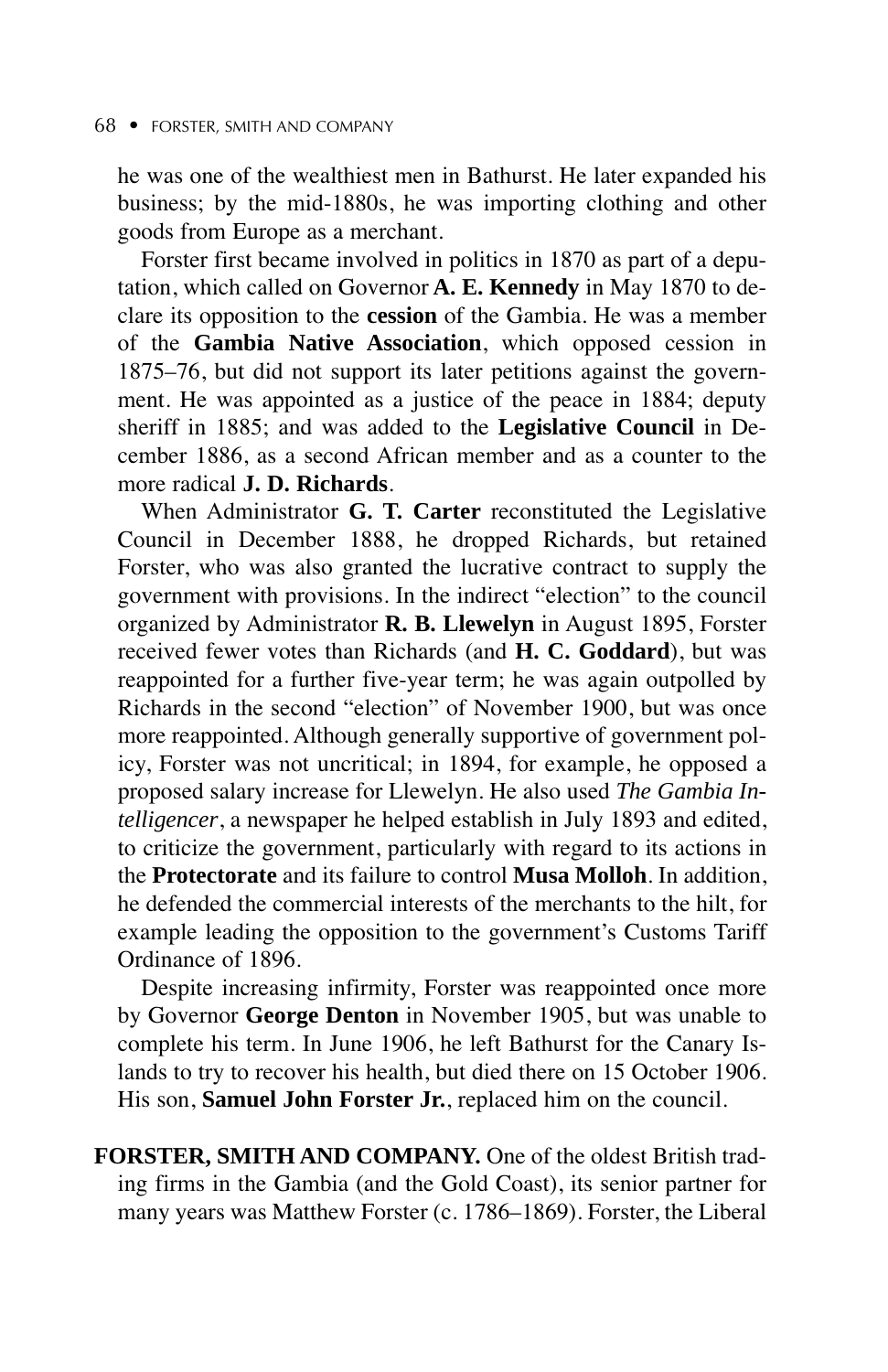he was one of the wealthiest men in Bathurst. He later expanded his business; by the mid-1880s, he was importing clothing and other goods from Europe as a merchant.

Forster first became involved in politics in 1870 as part of a deputation, which called on Governor **A. E. Kennedy** in May 1870 to declare its opposition to the **cession** of the Gambia. He was a member of the **Gambia Native Association**, which opposed cession in 1875–76, but did not support its later petitions against the government. He was appointed as a justice of the peace in 1884; deputy sheriff in 1885; and was added to the **Legislative Council** in December 1886, as a second African member and as a counter to the more radical **J. D. Richards**.

When Administrator **G. T. Carter** reconstituted the Legislative Council in December 1888, he dropped Richards, but retained Forster, who was also granted the lucrative contract to supply the government with provisions. In the indirect "election" to the council organized by Administrator **R. B. Llewelyn** in August 1895, Forster received fewer votes than Richards (and **H. C. Goddard**), but was reappointed for a further five-year term; he was again outpolled by Richards in the second "election" of November 1900, but was once more reappointed. Although generally supportive of government policy, Forster was not uncritical; in 1894, for example, he opposed a proposed salary increase for Llewelyn. He also used *The Gambia Intelligencer*, a newspaper he helped establish in July 1893 and edited, to criticize the government, particularly with regard to its actions in the **Protectorate** and its failure to control **Musa Molloh**. In addition, he defended the commercial interests of the merchants to the hilt, for example leading the opposition to the government's Customs Tariff Ordinance of 1896.

Despite increasing infirmity, Forster was reappointed once more by Governor **George Denton** in November 1905, but was unable to complete his term. In June 1906, he left Bathurst for the Canary Islands to try to recover his health, but died there on 15 October 1906. His son, **Samuel John Forster Jr.**, replaced him on the council.

**FORSTER, SMITH AND COMPANY.** One of the oldest British trading firms in the Gambia (and the Gold Coast), its senior partner for many years was Matthew Forster (c. 1786–1869). Forster, the Liberal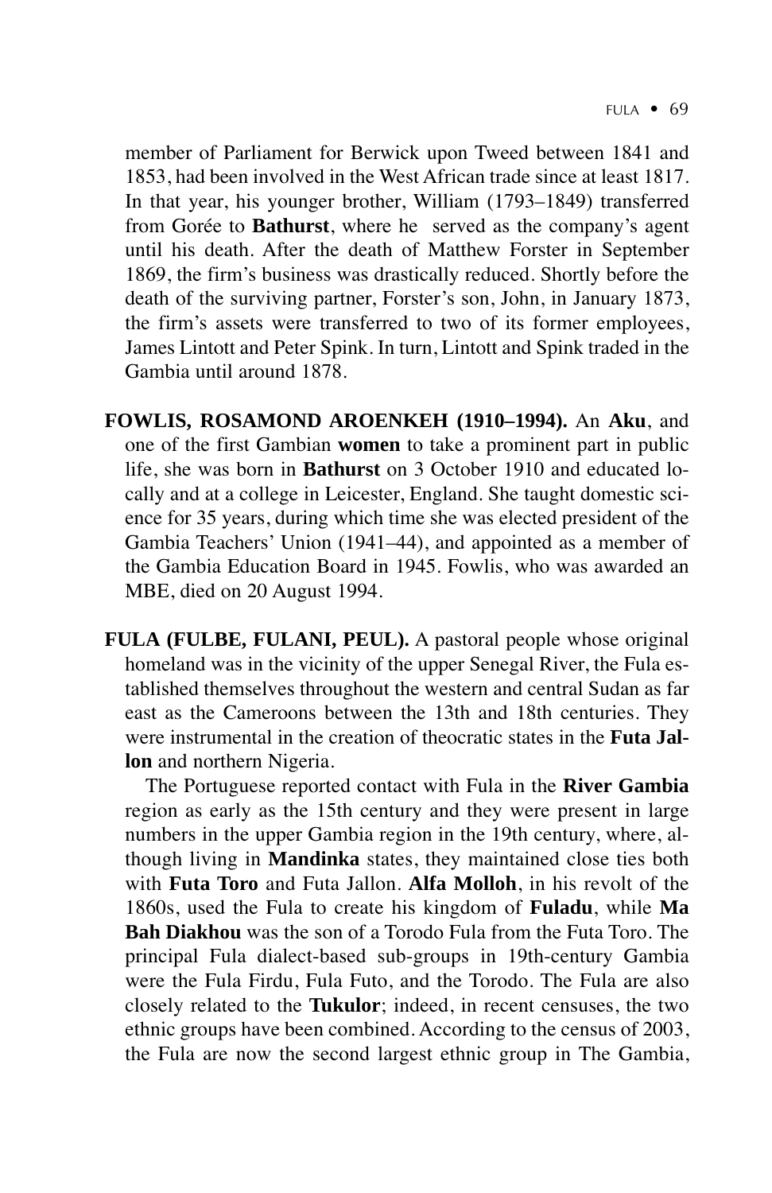member of Parliament for Berwick upon Tweed between 1841 and 1853, had been involved in the West African trade since at least 1817. In that year, his younger brother, William (1793–1849) transferred from Gorée to **Bathurst**, where he served as the company's agent until his death. After the death of Matthew Forster in September 1869, the firm's business was drastically reduced. Shortly before the death of the surviving partner, Forster's son, John, in January 1873, the firm's assets were transferred to two of its former employees, James Lintott and Peter Spink. In turn, Lintott and Spink traded in the Gambia until around 1878.

**FOWLIS, ROSAMOND AROENKEH (1910–1994).** An **Aku**, and one of the first Gambian **women** to take a prominent part in public life, she was born in **Bathurst** on 3 October 1910 and educated locally and at a college in Leicester, England. She taught domestic science for 35 years, during which time she was elected president of the Gambia Teachers' Union (1941–44), and appointed as a member of the Gambia Education Board in 1945. Fowlis, who was awarded an MBE, died on 20 August 1994.

**FULA (FULBE, FULANI, PEUL).** A pastoral people whose original homeland was in the vicinity of the upper Senegal River, the Fula established themselves throughout the western and central Sudan as far east as the Cameroons between the 13th and 18th centuries. They were instrumental in the creation of theocratic states in the **Futa Jallon** and northern Nigeria.

The Portuguese reported contact with Fula in the **River Gambia** region as early as the 15th century and they were present in large numbers in the upper Gambia region in the 19th century, where, although living in **Mandinka** states, they maintained close ties both with **Futa Toro** and Futa Jallon. **Alfa Molloh**, in his revolt of the 1860s, used the Fula to create his kingdom of **Fuladu**, while **Ma Bah Diakhou** was the son of a Torodo Fula from the Futa Toro. The principal Fula dialect-based sub-groups in 19th-century Gambia were the Fula Firdu, Fula Futo, and the Torodo. The Fula are also closely related to the **Tukulor**; indeed, in recent censuses, the two ethnic groups have been combined. According to the census of 2003, the Fula are now the second largest ethnic group in The Gambia,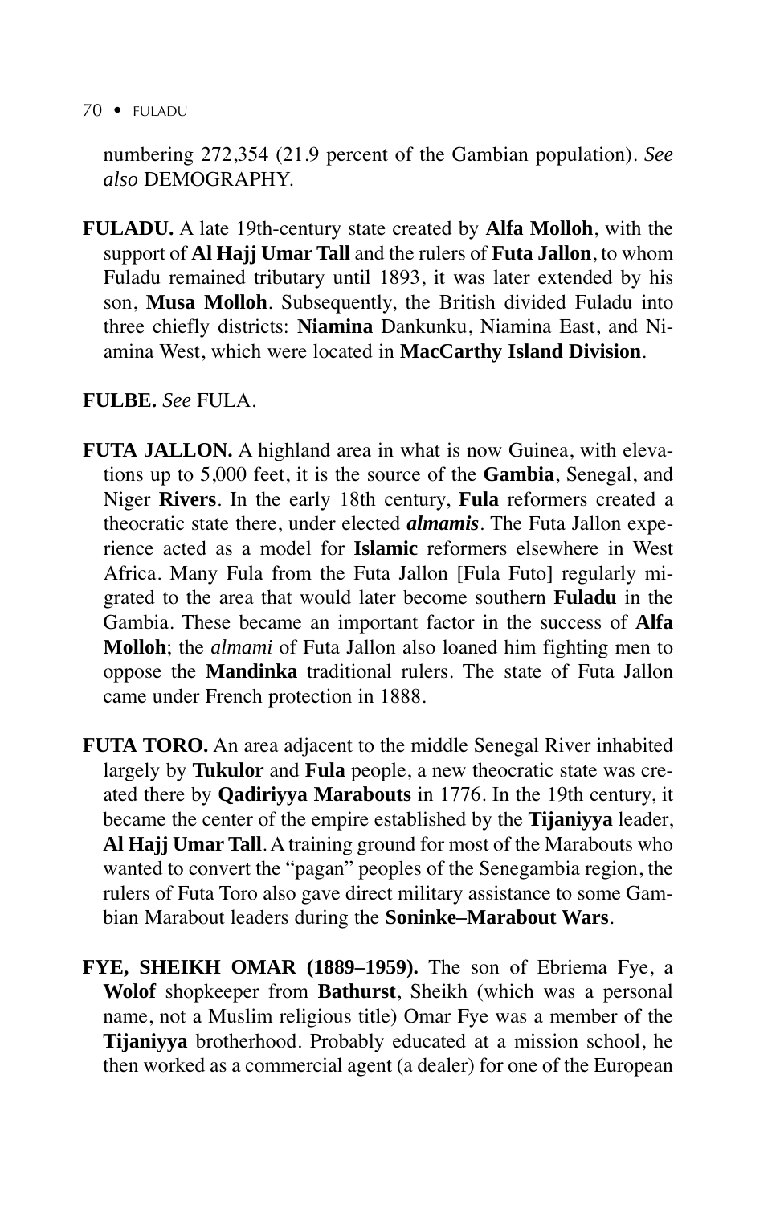numbering 272,354 (21.9 percent of the Gambian population). *See also* DEMOGRAPHY.

**FULADU.** A late 19th-century state created by **Alfa Molloh**, with the support of **Al Hajj Umar Tall** and the rulers of **Futa Jallon**, to whom Fuladu remained tributary until 1893, it was later extended by his son, **Musa Molloh**. Subsequently, the British divided Fuladu into three chiefly districts: **Niamina** Dankunku, Niamina East, and Niamina West, which were located in **MacCarthy Island Division**.

**FULBE.** *See* FULA.

**FUTA JALLON.** A highland area in what is now Guinea, with elevations up to 5,000 feet, it is the source of the **Gambia**, Senegal, and Niger **Rivers**. In the early 18th century, **Fula** reformers created a theocratic state there, under elected ***almamis***. The Futa Jallon experience acted as a model for **Islamic** reformers elsewhere in West Africa. Many Fula from the Futa Jallon [Fula Futo] regularly migrated to the area that would later become southern **Fuladu** in the Gambia. These became an important factor in the success of **Alfa Molloh**; the *almami* of Futa Jallon also loaned him fighting men to oppose the **Mandinka** traditional rulers. The state of Futa Jallon came under French protection in 1888.

**FUTA TORO.** An area adjacent to the middle Senegal River inhabited largely by **Tukulor** and **Fula** people, a new theocratic state was created there by **Qadiriyya Marabouts** in 1776. In the 19th century, it became the center of the empire established by the **Tijaniyya** leader, **Al Hajj Umar Tall**. A training ground for most of the Marabouts who wanted to convert the "pagan" peoples of the Senegambia region, the rulers of Futa Toro also gave direct military assistance to some Gambian Marabout leaders during the **Soninke–Marabout Wars**.

**FYE, SHEIKH OMAR (1889–1959).** The son of Ebriema Fye, a **Wolof** shopkeeper from **Bathurst**, Sheikh (which was a personal name, not a Muslim religious title) Omar Fye was a member of the **Tijaniyya** brotherhood. Probably educated at a mission school, he then worked as a commercial agent (a dealer) for one of the European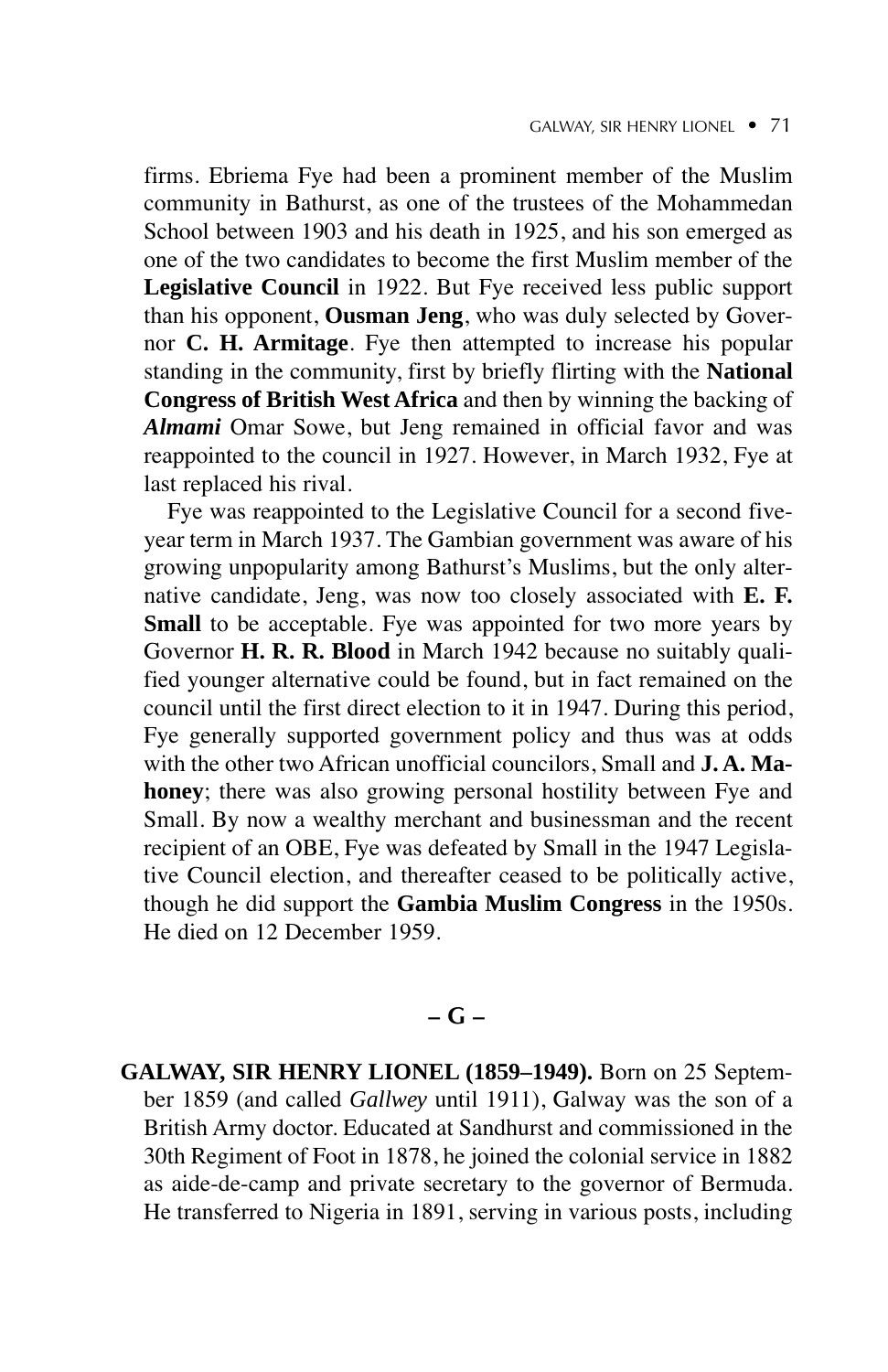firms. Ebriema Fye had been a prominent member of the Muslim community in Bathurst, as one of the trustees of the Mohammedan School between 1903 and his death in 1925, and his son emerged as one of the two candidates to become the first Muslim member of the **Legislative Council** in 1922. But Fye received less public support than his opponent, **Ousman Jeng**, who was duly selected by Governor **C. H. Armitage**. Fye then attempted to increase his popular standing in the community, first by briefly flirting with the **National Congress of British West Africa** and then by winning the backing of ***Almami*** Omar Sowe, but Jeng remained in official favor and was reappointed to the council in 1927. However, in March 1932, Fye at last replaced his rival.

Fye was reappointed to the Legislative Council for a second five-year term in March 1937. The Gambian government was aware of his growing unpopularity among Bathurst's Muslims, but the only alternative candidate, Jeng, was now too closely associated with **E. F. Small** to be acceptable. Fye was appointed for two more years by Governor **H. R. R. Blood** in March 1942 because no suitably qualified younger alternative could be found, but in fact remained on the council until the first direct election to it in 1947. During this period, Fye generally supported government policy and thus was at odds with the other two African unofficial councilors, Small and **J. A. Mahoney**; there was also growing personal hostility between Fye and Small. By now a wealthy merchant and businessman and the recent recipient of an OBE, Fye was defeated by Small in the 1947 Legislative Council election, and thereafter ceased to be politically active, though he did support the **Gambia Muslim Congress** in the 1950s. He died on 12 December 1959.

## – G –

**GALWAY, SIR HENRY LIONEL (1859–1949).** Born on 25 September 1859 (and called *Gallwey* until 1911), Galway was the son of a British Army doctor. Educated at Sandhurst and commissioned in the 30th Regiment of Foot in 1878, he joined the colonial service in 1882 as aide-de-camp and private secretary to the governor of Bermuda. He transferred to Nigeria in 1891, serving in various posts, including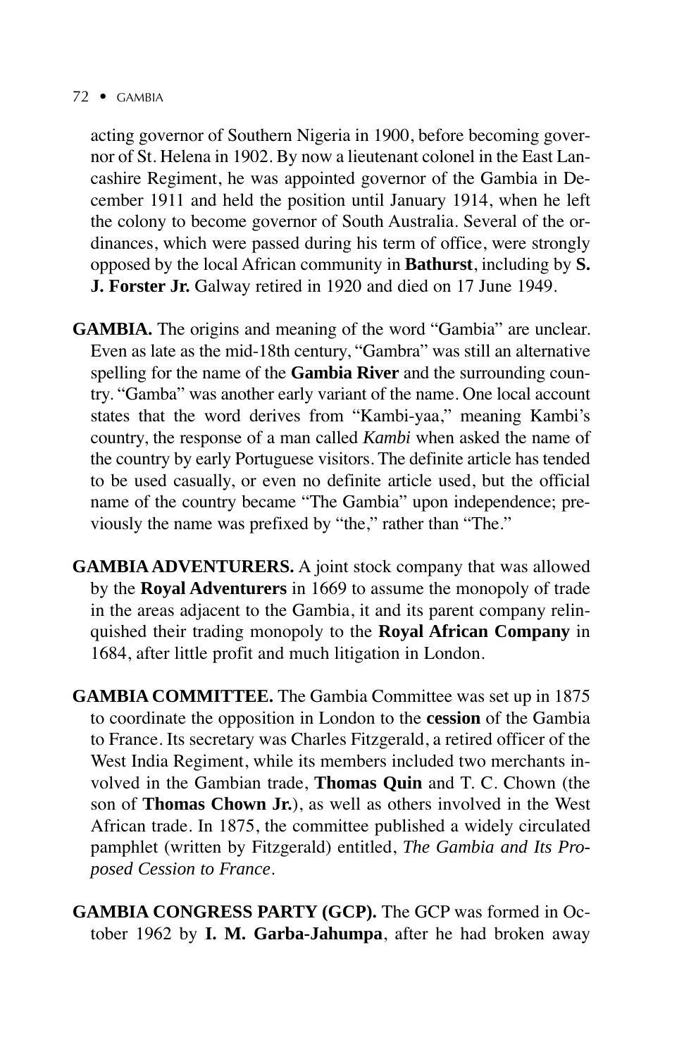acting governor of Southern Nigeria in 1900, before becoming governor of St. Helena in 1902. By now a lieutenant colonel in the East Lancashire Regiment, he was appointed governor of the Gambia in December 1911 and held the position until January 1914, when he left the colony to become governor of South Australia. Several of the ordinances, which were passed during his term of office, were strongly opposed by the local African community in **Bathurst**, including by **S. J. Forster Jr.** Galway retired in 1920 and died on 17 June 1949.

**GAMBIA.** The origins and meaning of the word "Gambia" are unclear. Even as late as the mid-18th century, "Gambra" was still an alternative spelling for the name of the **Gambia River** and the surrounding country. "Gamba" was another early variant of the name. One local account states that the word derives from "Kambi-yaa," meaning Kambi's country, the response of a man called *Kambi* when asked the name of the country by early Portuguese visitors. The definite article has tended to be used casually, or even no definite article used, but the official name of the country became "The Gambia" upon independence; previously the name was prefixed by "the," rather than "The."

**GAMBIA ADVENTURERS.** A joint stock company that was allowed by the **Royal Adventurers** in 1669 to assume the monopoly of trade in the areas adjacent to the Gambia, it and its parent company relinquished their trading monopoly to the **Royal African Company** in 1684, after little profit and much litigation in London.

**GAMBIA COMMITTEE.** The Gambia Committee was set up in 1875 to coordinate the opposition in London to the **cession** of the Gambia to France. Its secretary was Charles Fitzgerald, a retired officer of the West India Regiment, while its members included two merchants involved in the Gambian trade, **Thomas Quin** and T. C. Chown (the son of **Thomas Chown Jr.**), as well as others involved in the West African trade. In 1875, the committee published a widely circulated pamphlet (written by Fitzgerald) entitled, *The Gambia and Its Proposed Cession to France*.

**GAMBIA CONGRESS PARTY (GCP).** The GCP was formed in October 1962 by **I. M. Garba-Jahumpa**, after he had broken away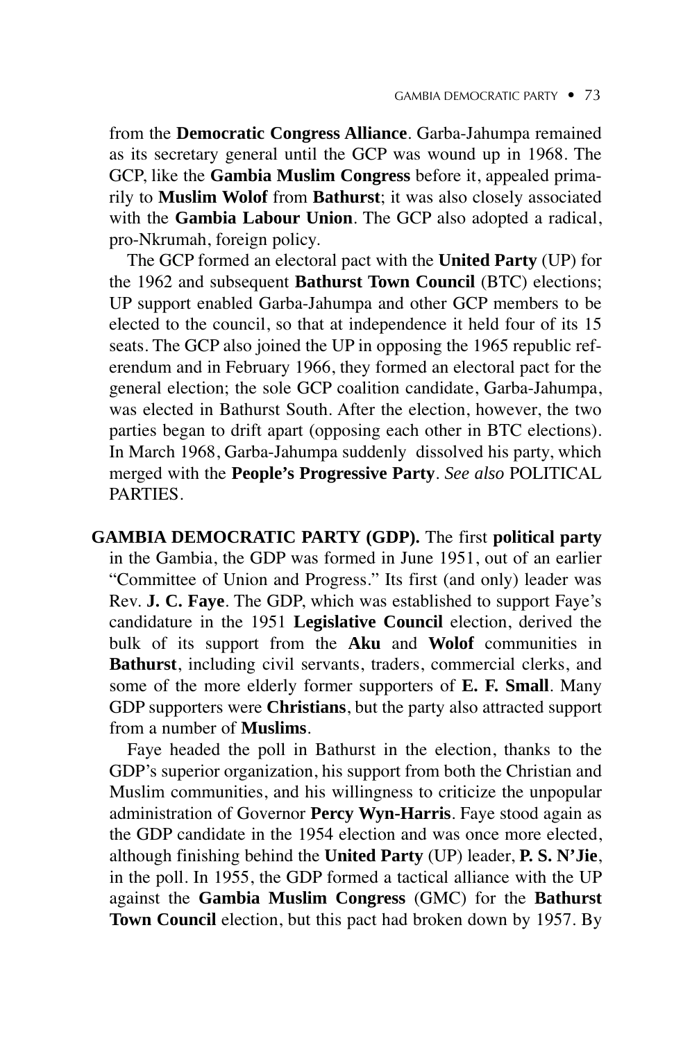from the **Democratic Congress Alliance**. Garba-Jahumpa remained as its secretary general until the GCP was wound up in 1968. The GCP, like the **Gambia Muslim Congress** before it, appealed primarily to **Muslim Wolof** from **Bathurst**; it was also closely associated with the **Gambia Labour Union**. The GCP also adopted a radical, pro-Nkrumah, foreign policy.

The GCP formed an electoral pact with the **United Party** (UP) for the 1962 and subsequent **Bathurst Town Council** (BTC) elections; UP support enabled Garba-Jahumpa and other GCP members to be elected to the council, so that at independence it held four of its 15 seats. The GCP also joined the UP in opposing the 1965 republic referendum and in February 1966, they formed an electoral pact for the general election; the sole GCP coalition candidate, Garba-Jahumpa, was elected in Bathurst South. After the election, however, the two parties began to drift apart (opposing each other in BTC elections). In March 1968, Garba-Jahumpa suddenly dissolved his party, which merged with the **People's Progressive Party**. *See also* POLITICAL PARTIES.

**GAMBIA DEMOCRATIC PARTY (GDP).** The first **political party** in the Gambia, the GDP was formed in June 1951, out of an earlier "Committee of Union and Progress." Its first (and only) leader was Rev. **J. C. Faye**. The GDP, which was established to support Faye's candidature in the 1951 **Legislative Council** election, derived the bulk of its support from the **Aku** and **Wolof** communities in **Bathurst**, including civil servants, traders, commercial clerks, and some of the more elderly former supporters of **E. F. Small**. Many GDP supporters were **Christians**, but the party also attracted support from a number of **Muslims**.

Faye headed the poll in Bathurst in the election, thanks to the GDP's superior organization, his support from both the Christian and Muslim communities, and his willingness to criticize the unpopular administration of Governor **Percy Wyn-Harris**. Faye stood again as the GDP candidate in the 1954 election and was once more elected, although finishing behind the **United Party** (UP) leader, **P. S. N'Jie**, in the poll. In 1955, the GDP formed a tactical alliance with the UP against the **Gambia Muslim Congress** (GMC) for the **Bathurst Town Council** election, but this pact had broken down by 1957. By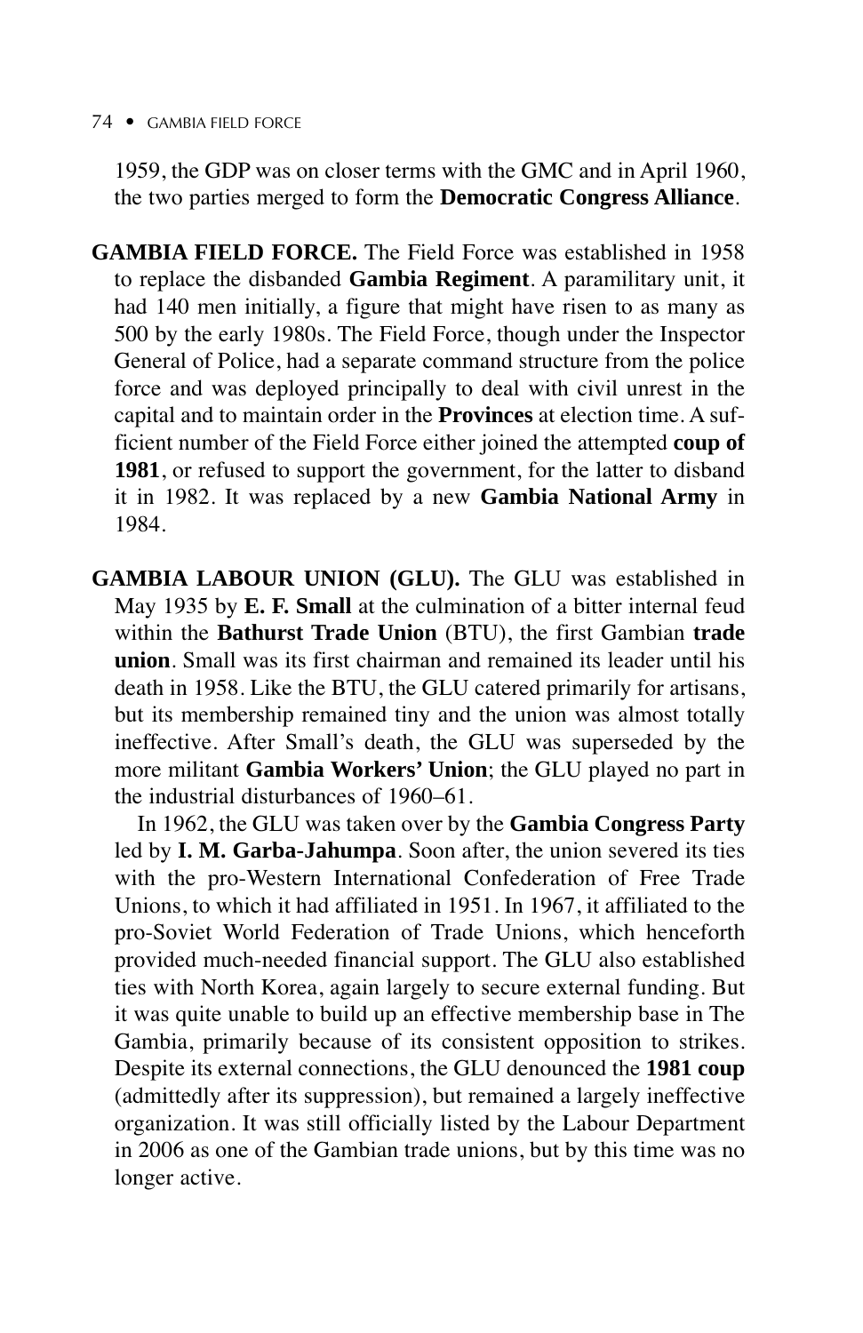1959, the GDP was on closer terms with the GMC and in April 1960, the two parties merged to form the **Democratic Congress Alliance**.

**GAMBIA FIELD FORCE.** The Field Force was established in 1958 to replace the disbanded **Gambia Regiment**. A paramilitary unit, it had 140 men initially, a figure that might have risen to as many as 500 by the early 1980s. The Field Force, though under the Inspector General of Police, had a separate command structure from the police force and was deployed principally to deal with civil unrest in the capital and to maintain order in the **Provinces** at election time. A sufficient number of the Field Force either joined the attempted **coup of 1981**, or refused to support the government, for the latter to disband it in 1982. It was replaced by a new **Gambia National Army** in 1984.

**GAMBIA LABOUR UNION (GLU).** The GLU was established in May 1935 by **E. F. Small** at the culmination of a bitter internal feud within the **Bathurst Trade Union** (BTU), the first Gambian **trade union**. Small was its first chairman and remained its leader until his death in 1958. Like the BTU, the GLU catered primarily for artisans, but its membership remained tiny and the union was almost totally ineffective. After Small's death, the GLU was superseded by the more militant **Gambia Workers' Union**; the GLU played no part in the industrial disturbances of 1960–61.

In 1962, the GLU was taken over by the **Gambia Congress Party** led by **I. M. Garba-Jahumpa**. Soon after, the union severed its ties with the pro-Western International Confederation of Free Trade Unions, to which it had affiliated in 1951. In 1967, it affiliated to the pro-Soviet World Federation of Trade Unions, which henceforth provided much-needed financial support. The GLU also established ties with North Korea, again largely to secure external funding. But it was quite unable to build up an effective membership base in The Gambia, primarily because of its consistent opposition to strikes. Despite its external connections, the GLU denounced the **1981 coup** (admittedly after its suppression), but remained a largely ineffective organization. It was still officially listed by the Labour Department in 2006 as one of the Gambian trade unions, but by this time was no longer active.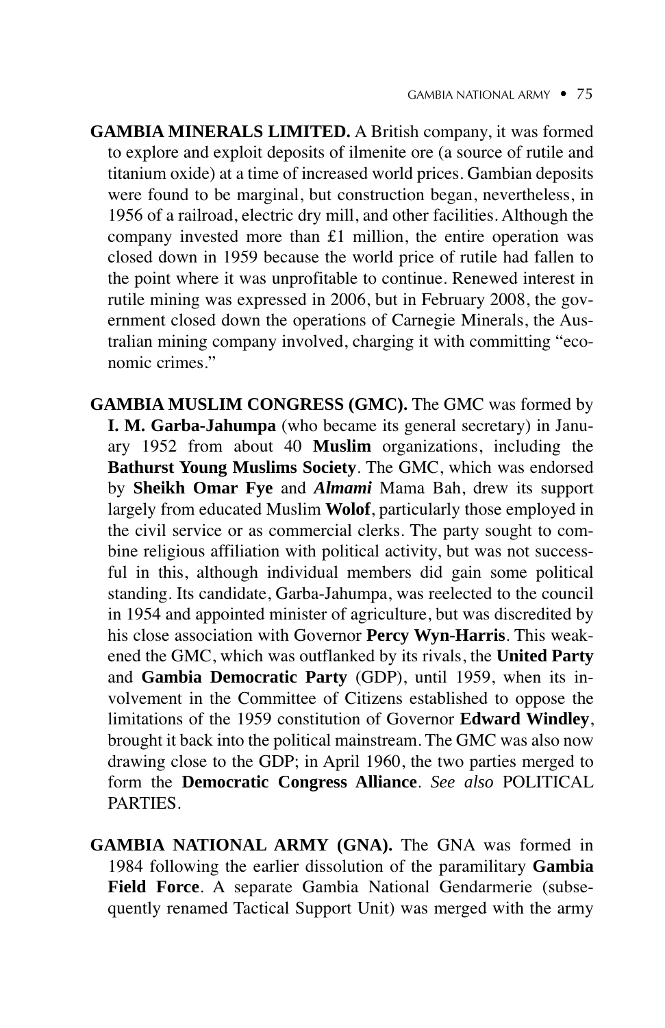**GAMBIA MINERALS LIMITED.** A British company, it was formed to explore and exploit deposits of ilmenite ore (a source of rutile and titanium oxide) at a time of increased world prices. Gambian deposits were found to be marginal, but construction began, nevertheless, in 1956 of a railroad, electric dry mill, and other facilities. Although the company invested more than £1 million, the entire operation was closed down in 1959 because the world price of rutile had fallen to the point where it was unprofitable to continue. Renewed interest in rutile mining was expressed in 2006, but in February 2008, the government closed down the operations of Carnegie Minerals, the Australian mining company involved, charging it with committing "economic crimes."

**GAMBIA MUSLIM CONGRESS (GMC).** The GMC was formed by **I. M. Garba-Jahumpa** (who became its general secretary) in January 1952 from about 40 **Muslim** organizations, including the **Bathurst Young Muslims Society**. The GMC, which was endorsed by **Sheikh Omar Fye** and ***Almami*** Mama Bah, drew its support largely from educated Muslim **Wolof**, particularly those employed in the civil service or as commercial clerks. The party sought to combine religious affiliation with political activity, but was not successful in this, although individual members did gain some political standing. Its candidate, Garba-Jahumpa, was reelected to the council in 1954 and appointed minister of agriculture, but was discredited by his close association with Governor **Percy Wyn-Harris**. This weakened the GMC, which was outflanked by its rivals, the **United Party** and **Gambia Democratic Party** (GDP), until 1959, when its involvement in the Committee of Citizens established to oppose the limitations of the 1959 constitution of Governor **Edward Windley**, brought it back into the political mainstream. The GMC was also now drawing close to the GDP; in April 1960, the two parties merged to form the **Democratic Congress Alliance**. *See also* POLITICAL PARTIES.

**GAMBIA NATIONAL ARMY (GNA).** The GNA was formed in 1984 following the earlier dissolution of the paramilitary **Gambia Field Force**. A separate Gambia National Gendarmerie (subsequently renamed Tactical Support Unit) was merged with the army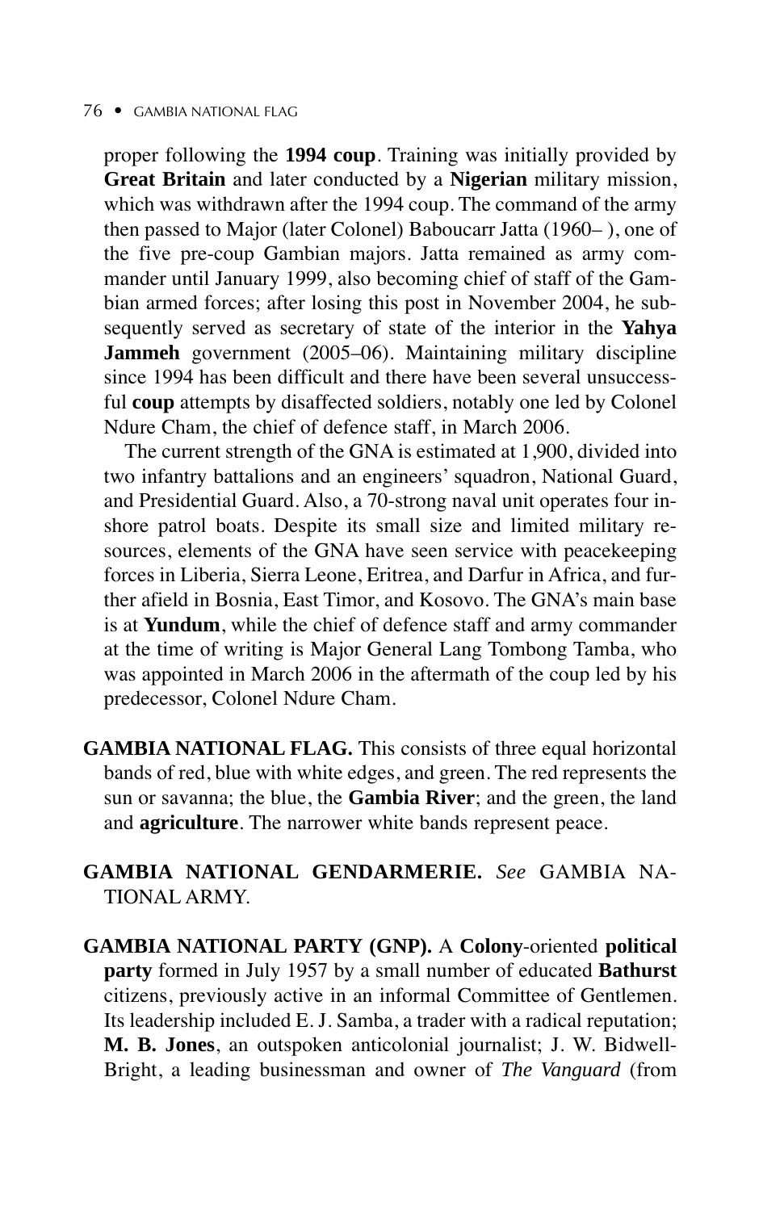proper following the **1994 coup**. Training was initially provided by **Great Britain** and later conducted by a **Nigerian** military mission, which was withdrawn after the 1994 coup. The command of the army then passed to Major (later Colonel) Baboucarr Jatta (1960– ), one of the five pre-coup Gambian majors. Jatta remained as army commander until January 1999, also becoming chief of staff of the Gambian armed forces; after losing this post in November 2004, he subsequently served as secretary of state of the interior in the **Yahya Jammeh** government (2005–06). Maintaining military discipline since 1994 has been difficult and there have been several unsuccessful **coup** attempts by disaffected soldiers, notably one led by Colonel Ndure Cham, the chief of defence staff, in March 2006.

The current strength of the GNA is estimated at 1,900, divided into two infantry battalions and an engineers' squadron, National Guard, and Presidential Guard. Also, a 70-strong naval unit operates four inshore patrol boats. Despite its small size and limited military resources, elements of the GNA have seen service with peacekeeping forces in Liberia, Sierra Leone, Eritrea, and Darfur in Africa, and further afield in Bosnia, East Timor, and Kosovo. The GNA's main base is at **Yundum**, while the chief of defence staff and army commander at the time of writing is Major General Lang Tombong Tamba, who was appointed in March 2006 in the aftermath of the coup led by his predecessor, Colonel Ndure Cham.

**GAMBIA NATIONAL FLAG.** This consists of three equal horizontal bands of red, blue with white edges, and green. The red represents the sun or savanna; the blue, the **Gambia River**; and the green, the land and **agriculture**. The narrower white bands represent peace.

**GAMBIA NATIONAL GENDARMERIE.** *See* GAMBIA NATIONAL ARMY.

**GAMBIA NATIONAL PARTY (GNP).** A **Colony**-oriented **political party** formed in July 1957 by a small number of educated **Bathurst** citizens, previously active in an informal Committee of Gentlemen. Its leadership included E. J. Samba, a trader with a radical reputation; **M. B. Jones**, an outspoken anticolonial journalist; J. W. Bidwell-Bright, a leading businessman and owner of *The Vanguard* (from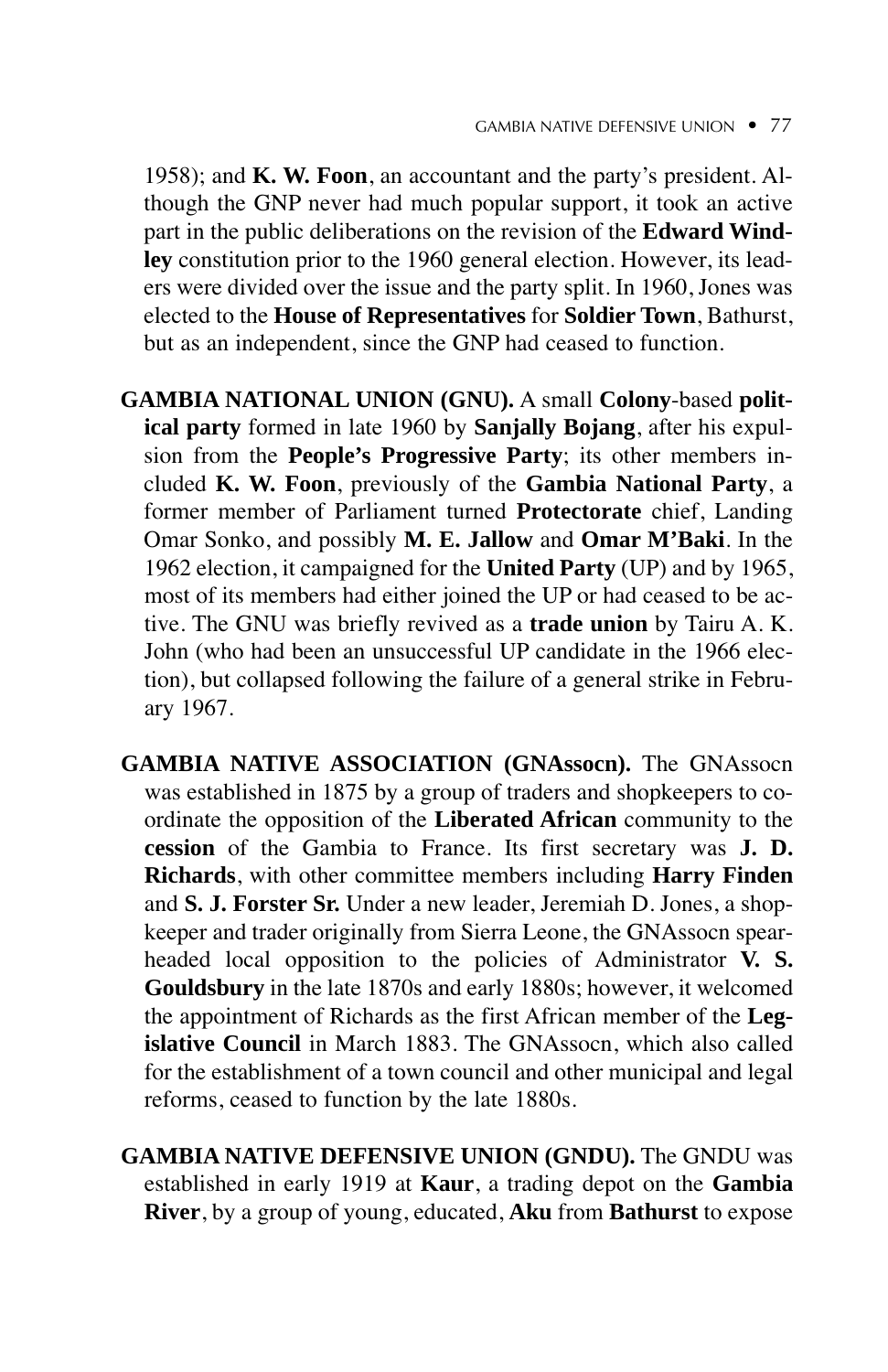1958); and **K. W. Foon**, an accountant and the party's president. Although the GNP never had much popular support, it took an active part in the public deliberations on the revision of the **Edward Windley** constitution prior to the 1960 general election. However, its leaders were divided over the issue and the party split. In 1960, Jones was elected to the **House of Representatives** for **Soldier Town**, Bathurst, but as an independent, since the GNP had ceased to function.

**GAMBIA NATIONAL UNION (GNU).** A small **Colony**-based **political party** formed in late 1960 by **Sanjally Bojang**, after his expulsion from the **People's Progressive Party**; its other members included **K. W. Foon**, previously of the **Gambia National Party**, a former member of Parliament turned **Protectorate** chief, Landing Omar Sonko, and possibly **M. E. Jallow** and **Omar M'Baki**. In the 1962 election, it campaigned for the **United Party** (UP) and by 1965, most of its members had either joined the UP or had ceased to be active. The GNU was briefly revived as a **trade union** by Tairu A. K. John (who had been an unsuccessful UP candidate in the 1966 election), but collapsed following the failure of a general strike in February 1967.

**GAMBIA NATIVE ASSOCIATION (GNAssocn).** The GNAssocn was established in 1875 by a group of traders and shopkeepers to coordinate the opposition of the **Liberated African** community to the **cession** of the Gambia to France. Its first secretary was **J. D. Richards**, with other committee members including **Harry Finden** and **S. J. Forster Sr.** Under a new leader, Jeremiah D. Jones, a shopkeeper and trader originally from Sierra Leone, the GNAssocn spearheaded local opposition to the policies of Administrator **V. S. Gouldsbury** in the late 1870s and early 1880s; however, it welcomed the appointment of Richards as the first African member of the **Legislative Council** in March 1883. The GNAssocn, which also called for the establishment of a town council and other municipal and legal reforms, ceased to function by the late 1880s.

**GAMBIA NATIVE DEFENSIVE UNION (GNDU).** The GNDU was established in early 1919 at **Kaur**, a trading depot on the **Gambia River**, by a group of young, educated, **Aku** from **Bathurst** to expose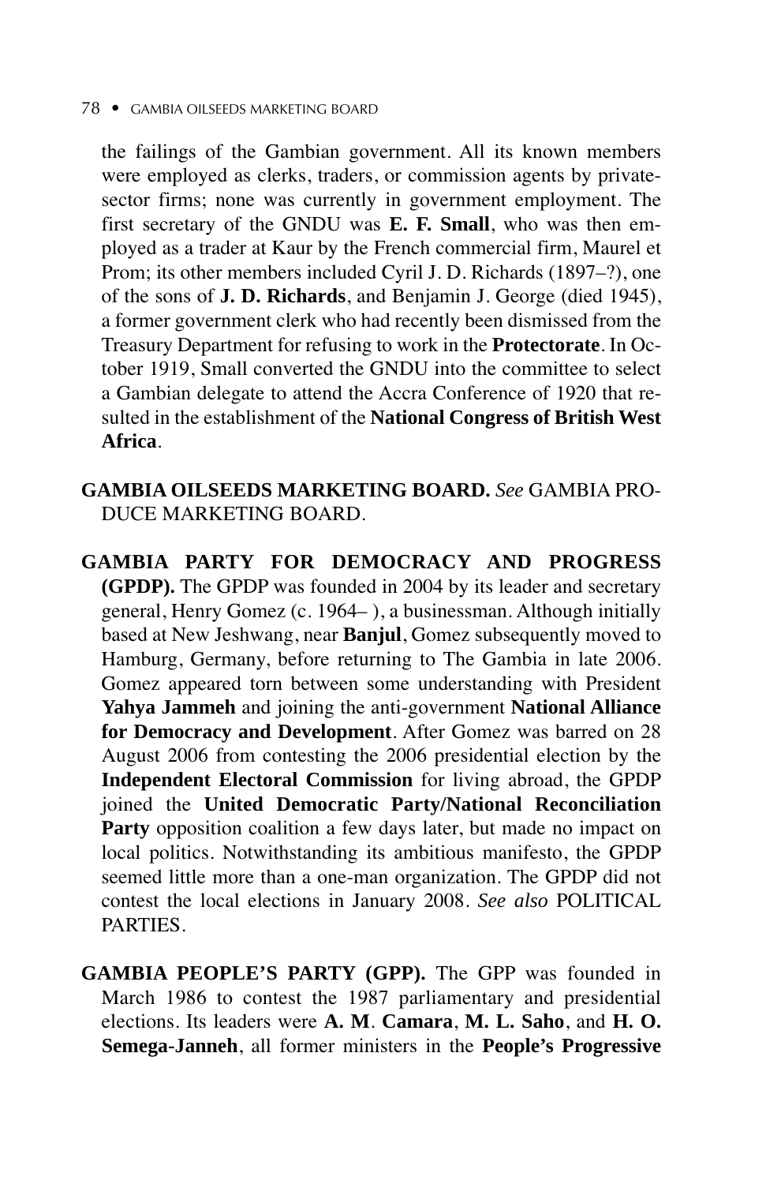the failings of the Gambian government. All its known members were employed as clerks, traders, or commission agents by private-sector firms; none was currently in government employment. The first secretary of the GNDU was **E. F. Small**, who was then employed as a trader at Kaur by the French commercial firm, Maurel et Prom; its other members included Cyril J. D. Richards (1897–?), one of the sons of **J. D. Richards**, and Benjamin J. George (died 1945), a former government clerk who had recently been dismissed from the Treasury Department for refusing to work in the **Protectorate**. In October 1919, Small converted the GNDU into the committee to select a Gambian delegate to attend the Accra Conference of 1920 that resulted in the establishment of the **National Congress of British West Africa**.

**GAMBIA OILSEEDS MARKETING BOARD.** *See* GAMBIA PRODUCE MARKETING BOARD.

**GAMBIA PARTY FOR DEMOCRACY AND PROGRESS (GPDP).** The GPDP was founded in 2004 by its leader and secretary general, Henry Gomez (c. 1964– ), a businessman. Although initially based at New Jeshwang, near **Banjul**, Gomez subsequently moved to Hamburg, Germany, before returning to The Gambia in late 2006. Gomez appeared torn between some understanding with President **Yahya Jammeh** and joining the anti-government **National Alliance for Democracy and Development**. After Gomez was barred on 28 August 2006 from contesting the 2006 presidential election by the **Independent Electoral Commission** for living abroad, the GPDP joined the **United Democratic Party/National Reconciliation Party** opposition coalition a few days later, but made no impact on local politics. Notwithstanding its ambitious manifesto, the GPDP seemed little more than a one-man organization. The GPDP did not contest the local elections in January 2008. *See also* POLITICAL PARTIES.

**GAMBIA PEOPLE'S PARTY (GPP).** The GPP was founded in March 1986 to contest the 1987 parliamentary and presidential elections. Its leaders were **A. M. Camara**, **M. L. Saho**, and **H. O. Semega-Janneh**, all former ministers in the **People's Progressive**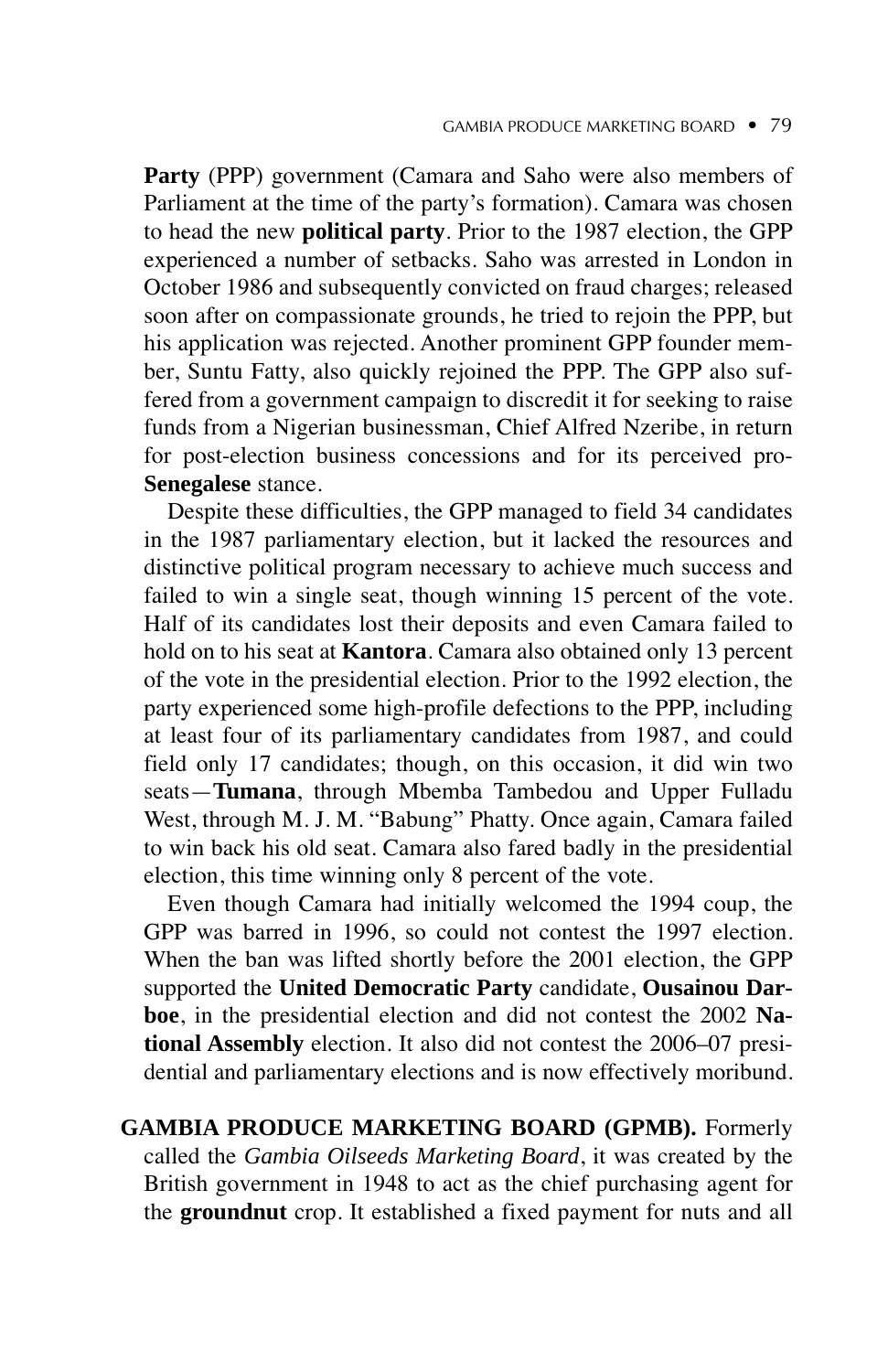**Party** (PPP) government (Camara and Saho were also members of Parliament at the time of the party's formation). Camara was chosen to head the new **political party**. Prior to the 1987 election, the GPP experienced a number of setbacks. Saho was arrested in London in October 1986 and subsequently convicted on fraud charges; released soon after on compassionate grounds, he tried to rejoin the PPP, but his application was rejected. Another prominent GPP founder member, Suntu Fatty, also quickly rejoined the PPP. The GPP also suffered from a government campaign to discredit it for seeking to raise funds from a Nigerian businessman, Chief Alfred Nzeribe, in return for post-election business concessions and for its perceived pro-**Senegalese** stance.

Despite these difficulties, the GPP managed to field 34 candidates in the 1987 parliamentary election, but it lacked the resources and distinctive political program necessary to achieve much success and failed to win a single seat, though winning 15 percent of the vote. Half of its candidates lost their deposits and even Camara failed to hold on to his seat at **Kantora**. Camara also obtained only 13 percent of the vote in the presidential election. Prior to the 1992 election, the party experienced some high-profile defections to the PPP, including at least four of its parliamentary candidates from 1987, and could field only 17 candidates; though, on this occasion, it did win two seats—**Tumana**, through Mbemba Tambedou and Upper Fulladu West, through M. J. M. "Babung" Phatty. Once again, Camara failed to win back his old seat. Camara also fared badly in the presidential election, this time winning only 8 percent of the vote.

Even though Camara had initially welcomed the 1994 coup, the GPP was barred in 1996, so could not contest the 1997 election. When the ban was lifted shortly before the 2001 election, the GPP supported the **United Democratic Party** candidate, **Ousainou Darboe**, in the presidential election and did not contest the 2002 **National Assembly** election. It also did not contest the 2006–07 presidential and parliamentary elections and is now effectively moribund.

**GAMBIA PRODUCE MARKETING BOARD (GPMB).** Formerly called the *Gambia Oilseeds Marketing Board*, it was created by the British government in 1948 to act as the chief purchasing agent for the **groundnut** crop. It established a fixed payment for nuts and all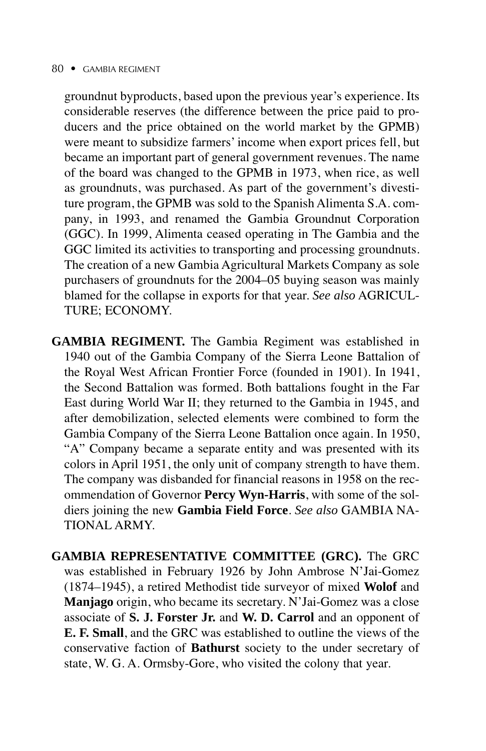groundnut byproducts, based upon the previous year's experience. Its considerable reserves (the difference between the price paid to producers and the price obtained on the world market by the GPMB) were meant to subsidize farmers' income when export prices fell, but became an important part of general government revenues. The name of the board was changed to the GPMB in 1973, when rice, as well as groundnuts, was purchased. As part of the government's divestiture program, the GPMB was sold to the Spanish Alimenta S.A. company, in 1993, and renamed the Gambia Groundnut Corporation (GGC). In 1999, Alimenta ceased operating in The Gambia and the GGC limited its activities to transporting and processing groundnuts. The creation of a new Gambia Agricultural Markets Company as sole purchasers of groundnuts for the 2004–05 buying season was mainly blamed for the collapse in exports for that year. *See also* AGRICULTURE; ECONOMY.

**GAMBIA REGIMENT.** The Gambia Regiment was established in 1940 out of the Gambia Company of the Sierra Leone Battalion of the Royal West African Frontier Force (founded in 1901). In 1941, the Second Battalion was formed. Both battalions fought in the Far East during World War II; they returned to the Gambia in 1945, and after demobilization, selected elements were combined to form the Gambia Company of the Sierra Leone Battalion once again. In 1950, "A" Company became a separate entity and was presented with its colors in April 1951, the only unit of company strength to have them. The company was disbanded for financial reasons in 1958 on the recommendation of Governor **Percy Wyn-Harris**, with some of the soldiers joining the new **Gambia Field Force**. *See also* GAMBIA NATIONAL ARMY.

**GAMBIA REPRESENTATIVE COMMITTEE (GRC).** The GRC was established in February 1926 by John Ambrose N'Jai-Gomez (1874–1945), a retired Methodist tide surveyor of mixed **Wolof** and **Manjago** origin, who became its secretary. N'Jai-Gomez was a close associate of **S. J. Forster Jr.** and **W. D. Carrol** and an opponent of **E. F. Small**, and the GRC was established to outline the views of the conservative faction of **Bathurst** society to the under secretary of state, W. G. A. Ormsby-Gore, who visited the colony that year.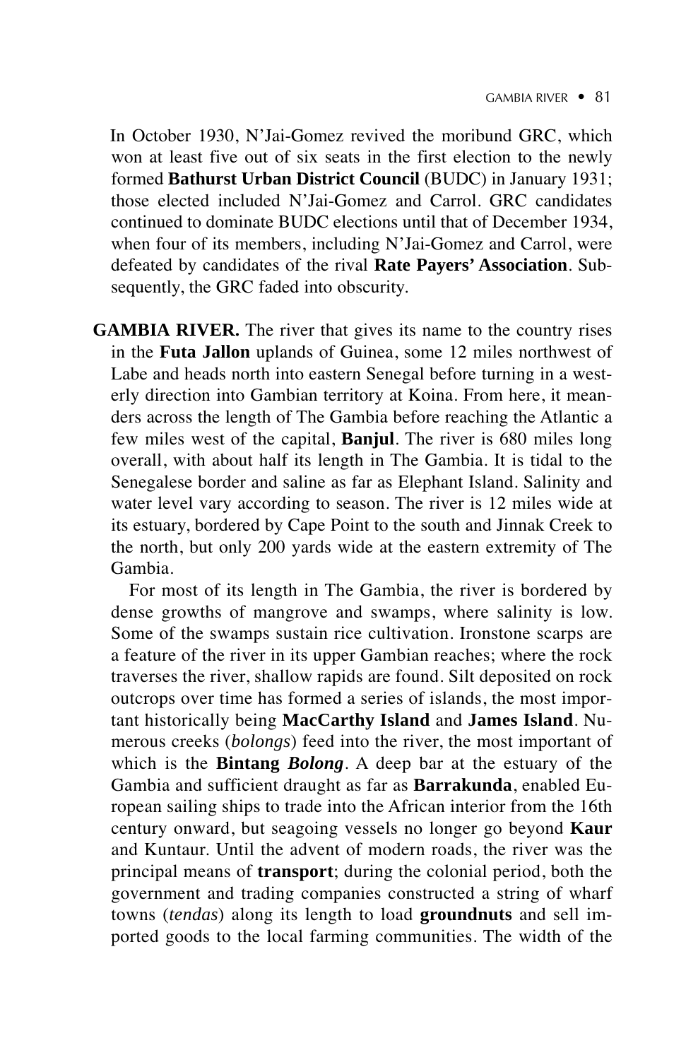In October 1930, N'Jai-Gomez revived the moribund GRC, which won at least five out of six seats in the first election to the newly formed **Bathurst Urban District Council** (BUDC) in January 1931; those elected included N'Jai-Gomez and Carrol. GRC candidates continued to dominate BUDC elections until that of December 1934, when four of its members, including N'Jai-Gomez and Carrol, were defeated by candidates of the rival **Rate Payers' Association**. Subsequently, the GRC faded into obscurity.

**GAMBIA RIVER.** The river that gives its name to the country rises in the **Futa Jallon** uplands of Guinea, some 12 miles northwest of Labe and heads north into eastern Senegal before turning in a westerly direction into Gambian territory at Koina. From here, it meanders across the length of The Gambia before reaching the Atlantic a few miles west of the capital, **Banjul**. The river is 680 miles long overall, with about half its length in The Gambia. It is tidal to the Senegalese border and saline as far as Elephant Island. Salinity and water level vary according to season. The river is 12 miles wide at its estuary, bordered by Cape Point to the south and Jinnak Creek to the north, but only 200 yards wide at the eastern extremity of The Gambia.

For most of its length in The Gambia, the river is bordered by dense growths of mangrove and swamps, where salinity is low. Some of the swamps sustain rice cultivation. Ironstone scarps are a feature of the river in its upper Gambian reaches; where the rock traverses the river, shallow rapids are found. Silt deposited on rock outcrops over time has formed a series of islands, the most important historically being **MacCarthy Island** and **James Island**. Numerous creeks (*bolongs*) feed into the river, the most important of which is the **Bintang *Bolong***. A deep bar at the estuary of the Gambia and sufficient draught as far as **Barrakunda**, enabled European sailing ships to trade into the African interior from the 16th century onward, but seagoing vessels no longer go beyond **Kaur** and Kuntaur. Until the advent of modern roads, the river was the principal means of **transport**; during the colonial period, both the government and trading companies constructed a string of wharf towns (*tendas*) along its length to load **groundnuts** and sell imported goods to the local farming communities. The width of the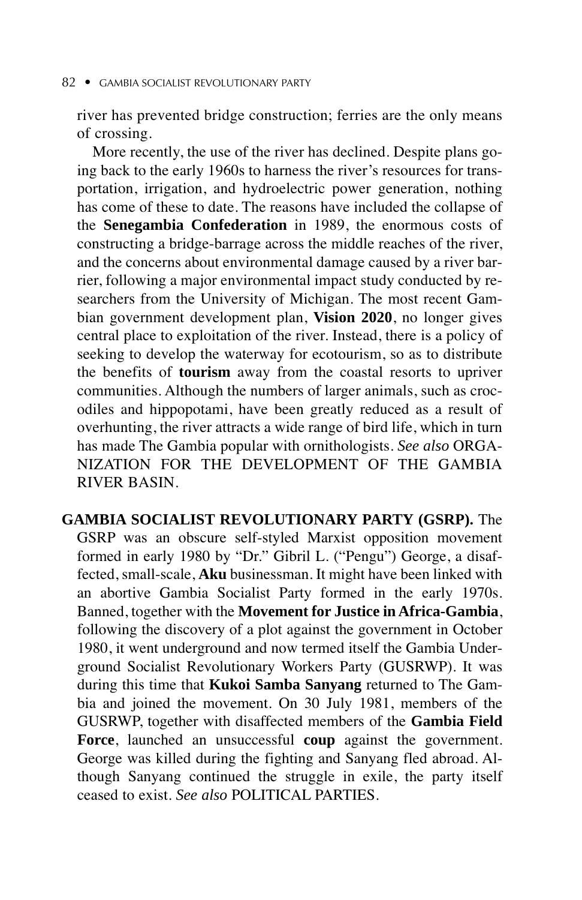river has prevented bridge construction; ferries are the only means of crossing.

More recently, the use of the river has declined. Despite plans going back to the early 1960s to harness the river's resources for transportation, irrigation, and hydroelectric power generation, nothing has come of these to date. The reasons have included the collapse of the **Senegambia Confederation** in 1989, the enormous costs of constructing a bridge-barrage across the middle reaches of the river, and the concerns about environmental damage caused by a river barrier, following a major environmental impact study conducted by researchers from the University of Michigan. The most recent Gambian government development plan, **Vision 2020**, no longer gives central place to exploitation of the river. Instead, there is a policy of seeking to develop the waterway for ecotourism, so as to distribute the benefits of **tourism** away from the coastal resorts to upriver communities. Although the numbers of larger animals, such as crocodiles and hippopotami, have been greatly reduced as a result of overhunting, the river attracts a wide range of bird life, which in turn has made The Gambia popular with ornithologists. *See also* ORGANIZATION FOR THE DEVELOPMENT OF THE GAMBIA RIVER BASIN.

**GAMBIA SOCIALIST REVOLUTIONARY PARTY (GSRP).** The GSRP was an obscure self-styled Marxist opposition movement formed in early 1980 by "Dr." Gibril L. ("Pengu") George, a disaffected, small-scale, **Aku** businessman. It might have been linked with an abortive Gambia Socialist Party formed in the early 1970s. Banned, together with the **Movement for Justice in Africa-Gambia**, following the discovery of a plot against the government in October 1980, it went underground and now termed itself the Gambia Underground Socialist Revolutionary Workers Party (GUSRWP). It was during this time that **Kukoi Samba Sanyang** returned to The Gambia and joined the movement. On 30 July 1981, members of the GUSRWP, together with disaffected members of the **Gambia Field Force**, launched an unsuccessful **coup** against the government. George was killed during the fighting and Sanyang fled abroad. Although Sanyang continued the struggle in exile, the party itself ceased to exist. *See also* POLITICAL PARTIES.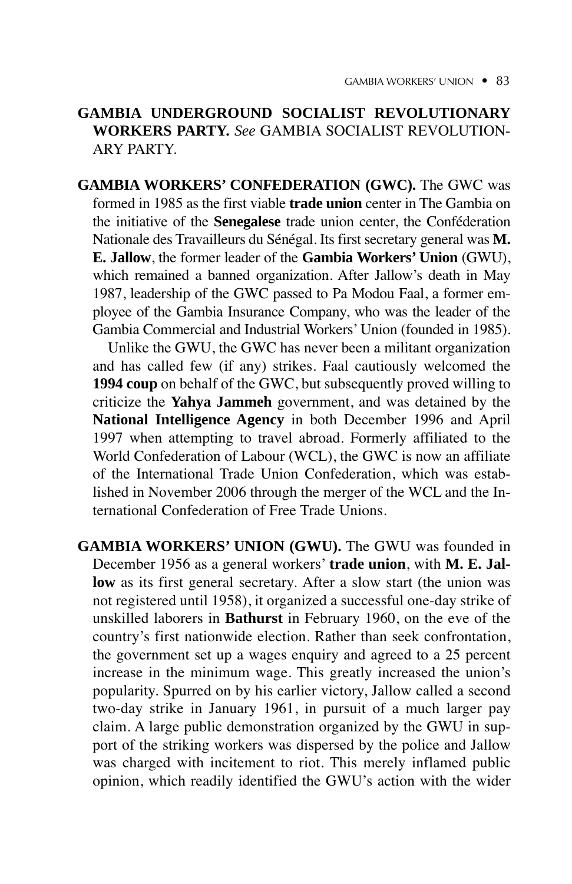**GAMBIA UNDERGROUND SOCIALIST REVOLUTIONARY WORKERS PARTY.** *See* GAMBIA SOCIALIST REVOLUTIONARY PARTY.

**GAMBIA WORKERS' CONFEDERATION (GWC).** The GWC was formed in 1985 as the first viable **trade union** center in The Gambia on the initiative of the **Senegalese** trade union center, the Conféderation Nationale des Travailleurs du Sénégal. Its first secretary general was **M. E. Jallow**, the former leader of the **Gambia Workers' Union** (GWU), which remained a banned organization. After Jallow's death in May 1987, leadership of the GWC passed to Pa Modou Faal, a former employee of the Gambia Insurance Company, who was the leader of the Gambia Commercial and Industrial Workers' Union (founded in 1985).

Unlike the GWU, the GWC has never been a militant organization and has called few (if any) strikes. Faal cautiously welcomed the **1994 coup** on behalf of the GWC, but subsequently proved willing to criticize the **Yahya Jammeh** government, and was detained by the **National Intelligence Agency** in both December 1996 and April 1997 when attempting to travel abroad. Formerly affiliated to the World Confederation of Labour (WCL), the GWC is now an affiliate of the International Trade Union Confederation, which was established in November 2006 through the merger of the WCL and the International Confederation of Free Trade Unions.

**GAMBIA WORKERS' UNION (GWU).** The GWU was founded in December 1956 as a general workers' **trade union**, with **M. E. Jallow** as its first general secretary. After a slow start (the union was not registered until 1958), it organized a successful one-day strike of unskilled laborers in **Bathurst** in February 1960, on the eve of the country's first nationwide election. Rather than seek confrontation, the government set up a wages enquiry and agreed to a 25 percent increase in the minimum wage. This greatly increased the union's popularity. Spurred on by his earlier victory, Jallow called a second two-day strike in January 1961, in pursuit of a much larger pay claim. A large public demonstration organized by the GWU in support of the striking workers was dispersed by the police and Jallow was charged with incitement to riot. This merely inflamed public opinion, which readily identified the GWU's action with the wider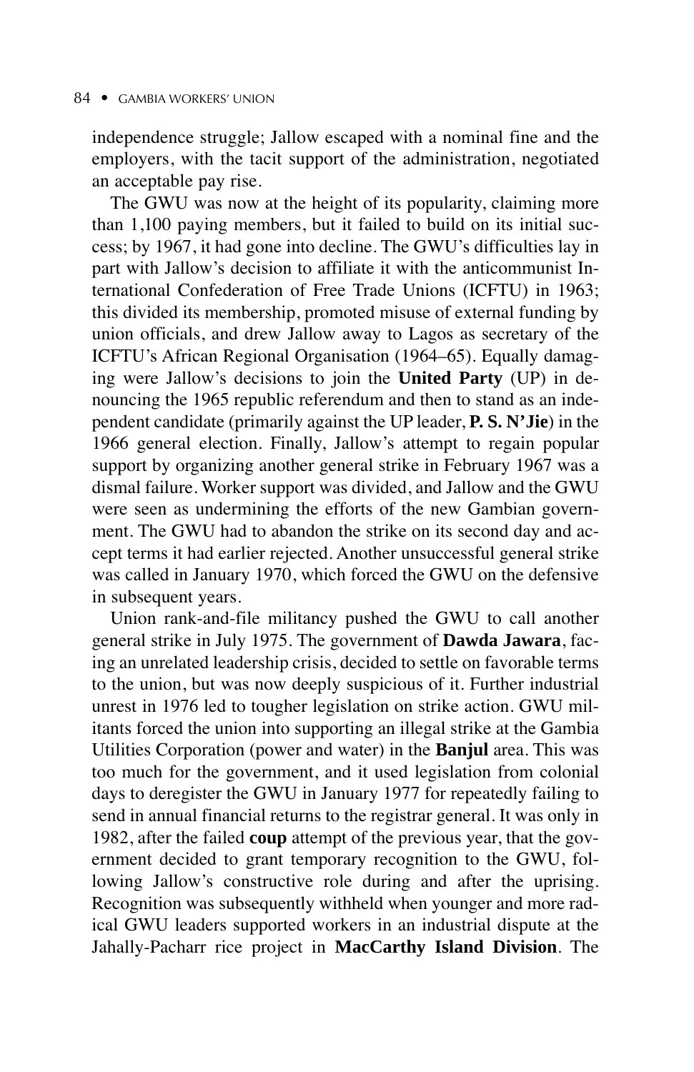independence struggle; Jallow escaped with a nominal fine and the employers, with the tacit support of the administration, negotiated an acceptable pay rise.

The GWU was now at the height of its popularity, claiming more than 1,100 paying members, but it failed to build on its initial success; by 1967, it had gone into decline. The GWU's difficulties lay in part with Jallow's decision to affiliate it with the anticommunist International Confederation of Free Trade Unions (ICFTU) in 1963; this divided its membership, promoted misuse of external funding by union officials, and drew Jallow away to Lagos as secretary of the ICFTU's African Regional Organisation (1964–65). Equally damaging were Jallow's decisions to join the **United Party** (UP) in denouncing the 1965 republic referendum and then to stand as an independent candidate (primarily against the UP leader, **P. S. N'Jie**) in the 1966 general election. Finally, Jallow's attempt to regain popular support by organizing another general strike in February 1967 was a dismal failure. Worker support was divided, and Jallow and the GWU were seen as undermining the efforts of the new Gambian government. The GWU had to abandon the strike on its second day and accept terms it had earlier rejected. Another unsuccessful general strike was called in January 1970, which forced the GWU on the defensive in subsequent years.

Union rank-and-file militancy pushed the GWU to call another general strike in July 1975. The government of **Dawda Jawara**, facing an unrelated leadership crisis, decided to settle on favorable terms to the union, but was now deeply suspicious of it. Further industrial unrest in 1976 led to tougher legislation on strike action. GWU militants forced the union into supporting an illegal strike at the Gambia Utilities Corporation (power and water) in the **Banjul** area. This was too much for the government, and it used legislation from colonial days to deregister the GWU in January 1977 for repeatedly failing to send in annual financial returns to the registrar general. It was only in 1982, after the failed **coup** attempt of the previous year, that the government decided to grant temporary recognition to the GWU, following Jallow's constructive role during and after the uprising. Recognition was subsequently withheld when younger and more radical GWU leaders supported workers in an industrial dispute at the Jahally-Pacharr rice project in **MacCarthy Island Division**. The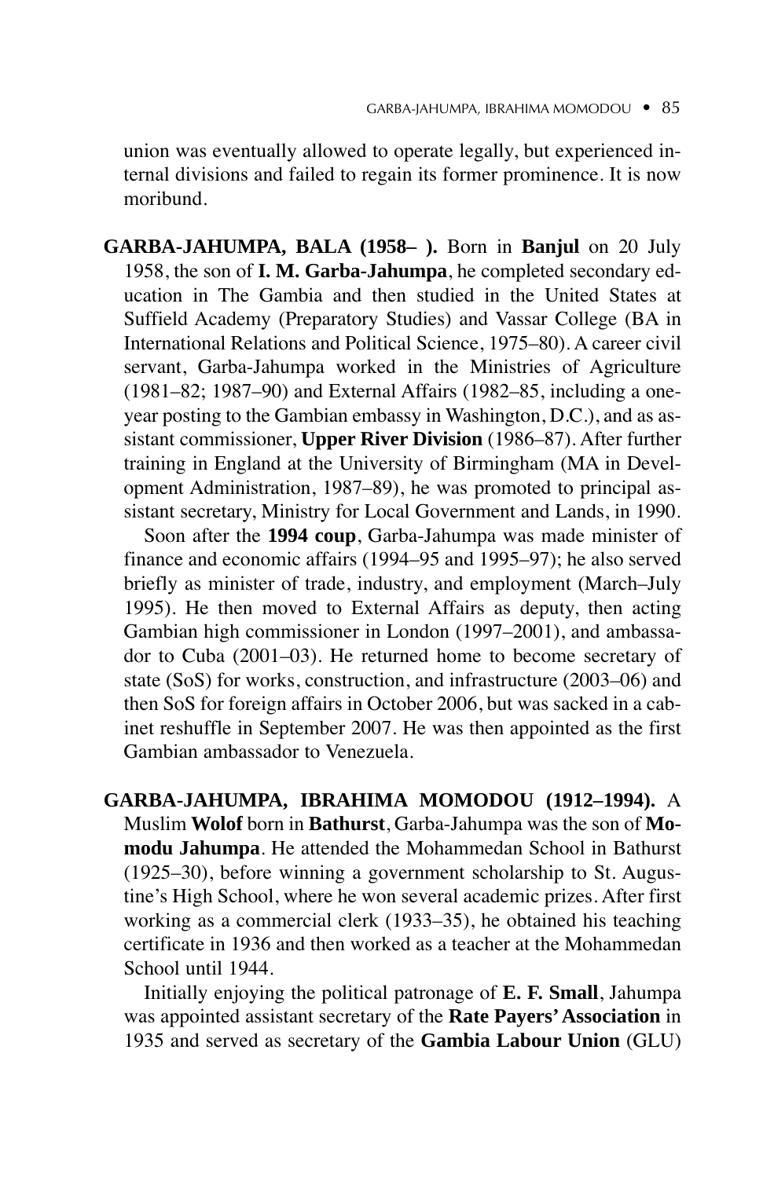union was eventually allowed to operate legally, but experienced internal divisions and failed to regain its former prominence. It is now moribund.

**GARBA-JAHUMPA, BALA (1958– ).** Born in **Banjul** on 20 July 1958, the son of **I. M. Garba-Jahumpa**, he completed secondary education in The Gambia and then studied in the United States at Suffield Academy (Preparatory Studies) and Vassar College (BA in International Relations and Political Science, 1975–80). A career civil servant, Garba-Jahumpa worked in the Ministries of Agriculture (1981–82; 1987–90) and External Affairs (1982–85, including a one-year posting to the Gambian embassy in Washington, D.C.), and as assistant commissioner, **Upper River Division** (1986–87). After further training in England at the University of Birmingham (MA in Development Administration, 1987–89), he was promoted to principal assistant secretary, Ministry for Local Government and Lands, in 1990.

Soon after the **1994 coup**, Garba-Jahumpa was made minister of finance and economic affairs (1994–95 and 1995–97); he also served briefly as minister of trade, industry, and employment (March–July 1995). He then moved to External Affairs as deputy, then acting Gambian high commissioner in London (1997–2001), and ambassador to Cuba (2001–03). He returned home to become secretary of state (SoS) for works, construction, and infrastructure (2003–06) and then SoS for foreign affairs in October 2006, but was sacked in a cabinet reshuffle in September 2007. He was then appointed as the first Gambian ambassador to Venezuela.

**GARBA-JAHUMPA, IBRAHIMA MOMODOU (1912–1994).** A Muslim **Wolof** born in **Bathurst**, Garba-Jahumpa was the son of **Momodu Jahumpa**. He attended the Mohammedan School in Bathurst (1925–30), before winning a government scholarship to St. Augustine's High School, where he won several academic prizes. After first working as a commercial clerk (1933–35), he obtained his teaching certificate in 1936 and then worked as a teacher at the Mohammedan School until 1944.

Initially enjoying the political patronage of **E. F. Small**, Jahumpa was appointed assistant secretary of the **Rate Payers' Association** in 1935 and served as secretary of the **Gambia Labour Union** (GLU)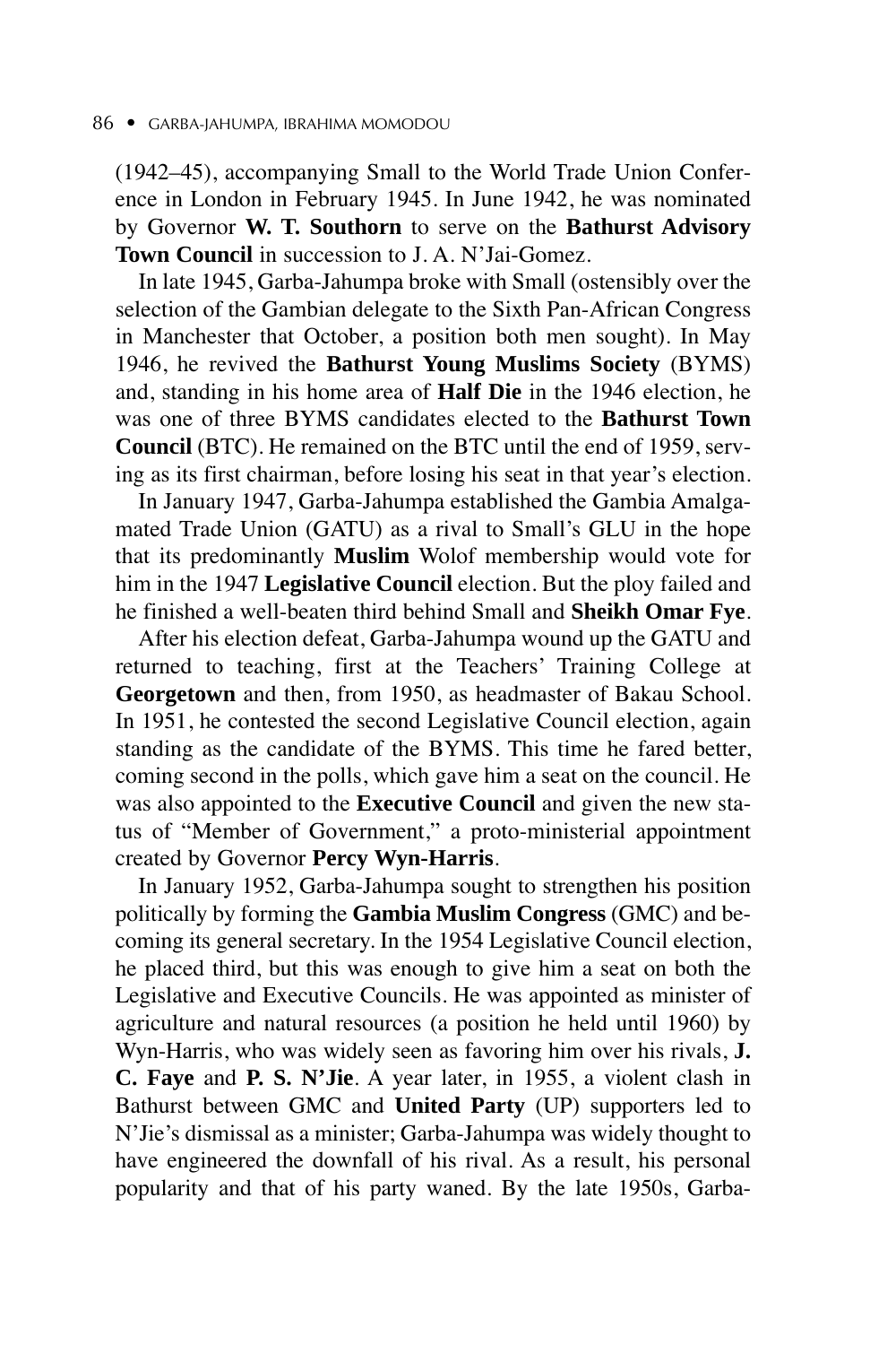(1942–45), accompanying Small to the World Trade Union Conference in London in February 1945. In June 1942, he was nominated by Governor **W. T. Southorn** to serve on the **Bathurst Advisory Town Council** in succession to J. A. N'Jai-Gomez.

In late 1945, Garba-Jahumpa broke with Small (ostensibly over the selection of the Gambian delegate to the Sixth Pan-African Congress in Manchester that October, a position both men sought). In May 1946, he revived the **Bathurst Young Muslims Society** (BYMS) and, standing in his home area of **Half Die** in the 1946 election, he was one of three BYMS candidates elected to the **Bathurst Town Council** (BTC). He remained on the BTC until the end of 1959, serving as its first chairman, before losing his seat in that year's election.

In January 1947, Garba-Jahumpa established the Gambia Amalgamated Trade Union (GATU) as a rival to Small's GLU in the hope that its predominantly **Muslim** Wolof membership would vote for him in the 1947 **Legislative Council** election. But the ploy failed and he finished a well-beaten third behind Small and **Sheikh Omar Fye**.

After his election defeat, Garba-Jahumpa wound up the GATU and returned to teaching, first at the Teachers' Training College at **Georgetown** and then, from 1950, as headmaster of Bakau School. In 1951, he contested the second Legislative Council election, again standing as the candidate of the BYMS. This time he fared better, coming second in the polls, which gave him a seat on the council. He was also appointed to the **Executive Council** and given the new status of "Member of Government," a proto-ministerial appointment created by Governor **Percy Wyn-Harris**.

In January 1952, Garba-Jahumpa sought to strengthen his position politically by forming the **Gambia Muslim Congress** (GMC) and becoming its general secretary. In the 1954 Legislative Council election, he placed third, but this was enough to give him a seat on both the Legislative and Executive Councils. He was appointed as minister of agriculture and natural resources (a position he held until 1960) by Wyn-Harris, who was widely seen as favoring him over his rivals, **J. C. Faye** and **P. S. N'Jie**. A year later, in 1955, a violent clash in Bathurst between GMC and **United Party** (UP) supporters led to N'Jie's dismissal as a minister; Garba-Jahumpa was widely thought to have engineered the downfall of his rival. As a result, his personal popularity and that of his party waned. By the late 1950s, Garba-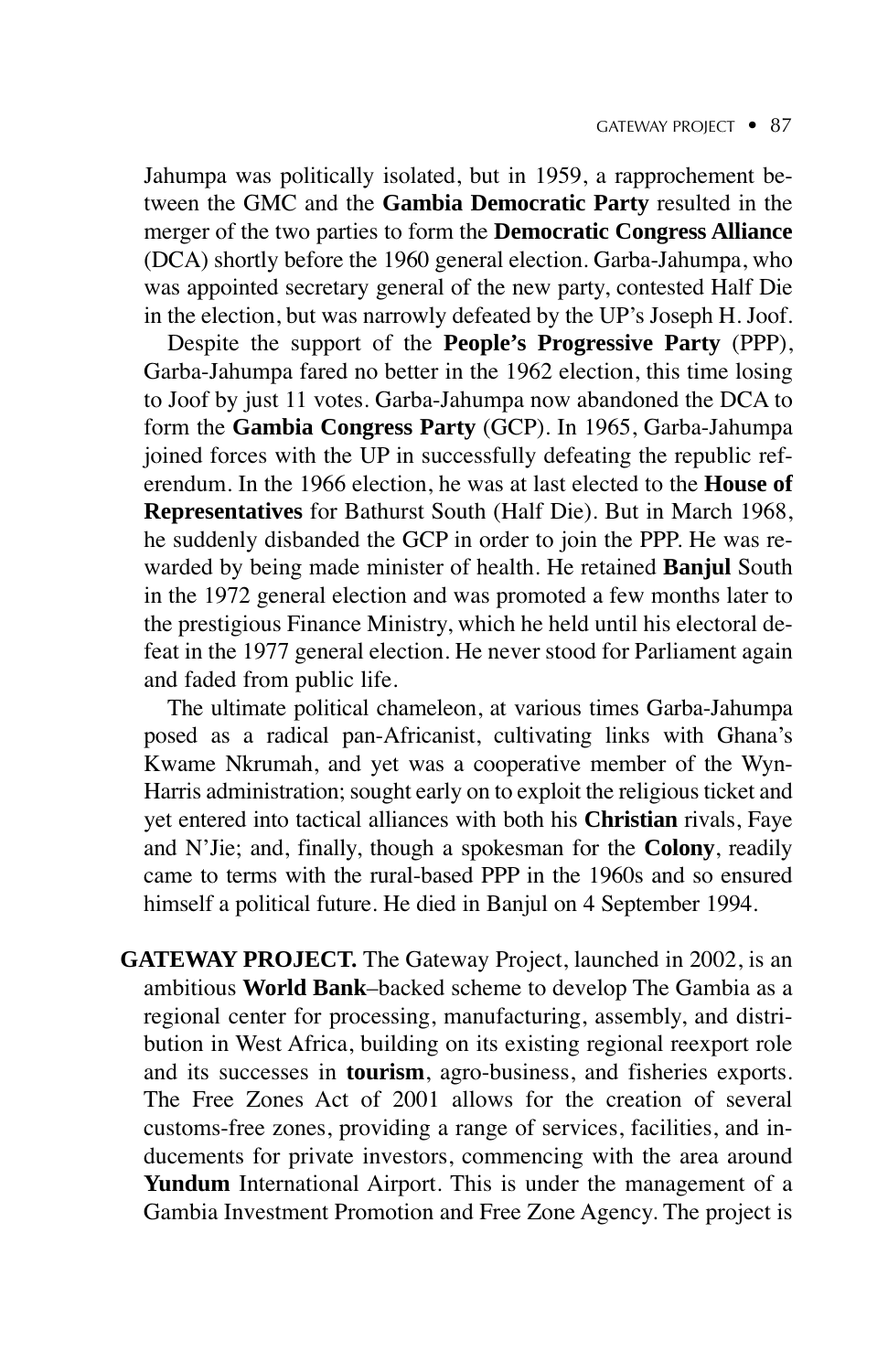Jahumpa was politically isolated, but in 1959, a rapprochement between the GMC and the **Gambia Democratic Party** resulted in the merger of the two parties to form the **Democratic Congress Alliance** (DCA) shortly before the 1960 general election. Garba-Jahumpa, who was appointed secretary general of the new party, contested Half Die in the election, but was narrowly defeated by the UP's Joseph H. Joof.

Despite the support of the **People's Progressive Party** (PPP), Garba-Jahumpa fared no better in the 1962 election, this time losing to Joof by just 11 votes. Garba-Jahumpa now abandoned the DCA to form the **Gambia Congress Party** (GCP). In 1965, Garba-Jahumpa joined forces with the UP in successfully defeating the republic referendum. In the 1966 election, he was at last elected to the **House of Representatives** for Bathurst South (Half Die). But in March 1968, he suddenly disbanded the GCP in order to join the PPP. He was rewarded by being made minister of health. He retained **Banjul** South in the 1972 general election and was promoted a few months later to the prestigious Finance Ministry, which he held until his electoral defeat in the 1977 general election. He never stood for Parliament again and faded from public life.

The ultimate political chameleon, at various times Garba-Jahumpa posed as a radical pan-Africanist, cultivating links with Ghana's Kwame Nkrumah, and yet was a cooperative member of the Wyn-Harris administration; sought early on to exploit the religious ticket and yet entered into tactical alliances with both his **Christian** rivals, Faye and N'Jie; and, finally, though a spokesman for the **Colony**, readily came to terms with the rural-based PPP in the 1960s and so ensured himself a political future. He died in Banjul on 4 September 1994.

**GATEWAY PROJECT.** The Gateway Project, launched in 2002, is an ambitious **World Bank**–backed scheme to develop The Gambia as a regional center for processing, manufacturing, assembly, and distribution in West Africa, building on its existing regional reexport role and its successes in **tourism**, agro-business, and fisheries exports. The Free Zones Act of 2001 allows for the creation of several customs-free zones, providing a range of services, facilities, and inducements for private investors, commencing with the area around **Yundum** International Airport. This is under the management of a Gambia Investment Promotion and Free Zone Agency. The project is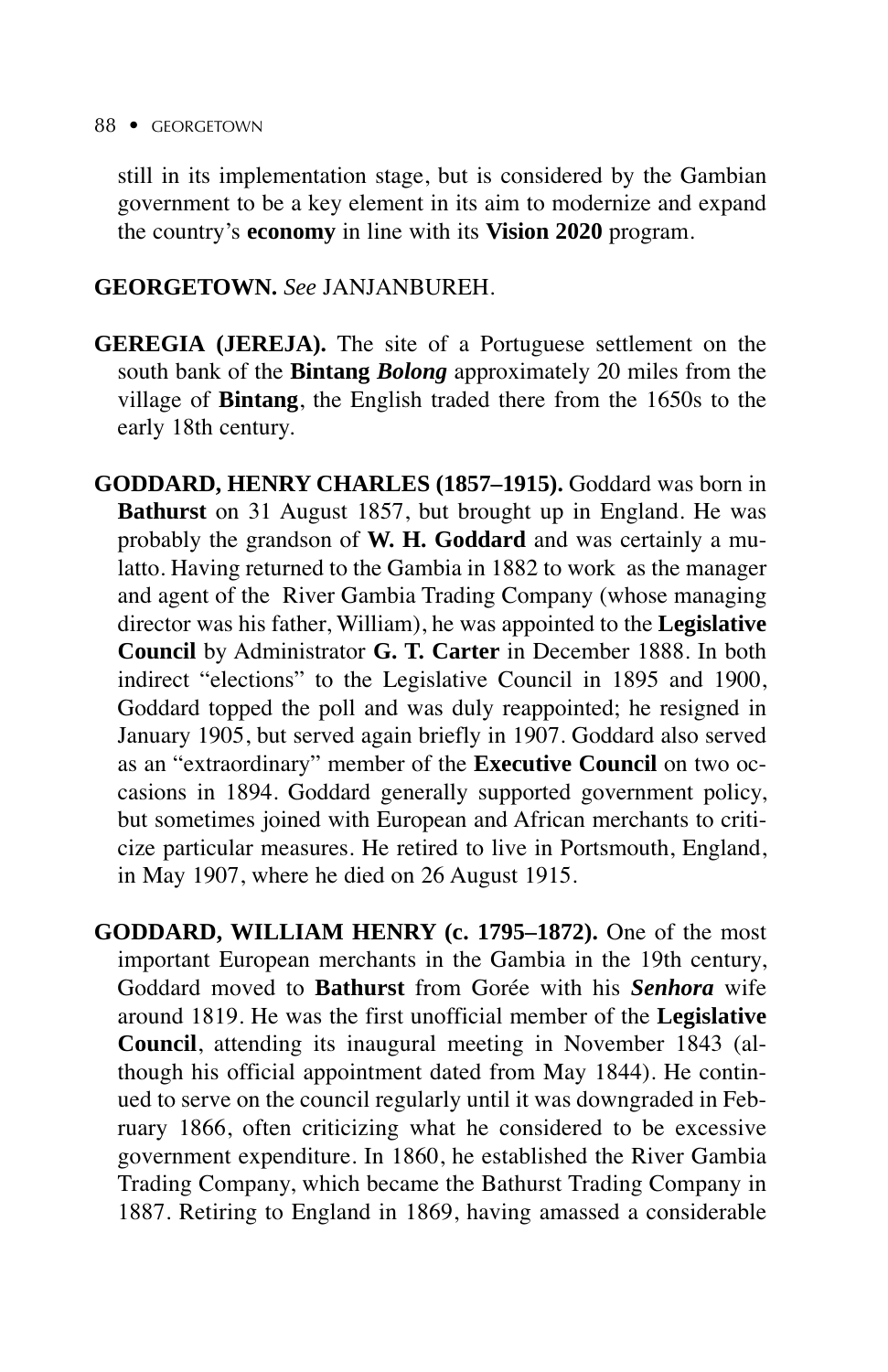still in its implementation stage, but is considered by the Gambian government to be a key element in its aim to modernize and expand the country's **economy** in line with its **Vision 2020** program.

**GEORGETOWN.** *See* JANJANBUREH.

**GEREGIA (JEREJA).** The site of a Portuguese settlement on the south bank of the **Bintang *Bolong*** approximately 20 miles from the village of **Bintang**, the English traded there from the 1650s to the early 18th century.

**GODDARD, HENRY CHARLES (1857–1915).** Goddard was born in **Bathurst** on 31 August 1857, but brought up in England. He was probably the grandson of **W. H. Goddard** and was certainly a mulatto. Having returned to the Gambia in 1882 to work as the manager and agent of the River Gambia Trading Company (whose managing director was his father, William), he was appointed to the **Legislative Council** by Administrator **G. T. Carter** in December 1888. In both indirect "elections" to the Legislative Council in 1895 and 1900, Goddard topped the poll and was duly reappointed; he resigned in January 1905, but served again briefly in 1907. Goddard also served as an "extraordinary" member of the **Executive Council** on two occasions in 1894. Goddard generally supported government policy, but sometimes joined with European and African merchants to criticize particular measures. He retired to live in Portsmouth, England, in May 1907, where he died on 26 August 1915.

**GODDARD, WILLIAM HENRY (c. 1795–1872).** One of the most important European merchants in the Gambia in the 19th century, Goddard moved to **Bathurst** from Gorée with his ***Senhora*** wife around 1819. He was the first unofficial member of the **Legislative Council**, attending its inaugural meeting in November 1843 (although his official appointment dated from May 1844). He continued to serve on the council regularly until it was downgraded in February 1866, often criticizing what he considered to be excessive government expenditure. In 1860, he established the River Gambia Trading Company, which became the Bathurst Trading Company in 1887. Retiring to England in 1869, having amassed a considerable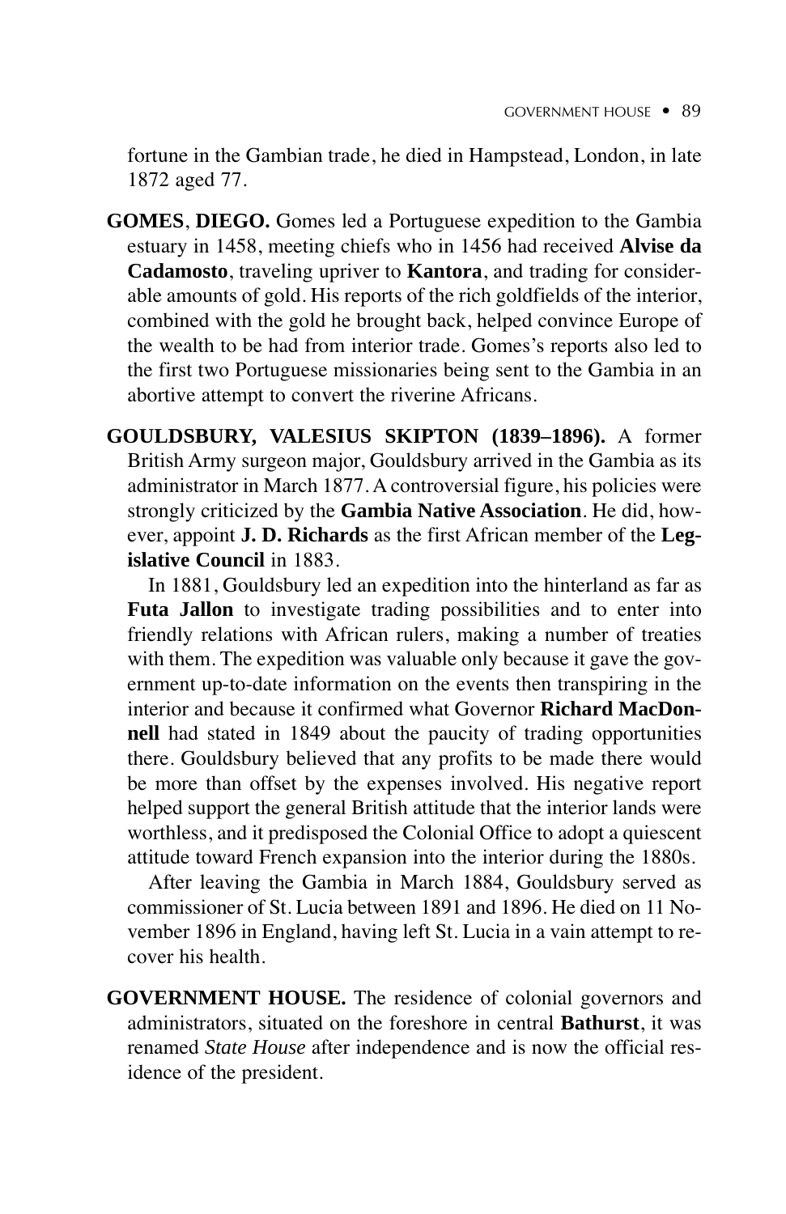fortune in the Gambian trade, he died in Hampstead, London, in late 1872 aged 77.

**GOMES, DIEGO.** Gomes led a Portuguese expedition to the Gambia estuary in 1458, meeting chiefs who in 1456 had received **Alvise da Cadamosto**, traveling upriver to **Kantora**, and trading for considerable amounts of gold. His reports of the rich goldfields of the interior, combined with the gold he brought back, helped convince Europe of the wealth to be had from interior trade. Gomes's reports also led to the first two Portuguese missionaries being sent to the Gambia in an abortive attempt to convert the riverine Africans.

**GOULDSBURY, VALESIUS SKIPTON (1839–1896).** A former British Army surgeon major, Gouldsbury arrived in the Gambia as its administrator in March 1877. A controversial figure, his policies were strongly criticized by the **Gambia Native Association**. He did, however, appoint **J. D. Richards** as the first African member of the **Legislative Council** in 1883.

In 1881, Gouldsbury led an expedition into the hinterland as far as **Futa Jallon** to investigate trading possibilities and to enter into friendly relations with African rulers, making a number of treaties with them. The expedition was valuable only because it gave the government up-to-date information on the events then transpiring in the interior and because it confirmed what Governor **Richard MacDonnell** had stated in 1849 about the paucity of trading opportunities there. Gouldsbury believed that any profits to be made there would be more than offset by the expenses involved. His negative report helped support the general British attitude that the interior lands were worthless, and it predisposed the Colonial Office to adopt a quiescent attitude toward French expansion into the interior during the 1880s.

After leaving the Gambia in March 1884, Gouldsbury served as commissioner of St. Lucia between 1891 and 1896. He died on 11 November 1896 in England, having left St. Lucia in a vain attempt to recover his health.

**GOVERNMENT HOUSE.** The residence of colonial governors and administrators, situated on the foreshore in central **Bathurst**, it was renamed *State House* after independence and is now the official residence of the president.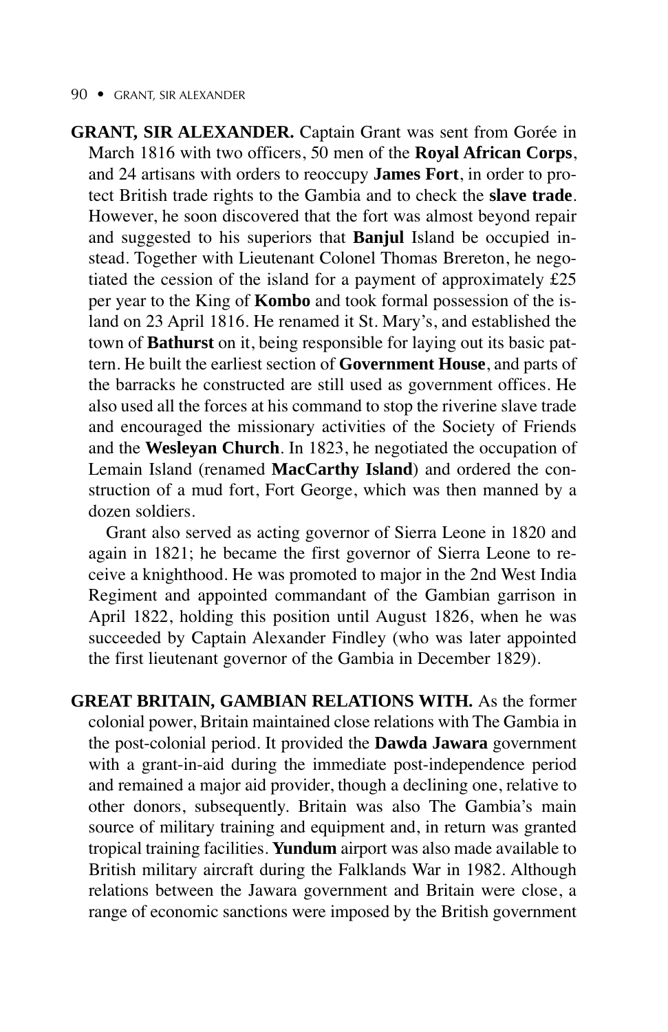**GRANT, SIR ALEXANDER.** Captain Grant was sent from Gorée in March 1816 with two officers, 50 men of the **Royal African Corps**, and 24 artisans with orders to reoccupy **James Fort**, in order to protect British trade rights to the Gambia and to check the **slave trade**. However, he soon discovered that the fort was almost beyond repair and suggested to his superiors that **Banjul** Island be occupied instead. Together with Lieutenant Colonel Thomas Brereton, he negotiated the cession of the island for a payment of approximately £25 per year to the King of **Kombo** and took formal possession of the island on 23 April 1816. He renamed it St. Mary's, and established the town of **Bathurst** on it, being responsible for laying out its basic pattern. He built the earliest section of **Government House**, and parts of the barracks he constructed are still used as government offices. He also used all the forces at his command to stop the riverine slave trade and encouraged the missionary activities of the Society of Friends and the **Wesleyan Church**. In 1823, he negotiated the occupation of Lemain Island (renamed **MacCarthy Island**) and ordered the construction of a mud fort, Fort George, which was then manned by a dozen soldiers.

Grant also served as acting governor of Sierra Leone in 1820 and again in 1821; he became the first governor of Sierra Leone to receive a knighthood. He was promoted to major in the 2nd West India Regiment and appointed commandant of the Gambian garrison in April 1822, holding this position until August 1826, when he was succeeded by Captain Alexander Findley (who was later appointed the first lieutenant governor of the Gambia in December 1829).

**GREAT BRITAIN, GAMBIAN RELATIONS WITH.** As the former colonial power, Britain maintained close relations with The Gambia in the post-colonial period. It provided the **Dawda Jawara** government with a grant-in-aid during the immediate post-independence period and remained a major aid provider, though a declining one, relative to other donors, subsequently. Britain was also The Gambia's main source of military training and equipment and, in return was granted tropical training facilities. **Yundum** airport was also made available to British military aircraft during the Falklands War in 1982. Although relations between the Jawara government and Britain were close, a range of economic sanctions were imposed by the British government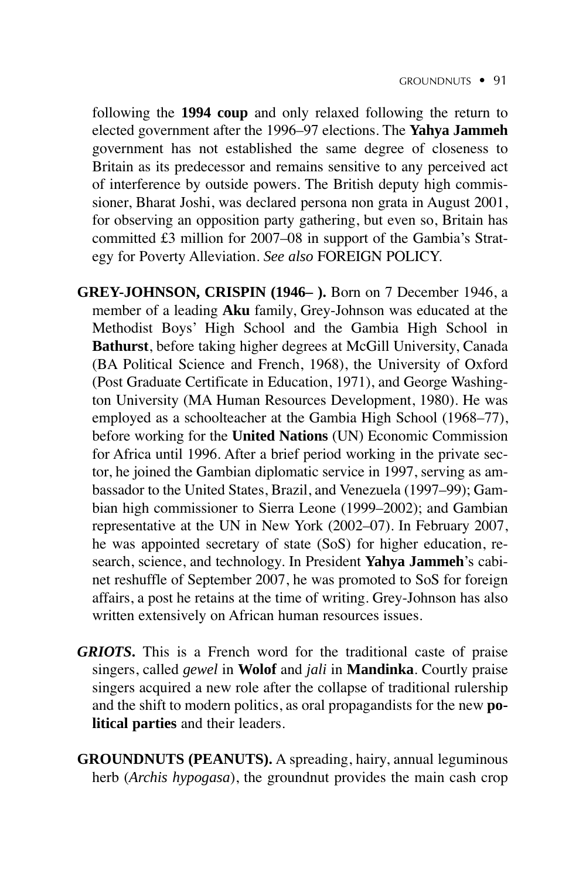following the **1994 coup** and only relaxed following the return to elected government after the 1996–97 elections. The **Yahya Jammeh** government has not established the same degree of closeness to Britain as its predecessor and remains sensitive to any perceived act of interference by outside powers. The British deputy high commissioner, Bharat Joshi, was declared persona non grata in August 2001, for observing an opposition party gathering, but even so, Britain has committed £3 million for 2007–08 in support of the Gambia's Strategy for Poverty Alleviation. *See also* FOREIGN POLICY.

**GREY-JOHNSON, CRISPIN (1946– ).** Born on 7 December 1946, a member of a leading **Aku** family, Grey-Johnson was educated at the Methodist Boys' High School and the Gambia High School in **Bathurst**, before taking higher degrees at McGill University, Canada (BA Political Science and French, 1968), the University of Oxford (Post Graduate Certificate in Education, 1971), and George Washington University (MA Human Resources Development, 1980). He was employed as a schoolteacher at the Gambia High School (1968–77), before working for the **United Nations** (UN) Economic Commission for Africa until 1996. After a brief period working in the private sector, he joined the Gambian diplomatic service in 1997, serving as ambassador to the United States, Brazil, and Venezuela (1997–99); Gambian high commissioner to Sierra Leone (1999–2002); and Gambian representative at the UN in New York (2002–07). In February 2007, he was appointed secretary of state (SoS) for higher education, research, science, and technology. In President **Yahya Jammeh**'s cabinet reshuffle of September 2007, he was promoted to SoS for foreign affairs, a post he retains at the time of writing. Grey-Johnson has also written extensively on African human resources issues.

***GRIOTS.*** This is a French word for the traditional caste of praise singers, called *gewel* in **Wolof** and *jali* in **Mandinka**. Courtly praise singers acquired a new role after the collapse of traditional rulership and the shift to modern politics, as oral propagandists for the new **political parties** and their leaders.

**GROUNDNUTS (PEANUTS).** A spreading, hairy, annual leguminous herb (*Archis hypogasa*), the groundnut provides the main cash crop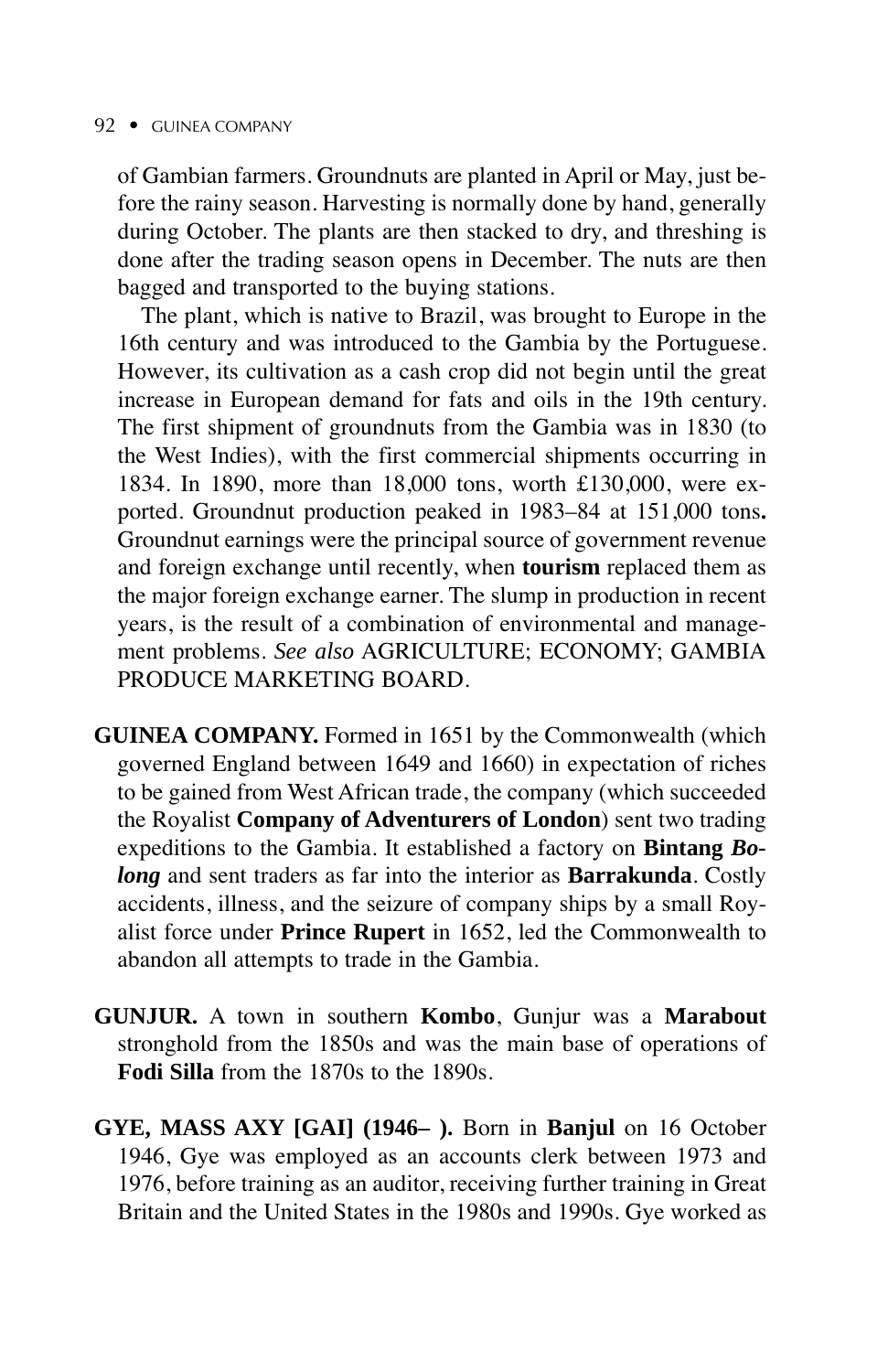of Gambian farmers. Groundnuts are planted in April or May, just before the rainy season. Harvesting is normally done by hand, generally during October. The plants are then stacked to dry, and threshing is done after the trading season opens in December. The nuts are then bagged and transported to the buying stations.

The plant, which is native to Brazil, was brought to Europe in the 16th century and was introduced to the Gambia by the Portuguese. However, its cultivation as a cash crop did not begin until the great increase in European demand for fats and oils in the 19th century. The first shipment of groundnuts from the Gambia was in 1830 (to the West Indies), with the first commercial shipments occurring in 1834. In 1890, more than 18,000 tons, worth £130,000, were exported. Groundnut production peaked in 1983–84 at 151,000 tons**.** Groundnut earnings were the principal source of government revenue and foreign exchange until recently, when **tourism** replaced them as the major foreign exchange earner. The slump in production in recent years, is the result of a combination of environmental and management problems. *See also* AGRICULTURE; ECONOMY; GAMBIA PRODUCE MARKETING BOARD.

**GUINEA COMPANY.** Formed in 1651 by the Commonwealth (which governed England between 1649 and 1660) in expectation of riches to be gained from West African trade, the company (which succeeded the Royalist **Company of Adventurers of London**) sent two trading expeditions to the Gambia. It established a factory on **Bintang *Bolong*** and sent traders as far into the interior as **Barrakunda**. Costly accidents, illness, and the seizure of company ships by a small Royalist force under **Prince Rupert** in 1652, led the Commonwealth to abandon all attempts to trade in the Gambia.

**GUNJUR.** A town in southern **Kombo**, Gunjur was a **Marabout** stronghold from the 1850s and was the main base of operations of **Fodi Silla** from the 1870s to the 1890s.

**GYE, MASS AXY [GAI] (1946– ).** Born in **Banjul** on 16 October 1946, Gye was employed as an accounts clerk between 1973 and 1976, before training as an auditor, receiving further training in Great Britain and the United States in the 1980s and 1990s. Gye worked as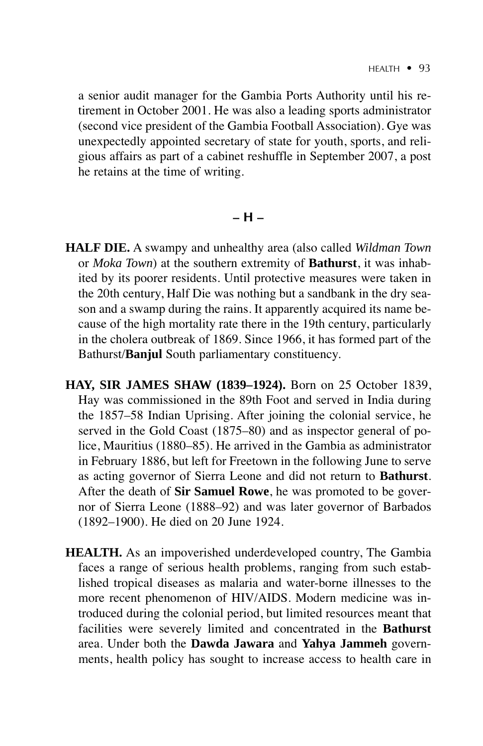a senior audit manager for the Gambia Ports Authority until his retirement in October 2001. He was also a leading sports administrator (second vice president of the Gambia Football Association). Gye was unexpectedly appointed secretary of state for youth, sports, and religious affairs as part of a cabinet reshuffle in September 2007, a post he retains at the time of writing.

## – H –

**HALF DIE.** A swampy and unhealthy area (also called *Wildman Town* or *Moka Town*) at the southern extremity of **Bathurst**, it was inhabited by its poorer residents. Until protective measures were taken in the 20th century, Half Die was nothing but a sandbank in the dry season and a swamp during the rains. It apparently acquired its name because of the high mortality rate there in the 19th century, particularly in the cholera outbreak of 1869. Since 1966, it has formed part of the Bathurst/**Banjul** South parliamentary constituency.

**HAY, SIR JAMES SHAW (1839–1924).** Born on 25 October 1839, Hay was commissioned in the 89th Foot and served in India during the 1857–58 Indian Uprising. After joining the colonial service, he served in the Gold Coast (1875–80) and as inspector general of police, Mauritius (1880–85). He arrived in the Gambia as administrator in February 1886, but left for Freetown in the following June to serve as acting governor of Sierra Leone and did not return to **Bathurst**. After the death of **Sir Samuel Rowe**, he was promoted to be governor of Sierra Leone (1888–92) and was later governor of Barbados (1892–1900). He died on 20 June 1924.

**HEALTH.** As an impoverished underdeveloped country, The Gambia faces a range of serious health problems, ranging from such established tropical diseases as malaria and water-borne illnesses to the more recent phenomenon of HIV/AIDS. Modern medicine was introduced during the colonial period, but limited resources meant that facilities were severely limited and concentrated in the **Bathurst** area. Under both the **Dawda Jawara** and **Yahya Jammeh** governments, health policy has sought to increase access to health care in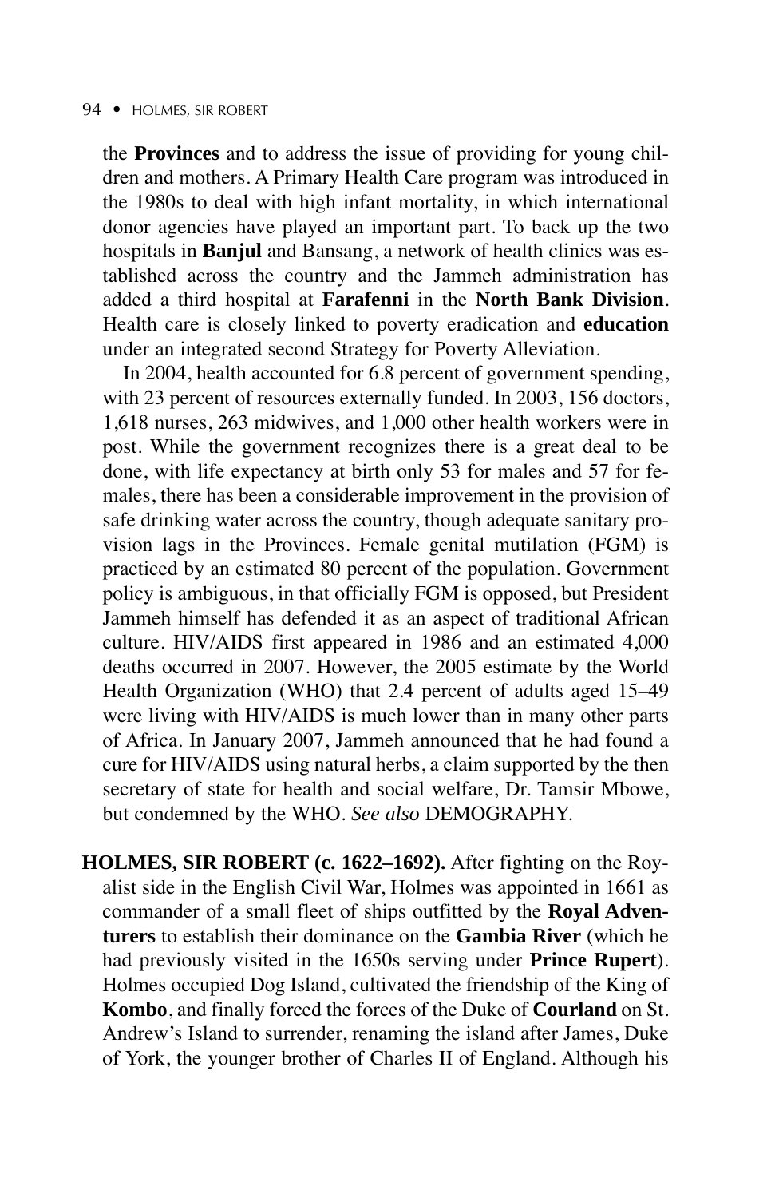the **Provinces** and to address the issue of providing for young children and mothers. A Primary Health Care program was introduced in the 1980s to deal with high infant mortality, in which international donor agencies have played an important part. To back up the two hospitals in **Banjul** and Bansang, a network of health clinics was established across the country and the Jammeh administration has added a third hospital at **Farafenni** in the **North Bank Division**. Health care is closely linked to poverty eradication and **education** under an integrated second Strategy for Poverty Alleviation.

In 2004, health accounted for 6.8 percent of government spending, with 23 percent of resources externally funded. In 2003, 156 doctors, 1,618 nurses, 263 midwives, and 1,000 other health workers were in post. While the government recognizes there is a great deal to be done, with life expectancy at birth only 53 for males and 57 for females, there has been a considerable improvement in the provision of safe drinking water across the country, though adequate sanitary provision lags in the Provinces. Female genital mutilation (FGM) is practiced by an estimated 80 percent of the population. Government policy is ambiguous, in that officially FGM is opposed, but President Jammeh himself has defended it as an aspect of traditional African culture. HIV/AIDS first appeared in 1986 and an estimated 4,000 deaths occurred in 2007. However, the 2005 estimate by the World Health Organization (WHO) that 2.4 percent of adults aged 15–49 were living with HIV/AIDS is much lower than in many other parts of Africa. In January 2007, Jammeh announced that he had found a cure for HIV/AIDS using natural herbs, a claim supported by the then secretary of state for health and social welfare, Dr. Tamsir Mbowe, but condemned by the WHO. *See also* DEMOGRAPHY.

**HOLMES, SIR ROBERT (c. 1622–1692).** After fighting on the Royalist side in the English Civil War, Holmes was appointed in 1661 as commander of a small fleet of ships outfitted by the **Royal Adventurers** to establish their dominance on the **Gambia River** (which he had previously visited in the 1650s serving under **Prince Rupert**). Holmes occupied Dog Island, cultivated the friendship of the King of **Kombo**, and finally forced the forces of the Duke of **Courland** on St. Andrew's Island to surrender, renaming the island after James, Duke of York, the younger brother of Charles II of England. Although his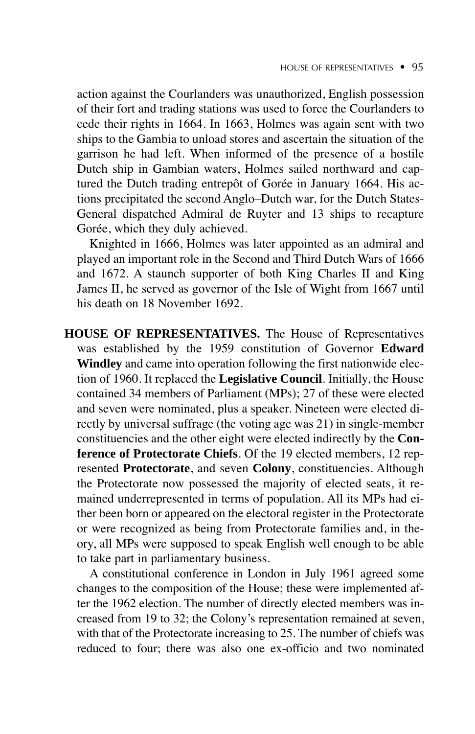action against the Courlanders was unauthorized, English possession of their fort and trading stations was used to force the Courlanders to cede their rights in 1664. In 1663, Holmes was again sent with two ships to the Gambia to unload stores and ascertain the situation of the garrison he had left. When informed of the presence of a hostile Dutch ship in Gambian waters, Holmes sailed northward and captured the Dutch trading entrepôt of Gorée in January 1664. His actions precipitated the second Anglo–Dutch war, for the Dutch States-General dispatched Admiral de Ruyter and 13 ships to recapture Gorée, which they duly achieved.

Knighted in 1666, Holmes was later appointed as an admiral and played an important role in the Second and Third Dutch Wars of 1666 and 1672. A staunch supporter of both King Charles II and King James II, he served as governor of the Isle of Wight from 1667 until his death on 18 November 1692.

**HOUSE OF REPRESENTATIVES.** The House of Representatives was established by the 1959 constitution of Governor **Edward Windley** and came into operation following the first nationwide election of 1960. It replaced the **Legislative Council**. Initially, the House contained 34 members of Parliament (MPs); 27 of these were elected and seven were nominated, plus a speaker. Nineteen were elected directly by universal suffrage (the voting age was 21) in single-member constituencies and the other eight were elected indirectly by the **Conference of Protectorate Chiefs**. Of the 19 elected members, 12 represented **Protectorate**, and seven **Colony**, constituencies. Although the Protectorate now possessed the majority of elected seats, it remained underrepresented in terms of population. All its MPs had either been born or appeared on the electoral register in the Protectorate or were recognized as being from Protectorate families and, in theory, all MPs were supposed to speak English well enough to be able to take part in parliamentary business.

A constitutional conference in London in July 1961 agreed some changes to the composition of the House; these were implemented after the 1962 election. The number of directly elected members was increased from 19 to 32; the Colony's representation remained at seven, with that of the Protectorate increasing to 25. The number of chiefs was reduced to four; there was also one ex-officio and two nominated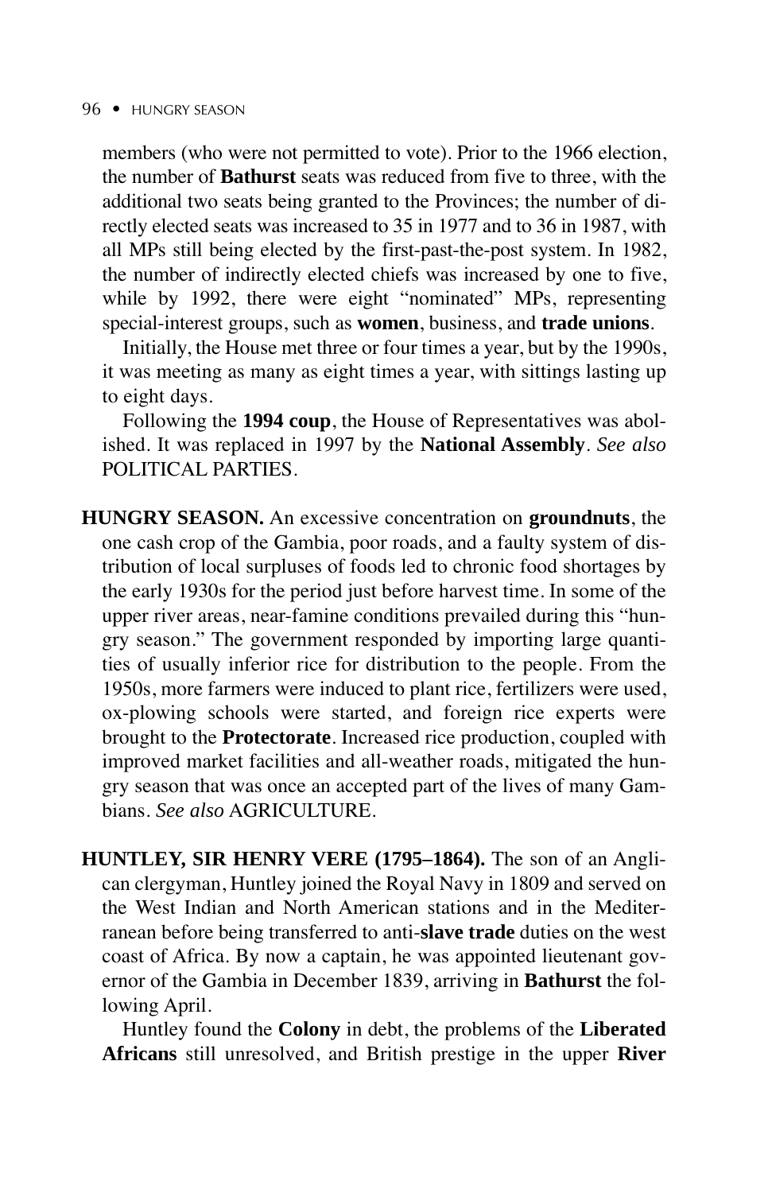members (who were not permitted to vote). Prior to the 1966 election, the number of **Bathurst** seats was reduced from five to three, with the additional two seats being granted to the Provinces; the number of directly elected seats was increased to 35 in 1977 and to 36 in 1987, with all MPs still being elected by the first-past-the-post system. In 1982, the number of indirectly elected chiefs was increased by one to five, while by 1992, there were eight "nominated" MPs, representing special-interest groups, such as **women**, business, and **trade unions**.

Initially, the House met three or four times a year, but by the 1990s, it was meeting as many as eight times a year, with sittings lasting up to eight days.

Following the **1994 coup**, the House of Representatives was abolished. It was replaced in 1997 by the **National Assembly**. *See also* POLITICAL PARTIES.

**HUNGRY SEASON.** An excessive concentration on **groundnuts**, the one cash crop of the Gambia, poor roads, and a faulty system of distribution of local surpluses of foods led to chronic food shortages by the early 1930s for the period just before harvest time. In some of the upper river areas, near-famine conditions prevailed during this "hungry season." The government responded by importing large quantities of usually inferior rice for distribution to the people. From the 1950s, more farmers were induced to plant rice, fertilizers were used, ox-plowing schools were started, and foreign rice experts were brought to the **Protectorate**. Increased rice production, coupled with improved market facilities and all-weather roads, mitigated the hungry season that was once an accepted part of the lives of many Gambians. *See also* AGRICULTURE.

**HUNTLEY, SIR HENRY VERE (1795–1864).** The son of an Anglican clergyman, Huntley joined the Royal Navy in 1809 and served on the West Indian and North American stations and in the Mediterranean before being transferred to anti-**slave trade** duties on the west coast of Africa. By now a captain, he was appointed lieutenant governor of the Gambia in December 1839, arriving in **Bathurst** the following April.

Huntley found the **Colony** in debt, the problems of the **Liberated Africans** still unresolved, and British prestige in the upper **River**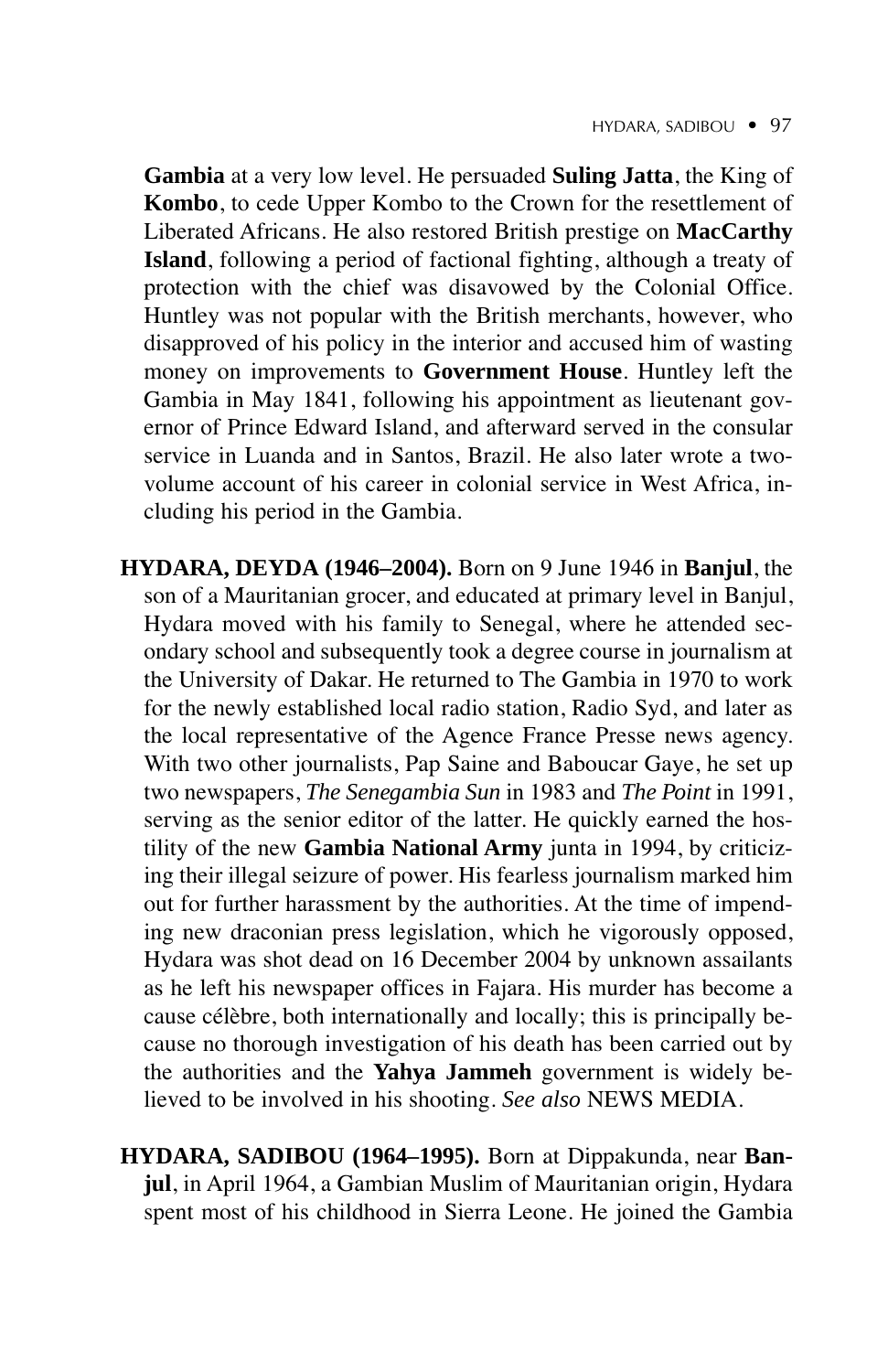**Gambia** at a very low level. He persuaded **Suling Jatta**, the King of **Kombo**, to cede Upper Kombo to the Crown for the resettlement of Liberated Africans. He also restored British prestige on **MacCarthy Island**, following a period of factional fighting, although a treaty of protection with the chief was disavowed by the Colonial Office. Huntley was not popular with the British merchants, however, who disapproved of his policy in the interior and accused him of wasting money on improvements to **Government House**. Huntley left the Gambia in May 1841, following his appointment as lieutenant governor of Prince Edward Island, and afterward served in the consular service in Luanda and in Santos, Brazil. He also later wrote a two-volume account of his career in colonial service in West Africa, including his period in the Gambia.

**HYDARA, DEYDA (1946–2004).** Born on 9 June 1946 in **Banjul**, the son of a Mauritanian grocer, and educated at primary level in Banjul, Hydara moved with his family to Senegal, where he attended secondary school and subsequently took a degree course in journalism at the University of Dakar. He returned to The Gambia in 1970 to work for the newly established local radio station, Radio Syd, and later as the local representative of the Agence France Presse news agency. With two other journalists, Pap Saine and Baboucar Gaye, he set up two newspapers, *The Senegambia Sun* in 1983 and *The Point* in 1991, serving as the senior editor of the latter. He quickly earned the hostility of the new **Gambia National Army** junta in 1994, by criticizing their illegal seizure of power. His fearless journalism marked him out for further harassment by the authorities. At the time of impending new draconian press legislation, which he vigorously opposed, Hydara was shot dead on 16 December 2004 by unknown assailants as he left his newspaper offices in Fajara. His murder has become a cause célèbre, both internationally and locally; this is principally because no thorough investigation of his death has been carried out by the authorities and the **Yahya Jammeh** government is widely believed to be involved in his shooting. *See also* NEWS MEDIA.

**HYDARA, SADIBOU (1964–1995).** Born at Dippakunda, near **Banjul**, in April 1964, a Gambian Muslim of Mauritanian origin, Hydara spent most of his childhood in Sierra Leone. He joined the Gambia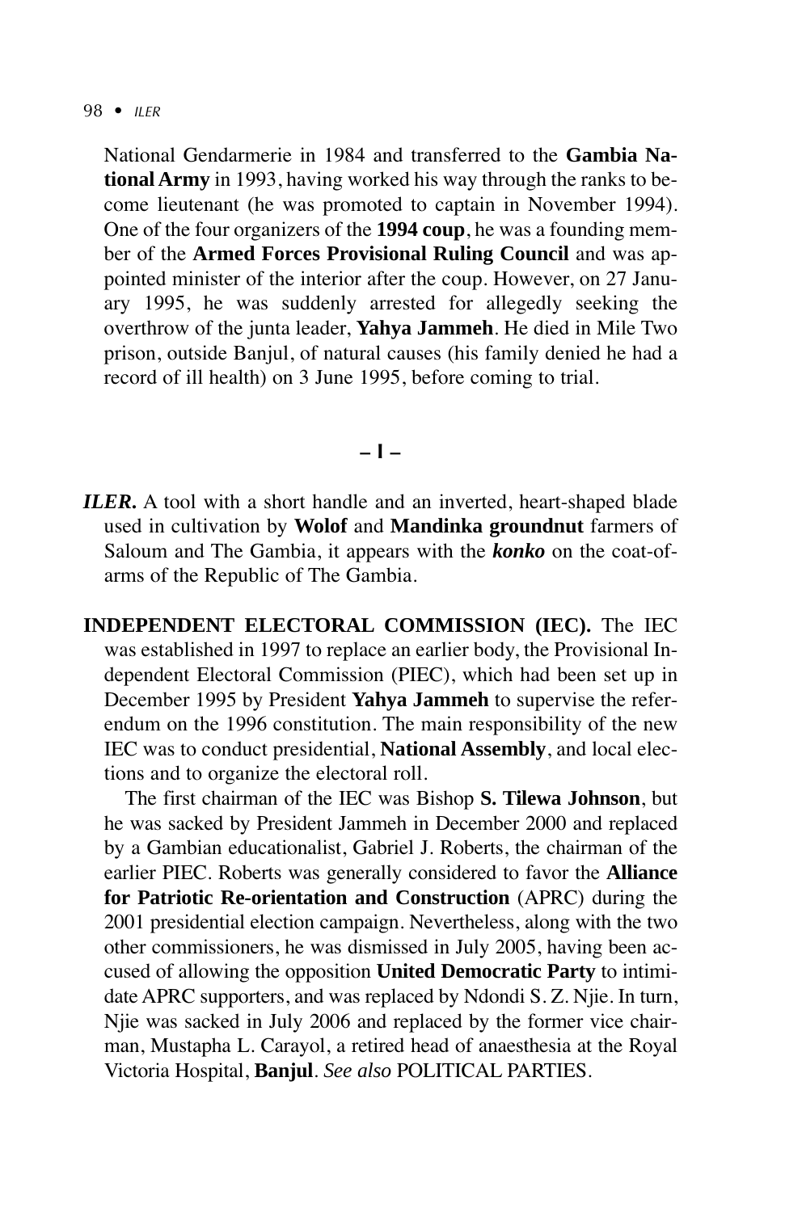National Gendarmerie in 1984 and transferred to the **Gambia National Army** in 1993, having worked his way through the ranks to become lieutenant (he was promoted to captain in November 1994). One of the four organizers of the **1994 coup**, he was a founding member of the **Armed Forces Provisional Ruling Council** and was appointed minister of the interior after the coup. However, on 27 January 1995, he was suddenly arrested for allegedly seeking the overthrow of the junta leader, **Yahya Jammeh**. He died in Mile Two prison, outside Banjul, of natural causes (his family denied he had a record of ill health) on 3 June 1995, before coming to trial.

## – I –

***ILER.*** A tool with a short handle and an inverted, heart-shaped blade used in cultivation by **Wolof** and **Mandinka groundnut** farmers of Saloum and The Gambia, it appears with the ***konko*** on the coat-of-arms of the Republic of The Gambia.

**INDEPENDENT ELECTORAL COMMISSION (IEC).** The IEC was established in 1997 to replace an earlier body, the Provisional Independent Electoral Commission (PIEC), which had been set up in December 1995 by President **Yahya Jammeh** to supervise the referendum on the 1996 constitution. The main responsibility of the new IEC was to conduct presidential, **National Assembly**, and local elections and to organize the electoral roll.

The first chairman of the IEC was Bishop **S. Tilewa Johnson**, but he was sacked by President Jammeh in December 2000 and replaced by a Gambian educationalist, Gabriel J. Roberts, the chairman of the earlier PIEC. Roberts was generally considered to favor the **Alliance for Patriotic Re-orientation and Construction** (APRC) during the 2001 presidential election campaign. Nevertheless, along with the two other commissioners, he was dismissed in July 2005, having been accused of allowing the opposition **United Democratic Party** to intimidate APRC supporters, and was replaced by Ndondi S. Z. Njie. In turn, Njie was sacked in July 2006 and replaced by the former vice chairman, Mustapha L. Carayol, a retired head of anaesthesia at the Royal Victoria Hospital, **Banjul**. *See also* POLITICAL PARTIES.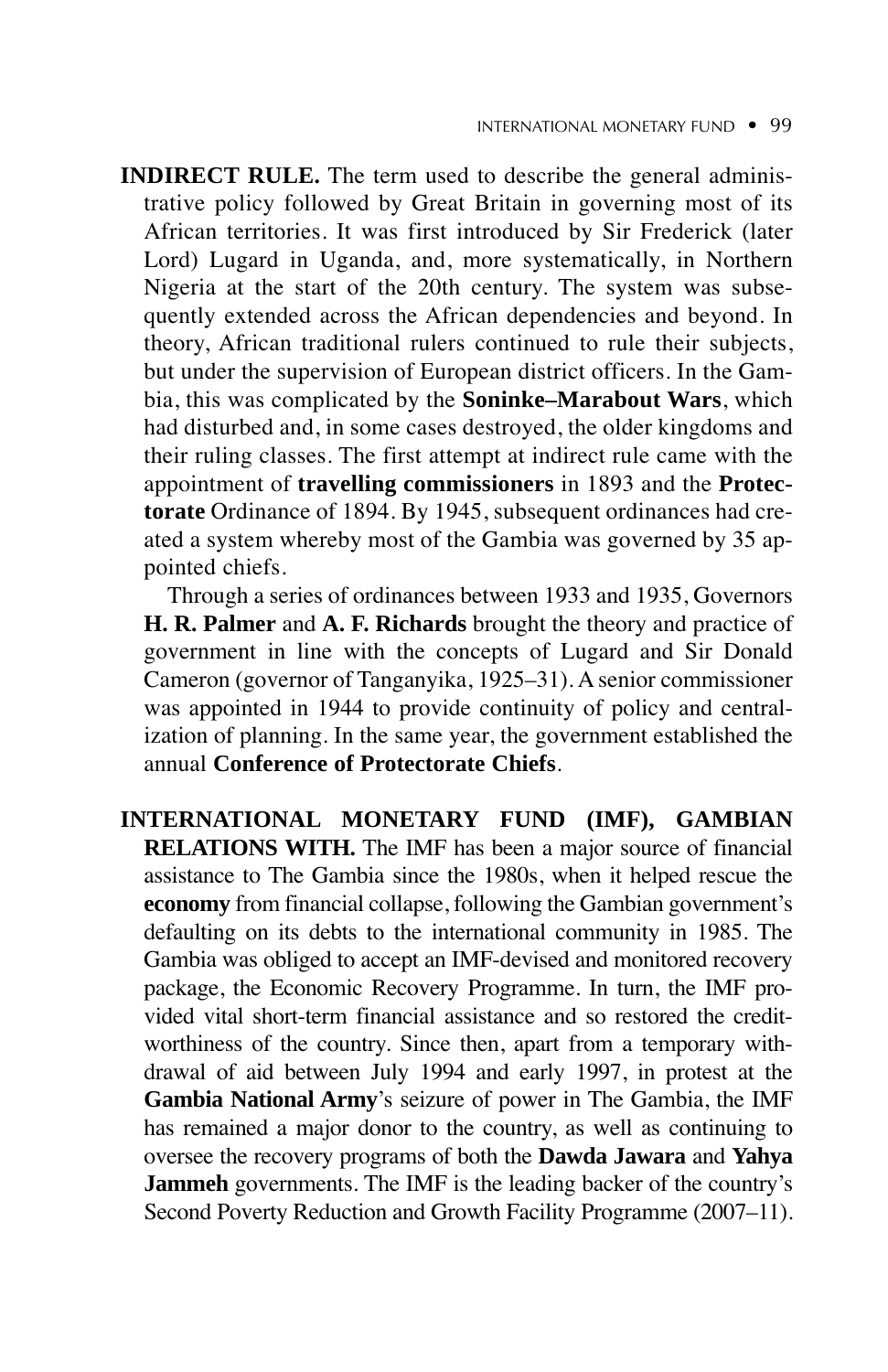**INDIRECT RULE.** The term used to describe the general administrative policy followed by Great Britain in governing most of its African territories. It was first introduced by Sir Frederick (later Lord) Lugard in Uganda, and, more systematically, in Northern Nigeria at the start of the 20th century. The system was subsequently extended across the African dependencies and beyond. In theory, African traditional rulers continued to rule their subjects, but under the supervision of European district officers. In the Gambia, this was complicated by the **Soninke–Marabout Wars**, which had disturbed and, in some cases destroyed, the older kingdoms and their ruling classes. The first attempt at indirect rule came with the appointment of **travelling commissioners** in 1893 and the **Protectorate** Ordinance of 1894. By 1945, subsequent ordinances had created a system whereby most of the Gambia was governed by 35 appointed chiefs.

Through a series of ordinances between 1933 and 1935, Governors **H. R. Palmer** and **A. F. Richards** brought the theory and practice of government in line with the concepts of Lugard and Sir Donald Cameron (governor of Tanganyika, 1925–31). A senior commissioner was appointed in 1944 to provide continuity of policy and centralization of planning. In the same year, the government established the annual **Conference of Protectorate Chiefs**.

**INTERNATIONAL MONETARY FUND (IMF), GAMBIAN RELATIONS WITH.** The IMF has been a major source of financial assistance to The Gambia since the 1980s, when it helped rescue the **economy** from financial collapse, following the Gambian government's defaulting on its debts to the international community in 1985. The Gambia was obliged to accept an IMF-devised and monitored recovery package, the Economic Recovery Programme. In turn, the IMF provided vital short-term financial assistance and so restored the creditworthiness of the country. Since then, apart from a temporary withdrawal of aid between July 1994 and early 1997, in protest at the **Gambia National Army**'s seizure of power in The Gambia, the IMF has remained a major donor to the country, as well as continuing to oversee the recovery programs of both the **Dawda Jawara** and **Yahya Jammeh** governments. The IMF is the leading backer of the country's Second Poverty Reduction and Growth Facility Programme (2007–11).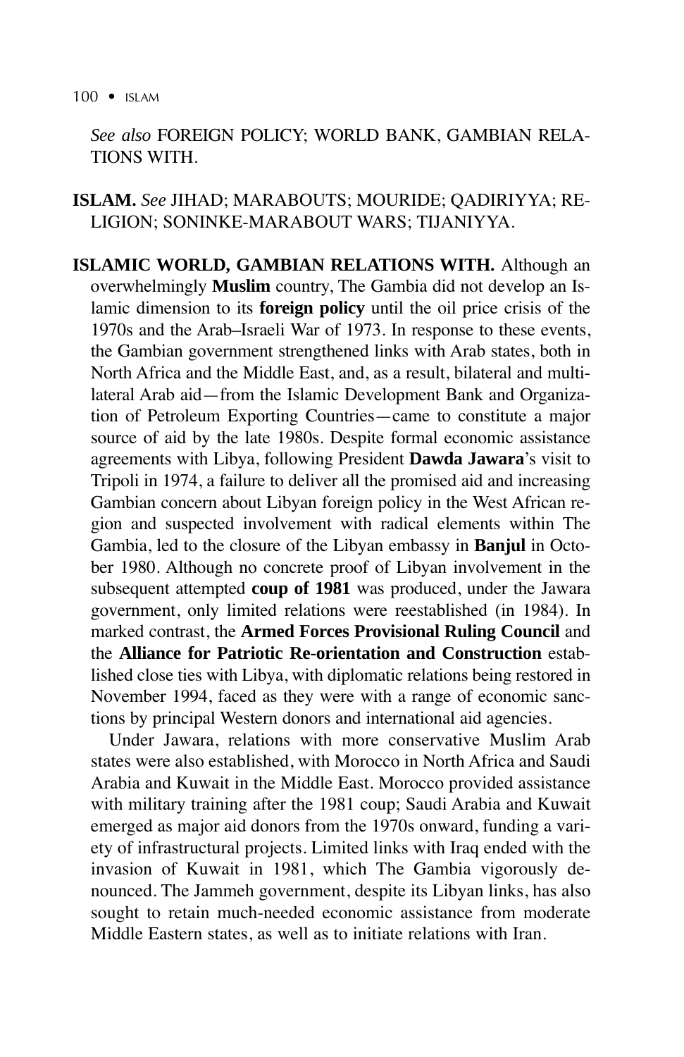*See also* FOREIGN POLICY; WORLD BANK, GAMBIAN RELATIONS WITH.

**ISLAM.** *See* JIHAD; MARABOUTS; MOURIDE; QADIRIYYA; RELIGION; SONINKE-MARABOUT WARS; TIJANIYYA.

**ISLAMIC WORLD, GAMBIAN RELATIONS WITH.** Although an overwhelmingly **Muslim** country, The Gambia did not develop an Islamic dimension to its **foreign policy** until the oil price crisis of the 1970s and the Arab–Israeli War of 1973. In response to these events, the Gambian government strengthened links with Arab states, both in North Africa and the Middle East, and, as a result, bilateral and multilateral Arab aid—from the Islamic Development Bank and Organization of Petroleum Exporting Countries—came to constitute a major source of aid by the late 1980s. Despite formal economic assistance agreements with Libya, following President **Dawda Jawara**'s visit to Tripoli in 1974, a failure to deliver all the promised aid and increasing Gambian concern about Libyan foreign policy in the West African region and suspected involvement with radical elements within The Gambia, led to the closure of the Libyan embassy in **Banjul** in October 1980. Although no concrete proof of Libyan involvement in the subsequent attempted **coup of 1981** was produced, under the Jawara government, only limited relations were reestablished (in 1984). In marked contrast, the **Armed Forces Provisional Ruling Council** and the **Alliance for Patriotic Re-orientation and Construction** established close ties with Libya, with diplomatic relations being restored in November 1994, faced as they were with a range of economic sanctions by principal Western donors and international aid agencies.

Under Jawara, relations with more conservative Muslim Arab states were also established, with Morocco in North Africa and Saudi Arabia and Kuwait in the Middle East. Morocco provided assistance with military training after the 1981 coup; Saudi Arabia and Kuwait emerged as major aid donors from the 1970s onward, funding a variety of infrastructural projects. Limited links with Iraq ended with the invasion of Kuwait in 1981, which The Gambia vigorously denounced. The Jammeh government, despite its Libyan links, has also sought to retain much-needed economic assistance from moderate Middle Eastern states, as well as to initiate relations with Iran.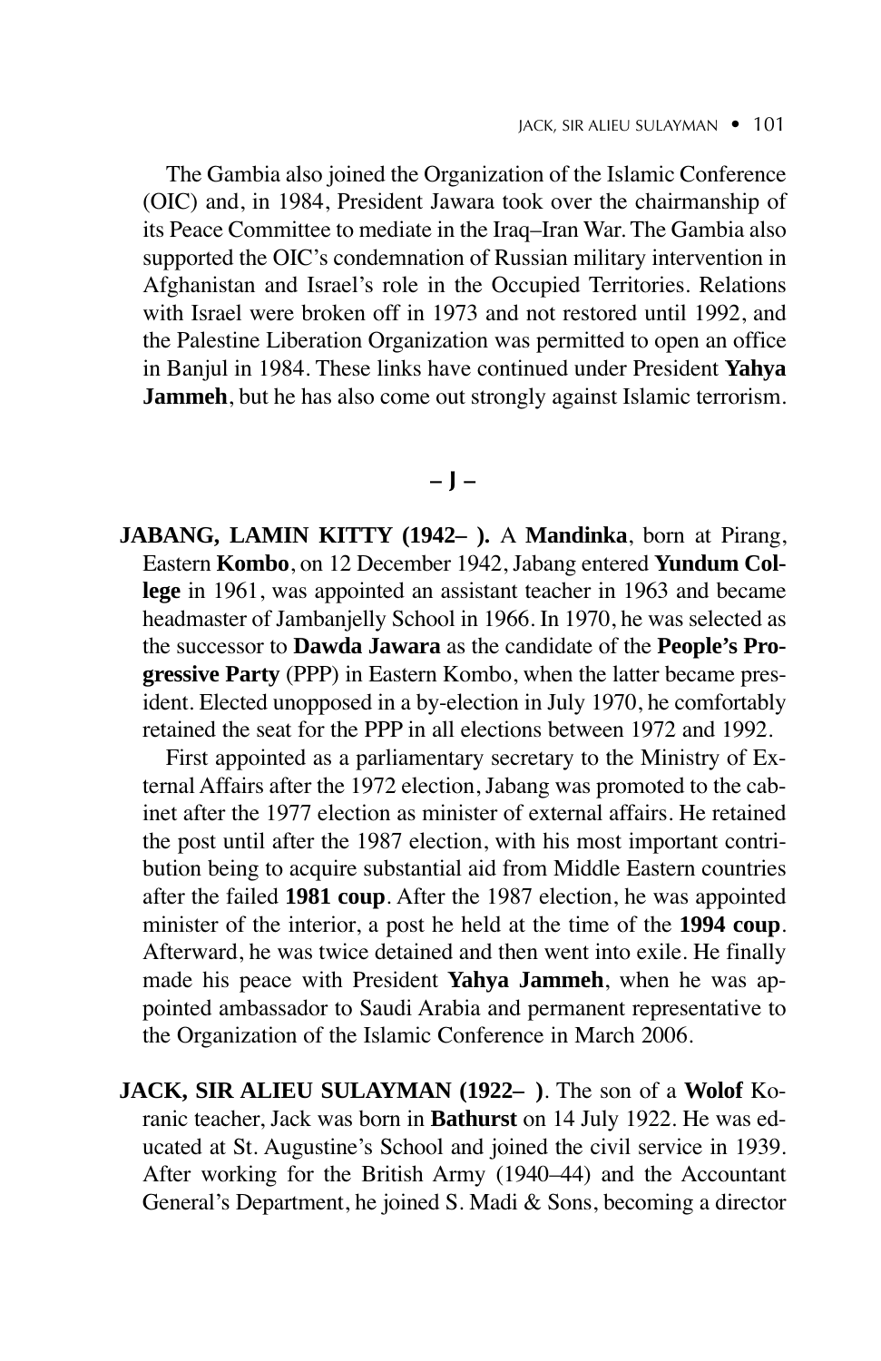The Gambia also joined the Organization of the Islamic Conference (OIC) and, in 1984, President Jawara took over the chairmanship of its Peace Committee to mediate in the Iraq–Iran War. The Gambia also supported the OIC's condemnation of Russian military intervention in Afghanistan and Israel's role in the Occupied Territories. Relations with Israel were broken off in 1973 and not restored until 1992, and the Palestine Liberation Organization was permitted to open an office in Banjul in 1984. These links have continued under President **Yahya Jammeh**, but he has also come out strongly against Islamic terrorism.

## – J –

**JABANG, LAMIN KITTY (1942– ).** A **Mandinka**, born at Pirang, Eastern **Kombo**, on 12 December 1942, Jabang entered **Yundum College** in 1961, was appointed an assistant teacher in 1963 and became headmaster of Jambanjelly School in 1966. In 1970, he was selected as the successor to **Dawda Jawara** as the candidate of the **People's Progressive Party** (PPP) in Eastern Kombo, when the latter became president. Elected unopposed in a by-election in July 1970, he comfortably retained the seat for the PPP in all elections between 1972 and 1992.

First appointed as a parliamentary secretary to the Ministry of External Affairs after the 1972 election, Jabang was promoted to the cabinet after the 1977 election as minister of external affairs. He retained the post until after the 1987 election, with his most important contribution being to acquire substantial aid from Middle Eastern countries after the failed **1981 coup**. After the 1987 election, he was appointed minister of the interior, a post he held at the time of the **1994 coup**. Afterward, he was twice detained and then went into exile. He finally made his peace with President **Yahya Jammeh**, when he was appointed ambassador to Saudi Arabia and permanent representative to the Organization of the Islamic Conference in March 2006.

**JACK, SIR ALIEU SULAYMAN (1922– )**. The son of a **Wolof** Koranic teacher, Jack was born in **Bathurst** on 14 July 1922. He was educated at St. Augustine's School and joined the civil service in 1939. After working for the British Army (1940–44) and the Accountant General's Department, he joined S. Madi & Sons, becoming a director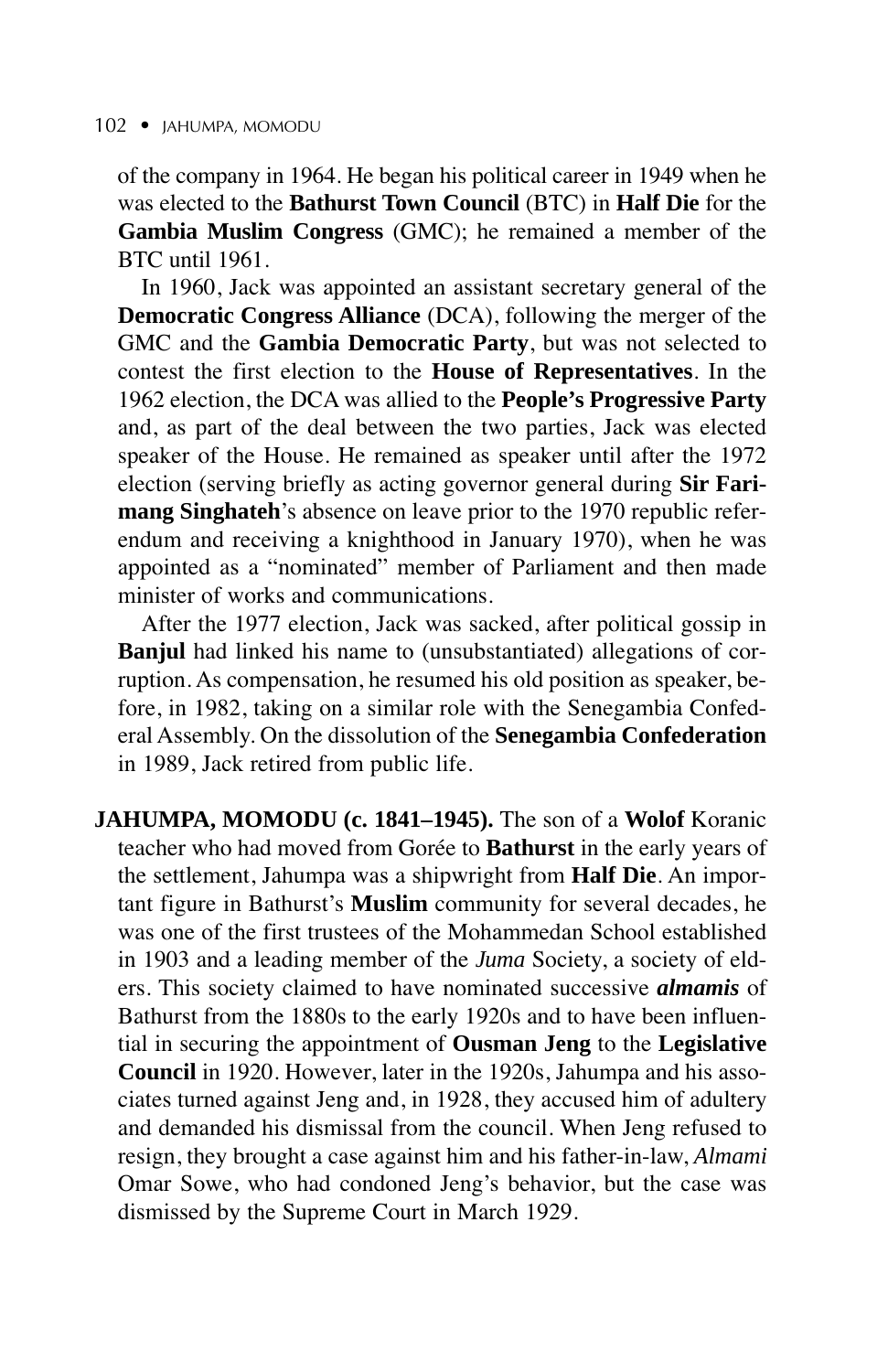of the company in 1964. He began his political career in 1949 when he was elected to the **Bathurst Town Council** (BTC) in **Half Die** for the **Gambia Muslim Congress** (GMC); he remained a member of the BTC until 1961.

In 1960, Jack was appointed an assistant secretary general of the **Democratic Congress Alliance** (DCA), following the merger of the GMC and the **Gambia Democratic Party**, but was not selected to contest the first election to the **House of Representatives**. In the 1962 election, the DCA was allied to the **People's Progressive Party** and, as part of the deal between the two parties, Jack was elected speaker of the House. He remained as speaker until after the 1972 election (serving briefly as acting governor general during **Sir Farimang Singhateh**'s absence on leave prior to the 1970 republic referendum and receiving a knighthood in January 1970), when he was appointed as a "nominated" member of Parliament and then made minister of works and communications.

After the 1977 election, Jack was sacked, after political gossip in **Banjul** had linked his name to (unsubstantiated) allegations of corruption. As compensation, he resumed his old position as speaker, before, in 1982, taking on a similar role with the Senegambia Confederal Assembly. On the dissolution of the **Senegambia Confederation** in 1989, Jack retired from public life.

**JAHUMPA, MOMODU (c. 1841–1945).** The son of a **Wolof** Koranic teacher who had moved from Gorée to **Bathurst** in the early years of the settlement, Jahumpa was a shipwright from **Half Die**. An important figure in Bathurst's **Muslim** community for several decades, he was one of the first trustees of the Mohammedan School established in 1903 and a leading member of the *Juma* Society, a society of elders. This society claimed to have nominated successive ***almamis*** of Bathurst from the 1880s to the early 1920s and to have been influential in securing the appointment of **Ousman Jeng** to the **Legislative Council** in 1920. However, later in the 1920s, Jahumpa and his associates turned against Jeng and, in 1928, they accused him of adultery and demanded his dismissal from the council. When Jeng refused to resign, they brought a case against him and his father-in-law, *Almami* Omar Sowe, who had condoned Jeng's behavior, but the case was dismissed by the Supreme Court in March 1929.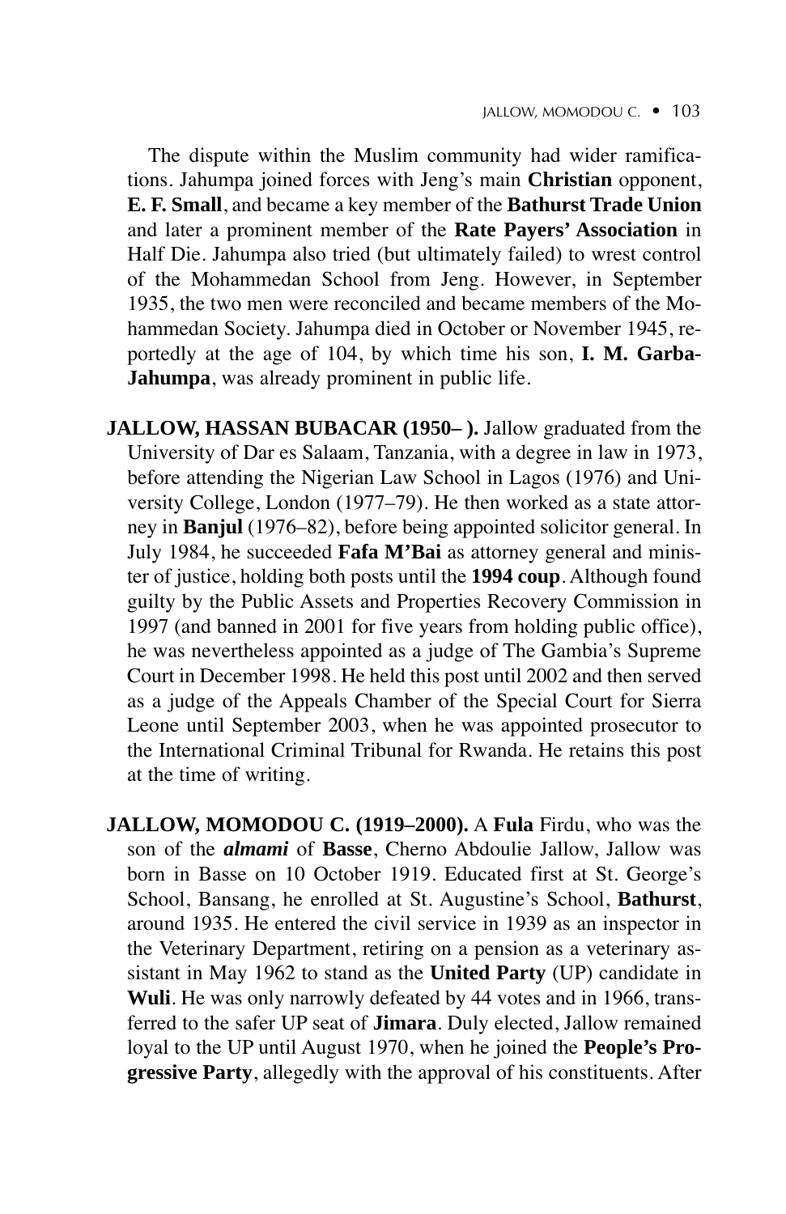The dispute within the Muslim community had wider ramifications. Jahumpa joined forces with Jeng's main **Christian** opponent, **E. F. Small**, and became a key member of the **Bathurst Trade Union** and later a prominent member of the **Rate Payers' Association** in Half Die. Jahumpa also tried (but ultimately failed) to wrest control of the Mohammedan School from Jeng. However, in September 1935, the two men were reconciled and became members of the Mohammedan Society. Jahumpa died in October or November 1945, reportedly at the age of 104, by which time his son, **I. M. Garba-Jahumpa**, was already prominent in public life.

**JALLOW, HASSAN BUBACAR (1950– ).** Jallow graduated from the University of Dar es Salaam, Tanzania, with a degree in law in 1973, before attending the Nigerian Law School in Lagos (1976) and University College, London (1977–79). He then worked as a state attorney in **Banjul** (1976–82), before being appointed solicitor general. In July 1984, he succeeded **Fafa M'Bai** as attorney general and minister of justice, holding both posts until the **1994 coup**. Although found guilty by the Public Assets and Properties Recovery Commission in 1997 (and banned in 2001 for five years from holding public office), he was nevertheless appointed as a judge of The Gambia's Supreme Court in December 1998. He held this post until 2002 and then served as a judge of the Appeals Chamber of the Special Court for Sierra Leone until September 2003, when he was appointed prosecutor to the International Criminal Tribunal for Rwanda. He retains this post at the time of writing.

**JALLOW, MOMODOU C. (1919–2000).** A **Fula** Firdu, who was the son of the ***almami*** of **Basse**, Cherno Abdoulie Jallow, Jallow was born in Basse on 10 October 1919. Educated first at St. George's School, Bansang, he enrolled at St. Augustine's School, **Bathurst**, around 1935. He entered the civil service in 1939 as an inspector in the Veterinary Department, retiring on a pension as a veterinary assistant in May 1962 to stand as the **United Party** (UP) candidate in **Wuli**. He was only narrowly defeated by 44 votes and in 1966, transferred to the safer UP seat of **Jimara**. Duly elected, Jallow remained loyal to the UP until August 1970, when he joined the **People's Progressive Party**, allegedly with the approval of his constituents. After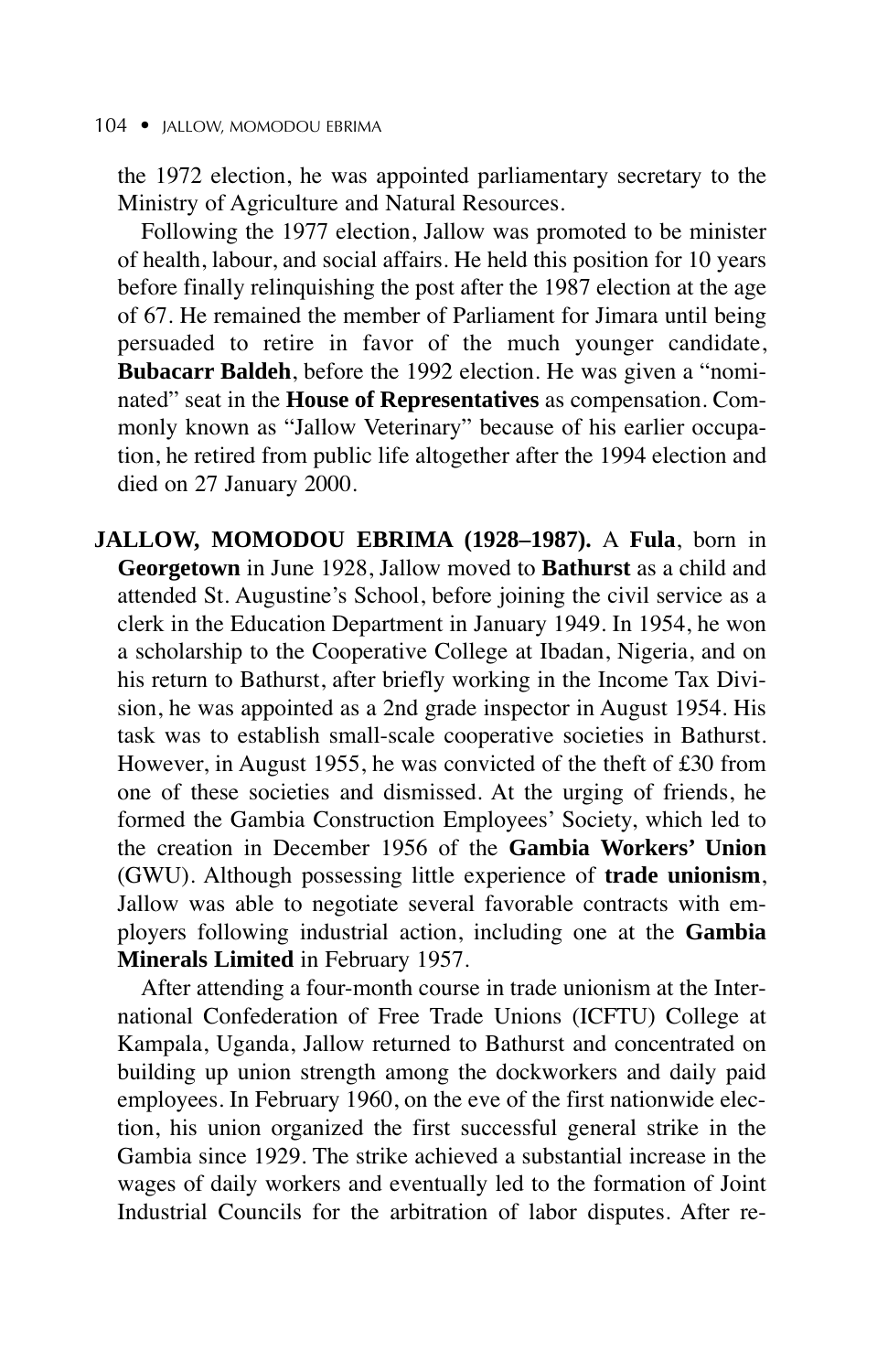the 1972 election, he was appointed parliamentary secretary to the Ministry of Agriculture and Natural Resources.

Following the 1977 election, Jallow was promoted to be minister of health, labour, and social affairs. He held this position for 10 years before finally relinquishing the post after the 1987 election at the age of 67. He remained the member of Parliament for Jimara until being persuaded to retire in favor of the much younger candidate, **Bubacarr Baldeh**, before the 1992 election. He was given a "nominated" seat in the **House of Representatives** as compensation. Commonly known as "Jallow Veterinary" because of his earlier occupation, he retired from public life altogether after the 1994 election and died on 27 January 2000.

**JALLOW, MOMODOU EBRIMA (1928–1987).** A **Fula**, born in **Georgetown** in June 1928, Jallow moved to **Bathurst** as a child and attended St. Augustine's School, before joining the civil service as a clerk in the Education Department in January 1949. In 1954, he won a scholarship to the Cooperative College at Ibadan, Nigeria, and on his return to Bathurst, after briefly working in the Income Tax Division, he was appointed as a 2nd grade inspector in August 1954. His task was to establish small-scale cooperative societies in Bathurst. However, in August 1955, he was convicted of the theft of £30 from one of these societies and dismissed. At the urging of friends, he formed the Gambia Construction Employees' Society, which led to the creation in December 1956 of the **Gambia Workers' Union** (GWU). Although possessing little experience of **trade unionism**, Jallow was able to negotiate several favorable contracts with employers following industrial action, including one at the **Gambia Minerals Limited** in February 1957.

After attending a four-month course in trade unionism at the International Confederation of Free Trade Unions (ICFTU) College at Kampala, Uganda, Jallow returned to Bathurst and concentrated on building up union strength among the dockworkers and daily paid employees. In February 1960, on the eve of the first nationwide election, his union organized the first successful general strike in the Gambia since 1929. The strike achieved a substantial increase in the wages of daily workers and eventually led to the formation of Joint Industrial Councils for the arbitration of labor disputes. After re-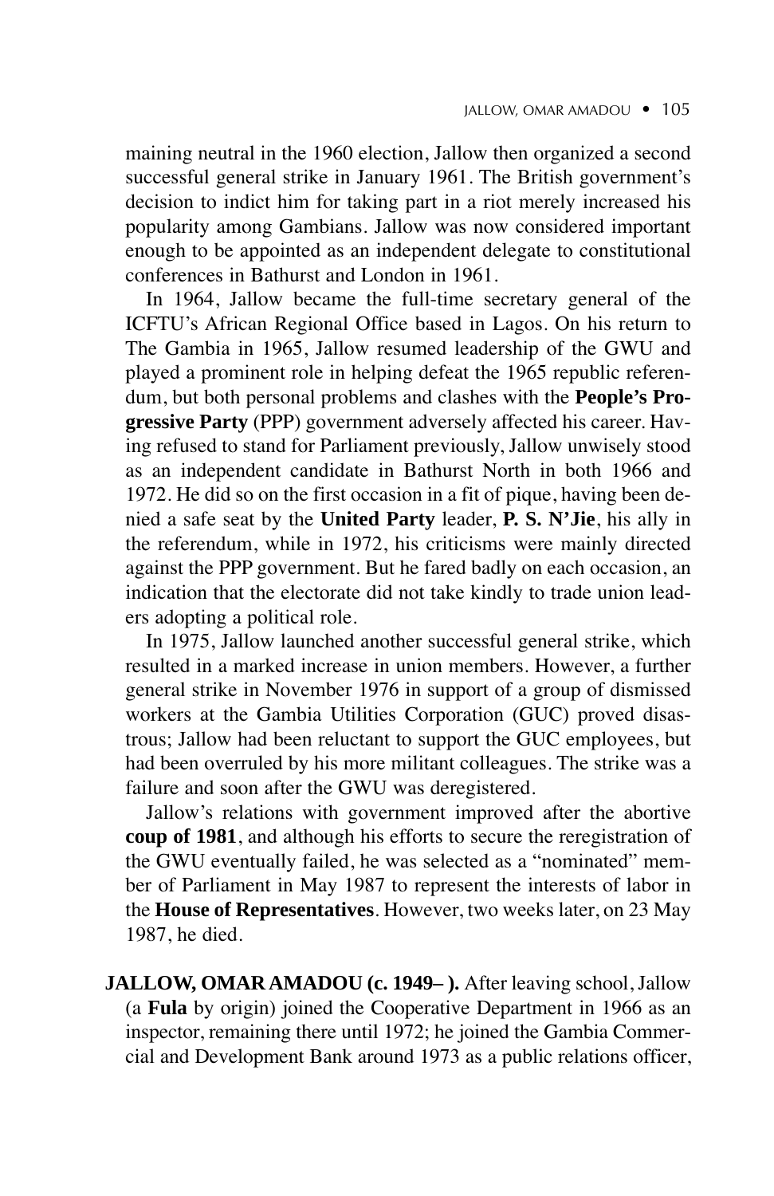maining neutral in the 1960 election, Jallow then organized a second successful general strike in January 1961. The British government's decision to indict him for taking part in a riot merely increased his popularity among Gambians. Jallow was now considered important enough to be appointed as an independent delegate to constitutional conferences in Bathurst and London in 1961.

In 1964, Jallow became the full-time secretary general of the ICFTU's African Regional Office based in Lagos. On his return to The Gambia in 1965, Jallow resumed leadership of the GWU and played a prominent role in helping defeat the 1965 republic referendum, but both personal problems and clashes with the **People's Progressive Party** (PPP) government adversely affected his career. Having refused to stand for Parliament previously, Jallow unwisely stood as an independent candidate in Bathurst North in both 1966 and 1972. He did so on the first occasion in a fit of pique, having been denied a safe seat by the **United Party** leader, **P. S. N'Jie**, his ally in the referendum, while in 1972, his criticisms were mainly directed against the PPP government. But he fared badly on each occasion, an indication that the electorate did not take kindly to trade union leaders adopting a political role.

In 1975, Jallow launched another successful general strike, which resulted in a marked increase in union members. However, a further general strike in November 1976 in support of a group of dismissed workers at the Gambia Utilities Corporation (GUC) proved disastrous; Jallow had been reluctant to support the GUC employees, but had been overruled by his more militant colleagues. The strike was a failure and soon after the GWU was deregistered.

Jallow's relations with government improved after the abortive **coup of 1981**, and although his efforts to secure the reregistration of the GWU eventually failed, he was selected as a "nominated" member of Parliament in May 1987 to represent the interests of labor in the **House of Representatives**. However, two weeks later, on 23 May 1987, he died.

**JALLOW, OMAR AMADOU (c. 1949– ).** After leaving school, Jallow (a **Fula** by origin) joined the Cooperative Department in 1966 as an inspector, remaining there until 1972; he joined the Gambia Commercial and Development Bank around 1973 as a public relations officer,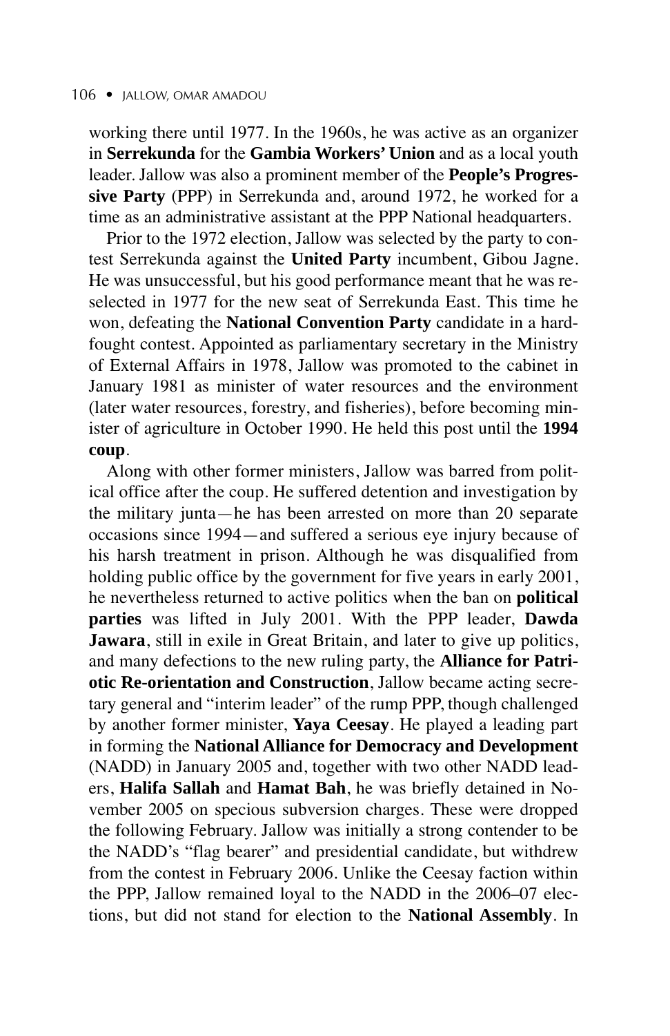working there until 1977. In the 1960s, he was active as an organizer in **Serrekunda** for the **Gambia Workers' Union** and as a local youth leader. Jallow was also a prominent member of the **People's Progressive Party** (PPP) in Serrekunda and, around 1972, he worked for a time as an administrative assistant at the PPP National headquarters.

Prior to the 1972 election, Jallow was selected by the party to contest Serrekunda against the **United Party** incumbent, Gibou Jagne. He was unsuccessful, but his good performance meant that he was reselected in 1977 for the new seat of Serrekunda East. This time he won, defeating the **National Convention Party** candidate in a hard-fought contest. Appointed as parliamentary secretary in the Ministry of External Affairs in 1978, Jallow was promoted to the cabinet in January 1981 as minister of water resources and the environment (later water resources, forestry, and fisheries), before becoming minister of agriculture in October 1990. He held this post until the **1994 coup**.

Along with other former ministers, Jallow was barred from political office after the coup. He suffered detention and investigation by the military junta—he has been arrested on more than 20 separate occasions since 1994—and suffered a serious eye injury because of his harsh treatment in prison. Although he was disqualified from holding public office by the government for five years in early 2001, he nevertheless returned to active politics when the ban on **political parties** was lifted in July 2001. With the PPP leader, **Dawda Jawara**, still in exile in Great Britain, and later to give up politics, and many defections to the new ruling party, the **Alliance for Patriotic Re-orientation and Construction**, Jallow became acting secretary general and "interim leader" of the rump PPP, though challenged by another former minister, **Yaya Ceesay**. He played a leading part in forming the **National Alliance for Democracy and Development** (NADD) in January 2005 and, together with two other NADD leaders, **Halifa Sallah** and **Hamat Bah**, he was briefly detained in November 2005 on specious subversion charges. These were dropped the following February. Jallow was initially a strong contender to be the NADD's "flag bearer" and presidential candidate, but withdrew from the contest in February 2006. Unlike the Ceesay faction within the PPP, Jallow remained loyal to the NADD in the 2006–07 elections, but did not stand for election to the **National Assembly**. In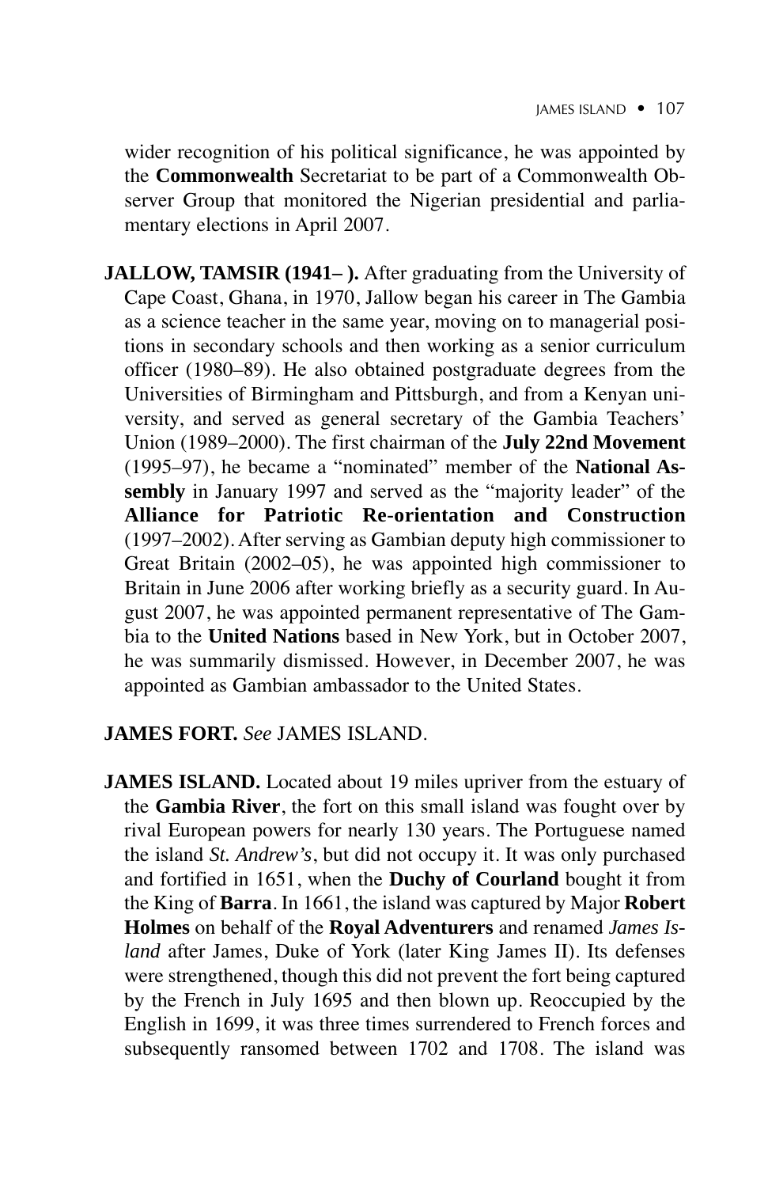wider recognition of his political significance, he was appointed by the **Commonwealth** Secretariat to be part of a Commonwealth Observer Group that monitored the Nigerian presidential and parliamentary elections in April 2007.

**JALLOW, TAMSIR (1941– ).** After graduating from the University of Cape Coast, Ghana, in 1970, Jallow began his career in The Gambia as a science teacher in the same year, moving on to managerial positions in secondary schools and then working as a senior curriculum officer (1980–89). He also obtained postgraduate degrees from the Universities of Birmingham and Pittsburgh, and from a Kenyan university, and served as general secretary of the Gambia Teachers' Union (1989–2000). The first chairman of the **July 22nd Movement** (1995–97), he became a "nominated" member of the **National Assembly** in January 1997 and served as the "majority leader" of the **Alliance for Patriotic Re-orientation and Construction** (1997–2002). After serving as Gambian deputy high commissioner to Great Britain (2002–05), he was appointed high commissioner to Britain in June 2006 after working briefly as a security guard. In August 2007, he was appointed permanent representative of The Gambia to the **United Nations** based in New York, but in October 2007, he was summarily dismissed. However, in December 2007, he was appointed as Gambian ambassador to the United States.

**JAMES FORT.** *See* JAMES ISLAND.

**JAMES ISLAND.** Located about 19 miles upriver from the estuary of the **Gambia River**, the fort on this small island was fought over by rival European powers for nearly 130 years. The Portuguese named the island *St. Andrew's*, but did not occupy it. It was only purchased and fortified in 1651, when the **Duchy of Courland** bought it from the King of **Barra**. In 1661, the island was captured by Major **Robert Holmes** on behalf of the **Royal Adventurers** and renamed *James Island* after James, Duke of York (later King James II). Its defenses were strengthened, though this did not prevent the fort being captured by the French in July 1695 and then blown up. Reoccupied by the English in 1699, it was three times surrendered to French forces and subsequently ransomed between 1702 and 1708. The island was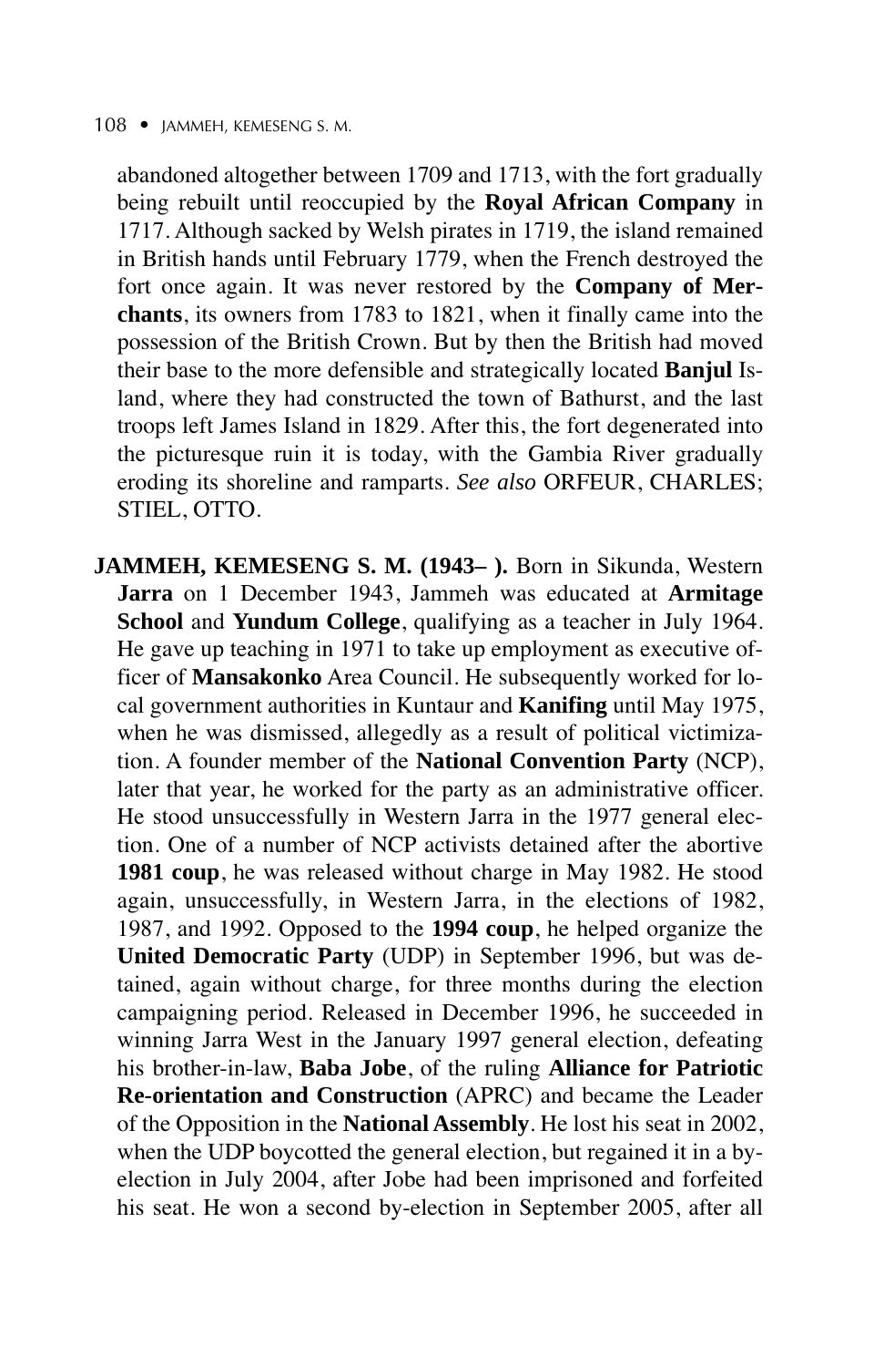abandoned altogether between 1709 and 1713, with the fort gradually being rebuilt until reoccupied by the **Royal African Company** in 1717. Although sacked by Welsh pirates in 1719, the island remained in British hands until February 1779, when the French destroyed the fort once again. It was never restored by the **Company of Merchants**, its owners from 1783 to 1821, when it finally came into the possession of the British Crown. But by then the British had moved their base to the more defensible and strategically located **Banjul** Island, where they had constructed the town of Bathurst, and the last troops left James Island in 1829. After this, the fort degenerated into the picturesque ruin it is today, with the Gambia River gradually eroding its shoreline and ramparts. *See also* ORFEUR, CHARLES; STIEL, OTTO.

**JAMMEH, KEMESENG S. M. (1943– ).** Born in Sikunda, Western **Jarra** on 1 December 1943, Jammeh was educated at **Armitage School** and **Yundum College**, qualifying as a teacher in July 1964. He gave up teaching in 1971 to take up employment as executive officer of **Mansakonko** Area Council. He subsequently worked for local government authorities in Kuntaur and **Kanifing** until May 1975, when he was dismissed, allegedly as a result of political victimization. A founder member of the **National Convention Party** (NCP), later that year, he worked for the party as an administrative officer. He stood unsuccessfully in Western Jarra in the 1977 general election. One of a number of NCP activists detained after the abortive **1981 coup**, he was released without charge in May 1982. He stood again, unsuccessfully, in Western Jarra, in the elections of 1982, 1987, and 1992. Opposed to the **1994 coup**, he helped organize the **United Democratic Party** (UDP) in September 1996, but was detained, again without charge, for three months during the election campaigning period. Released in December 1996, he succeeded in winning Jarra West in the January 1997 general election, defeating his brother-in-law, **Baba Jobe**, of the ruling **Alliance for Patriotic Re-orientation and Construction** (APRC) and became the Leader of the Opposition in the **National Assembly**. He lost his seat in 2002, when the UDP boycotted the general election, but regained it in a by-election in July 2004, after Jobe had been imprisoned and forfeited his seat. He won a second by-election in September 2005, after all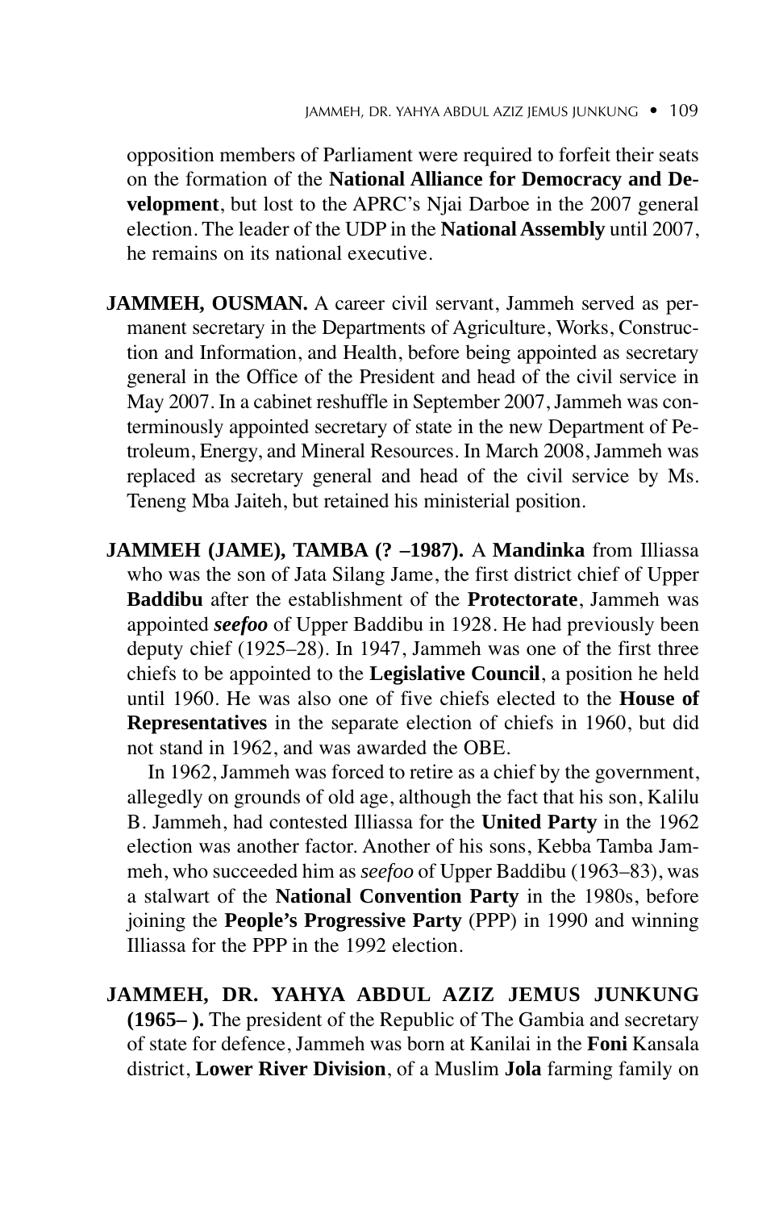opposition members of Parliament were required to forfeit their seats on the formation of the **National Alliance for Democracy and Development**, but lost to the APRC's Njai Darboe in the 2007 general election. The leader of the UDP in the **National Assembly** until 2007, he remains on its national executive.

**JAMMEH, OUSMAN.** A career civil servant, Jammeh served as permanent secretary in the Departments of Agriculture, Works, Construction and Information, and Health, before being appointed as secretary general in the Office of the President and head of the civil service in May 2007. In a cabinet reshuffle in September 2007, Jammeh was conterminously appointed secretary of state in the new Department of Petroleum, Energy, and Mineral Resources. In March 2008, Jammeh was replaced as secretary general and head of the civil service by Ms. Teneng Mba Jaiteh, but retained his ministerial position.

**JAMMEH (JAME), TAMBA (? –1987).** A **Mandinka** from Illiassa who was the son of Jata Silang Jame, the first district chief of Upper **Baddibu** after the establishment of the **Protectorate**, Jammeh was appointed ***seefoo*** of Upper Baddibu in 1928. He had previously been deputy chief (1925–28). In 1947, Jammeh was one of the first three chiefs to be appointed to the **Legislative Council**, a position he held until 1960. He was also one of five chiefs elected to the **House of Representatives** in the separate election of chiefs in 1960, but did not stand in 1962, and was awarded the OBE.

In 1962, Jammeh was forced to retire as a chief by the government, allegedly on grounds of old age, although the fact that his son, Kalilu B. Jammeh, had contested Illiassa for the **United Party** in the 1962 election was another factor. Another of his sons, Kebba Tamba Jammeh, who succeeded him as *seefoo* of Upper Baddibu (1963–83), was a stalwart of the **National Convention Party** in the 1980s, before joining the **People's Progressive Party** (PPP) in 1990 and winning Illiassa for the PPP in the 1992 election.

**JAMMEH, DR. YAHYA ABDUL AZIZ JEMUS JUNKUNG (1965– ).** The president of the Republic of The Gambia and secretary of state for defence, Jammeh was born at Kanilai in the **Foni** Kansala district, **Lower River Division**, of a Muslim **Jola** farming family on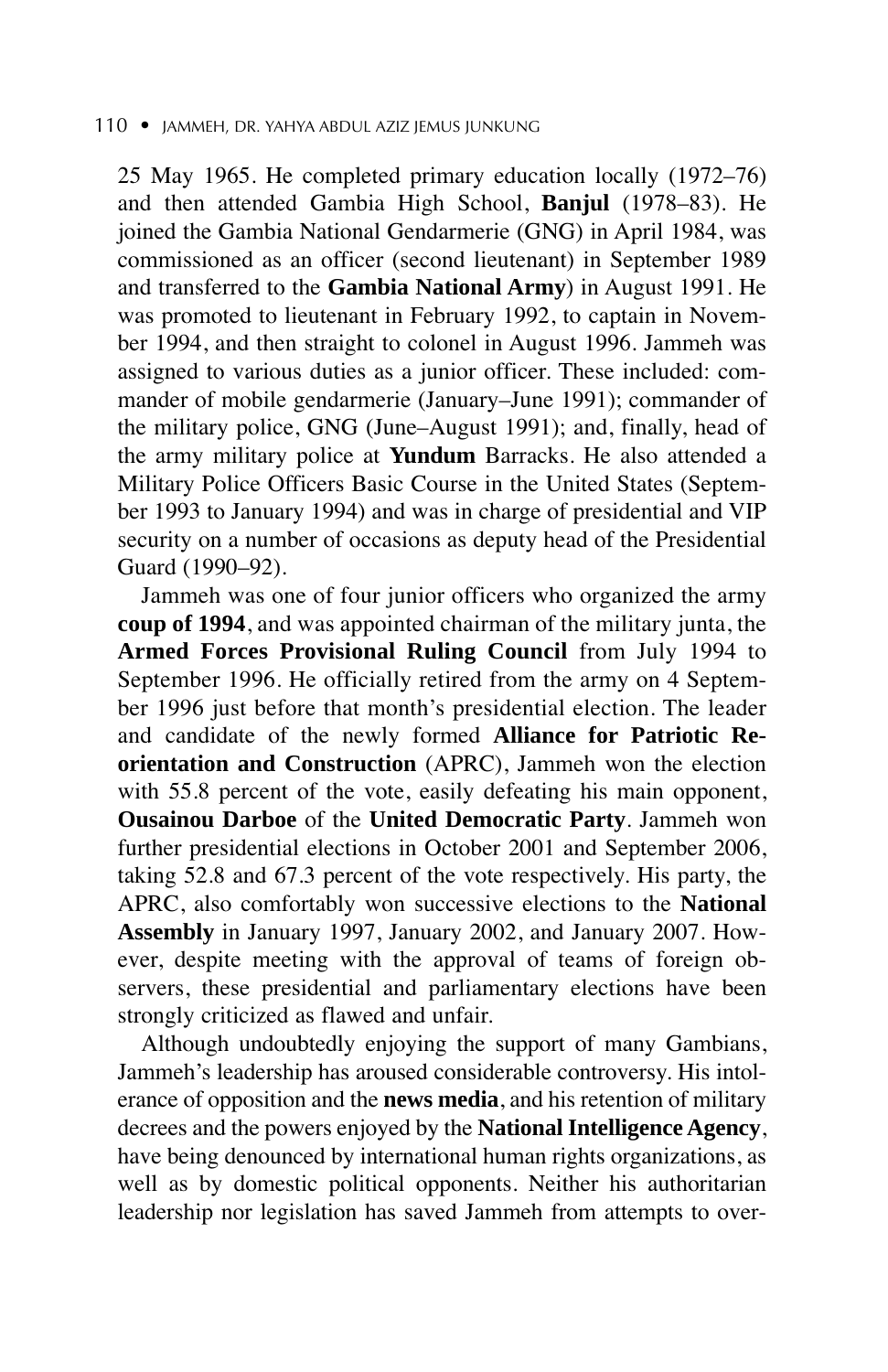25 May 1965. He completed primary education locally (1972–76) and then attended Gambia High School, **Banjul** (1978–83). He joined the Gambia National Gendarmerie (GNG) in April 1984, was commissioned as an officer (second lieutenant) in September 1989 and transferred to the **Gambia National Army**) in August 1991. He was promoted to lieutenant in February 1992, to captain in November 1994, and then straight to colonel in August 1996. Jammeh was assigned to various duties as a junior officer. These included: commander of mobile gendarmerie (January–June 1991); commander of the military police, GNG (June–August 1991); and, finally, head of the army military police at **Yundum** Barracks. He also attended a Military Police Officers Basic Course in the United States (September 1993 to January 1994) and was in charge of presidential and VIP security on a number of occasions as deputy head of the Presidential Guard (1990–92).

Jammeh was one of four junior officers who organized the army **coup of 1994**, and was appointed chairman of the military junta, the **Armed Forces Provisional Ruling Council** from July 1994 to September 1996. He officially retired from the army on 4 September 1996 just before that month's presidential election. The leader and candidate of the newly formed **Alliance for Patriotic Reorientation and Construction** (APRC), Jammeh won the election with 55.8 percent of the vote, easily defeating his main opponent, **Ousainou Darboe** of the **United Democratic Party**. Jammeh won further presidential elections in October 2001 and September 2006, taking 52.8 and 67.3 percent of the vote respectively. His party, the APRC, also comfortably won successive elections to the **National Assembly** in January 1997, January 2002, and January 2007. However, despite meeting with the approval of teams of foreign observers, these presidential and parliamentary elections have been strongly criticized as flawed and unfair.

Although undoubtedly enjoying the support of many Gambians, Jammeh's leadership has aroused considerable controversy. His intolerance of opposition and the **news media**, and his retention of military decrees and the powers enjoyed by the **National Intelligence Agency**, have being denounced by international human rights organizations, as well as by domestic political opponents. Neither his authoritarian leadership nor legislation has saved Jammeh from attempts to over-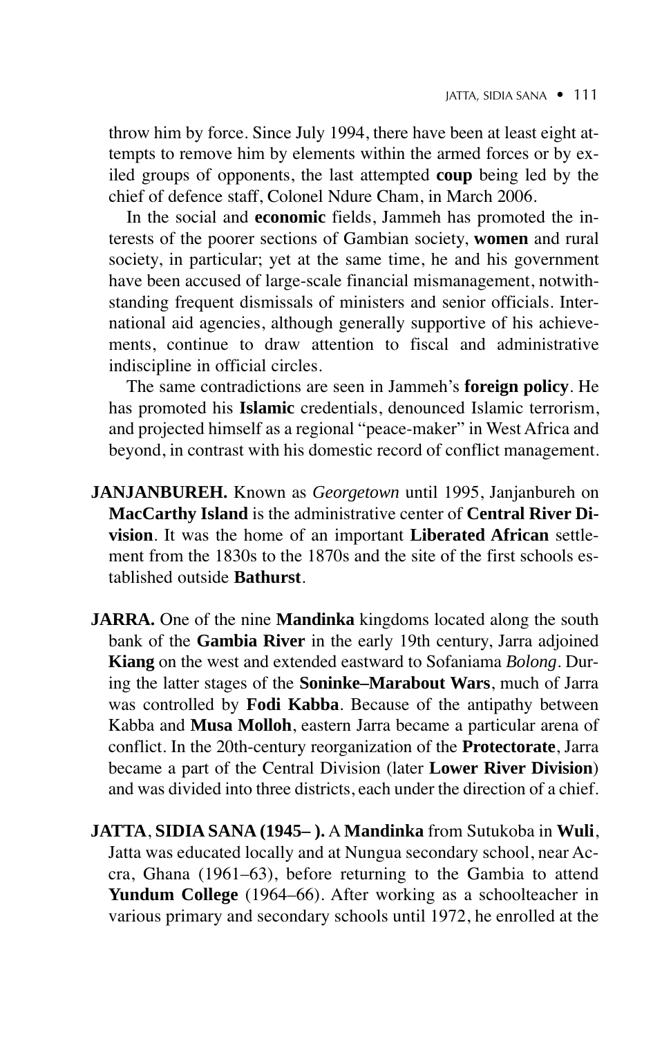throw him by force. Since July 1994, there have been at least eight attempts to remove him by elements within the armed forces or by exiled groups of opponents, the last attempted **coup** being led by the chief of defence staff, Colonel Ndure Cham, in March 2006.

In the social and **economic** fields, Jammeh has promoted the interests of the poorer sections of Gambian society, **women** and rural society, in particular; yet at the same time, he and his government have been accused of large-scale financial mismanagement, notwithstanding frequent dismissals of ministers and senior officials. International aid agencies, although generally supportive of his achievements, continue to draw attention to fiscal and administrative indiscipline in official circles.

The same contradictions are seen in Jammeh's **foreign policy**. He has promoted his **Islamic** credentials, denounced Islamic terrorism, and projected himself as a regional "peace-maker" in West Africa and beyond, in contrast with his domestic record of conflict management.

**JANJANBUREH.** Known as *Georgetown* until 1995, Janjanbureh on **MacCarthy Island** is the administrative center of **Central River Division**. It was the home of an important **Liberated African** settlement from the 1830s to the 1870s and the site of the first schools established outside **Bathurst**.

**JARRA.** One of the nine **Mandinka** kingdoms located along the south bank of the **Gambia River** in the early 19th century, Jarra adjoined **Kiang** on the west and extended eastward to Sofaniama *Bolong*. During the latter stages of the **Soninke–Marabout Wars**, much of Jarra was controlled by **Fodi Kabba**. Because of the antipathy between Kabba and **Musa Molloh**, eastern Jarra became a particular arena of conflict. In the 20th-century reorganization of the **Protectorate**, Jarra became a part of the Central Division (later **Lower River Division**) and was divided into three districts, each under the direction of a chief.

**JATTA, SIDIA SANA (1945– ).** A **Mandinka** from Sutukoba in **Wuli**, Jatta was educated locally and at Nungua secondary school, near Accra, Ghana (1961–63), before returning to the Gambia to attend **Yundum College** (1964–66). After working as a schoolteacher in various primary and secondary schools until 1972, he enrolled at the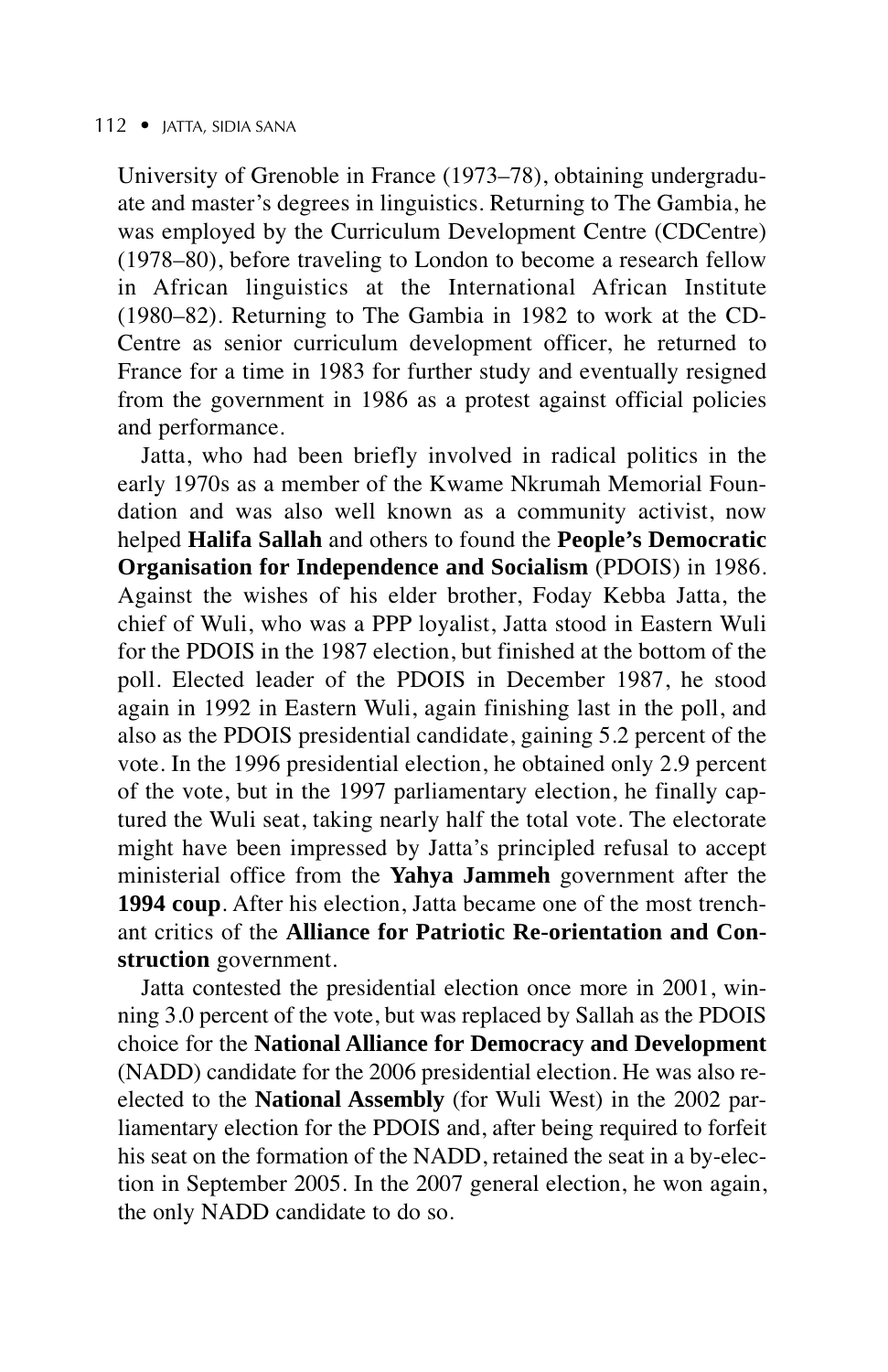University of Grenoble in France (1973–78), obtaining undergraduate and master's degrees in linguistics. Returning to The Gambia, he was employed by the Curriculum Development Centre (CDCentre) (1978–80), before traveling to London to become a research fellow in African linguistics at the International African Institute (1980–82). Returning to The Gambia in 1982 to work at the CDCentre as senior curriculum development officer, he returned to France for a time in 1983 for further study and eventually resigned from the government in 1986 as a protest against official policies and performance.

Jatta, who had been briefly involved in radical politics in the early 1970s as a member of the Kwame Nkrumah Memorial Foundation and was also well known as a community activist, now helped **Halifa Sallah** and others to found the **People's Democratic Organisation for Independence and Socialism** (PDOIS) in 1986. Against the wishes of his elder brother, Foday Kebba Jatta, the chief of Wuli, who was a PPP loyalist, Jatta stood in Eastern Wuli for the PDOIS in the 1987 election, but finished at the bottom of the poll. Elected leader of the PDOIS in December 1987, he stood again in 1992 in Eastern Wuli, again finishing last in the poll, and also as the PDOIS presidential candidate, gaining 5.2 percent of the vote. In the 1996 presidential election, he obtained only 2.9 percent of the vote, but in the 1997 parliamentary election, he finally captured the Wuli seat, taking nearly half the total vote. The electorate might have been impressed by Jatta's principled refusal to accept ministerial office from the **Yahya Jammeh** government after the **1994 coup**. After his election, Jatta became one of the most trenchant critics of the **Alliance for Patriotic Re-orientation and Construction** government.

Jatta contested the presidential election once more in 2001, winning 3.0 percent of the vote, but was replaced by Sallah as the PDOIS choice for the **National Alliance for Democracy and Development** (NADD) candidate for the 2006 presidential election. He was also reelected to the **National Assembly** (for Wuli West) in the 2002 parliamentary election for the PDOIS and, after being required to forfeit his seat on the formation of the NADD, retained the seat in a by-election in September 2005. In the 2007 general election, he won again, the only NADD candidate to do so.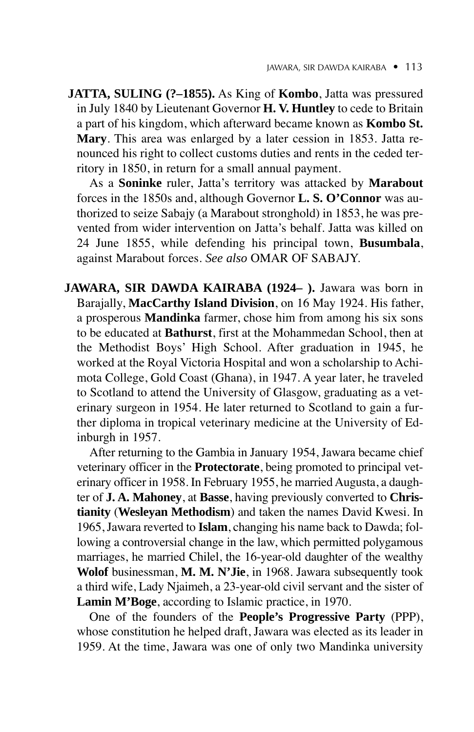**JATTA, SULING (?–1855).** As King of **Kombo**, Jatta was pressured in July 1840 by Lieutenant Governor **H. V. Huntley** to cede to Britain a part of his kingdom, which afterward became known as **Kombo St. Mary**. This area was enlarged by a later cession in 1853. Jatta renounced his right to collect customs duties and rents in the ceded territory in 1850, in return for a small annual payment.

As a **Soninke** ruler, Jatta's territory was attacked by **Marabout** forces in the 1850s and, although Governor **L. S. O'Connor** was authorized to seize Sabajy (a Marabout stronghold) in 1853, he was prevented from wider intervention on Jatta's behalf. Jatta was killed on 24 June 1855, while defending his principal town, **Busumbala**, against Marabout forces. *See also* OMAR OF SABAJY.

**JAWARA, SIR DAWDA KAIRABA (1924– ).** Jawara was born in Barajally, **MacCarthy Island Division**, on 16 May 1924. His father, a prosperous **Mandinka** farmer, chose him from among his six sons to be educated at **Bathurst**, first at the Mohammedan School, then at the Methodist Boys' High School. After graduation in 1945, he worked at the Royal Victoria Hospital and won a scholarship to Achimota College, Gold Coast (Ghana), in 1947. A year later, he traveled to Scotland to attend the University of Glasgow, graduating as a veterinary surgeon in 1954. He later returned to Scotland to gain a further diploma in tropical veterinary medicine at the University of Edinburgh in 1957.

After returning to the Gambia in January 1954, Jawara became chief veterinary officer in the **Protectorate**, being promoted to principal veterinary officer in 1958. In February 1955, he married Augusta, a daughter of **J. A. Mahoney**, at **Basse**, having previously converted to **Christianity** (**Wesleyan Methodism**) and taken the names David Kwesi. In 1965, Jawara reverted to **Islam**, changing his name back to Dawda; following a controversial change in the law, which permitted polygamous marriages, he married Chilel, the 16-year-old daughter of the wealthy **Wolof** businessman, **M. M. N'Jie**, in 1968. Jawara subsequently took a third wife, Lady Njaimeh, a 23-year-old civil servant and the sister of **Lamin M'Boge**, according to Islamic practice, in 1970.

One of the founders of the **People's Progressive Party** (PPP), whose constitution he helped draft, Jawara was elected as its leader in 1959. At the time, Jawara was one of only two Mandinka university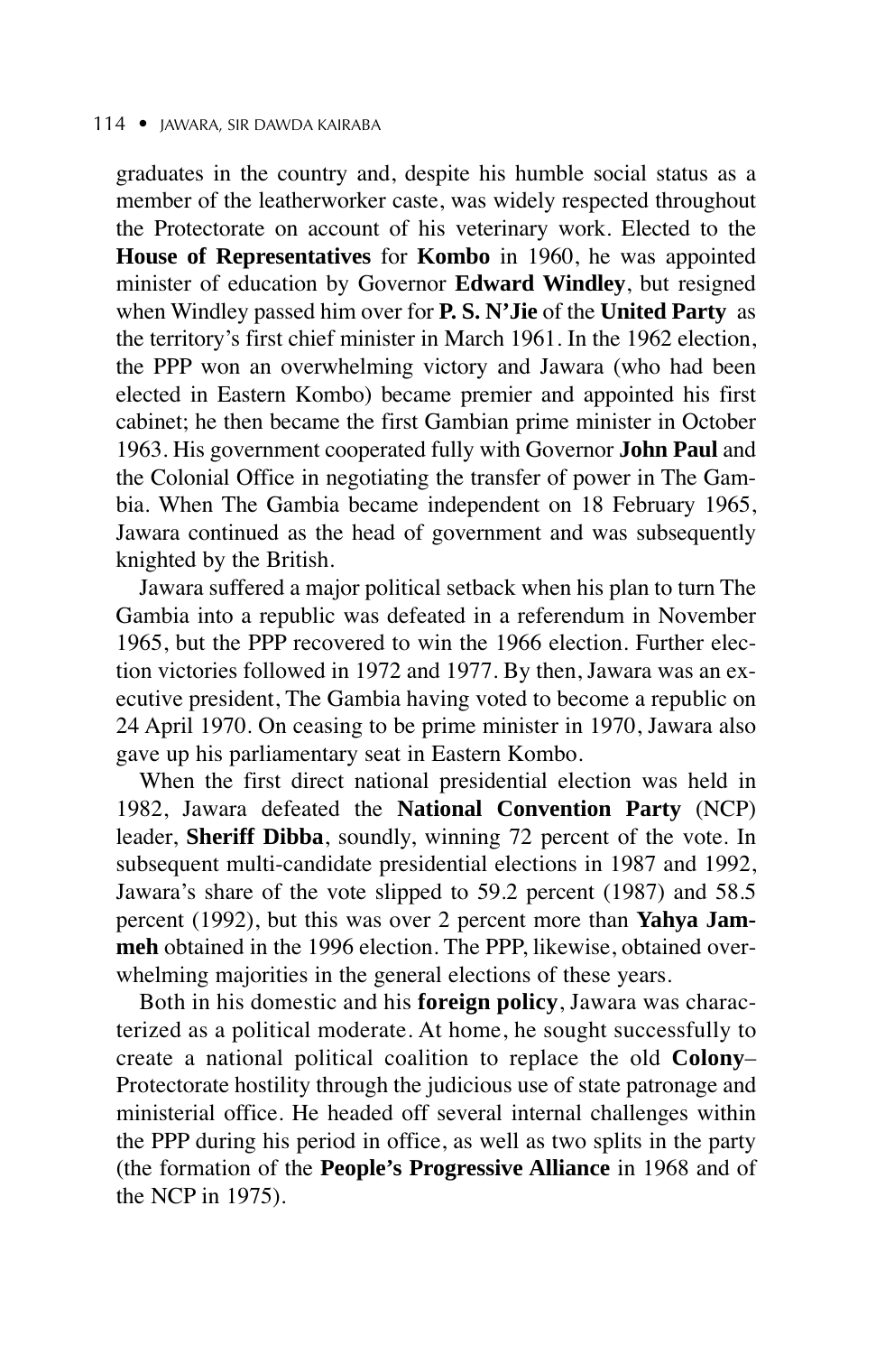graduates in the country and, despite his humble social status as a member of the leatherworker caste, was widely respected throughout the Protectorate on account of his veterinary work. Elected to the **House of Representatives** for **Kombo** in 1960, he was appointed minister of education by Governor **Edward Windley**, but resigned when Windley passed him over for **P. S. N'Jie** of the **United Party** as the territory's first chief minister in March 1961. In the 1962 election, the PPP won an overwhelming victory and Jawara (who had been elected in Eastern Kombo) became premier and appointed his first cabinet; he then became the first Gambian prime minister in October 1963. His government cooperated fully with Governor **John Paul** and the Colonial Office in negotiating the transfer of power in The Gambia. When The Gambia became independent on 18 February 1965, Jawara continued as the head of government and was subsequently knighted by the British.

Jawara suffered a major political setback when his plan to turn The Gambia into a republic was defeated in a referendum in November 1965, but the PPP recovered to win the 1966 election. Further election victories followed in 1972 and 1977. By then, Jawara was an executive president, The Gambia having voted to become a republic on 24 April 1970. On ceasing to be prime minister in 1970, Jawara also gave up his parliamentary seat in Eastern Kombo.

When the first direct national presidential election was held in 1982, Jawara defeated the **National Convention Party** (NCP) leader, **Sheriff Dibba**, soundly, winning 72 percent of the vote. In subsequent multi-candidate presidential elections in 1987 and 1992, Jawara's share of the vote slipped to 59.2 percent (1987) and 58.5 percent (1992), but this was over 2 percent more than **Yahya Jammeh** obtained in the 1996 election. The PPP, likewise, obtained overwhelming majorities in the general elections of these years.

Both in his domestic and his **foreign policy**, Jawara was characterized as a political moderate. At home, he sought successfully to create a national political coalition to replace the old **Colony**–Protectorate hostility through the judicious use of state patronage and ministerial office. He headed off several internal challenges within the PPP during his period in office, as well as two splits in the party (the formation of the **People's Progressive Alliance** in 1968 and of the NCP in 1975).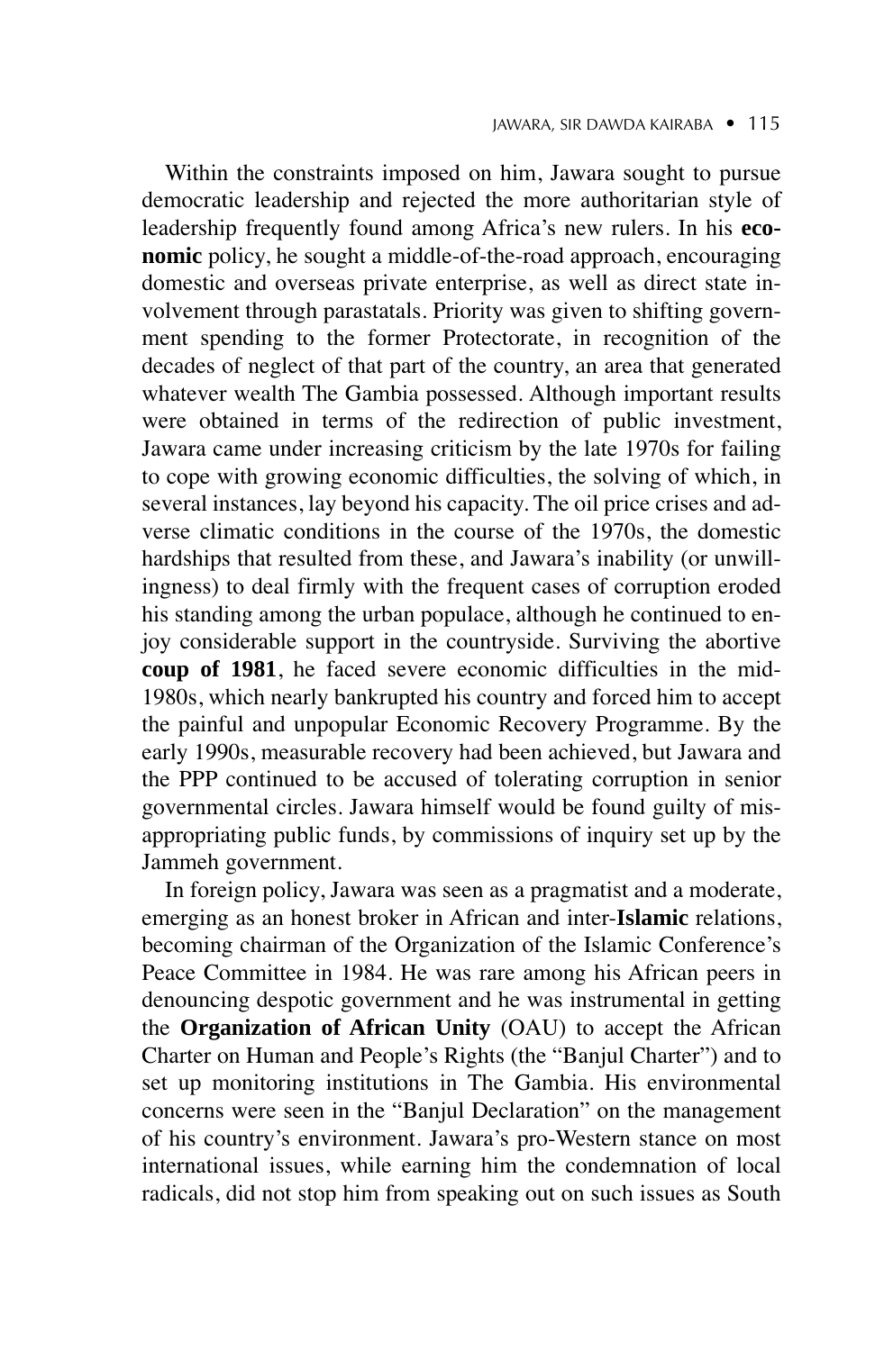Within the constraints imposed on him, Jawara sought to pursue democratic leadership and rejected the more authoritarian style of leadership frequently found among Africa's new rulers. In his **economic** policy, he sought a middle-of-the-road approach, encouraging domestic and overseas private enterprise, as well as direct state involvement through parastatals. Priority was given to shifting government spending to the former Protectorate, in recognition of the decades of neglect of that part of the country, an area that generated whatever wealth The Gambia possessed. Although important results were obtained in terms of the redirection of public investment, Jawara came under increasing criticism by the late 1970s for failing to cope with growing economic difficulties, the solving of which, in several instances, lay beyond his capacity. The oil price crises and adverse climatic conditions in the course of the 1970s, the domestic hardships that resulted from these, and Jawara's inability (or unwillingness) to deal firmly with the frequent cases of corruption eroded his standing among the urban populace, although he continued to enjoy considerable support in the countryside. Surviving the abortive **coup of 1981**, he faced severe economic difficulties in the mid-1980s, which nearly bankrupted his country and forced him to accept the painful and unpopular Economic Recovery Programme. By the early 1990s, measurable recovery had been achieved, but Jawara and the PPP continued to be accused of tolerating corruption in senior governmental circles. Jawara himself would be found guilty of misappropriating public funds, by commissions of inquiry set up by the Jammeh government.

In foreign policy, Jawara was seen as a pragmatist and a moderate, emerging as an honest broker in African and inter-**Islamic** relations, becoming chairman of the Organization of the Islamic Conference's Peace Committee in 1984. He was rare among his African peers in denouncing despotic government and he was instrumental in getting the **Organization of African Unity** (OAU) to accept the African Charter on Human and People's Rights (the "Banjul Charter") and to set up monitoring institutions in The Gambia. His environmental concerns were seen in the "Banjul Declaration" on the management of his country's environment. Jawara's pro-Western stance on most international issues, while earning him the condemnation of local radicals, did not stop him from speaking out on such issues as South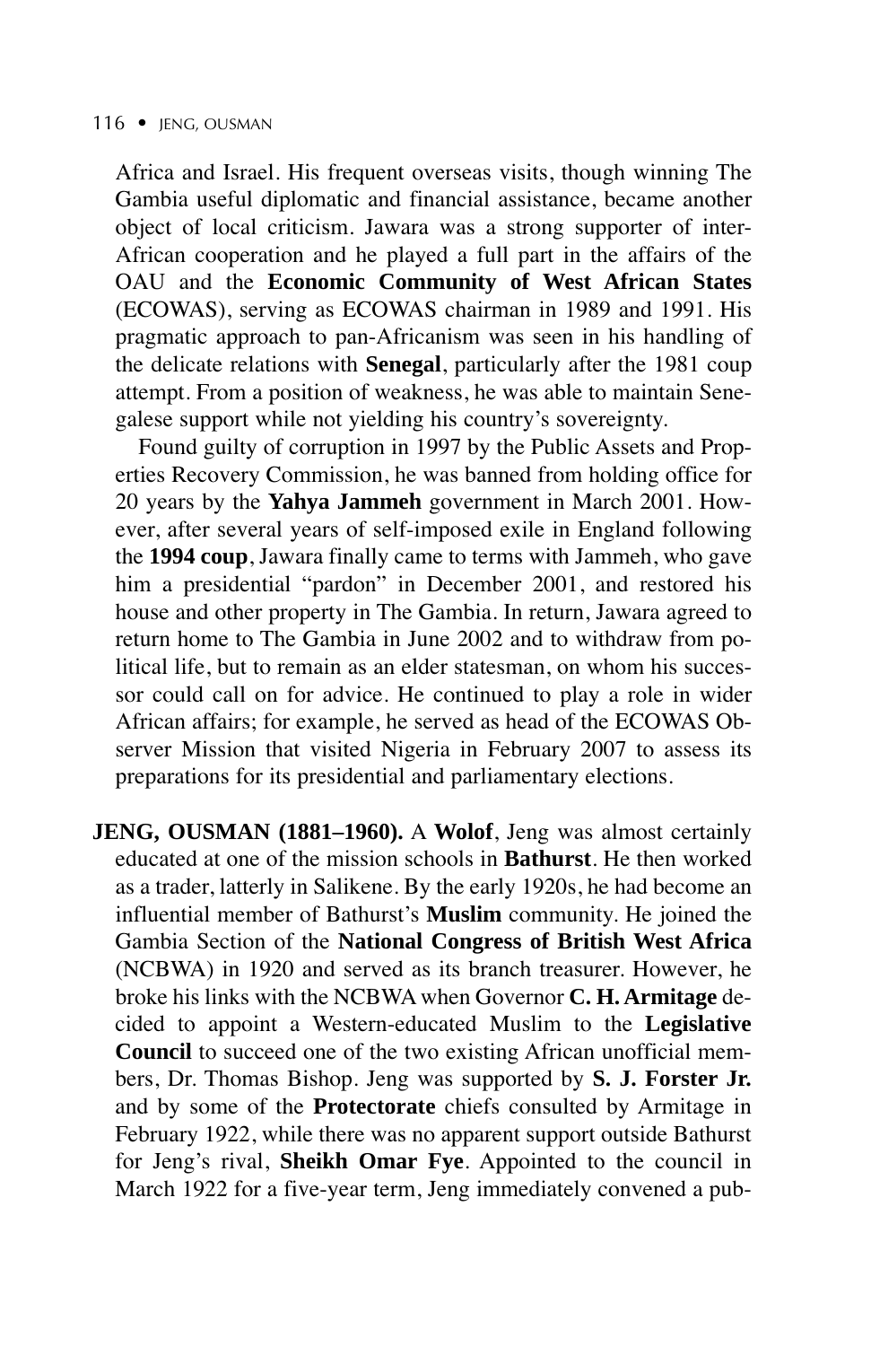Africa and Israel. His frequent overseas visits, though winning The Gambia useful diplomatic and financial assistance, became another object of local criticism. Jawara was a strong supporter of inter-African cooperation and he played a full part in the affairs of the OAU and the **Economic Community of West African States** (ECOWAS), serving as ECOWAS chairman in 1989 and 1991. His pragmatic approach to pan-Africanism was seen in his handling of the delicate relations with **Senegal**, particularly after the 1981 coup attempt. From a position of weakness, he was able to maintain Senegalese support while not yielding his country's sovereignty.

Found guilty of corruption in 1997 by the Public Assets and Properties Recovery Commission, he was banned from holding office for 20 years by the **Yahya Jammeh** government in March 2001. However, after several years of self-imposed exile in England following the **1994 coup**, Jawara finally came to terms with Jammeh, who gave him a presidential "pardon" in December 2001, and restored his house and other property in The Gambia. In return, Jawara agreed to return home to The Gambia in June 2002 and to withdraw from political life, but to remain as an elder statesman, on whom his successor could call on for advice. He continued to play a role in wider African affairs; for example, he served as head of the ECOWAS Observer Mission that visited Nigeria in February 2007 to assess its preparations for its presidential and parliamentary elections.

**JENG, OUSMAN (1881–1960).** A **Wolof**, Jeng was almost certainly educated at one of the mission schools in **Bathurst**. He then worked as a trader, latterly in Salikene. By the early 1920s, he had become an influential member of Bathurst's **Muslim** community. He joined the Gambia Section of the **National Congress of British West Africa** (NCBWA) in 1920 and served as its branch treasurer. However, he broke his links with the NCBWA when Governor **C. H. Armitage** decided to appoint a Western-educated Muslim to the **Legislative Council** to succeed one of the two existing African unofficial members, Dr. Thomas Bishop. Jeng was supported by **S. J. Forster Jr.** and by some of the **Protectorate** chiefs consulted by Armitage in February 1922, while there was no apparent support outside Bathurst for Jeng's rival, **Sheikh Omar Fye**. Appointed to the council in March 1922 for a five-year term, Jeng immediately convened a pub-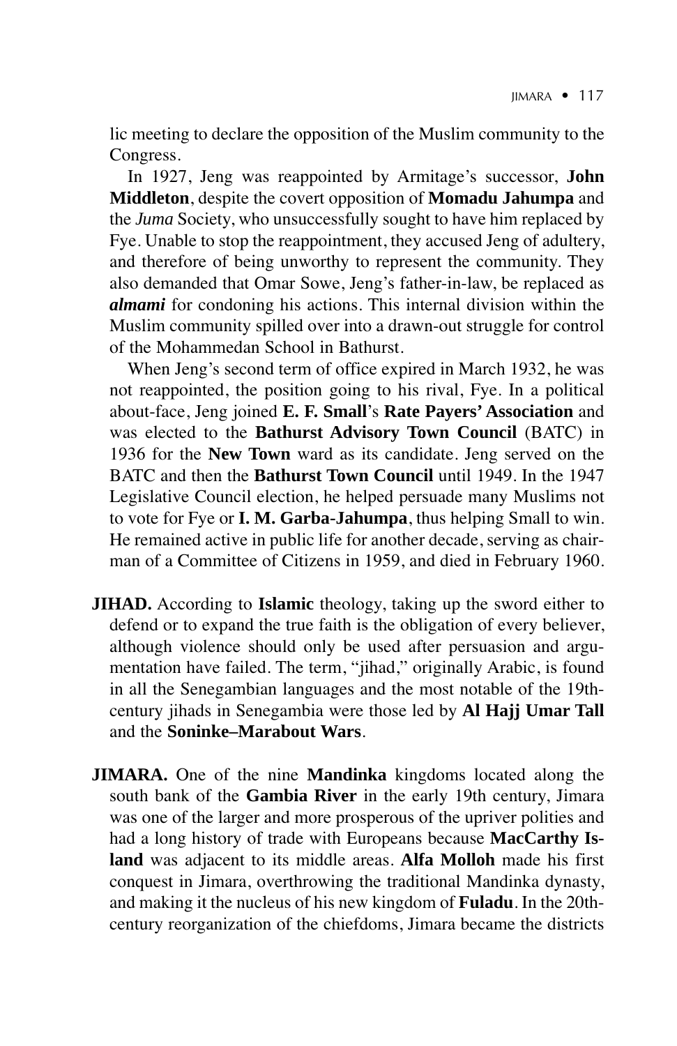lic meeting to declare the opposition of the Muslim community to the Congress.

In 1927, Jeng was reappointed by Armitage's successor, **John Middleton**, despite the covert opposition of **Momadu Jahumpa** and the *Juma* Society, who unsuccessfully sought to have him replaced by Fye. Unable to stop the reappointment, they accused Jeng of adultery, and therefore of being unworthy to represent the community. They also demanded that Omar Sowe, Jeng's father-in-law, be replaced as ***almami*** for condoning his actions. This internal division within the Muslim community spilled over into a drawn-out struggle for control of the Mohammedan School in Bathurst.

When Jeng's second term of office expired in March 1932, he was not reappointed, the position going to his rival, Fye. In a political about-face, Jeng joined **E. F. Small**'s **Rate Payers' Association** and was elected to the **Bathurst Advisory Town Council** (BATC) in 1936 for the **New Town** ward as its candidate. Jeng served on the BATC and then the **Bathurst Town Council** until 1949. In the 1947 Legislative Council election, he helped persuade many Muslims not to vote for Fye or **I. M. Garba-Jahumpa**, thus helping Small to win. He remained active in public life for another decade, serving as chairman of a Committee of Citizens in 1959, and died in February 1960.

**JIHAD.** According to **Islamic** theology, taking up the sword either to defend or to expand the true faith is the obligation of every believer, although violence should only be used after persuasion and argumentation have failed. The term, "jihad," originally Arabic, is found in all the Senegambian languages and the most notable of the 19th-century jihads in Senegambia were those led by **Al Hajj Umar Tall** and the **Soninke–Marabout Wars**.

**JIMARA.** One of the nine **Mandinka** kingdoms located along the south bank of the **Gambia River** in the early 19th century, Jimara was one of the larger and more prosperous of the upriver polities and had a long history of trade with Europeans because **MacCarthy Island** was adjacent to its middle areas. **Alfa Molloh** made his first conquest in Jimara, overthrowing the traditional Mandinka dynasty, and making it the nucleus of his new kingdom of **Fuladu**. In the 20th-century reorganization of the chiefdoms, Jimara became the districts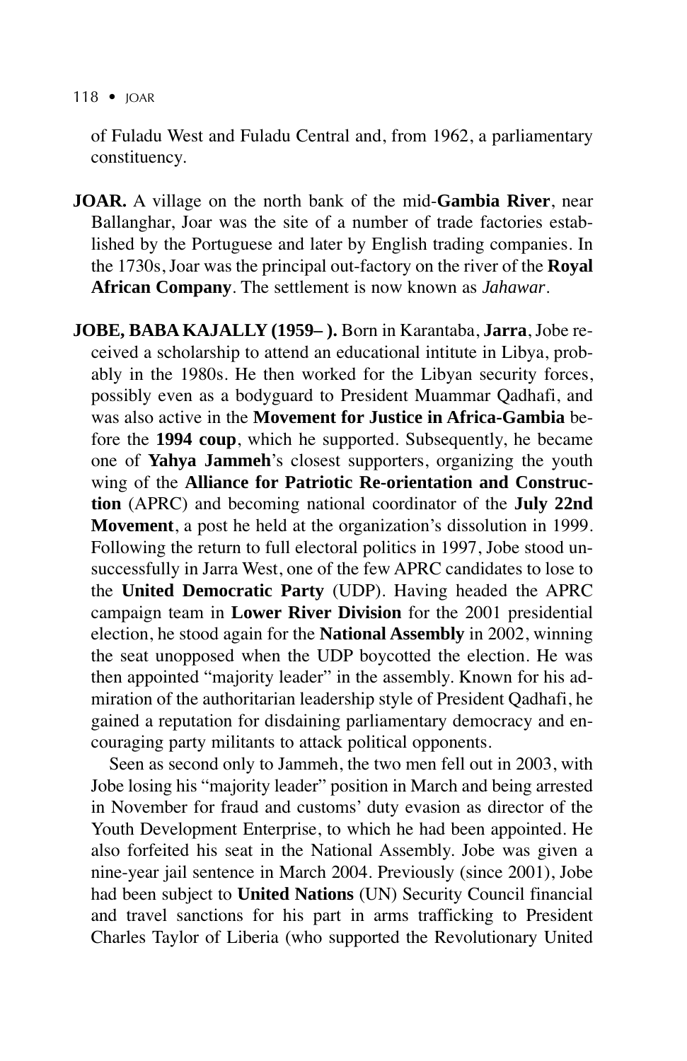of Fuladu West and Fuladu Central and, from 1962, a parliamentary constituency.

**JOAR.** A village on the north bank of the mid-**Gambia River**, near Ballanghar, Joar was the site of a number of trade factories established by the Portuguese and later by English trading companies. In the 1730s, Joar was the principal out-factory on the river of the **Royal African Company**. The settlement is now known as *Jahawar*.

**JOBE, BABA KAJALLY (1959– ).** Born in Karantaba, **Jarra**, Jobe received a scholarship to attend an educational intitute in Libya, probably in the 1980s. He then worked for the Libyan security forces, possibly even as a bodyguard to President Muammar Qadhafi, and was also active in the **Movement for Justice in Africa-Gambia** before the **1994 coup**, which he supported. Subsequently, he became one of **Yahya Jammeh**'s closest supporters, organizing the youth wing of the **Alliance for Patriotic Re-orientation and Construction** (APRC) and becoming national coordinator of the **July 22nd Movement**, a post he held at the organization's dissolution in 1999. Following the return to full electoral politics in 1997, Jobe stood unsuccessfully in Jarra West, one of the few APRC candidates to lose to the **United Democratic Party** (UDP). Having headed the APRC campaign team in **Lower River Division** for the 2001 presidential election, he stood again for the **National Assembly** in 2002, winning the seat unopposed when the UDP boycotted the election. He was then appointed "majority leader" in the assembly. Known for his admiration of the authoritarian leadership style of President Qadhafi, he gained a reputation for disdaining parliamentary democracy and encouraging party militants to attack political opponents.

Seen as second only to Jammeh, the two men fell out in 2003, with Jobe losing his "majority leader" position in March and being arrested in November for fraud and customs' duty evasion as director of the Youth Development Enterprise, to which he had been appointed. He also forfeited his seat in the National Assembly. Jobe was given a nine-year jail sentence in March 2004. Previously (since 2001), Jobe had been subject to **United Nations** (UN) Security Council financial and travel sanctions for his part in arms trafficking to President Charles Taylor of Liberia (who supported the Revolutionary United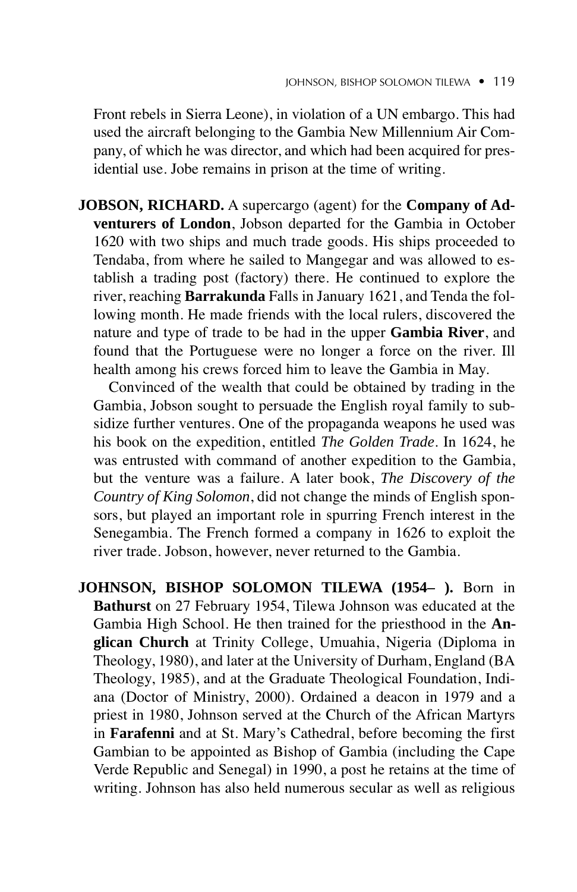Front rebels in Sierra Leone), in violation of a UN embargo. This had used the aircraft belonging to the Gambia New Millennium Air Company, of which he was director, and which had been acquired for presidential use. Jobe remains in prison at the time of writing.

**JOBSON, RICHARD.** A supercargo (agent) for the **Company of Adventurers of London**, Jobson departed for the Gambia in October 1620 with two ships and much trade goods. His ships proceeded to Tendaba, from where he sailed to Mangegar and was allowed to establish a trading post (factory) there. He continued to explore the river, reaching **Barrakunda** Falls in January 1621, and Tenda the following month. He made friends with the local rulers, discovered the nature and type of trade to be had in the upper **Gambia River**, and found that the Portuguese were no longer a force on the river. Ill health among his crews forced him to leave the Gambia in May.

Convinced of the wealth that could be obtained by trading in the Gambia, Jobson sought to persuade the English royal family to subsidize further ventures. One of the propaganda weapons he used was his book on the expedition, entitled *The Golden Trade*. In 1624, he was entrusted with command of another expedition to the Gambia, but the venture was a failure. A later book, *The Discovery of the Country of King Solomon*, did not change the minds of English sponsors, but played an important role in spurring French interest in the Senegambia. The French formed a company in 1626 to exploit the river trade. Jobson, however, never returned to the Gambia.

**JOHNSON, BISHOP SOLOMON TILEWA (1954– ).** Born in **Bathurst** on 27 February 1954, Tilewa Johnson was educated at the Gambia High School. He then trained for the priesthood in the **Anglican Church** at Trinity College, Umuahia, Nigeria (Diploma in Theology, 1980), and later at the University of Durham, England (BA Theology, 1985), and at the Graduate Theological Foundation, Indiana (Doctor of Ministry, 2000). Ordained a deacon in 1979 and a priest in 1980, Johnson served at the Church of the African Martyrs in **Farafenni** and at St. Mary's Cathedral, before becoming the first Gambian to be appointed as Bishop of Gambia (including the Cape Verde Republic and Senegal) in 1990, a post he retains at the time of writing. Johnson has also held numerous secular as well as religious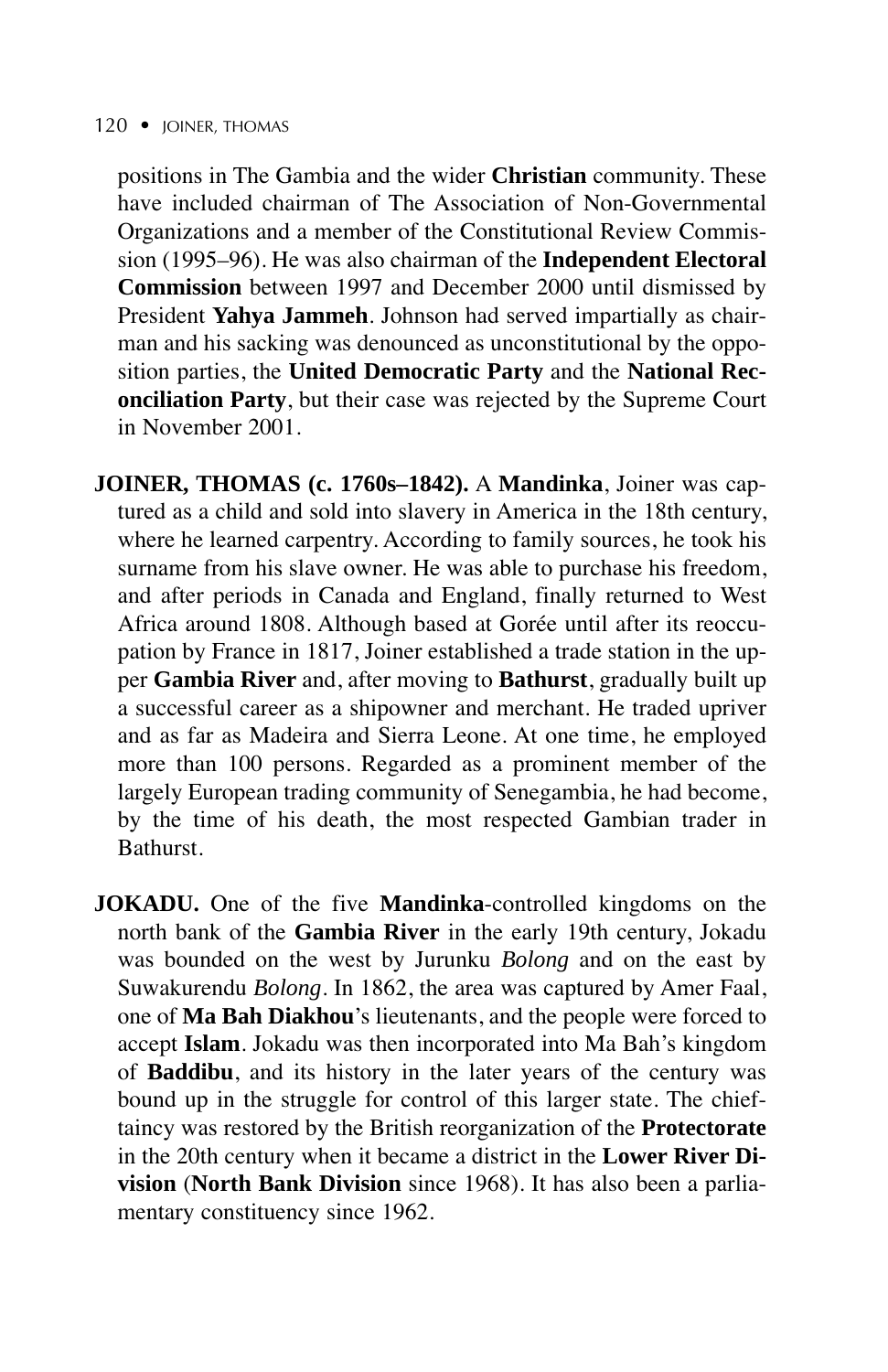positions in The Gambia and the wider **Christian** community. These have included chairman of The Association of Non-Governmental Organizations and a member of the Constitutional Review Commission (1995–96). He was also chairman of the **Independent Electoral Commission** between 1997 and December 2000 until dismissed by President **Yahya Jammeh**. Johnson had served impartially as chairman and his sacking was denounced as unconstitutional by the opposition parties, the **United Democratic Party** and the **National Reconciliation Party**, but their case was rejected by the Supreme Court in November 2001.

**JOINER, THOMAS (c. 1760s–1842).** A **Mandinka**, Joiner was captured as a child and sold into slavery in America in the 18th century, where he learned carpentry. According to family sources, he took his surname from his slave owner. He was able to purchase his freedom, and after periods in Canada and England, finally returned to West Africa around 1808. Although based at Gorée until after its reoccupation by France in 1817, Joiner established a trade station in the upper **Gambia River** and, after moving to **Bathurst**, gradually built up a successful career as a shipowner and merchant. He traded upriver and as far as Madeira and Sierra Leone. At one time, he employed more than 100 persons. Regarded as a prominent member of the largely European trading community of Senegambia, he had become, by the time of his death, the most respected Gambian trader in Bathurst.

**JOKADU.** One of the five **Mandinka**-controlled kingdoms on the north bank of the **Gambia River** in the early 19th century, Jokadu was bounded on the west by Jurunku *Bolong* and on the east by Suwakurendu *Bolong*. In 1862, the area was captured by Amer Faal, one of **Ma Bah Diakhou**'s lieutenants, and the people were forced to accept **Islam**. Jokadu was then incorporated into Ma Bah's kingdom of **Baddibu**, and its history in the later years of the century was bound up in the struggle for control of this larger state. The chieftaincy was restored by the British reorganization of the **Protectorate** in the 20th century when it became a district in the **Lower River Division** (**North Bank Division** since 1968). It has also been a parliamentary constituency since 1962.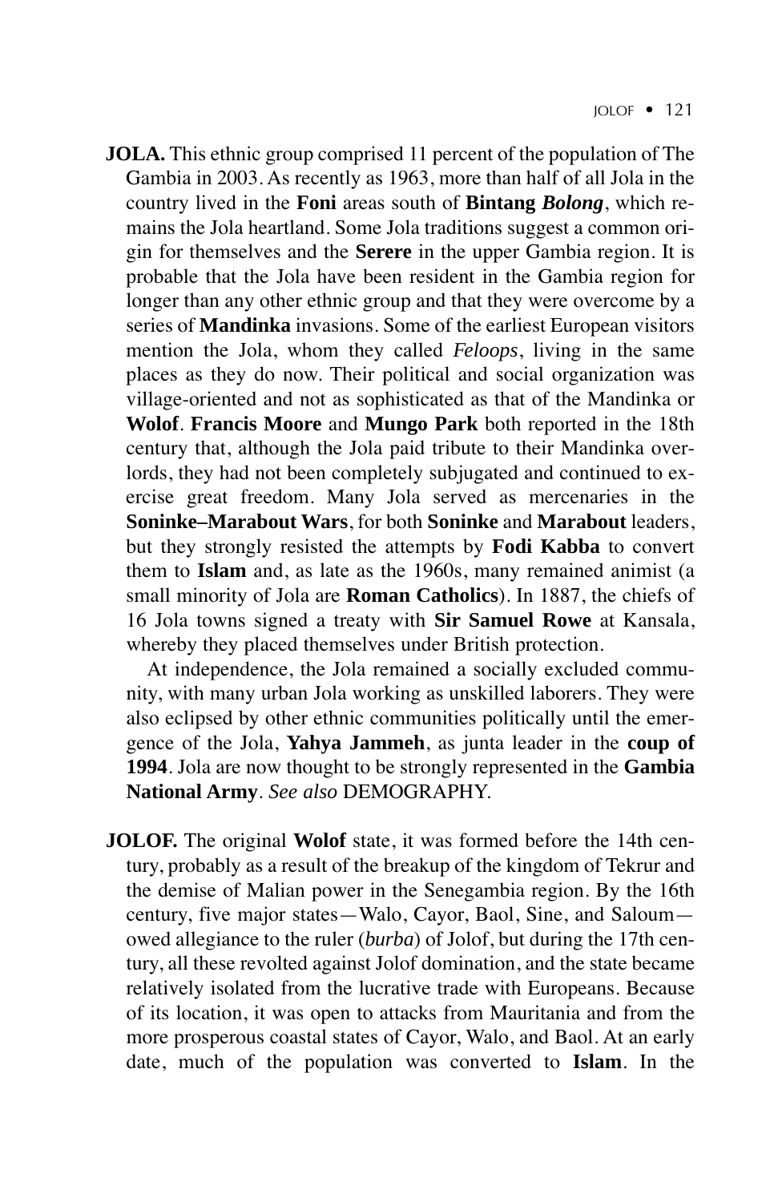**JOLA.** This ethnic group comprised 11 percent of the population of The Gambia in 2003. As recently as 1963, more than half of all Jola in the country lived in the **Foni** areas south of **Bintang *Bolong***, which remains the Jola heartland. Some Jola traditions suggest a common origin for themselves and the **Serere** in the upper Gambia region. It is probable that the Jola have been resident in the Gambia region for longer than any other ethnic group and that they were overcome by a series of **Mandinka** invasions. Some of the earliest European visitors mention the Jola, whom they called *Feloops*, living in the same places as they do now. Their political and social organization was village-oriented and not as sophisticated as that of the Mandinka or **Wolof**. **Francis Moore** and **Mungo Park** both reported in the 18th century that, although the Jola paid tribute to their Mandinka overlords, they had not been completely subjugated and continued to exercise great freedom. Many Jola served as mercenaries in the **Soninke–Marabout Wars**, for both **Soninke** and **Marabout** leaders, but they strongly resisted the attempts by **Fodi Kabba** to convert them to **Islam** and, as late as the 1960s, many remained animist (a small minority of Jola are **Roman Catholics**). In 1887, the chiefs of 16 Jola towns signed a treaty with **Sir Samuel Rowe** at Kansala, whereby they placed themselves under British protection.

At independence, the Jola remained a socially excluded community, with many urban Jola working as unskilled laborers. They were also eclipsed by other ethnic communities politically until the emergence of the Jola, **Yahya Jammeh**, as junta leader in the **coup of 1994**. Jola are now thought to be strongly represented in the **Gambia National Army**. *See also* DEMOGRAPHY.

**JOLOF.** The original **Wolof** state, it was formed before the 14th century, probably as a result of the breakup of the kingdom of Tekrur and the demise of Malian power in the Senegambia region. By the 16th century, five major states—Walo, Cayor, Baol, Sine, and Saloum—owed allegiance to the ruler (*burba*) of Jolof, but during the 17th century, all these revolted against Jolof domination, and the state became relatively isolated from the lucrative trade with Europeans. Because of its location, it was open to attacks from Mauritania and from the more prosperous coastal states of Cayor, Walo, and Baol. At an early date, much of the population was converted to **Islam**. In the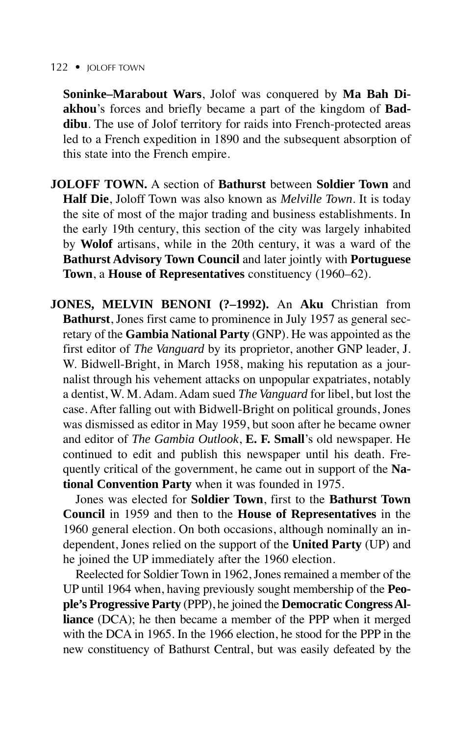**Soninke–Marabout Wars**, Jolof was conquered by **Ma Bah Diakhou**'s forces and briefly became a part of the kingdom of **Baddibu**. The use of Jolof territory for raids into French-protected areas led to a French expedition in 1890 and the subsequent absorption of this state into the French empire.

**JOLOFF TOWN.** A section of **Bathurst** between **Soldier Town** and **Half Die**, Joloff Town was also known as *Melville Town*. It is today the site of most of the major trading and business establishments. In the early 19th century, this section of the city was largely inhabited by **Wolof** artisans, while in the 20th century, it was a ward of the **Bathurst Advisory Town Council** and later jointly with **Portuguese Town**, a **House of Representatives** constituency (1960–62).

**JONES, MELVIN BENONI (?–1992).** An **Aku** Christian from **Bathurst**, Jones first came to prominence in July 1957 as general secretary of the **Gambia National Party** (GNP). He was appointed as the first editor of *The Vanguard* by its proprietor, another GNP leader, J. W. Bidwell-Bright, in March 1958, making his reputation as a journalist through his vehement attacks on unpopular expatriates, notably a dentist, W. M. Adam. Adam sued *The Vanguard* for libel, but lost the case. After falling out with Bidwell-Bright on political grounds, Jones was dismissed as editor in May 1959, but soon after he became owner and editor of *The Gambia Outlook*, **E. F. Small**'s old newspaper. He continued to edit and publish this newspaper until his death. Frequently critical of the government, he came out in support of the **National Convention Party** when it was founded in 1975.

Jones was elected for **Soldier Town**, first to the **Bathurst Town Council** in 1959 and then to the **House of Representatives** in the 1960 general election. On both occasions, although nominally an independent, Jones relied on the support of the **United Party** (UP) and he joined the UP immediately after the 1960 election.

Reelected for Soldier Town in 1962, Jones remained a member of the UP until 1964 when, having previously sought membership of the **People's Progressive Party** (PPP), he joined the **Democratic Congress Alliance** (DCA); he then became a member of the PPP when it merged with the DCA in 1965. In the 1966 election, he stood for the PPP in the new constituency of Bathurst Central, but was easily defeated by the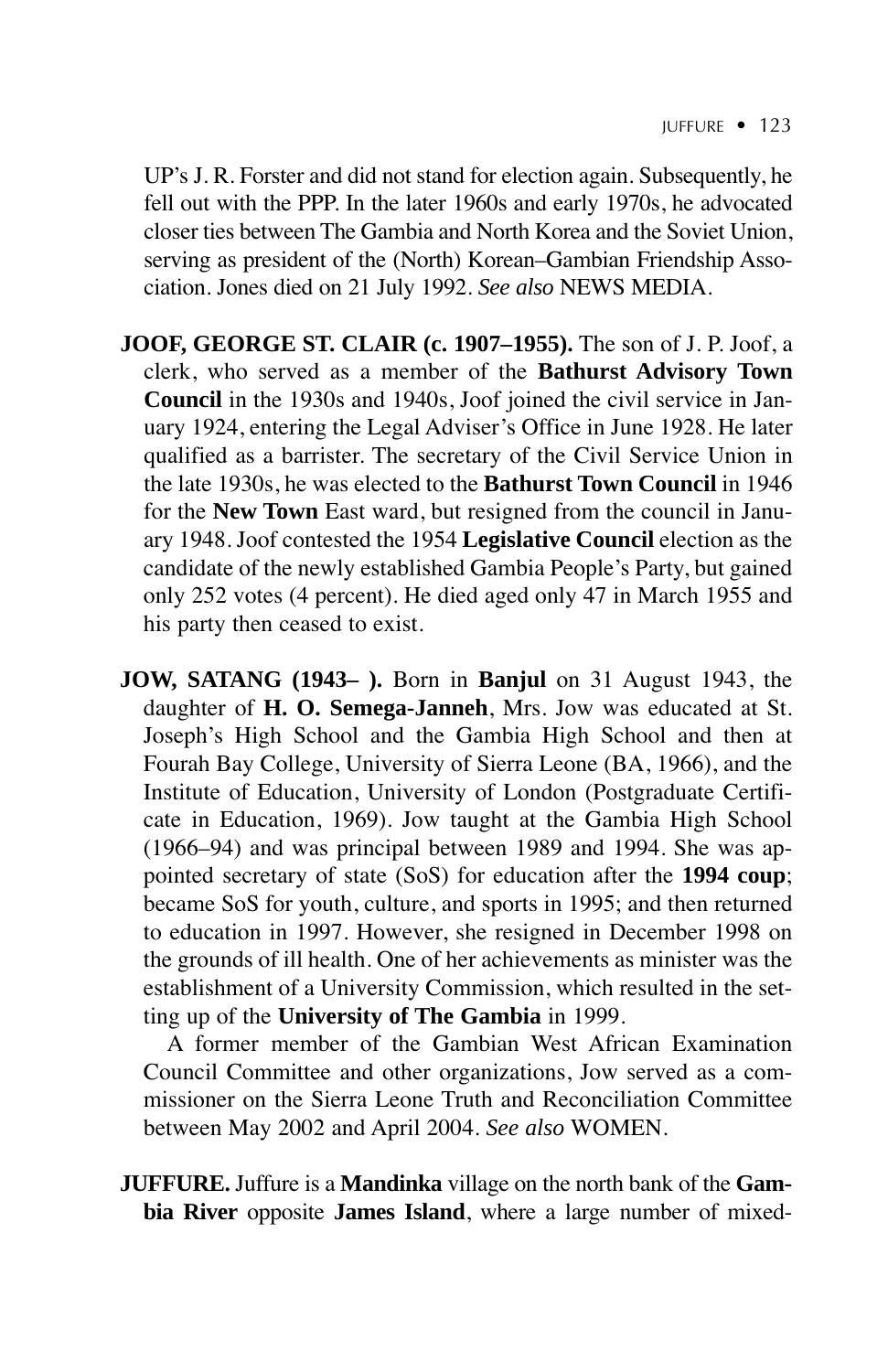UP's J. R. Forster and did not stand for election again. Subsequently, he fell out with the PPP. In the later 1960s and early 1970s, he advocated closer ties between The Gambia and North Korea and the Soviet Union, serving as president of the (North) Korean–Gambian Friendship Association. Jones died on 21 July 1992. *See also* NEWS MEDIA.

**JOOF, GEORGE ST. CLAIR (c. 1907–1955).** The son of J. P. Joof, a clerk, who served as a member of the **Bathurst Advisory Town Council** in the 1930s and 1940s, Joof joined the civil service in January 1924, entering the Legal Adviser's Office in June 1928. He later qualified as a barrister. The secretary of the Civil Service Union in the late 1930s, he was elected to the **Bathurst Town Council** in 1946 for the **New Town** East ward, but resigned from the council in January 1948. Joof contested the 1954 **Legislative Council** election as the candidate of the newly established Gambia People's Party, but gained only 252 votes (4 percent). He died aged only 47 in March 1955 and his party then ceased to exist.

**JOW, SATANG (1943– ).** Born in **Banjul** on 31 August 1943, the daughter of **H. O. Semega-Janneh**, Mrs. Jow was educated at St. Joseph's High School and the Gambia High School and then at Fourah Bay College, University of Sierra Leone (BA, 1966), and the Institute of Education, University of London (Postgraduate Certificate in Education, 1969). Jow taught at the Gambia High School (1966–94) and was principal between 1989 and 1994. She was appointed secretary of state (SoS) for education after the **1994 coup**; became SoS for youth, culture, and sports in 1995; and then returned to education in 1997. However, she resigned in December 1998 on the grounds of ill health. One of her achievements as minister was the establishment of a University Commission, which resulted in the setting up of the **University of The Gambia** in 1999.

A former member of the Gambian West African Examination Council Committee and other organizations, Jow served as a commissioner on the Sierra Leone Truth and Reconciliation Committee between May 2002 and April 2004. *See also* WOMEN.

**JUFFURE.** Juffure is a **Mandinka** village on the north bank of the **Gambia River** opposite **James Island**, where a large number of mixed-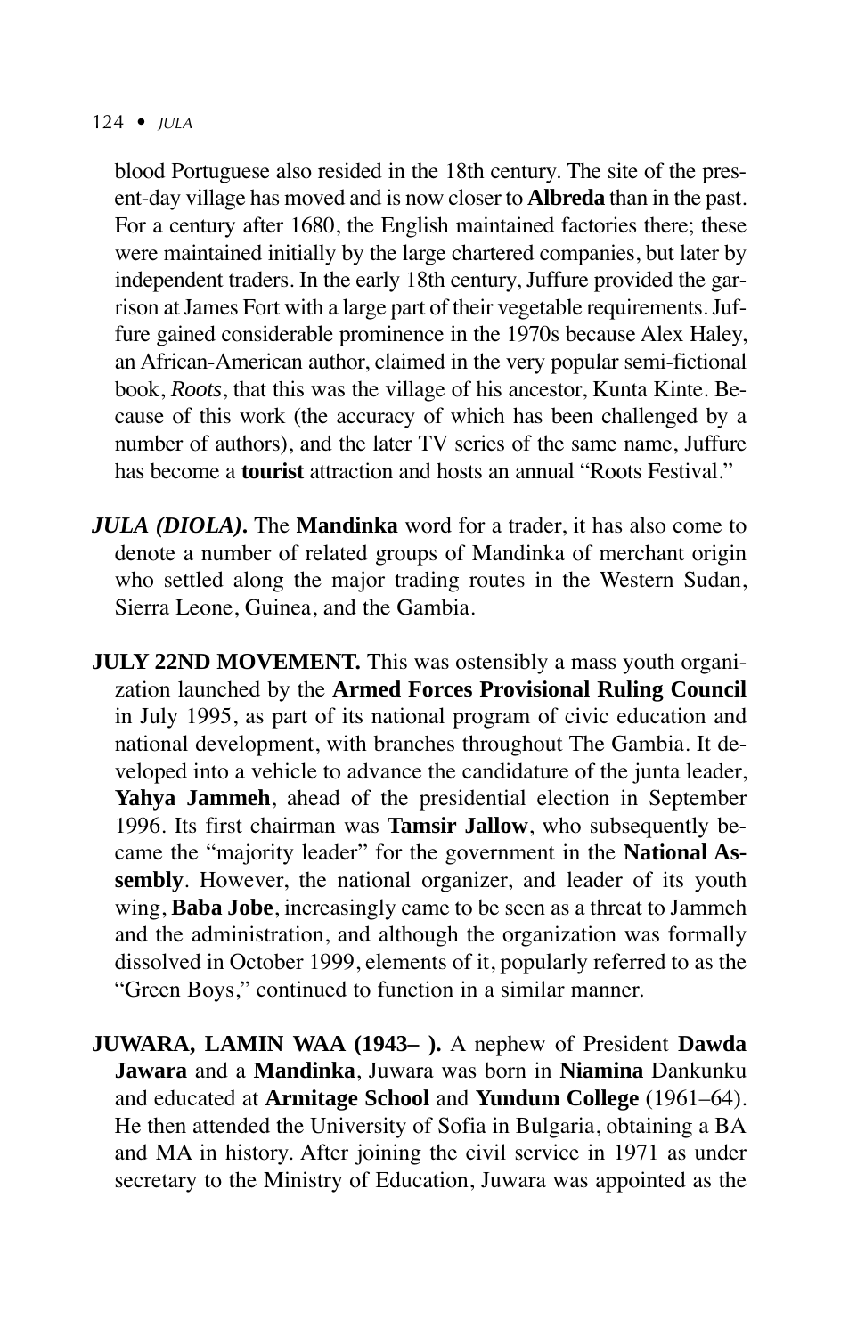blood Portuguese also resided in the 18th century. The site of the present-day village has moved and is now closer to **Albreda** than in the past. For a century after 1680, the English maintained factories there; these were maintained initially by the large chartered companies, but later by independent traders. In the early 18th century, Juffure provided the garrison at James Fort with a large part of their vegetable requirements. Juffure gained considerable prominence in the 1970s because Alex Haley, an African-American author, claimed in the very popular semi-fictional book, *Roots*, that this was the village of his ancestor, Kunta Kinte. Because of this work (the accuracy of which has been challenged by a number of authors), and the later TV series of the same name, Juffure has become a **tourist** attraction and hosts an annual "Roots Festival."

***JULA (DIOLA).*** The **Mandinka** word for a trader, it has also come to denote a number of related groups of Mandinka of merchant origin who settled along the major trading routes in the Western Sudan, Sierra Leone, Guinea, and the Gambia.

**JULY 22ND MOVEMENT.** This was ostensibly a mass youth organization launched by the **Armed Forces Provisional Ruling Council** in July 1995, as part of its national program of civic education and national development, with branches throughout The Gambia. It developed into a vehicle to advance the candidature of the junta leader, **Yahya Jammeh**, ahead of the presidential election in September 1996. Its first chairman was **Tamsir Jallow**, who subsequently became the "majority leader" for the government in the **National Assembly**. However, the national organizer, and leader of its youth wing, **Baba Jobe**, increasingly came to be seen as a threat to Jammeh and the administration, and although the organization was formally dissolved in October 1999, elements of it, popularly referred to as the "Green Boys," continued to function in a similar manner.

**JUWARA, LAMIN WAA (1943– ).** A nephew of President **Dawda Jawara** and a **Mandinka**, Juwara was born in **Niamina** Dankunku and educated at **Armitage School** and **Yundum College** (1961–64). He then attended the University of Sofia in Bulgaria, obtaining a BA and MA in history. After joining the civil service in 1971 as under secretary to the Ministry of Education, Juwara was appointed as the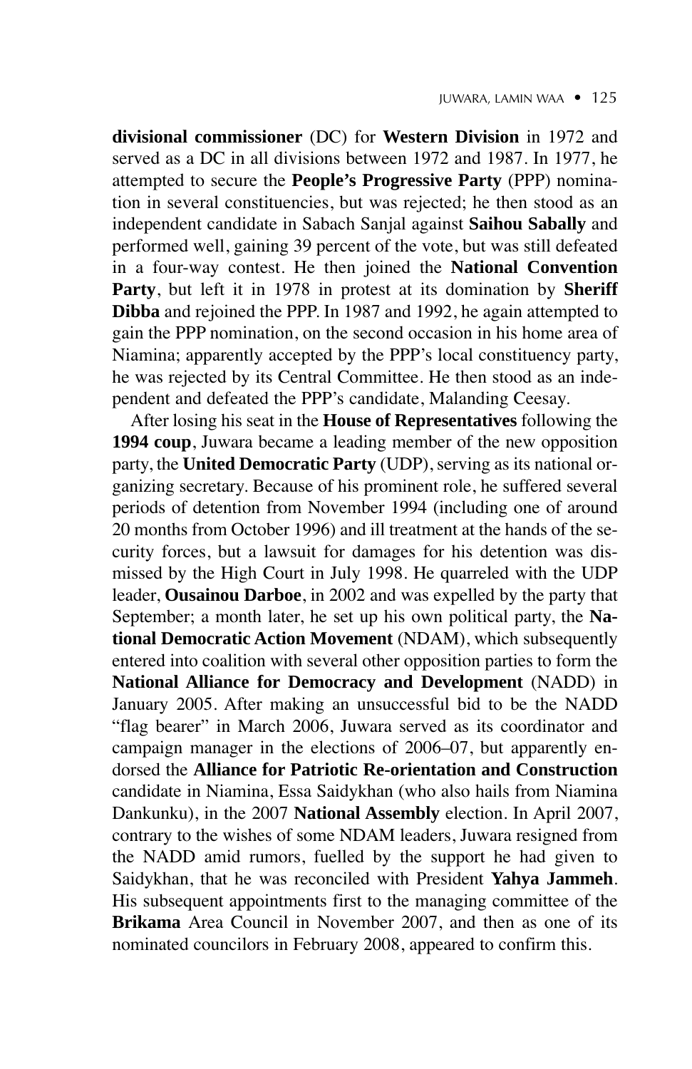**divisional commissioner** (DC) for **Western Division** in 1972 and served as a DC in all divisions between 1972 and 1987. In 1977, he attempted to secure the **People's Progressive Party** (PPP) nomination in several constituencies, but was rejected; he then stood as an independent candidate in Sabach Sanjal against **Saihou Sabally** and performed well, gaining 39 percent of the vote, but was still defeated in a four-way contest. He then joined the **National Convention Party**, but left it in 1978 in protest at its domination by **Sheriff Dibba** and rejoined the PPP. In 1987 and 1992, he again attempted to gain the PPP nomination, on the second occasion in his home area of Niamina; apparently accepted by the PPP's local constituency party, he was rejected by its Central Committee. He then stood as an independent and defeated the PPP's candidate, Malanding Ceesay.

After losing his seat in the **House of Representatives** following the **1994 coup**, Juwara became a leading member of the new opposition party, the **United Democratic Party** (UDP), serving as its national organizing secretary. Because of his prominent role, he suffered several periods of detention from November 1994 (including one of around 20 months from October 1996) and ill treatment at the hands of the security forces, but a lawsuit for damages for his detention was dismissed by the High Court in July 1998. He quarreled with the UDP leader, **Ousainou Darboe**, in 2002 and was expelled by the party that September; a month later, he set up his own political party, the **National Democratic Action Movement** (NDAM), which subsequently entered into coalition with several other opposition parties to form the **National Alliance for Democracy and Development** (NADD) in January 2005. After making an unsuccessful bid to be the NADD "flag bearer" in March 2006, Juwara served as its coordinator and campaign manager in the elections of 2006–07, but apparently endorsed the **Alliance for Patriotic Re-orientation and Construction** candidate in Niamina, Essa Saidykhan (who also hails from Niamina Dankunku), in the 2007 **National Assembly** election. In April 2007, contrary to the wishes of some NDAM leaders, Juwara resigned from the NADD amid rumors, fuelled by the support he had given to Saidykhan, that he was reconciled with President **Yahya Jammeh**. His subsequent appointments first to the managing committee of the **Brikama** Area Council in November 2007, and then as one of its nominated councilors in February 2008, appeared to confirm this.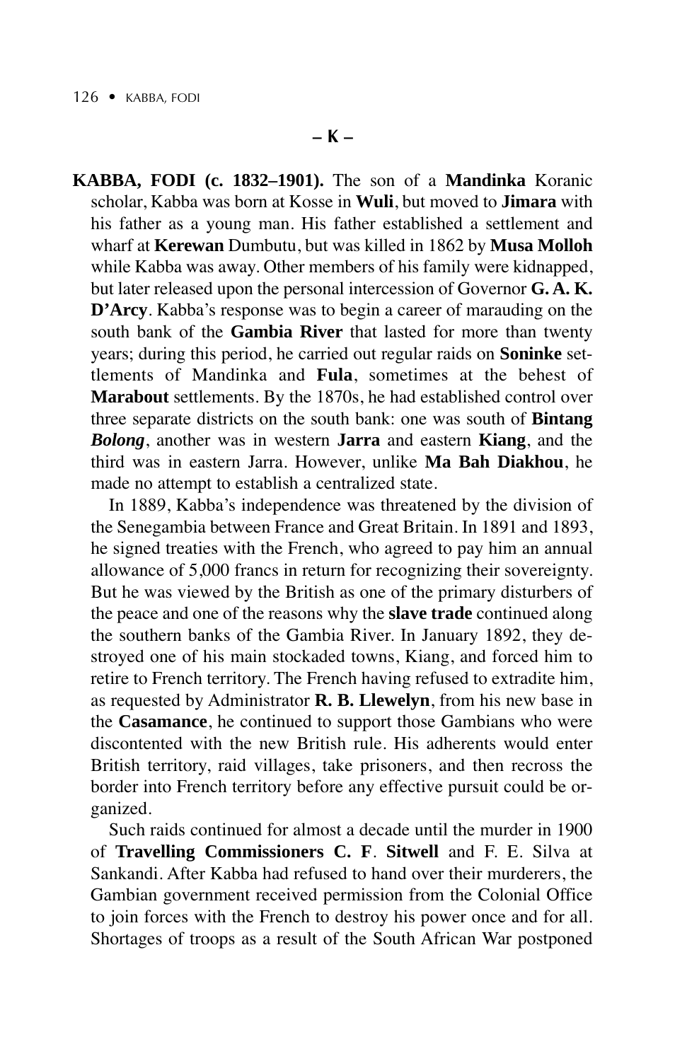## – K –

**KABBA, FODI (c. 1832–1901).** The son of a **Mandinka** Koranic scholar, Kabba was born at Kosse in **Wuli**, but moved to **Jimara** with his father as a young man. His father established a settlement and wharf at **Kerewan** Dumbutu, but was killed in 1862 by **Musa Molloh** while Kabba was away. Other members of his family were kidnapped, but later released upon the personal intercession of Governor **G. A. K. D'Arcy**. Kabba's response was to begin a career of marauding on the south bank of the **Gambia River** that lasted for more than twenty years; during this period, he carried out regular raids on **Soninke** settlements of Mandinka and **Fula**, sometimes at the behest of **Marabout** settlements. By the 1870s, he had established control over three separate districts on the south bank: one was south of **Bintang** ***Bolong***, another was in western **Jarra** and eastern **Kiang**, and the third was in eastern Jarra. However, unlike **Ma Bah Diakhou**, he made no attempt to establish a centralized state.

In 1889, Kabba's independence was threatened by the division of the Senegambia between France and Great Britain. In 1891 and 1893, he signed treaties with the French, who agreed to pay him an annual allowance of 5,000 francs in return for recognizing their sovereignty. But he was viewed by the British as one of the primary disturbers of the peace and one of the reasons why the **slave trade** continued along the southern banks of the Gambia River. In January 1892, they destroyed one of his main stockaded towns, Kiang, and forced him to retire to French territory. The French having refused to extradite him, as requested by Administrator **R. B. Llewelyn**, from his new base in the **Casamance**, he continued to support those Gambians who were discontented with the new British rule. His adherents would enter British territory, raid villages, take prisoners, and then recross the border into French territory before any effective pursuit could be organized.

Such raids continued for almost a decade until the murder in 1900 of **Travelling Commissioners C. F**. **Sitwell** and F. E. Silva at Sankandi. After Kabba had refused to hand over their murderers, the Gambian government received permission from the Colonial Office to join forces with the French to destroy his power once and for all. Shortages of troops as a result of the South African War postponed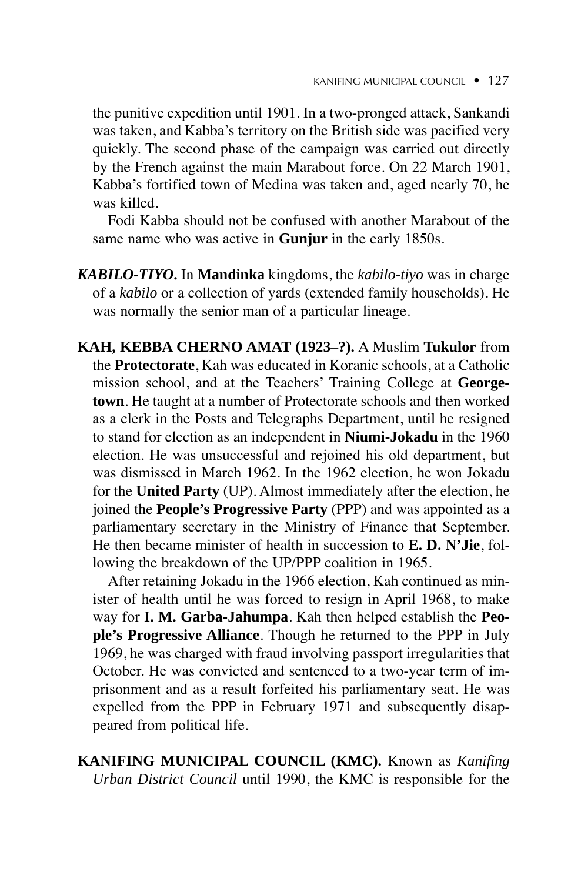the punitive expedition until 1901. In a two-pronged attack, Sankandi was taken, and Kabba's territory on the British side was pacified very quickly. The second phase of the campaign was carried out directly by the French against the main Marabout force. On 22 March 1901, Kabba's fortified town of Medina was taken and, aged nearly 70, he was killed.

Fodi Kabba should not be confused with another Marabout of the same name who was active in **Gunjur** in the early 1850s.

***KABILO-TIYO.*** In **Mandinka** kingdoms, the *kabilo-tiyo* was in charge of a *kabilo* or a collection of yards (extended family households). He was normally the senior man of a particular lineage.

**KAH, KEBBA CHERNO AMAT (1923–?).** A Muslim **Tukulor** from the **Protectorate**, Kah was educated in Koranic schools, at a Catholic mission school, and at the Teachers' Training College at **Georgetown**. He taught at a number of Protectorate schools and then worked as a clerk in the Posts and Telegraphs Department, until he resigned to stand for election as an independent in **Niumi-Jokadu** in the 1960 election. He was unsuccessful and rejoined his old department, but was dismissed in March 1962. In the 1962 election, he won Jokadu for the **United Party** (UP). Almost immediately after the election, he joined the **People's Progressive Party** (PPP) and was appointed as a parliamentary secretary in the Ministry of Finance that September. He then became minister of health in succession to **E. D. N'Jie**, following the breakdown of the UP/PPP coalition in 1965.

After retaining Jokadu in the 1966 election, Kah continued as minister of health until he was forced to resign in April 1968, to make way for **I. M. Garba-Jahumpa**. Kah then helped establish the **People's Progressive Alliance**. Though he returned to the PPP in July 1969, he was charged with fraud involving passport irregularities that October. He was convicted and sentenced to a two-year term of imprisonment and as a result forfeited his parliamentary seat. He was expelled from the PPP in February 1971 and subsequently disappeared from political life.

**KANIFING MUNICIPAL COUNCIL (KMC).** Known as *Kanifing Urban District Council* until 1990, the KMC is responsible for the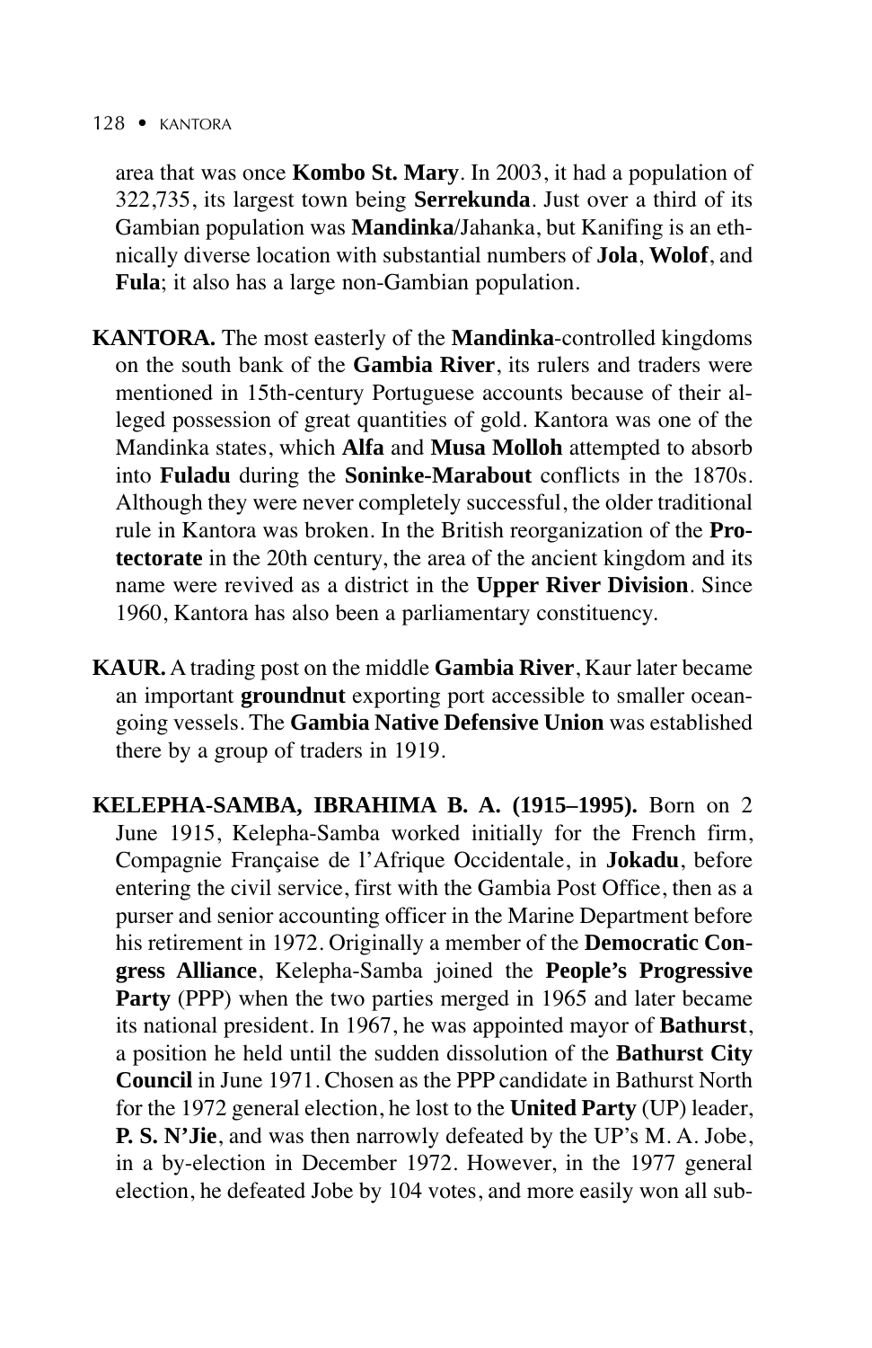area that was once **Kombo St. Mary**. In 2003, it had a population of 322,735, its largest town being **Serrekunda**. Just over a third of its Gambian population was **Mandinka**/Jahanka, but Kanifing is an ethnically diverse location with substantial numbers of **Jola**, **Wolof**, and **Fula**; it also has a large non-Gambian population.

**KANTORA.** The most easterly of the **Mandinka**-controlled kingdoms on the south bank of the **Gambia River**, its rulers and traders were mentioned in 15th-century Portuguese accounts because of their alleged possession of great quantities of gold. Kantora was one of the Mandinka states, which **Alfa** and **Musa Molloh** attempted to absorb into **Fuladu** during the **Soninke-Marabout** conflicts in the 1870s. Although they were never completely successful, the older traditional rule in Kantora was broken. In the British reorganization of the **Protectorate** in the 20th century, the area of the ancient kingdom and its name were revived as a district in the **Upper River Division**. Since 1960, Kantora has also been a parliamentary constituency.

**KAUR.** A trading post on the middle **Gambia River**, Kaur later became an important **groundnut** exporting port accessible to smaller ocean-going vessels. The **Gambia Native Defensive Union** was established there by a group of traders in 1919.

**KELEPHA-SAMBA, IBRAHIMA B. A. (1915–1995).** Born on 2 June 1915, Kelepha-Samba worked initially for the French firm, Compagnie Française de l'Afrique Occidentale, in **Jokadu**, before entering the civil service, first with the Gambia Post Office, then as a purser and senior accounting officer in the Marine Department before his retirement in 1972. Originally a member of the **Democratic Congress Alliance**, Kelepha-Samba joined the **People's Progressive Party** (PPP) when the two parties merged in 1965 and later became its national president. In 1967, he was appointed mayor of **Bathurst**, a position he held until the sudden dissolution of the **Bathurst City Council** in June 1971. Chosen as the PPP candidate in Bathurst North for the 1972 general election, he lost to the **United Party** (UP) leader, **P. S. N'Jie**, and was then narrowly defeated by the UP's M. A. Jobe, in a by-election in December 1972. However, in the 1977 general election, he defeated Jobe by 104 votes, and more easily won all sub-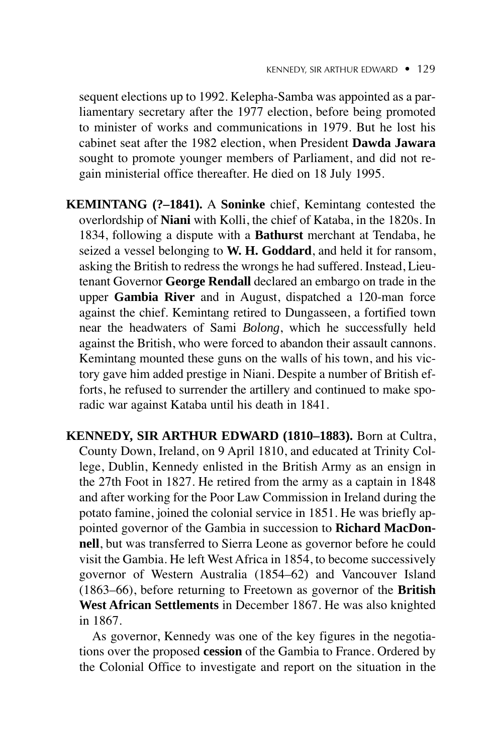sequent elections up to 1992. Kelepha-Samba was appointed as a parliamentary secretary after the 1977 election, before being promoted to minister of works and communications in 1979. But he lost his cabinet seat after the 1982 election, when President **Dawda Jawara** sought to promote younger members of Parliament, and did not regain ministerial office thereafter. He died on 18 July 1995.

**KEMINTANG (?–1841).** A **Soninke** chief, Kemintang contested the overlordship of **Niani** with Kolli, the chief of Kataba, in the 1820s. In 1834, following a dispute with a **Bathurst** merchant at Tendaba, he seized a vessel belonging to **W. H. Goddard**, and held it for ransom, asking the British to redress the wrongs he had suffered. Instead, Lieutenant Governor **George Rendall** declared an embargo on trade in the upper **Gambia River** and in August, dispatched a 120-man force against the chief. Kemintang retired to Dungasseen, a fortified town near the headwaters of Sami *Bolong*, which he successfully held against the British, who were forced to abandon their assault cannons. Kemintang mounted these guns on the walls of his town, and his victory gave him added prestige in Niani. Despite a number of British efforts, he refused to surrender the artillery and continued to make sporadic war against Kataba until his death in 1841.

**KENNEDY, SIR ARTHUR EDWARD (1810–1883).** Born at Cultra, County Down, Ireland, on 9 April 1810, and educated at Trinity College, Dublin, Kennedy enlisted in the British Army as an ensign in the 27th Foot in 1827. He retired from the army as a captain in 1848 and after working for the Poor Law Commission in Ireland during the potato famine, joined the colonial service in 1851. He was briefly appointed governor of the Gambia in succession to **Richard MacDonnell**, but was transferred to Sierra Leone as governor before he could visit the Gambia. He left West Africa in 1854, to become successively governor of Western Australia (1854–62) and Vancouver Island (1863–66), before returning to Freetown as governor of the **British West African Settlements** in December 1867. He was also knighted in 1867.

As governor, Kennedy was one of the key figures in the negotiations over the proposed **cession** of the Gambia to France. Ordered by the Colonial Office to investigate and report on the situation in the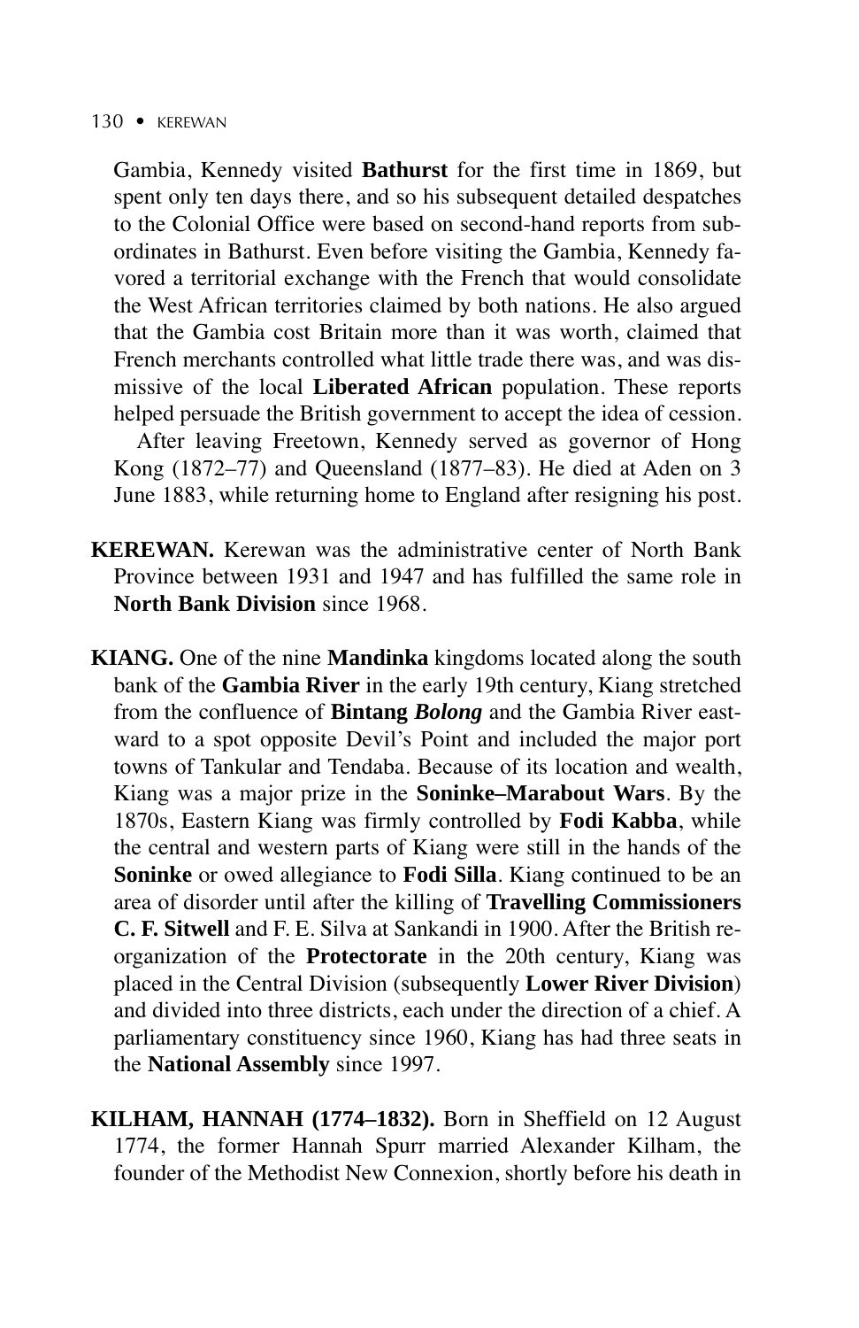Gambia, Kennedy visited **Bathurst** for the first time in 1869, but spent only ten days there, and so his subsequent detailed despatches to the Colonial Office were based on second-hand reports from subordinates in Bathurst. Even before visiting the Gambia, Kennedy favored a territorial exchange with the French that would consolidate the West African territories claimed by both nations. He also argued that the Gambia cost Britain more than it was worth, claimed that French merchants controlled what little trade there was, and was dismissive of the local **Liberated African** population. These reports helped persuade the British government to accept the idea of cession.

After leaving Freetown, Kennedy served as governor of Hong Kong (1872–77) and Queensland (1877–83). He died at Aden on 3 June 1883, while returning home to England after resigning his post.

**KEREWAN.** Kerewan was the administrative center of North Bank Province between 1931 and 1947 and has fulfilled the same role in **North Bank Division** since 1968.

**KIANG.** One of the nine **Mandinka** kingdoms located along the south bank of the **Gambia River** in the early 19th century, Kiang stretched from the confluence of **Bintang *Bolong*** and the Gambia River eastward to a spot opposite Devil's Point and included the major port towns of Tankular and Tendaba. Because of its location and wealth, Kiang was a major prize in the **Soninke–Marabout Wars**. By the 1870s, Eastern Kiang was firmly controlled by **Fodi Kabba**, while the central and western parts of Kiang were still in the hands of the **Soninke** or owed allegiance to **Fodi Silla**. Kiang continued to be an area of disorder until after the killing of **Travelling Commissioners C. F. Sitwell** and F. E. Silva at Sankandi in 1900. After the British reorganization of the **Protectorate** in the 20th century, Kiang was placed in the Central Division (subsequently **Lower River Division**) and divided into three districts, each under the direction of a chief. A parliamentary constituency since 1960, Kiang has had three seats in the **National Assembly** since 1997.

**KILHAM, HANNAH (1774–1832).** Born in Sheffield on 12 August 1774, the former Hannah Spurr married Alexander Kilham, the founder of the Methodist New Connexion, shortly before his death in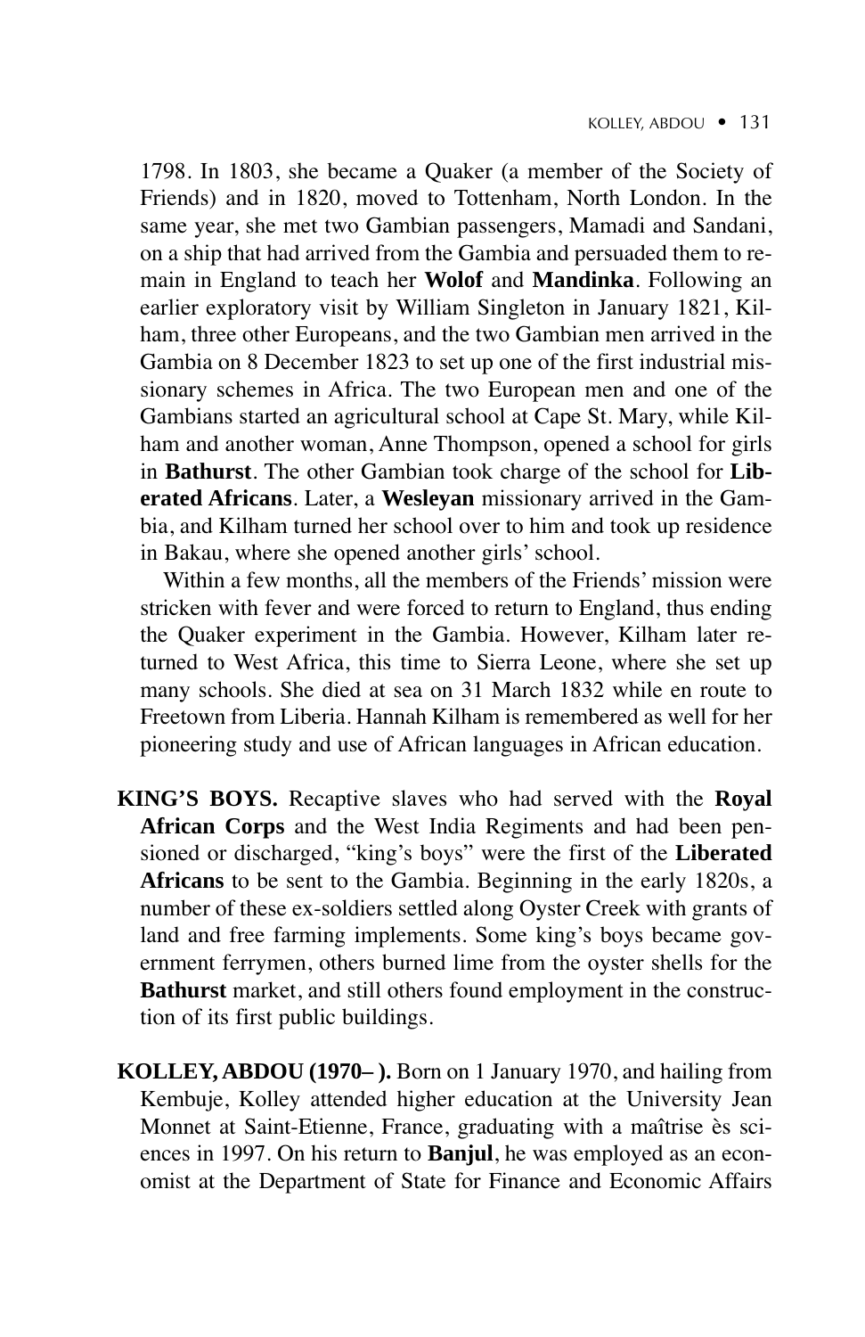1798. In 1803, she became a Quaker (a member of the Society of Friends) and in 1820, moved to Tottenham, North London. In the same year, she met two Gambian passengers, Mamadi and Sandani, on a ship that had arrived from the Gambia and persuaded them to remain in England to teach her **Wolof** and **Mandinka**. Following an earlier exploratory visit by William Singleton in January 1821, Kilham, three other Europeans, and the two Gambian men arrived in the Gambia on 8 December 1823 to set up one of the first industrial missionary schemes in Africa. The two European men and one of the Gambians started an agricultural school at Cape St. Mary, while Kilham and another woman, Anne Thompson, opened a school for girls in **Bathurst**. The other Gambian took charge of the school for **Liberated Africans**. Later, a **Wesleyan** missionary arrived in the Gambia, and Kilham turned her school over to him and took up residence in Bakau, where she opened another girls' school.

Within a few months, all the members of the Friends' mission were stricken with fever and were forced to return to England, thus ending the Quaker experiment in the Gambia. However, Kilham later returned to West Africa, this time to Sierra Leone, where she set up many schools. She died at sea on 31 March 1832 while en route to Freetown from Liberia. Hannah Kilham is remembered as well for her pioneering study and use of African languages in African education.

**KING'S BOYS.** Recaptive slaves who had served with the **Royal African Corps** and the West India Regiments and had been pensioned or discharged, "king's boys" were the first of the **Liberated Africans** to be sent to the Gambia. Beginning in the early 1820s, a number of these ex-soldiers settled along Oyster Creek with grants of land and free farming implements. Some king's boys became government ferrymen, others burned lime from the oyster shells for the **Bathurst** market, and still others found employment in the construction of its first public buildings.

**KOLLEY, ABDOU (1970– ).** Born on 1 January 1970, and hailing from Kembuje, Kolley attended higher education at the University Jean Monnet at Saint-Etienne, France, graduating with a maîtrise ès sciences in 1997. On his return to **Banjul**, he was employed as an economist at the Department of State for Finance and Economic Affairs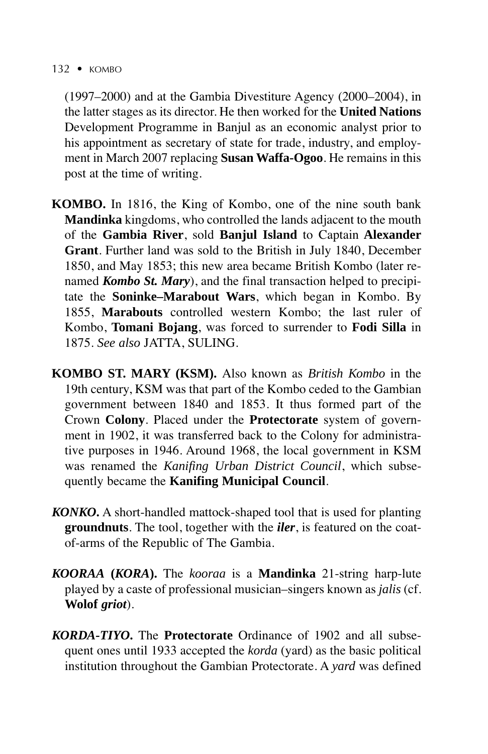(1997–2000) and at the Gambia Divestiture Agency (2000–2004), in the latter stages as its director. He then worked for the **United Nations** Development Programme in Banjul as an economic analyst prior to his appointment as secretary of state for trade, industry, and employment in March 2007 replacing **Susan Waffa-Ogoo**. He remains in this post at the time of writing.

**KOMBO.** In 1816, the King of Kombo, one of the nine south bank **Mandinka** kingdoms, who controlled the lands adjacent to the mouth of the **Gambia River**, sold **Banjul Island** to Captain **Alexander Grant**. Further land was sold to the British in July 1840, December 1850, and May 1853; this new area became British Kombo (later renamed ***Kombo St. Mary***), and the final transaction helped to precipitate the **Soninke–Marabout Wars**, which began in Kombo. By 1855, **Marabouts** controlled western Kombo; the last ruler of Kombo, **Tomani Bojang**, was forced to surrender to **Fodi Silla** in 1875. *See also* JATTA, SULING.

**KOMBO ST. MARY (KSM).** Also known as *British Kombo* in the 19th century, KSM was that part of the Kombo ceded to the Gambian government between 1840 and 1853. It thus formed part of the Crown **Colony**. Placed under the **Protectorate** system of government in 1902, it was transferred back to the Colony for administrative purposes in 1946. Around 1968, the local government in KSM was renamed the *Kanifing Urban District Council*, which subsequently became the **Kanifing Municipal Council**.

***KONKO.*** A short-handled mattock-shaped tool that is used for planting **groundnuts**. The tool, together with the ***iler***, is featured on the coat-of-arms of the Republic of The Gambia.

***KOORAA* (*KORA*).** The *kooraa* is a **Mandinka** 21-string harp-lute played by a caste of professional musician–singers known as *jalis* (cf. **Wolof** ***griot***).

***KORDA-TIYO.*** The **Protectorate** Ordinance of 1902 and all subsequent ones until 1933 accepted the *korda* (yard) as the basic political institution throughout the Gambian Protectorate. A *yard* was defined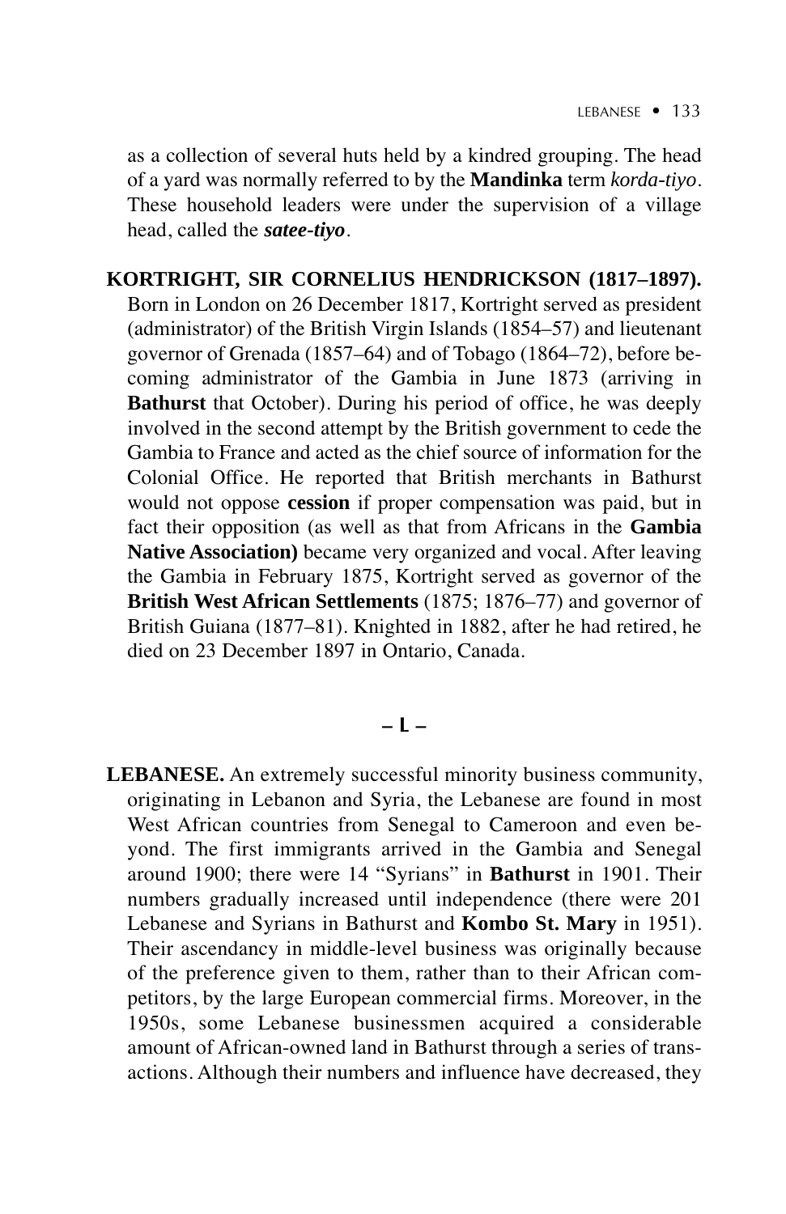as a collection of several huts held by a kindred grouping. The head of a yard was normally referred to by the **Mandinka** term *korda-tiyo*. These household leaders were under the supervision of a village head, called the ***satee-tiyo***.

**KORTRIGHT, SIR CORNELIUS HENDRICKSON (1817–1897).** Born in London on 26 December 1817, Kortright served as president (administrator) of the British Virgin Islands (1854–57) and lieutenant governor of Grenada (1857–64) and of Tobago (1864–72), before becoming administrator of the Gambia in June 1873 (arriving in **Bathurst** that October). During his period of office, he was deeply involved in the second attempt by the British government to cede the Gambia to France and acted as the chief source of information for the Colonial Office. He reported that British merchants in Bathurst would not oppose **cession** if proper compensation was paid, but in fact their opposition (as well as that from Africans in the **Gambia Native Association)** became very organized and vocal. After leaving the Gambia in February 1875, Kortright served as governor of the **British West African Settlements** (1875; 1876–77) and governor of British Guiana (1877–81). Knighted in 1882, after he had retired, he died on 23 December 1897 in Ontario, Canada.

## – L –

**LEBANESE.** An extremely successful minority business community, originating in Lebanon and Syria, the Lebanese are found in most West African countries from Senegal to Cameroon and even beyond. The first immigrants arrived in the Gambia and Senegal around 1900; there were 14 "Syrians" in **Bathurst** in 1901. Their numbers gradually increased until independence (there were 201 Lebanese and Syrians in Bathurst and **Kombo St. Mary** in 1951). Their ascendancy in middle-level business was originally because of the preference given to them, rather than to their African competitors, by the large European commercial firms. Moreover, in the 1950s, some Lebanese businessmen acquired a considerable amount of African-owned land in Bathurst through a series of transactions. Although their numbers and influence have decreased, they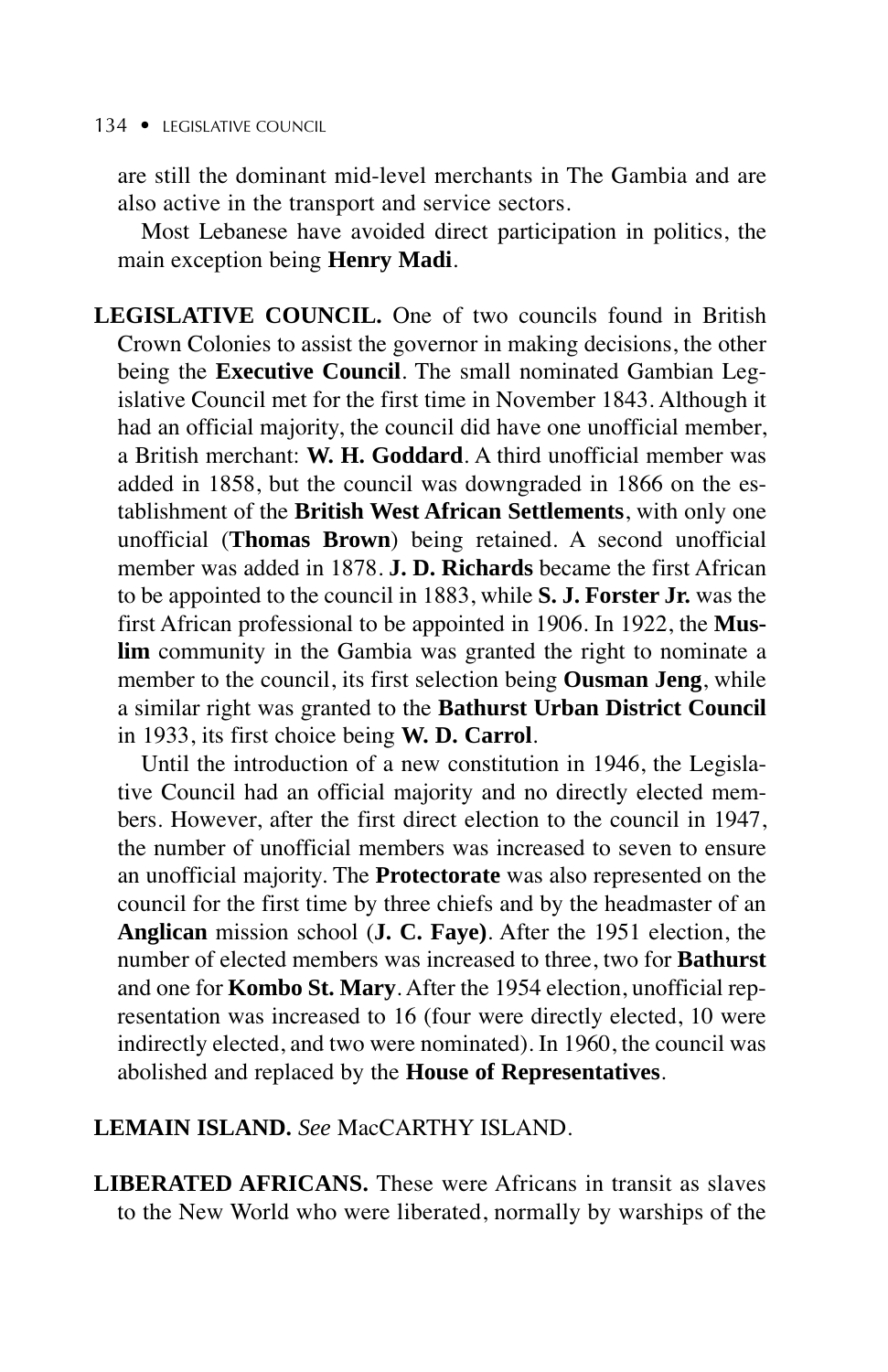are still the dominant mid-level merchants in The Gambia and are also active in the transport and service sectors.

Most Lebanese have avoided direct participation in politics, the main exception being **Henry Madi**.

**LEGISLATIVE COUNCIL.** One of two councils found in British Crown Colonies to assist the governor in making decisions, the other being the **Executive Council**. The small nominated Gambian Legislative Council met for the first time in November 1843. Although it had an official majority, the council did have one unofficial member, a British merchant: **W. H. Goddard**. A third unofficial member was added in 1858, but the council was downgraded in 1866 on the establishment of the **British West African Settlements**, with only one unofficial (**Thomas Brown**) being retained. A second unofficial member was added in 1878. **J. D. Richards** became the first African to be appointed to the council in 1883, while **S. J. Forster Jr.** was the first African professional to be appointed in 1906. In 1922, the **Muslim** community in the Gambia was granted the right to nominate a member to the council, its first selection being **Ousman Jeng**, while a similar right was granted to the **Bathurst Urban District Council** in 1933, its first choice being **W. D. Carrol**.

Until the introduction of a new constitution in 1946, the Legislative Council had an official majority and no directly elected members. However, after the first direct election to the council in 1947, the number of unofficial members was increased to seven to ensure an unofficial majority. The **Protectorate** was also represented on the council for the first time by three chiefs and by the headmaster of an **Anglican** mission school (**J. C. Faye)**. After the 1951 election, the number of elected members was increased to three, two for **Bathurst** and one for **Kombo St. Mary**. After the 1954 election, unofficial representation was increased to 16 (four were directly elected, 10 were indirectly elected, and two were nominated). In 1960, the council was abolished and replaced by the **House of Representatives**.

**LEMAIN ISLAND.** *See* MacCARTHY ISLAND.

**LIBERATED AFRICANS.** These were Africans in transit as slaves to the New World who were liberated, normally by warships of the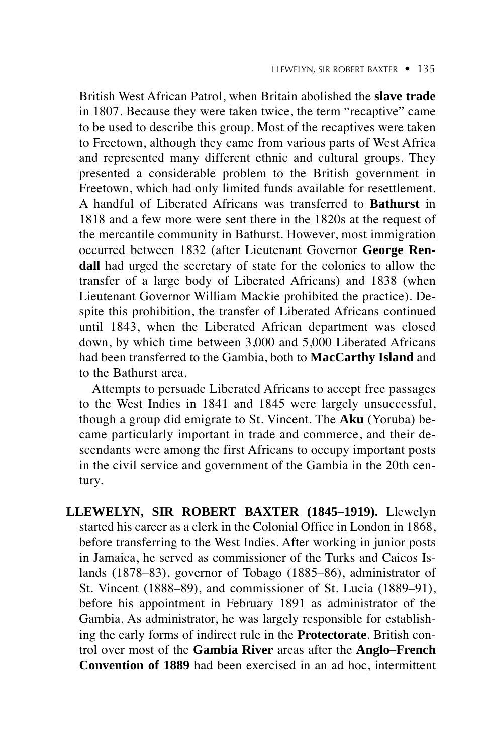British West African Patrol, when Britain abolished the **slave trade** in 1807. Because they were taken twice, the term "recaptive" came to be used to describe this group. Most of the recaptives were taken to Freetown, although they came from various parts of West Africa and represented many different ethnic and cultural groups. They presented a considerable problem to the British government in Freetown, which had only limited funds available for resettlement. A handful of Liberated Africans was transferred to **Bathurst** in 1818 and a few more were sent there in the 1820s at the request of the mercantile community in Bathurst. However, most immigration occurred between 1832 (after Lieutenant Governor **George Rendall** had urged the secretary of state for the colonies to allow the transfer of a large body of Liberated Africans) and 1838 (when Lieutenant Governor William Mackie prohibited the practice). Despite this prohibition, the transfer of Liberated Africans continued until 1843, when the Liberated African department was closed down, by which time between 3,000 and 5,000 Liberated Africans had been transferred to the Gambia, both to **MacCarthy Island** and to the Bathurst area.

Attempts to persuade Liberated Africans to accept free passages to the West Indies in 1841 and 1845 were largely unsuccessful, though a group did emigrate to St. Vincent. The **Aku** (Yoruba) became particularly important in trade and commerce, and their descendants were among the first Africans to occupy important posts in the civil service and government of the Gambia in the 20th century.

**LLEWELYN, SIR ROBERT BAXTER (1845–1919).** Llewelyn started his career as a clerk in the Colonial Office in London in 1868, before transferring to the West Indies. After working in junior posts in Jamaica, he served as commissioner of the Turks and Caicos Islands (1878–83), governor of Tobago (1885–86), administrator of St. Vincent (1888–89), and commissioner of St. Lucia (1889–91), before his appointment in February 1891 as administrator of the Gambia. As administrator, he was largely responsible for establishing the early forms of indirect rule in the **Protectorate**. British control over most of the **Gambia River** areas after the **Anglo–French Convention of 1889** had been exercised in an ad hoc, intermittent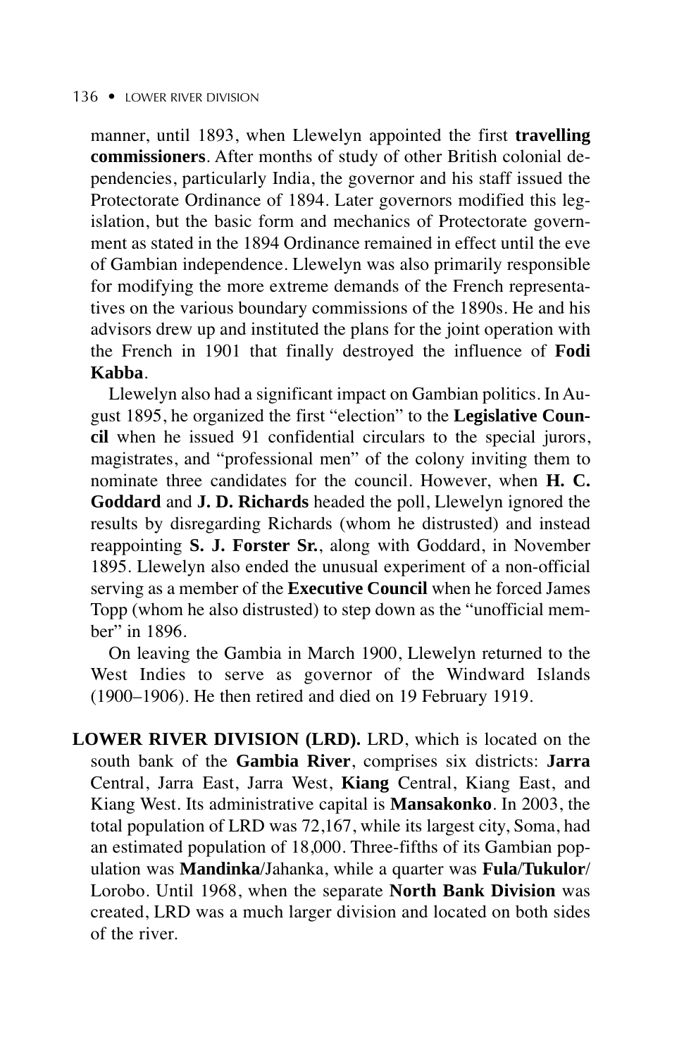manner, until 1893, when Llewelyn appointed the first **travelling commissioners**. After months of study of other British colonial dependencies, particularly India, the governor and his staff issued the Protectorate Ordinance of 1894. Later governors modified this legislation, but the basic form and mechanics of Protectorate government as stated in the 1894 Ordinance remained in effect until the eve of Gambian independence. Llewelyn was also primarily responsible for modifying the more extreme demands of the French representatives on the various boundary commissions of the 1890s. He and his advisors drew up and instituted the plans for the joint operation with the French in 1901 that finally destroyed the influence of **Fodi Kabba**.

Llewelyn also had a significant impact on Gambian politics. In August 1895, he organized the first "election" to the **Legislative Council** when he issued 91 confidential circulars to the special jurors, magistrates, and "professional men" of the colony inviting them to nominate three candidates for the council. However, when **H. C. Goddard** and **J. D. Richards** headed the poll, Llewelyn ignored the results by disregarding Richards (whom he distrusted) and instead reappointing **S. J. Forster Sr.**, along with Goddard, in November 1895. Llewelyn also ended the unusual experiment of a non-official serving as a member of the **Executive Council** when he forced James Topp (whom he also distrusted) to step down as the "unofficial member" in 1896.

On leaving the Gambia in March 1900, Llewelyn returned to the West Indies to serve as governor of the Windward Islands (1900–1906). He then retired and died on 19 February 1919.

**LOWER RIVER DIVISION (LRD).** LRD, which is located on the south bank of the **Gambia River**, comprises six districts: **Jarra** Central, Jarra East, Jarra West, **Kiang** Central, Kiang East, and Kiang West. Its administrative capital is **Mansakonko**. In 2003, the total population of LRD was 72,167, while its largest city, Soma, had an estimated population of 18,000. Three-fifths of its Gambian population was **Mandinka**/Jahanka, while a quarter was **Fula**/**Tukulor**/Lorobo. Until 1968, when the separate **North Bank Division** was created, LRD was a much larger division and located on both sides of the river.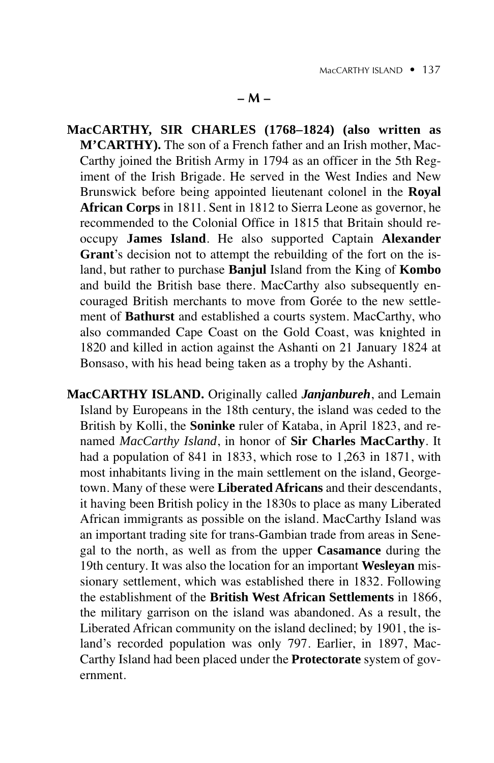## – M –

**MacCARTHY, SIR CHARLES (1768–1824) (also written as M'CARTHY).** The son of a French father and an Irish mother, MacCarthy joined the British Army in 1794 as an officer in the 5th Regiment of the Irish Brigade. He served in the West Indies and New Brunswick before being appointed lieutenant colonel in the **Royal African Corps** in 1811. Sent in 1812 to Sierra Leone as governor, he recommended to the Colonial Office in 1815 that Britain should reoccupy **James Island**. He also supported Captain **Alexander Grant**'s decision not to attempt the rebuilding of the fort on the island, but rather to purchase **Banjul** Island from the King of **Kombo** and build the British base there. MacCarthy also subsequently encouraged British merchants to move from Gorée to the new settlement of **Bathurst** and established a courts system. MacCarthy, who also commanded Cape Coast on the Gold Coast, was knighted in 1820 and killed in action against the Ashanti on 21 January 1824 at Bonsaso, with his head being taken as a trophy by the Ashanti.

**MacCARTHY ISLAND.** Originally called ***Janjanbureh***, and Lemain Island by Europeans in the 18th century, the island was ceded to the British by Kolli, the **Soninke** ruler of Kataba, in April 1823, and renamed *MacCarthy Island*, in honor of **Sir Charles MacCarthy**. It had a population of 841 in 1833, which rose to 1,263 in 1871, with most inhabitants living in the main settlement on the island, Georgetown. Many of these were **Liberated Africans** and their descendants, it having been British policy in the 1830s to place as many Liberated African immigrants as possible on the island. MacCarthy Island was an important trading site for trans-Gambian trade from areas in Senegal to the north, as well as from the upper **Casamance** during the 19th century. It was also the location for an important **Wesleyan** missionary settlement, which was established there in 1832. Following the establishment of the **British West African Settlements** in 1866, the military garrison on the island was abandoned. As a result, the Liberated African community on the island declined; by 1901, the island's recorded population was only 797. Earlier, in 1897, MacCarthy Island had been placed under the **Protectorate** system of government.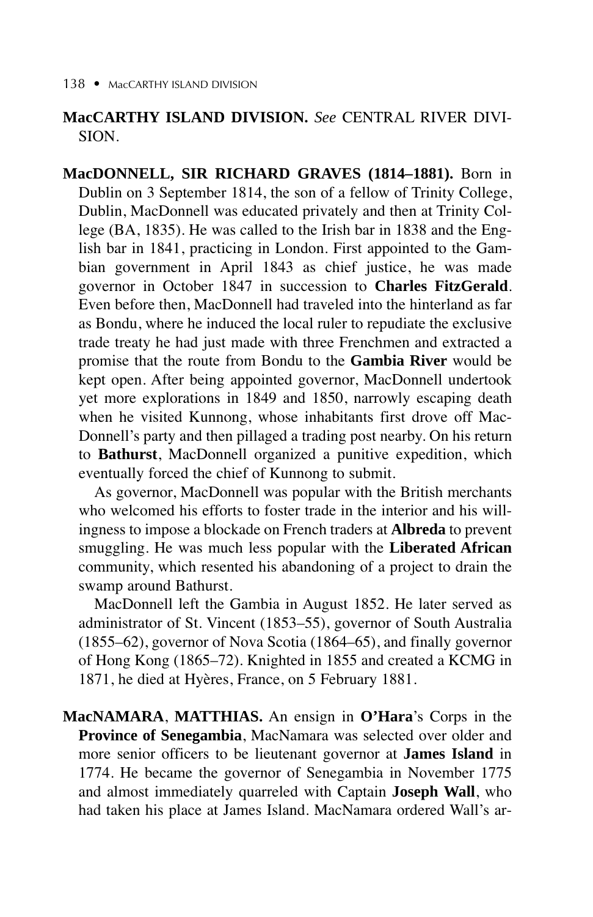**MacCARTHY ISLAND DIVISION.** *See* CENTRAL RIVER DIVISION.

**MacDONNELL, SIR RICHARD GRAVES (1814–1881).** Born in Dublin on 3 September 1814, the son of a fellow of Trinity College, Dublin, MacDonnell was educated privately and then at Trinity College (BA, 1835). He was called to the Irish bar in 1838 and the English bar in 1841, practicing in London. First appointed to the Gambian government in April 1843 as chief justice, he was made governor in October 1847 in succession to **Charles FitzGerald**. Even before then, MacDonnell had traveled into the hinterland as far as Bondu, where he induced the local ruler to repudiate the exclusive trade treaty he had just made with three Frenchmen and extracted a promise that the route from Bondu to the **Gambia River** would be kept open. After being appointed governor, MacDonnell undertook yet more explorations in 1849 and 1850, narrowly escaping death when he visited Kunnong, whose inhabitants first drove off MacDonnell's party and then pillaged a trading post nearby. On his return to **Bathurst**, MacDonnell organized a punitive expedition, which eventually forced the chief of Kunnong to submit.

As governor, MacDonnell was popular with the British merchants who welcomed his efforts to foster trade in the interior and his willingness to impose a blockade on French traders at **Albreda** to prevent smuggling. He was much less popular with the **Liberated African** community, which resented his abandoning of a project to drain the swamp around Bathurst.

MacDonnell left the Gambia in August 1852. He later served as administrator of St. Vincent (1853–55), governor of South Australia (1855–62), governor of Nova Scotia (1864–65), and finally governor of Hong Kong (1865–72). Knighted in 1855 and created a KCMG in 1871, he died at Hyères, France, on 5 February 1881.

**MacNAMARA, MATTHIAS.** An ensign in **O'Hara**'s Corps in the **Province of Senegambia**, MacNamara was selected over older and more senior officers to be lieutenant governor at **James Island** in 1774. He became the governor of Senegambia in November 1775 and almost immediately quarreled with Captain **Joseph Wall**, who had taken his place at James Island. MacNamara ordered Wall's ar-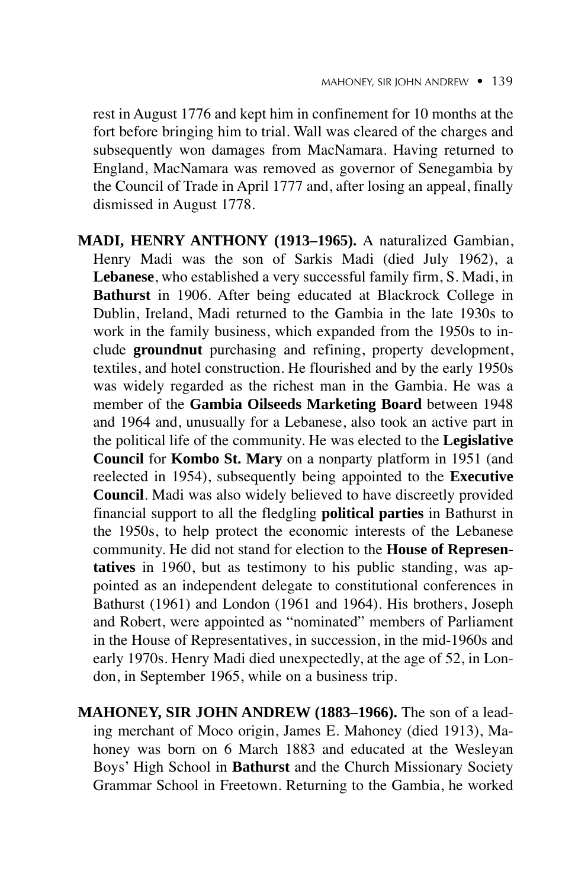rest in August 1776 and kept him in confinement for 10 months at the fort before bringing him to trial. Wall was cleared of the charges and subsequently won damages from MacNamara. Having returned to England, MacNamara was removed as governor of Senegambia by the Council of Trade in April 1777 and, after losing an appeal, finally dismissed in August 1778.

**MADI, HENRY ANTHONY (1913–1965).** A naturalized Gambian, Henry Madi was the son of Sarkis Madi (died July 1962), a **Lebanese**, who established a very successful family firm, S. Madi, in **Bathurst** in 1906. After being educated at Blackrock College in Dublin, Ireland, Madi returned to the Gambia in the late 1930s to work in the family business, which expanded from the 1950s to include **groundnut** purchasing and refining, property development, textiles, and hotel construction. He flourished and by the early 1950s was widely regarded as the richest man in the Gambia. He was a member of the **Gambia Oilseeds Marketing Board** between 1948 and 1964 and, unusually for a Lebanese, also took an active part in the political life of the community. He was elected to the **Legislative Council** for **Kombo St. Mary** on a nonparty platform in 1951 (and reelected in 1954), subsequently being appointed to the **Executive Council**. Madi was also widely believed to have discreetly provided financial support to all the fledgling **political parties** in Bathurst in the 1950s, to help protect the economic interests of the Lebanese community. He did not stand for election to the **House of Representatives** in 1960, but as testimony to his public standing, was appointed as an independent delegate to constitutional conferences in Bathurst (1961) and London (1961 and 1964). His brothers, Joseph and Robert, were appointed as "nominated" members of Parliament in the House of Representatives, in succession, in the mid-1960s and early 1970s. Henry Madi died unexpectedly, at the age of 52, in London, in September 1965, while on a business trip.

**MAHONEY, SIR JOHN ANDREW (1883–1966).** The son of a leading merchant of Moco origin, James E. Mahoney (died 1913), Mahoney was born on 6 March 1883 and educated at the Wesleyan Boys' High School in **Bathurst** and the Church Missionary Society Grammar School in Freetown. Returning to the Gambia, he worked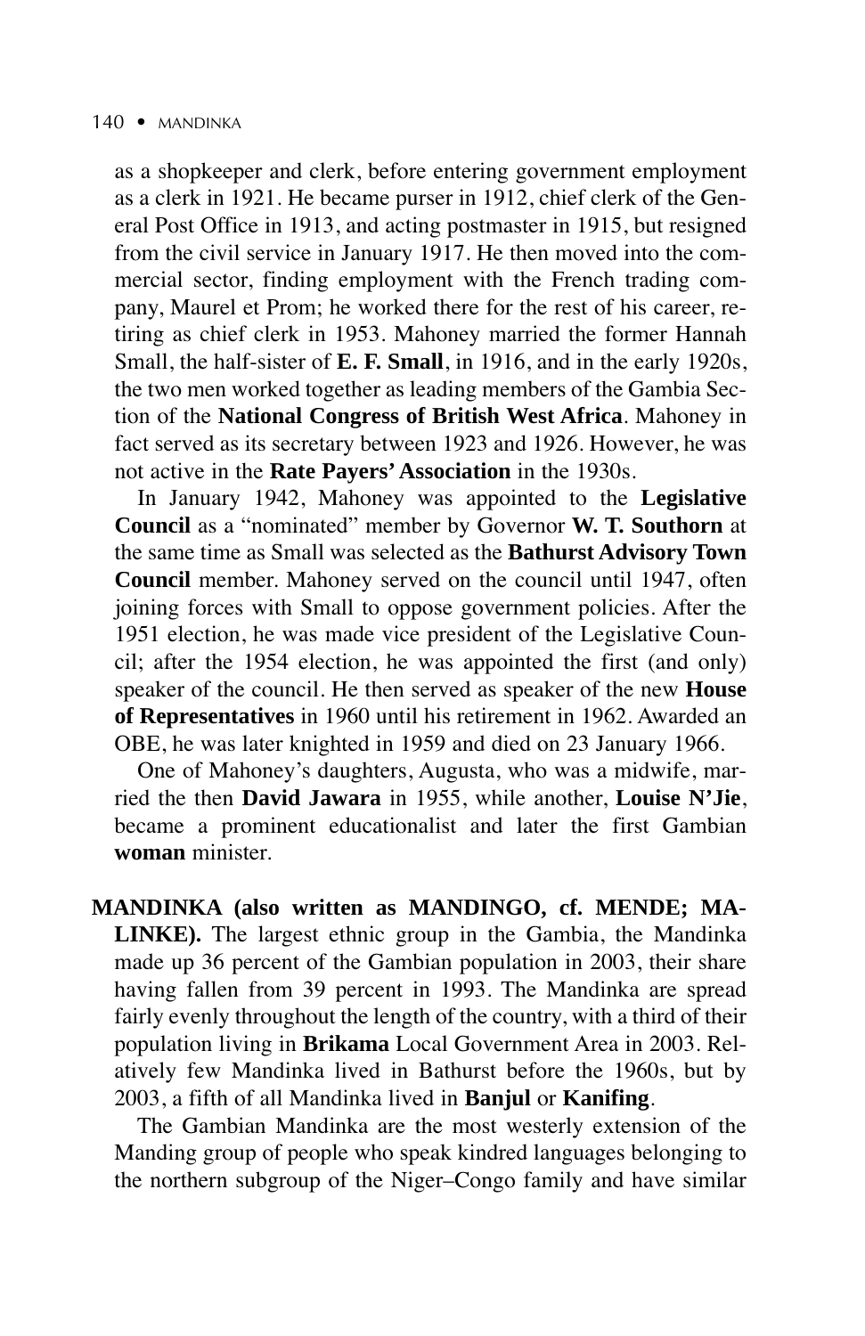as a shopkeeper and clerk, before entering government employment as a clerk in 1921. He became purser in 1912, chief clerk of the General Post Office in 1913, and acting postmaster in 1915, but resigned from the civil service in January 1917. He then moved into the commercial sector, finding employment with the French trading company, Maurel et Prom; he worked there for the rest of his career, retiring as chief clerk in 1953. Mahoney married the former Hannah Small, the half-sister of **E. F. Small**, in 1916, and in the early 1920s, the two men worked together as leading members of the Gambia Section of the **National Congress of British West Africa**. Mahoney in fact served as its secretary between 1923 and 1926. However, he was not active in the **Rate Payers' Association** in the 1930s.

In January 1942, Mahoney was appointed to the **Legislative Council** as a "nominated" member by Governor **W. T. Southorn** at the same time as Small was selected as the **Bathurst Advisory Town Council** member. Mahoney served on the council until 1947, often joining forces with Small to oppose government policies. After the 1951 election, he was made vice president of the Legislative Council; after the 1954 election, he was appointed the first (and only) speaker of the council. He then served as speaker of the new **House of Representatives** in 1960 until his retirement in 1962. Awarded an OBE, he was later knighted in 1959 and died on 23 January 1966.

One of Mahoney's daughters, Augusta, who was a midwife, married the then **David Jawara** in 1955, while another, **Louise N'Jie**, became a prominent educationalist and later the first Gambian **woman** minister.

**MANDINKA (also written as MANDINGO, cf. MENDE; MALINKE).** The largest ethnic group in the Gambia, the Mandinka made up 36 percent of the Gambian population in 2003, their share having fallen from 39 percent in 1993. The Mandinka are spread fairly evenly throughout the length of the country, with a third of their population living in **Brikama** Local Government Area in 2003. Relatively few Mandinka lived in Bathurst before the 1960s, but by 2003, a fifth of all Mandinka lived in **Banjul** or **Kanifing**.

The Gambian Mandinka are the most westerly extension of the Manding group of people who speak kindred languages belonging to the northern subgroup of the Niger–Congo family and have similar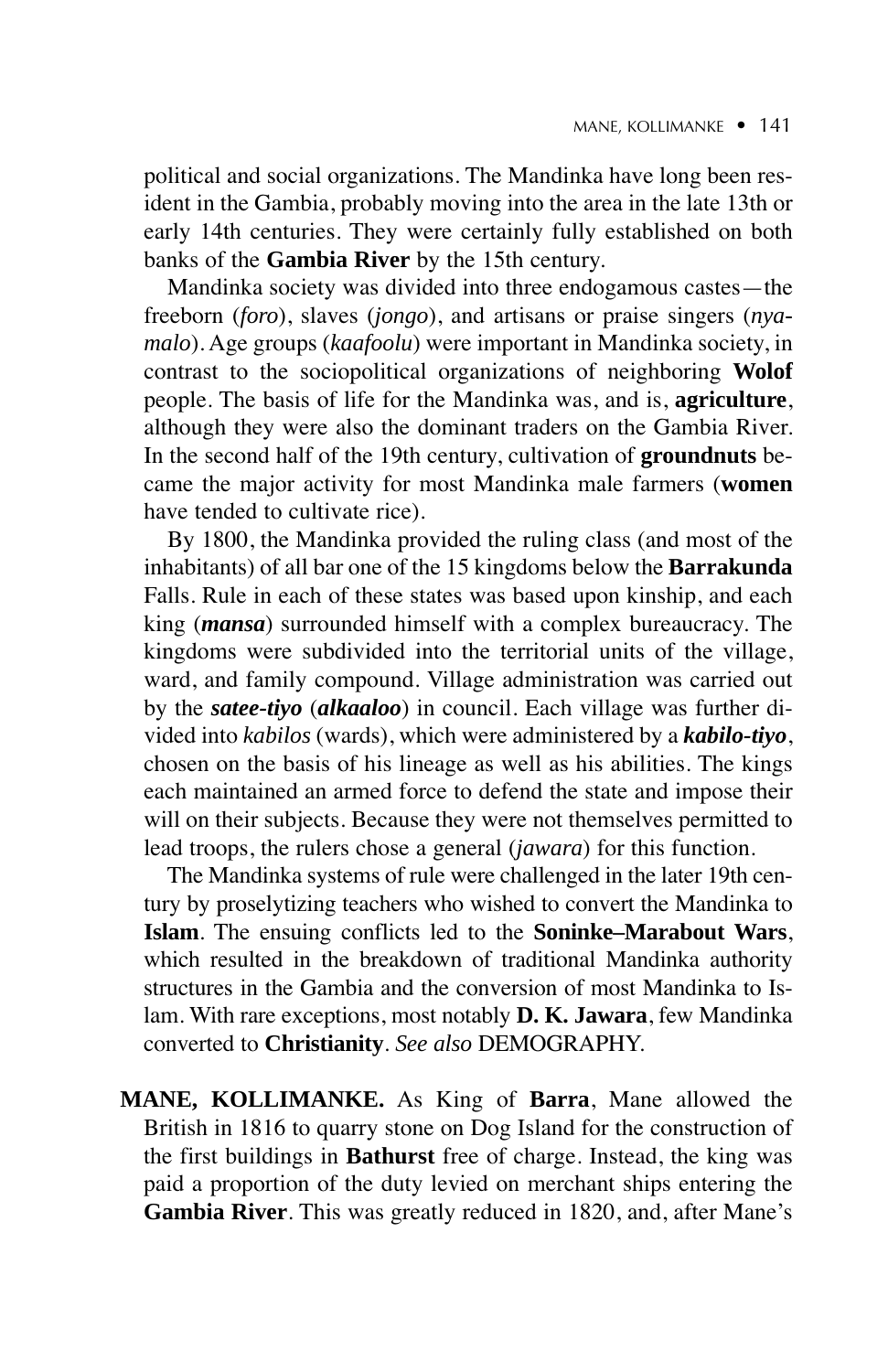political and social organizations. The Mandinka have long been resident in the Gambia, probably moving into the area in the late 13th or early 14th centuries. They were certainly fully established on both banks of the **Gambia River** by the 15th century.

Mandinka society was divided into three endogamous castes—the freeborn (*foro*), slaves (*jongo*), and artisans or praise singers (*nyamalo*). Age groups (*kaafoolu*) were important in Mandinka society, in contrast to the sociopolitical organizations of neighboring **Wolof** people. The basis of life for the Mandinka was, and is, **agriculture**, although they were also the dominant traders on the Gambia River. In the second half of the 19th century, cultivation of **groundnuts** became the major activity for most Mandinka male farmers (**women** have tended to cultivate rice).

By 1800, the Mandinka provided the ruling class (and most of the inhabitants) of all bar one of the 15 kingdoms below the **Barrakunda** Falls. Rule in each of these states was based upon kinship, and each king (***mansa***) surrounded himself with a complex bureaucracy. The kingdoms were subdivided into the territorial units of the village, ward, and family compound. Village administration was carried out by the ***satee-tiyo*** (***alkaaloo***) in council. Each village was further divided into *kabilos* (wards), which were administered by a ***kabilo-tiyo***, chosen on the basis of his lineage as well as his abilities. The kings each maintained an armed force to defend the state and impose their will on their subjects. Because they were not themselves permitted to lead troops, the rulers chose a general (*jawara*) for this function.

The Mandinka systems of rule were challenged in the later 19th century by proselytizing teachers who wished to convert the Mandinka to **Islam**. The ensuing conflicts led to the **Soninke–Marabout Wars**, which resulted in the breakdown of traditional Mandinka authority structures in the Gambia and the conversion of most Mandinka to Islam. With rare exceptions, most notably **D. K. Jawara**, few Mandinka converted to **Christianity**. *See also* DEMOGRAPHY.

**MANE, KOLLIMANKE.** As King of **Barra**, Mane allowed the British in 1816 to quarry stone on Dog Island for the construction of the first buildings in **Bathurst** free of charge. Instead, the king was paid a proportion of the duty levied on merchant ships entering the **Gambia River**. This was greatly reduced in 1820, and, after Mane's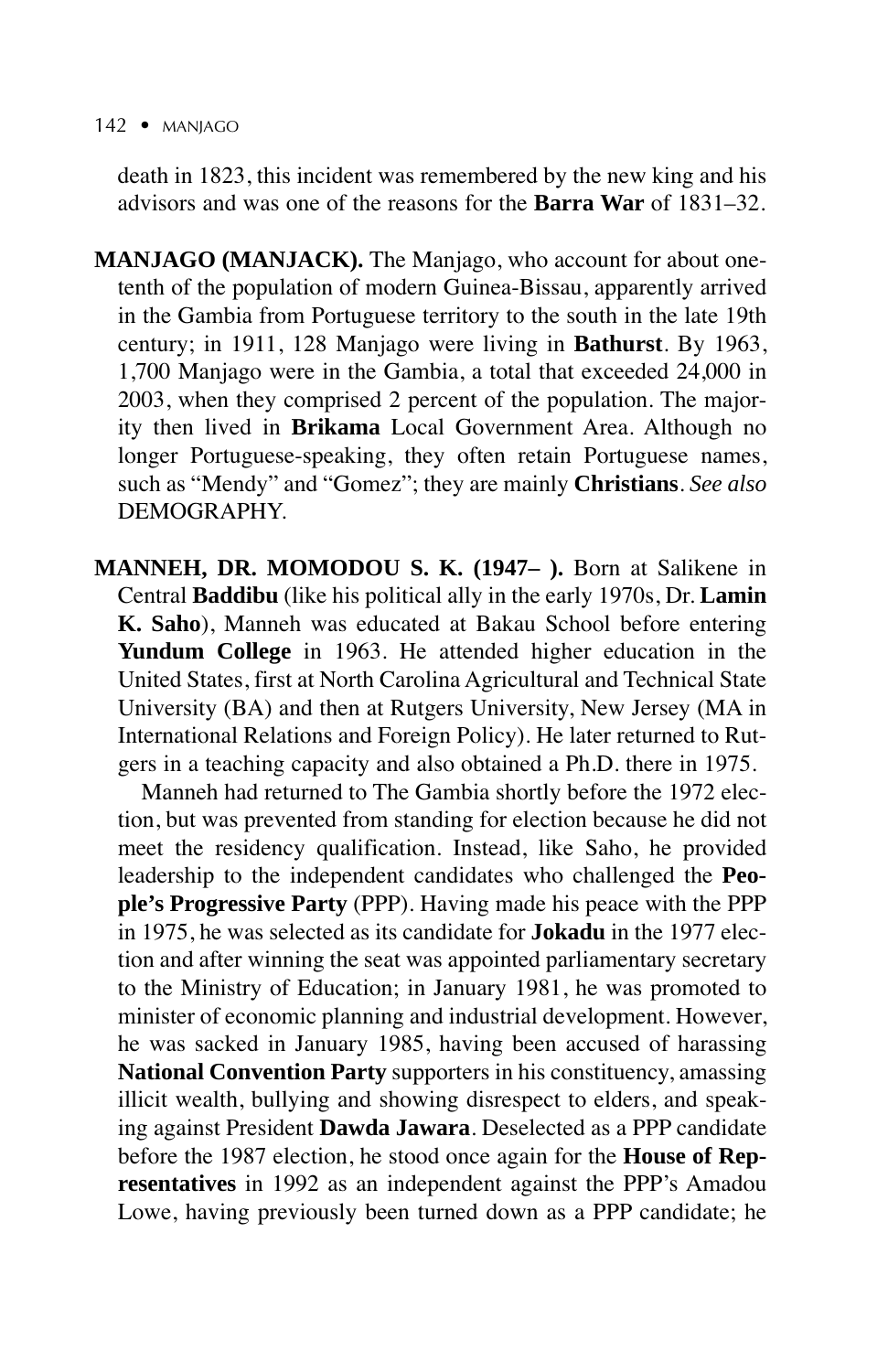death in 1823, this incident was remembered by the new king and his advisors and was one of the reasons for the **Barra War** of 1831–32.

**MANJAGO (MANJACK).** The Manjago, who account for about one-tenth of the population of modern Guinea-Bissau, apparently arrived in the Gambia from Portuguese territory to the south in the late 19th century; in 1911, 128 Manjago were living in **Bathurst**. By 1963, 1,700 Manjago were in the Gambia, a total that exceeded 24,000 in 2003, when they comprised 2 percent of the population. The majority then lived in **Brikama** Local Government Area. Although no longer Portuguese-speaking, they often retain Portuguese names, such as "Mendy" and "Gomez"; they are mainly **Christians**. *See also* DEMOGRAPHY.

**MANNEH, DR. MOMODOU S. K. (1947– ).** Born at Salikene in Central **Baddibu** (like his political ally in the early 1970s, Dr. **Lamin K. Saho**), Manneh was educated at Bakau School before entering **Yundum College** in 1963. He attended higher education in the United States, first at North Carolina Agricultural and Technical State University (BA) and then at Rutgers University, New Jersey (MA in International Relations and Foreign Policy). He later returned to Rutgers in a teaching capacity and also obtained a Ph.D. there in 1975.

Manneh had returned to The Gambia shortly before the 1972 election, but was prevented from standing for election because he did not meet the residency qualification. Instead, like Saho, he provided leadership to the independent candidates who challenged the **People's Progressive Party** (PPP). Having made his peace with the PPP in 1975, he was selected as its candidate for **Jokadu** in the 1977 election and after winning the seat was appointed parliamentary secretary to the Ministry of Education; in January 1981, he was promoted to minister of economic planning and industrial development. However, he was sacked in January 1985, having been accused of harassing **National Convention Party** supporters in his constituency, amassing illicit wealth, bullying and showing disrespect to elders, and speaking against President **Dawda Jawara**. Deselected as a PPP candidate before the 1987 election, he stood once again for the **House of Representatives** in 1992 as an independent against the PPP's Amadou Lowe, having previously been turned down as a PPP candidate; he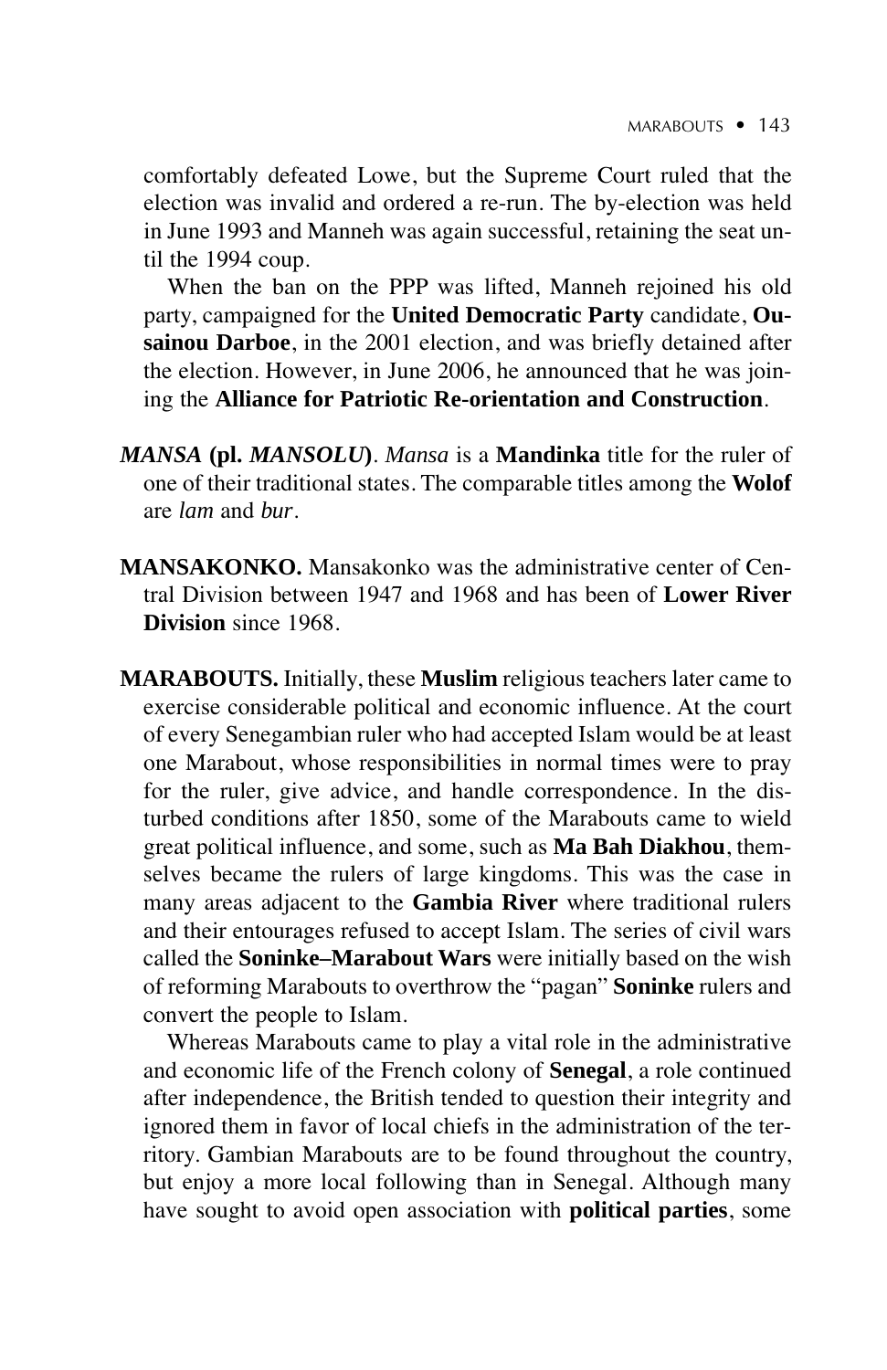comfortably defeated Lowe, but the Supreme Court ruled that the election was invalid and ordered a re-run. The by-election was held in June 1993 and Manneh was again successful, retaining the seat until the 1994 coup.

When the ban on the PPP was lifted, Manneh rejoined his old party, campaigned for the **United Democratic Party** candidate, **Ousainou Darboe**, in the 2001 election, and was briefly detained after the election. However, in June 2006, he announced that he was joining the **Alliance for Patriotic Re-orientation and Construction**.

***MANSA*** **(pl.** ***MANSOLU*****)**. *Mansa* is a **Mandinka** title for the ruler of one of their traditional states. The comparable titles among the **Wolof** are *lam* and *bur*.

**MANSAKONKO.** Mansakonko was the administrative center of Central Division between 1947 and 1968 and has been of **Lower River Division** since 1968.

**MARABOUTS.** Initially, these **Muslim** religious teachers later came to exercise considerable political and economic influence. At the court of every Senegambian ruler who had accepted Islam would be at least one Marabout, whose responsibilities in normal times were to pray for the ruler, give advice, and handle correspondence. In the disturbed conditions after 1850, some of the Marabouts came to wield great political influence, and some, such as **Ma Bah Diakhou**, themselves became the rulers of large kingdoms. This was the case in many areas adjacent to the **Gambia River** where traditional rulers and their entourages refused to accept Islam. The series of civil wars called the **Soninke–Marabout Wars** were initially based on the wish of reforming Marabouts to overthrow the "pagan" **Soninke** rulers and convert the people to Islam.

Whereas Marabouts came to play a vital role in the administrative and economic life of the French colony of **Senegal**, a role continued after independence, the British tended to question their integrity and ignored them in favor of local chiefs in the administration of the territory. Gambian Marabouts are to be found throughout the country, but enjoy a more local following than in Senegal. Although many have sought to avoid open association with **political parties**, some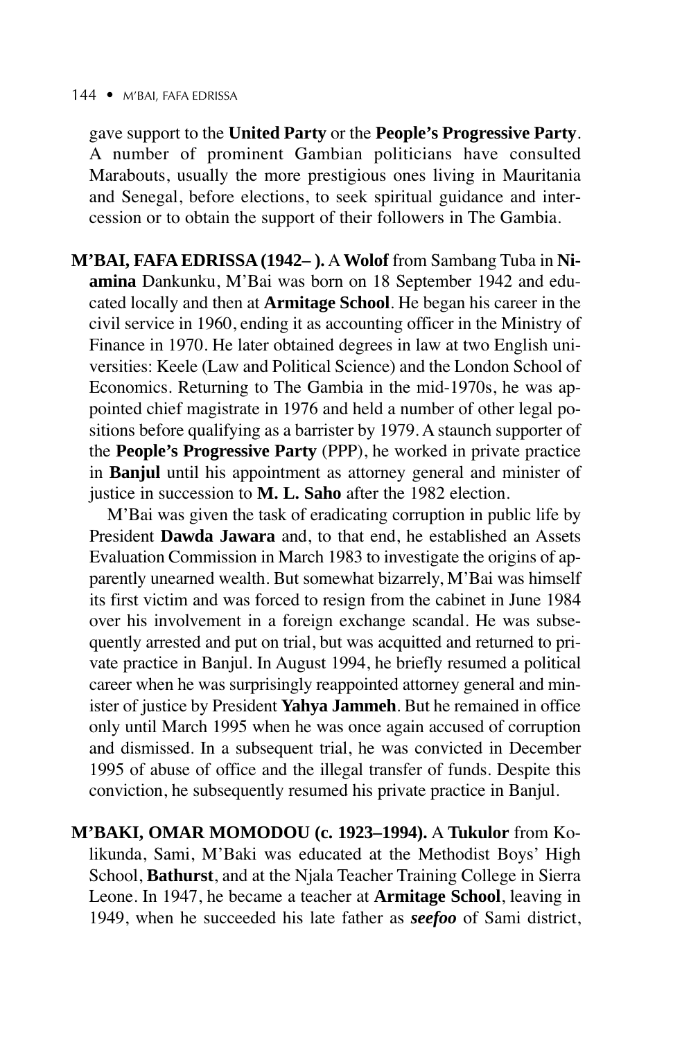gave support to the **United Party** or the **People's Progressive Party**. A number of prominent Gambian politicians have consulted Marabouts, usually the more prestigious ones living in Mauritania and Senegal, before elections, to seek spiritual guidance and intercession or to obtain the support of their followers in The Gambia.

**M'BAI, FAFA EDRISSA (1942– ).** A **Wolof** from Sambang Tuba in **Niamina** Dankunku, M'Bai was born on 18 September 1942 and educated locally and then at **Armitage School**. He began his career in the civil service in 1960, ending it as accounting officer in the Ministry of Finance in 1970. He later obtained degrees in law at two English universities: Keele (Law and Political Science) and the London School of Economics. Returning to The Gambia in the mid-1970s, he was appointed chief magistrate in 1976 and held a number of other legal positions before qualifying as a barrister by 1979. A staunch supporter of the **People's Progressive Party** (PPP), he worked in private practice in **Banjul** until his appointment as attorney general and minister of justice in succession to **M. L. Saho** after the 1982 election.

M'Bai was given the task of eradicating corruption in public life by President **Dawda Jawara** and, to that end, he established an Assets Evaluation Commission in March 1983 to investigate the origins of apparently unearned wealth. But somewhat bizarrely, M'Bai was himself its first victim and was forced to resign from the cabinet in June 1984 over his involvement in a foreign exchange scandal. He was subsequently arrested and put on trial, but was acquitted and returned to private practice in Banjul. In August 1994, he briefly resumed a political career when he was surprisingly reappointed attorney general and minister of justice by President **Yahya Jammeh**. But he remained in office only until March 1995 when he was once again accused of corruption and dismissed. In a subsequent trial, he was convicted in December 1995 of abuse of office and the illegal transfer of funds. Despite this conviction, he subsequently resumed his private practice in Banjul.

**M'BAKI, OMAR MOMODOU (c. 1923–1994).** A **Tukulor** from Kolikunda, Sami, M'Baki was educated at the Methodist Boys' High School, **Bathurst**, and at the Njala Teacher Training College in Sierra Leone. In 1947, he became a teacher at **Armitage School**, leaving in 1949, when he succeeded his late father as ***seefoo*** of Sami district,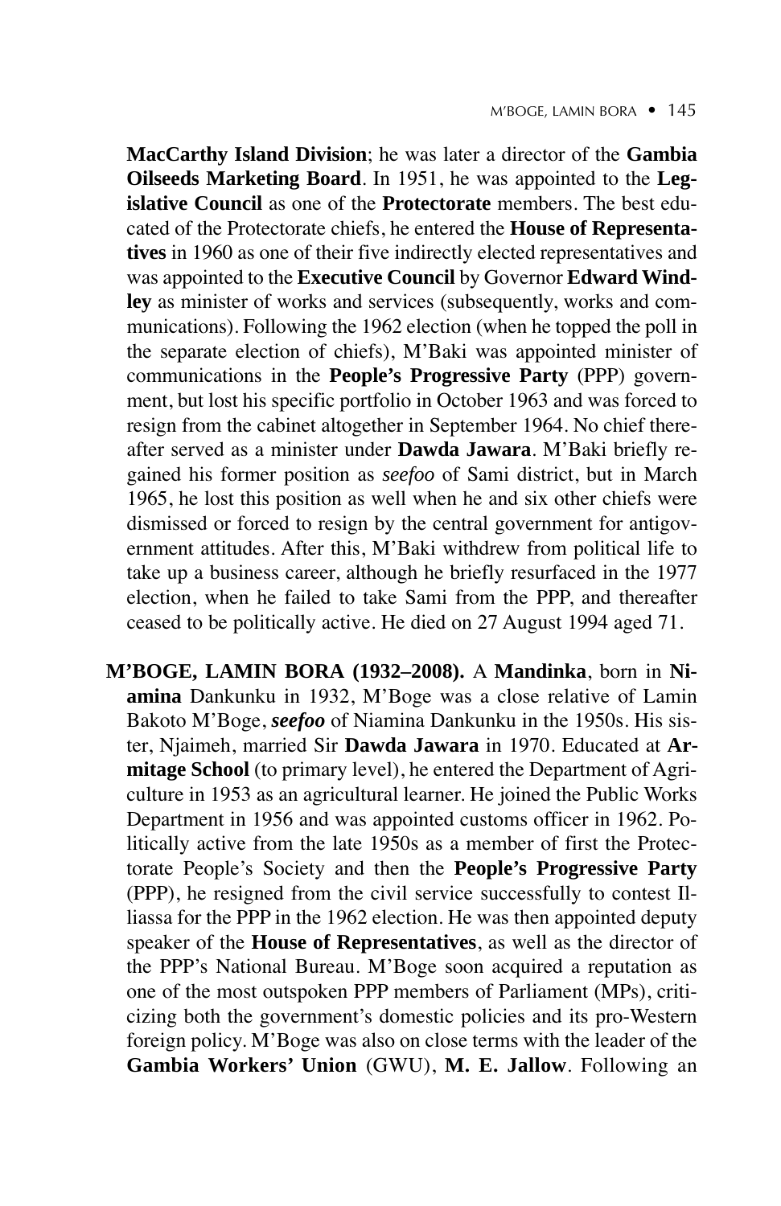**MacCarthy Island Division**; he was later a director of the **Gambia Oilseeds Marketing Board**. In 1951, he was appointed to the **Legislative Council** as one of the **Protectorate** members. The best educated of the Protectorate chiefs, he entered the **House of Representatives** in 1960 as one of their five indirectly elected representatives and was appointed to the **Executive Council** by Governor **Edward Windley** as minister of works and services (subsequently, works and communications). Following the 1962 election (when he topped the poll in the separate election of chiefs), M'Baki was appointed minister of communications in the **People's Progressive Party** (PPP) government, but lost his specific portfolio in October 1963 and was forced to resign from the cabinet altogether in September 1964. No chief thereafter served as a minister under **Dawda Jawara**. M'Baki briefly regained his former position as *seefoo* of Sami district, but in March 1965, he lost this position as well when he and six other chiefs were dismissed or forced to resign by the central government for antigovernment attitudes. After this, M'Baki withdrew from political life to take up a business career, although he briefly resurfaced in the 1977 election, when he failed to take Sami from the PPP, and thereafter ceased to be politically active. He died on 27 August 1994 aged 71.

**M'BOGE, LAMIN BORA (1932–2008).** A **Mandinka**, born in **Niamina** Dankunku in 1932, M'Boge was a close relative of Lamin Bakoto M'Boge, ***seefoo*** of Niamina Dankunku in the 1950s. His sister, Njaimeh, married Sir **Dawda Jawara** in 1970. Educated at **Armitage School** (to primary level), he entered the Department of Agriculture in 1953 as an agricultural learner. He joined the Public Works Department in 1956 and was appointed customs officer in 1962. Politically active from the late 1950s as a member of first the Protectorate People's Society and then the **People's Progressive Party** (PPP), he resigned from the civil service successfully to contest Illiassa for the PPP in the 1962 election. He was then appointed deputy speaker of the **House of Representatives**, as well as the director of the PPP's National Bureau. M'Boge soon acquired a reputation as one of the most outspoken PPP members of Parliament (MPs), criticizing both the government's domestic policies and its pro-Western foreign policy. M'Boge was also on close terms with the leader of the **Gambia Workers' Union** (GWU), **M. E. Jallow**. Following an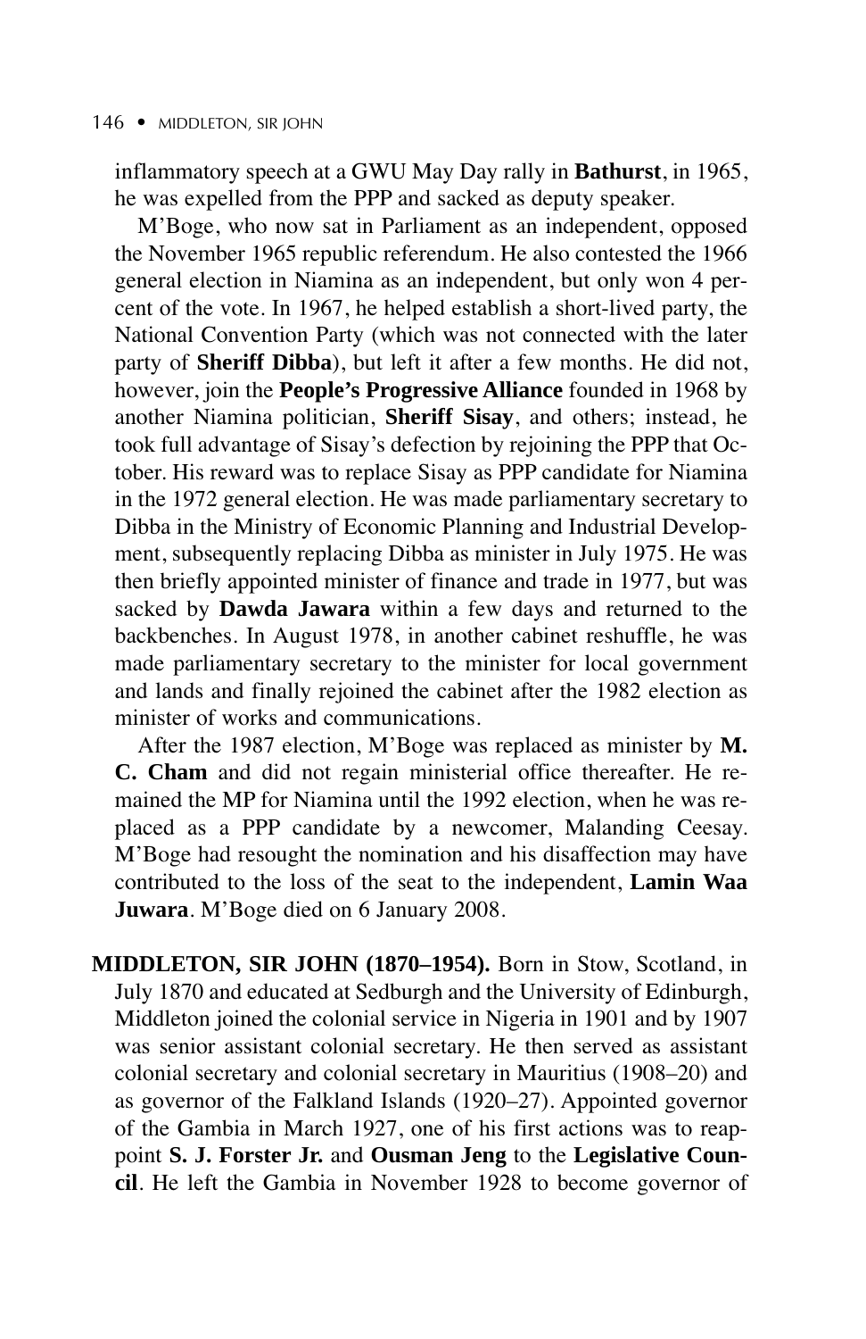inflammatory speech at a GWU May Day rally in **Bathurst**, in 1965, he was expelled from the PPP and sacked as deputy speaker.

M'Boge, who now sat in Parliament as an independent, opposed the November 1965 republic referendum. He also contested the 1966 general election in Niamina as an independent, but only won 4 percent of the vote. In 1967, he helped establish a short-lived party, the National Convention Party (which was not connected with the later party of **Sheriff Dibba**), but left it after a few months. He did not, however, join the **People's Progressive Alliance** founded in 1968 by another Niamina politician, **Sheriff Sisay**, and others; instead, he took full advantage of Sisay's defection by rejoining the PPP that October. His reward was to replace Sisay as PPP candidate for Niamina in the 1972 general election. He was made parliamentary secretary to Dibba in the Ministry of Economic Planning and Industrial Development, subsequently replacing Dibba as minister in July 1975. He was then briefly appointed minister of finance and trade in 1977, but was sacked by **Dawda Jawara** within a few days and returned to the backbenches. In August 1978, in another cabinet reshuffle, he was made parliamentary secretary to the minister for local government and lands and finally rejoined the cabinet after the 1982 election as minister of works and communications.

After the 1987 election, M'Boge was replaced as minister by **M. C. Cham** and did not regain ministerial office thereafter. He remained the MP for Niamina until the 1992 election, when he was replaced as a PPP candidate by a newcomer, Malanding Ceesay. M'Boge had resought the nomination and his disaffection may have contributed to the loss of the seat to the independent, **Lamin Waa Juwara**. M'Boge died on 6 January 2008.

**MIDDLETON, SIR JOHN (1870–1954).** Born in Stow, Scotland, in July 1870 and educated at Sedburgh and the University of Edinburgh, Middleton joined the colonial service in Nigeria in 1901 and by 1907 was senior assistant colonial secretary. He then served as assistant colonial secretary and colonial secretary in Mauritius (1908–20) and as governor of the Falkland Islands (1920–27). Appointed governor of the Gambia in March 1927, one of his first actions was to reappoint **S. J. Forster Jr.** and **Ousman Jeng** to the **Legislative Council**. He left the Gambia in November 1928 to become governor of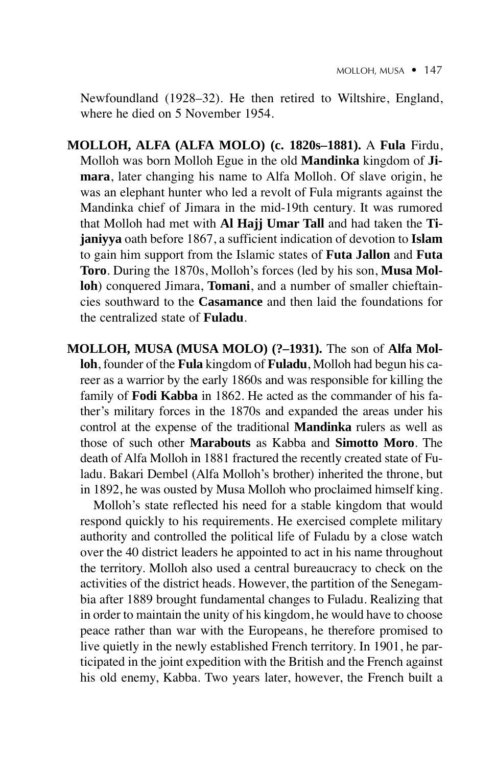Newfoundland (1928–32). He then retired to Wiltshire, England, where he died on 5 November 1954.

**MOLLOH, ALFA (ALFA MOLO) (c. 1820s–1881).** A **Fula** Firdu, Molloh was born Molloh Egue in the old **Mandinka** kingdom of **Jimara**, later changing his name to Alfa Molloh. Of slave origin, he was an elephant hunter who led a revolt of Fula migrants against the Mandinka chief of Jimara in the mid-19th century. It was rumored that Molloh had met with **Al Hajj Umar Tall** and had taken the **Tijaniyya** oath before 1867, a sufficient indication of devotion to **Islam** to gain him support from the Islamic states of **Futa Jallon** and **Futa Toro**. During the 1870s, Molloh's forces (led by his son, **Musa Molloh**) conquered Jimara, **Tomani**, and a number of smaller chieftaincies southward to the **Casamance** and then laid the foundations for the centralized state of **Fuladu**.

**MOLLOH, MUSA (MUSA MOLO) (?–1931).** The son of **Alfa Molloh**, founder of the **Fula** kingdom of **Fuladu**, Molloh had begun his career as a warrior by the early 1860s and was responsible for killing the family of **Fodi Kabba** in 1862. He acted as the commander of his father's military forces in the 1870s and expanded the areas under his control at the expense of the traditional **Mandinka** rulers as well as those of such other **Marabouts** as Kabba and **Simotto Moro**. The death of Alfa Molloh in 1881 fractured the recently created state of Fuladu. Bakari Dembel (Alfa Molloh's brother) inherited the throne, but in 1892, he was ousted by Musa Molloh who proclaimed himself king.

Molloh's state reflected his need for a stable kingdom that would respond quickly to his requirements. He exercised complete military authority and controlled the political life of Fuladu by a close watch over the 40 district leaders he appointed to act in his name throughout the territory. Molloh also used a central bureaucracy to check on the activities of the district heads. However, the partition of the Senegambia after 1889 brought fundamental changes to Fuladu. Realizing that in order to maintain the unity of his kingdom, he would have to choose peace rather than war with the Europeans, he therefore promised to live quietly in the newly established French territory. In 1901, he participated in the joint expedition with the British and the French against his old enemy, Kabba. Two years later, however, the French built a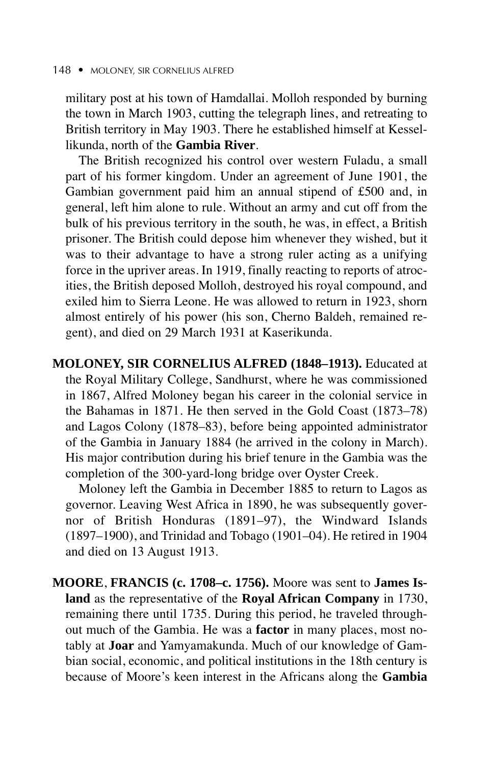military post at his town of Hamdallai. Molloh responded by burning the town in March 1903, cutting the telegraph lines, and retreating to British territory in May 1903. There he established himself at Kessellikunda, north of the **Gambia River**.

The British recognized his control over western Fuladu, a small part of his former kingdom. Under an agreement of June 1901, the Gambian government paid him an annual stipend of £500 and, in general, left him alone to rule. Without an army and cut off from the bulk of his previous territory in the south, he was, in effect, a British prisoner. The British could depose him whenever they wished, but it was to their advantage to have a strong ruler acting as a unifying force in the upriver areas. In 1919, finally reacting to reports of atrocities, the British deposed Molloh, destroyed his royal compound, and exiled him to Sierra Leone. He was allowed to return in 1923, shorn almost entirely of his power (his son, Cherno Baldeh, remained regent), and died on 29 March 1931 at Kaserikunda.

**MOLONEY, SIR CORNELIUS ALFRED (1848–1913).** Educated at the Royal Military College, Sandhurst, where he was commissioned in 1867, Alfred Moloney began his career in the colonial service in the Bahamas in 1871. He then served in the Gold Coast (1873–78) and Lagos Colony (1878–83), before being appointed administrator of the Gambia in January 1884 (he arrived in the colony in March). His major contribution during his brief tenure in the Gambia was the completion of the 300-yard-long bridge over Oyster Creek.

Moloney left the Gambia in December 1885 to return to Lagos as governor. Leaving West Africa in 1890, he was subsequently governor of British Honduras (1891–97), the Windward Islands (1897–1900), and Trinidad and Tobago (1901–04). He retired in 1904 and died on 13 August 1913.

**MOORE**, **FRANCIS (c. 1708–c. 1756).** Moore was sent to **James Island** as the representative of the **Royal African Company** in 1730, remaining there until 1735. During this period, he traveled throughout much of the Gambia. He was a **factor** in many places, most notably at **Joar** and Yamyamakunda. Much of our knowledge of Gambian social, economic, and political institutions in the 18th century is because of Moore's keen interest in the Africans along the **Gambia**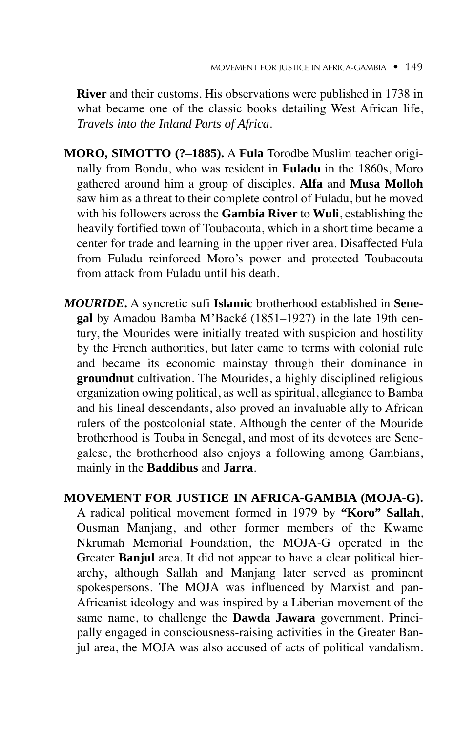**River** and their customs. His observations were published in 1738 in what became one of the classic books detailing West African life, *Travels into the Inland Parts of Africa*.

**MORO, SIMOTTO (?–1885).** A **Fula** Torodbe Muslim teacher originally from Bondu, who was resident in **Fuladu** in the 1860s, Moro gathered around him a group of disciples. **Alfa** and **Musa Molloh** saw him as a threat to their complete control of Fuladu, but he moved with his followers across the **Gambia River** to **Wuli**, establishing the heavily fortified town of Toubacouta, which in a short time became a center for trade and learning in the upper river area. Disaffected Fula from Fuladu reinforced Moro's power and protected Toubacouta from attack from Fuladu until his death.

***MOURIDE*.** A syncretic sufi **Islamic** brotherhood established in **Senegal** by Amadou Bamba M'Backé (1851–1927) in the late 19th century, the Mourides were initially treated with suspicion and hostility by the French authorities, but later came to terms with colonial rule and became its economic mainstay through their dominance in **groundnut** cultivation. The Mourides, a highly disciplined religious organization owing political, as well as spiritual, allegiance to Bamba and his lineal descendants, also proved an invaluable ally to African rulers of the postcolonial state. Although the center of the Mouride brotherhood is Touba in Senegal, and most of its devotees are Senegalese, the brotherhood also enjoys a following among Gambians, mainly in the **Baddibus** and **Jarra**.

**MOVEMENT FOR JUSTICE IN AFRICA-GAMBIA (MOJA-G).** A radical political movement formed in 1979 by **"Koro" Sallah**, Ousman Manjang, and other former members of the Kwame Nkrumah Memorial Foundation, the MOJA-G operated in the Greater **Banjul** area. It did not appear to have a clear political hierarchy, although Sallah and Manjang later served as prominent spokespersons. The MOJA was influenced by Marxist and pan-Africanist ideology and was inspired by a Liberian movement of the same name, to challenge the **Dawda Jawara** government. Principally engaged in consciousness-raising activities in the Greater Banjul area, the MOJA was also accused of acts of political vandalism.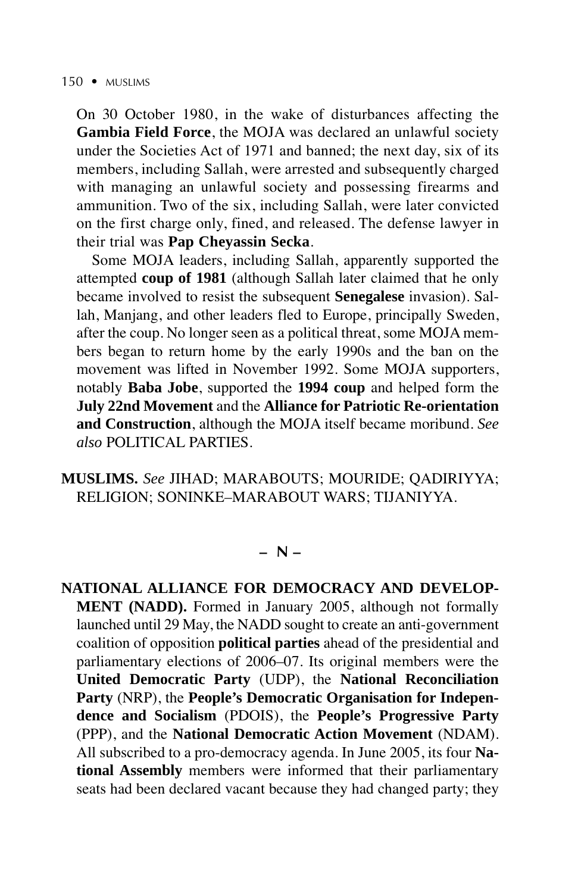On 30 October 1980, in the wake of disturbances affecting the **Gambia Field Force**, the MOJA was declared an unlawful society under the Societies Act of 1971 and banned; the next day, six of its members, including Sallah, were arrested and subsequently charged with managing an unlawful society and possessing firearms and ammunition. Two of the six, including Sallah, were later convicted on the first charge only, fined, and released. The defense lawyer in their trial was **Pap Cheyassin Secka**.

Some MOJA leaders, including Sallah, apparently supported the attempted **coup of 1981** (although Sallah later claimed that he only became involved to resist the subsequent **Senegalese** invasion). Sallah, Manjang, and other leaders fled to Europe, principally Sweden, after the coup. No longer seen as a political threat, some MOJA members began to return home by the early 1990s and the ban on the movement was lifted in November 1992. Some MOJA supporters, notably **Baba Jobe**, supported the **1994 coup** and helped form the **July 22nd Movement** and the **Alliance for Patriotic Re-orientation and Construction**, although the MOJA itself became moribund. *See also* POLITICAL PARTIES.

**MUSLIMS.** *See* JIHAD; MARABOUTS; MOURIDE; QADIRIYYA; RELIGION; SONINKE–MARABOUT WARS; TIJANIYYA.

## – N –

**NATIONAL ALLIANCE FOR DEMOCRACY AND DEVELOPMENT (NADD).** Formed in January 2005, although not formally launched until 29 May, the NADD sought to create an anti-government coalition of opposition **political parties** ahead of the presidential and parliamentary elections of 2006–07. Its original members were the **United Democratic Party** (UDP), the **National Reconciliation Party** (NRP), the **People's Democratic Organisation for Independence and Socialism** (PDOIS), the **People's Progressive Party** (PPP), and the **National Democratic Action Movement** (NDAM). All subscribed to a pro-democracy agenda. In June 2005, its four **National Assembly** members were informed that their parliamentary seats had been declared vacant because they had changed party; they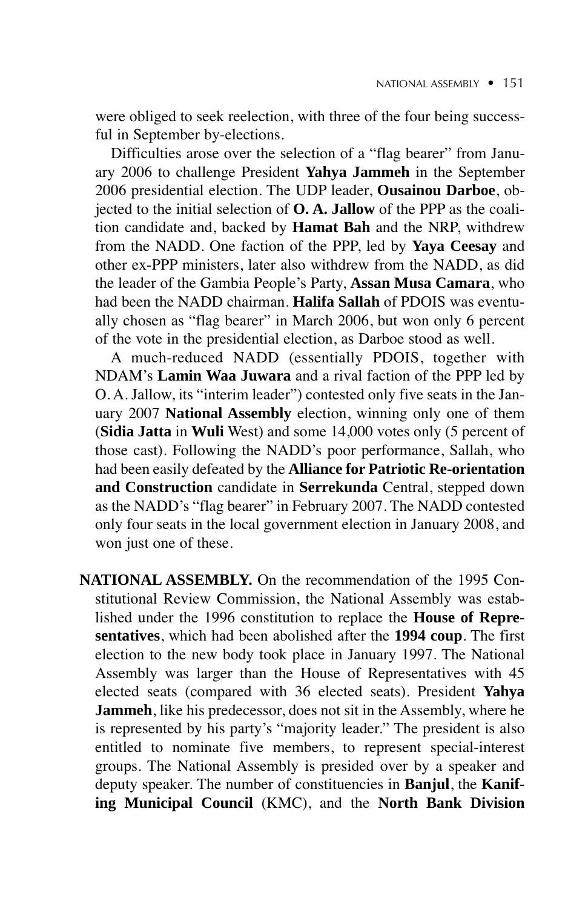were obliged to seek reelection, with three of the four being successful in September by-elections.

Difficulties arose over the selection of a "flag bearer" from January 2006 to challenge President **Yahya Jammeh** in the September 2006 presidential election. The UDP leader, **Ousainou Darboe**, objected to the initial selection of **O. A. Jallow** of the PPP as the coalition candidate and, backed by **Hamat Bah** and the NRP, withdrew from the NADD. One faction of the PPP, led by **Yaya Ceesay** and other ex-PPP ministers, later also withdrew from the NADD, as did the leader of the Gambia People's Party, **Assan Musa Camara**, who had been the NADD chairman. **Halifa Sallah** of PDOIS was eventually chosen as "flag bearer" in March 2006, but won only 6 percent of the vote in the presidential election, as Darboe stood as well.

A much-reduced NADD (essentially PDOIS, together with NDAM's **Lamin Waa Juwara** and a rival faction of the PPP led by O. A. Jallow, its "interim leader") contested only five seats in the January 2007 **National Assembly** election, winning only one of them (**Sidia Jatta** in **Wuli** West) and some 14,000 votes only (5 percent of those cast). Following the NADD's poor performance, Sallah, who had been easily defeated by the **Alliance for Patriotic Re-orientation and Construction** candidate in **Serrekunda** Central, stepped down as the NADD's "flag bearer" in February 2007. The NADD contested only four seats in the local government election in January 2008, and won just one of these.

**NATIONAL ASSEMBLY.** On the recommendation of the 1995 Constitutional Review Commission, the National Assembly was established under the 1996 constitution to replace the **House of Representatives**, which had been abolished after the **1994 coup**. The first election to the new body took place in January 1997. The National Assembly was larger than the House of Representatives with 45 elected seats (compared with 36 elected seats). President **Yahya Jammeh**, like his predecessor, does not sit in the Assembly, where he is represented by his party's "majority leader." The president is also entitled to nominate five members, to represent special-interest groups. The National Assembly is presided over by a speaker and deputy speaker. The number of constituencies in **Banjul**, the **Kanifing Municipal Council** (KMC), and the **North Bank Division**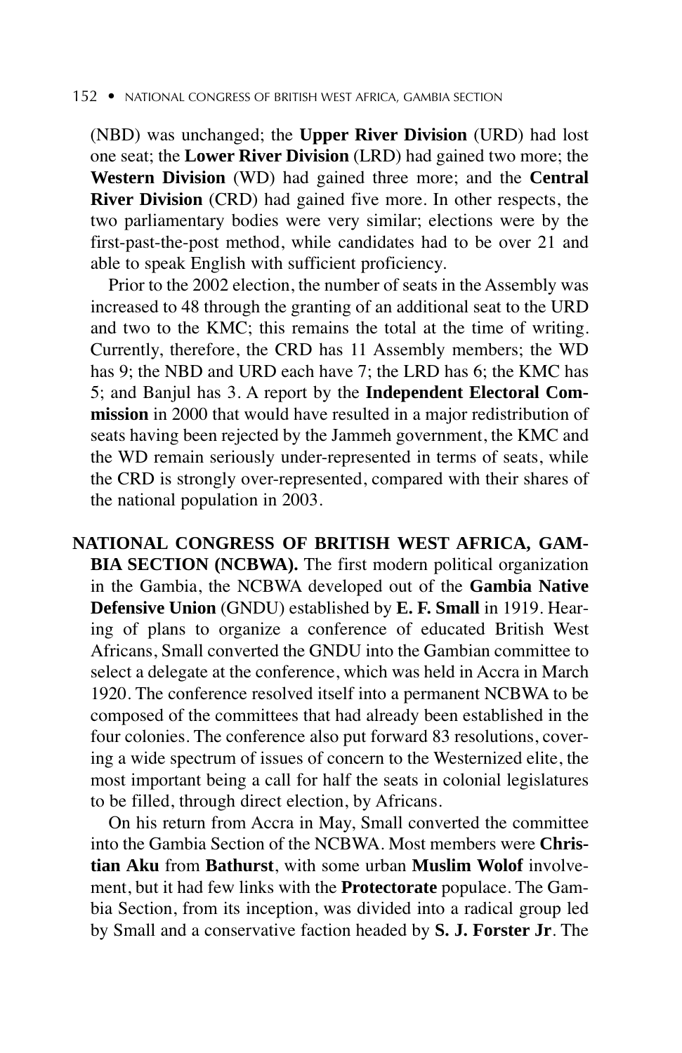(NBD) was unchanged; the **Upper River Division** (URD) had lost one seat; the **Lower River Division** (LRD) had gained two more; the **Western Division** (WD) had gained three more; and the **Central River Division** (CRD) had gained five more. In other respects, the two parliamentary bodies were very similar; elections were by the first-past-the-post method, while candidates had to be over 21 and able to speak English with sufficient proficiency.

Prior to the 2002 election, the number of seats in the Assembly was increased to 48 through the granting of an additional seat to the URD and two to the KMC; this remains the total at the time of writing. Currently, therefore, the CRD has 11 Assembly members; the WD has 9; the NBD and URD each have 7; the LRD has 6; the KMC has 5; and Banjul has 3. A report by the **Independent Electoral Commission** in 2000 that would have resulted in a major redistribution of seats having been rejected by the Jammeh government, the KMC and the WD remain seriously under-represented in terms of seats, while the CRD is strongly over-represented, compared with their shares of the national population in 2003.

**NATIONAL CONGRESS OF BRITISH WEST AFRICA, GAMBIA SECTION (NCBWA).** The first modern political organization in the Gambia, the NCBWA developed out of the **Gambia Native Defensive Union** (GNDU) established by **E. F. Small** in 1919. Hearing of plans to organize a conference of educated British West Africans, Small converted the GNDU into the Gambian committee to select a delegate at the conference, which was held in Accra in March 1920. The conference resolved itself into a permanent NCBWA to be composed of the committees that had already been established in the four colonies. The conference also put forward 83 resolutions, covering a wide spectrum of issues of concern to the Westernized elite, the most important being a call for half the seats in colonial legislatures to be filled, through direct election, by Africans.

On his return from Accra in May, Small converted the committee into the Gambia Section of the NCBWA. Most members were **Christian Aku** from **Bathurst**, with some urban **Muslim Wolof** involvement, but it had few links with the **Protectorate** populace. The Gambia Section, from its inception, was divided into a radical group led by Small and a conservative faction headed by **S. J. Forster Jr**. The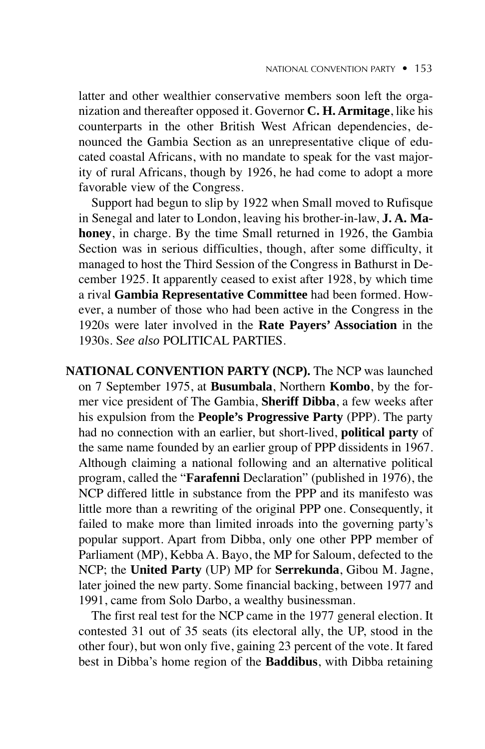latter and other wealthier conservative members soon left the organization and thereafter opposed it. Governor **C. H. Armitage**, like his counterparts in the other British West African dependencies, denounced the Gambia Section as an unrepresentative clique of educated coastal Africans, with no mandate to speak for the vast majority of rural Africans, though by 1926, he had come to adopt a more favorable view of the Congress.

Support had begun to slip by 1922 when Small moved to Rufisque in Senegal and later to London, leaving his brother-in-law, **J. A. Mahoney**, in charge. By the time Small returned in 1926, the Gambia Section was in serious difficulties, though, after some difficulty, it managed to host the Third Session of the Congress in Bathurst in December 1925. It apparently ceased to exist after 1928, by which time a rival **Gambia Representative Committee** had been formed. However, a number of those who had been active in the Congress in the 1920s were later involved in the **Rate Payers' Association** in the 1930s. S*ee also* POLITICAL PARTIES.

**NATIONAL CONVENTION PARTY (NCP).** The NCP was launched on 7 September 1975, at **Busumbala**, Northern **Kombo**, by the former vice president of The Gambia, **Sheriff Dibba**, a few weeks after his expulsion from the **People's Progressive Party** (PPP). The party had no connection with an earlier, but short-lived, **political party** of the same name founded by an earlier group of PPP dissidents in 1967. Although claiming a national following and an alternative political program, called the "**Farafenni** Declaration" (published in 1976), the NCP differed little in substance from the PPP and its manifesto was little more than a rewriting of the original PPP one. Consequently, it failed to make more than limited inroads into the governing party's popular support. Apart from Dibba, only one other PPP member of Parliament (MP), Kebba A. Bayo, the MP for Saloum, defected to the NCP; the **United Party** (UP) MP for **Serrekunda**, Gibou M. Jagne, later joined the new party. Some financial backing, between 1977 and 1991, came from Solo Darbo, a wealthy businessman.

The first real test for the NCP came in the 1977 general election. It contested 31 out of 35 seats (its electoral ally, the UP, stood in the other four), but won only five, gaining 23 percent of the vote. It fared best in Dibba's home region of the **Baddibus**, with Dibba retaining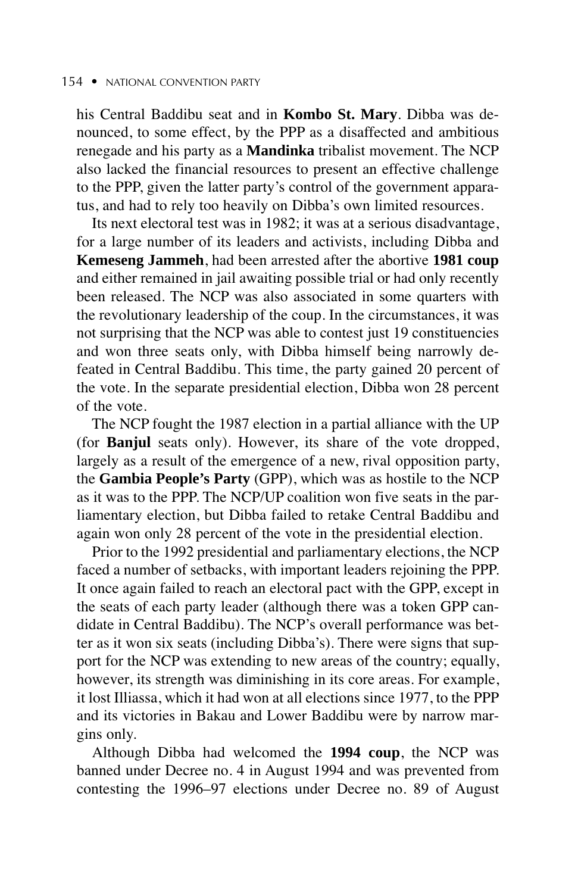his Central Baddibu seat and in **Kombo St. Mary**. Dibba was denounced, to some effect, by the PPP as a disaffected and ambitious renegade and his party as a **Mandinka** tribalist movement. The NCP also lacked the financial resources to present an effective challenge to the PPP, given the latter party's control of the government apparatus, and had to rely too heavily on Dibba's own limited resources.

Its next electoral test was in 1982; it was at a serious disadvantage, for a large number of its leaders and activists, including Dibba and **Kemeseng Jammeh**, had been arrested after the abortive **1981 coup** and either remained in jail awaiting possible trial or had only recently been released. The NCP was also associated in some quarters with the revolutionary leadership of the coup. In the circumstances, it was not surprising that the NCP was able to contest just 19 constituencies and won three seats only, with Dibba himself being narrowly defeated in Central Baddibu. This time, the party gained 20 percent of the vote. In the separate presidential election, Dibba won 28 percent of the vote.

The NCP fought the 1987 election in a partial alliance with the UP (for **Banjul** seats only). However, its share of the vote dropped, largely as a result of the emergence of a new, rival opposition party, the **Gambia People's Party** (GPP), which was as hostile to the NCP as it was to the PPP. The NCP/UP coalition won five seats in the parliamentary election, but Dibba failed to retake Central Baddibu and again won only 28 percent of the vote in the presidential election.

Prior to the 1992 presidential and parliamentary elections, the NCP faced a number of setbacks, with important leaders rejoining the PPP. It once again failed to reach an electoral pact with the GPP, except in the seats of each party leader (although there was a token GPP candidate in Central Baddibu). The NCP's overall performance was better as it won six seats (including Dibba's). There were signs that support for the NCP was extending to new areas of the country; equally, however, its strength was diminishing in its core areas. For example, it lost Illiassa, which it had won at all elections since 1977, to the PPP and its victories in Bakau and Lower Baddibu were by narrow margins only.

Although Dibba had welcomed the **1994 coup**, the NCP was banned under Decree no. 4 in August 1994 and was prevented from contesting the 1996–97 elections under Decree no. 89 of August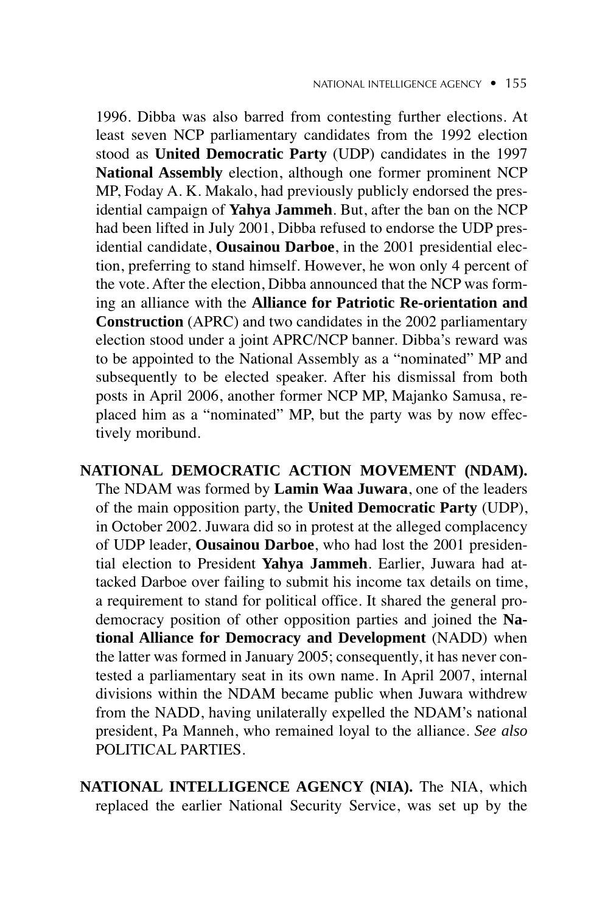1996. Dibba was also barred from contesting further elections. At least seven NCP parliamentary candidates from the 1992 election stood as **United Democratic Party** (UDP) candidates in the 1997 **National Assembly** election, although one former prominent NCP MP, Foday A. K. Makalo, had previously publicly endorsed the presidential campaign of **Yahya Jammeh**. But, after the ban on the NCP had been lifted in July 2001, Dibba refused to endorse the UDP presidential candidate, **Ousainou Darboe**, in the 2001 presidential election, preferring to stand himself. However, he won only 4 percent of the vote. After the election, Dibba announced that the NCP was forming an alliance with the **Alliance for Patriotic Re-orientation and Construction** (APRC) and two candidates in the 2002 parliamentary election stood under a joint APRC/NCP banner. Dibba's reward was to be appointed to the National Assembly as a "nominated" MP and subsequently to be elected speaker. After his dismissal from both posts in April 2006, another former NCP MP, Majanko Samusa, replaced him as a "nominated" MP, but the party was by now effectively moribund.

**NATIONAL DEMOCRATIC ACTION MOVEMENT (NDAM).** The NDAM was formed by **Lamin Waa Juwara**, one of the leaders of the main opposition party, the **United Democratic Party** (UDP), in October 2002. Juwara did so in protest at the alleged complacency of UDP leader, **Ousainou Darboe**, who had lost the 2001 presidential election to President **Yahya Jammeh**. Earlier, Juwara had attacked Darboe over failing to submit his income tax details on time, a requirement to stand for political office. It shared the general pro-democracy position of other opposition parties and joined the **National Alliance for Democracy and Development** (NADD) when the latter was formed in January 2005; consequently, it has never contested a parliamentary seat in its own name. In April 2007, internal divisions within the NDAM became public when Juwara withdrew from the NADD, having unilaterally expelled the NDAM's national president, Pa Manneh, who remained loyal to the alliance. *See also* POLITICAL PARTIES.

**NATIONAL INTELLIGENCE AGENCY (NIA).** The NIA, which replaced the earlier National Security Service, was set up by the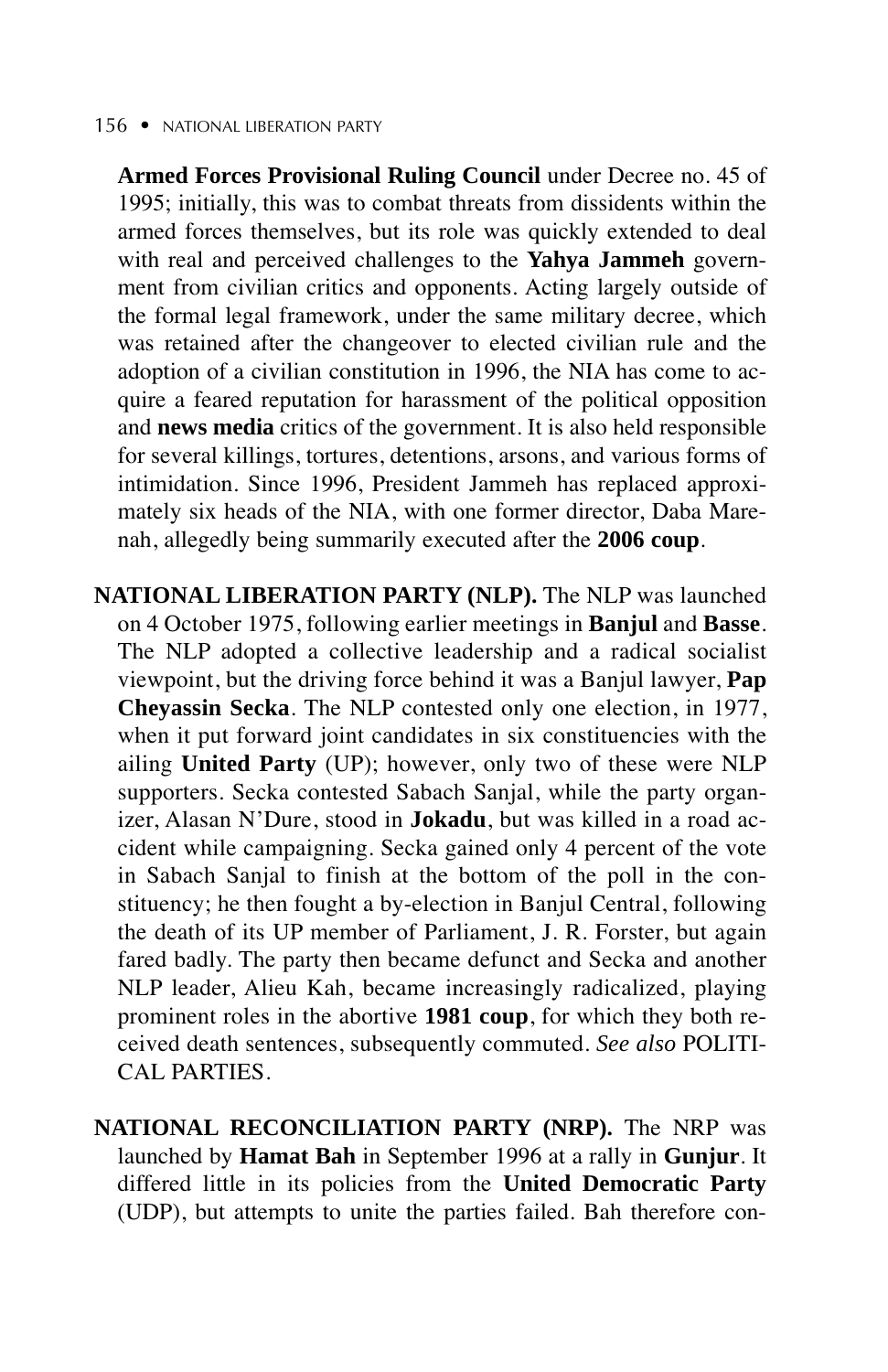**Armed Forces Provisional Ruling Council** under Decree no. 45 of 1995; initially, this was to combat threats from dissidents within the armed forces themselves, but its role was quickly extended to deal with real and perceived challenges to the **Yahya Jammeh** government from civilian critics and opponents. Acting largely outside of the formal legal framework, under the same military decree, which was retained after the changeover to elected civilian rule and the adoption of a civilian constitution in 1996, the NIA has come to acquire a feared reputation for harassment of the political opposition and **news media** critics of the government. It is also held responsible for several killings, tortures, detentions, arsons, and various forms of intimidation. Since 1996, President Jammeh has replaced approximately six heads of the NIA, with one former director, Daba Marenah, allegedly being summarily executed after the **2006 coup**.

**NATIONAL LIBERATION PARTY (NLP).** The NLP was launched on 4 October 1975, following earlier meetings in **Banjul** and **Basse**. The NLP adopted a collective leadership and a radical socialist viewpoint, but the driving force behind it was a Banjul lawyer, **Pap Cheyassin Secka**. The NLP contested only one election, in 1977, when it put forward joint candidates in six constituencies with the ailing **United Party** (UP); however, only two of these were NLP supporters. Secka contested Sabach Sanjal, while the party organizer, Alasan N'Dure, stood in **Jokadu**, but was killed in a road accident while campaigning. Secka gained only 4 percent of the vote in Sabach Sanjal to finish at the bottom of the poll in the constituency; he then fought a by-election in Banjul Central, following the death of its UP member of Parliament, J. R. Forster, but again fared badly. The party then became defunct and Secka and another NLP leader, Alieu Kah, became increasingly radicalized, playing prominent roles in the abortive **1981 coup**, for which they both received death sentences, subsequently commuted. *See also* POLITICAL PARTIES.

**NATIONAL RECONCILIATION PARTY (NRP).** The NRP was launched by **Hamat Bah** in September 1996 at a rally in **Gunjur**. It differed little in its policies from the **United Democratic Party** (UDP), but attempts to unite the parties failed. Bah therefore con-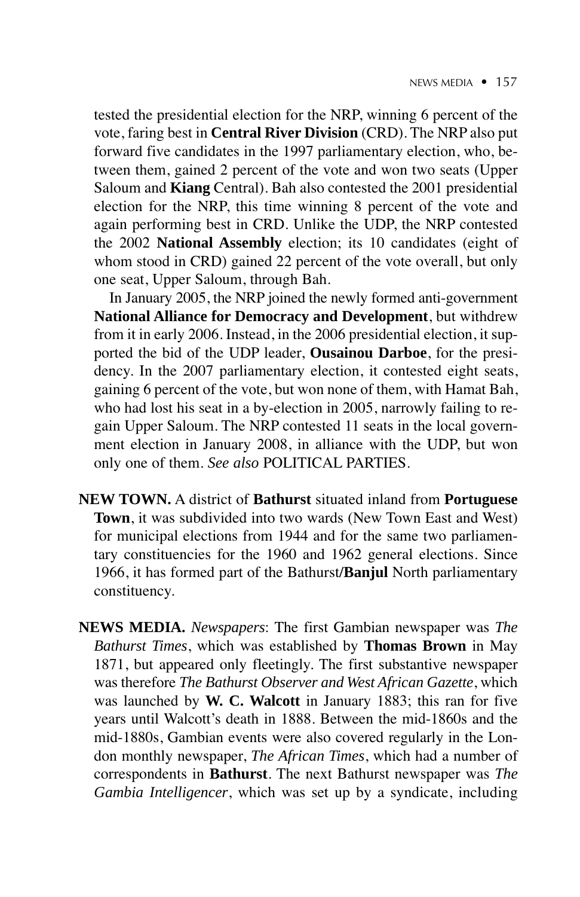tested the presidential election for the NRP, winning 6 percent of the vote, faring best in **Central River Division** (CRD). The NRP also put forward five candidates in the 1997 parliamentary election, who, between them, gained 2 percent of the vote and won two seats (Upper Saloum and **Kiang** Central). Bah also contested the 2001 presidential election for the NRP, this time winning 8 percent of the vote and again performing best in CRD. Unlike the UDP, the NRP contested the 2002 **National Assembly** election; its 10 candidates (eight of whom stood in CRD) gained 22 percent of the vote overall, but only one seat, Upper Saloum, through Bah.

In January 2005, the NRP joined the newly formed anti-government **National Alliance for Democracy and Development**, but withdrew from it in early 2006. Instead, in the 2006 presidential election, it supported the bid of the UDP leader, **Ousainou Darboe**, for the presidency. In the 2007 parliamentary election, it contested eight seats, gaining 6 percent of the vote, but won none of them, with Hamat Bah, who had lost his seat in a by-election in 2005, narrowly failing to regain Upper Saloum. The NRP contested 11 seats in the local government election in January 2008, in alliance with the UDP, but won only one of them. *See also* POLITICAL PARTIES.

**NEW TOWN.** A district of **Bathurst** situated inland from **Portuguese Town**, it was subdivided into two wards (New Town East and West) for municipal elections from 1944 and for the same two parliamentary constituencies for the 1960 and 1962 general elections. Since 1966, it has formed part of the Bathurst/**Banjul** North parliamentary constituency.

**NEWS MEDIA.** *Newspapers*: The first Gambian newspaper was *The Bathurst Times*, which was established by **Thomas Brown** in May 1871, but appeared only fleetingly. The first substantive newspaper was therefore *The Bathurst Observer and West African Gazette*, which was launched by **W. C. Walcott** in January 1883; this ran for five years until Walcott's death in 1888. Between the mid-1860s and the mid-1880s, Gambian events were also covered regularly in the London monthly newspaper, *The African Times*, which had a number of correspondents in **Bathurst**. The next Bathurst newspaper was *The Gambia Intelligencer*, which was set up by a syndicate, including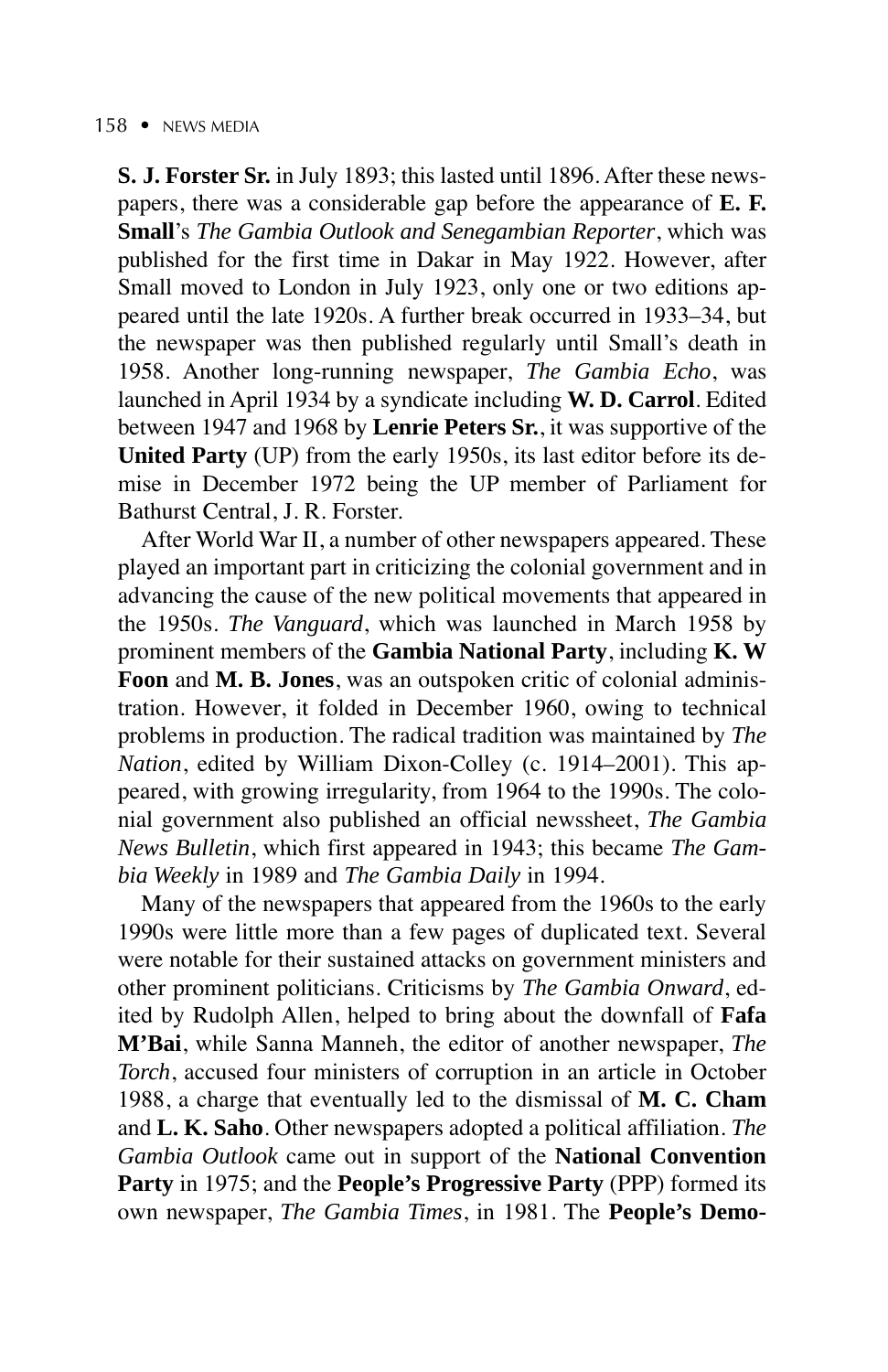**S. J. Forster Sr.** in July 1893; this lasted until 1896. After these newspapers, there was a considerable gap before the appearance of **E. F. Small**'s *The Gambia Outlook and Senegambian Reporter*, which was published for the first time in Dakar in May 1922. However, after Small moved to London in July 1923, only one or two editions appeared until the late 1920s. A further break occurred in 1933–34, but the newspaper was then published regularly until Small's death in 1958. Another long-running newspaper, *The Gambia Echo*, was launched in April 1934 by a syndicate including **W. D. Carrol**. Edited between 1947 and 1968 by **Lenrie Peters Sr.**, it was supportive of the **United Party** (UP) from the early 1950s, its last editor before its demise in December 1972 being the UP member of Parliament for Bathurst Central, J. R. Forster.

After World War II, a number of other newspapers appeared. These played an important part in criticizing the colonial government and in advancing the cause of the new political movements that appeared in the 1950s. *The Vanguard*, which was launched in March 1958 by prominent members of the **Gambia National Party**, including **K. W Foon** and **M. B. Jones**, was an outspoken critic of colonial administration. However, it folded in December 1960, owing to technical problems in production. The radical tradition was maintained by *The Nation*, edited by William Dixon-Colley (c. 1914–2001). This appeared, with growing irregularity, from 1964 to the 1990s. The colonial government also published an official newssheet, *The Gambia News Bulletin*, which first appeared in 1943; this became *The Gambia Weekly* in 1989 and *The Gambia Daily* in 1994.

Many of the newspapers that appeared from the 1960s to the early 1990s were little more than a few pages of duplicated text. Several were notable for their sustained attacks on government ministers and other prominent politicians. Criticisms by *The Gambia Onward*, edited by Rudolph Allen, helped to bring about the downfall of **Fafa M'Bai**, while Sanna Manneh, the editor of another newspaper, *The Torch*, accused four ministers of corruption in an article in October 1988, a charge that eventually led to the dismissal of **M. C. Cham** and **L. K. Saho**. Other newspapers adopted a political affiliation. *The Gambia Outlook* came out in support of the **National Convention Party** in 1975; and the **People's Progressive Party** (PPP) formed its own newspaper, *The Gambia Times*, in 1981. The **People's Demo-**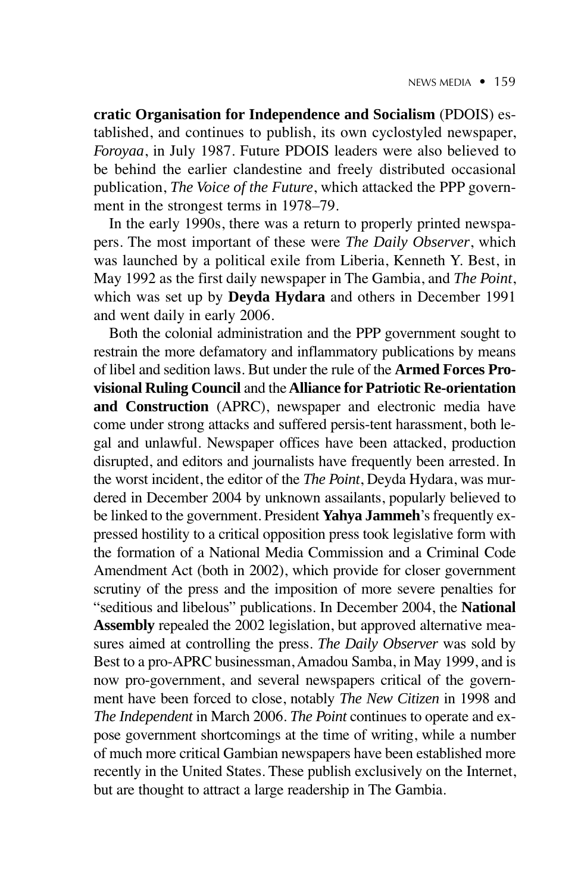**cratic Organisation for Independence and Socialism** (PDOIS) established, and continues to publish, its own cyclostyled newspaper, *Foroyaa*, in July 1987. Future PDOIS leaders were also believed to be behind the earlier clandestine and freely distributed occasional publication, *The Voice of the Future*, which attacked the PPP government in the strongest terms in 1978–79.

In the early 1990s, there was a return to properly printed newspapers. The most important of these were *The Daily Observer*, which was launched by a political exile from Liberia, Kenneth Y. Best, in May 1992 as the first daily newspaper in The Gambia, and *The Point*, which was set up by **Deyda Hydara** and others in December 1991 and went daily in early 2006.

Both the colonial administration and the PPP government sought to restrain the more defamatory and inflammatory publications by means of libel and sedition laws. But under the rule of the **Armed Forces Provisional Ruling Council** and the **Alliance for Patriotic Re-orientation and Construction** (APRC), newspaper and electronic media have come under strong attacks and suffered persis-tent harassment, both legal and unlawful. Newspaper offices have been attacked, production disrupted, and editors and journalists have frequently been arrested. In the worst incident, the editor of the *The Point*, Deyda Hydara, was murdered in December 2004 by unknown assailants, popularly believed to be linked to the government. President **Yahya Jammeh**'s frequently expressed hostility to a critical opposition press took legislative form with the formation of a National Media Commission and a Criminal Code Amendment Act (both in 2002), which provide for closer government scrutiny of the press and the imposition of more severe penalties for "seditious and libelous" publications. In December 2004, the **National Assembly** repealed the 2002 legislation, but approved alternative measures aimed at controlling the press. *The Daily Observer* was sold by Best to a pro-APRC businessman, Amadou Samba, in May 1999, and is now pro-government, and several newspapers critical of the government have been forced to close, notably *The New Citizen* in 1998 and *The Independent* in March 2006. *The Point* continues to operate and expose government shortcomings at the time of writing, while a number of much more critical Gambian newspapers have been established more recently in the United States. These publish exclusively on the Internet, but are thought to attract a large readership in The Gambia.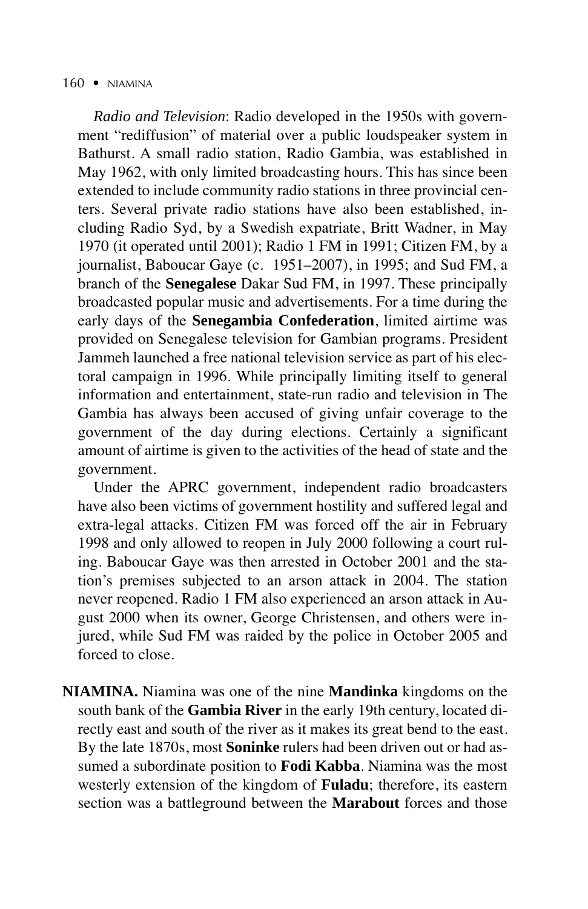*Radio and Television*: Radio developed in the 1950s with government "rediffusion" of material over a public loudspeaker system in Bathurst. A small radio station, Radio Gambia, was established in May 1962, with only limited broadcasting hours. This has since been extended to include community radio stations in three provincial centers. Several private radio stations have also been established, including Radio Syd, by a Swedish expatriate, Britt Wadner, in May 1970 (it operated until 2001); Radio 1 FM in 1991; Citizen FM, by a journalist, Baboucar Gaye (c. 1951–2007), in 1995; and Sud FM, a branch of the **Senegalese** Dakar Sud FM, in 1997. These principally broadcasted popular music and advertisements. For a time during the early days of the **Senegambia Confederation**, limited airtime was provided on Senegalese television for Gambian programs. President Jammeh launched a free national television service as part of his electoral campaign in 1996. While principally limiting itself to general information and entertainment, state-run radio and television in The Gambia has always been accused of giving unfair coverage to the government of the day during elections. Certainly a significant amount of airtime is given to the activities of the head of state and the government.

Under the APRC government, independent radio broadcasters have also been victims of government hostility and suffered legal and extra-legal attacks. Citizen FM was forced off the air in February 1998 and only allowed to reopen in July 2000 following a court ruling. Baboucar Gaye was then arrested in October 2001 and the station's premises subjected to an arson attack in 2004. The station never reopened. Radio 1 FM also experienced an arson attack in August 2000 when its owner, George Christensen, and others were injured, while Sud FM was raided by the police in October 2005 and forced to close.

**NIAMINA.** Niamina was one of the nine **Mandinka** kingdoms on the south bank of the **Gambia River** in the early 19th century, located directly east and south of the river as it makes its great bend to the east. By the late 1870s, most **Soninke** rulers had been driven out or had assumed a subordinate position to **Fodi Kabba**. Niamina was the most westerly extension of the kingdom of **Fuladu**; therefore, its eastern section was a battleground between the **Marabout** forces and those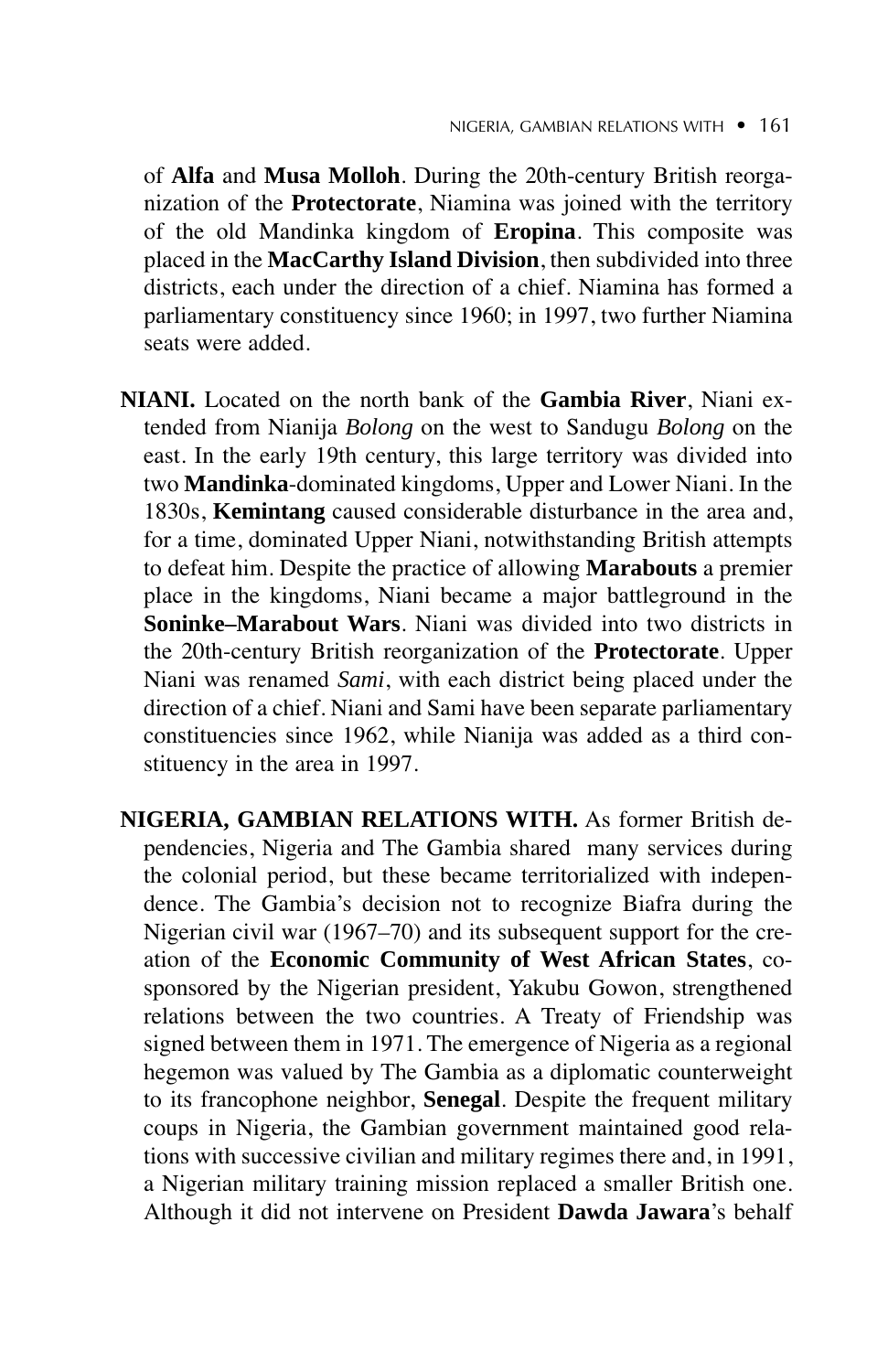of **Alfa** and **Musa Molloh**. During the 20th-century British reorganization of the **Protectorate**, Niamina was joined with the territory of the old Mandinka kingdom of **Eropina**. This composite was placed in the **MacCarthy Island Division**, then subdivided into three districts, each under the direction of a chief. Niamina has formed a parliamentary constituency since 1960; in 1997, two further Niamina seats were added.

**NIANI.** Located on the north bank of the **Gambia River**, Niani extended from Nianija *Bolong* on the west to Sandugu *Bolong* on the east. In the early 19th century, this large territory was divided into two **Mandinka**-dominated kingdoms, Upper and Lower Niani. In the 1830s, **Kemintang** caused considerable disturbance in the area and, for a time, dominated Upper Niani, notwithstanding British attempts to defeat him. Despite the practice of allowing **Marabouts** a premier place in the kingdoms, Niani became a major battleground in the **Soninke–Marabout Wars**. Niani was divided into two districts in the 20th-century British reorganization of the **Protectorate**. Upper Niani was renamed *Sami*, with each district being placed under the direction of a chief. Niani and Sami have been separate parliamentary constituencies since 1962, while Nianija was added as a third constituency in the area in 1997.

**NIGERIA, GAMBIAN RELATIONS WITH.** As former British dependencies, Nigeria and The Gambia shared many services during the colonial period, but these became territorialized with independence. The Gambia's decision not to recognize Biafra during the Nigerian civil war (1967–70) and its subsequent support for the creation of the **Economic Community of West African States**, cosponsored by the Nigerian president, Yakubu Gowon, strengthened relations between the two countries. A Treaty of Friendship was signed between them in 1971. The emergence of Nigeria as a regional hegemon was valued by The Gambia as a diplomatic counterweight to its francophone neighbor, **Senegal**. Despite the frequent military coups in Nigeria, the Gambian government maintained good relations with successive civilian and military regimes there and, in 1991, a Nigerian military training mission replaced a smaller British one. Although it did not intervene on President **Dawda Jawara**'s behalf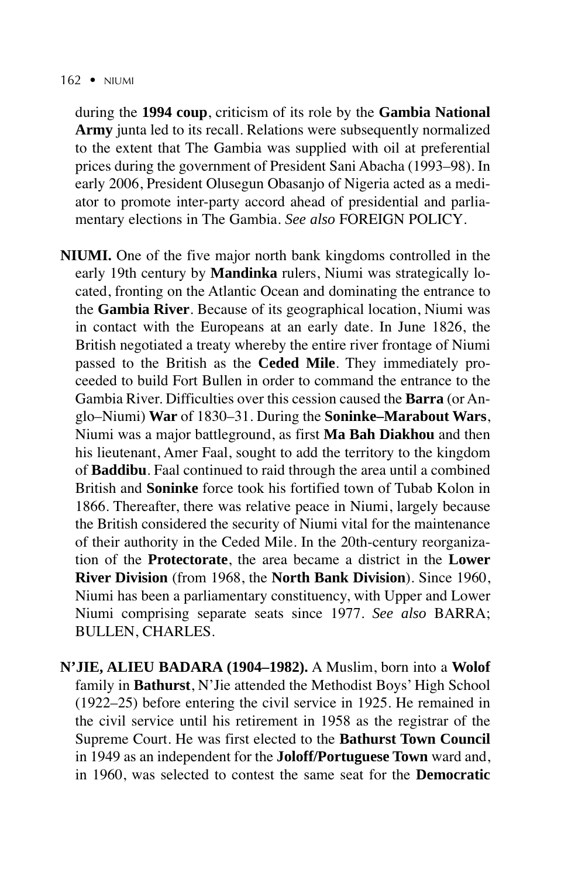during the **1994 coup**, criticism of its role by the **Gambia National Army** junta led to its recall. Relations were subsequently normalized to the extent that The Gambia was supplied with oil at preferential prices during the government of President Sani Abacha (1993–98). In early 2006, President Olusegun Obasanjo of Nigeria acted as a mediator to promote inter-party accord ahead of presidential and parliamentary elections in The Gambia. *See also* FOREIGN POLICY.

**NIUMI.** One of the five major north bank kingdoms controlled in the early 19th century by **Mandinka** rulers, Niumi was strategically located, fronting on the Atlantic Ocean and dominating the entrance to the **Gambia River**. Because of its geographical location, Niumi was in contact with the Europeans at an early date. In June 1826, the British negotiated a treaty whereby the entire river frontage of Niumi passed to the British as the **Ceded Mile**. They immediately proceeded to build Fort Bullen in order to command the entrance to the Gambia River. Difficulties over this cession caused the **Barra** (or Anglo–Niumi) **War** of 1830–31. During the **Soninke–Marabout Wars**, Niumi was a major battleground, as first **Ma Bah Diakhou** and then his lieutenant, Amer Faal, sought to add the territory to the kingdom of **Baddibu**. Faal continued to raid through the area until a combined British and **Soninke** force took his fortified town of Tubab Kolon in 1866. Thereafter, there was relative peace in Niumi, largely because the British considered the security of Niumi vital for the maintenance of their authority in the Ceded Mile. In the 20th-century reorganization of the **Protectorate**, the area became a district in the **Lower River Division** (from 1968, the **North Bank Division**). Since 1960, Niumi has been a parliamentary constituency, with Upper and Lower Niumi comprising separate seats since 1977. *See also* BARRA; BULLEN, CHARLES.

**N'JIE, ALIEU BADARA (1904–1982).** A Muslim, born into a **Wolof** family in **Bathurst**, N'Jie attended the Methodist Boys' High School (1922–25) before entering the civil service in 1925. He remained in the civil service until his retirement in 1958 as the registrar of the Supreme Court. He was first elected to the **Bathurst Town Council** in 1949 as an independent for the **Joloff/Portuguese Town** ward and, in 1960, was selected to contest the same seat for the **Democratic**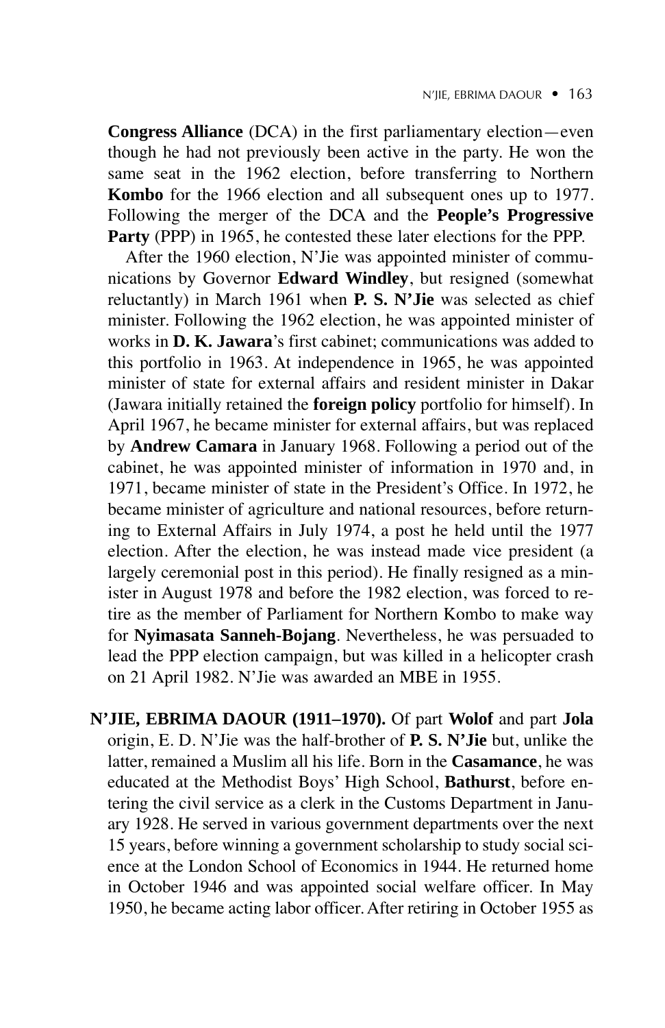**Congress Alliance** (DCA) in the first parliamentary election—even though he had not previously been active in the party. He won the same seat in the 1962 election, before transferring to Northern **Kombo** for the 1966 election and all subsequent ones up to 1977. Following the merger of the DCA and the **People's Progressive Party** (PPP) in 1965, he contested these later elections for the PPP.

After the 1960 election, N'Jie was appointed minister of communications by Governor **Edward Windley**, but resigned (somewhat reluctantly) in March 1961 when **P. S. N'Jie** was selected as chief minister. Following the 1962 election, he was appointed minister of works in **D. K. Jawara**'s first cabinet; communications was added to this portfolio in 1963. At independence in 1965, he was appointed minister of state for external affairs and resident minister in Dakar (Jawara initially retained the **foreign policy** portfolio for himself). In April 1967, he became minister for external affairs, but was replaced by **Andrew Camara** in January 1968. Following a period out of the cabinet, he was appointed minister of information in 1970 and, in 1971, became minister of state in the President's Office. In 1972, he became minister of agriculture and national resources, before returning to External Affairs in July 1974, a post he held until the 1977 election. After the election, he was instead made vice president (a largely ceremonial post in this period). He finally resigned as a minister in August 1978 and before the 1982 election, was forced to retire as the member of Parliament for Northern Kombo to make way for **Nyimasata Sanneh-Bojang**. Nevertheless, he was persuaded to lead the PPP election campaign, but was killed in a helicopter crash on 21 April 1982. N'Jie was awarded an MBE in 1955.

**N'JIE, EBRIMA DAOUR (1911–1970).** Of part **Wolof** and part **Jola** origin, E. D. N'Jie was the half-brother of **P. S. N'Jie** but, unlike the latter, remained a Muslim all his life. Born in the **Casamance**, he was educated at the Methodist Boys' High School, **Bathurst**, before entering the civil service as a clerk in the Customs Department in January 1928. He served in various government departments over the next 15 years, before winning a government scholarship to study social science at the London School of Economics in 1944. He returned home in October 1946 and was appointed social welfare officer. In May 1950, he became acting labor officer. After retiring in October 1955 as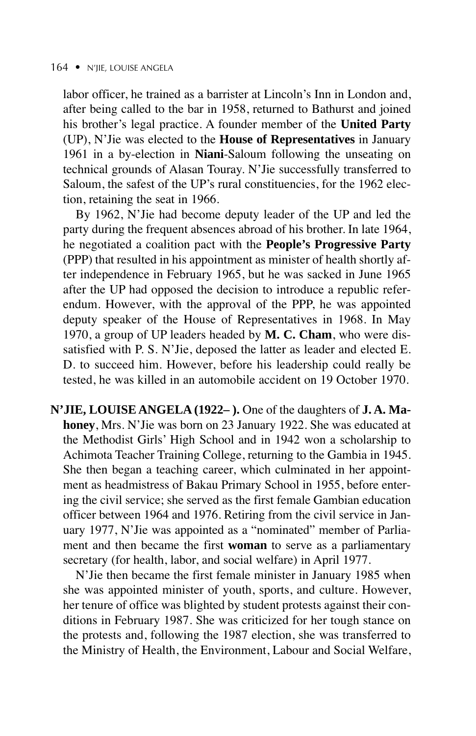labor officer, he trained as a barrister at Lincoln's Inn in London and, after being called to the bar in 1958, returned to Bathurst and joined his brother's legal practice. A founder member of the **United Party** (UP), N'Jie was elected to the **House of Representatives** in January 1961 in a by-election in **Niani**-Saloum following the unseating on technical grounds of Alasan Touray. N'Jie successfully transferred to Saloum, the safest of the UP's rural constituencies, for the 1962 election, retaining the seat in 1966.

By 1962, N'Jie had become deputy leader of the UP and led the party during the frequent absences abroad of his brother. In late 1964, he negotiated a coalition pact with the **People's Progressive Party** (PPP) that resulted in his appointment as minister of health shortly after independence in February 1965, but he was sacked in June 1965 after the UP had opposed the decision to introduce a republic referendum. However, with the approval of the PPP, he was appointed deputy speaker of the House of Representatives in 1968. In May 1970, a group of UP leaders headed by **M. C. Cham**, who were dissatisfied with P. S. N'Jie, deposed the latter as leader and elected E. D. to succeed him. However, before his leadership could really be tested, he was killed in an automobile accident on 19 October 1970.

**N'JIE, LOUISE ANGELA (1922– ).** One of the daughters of **J. A. Mahoney**, Mrs. N'Jie was born on 23 January 1922. She was educated at the Methodist Girls' High School and in 1942 won a scholarship to Achimota Teacher Training College, returning to the Gambia in 1945. She then began a teaching career, which culminated in her appointment as headmistress of Bakau Primary School in 1955, before entering the civil service; she served as the first female Gambian education officer between 1964 and 1976. Retiring from the civil service in January 1977, N'Jie was appointed as a "nominated" member of Parliament and then became the first **woman** to serve as a parliamentary secretary (for health, labor, and social welfare) in April 1977.

N'Jie then became the first female minister in January 1985 when she was appointed minister of youth, sports, and culture. However, her tenure of office was blighted by student protests against their conditions in February 1987. She was criticized for her tough stance on the protests and, following the 1987 election, she was transferred to the Ministry of Health, the Environment, Labour and Social Welfare,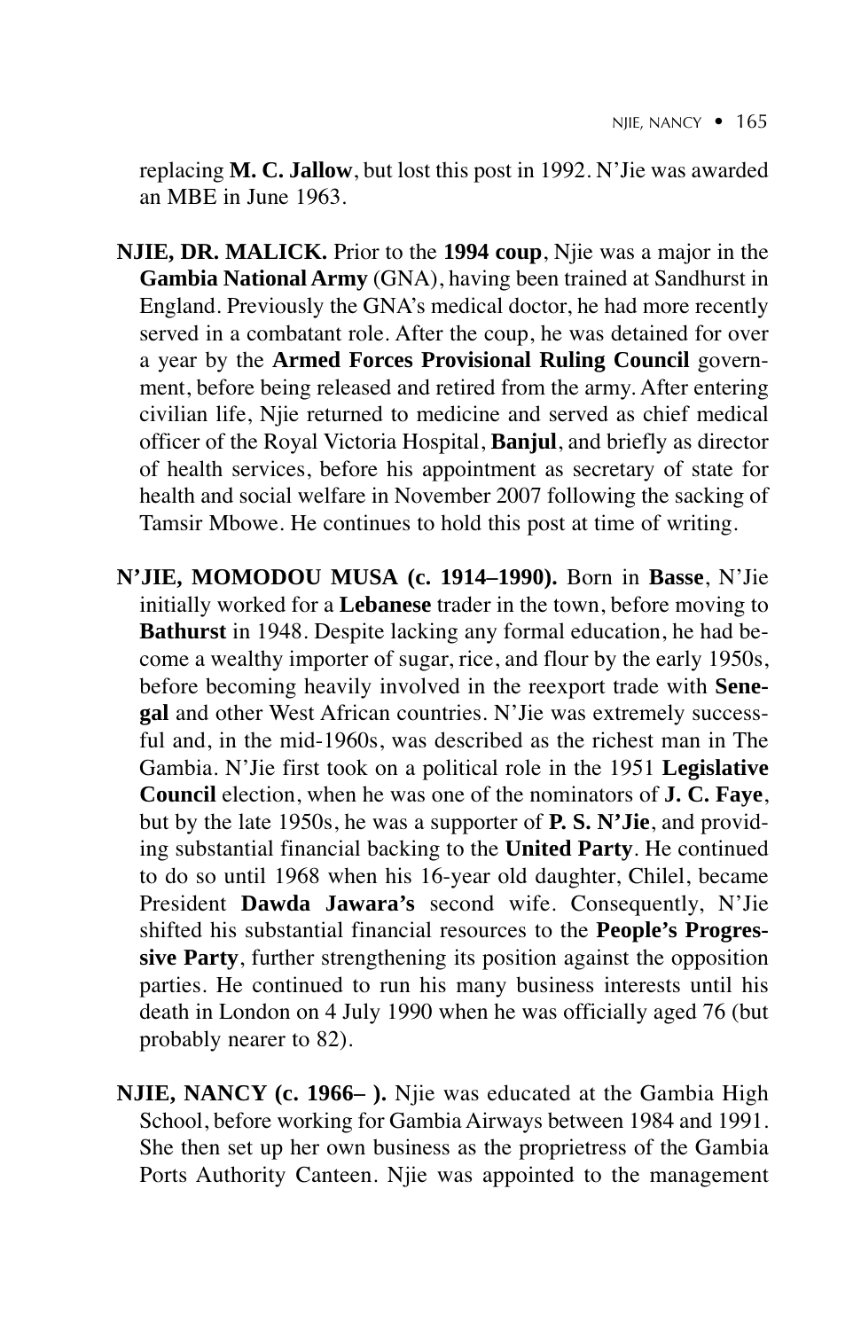replacing **M. C. Jallow**, but lost this post in 1992. N'Jie was awarded an MBE in June 1963.

**NJIE, DR. MALICK.** Prior to the **1994 coup**, Njie was a major in the **Gambia National Army** (GNA), having been trained at Sandhurst in England. Previously the GNA's medical doctor, he had more recently served in a combatant role. After the coup, he was detained for over a year by the **Armed Forces Provisional Ruling Council** government, before being released and retired from the army. After entering civilian life, Njie returned to medicine and served as chief medical officer of the Royal Victoria Hospital, **Banjul**, and briefly as director of health services, before his appointment as secretary of state for health and social welfare in November 2007 following the sacking of Tamsir Mbowe. He continues to hold this post at time of writing.

**N'JIE, MOMODOU MUSA (c. 1914–1990).** Born in **Basse**, N'Jie initially worked for a **Lebanese** trader in the town, before moving to **Bathurst** in 1948. Despite lacking any formal education, he had become a wealthy importer of sugar, rice, and flour by the early 1950s, before becoming heavily involved in the reexport trade with **Senegal** and other West African countries. N'Jie was extremely successful and, in the mid-1960s, was described as the richest man in The Gambia. N'Jie first took on a political role in the 1951 **Legislative Council** election, when he was one of the nominators of **J. C. Faye**, but by the late 1950s, he was a supporter of **P. S. N'Jie**, and providing substantial financial backing to the **United Party**. He continued to do so until 1968 when his 16-year old daughter, Chilel, became President **Dawda Jawara's** second wife. Consequently, N'Jie shifted his substantial financial resources to the **People's Progressive Party**, further strengthening its position against the opposition parties. He continued to run his many business interests until his death in London on 4 July 1990 when he was officially aged 76 (but probably nearer to 82).

**NJIE, NANCY (c. 1966– ).** Njie was educated at the Gambia High School, before working for Gambia Airways between 1984 and 1991. She then set up her own business as the proprietress of the Gambia Ports Authority Canteen. Njie was appointed to the management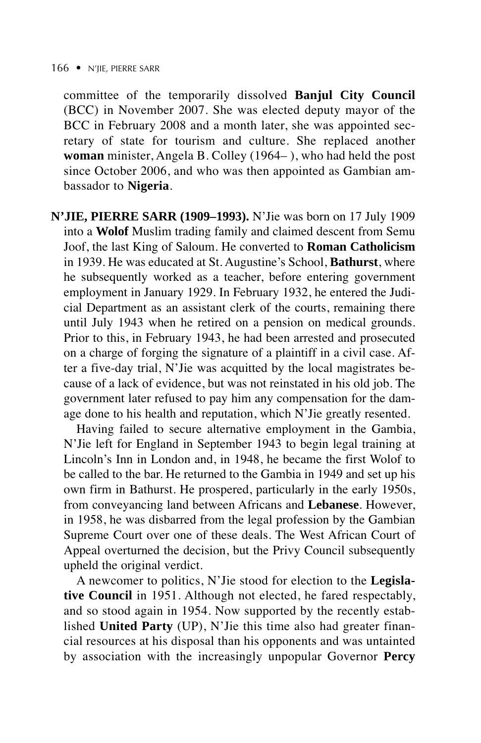committee of the temporarily dissolved **Banjul City Council** (BCC) in November 2007. She was elected deputy mayor of the BCC in February 2008 and a month later, she was appointed secretary of state for tourism and culture. She replaced another **woman** minister, Angela B. Colley (1964– ), who had held the post since October 2006, and who was then appointed as Gambian ambassador to **Nigeria**.

**N'JIE, PIERRE SARR (1909–1993).** N'Jie was born on 17 July 1909 into a **Wolof** Muslim trading family and claimed descent from Semu Joof, the last King of Saloum. He converted to **Roman Catholicism** in 1939. He was educated at St. Augustine's School, **Bathurst**, where he subsequently worked as a teacher, before entering government employment in January 1929. In February 1932, he entered the Judicial Department as an assistant clerk of the courts, remaining there until July 1943 when he retired on a pension on medical grounds. Prior to this, in February 1943, he had been arrested and prosecuted on a charge of forging the signature of a plaintiff in a civil case. After a five-day trial, N'Jie was acquitted by the local magistrates because of a lack of evidence, but was not reinstated in his old job. The government later refused to pay him any compensation for the damage done to his health and reputation, which N'Jie greatly resented.

Having failed to secure alternative employment in the Gambia, N'Jie left for England in September 1943 to begin legal training at Lincoln's Inn in London and, in 1948, he became the first Wolof to be called to the bar. He returned to the Gambia in 1949 and set up his own firm in Bathurst. He prospered, particularly in the early 1950s, from conveyancing land between Africans and **Lebanese**. However, in 1958, he was disbarred from the legal profession by the Gambian Supreme Court over one of these deals. The West African Court of Appeal overturned the decision, but the Privy Council subsequently upheld the original verdict.

A newcomer to politics, N'Jie stood for election to the **Legislative Council** in 1951. Although not elected, he fared respectably, and so stood again in 1954. Now supported by the recently established **United Party** (UP), N'Jie this time also had greater financial resources at his disposal than his opponents and was untainted by association with the increasingly unpopular Governor **Percy**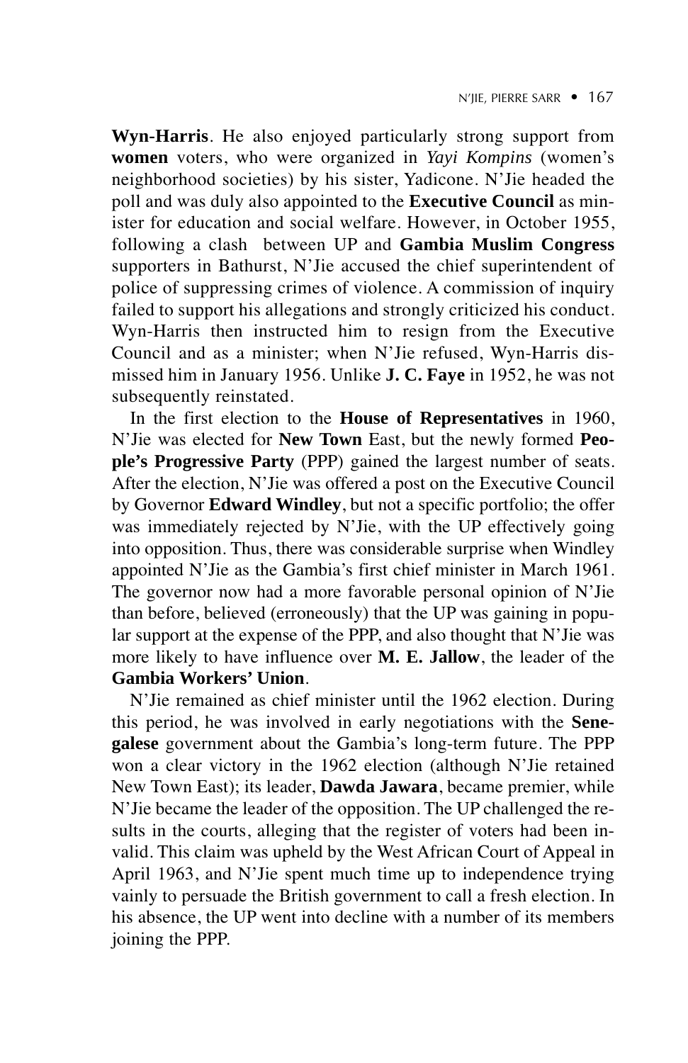**Wyn-Harris**. He also enjoyed particularly strong support from **women** voters, who were organized in *Yayi Kompins* (women's neighborhood societies) by his sister, Yadicone. N'Jie headed the poll and was duly also appointed to the **Executive Council** as minister for education and social welfare. However, in October 1955, following a clash between UP and **Gambia Muslim Congress** supporters in Bathurst, N'Jie accused the chief superintendent of police of suppressing crimes of violence. A commission of inquiry failed to support his allegations and strongly criticized his conduct. Wyn-Harris then instructed him to resign from the Executive Council and as a minister; when N'Jie refused, Wyn-Harris dismissed him in January 1956. Unlike **J. C. Faye** in 1952, he was not subsequently reinstated.

In the first election to the **House of Representatives** in 1960, N'Jie was elected for **New Town** East, but the newly formed **People's Progressive Party** (PPP) gained the largest number of seats. After the election, N'Jie was offered a post on the Executive Council by Governor **Edward Windley**, but not a specific portfolio; the offer was immediately rejected by N'Jie, with the UP effectively going into opposition. Thus, there was considerable surprise when Windley appointed N'Jie as the Gambia's first chief minister in March 1961. The governor now had a more favorable personal opinion of N'Jie than before, believed (erroneously) that the UP was gaining in popular support at the expense of the PPP, and also thought that N'Jie was more likely to have influence over **M. E. Jallow**, the leader of the **Gambia Workers' Union**.

N'Jie remained as chief minister until the 1962 election. During this period, he was involved in early negotiations with the **Senegalese** government about the Gambia's long-term future. The PPP won a clear victory in the 1962 election (although N'Jie retained New Town East); its leader, **Dawda Jawara**, became premier, while N'Jie became the leader of the opposition. The UP challenged the results in the courts, alleging that the register of voters had been invalid. This claim was upheld by the West African Court of Appeal in April 1963, and N'Jie spent much time up to independence trying vainly to persuade the British government to call a fresh election. In his absence, the UP went into decline with a number of its members joining the PPP.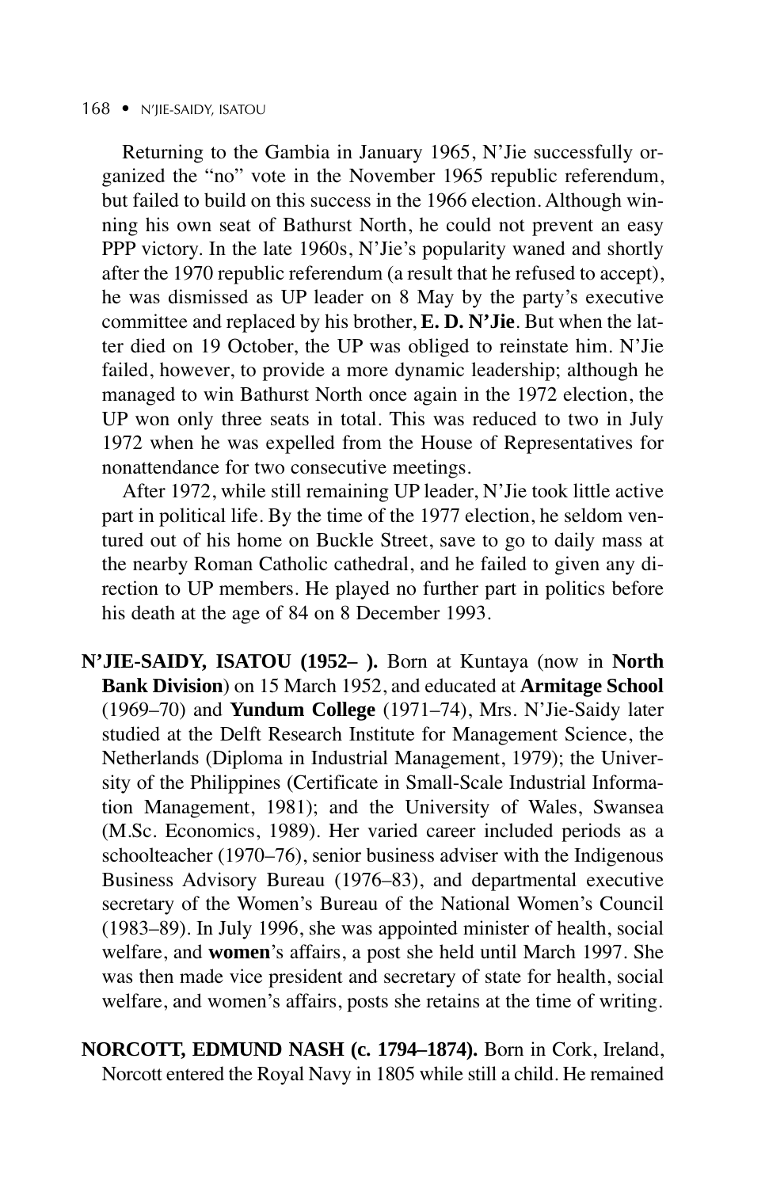Returning to the Gambia in January 1965, N'Jie successfully organized the "no" vote in the November 1965 republic referendum, but failed to build on this success in the 1966 election. Although winning his own seat of Bathurst North, he could not prevent an easy PPP victory. In the late 1960s, N'Jie's popularity waned and shortly after the 1970 republic referendum (a result that he refused to accept), he was dismissed as UP leader on 8 May by the party's executive committee and replaced by his brother, **E. D. N'Jie**. But when the latter died on 19 October, the UP was obliged to reinstate him. N'Jie failed, however, to provide a more dynamic leadership; although he managed to win Bathurst North once again in the 1972 election, the UP won only three seats in total. This was reduced to two in July 1972 when he was expelled from the House of Representatives for nonattendance for two consecutive meetings.

After 1972, while still remaining UP leader, N'Jie took little active part in political life. By the time of the 1977 election, he seldom ventured out of his home on Buckle Street, save to go to daily mass at the nearby Roman Catholic cathedral, and he failed to given any direction to UP members. He played no further part in politics before his death at the age of 84 on 8 December 1993.

**N'JIE-SAIDY, ISATOU (1952– ).** Born at Kuntaya (now in **North Bank Division**) on 15 March 1952, and educated at **Armitage School** (1969–70) and **Yundum College** (1971–74), Mrs. N'Jie-Saidy later studied at the Delft Research Institute for Management Science, the Netherlands (Diploma in Industrial Management, 1979); the University of the Philippines (Certificate in Small-Scale Industrial Information Management, 1981); and the University of Wales, Swansea (M.Sc. Economics, 1989). Her varied career included periods as a schoolteacher (1970–76), senior business adviser with the Indigenous Business Advisory Bureau (1976–83), and departmental executive secretary of the Women's Bureau of the National Women's Council (1983–89). In July 1996, she was appointed minister of health, social welfare, and **women**'s affairs, a post she held until March 1997. She was then made vice president and secretary of state for health, social welfare, and women's affairs, posts she retains at the time of writing.

**NORCOTT, EDMUND NASH (c. 1794–1874).** Born in Cork, Ireland, Norcott entered the Royal Navy in 1805 while still a child. He remained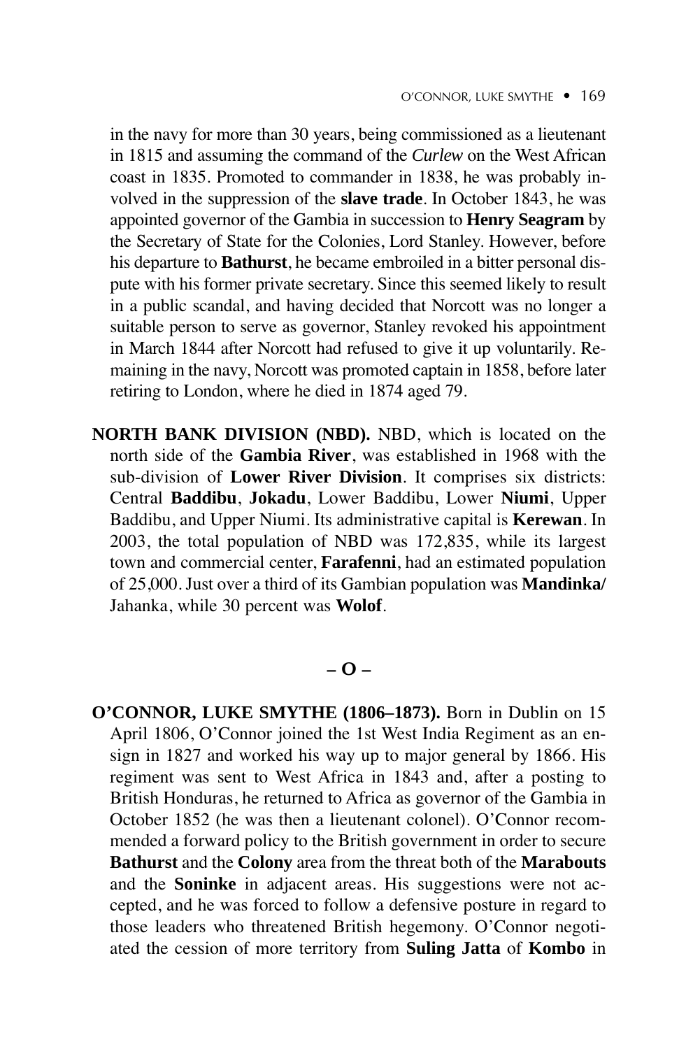in the navy for more than 30 years, being commissioned as a lieutenant in 1815 and assuming the command of the *Curlew* on the West African coast in 1835. Promoted to commander in 1838, he was probably involved in the suppression of the **slave trade**. In October 1843, he was appointed governor of the Gambia in succession to **Henry Seagram** by the Secretary of State for the Colonies, Lord Stanley. However, before his departure to **Bathurst**, he became embroiled in a bitter personal dispute with his former private secretary. Since this seemed likely to result in a public scandal, and having decided that Norcott was no longer a suitable person to serve as governor, Stanley revoked his appointment in March 1844 after Norcott had refused to give it up voluntarily. Remaining in the navy, Norcott was promoted captain in 1858, before later retiring to London, where he died in 1874 aged 79.

**NORTH BANK DIVISION (NBD).** NBD, which is located on the north side of the **Gambia River**, was established in 1968 with the sub-division of **Lower River Division**. It comprises six districts: Central **Baddibu**, **Jokadu**, Lower Baddibu, Lower **Niumi**, Upper Baddibu, and Upper Niumi. Its administrative capital is **Kerewan**. In 2003, the total population of NBD was 172,835, while its largest town and commercial center, **Farafenni**, had an estimated population of 25,000. Just over a third of its Gambian population was **Mandinka/** Jahanka, while 30 percent was **Wolof**.

## – O –

**O'CONNOR, LUKE SMYTHE (1806–1873).** Born in Dublin on 15 April 1806, O'Connor joined the 1st West India Regiment as an ensign in 1827 and worked his way up to major general by 1866. His regiment was sent to West Africa in 1843 and, after a posting to British Honduras, he returned to Africa as governor of the Gambia in October 1852 (he was then a lieutenant colonel). O'Connor recommended a forward policy to the British government in order to secure **Bathurst** and the **Colony** area from the threat both of the **Marabouts** and the **Soninke** in adjacent areas. His suggestions were not accepted, and he was forced to follow a defensive posture in regard to those leaders who threatened British hegemony. O'Connor negotiated the cession of more territory from **Suling Jatta** of **Kombo** in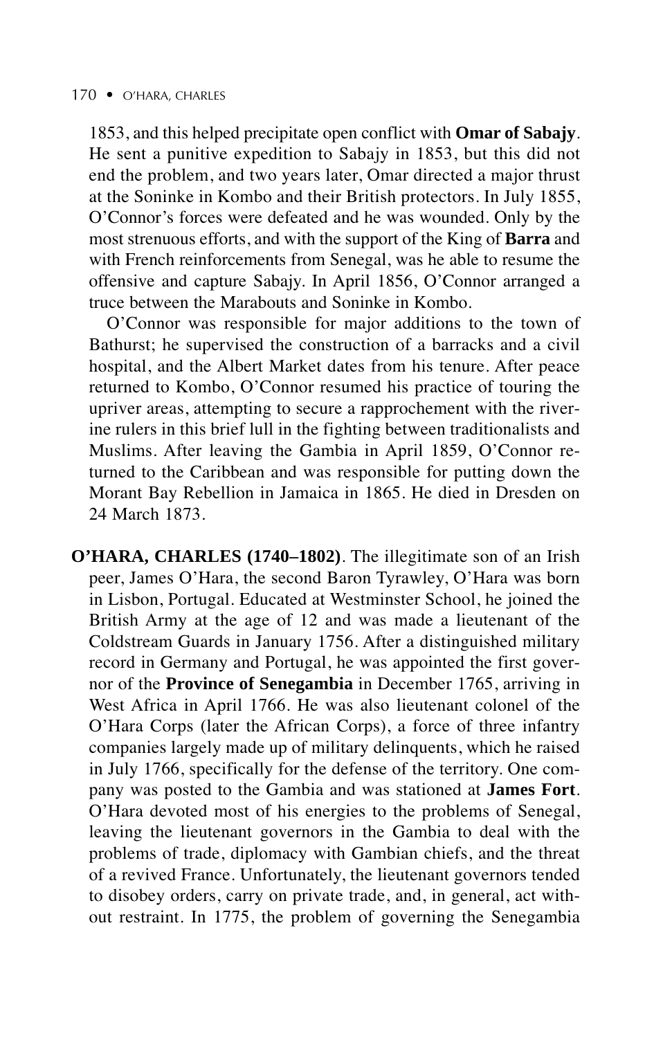1853, and this helped precipitate open conflict with **Omar of Sabajy**. He sent a punitive expedition to Sabajy in 1853, but this did not end the problem, and two years later, Omar directed a major thrust at the Soninke in Kombo and their British protectors. In July 1855, O'Connor's forces were defeated and he was wounded. Only by the most strenuous efforts, and with the support of the King of **Barra** and with French reinforcements from Senegal, was he able to resume the offensive and capture Sabajy. In April 1856, O'Connor arranged a truce between the Marabouts and Soninke in Kombo.

O'Connor was responsible for major additions to the town of Bathurst; he supervised the construction of a barracks and a civil hospital, and the Albert Market dates from his tenure. After peace returned to Kombo, O'Connor resumed his practice of touring the upriver areas, attempting to secure a rapprochement with the riverine rulers in this brief lull in the fighting between traditionalists and Muslims. After leaving the Gambia in April 1859, O'Connor returned to the Caribbean and was responsible for putting down the Morant Bay Rebellion in Jamaica in 1865. He died in Dresden on 24 March 1873.

**O'HARA, CHARLES (1740–1802)**. The illegitimate son of an Irish peer, James O'Hara, the second Baron Tyrawley, O'Hara was born in Lisbon, Portugal. Educated at Westminster School, he joined the British Army at the age of 12 and was made a lieutenant of the Coldstream Guards in January 1756. After a distinguished military record in Germany and Portugal, he was appointed the first governor of the **Province of Senegambia** in December 1765, arriving in West Africa in April 1766. He was also lieutenant colonel of the O'Hara Corps (later the African Corps), a force of three infantry companies largely made up of military delinquents, which he raised in July 1766, specifically for the defense of the territory. One company was posted to the Gambia and was stationed at **James Fort**. O'Hara devoted most of his energies to the problems of Senegal, leaving the lieutenant governors in the Gambia to deal with the problems of trade, diplomacy with Gambian chiefs, and the threat of a revived France. Unfortunately, the lieutenant governors tended to disobey orders, carry on private trade, and, in general, act without restraint. In 1775, the problem of governing the Senegambia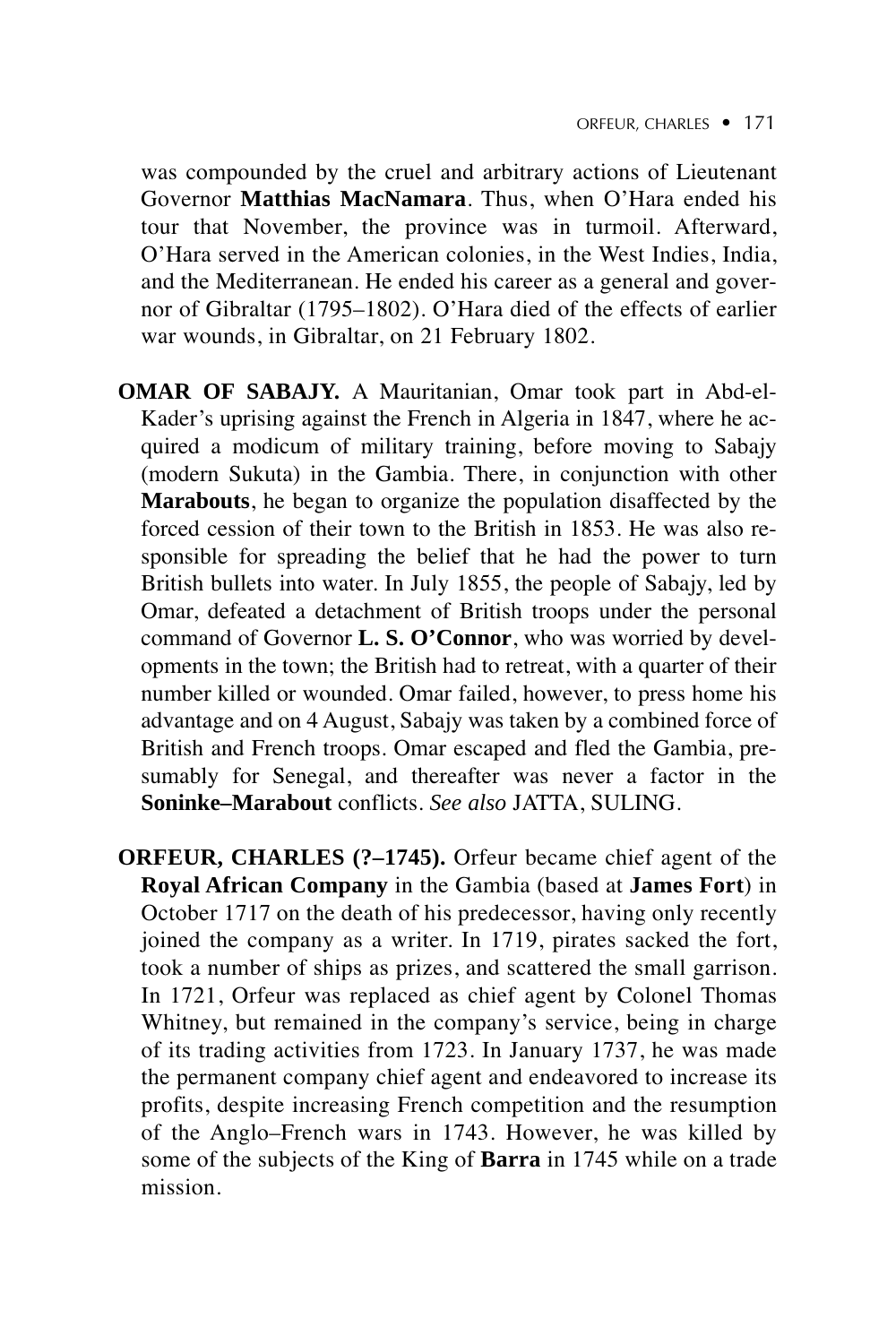was compounded by the cruel and arbitrary actions of Lieutenant Governor **Matthias MacNamara**. Thus, when O'Hara ended his tour that November, the province was in turmoil. Afterward, O'Hara served in the American colonies, in the West Indies, India, and the Mediterranean. He ended his career as a general and governor of Gibraltar (1795–1802). O'Hara died of the effects of earlier war wounds, in Gibraltar, on 21 February 1802.

**OMAR OF SABAJY.** A Mauritanian, Omar took part in Abd-el-Kader's uprising against the French in Algeria in 1847, where he acquired a modicum of military training, before moving to Sabajy (modern Sukuta) in the Gambia. There, in conjunction with other **Marabouts**, he began to organize the population disaffected by the forced cession of their town to the British in 1853. He was also responsible for spreading the belief that he had the power to turn British bullets into water. In July 1855, the people of Sabajy, led by Omar, defeated a detachment of British troops under the personal command of Governor **L. S. O'Connor**, who was worried by developments in the town; the British had to retreat, with a quarter of their number killed or wounded. Omar failed, however, to press home his advantage and on 4 August, Sabajy was taken by a combined force of British and French troops. Omar escaped and fled the Gambia, presumably for Senegal, and thereafter was never a factor in the **Soninke–Marabout** conflicts. *See also* JATTA, SULING.

**ORFEUR, CHARLES (?–1745).** Orfeur became chief agent of the **Royal African Company** in the Gambia (based at **James Fort**) in October 1717 on the death of his predecessor, having only recently joined the company as a writer. In 1719, pirates sacked the fort, took a number of ships as prizes, and scattered the small garrison. In 1721, Orfeur was replaced as chief agent by Colonel Thomas Whitney, but remained in the company's service, being in charge of its trading activities from 1723. In January 1737, he was made the permanent company chief agent and endeavored to increase its profits, despite increasing French competition and the resumption of the Anglo–French wars in 1743. However, he was killed by some of the subjects of the King of **Barra** in 1745 while on a trade mission.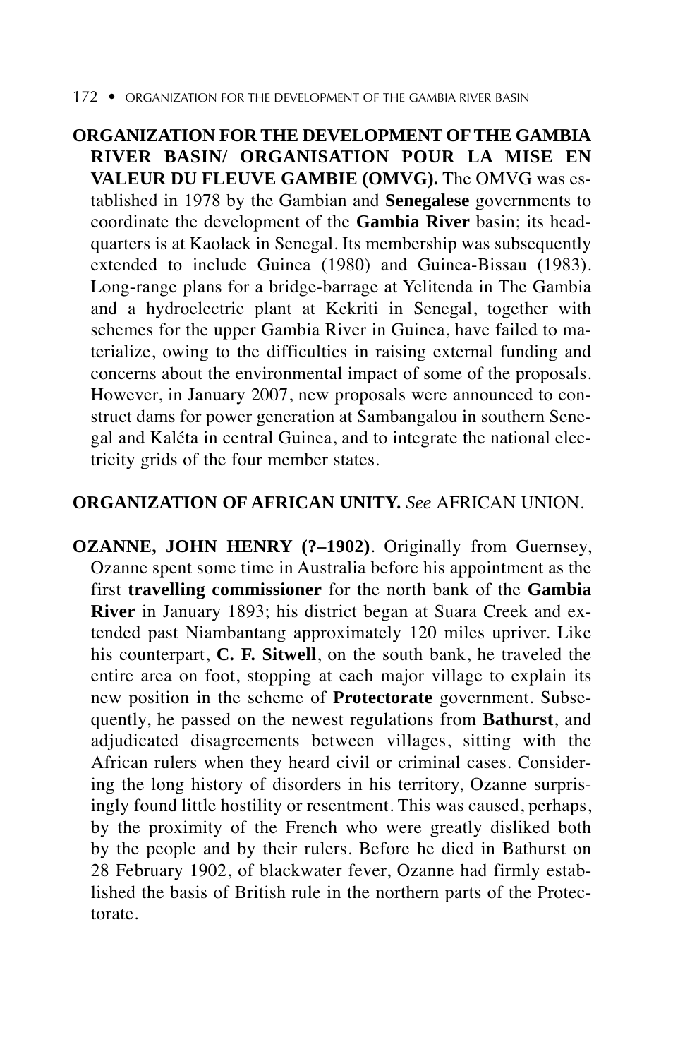**ORGANIZATION FOR THE DEVELOPMENT OF THE GAMBIA RIVER BASIN/ ORGANISATION POUR LA MISE EN VALEUR DU FLEUVE GAMBIE (OMVG).** The OMVG was established in 1978 by the Gambian and **Senegalese** governments to coordinate the development of the **Gambia River** basin; its headquarters is at Kaolack in Senegal. Its membership was subsequently extended to include Guinea (1980) and Guinea-Bissau (1983). Long-range plans for a bridge-barrage at Yelitenda in The Gambia and a hydroelectric plant at Kekriti in Senegal, together with schemes for the upper Gambia River in Guinea, have failed to materialize, owing to the difficulties in raising external funding and concerns about the environmental impact of some of the proposals. However, in January 2007, new proposals were announced to construct dams for power generation at Sambangalou in southern Senegal and Kaléta in central Guinea, and to integrate the national electricity grids of the four member states.

**ORGANIZATION OF AFRICAN UNITY.** *See* AFRICAN UNION.

**OZANNE, JOHN HENRY (?–1902)**. Originally from Guernsey, Ozanne spent some time in Australia before his appointment as the first **travelling commissioner** for the north bank of the **Gambia River** in January 1893; his district began at Suara Creek and extended past Niambantang approximately 120 miles upriver. Like his counterpart, **C. F. Sitwell**, on the south bank, he traveled the entire area on foot, stopping at each major village to explain its new position in the scheme of **Protectorate** government. Subsequently, he passed on the newest regulations from **Bathurst**, and adjudicated disagreements between villages, sitting with the African rulers when they heard civil or criminal cases. Considering the long history of disorders in his territory, Ozanne surprisingly found little hostility or resentment. This was caused, perhaps, by the proximity of the French who were greatly disliked both by the people and by their rulers. Before he died in Bathurst on 28 February 1902, of blackwater fever, Ozanne had firmly established the basis of British rule in the northern parts of the Protectorate.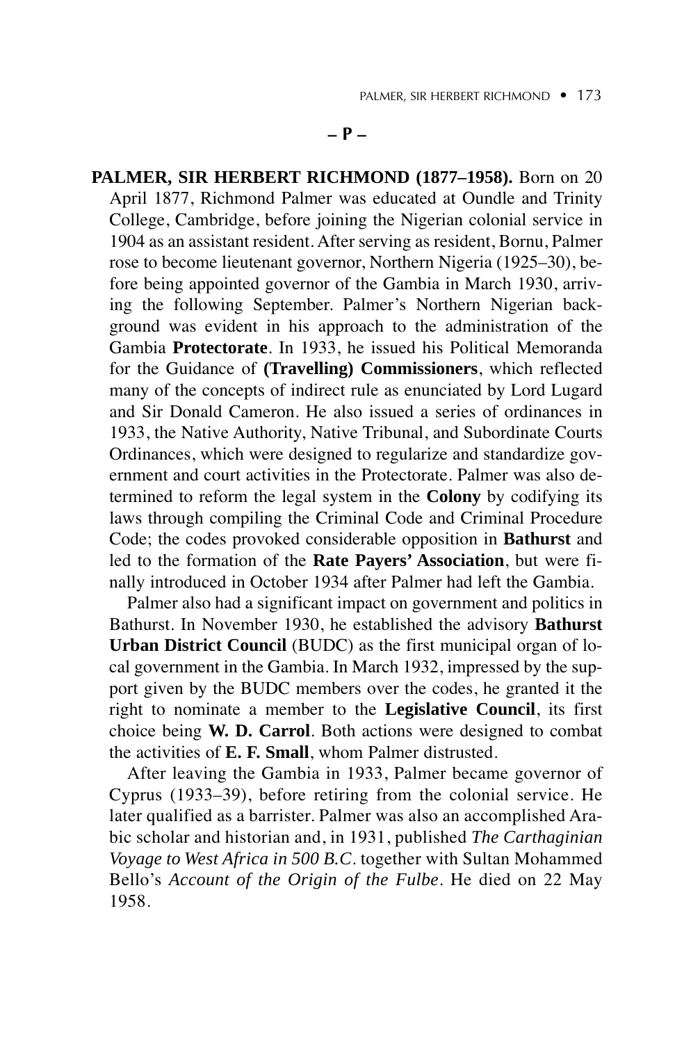## – P –

**PALMER, SIR HERBERT RICHMOND (1877–1958).** Born on 20 April 1877, Richmond Palmer was educated at Oundle and Trinity College, Cambridge, before joining the Nigerian colonial service in 1904 as an assistant resident. After serving as resident, Bornu, Palmer rose to become lieutenant governor, Northern Nigeria (1925–30), before being appointed governor of the Gambia in March 1930, arriving the following September. Palmer's Northern Nigerian background was evident in his approach to the administration of the Gambia **Protectorate**. In 1933, he issued his Political Memoranda for the Guidance of **(Travelling) Commissioners**, which reflected many of the concepts of indirect rule as enunciated by Lord Lugard and Sir Donald Cameron. He also issued a series of ordinances in 1933, the Native Authority, Native Tribunal, and Subordinate Courts Ordinances, which were designed to regularize and standardize government and court activities in the Protectorate. Palmer was also determined to reform the legal system in the **Colony** by codifying its laws through compiling the Criminal Code and Criminal Procedure Code; the codes provoked considerable opposition in **Bathurst** and led to the formation of the **Rate Payers' Association**, but were finally introduced in October 1934 after Palmer had left the Gambia.

Palmer also had a significant impact on government and politics in Bathurst. In November 1930, he established the advisory **Bathurst Urban District Council** (BUDC) as the first municipal organ of local government in the Gambia. In March 1932, impressed by the support given by the BUDC members over the codes, he granted it the right to nominate a member to the **Legislative Council**, its first choice being **W. D. Carrol**. Both actions were designed to combat the activities of **E. F. Small**, whom Palmer distrusted.

After leaving the Gambia in 1933, Palmer became governor of Cyprus (1933–39), before retiring from the colonial service. He later qualified as a barrister. Palmer was also an accomplished Arabic scholar and historian and, in 1931, published *The Carthaginian Voyage to West Africa in 500 B.C.* together with Sultan Mohammed Bello's *Account of the Origin of the Fulbe*. He died on 22 May 1958.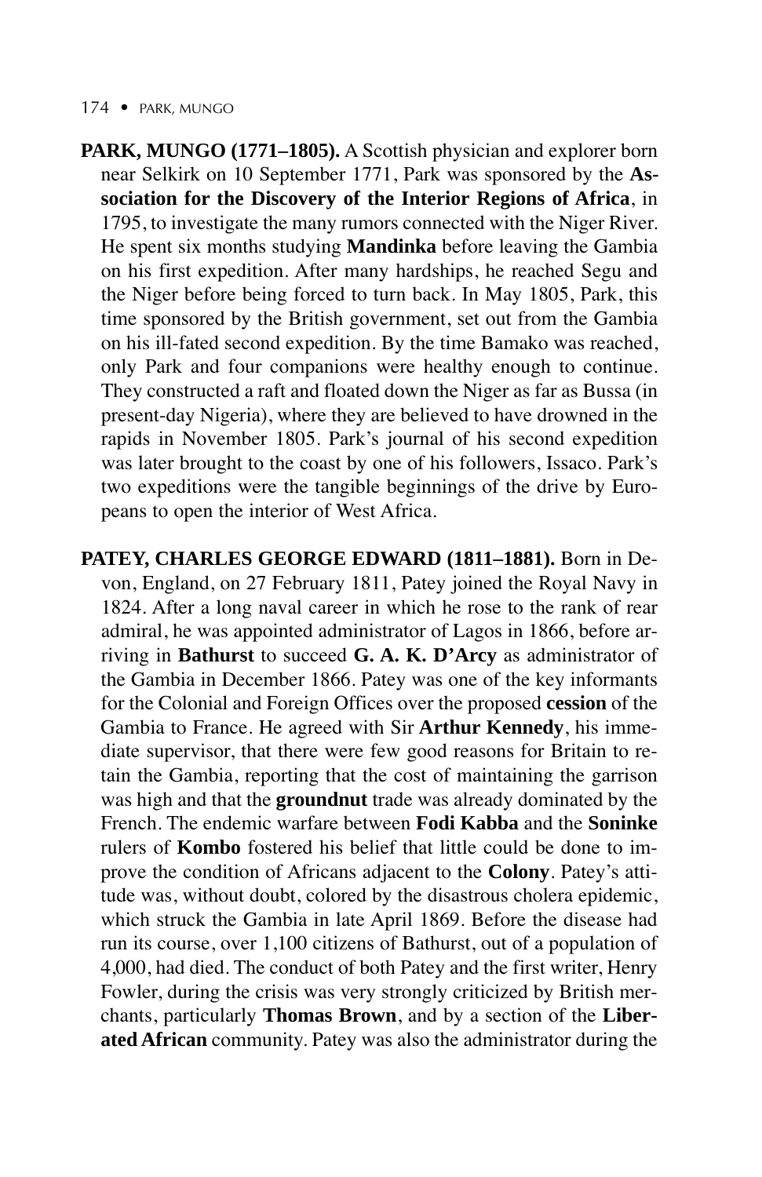**PARK, MUNGO (1771–1805).** A Scottish physician and explorer born near Selkirk on 10 September 1771, Park was sponsored by the **Association for the Discovery of the Interior Regions of Africa**, in 1795, to investigate the many rumors connected with the Niger River. He spent six months studying **Mandinka** before leaving the Gambia on his first expedition. After many hardships, he reached Segu and the Niger before being forced to turn back. In May 1805, Park, this time sponsored by the British government, set out from the Gambia on his ill-fated second expedition. By the time Bamako was reached, only Park and four companions were healthy enough to continue. They constructed a raft and floated down the Niger as far as Bussa (in present-day Nigeria), where they are believed to have drowned in the rapids in November 1805. Park's journal of his second expedition was later brought to the coast by one of his followers, Issaco. Park's two expeditions were the tangible beginnings of the drive by Europeans to open the interior of West Africa.

**PATEY, CHARLES GEORGE EDWARD (1811–1881).** Born in Devon, England, on 27 February 1811, Patey joined the Royal Navy in 1824. After a long naval career in which he rose to the rank of rear admiral, he was appointed administrator of Lagos in 1866, before arriving in **Bathurst** to succeed **G. A. K. D'Arcy** as administrator of the Gambia in December 1866. Patey was one of the key informants for the Colonial and Foreign Offices over the proposed **cession** of the Gambia to France. He agreed with Sir **Arthur Kennedy**, his immediate supervisor, that there were few good reasons for Britain to retain the Gambia, reporting that the cost of maintaining the garrison was high and that the **groundnut** trade was already dominated by the French. The endemic warfare between **Fodi Kabba** and the **Soninke** rulers of **Kombo** fostered his belief that little could be done to improve the condition of Africans adjacent to the **Colony**. Patey's attitude was, without doubt, colored by the disastrous cholera epidemic, which struck the Gambia in late April 1869. Before the disease had run its course, over 1,100 citizens of Bathurst, out of a population of 4,000, had died. The conduct of both Patey and the first writer, Henry Fowler, during the crisis was very strongly criticized by British merchants, particularly **Thomas Brown**, and by a section of the **Liberated African** community. Patey was also the administrator during the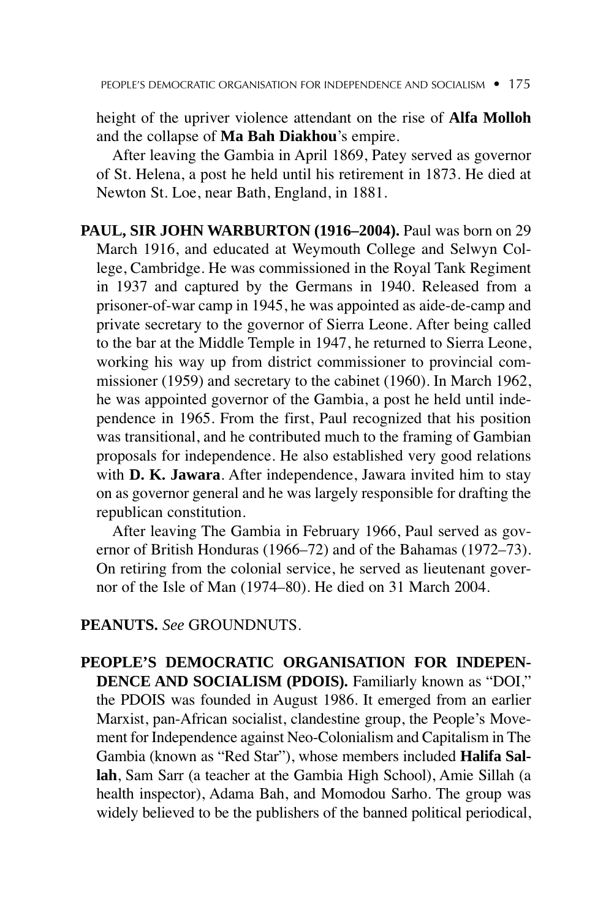height of the upriver violence attendant on the rise of **Alfa Molloh** and the collapse of **Ma Bah Diakhou**'s empire.

After leaving the Gambia in April 1869, Patey served as governor of St. Helena, a post he held until his retirement in 1873. He died at Newton St. Loe, near Bath, England, in 1881.

**PAUL, SIR JOHN WARBURTON (1916–2004).** Paul was born on 29 March 1916, and educated at Weymouth College and Selwyn College, Cambridge. He was commissioned in the Royal Tank Regiment in 1937 and captured by the Germans in 1940. Released from a prisoner-of-war camp in 1945, he was appointed as aide-de-camp and private secretary to the governor of Sierra Leone. After being called to the bar at the Middle Temple in 1947, he returned to Sierra Leone, working his way up from district commissioner to provincial commissioner (1959) and secretary to the cabinet (1960). In March 1962, he was appointed governor of the Gambia, a post he held until independence in 1965. From the first, Paul recognized that his position was transitional, and he contributed much to the framing of Gambian proposals for independence. He also established very good relations with **D. K. Jawara**. After independence, Jawara invited him to stay on as governor general and he was largely responsible for drafting the republican constitution.

After leaving The Gambia in February 1966, Paul served as governor of British Honduras (1966–72) and of the Bahamas (1972–73). On retiring from the colonial service, he served as lieutenant governor of the Isle of Man (1974–80). He died on 31 March 2004.

**PEANUTS.** *See* GROUNDNUTS.

**PEOPLE'S DEMOCRATIC ORGANISATION FOR INDEPENDENCE AND SOCIALISM (PDOIS).** Familiarly known as "DOI," the PDOIS was founded in August 1986. It emerged from an earlier Marxist, pan-African socialist, clandestine group, the People's Movement for Independence against Neo-Colonialism and Capitalism in The Gambia (known as "Red Star"), whose members included **Halifa Sallah**, Sam Sarr (a teacher at the Gambia High School), Amie Sillah (a health inspector), Adama Bah, and Momodou Sarho. The group was widely believed to be the publishers of the banned political periodical,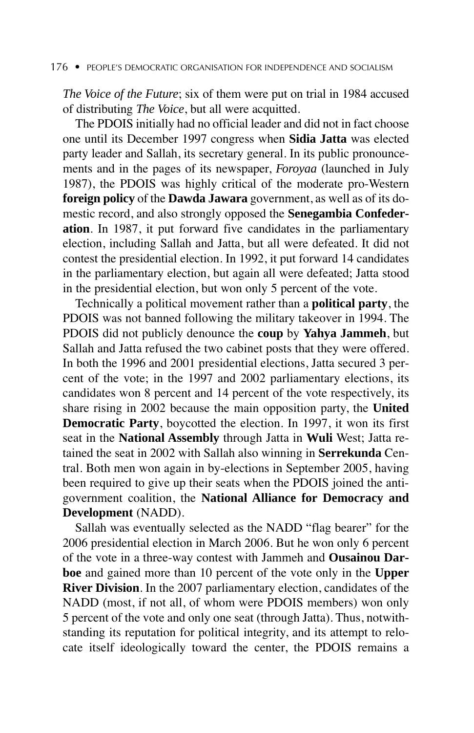*The Voice of the Future*; six of them were put on trial in 1984 accused of distributing *The Voice*, but all were acquitted.

The PDOIS initially had no official leader and did not in fact choose one until its December 1997 congress when **Sidia Jatta** was elected party leader and Sallah, its secretary general. In its public pronouncements and in the pages of its newspaper, *Foroyaa* (launched in July 1987), the PDOIS was highly critical of the moderate pro-Western **foreign policy** of the **Dawda Jawara** government, as well as of its domestic record, and also strongly opposed the **Senegambia Confederation**. In 1987, it put forward five candidates in the parliamentary election, including Sallah and Jatta, but all were defeated. It did not contest the presidential election. In 1992, it put forward 14 candidates in the parliamentary election, but again all were defeated; Jatta stood in the presidential election, but won only 5 percent of the vote.

Technically a political movement rather than a **political party**, the PDOIS was not banned following the military takeover in 1994. The PDOIS did not publicly denounce the **coup** by **Yahya Jammeh**, but Sallah and Jatta refused the two cabinet posts that they were offered. In both the 1996 and 2001 presidential elections, Jatta secured 3 percent of the vote; in the 1997 and 2002 parliamentary elections, its candidates won 8 percent and 14 percent of the vote respectively, its share rising in 2002 because the main opposition party, the **United Democratic Party**, boycotted the election. In 1997, it won its first seat in the **National Assembly** through Jatta in **Wuli** West; Jatta retained the seat in 2002 with Sallah also winning in **Serrekunda** Central. Both men won again in by-elections in September 2005, having been required to give up their seats when the PDOIS joined the anti-government coalition, the **National Alliance for Democracy and Development** (NADD).

Sallah was eventually selected as the NADD "flag bearer" for the 2006 presidential election in March 2006. But he won only 6 percent of the vote in a three-way contest with Jammeh and **Ousainou Darboe** and gained more than 10 percent of the vote only in the **Upper River Division**. In the 2007 parliamentary election, candidates of the NADD (most, if not all, of whom were PDOIS members) won only 5 percent of the vote and only one seat (through Jatta). Thus, notwithstanding its reputation for political integrity, and its attempt to relocate itself ideologically toward the center, the PDOIS remains a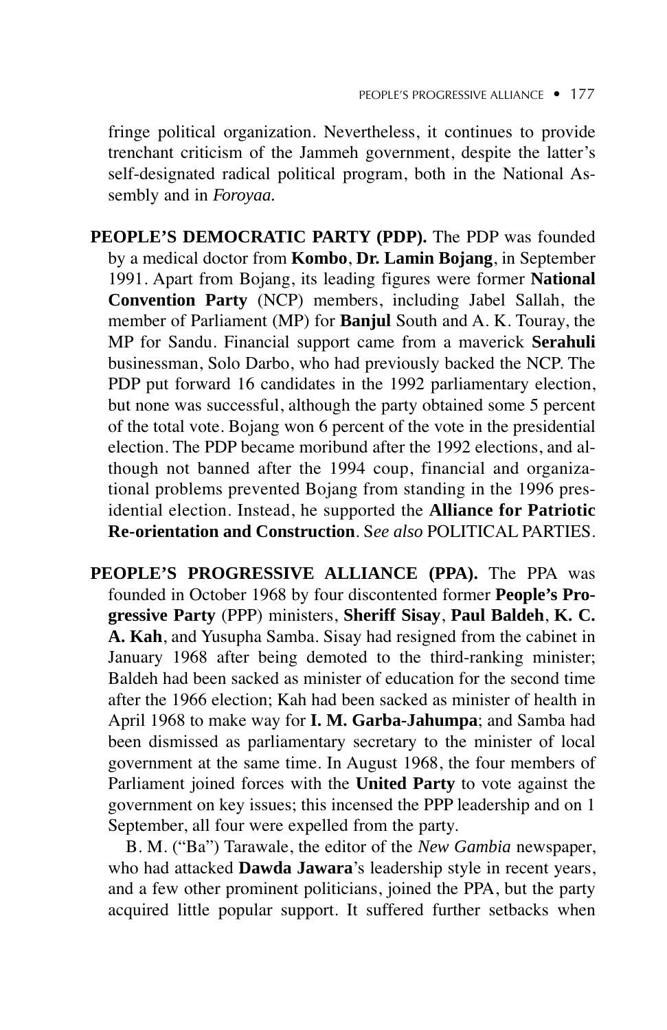fringe political organization. Nevertheless, it continues to provide trenchant criticism of the Jammeh government, despite the latter's self-designated radical political program, both in the National Assembly and in *Foroyaa.*

**PEOPLE'S DEMOCRATIC PARTY (PDP).** The PDP was founded by a medical doctor from **Kombo**, **Dr. Lamin Bojang**, in September 1991. Apart from Bojang, its leading figures were former **National Convention Party** (NCP) members, including Jabel Sallah, the member of Parliament (MP) for **Banjul** South and A. K. Touray, the MP for Sandu. Financial support came from a maverick **Serahuli** businessman, Solo Darbo, who had previously backed the NCP. The PDP put forward 16 candidates in the 1992 parliamentary election, but none was successful, although the party obtained some 5 percent of the total vote. Bojang won 6 percent of the vote in the presidential election. The PDP became moribund after the 1992 elections, and although not banned after the 1994 coup, financial and organizational problems prevented Bojang from standing in the 1996 presidential election. Instead, he supported the **Alliance for Patriotic Re-orientation and Construction**. *See also* POLITICAL PARTIES.

**PEOPLE'S PROGRESSIVE ALLIANCE (PPA).** The PPA was founded in October 1968 by four discontented former **People's Progressive Party** (PPP) ministers, **Sheriff Sisay**, **Paul Baldeh**, **K. C. A. Kah**, and Yusupha Samba. Sisay had resigned from the cabinet in January 1968 after being demoted to the third-ranking minister; Baldeh had been sacked as minister of education for the second time after the 1966 election; Kah had been sacked as minister of health in April 1968 to make way for **I. M. Garba-Jahumpa**; and Samba had been dismissed as parliamentary secretary to the minister of local government at the same time. In August 1968, the four members of Parliament joined forces with the **United Party** to vote against the government on key issues; this incensed the PPP leadership and on 1 September, all four were expelled from the party.

B. M. ("Ba") Tarawale, the editor of the *New Gambia* newspaper, who had attacked **Dawda Jawara**'s leadership style in recent years, and a few other prominent politicians, joined the PPA, but the party acquired little popular support. It suffered further setbacks when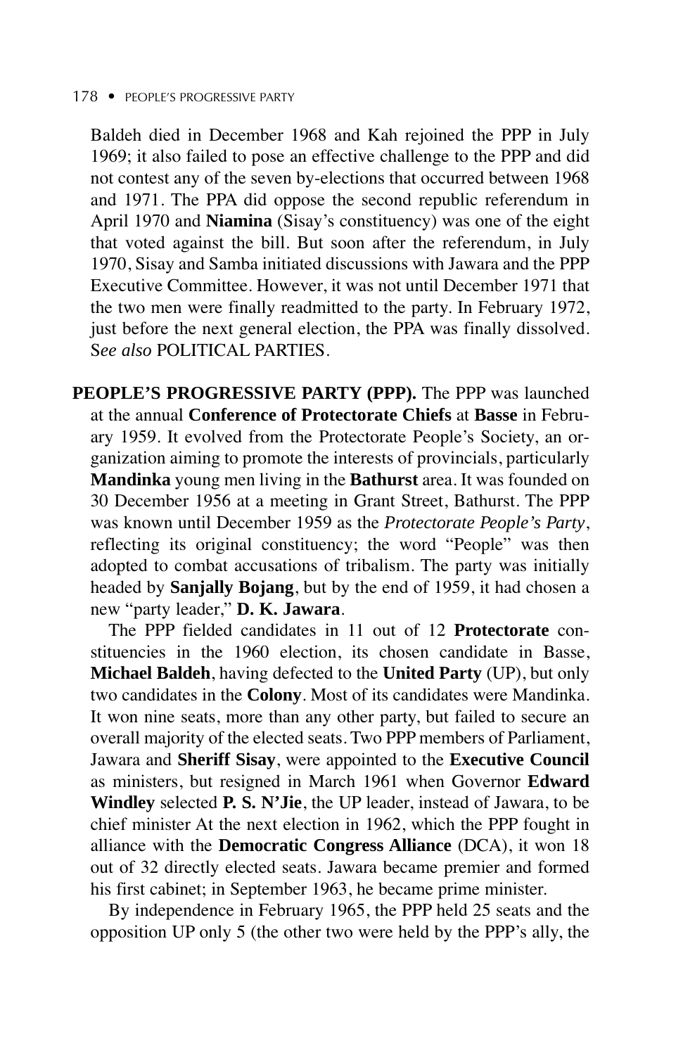Baldeh died in December 1968 and Kah rejoined the PPP in July 1969; it also failed to pose an effective challenge to the PPP and did not contest any of the seven by-elections that occurred between 1968 and 1971. The PPA did oppose the second republic referendum in April 1970 and **Niamina** (Sisay's constituency) was one of the eight that voted against the bill. But soon after the referendum, in July 1970, Sisay and Samba initiated discussions with Jawara and the PPP Executive Committee. However, it was not until December 1971 that the two men were finally readmitted to the party. In February 1972, just before the next general election, the PPA was finally dissolved. *See also* POLITICAL PARTIES.

**PEOPLE'S PROGRESSIVE PARTY (PPP).** The PPP was launched at the annual **Conference of Protectorate Chiefs** at **Basse** in February 1959. It evolved from the Protectorate People's Society, an organization aiming to promote the interests of provincials, particularly **Mandinka** young men living in the **Bathurst** area. It was founded on 30 December 1956 at a meeting in Grant Street, Bathurst. The PPP was known until December 1959 as the *Protectorate People's Party*, reflecting its original constituency; the word "People" was then adopted to combat accusations of tribalism. The party was initially headed by **Sanjally Bojang**, but by the end of 1959, it had chosen a new "party leader," **D. K. Jawara**.

The PPP fielded candidates in 11 out of 12 **Protectorate** constituencies in the 1960 election, its chosen candidate in Basse, **Michael Baldeh**, having defected to the **United Party** (UP), but only two candidates in the **Colony**. Most of its candidates were Mandinka. It won nine seats, more than any other party, but failed to secure an overall majority of the elected seats. Two PPP members of Parliament, Jawara and **Sheriff Sisay**, were appointed to the **Executive Council** as ministers, but resigned in March 1961 when Governor **Edward Windley** selected **P. S. N'Jie**, the UP leader, instead of Jawara, to be chief minister At the next election in 1962, which the PPP fought in alliance with the **Democratic Congress Alliance** (DCA), it won 18 out of 32 directly elected seats. Jawara became premier and formed his first cabinet; in September 1963, he became prime minister.

By independence in February 1965, the PPP held 25 seats and the opposition UP only 5 (the other two were held by the PPP's ally, the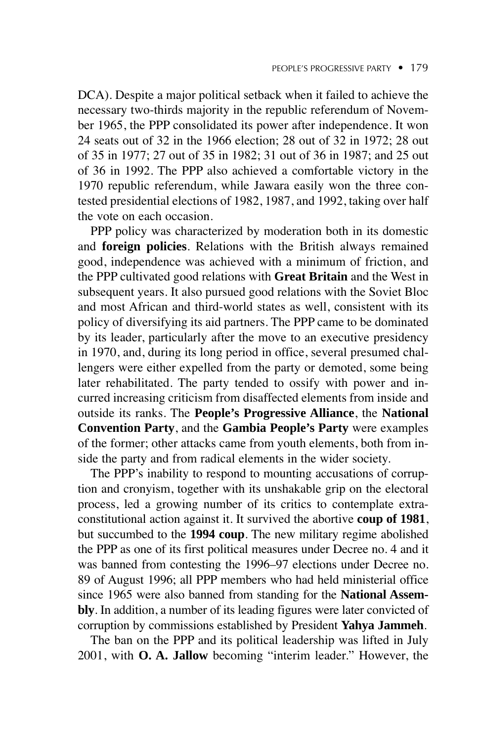DCA). Despite a major political setback when it failed to achieve the necessary two-thirds majority in the republic referendum of November 1965, the PPP consolidated its power after independence. It won 24 seats out of 32 in the 1966 election; 28 out of 32 in 1972; 28 out of 35 in 1977; 27 out of 35 in 1982; 31 out of 36 in 1987; and 25 out of 36 in 1992. The PPP also achieved a comfortable victory in the 1970 republic referendum, while Jawara easily won the three contested presidential elections of 1982, 1987, and 1992, taking over half the vote on each occasion.

PPP policy was characterized by moderation both in its domestic and **foreign policies**. Relations with the British always remained good, independence was achieved with a minimum of friction, and the PPP cultivated good relations with **Great Britain** and the West in subsequent years. It also pursued good relations with the Soviet Bloc and most African and third-world states as well, consistent with its policy of diversifying its aid partners. The PPP came to be dominated by its leader, particularly after the move to an executive presidency in 1970, and, during its long period in office, several presumed challengers were either expelled from the party or demoted, some being later rehabilitated. The party tended to ossify with power and incurred increasing criticism from disaffected elements from inside and outside its ranks. The **People's Progressive Alliance**, the **National Convention Party**, and the **Gambia People's Party** were examples of the former; other attacks came from youth elements, both from inside the party and from radical elements in the wider society.

The PPP's inability to respond to mounting accusations of corruption and cronyism, together with its unshakable grip on the electoral process, led a growing number of its critics to contemplate extra-constitutional action against it. It survived the abortive **coup of 1981**, but succumbed to the **1994 coup**. The new military regime abolished the PPP as one of its first political measures under Decree no. 4 and it was banned from contesting the 1996–97 elections under Decree no. 89 of August 1996; all PPP members who had held ministerial office since 1965 were also banned from standing for the **National Assembly**. In addition, a number of its leading figures were later convicted of corruption by commissions established by President **Yahya Jammeh**.

The ban on the PPP and its political leadership was lifted in July 2001, with **O. A. Jallow** becoming "interim leader." However, the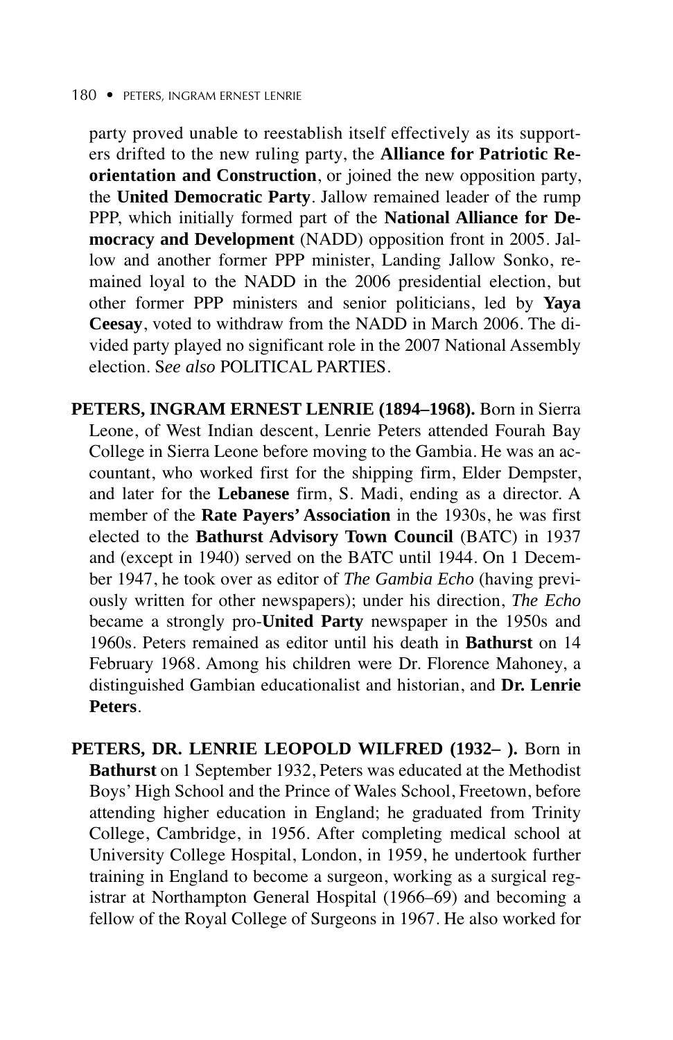party proved unable to reestablish itself effectively as its supporters drifted to the new ruling party, the **Alliance for Patriotic Reorientation and Construction**, or joined the new opposition party, the **United Democratic Party**. Jallow remained leader of the rump PPP, which initially formed part of the **National Alliance for Democracy and Development** (NADD) opposition front in 2005. Jallow and another former PPP minister, Landing Jallow Sonko, remained loyal to the NADD in the 2006 presidential election, but other former PPP ministers and senior politicians, led by **Yaya Ceesay**, voted to withdraw from the NADD in March 2006. The divided party played no significant role in the 2007 National Assembly election. S*ee also* POLITICAL PARTIES.

**PETERS, INGRAM ERNEST LENRIE (1894–1968).** Born in Sierra Leone, of West Indian descent, Lenrie Peters attended Fourah Bay College in Sierra Leone before moving to the Gambia. He was an accountant, who worked first for the shipping firm, Elder Dempster, and later for the **Lebanese** firm, S. Madi, ending as a director. A member of the **Rate Payers' Association** in the 1930s, he was first elected to the **Bathurst Advisory Town Council** (BATC) in 1937 and (except in 1940) served on the BATC until 1944. On 1 December 1947, he took over as editor of *The Gambia Echo* (having previously written for other newspapers); under his direction, *The Echo* became a strongly pro-**United Party** newspaper in the 1950s and 1960s. Peters remained as editor until his death in **Bathurst** on 14 February 1968. Among his children were Dr. Florence Mahoney, a distinguished Gambian educationalist and historian, and **Dr. Lenrie Peters**.

**PETERS, DR. LENRIE LEOPOLD WILFRED (1932– ).** Born in **Bathurst** on 1 September 1932, Peters was educated at the Methodist Boys' High School and the Prince of Wales School, Freetown, before attending higher education in England; he graduated from Trinity College, Cambridge, in 1956. After completing medical school at University College Hospital, London, in 1959, he undertook further training in England to become a surgeon, working as a surgical registrar at Northampton General Hospital (1966–69) and becoming a fellow of the Royal College of Surgeons in 1967. He also worked for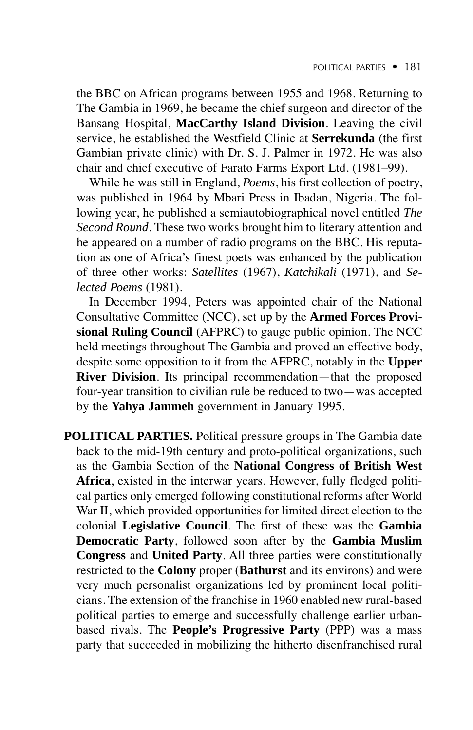the BBC on African programs between 1955 and 1968. Returning to The Gambia in 1969, he became the chief surgeon and director of the Bansang Hospital, **MacCarthy Island Division**. Leaving the civil service, he established the Westfield Clinic at **Serrekunda** (the first Gambian private clinic) with Dr. S. J. Palmer in 1972. He was also chair and chief executive of Farato Farms Export Ltd. (1981–99).

While he was still in England, *Poems*, his first collection of poetry, was published in 1964 by Mbari Press in Ibadan, Nigeria. The following year, he published a semiautobiographical novel entitled *The Second Round*. These two works brought him to literary attention and he appeared on a number of radio programs on the BBC. His reputation as one of Africa's finest poets was enhanced by the publication of three other works: *Satellites* (1967), *Katchikali* (1971), and *Selected Poems* (1981).

In December 1994, Peters was appointed chair of the National Consultative Committee (NCC), set up by the **Armed Forces Provisional Ruling Council** (AFPRC) to gauge public opinion. The NCC held meetings throughout The Gambia and proved an effective body, despite some opposition to it from the AFPRC, notably in the **Upper River Division**. Its principal recommendation—that the proposed four-year transition to civilian rule be reduced to two—was accepted by the **Yahya Jammeh** government in January 1995.

**POLITICAL PARTIES.** Political pressure groups in The Gambia date back to the mid-19th century and proto-political organizations, such as the Gambia Section of the **National Congress of British West Africa**, existed in the interwar years. However, fully fledged political parties only emerged following constitutional reforms after World War II, which provided opportunities for limited direct election to the colonial **Legislative Council**. The first of these was the **Gambia Democratic Party**, followed soon after by the **Gambia Muslim Congress** and **United Party**. All three parties were constitutionally restricted to the **Colony** proper (**Bathurst** and its environs) and were very much personalist organizations led by prominent local politicians. The extension of the franchise in 1960 enabled new rural-based political parties to emerge and successfully challenge earlier urban-based rivals. The **People's Progressive Party** (PPP) was a mass party that succeeded in mobilizing the hitherto disenfranchised rural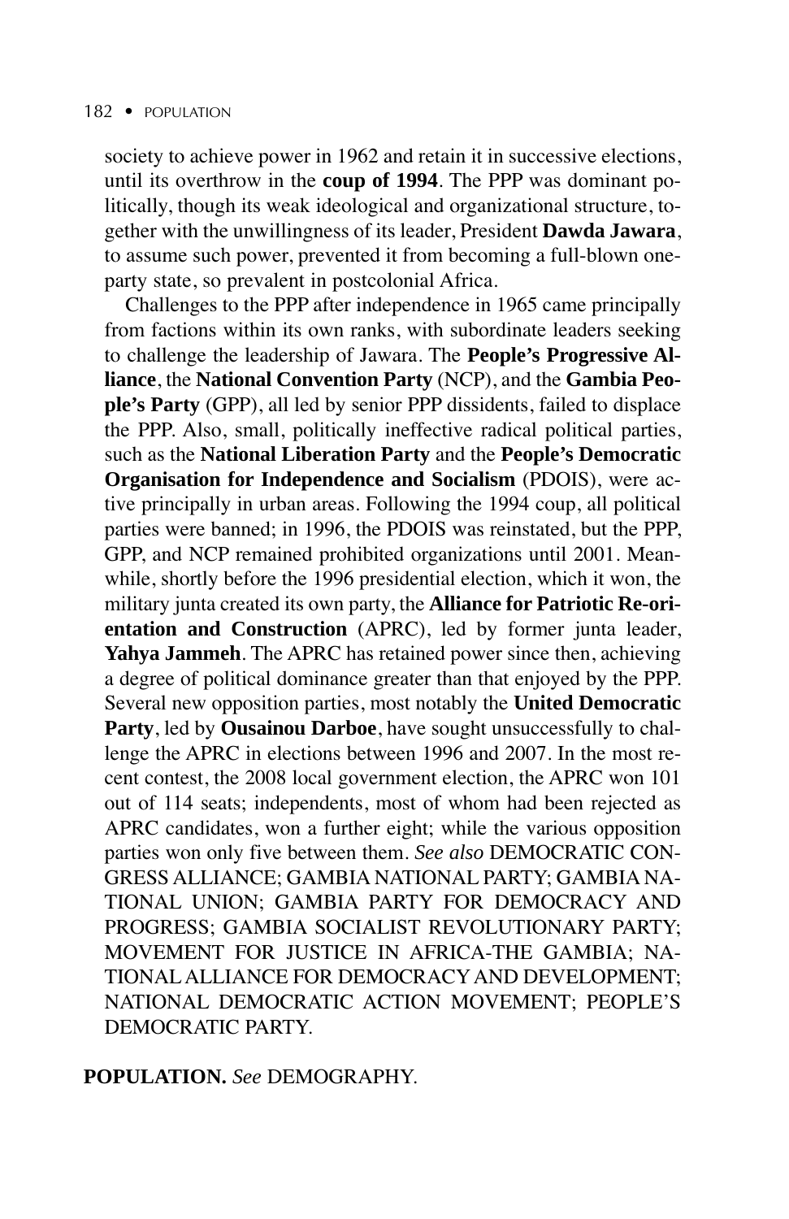society to achieve power in 1962 and retain it in successive elections, until its overthrow in the **coup of 1994**. The PPP was dominant politically, though its weak ideological and organizational structure, together with the unwillingness of its leader, President **Dawda Jawara**, to assume such power, prevented it from becoming a full-blown one-party state, so prevalent in postcolonial Africa.

Challenges to the PPP after independence in 1965 came principally from factions within its own ranks, with subordinate leaders seeking to challenge the leadership of Jawara. The **People's Progressive Alliance**, the **National Convention Party** (NCP), and the **Gambia People's Party** (GPP), all led by senior PPP dissidents, failed to displace the PPP. Also, small, politically ineffective radical political parties, such as the **National Liberation Party** and the **People's Democratic Organisation for Independence and Socialism** (PDOIS), were active principally in urban areas. Following the 1994 coup, all political parties were banned; in 1996, the PDOIS was reinstated, but the PPP, GPP, and NCP remained prohibited organizations until 2001. Meanwhile, shortly before the 1996 presidential election, which it won, the military junta created its own party, the **Alliance for Patriotic Re-orientation and Construction** (APRC), led by former junta leader, **Yahya Jammeh**. The APRC has retained power since then, achieving a degree of political dominance greater than that enjoyed by the PPP. Several new opposition parties, most notably the **United Democratic Party**, led by **Ousainou Darboe**, have sought unsuccessfully to challenge the APRC in elections between 1996 and 2007. In the most recent contest, the 2008 local government election, the APRC won 101 out of 114 seats; independents, most of whom had been rejected as APRC candidates, won a further eight; while the various opposition parties won only five between them. *See also* DEMOCRATIC CONGRESS ALLIANCE; GAMBIA NATIONAL PARTY; GAMBIA NATIONAL UNION; GAMBIA PARTY FOR DEMOCRACY AND PROGRESS; GAMBIA SOCIALIST REVOLUTIONARY PARTY; MOVEMENT FOR JUSTICE IN AFRICA-THE GAMBIA; NATIONAL ALLIANCE FOR DEMOCRACY AND DEVELOPMENT; NATIONAL DEMOCRATIC ACTION MOVEMENT; PEOPLE'S DEMOCRATIC PARTY.

**POPULATION.** *See* DEMOGRAPHY.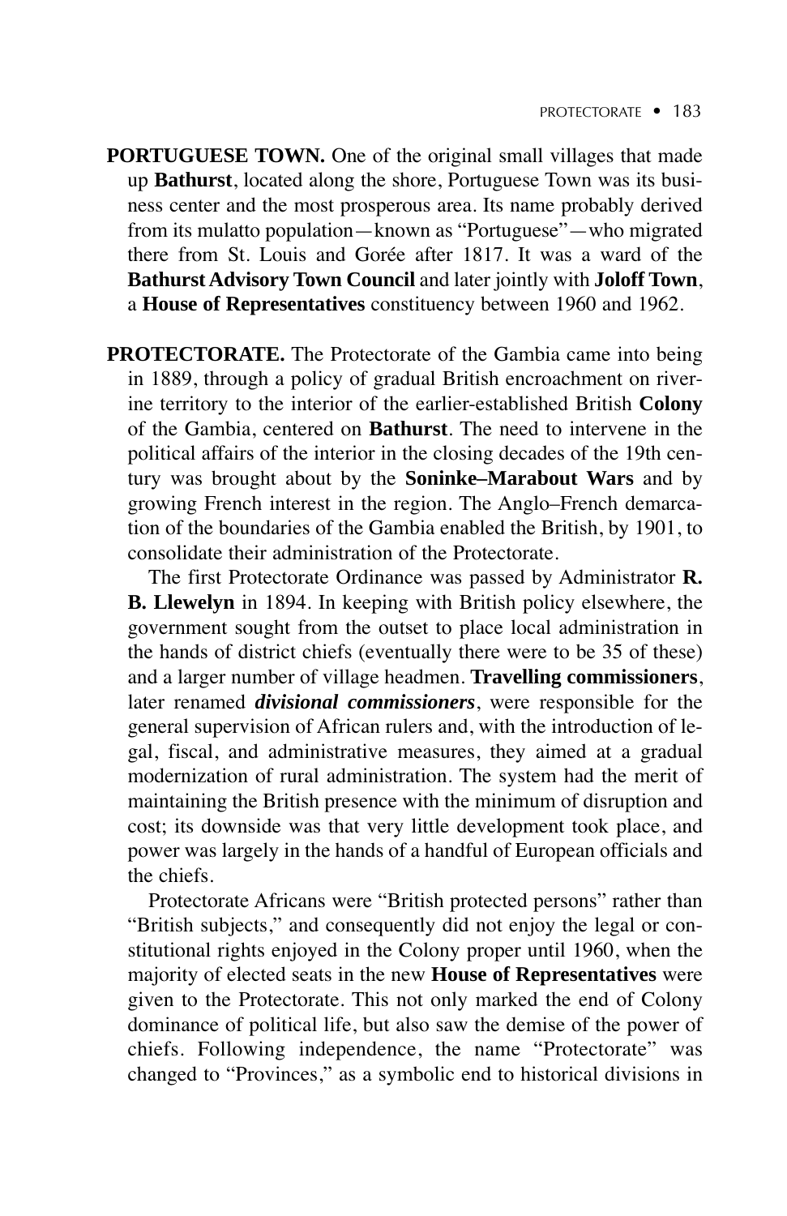**PORTUGUESE TOWN.** One of the original small villages that made up **Bathurst**, located along the shore, Portuguese Town was its business center and the most prosperous area. Its name probably derived from its mulatto population—known as "Portuguese"—who migrated there from St. Louis and Gorée after 1817. It was a ward of the **Bathurst Advisory Town Council** and later jointly with **Joloff Town**, a **House of Representatives** constituency between 1960 and 1962.

**PROTECTORATE.** The Protectorate of the Gambia came into being in 1889, through a policy of gradual British encroachment on riverine territory to the interior of the earlier-established British **Colony** of the Gambia, centered on **Bathurst**. The need to intervene in the political affairs of the interior in the closing decades of the 19th century was brought about by the **Soninke–Marabout Wars** and by growing French interest in the region. The Anglo–French demarcation of the boundaries of the Gambia enabled the British, by 1901, to consolidate their administration of the Protectorate.

The first Protectorate Ordinance was passed by Administrator **R. B. Llewelyn** in 1894. In keeping with British policy elsewhere, the government sought from the outset to place local administration in the hands of district chiefs (eventually there were to be 35 of these) and a larger number of village headmen. **Travelling commissioners**, later renamed ***divisional commissioners***, were responsible for the general supervision of African rulers and, with the introduction of legal, fiscal, and administrative measures, they aimed at a gradual modernization of rural administration. The system had the merit of maintaining the British presence with the minimum of disruption and cost; its downside was that very little development took place, and power was largely in the hands of a handful of European officials and the chiefs.

Protectorate Africans were "British protected persons" rather than "British subjects," and consequently did not enjoy the legal or constitutional rights enjoyed in the Colony proper until 1960, when the majority of elected seats in the new **House of Representatives** were given to the Protectorate. This not only marked the end of Colony dominance of political life, but also saw the demise of the power of chiefs. Following independence, the name "Protectorate" was changed to "Provinces," as a symbolic end to historical divisions in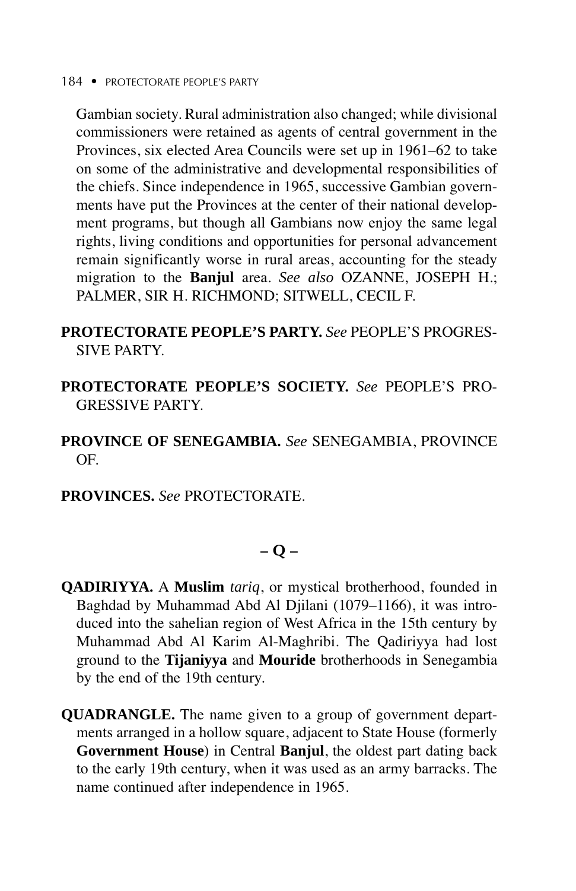Gambian society. Rural administration also changed; while divisional commissioners were retained as agents of central government in the Provinces, six elected Area Councils were set up in 1961–62 to take on some of the administrative and developmental responsibilities of the chiefs. Since independence in 1965, successive Gambian governments have put the Provinces at the center of their national development programs, but though all Gambians now enjoy the same legal rights, living conditions and opportunities for personal advancement remain significantly worse in rural areas, accounting for the steady migration to the **Banjul** area. *See also* OZANNE, JOSEPH H.; PALMER, SIR H. RICHMOND; SITWELL, CECIL F.

**PROTECTORATE PEOPLE'S PARTY.** *See* PEOPLE'S PROGRESSIVE PARTY.

**PROTECTORATE PEOPLE'S SOCIETY.** *See* PEOPLE'S PROGRESSIVE PARTY.

**PROVINCE OF SENEGAMBIA.** *See* SENEGAMBIA, PROVINCE OF.

**PROVINCES.** *See* PROTECTORATE.

## – Q –

**QADIRIYYA.** A **Muslim** *tariq*, or mystical brotherhood, founded in Baghdad by Muhammad Abd Al Djilani (1079–1166), it was introduced into the sahelian region of West Africa in the 15th century by Muhammad Abd Al Karim Al-Maghribi. The Qadiriyya had lost ground to the **Tijaniyya** and **Mouride** brotherhoods in Senegambia by the end of the 19th century.

**QUADRANGLE.** The name given to a group of government departments arranged in a hollow square, adjacent to State House (formerly **Government House**) in Central **Banjul**, the oldest part dating back to the early 19th century, when it was used as an army barracks. The name continued after independence in 1965.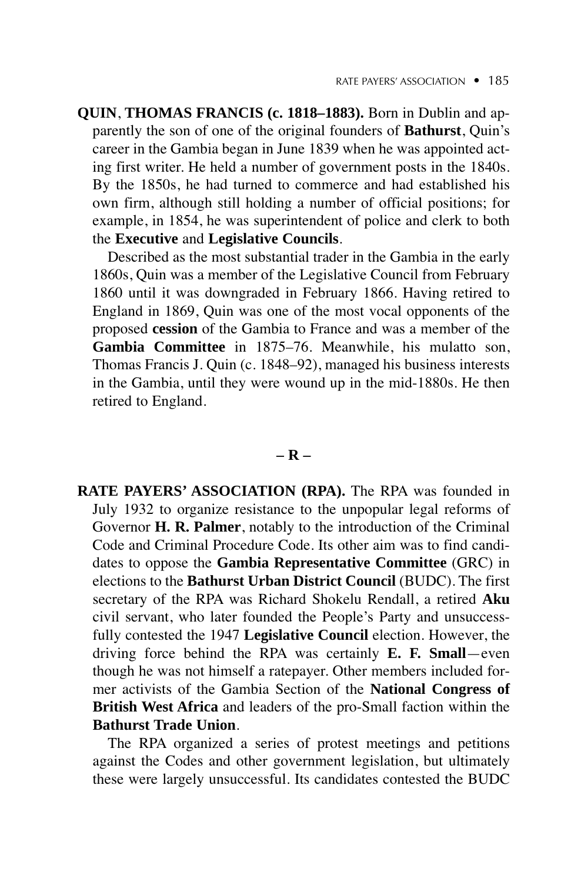**QUIN**, **THOMAS FRANCIS (c. 1818–1883).** Born in Dublin and apparently the son of one of the original founders of **Bathurst**, Quin's career in the Gambia began in June 1839 when he was appointed acting first writer. He held a number of government posts in the 1840s. By the 1850s, he had turned to commerce and had established his own firm, although still holding a number of official positions; for example, in 1854, he was superintendent of police and clerk to both the **Executive** and **Legislative Councils**.

Described as the most substantial trader in the Gambia in the early 1860s, Quin was a member of the Legislative Council from February 1860 until it was downgraded in February 1866. Having retired to England in 1869, Quin was one of the most vocal opponents of the proposed **cession** of the Gambia to France and was a member of the **Gambia Committee** in 1875–76. Meanwhile, his mulatto son, Thomas Francis J. Quin (c. 1848–92), managed his business interests in the Gambia, until they were wound up in the mid-1880s. He then retired to England.

## – R –

**RATE PAYERS' ASSOCIATION (RPA).** The RPA was founded in July 1932 to organize resistance to the unpopular legal reforms of Governor **H. R. Palmer**, notably to the introduction of the Criminal Code and Criminal Procedure Code. Its other aim was to find candidates to oppose the **Gambia Representative Committee** (GRC) in elections to the **Bathurst Urban District Council** (BUDC). The first secretary of the RPA was Richard Shokelu Rendall, a retired **Aku** civil servant, who later founded the People's Party and unsuccessfully contested the 1947 **Legislative Council** election. However, the driving force behind the RPA was certainly **E. F. Small**—even though he was not himself a ratepayer. Other members included former activists of the Gambia Section of the **National Congress of British West Africa** and leaders of the pro-Small faction within the **Bathurst Trade Union**.

The RPA organized a series of protest meetings and petitions against the Codes and other government legislation, but ultimately these were largely unsuccessful. Its candidates contested the BUDC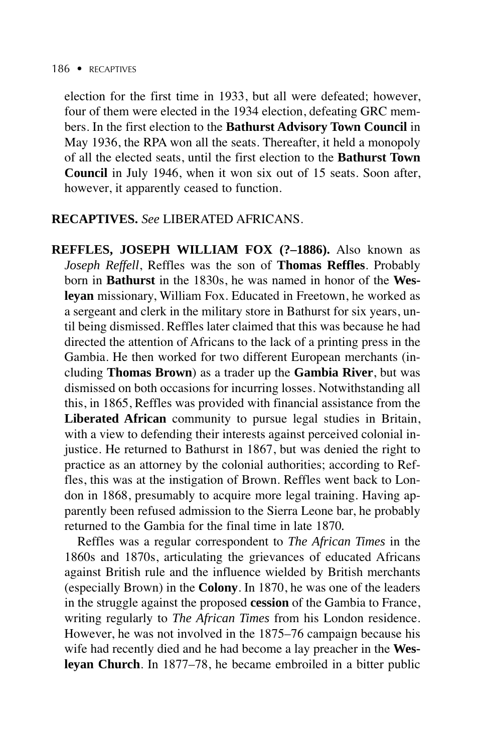election for the first time in 1933, but all were defeated; however, four of them were elected in the 1934 election, defeating GRC members. In the first election to the **Bathurst Advisory Town Council** in May 1936, the RPA won all the seats. Thereafter, it held a monopoly of all the elected seats, until the first election to the **Bathurst Town Council** in July 1946, when it won six out of 15 seats. Soon after, however, it apparently ceased to function.

**RECAPTIVES.** *See* LIBERATED AFRICANS.

**REFFLES, JOSEPH WILLIAM FOX (?–1886).** Also known as *Joseph Reffell*, Reffles was the son of **Thomas Reffles**. Probably born in **Bathurst** in the 1830s, he was named in honor of the **Wesleyan** missionary, William Fox. Educated in Freetown, he worked as a sergeant and clerk in the military store in Bathurst for six years, until being dismissed. Reffles later claimed that this was because he had directed the attention of Africans to the lack of a printing press in the Gambia. He then worked for two different European merchants (including **Thomas Brown**) as a trader up the **Gambia River**, but was dismissed on both occasions for incurring losses. Notwithstanding all this, in 1865, Reffles was provided with financial assistance from the **Liberated African** community to pursue legal studies in Britain, with a view to defending their interests against perceived colonial injustice. He returned to Bathurst in 1867, but was denied the right to practice as an attorney by the colonial authorities; according to Reffles, this was at the instigation of Brown. Reffles went back to London in 1868, presumably to acquire more legal training. Having apparently been refused admission to the Sierra Leone bar, he probably returned to the Gambia for the final time in late 1870.

Reffles was a regular correspondent to *The African Times* in the 1860s and 1870s, articulating the grievances of educated Africans against British rule and the influence wielded by British merchants (especially Brown) in the **Colony**. In 1870, he was one of the leaders in the struggle against the proposed **cession** of the Gambia to France, writing regularly to *The African Times* from his London residence. However, he was not involved in the 1875–76 campaign because his wife had recently died and he had become a lay preacher in the **Wesleyan Church**. In 1877–78, he became embroiled in a bitter public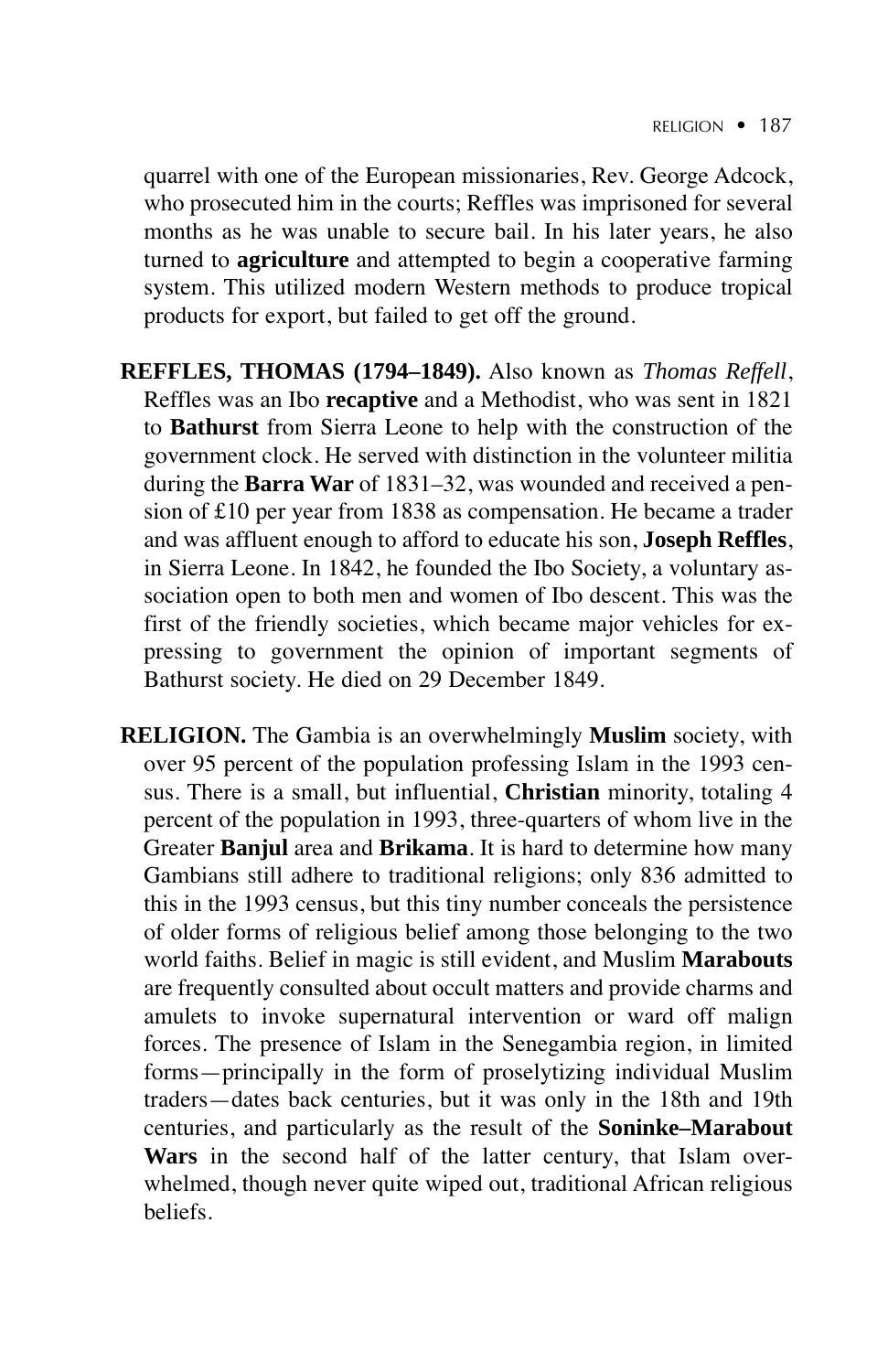quarrel with one of the European missionaries, Rev. George Adcock, who prosecuted him in the courts; Reffles was imprisoned for several months as he was unable to secure bail. In his later years, he also turned to **agriculture** and attempted to begin a cooperative farming system. This utilized modern Western methods to produce tropical products for export, but failed to get off the ground.

**REFFLES, THOMAS (1794–1849).** Also known as *Thomas Reffell*, Reffles was an Ibo **recaptive** and a Methodist, who was sent in 1821 to **Bathurst** from Sierra Leone to help with the construction of the government clock. He served with distinction in the volunteer militia during the **Barra War** of 1831–32, was wounded and received a pension of £10 per year from 1838 as compensation. He became a trader and was affluent enough to afford to educate his son, **Joseph Reffles**, in Sierra Leone. In 1842, he founded the Ibo Society, a voluntary association open to both men and women of Ibo descent. This was the first of the friendly societies, which became major vehicles for expressing to government the opinion of important segments of Bathurst society. He died on 29 December 1849.

**RELIGION.** The Gambia is an overwhelmingly **Muslim** society, with over 95 percent of the population professing Islam in the 1993 census. There is a small, but influential, **Christian** minority, totaling 4 percent of the population in 1993, three-quarters of whom live in the Greater **Banjul** area and **Brikama**. It is hard to determine how many Gambians still adhere to traditional religions; only 836 admitted to this in the 1993 census, but this tiny number conceals the persistence of older forms of religious belief among those belonging to the two world faiths. Belief in magic is still evident, and Muslim **Marabouts** are frequently consulted about occult matters and provide charms and amulets to invoke supernatural intervention or ward off malign forces. The presence of Islam in the Senegambia region, in limited forms—principally in the form of proselytizing individual Muslim traders—dates back centuries, but it was only in the 18th and 19th centuries, and particularly as the result of the **Soninke–Marabout Wars** in the second half of the latter century, that Islam overwhelmed, though never quite wiped out, traditional African religious beliefs.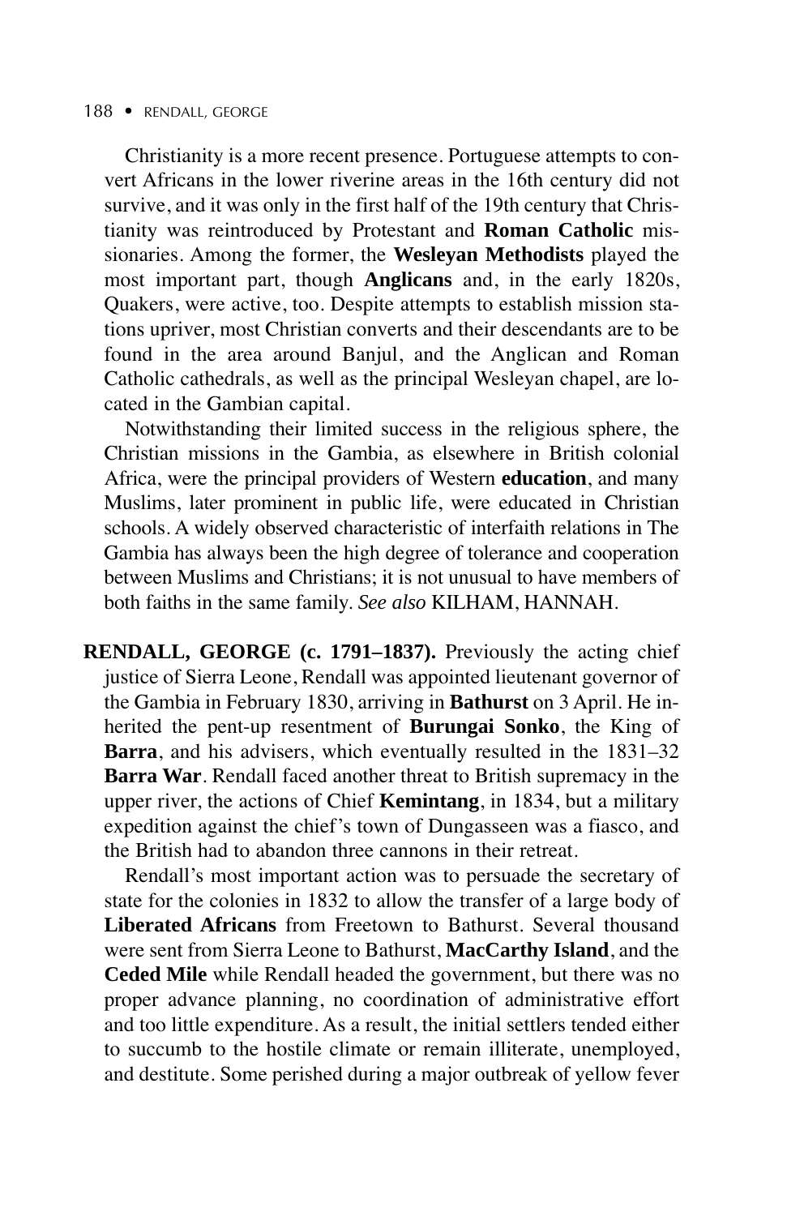Christianity is a more recent presence. Portuguese attempts to convert Africans in the lower riverine areas in the 16th century did not survive, and it was only in the first half of the 19th century that Christianity was reintroduced by Protestant and **Roman Catholic** missionaries. Among the former, the **Wesleyan Methodists** played the most important part, though **Anglicans** and, in the early 1820s, Quakers, were active, too. Despite attempts to establish mission stations upriver, most Christian converts and their descendants are to be found in the area around Banjul, and the Anglican and Roman Catholic cathedrals, as well as the principal Wesleyan chapel, are located in the Gambian capital.

Notwithstanding their limited success in the religious sphere, the Christian missions in the Gambia, as elsewhere in British colonial Africa, were the principal providers of Western **education**, and many Muslims, later prominent in public life, were educated in Christian schools. A widely observed characteristic of interfaith relations in The Gambia has always been the high degree of tolerance and cooperation between Muslims and Christians; it is not unusual to have members of both faiths in the same family. *See also* KILHAM, HANNAH.

**RENDALL, GEORGE (c. 1791–1837).** Previously the acting chief justice of Sierra Leone, Rendall was appointed lieutenant governor of the Gambia in February 1830, arriving in **Bathurst** on 3 April. He inherited the pent-up resentment of **Burungai Sonko**, the King of **Barra**, and his advisers, which eventually resulted in the 1831–32 **Barra War**. Rendall faced another threat to British supremacy in the upper river, the actions of Chief **Kemintang**, in 1834, but a military expedition against the chief's town of Dungasseen was a fiasco, and the British had to abandon three cannons in their retreat.

Rendall's most important action was to persuade the secretary of state for the colonies in 1832 to allow the transfer of a large body of **Liberated Africans** from Freetown to Bathurst. Several thousand were sent from Sierra Leone to Bathurst, **MacCarthy Island**, and the **Ceded Mile** while Rendall headed the government, but there was no proper advance planning, no coordination of administrative effort and too little expenditure. As a result, the initial settlers tended either to succumb to the hostile climate or remain illiterate, unemployed, and destitute. Some perished during a major outbreak of yellow fever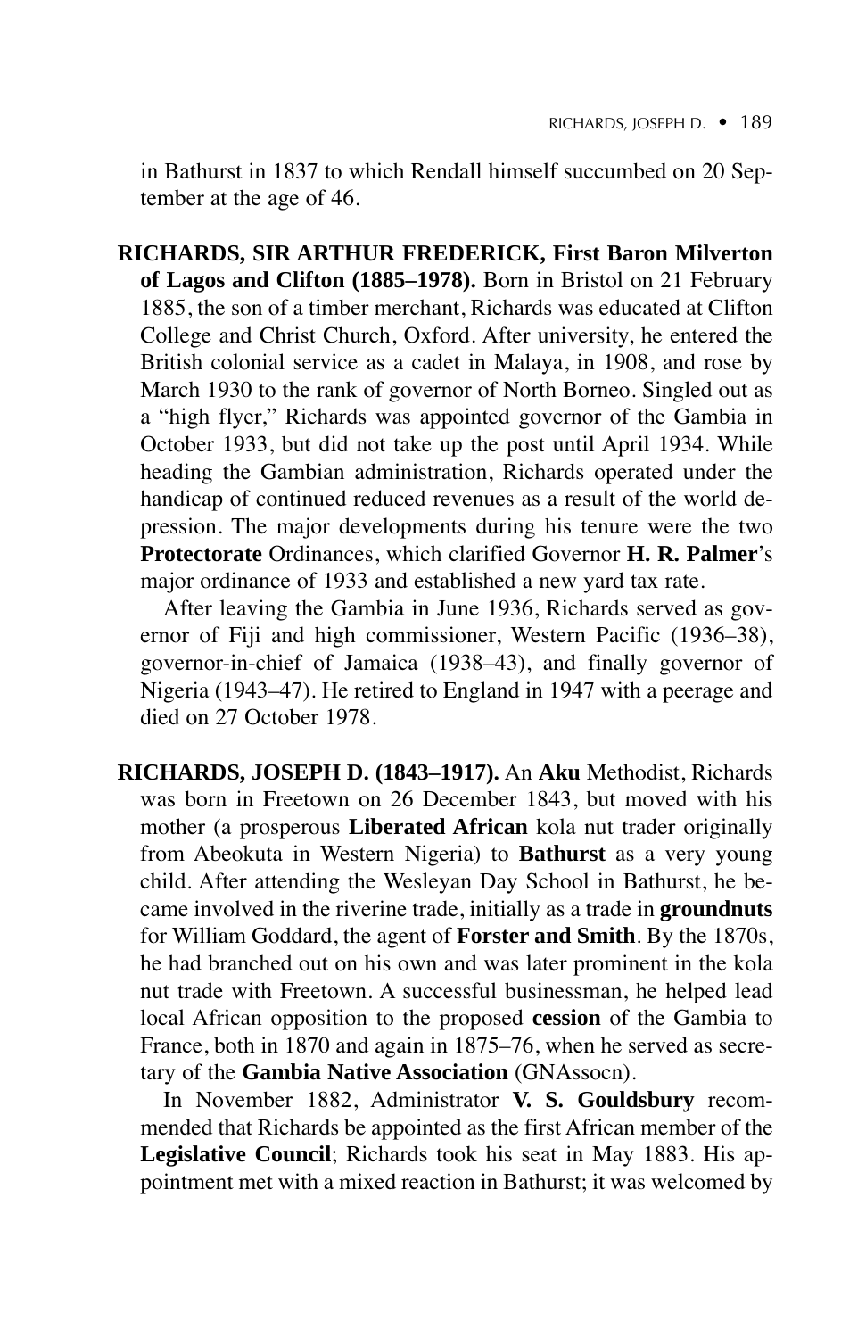in Bathurst in 1837 to which Rendall himself succumbed on 20 September at the age of 46.

**RICHARDS, SIR ARTHUR FREDERICK, First Baron Milverton of Lagos and Clifton (1885–1978).** Born in Bristol on 21 February 1885, the son of a timber merchant, Richards was educated at Clifton College and Christ Church, Oxford. After university, he entered the British colonial service as a cadet in Malaya, in 1908, and rose by March 1930 to the rank of governor of North Borneo. Singled out as a "high flyer," Richards was appointed governor of the Gambia in October 1933, but did not take up the post until April 1934. While heading the Gambian administration, Richards operated under the handicap of continued reduced revenues as a result of the world depression. The major developments during his tenure were the two **Protectorate** Ordinances, which clarified Governor **H. R. Palmer**'s major ordinance of 1933 and established a new yard tax rate.

After leaving the Gambia in June 1936, Richards served as governor of Fiji and high commissioner, Western Pacific (1936–38), governor-in-chief of Jamaica (1938–43), and finally governor of Nigeria (1943–47). He retired to England in 1947 with a peerage and died on 27 October 1978.

**RICHARDS, JOSEPH D. (1843–1917).** An **Aku** Methodist, Richards was born in Freetown on 26 December 1843, but moved with his mother (a prosperous **Liberated African** kola nut trader originally from Abeokuta in Western Nigeria) to **Bathurst** as a very young child. After attending the Wesleyan Day School in Bathurst, he became involved in the riverine trade, initially as a trade in **groundnuts** for William Goddard, the agent of **Forster and Smith**. By the 1870s, he had branched out on his own and was later prominent in the kola nut trade with Freetown. A successful businessman, he helped lead local African opposition to the proposed **cession** of the Gambia to France, both in 1870 and again in 1875–76, when he served as secretary of the **Gambia Native Association** (GNAssocn).

In November 1882, Administrator **V. S. Gouldsbury** recommended that Richards be appointed as the first African member of the **Legislative Council**; Richards took his seat in May 1883. His appointment met with a mixed reaction in Bathurst; it was welcomed by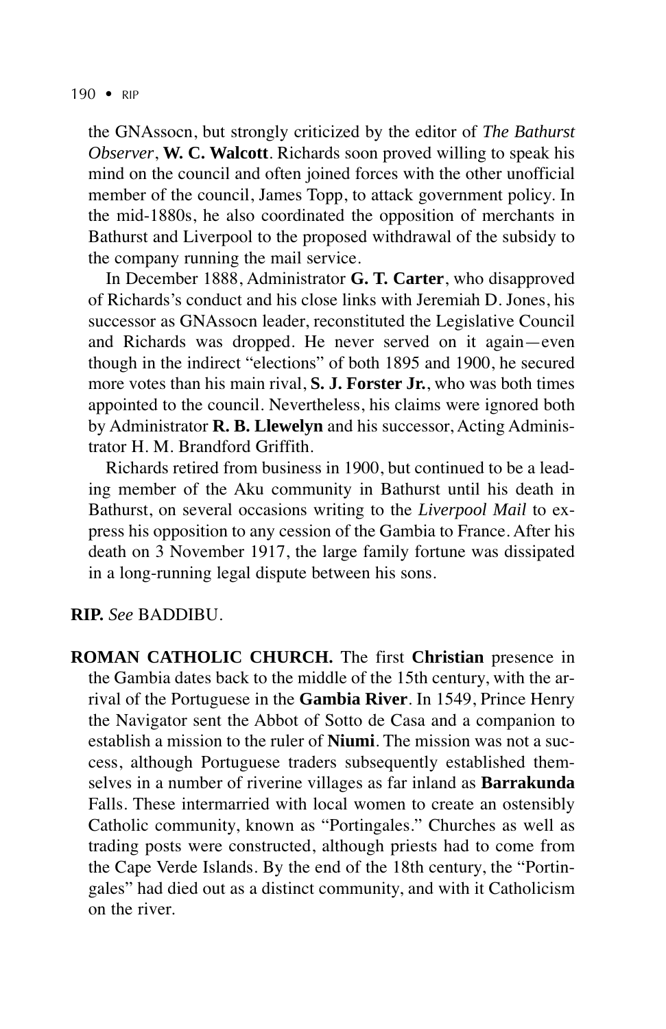the GNAssocn, but strongly criticized by the editor of *The Bathurst Observer*, **W. C. Walcott**. Richards soon proved willing to speak his mind on the council and often joined forces with the other unofficial member of the council, James Topp, to attack government policy. In the mid-1880s, he also coordinated the opposition of merchants in Bathurst and Liverpool to the proposed withdrawal of the subsidy to the company running the mail service.

In December 1888, Administrator **G. T. Carter**, who disapproved of Richards's conduct and his close links with Jeremiah D. Jones, his successor as GNAssocn leader, reconstituted the Legislative Council and Richards was dropped. He never served on it again—even though in the indirect "elections" of both 1895 and 1900, he secured more votes than his main rival, **S. J. Forster Jr.**, who was both times appointed to the council. Nevertheless, his claims were ignored both by Administrator **R. B. Llewelyn** and his successor, Acting Administrator H. M. Brandford Griffith.

Richards retired from business in 1900, but continued to be a leading member of the Aku community in Bathurst until his death in Bathurst, on several occasions writing to the *Liverpool Mail* to express his opposition to any cession of the Gambia to France. After his death on 3 November 1917, the large family fortune was dissipated in a long-running legal dispute between his sons.

**RIP.** *See* BADDIBU.

**ROMAN CATHOLIC CHURCH.** The first **Christian** presence in the Gambia dates back to the middle of the 15th century, with the arrival of the Portuguese in the **Gambia River**. In 1549, Prince Henry the Navigator sent the Abbot of Sotto de Casa and a companion to establish a mission to the ruler of **Niumi**. The mission was not a success, although Portuguese traders subsequently established themselves in a number of riverine villages as far inland as **Barrakunda** Falls. These intermarried with local women to create an ostensibly Catholic community, known as "Portingales." Churches as well as trading posts were constructed, although priests had to come from the Cape Verde Islands. By the end of the 18th century, the "Portingales" had died out as a distinct community, and with it Catholicism on the river.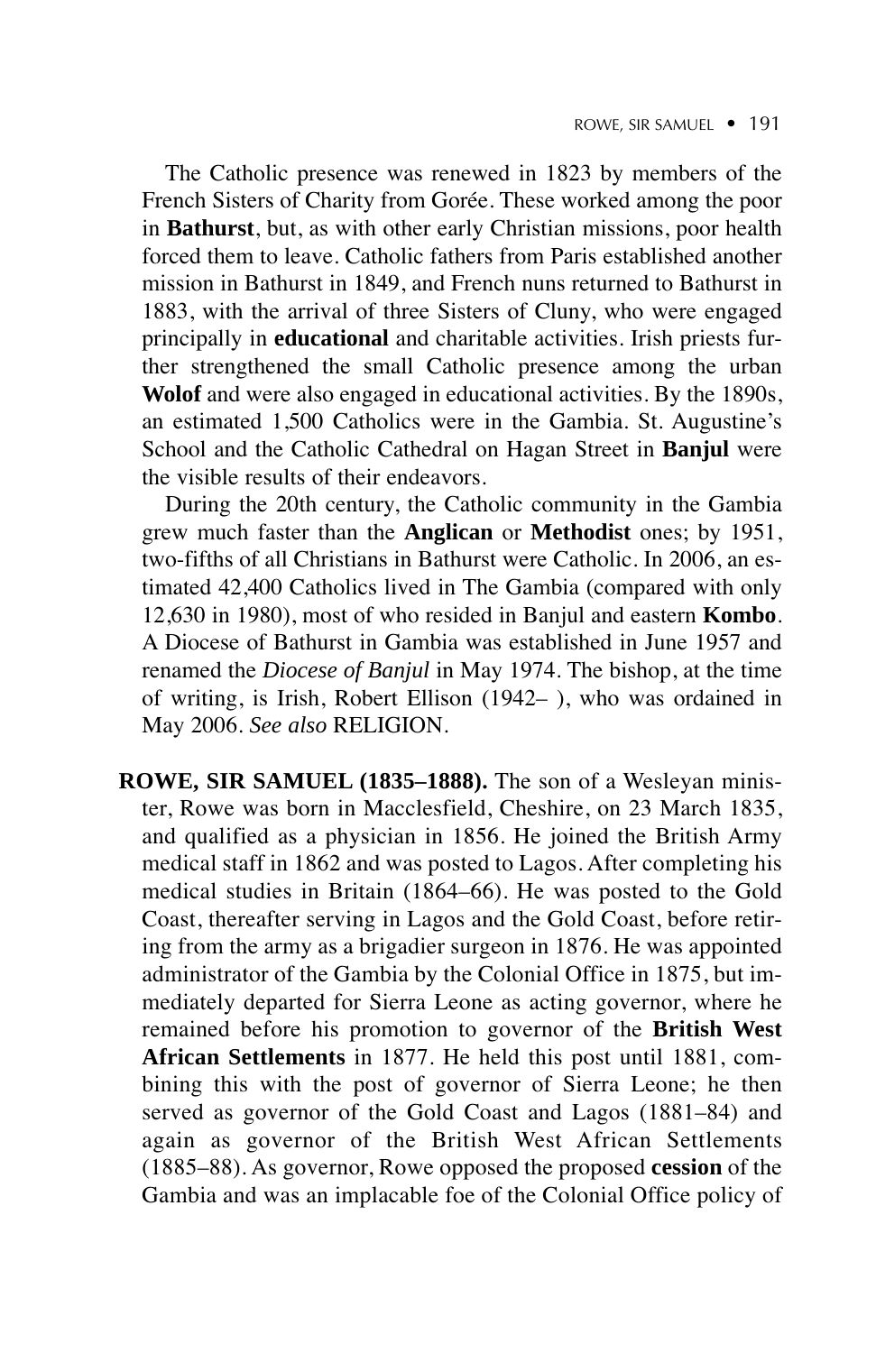The Catholic presence was renewed in 1823 by members of the French Sisters of Charity from Gorée. These worked among the poor in **Bathurst**, but, as with other early Christian missions, poor health forced them to leave. Catholic fathers from Paris established another mission in Bathurst in 1849, and French nuns returned to Bathurst in 1883, with the arrival of three Sisters of Cluny, who were engaged principally in **educational** and charitable activities. Irish priests further strengthened the small Catholic presence among the urban **Wolof** and were also engaged in educational activities. By the 1890s, an estimated 1,500 Catholics were in the Gambia. St. Augustine's School and the Catholic Cathedral on Hagan Street in **Banjul** were the visible results of their endeavors.

During the 20th century, the Catholic community in the Gambia grew much faster than the **Anglican** or **Methodist** ones; by 1951, two-fifths of all Christians in Bathurst were Catholic. In 2006, an estimated 42,400 Catholics lived in The Gambia (compared with only 12,630 in 1980), most of who resided in Banjul and eastern **Kombo**. A Diocese of Bathurst in Gambia was established in June 1957 and renamed the *Diocese of Banjul* in May 1974. The bishop, at the time of writing, is Irish, Robert Ellison (1942– ), who was ordained in May 2006. *See also* RELIGION.

**ROWE, SIR SAMUEL (1835–1888).** The son of a Wesleyan minister, Rowe was born in Macclesfield, Cheshire, on 23 March 1835, and qualified as a physician in 1856. He joined the British Army medical staff in 1862 and was posted to Lagos. After completing his medical studies in Britain (1864–66). He was posted to the Gold Coast, thereafter serving in Lagos and the Gold Coast, before retiring from the army as a brigadier surgeon in 1876. He was appointed administrator of the Gambia by the Colonial Office in 1875, but immediately departed for Sierra Leone as acting governor, where he remained before his promotion to governor of the **British West African Settlements** in 1877. He held this post until 1881, combining this with the post of governor of Sierra Leone; he then served as governor of the Gold Coast and Lagos (1881–84) and again as governor of the British West African Settlements (1885–88). As governor, Rowe opposed the proposed **cession** of the Gambia and was an implacable foe of the Colonial Office policy of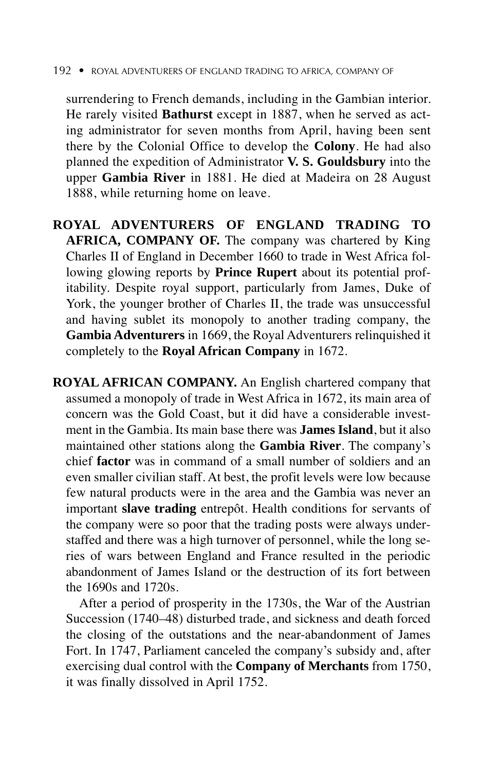surrendering to French demands, including in the Gambian interior. He rarely visited **Bathurst** except in 1887, when he served as acting administrator for seven months from April, having been sent there by the Colonial Office to develop the **Colony**. He had also planned the expedition of Administrator **V. S. Gouldsbury** into the upper **Gambia River** in 1881. He died at Madeira on 28 August 1888, while returning home on leave.

**ROYAL ADVENTURERS OF ENGLAND TRADING TO AFRICA, COMPANY OF.** The company was chartered by King Charles II of England in December 1660 to trade in West Africa following glowing reports by **Prince Rupert** about its potential profitability. Despite royal support, particularly from James, Duke of York, the younger brother of Charles II, the trade was unsuccessful and having sublet its monopoly to another trading company, the **Gambia Adventurers** in 1669, the Royal Adventurers relinquished it completely to the **Royal African Company** in 1672.

**ROYAL AFRICAN COMPANY.** An English chartered company that assumed a monopoly of trade in West Africa in 1672, its main area of concern was the Gold Coast, but it did have a considerable investment in the Gambia. Its main base there was **James Island**, but it also maintained other stations along the **Gambia River**. The company's chief **factor** was in command of a small number of soldiers and an even smaller civilian staff. At best, the profit levels were low because few natural products were in the area and the Gambia was never an important **slave trading** entrepôt. Health conditions for servants of the company were so poor that the trading posts were always understaffed and there was a high turnover of personnel, while the long series of wars between England and France resulted in the periodic abandonment of James Island or the destruction of its fort between the 1690s and 1720s.

After a period of prosperity in the 1730s, the War of the Austrian Succession (1740–48) disturbed trade, and sickness and death forced the closing of the outstations and the near-abandonment of James Fort. In 1747, Parliament canceled the company's subsidy and, after exercising dual control with the **Company of Merchants** from 1750, it was finally dissolved in April 1752.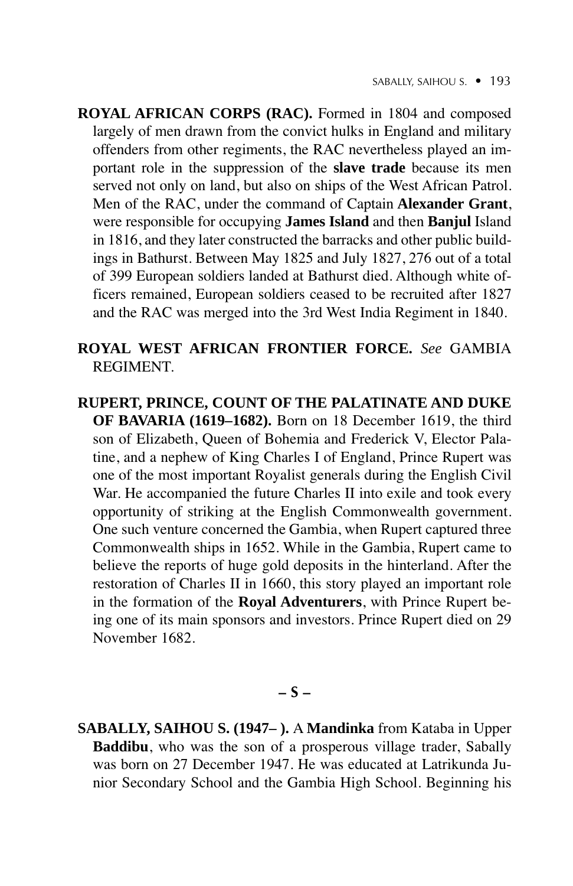**ROYAL AFRICAN CORPS (RAC).** Formed in 1804 and composed largely of men drawn from the convict hulks in England and military offenders from other regiments, the RAC nevertheless played an important role in the suppression of the **slave trade** because its men served not only on land, but also on ships of the West African Patrol. Men of the RAC, under the command of Captain **Alexander Grant**, were responsible for occupying **James Island** and then **Banjul** Island in 1816, and they later constructed the barracks and other public buildings in Bathurst. Between May 1825 and July 1827, 276 out of a total of 399 European soldiers landed at Bathurst died. Although white officers remained, European soldiers ceased to be recruited after 1827 and the RAC was merged into the 3rd West India Regiment in 1840.

**ROYAL WEST AFRICAN FRONTIER FORCE.** *See* GAMBIA REGIMENT.

**RUPERT, PRINCE, COUNT OF THE PALATINATE AND DUKE OF BAVARIA (1619–1682).** Born on 18 December 1619, the third son of Elizabeth, Queen of Bohemia and Frederick V, Elector Palatine, and a nephew of King Charles I of England, Prince Rupert was one of the most important Royalist generals during the English Civil War. He accompanied the future Charles II into exile and took every opportunity of striking at the English Commonwealth government. One such venture concerned the Gambia, when Rupert captured three Commonwealth ships in 1652. While in the Gambia, Rupert came to believe the reports of huge gold deposits in the hinterland. After the restoration of Charles II in 1660, this story played an important role in the formation of the **Royal Adventurers**, with Prince Rupert being one of its main sponsors and investors. Prince Rupert died on 29 November 1682.

## – S –

**SABALLY, SAIHOU S. (1947– ).** A **Mandinka** from Kataba in Upper **Baddibu**, who was the son of a prosperous village trader, Sabally was born on 27 December 1947. He was educated at Latrikunda Junior Secondary School and the Gambia High School. Beginning his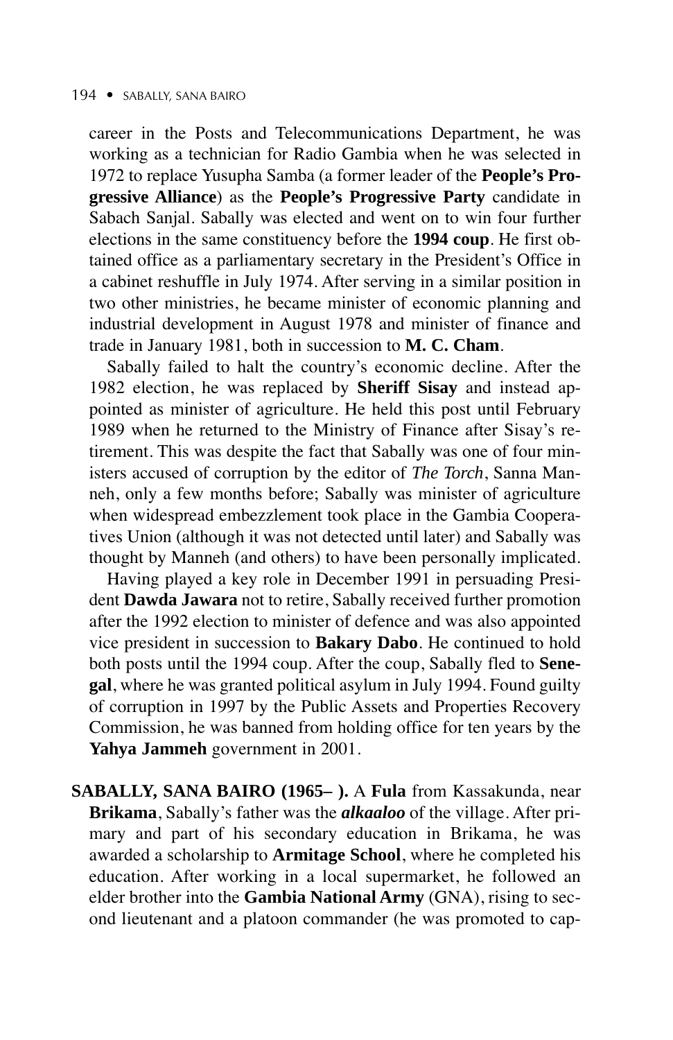career in the Posts and Telecommunications Department, he was working as a technician for Radio Gambia when he was selected in 1972 to replace Yusupha Samba (a former leader of the **People's Progressive Alliance**) as the **People's Progressive Party** candidate in Sabach Sanjal. Sabally was elected and went on to win four further elections in the same constituency before the **1994 coup**. He first obtained office as a parliamentary secretary in the President's Office in a cabinet reshuffle in July 1974. After serving in a similar position in two other ministries, he became minister of economic planning and industrial development in August 1978 and minister of finance and trade in January 1981, both in succession to **M. C. Cham**.

Sabally failed to halt the country's economic decline. After the 1982 election, he was replaced by **Sheriff Sisay** and instead appointed as minister of agriculture. He held this post until February 1989 when he returned to the Ministry of Finance after Sisay's retirement. This was despite the fact that Sabally was one of four ministers accused of corruption by the editor of *The Torch*, Sanna Manneh, only a few months before; Sabally was minister of agriculture when widespread embezzlement took place in the Gambia Cooperatives Union (although it was not detected until later) and Sabally was thought by Manneh (and others) to have been personally implicated.

Having played a key role in December 1991 in persuading President **Dawda Jawara** not to retire, Sabally received further promotion after the 1992 election to minister of defence and was also appointed vice president in succession to **Bakary Dabo**. He continued to hold both posts until the 1994 coup. After the coup, Sabally fled to **Senegal**, where he was granted political asylum in July 1994. Found guilty of corruption in 1997 by the Public Assets and Properties Recovery Commission, he was banned from holding office for ten years by the **Yahya Jammeh** government in 2001.

**SABALLY, SANA BAIRO (1965– ).** A **Fula** from Kassakunda, near **Brikama**, Sabally's father was the ***alkaaloo*** of the village. After primary and part of his secondary education in Brikama, he was awarded a scholarship to **Armitage School**, where he completed his education. After working in a local supermarket, he followed an elder brother into the **Gambia National Army** (GNA), rising to second lieutenant and a platoon commander (he was promoted to cap-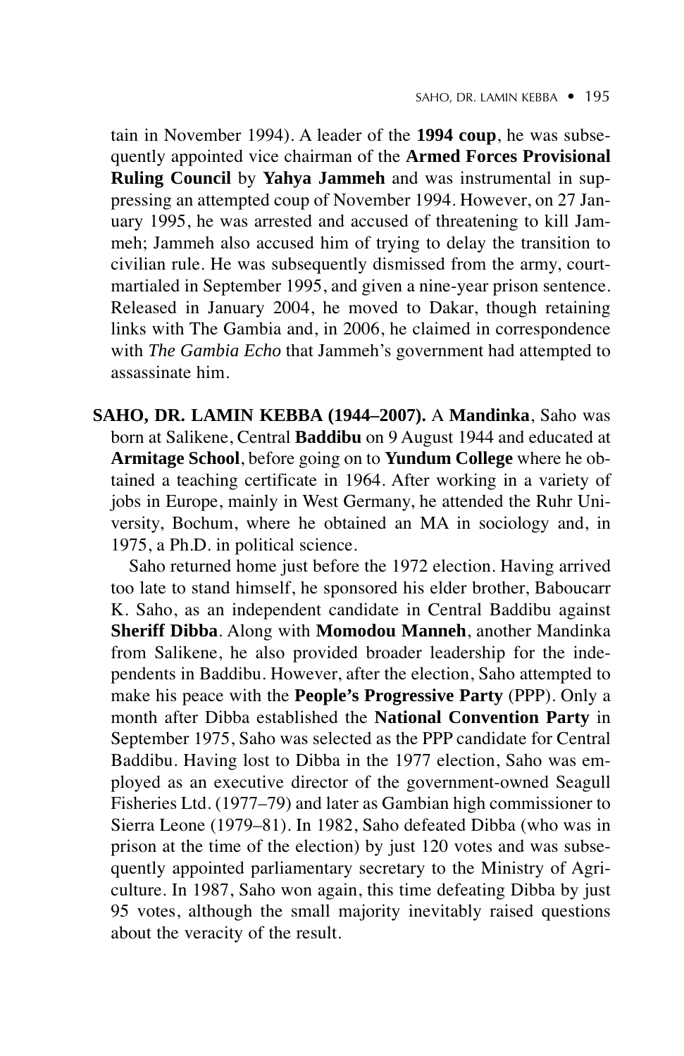tain in November 1994). A leader of the **1994 coup**, he was subsequently appointed vice chairman of the **Armed Forces Provisional Ruling Council** by **Yahya Jammeh** and was instrumental in suppressing an attempted coup of November 1994. However, on 27 January 1995, he was arrested and accused of threatening to kill Jammeh; Jammeh also accused him of trying to delay the transition to civilian rule. He was subsequently dismissed from the army, court-martialed in September 1995, and given a nine-year prison sentence. Released in January 2004, he moved to Dakar, though retaining links with The Gambia and, in 2006, he claimed in correspondence with *The Gambia Echo* that Jammeh's government had attempted to assassinate him.

**SAHO, DR. LAMIN KEBBA (1944–2007).** A **Mandinka**, Saho was born at Salikene, Central **Baddibu** on 9 August 1944 and educated at **Armitage School**, before going on to **Yundum College** where he obtained a teaching certificate in 1964. After working in a variety of jobs in Europe, mainly in West Germany, he attended the Ruhr University, Bochum, where he obtained an MA in sociology and, in 1975, a Ph.D. in political science.

Saho returned home just before the 1972 election. Having arrived too late to stand himself, he sponsored his elder brother, Baboucarr K. Saho, as an independent candidate in Central Baddibu against **Sheriff Dibba**. Along with **Momodou Manneh**, another Mandinka from Salikene, he also provided broader leadership for the independents in Baddibu. However, after the election, Saho attempted to make his peace with the **People's Progressive Party** (PPP). Only a month after Dibba established the **National Convention Party** in September 1975, Saho was selected as the PPP candidate for Central Baddibu. Having lost to Dibba in the 1977 election, Saho was employed as an executive director of the government-owned Seagull Fisheries Ltd. (1977–79) and later as Gambian high commissioner to Sierra Leone (1979–81). In 1982, Saho defeated Dibba (who was in prison at the time of the election) by just 120 votes and was subsequently appointed parliamentary secretary to the Ministry of Agriculture. In 1987, Saho won again, this time defeating Dibba by just 95 votes, although the small majority inevitably raised questions about the veracity of the result.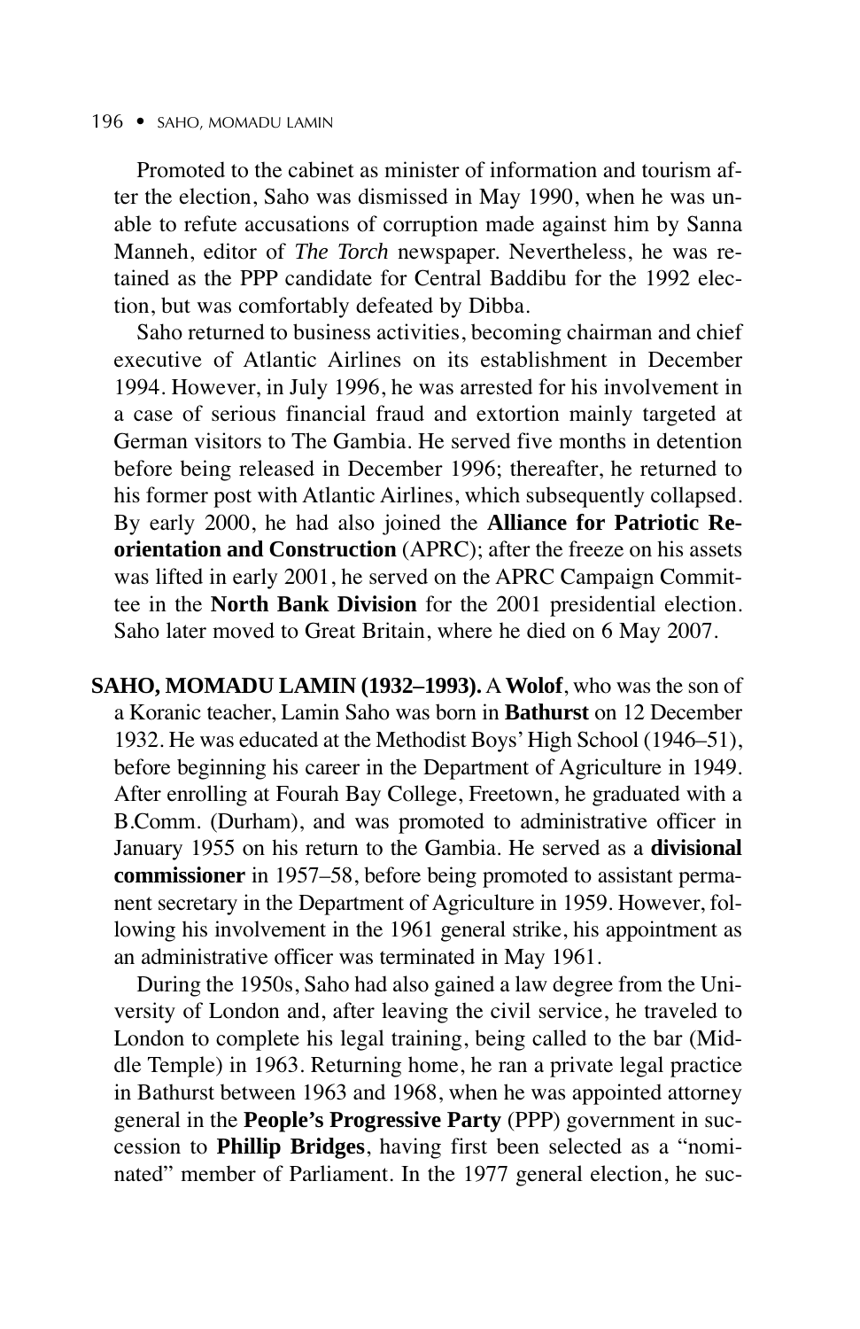Promoted to the cabinet as minister of information and tourism after the election, Saho was dismissed in May 1990, when he was unable to refute accusations of corruption made against him by Sanna Manneh, editor of *The Torch* newspaper. Nevertheless, he was retained as the PPP candidate for Central Baddibu for the 1992 election, but was comfortably defeated by Dibba.

Saho returned to business activities, becoming chairman and chief executive of Atlantic Airlines on its establishment in December 1994. However, in July 1996, he was arrested for his involvement in a case of serious financial fraud and extortion mainly targeted at German visitors to The Gambia. He served five months in detention before being released in December 1996; thereafter, he returned to his former post with Atlantic Airlines, which subsequently collapsed. By early 2000, he had also joined the **Alliance for Patriotic Reorientation and Construction** (APRC); after the freeze on his assets was lifted in early 2001, he served on the APRC Campaign Committee in the **North Bank Division** for the 2001 presidential election. Saho later moved to Great Britain, where he died on 6 May 2007.

**SAHO, MOMADU LAMIN (1932–1993).** A **Wolof**, who was the son of a Koranic teacher, Lamin Saho was born in **Bathurst** on 12 December 1932. He was educated at the Methodist Boys' High School (1946–51), before beginning his career in the Department of Agriculture in 1949. After enrolling at Fourah Bay College, Freetown, he graduated with a B.Comm. (Durham), and was promoted to administrative officer in January 1955 on his return to the Gambia. He served as a **divisional commissioner** in 1957–58, before being promoted to assistant permanent secretary in the Department of Agriculture in 1959. However, following his involvement in the 1961 general strike, his appointment as an administrative officer was terminated in May 1961.

During the 1950s, Saho had also gained a law degree from the University of London and, after leaving the civil service, he traveled to London to complete his legal training, being called to the bar (Middle Temple) in 1963. Returning home, he ran a private legal practice in Bathurst between 1963 and 1968, when he was appointed attorney general in the **People's Progressive Party** (PPP) government in succession to **Phillip Bridges**, having first been selected as a "nominated" member of Parliament. In the 1977 general election, he suc-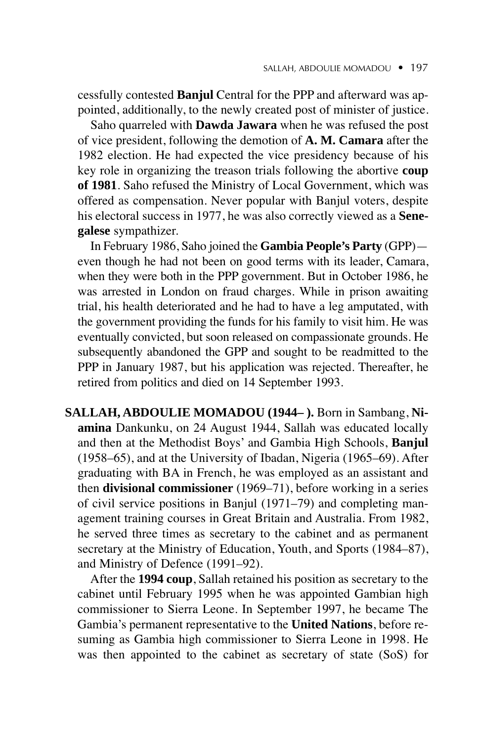cessfully contested **Banjul** Central for the PPP and afterward was appointed, additionally, to the newly created post of minister of justice.

Saho quarreled with **Dawda Jawara** when he was refused the post of vice president, following the demotion of **A. M. Camara** after the 1982 election. He had expected the vice presidency because of his key role in organizing the treason trials following the abortive **coup of 1981**. Saho refused the Ministry of Local Government, which was offered as compensation. Never popular with Banjul voters, despite his electoral success in 1977, he was also correctly viewed as a **Senegalese** sympathizer.

In February 1986, Saho joined the **Gambia People's Party** (GPP)—even though he had not been on good terms with its leader, Camara, when they were both in the PPP government. But in October 1986, he was arrested in London on fraud charges. While in prison awaiting trial, his health deteriorated and he had to have a leg amputated, with the government providing the funds for his family to visit him. He was eventually convicted, but soon released on compassionate grounds. He subsequently abandoned the GPP and sought to be readmitted to the PPP in January 1987, but his application was rejected. Thereafter, he retired from politics and died on 14 September 1993.

**SALLAH, ABDOULIE MOMADOU (1944– ).** Born in Sambang, **Niamina** Dankunku, on 24 August 1944, Sallah was educated locally and then at the Methodist Boys' and Gambia High Schools, **Banjul** (1958–65), and at the University of Ibadan, Nigeria (1965–69). After graduating with BA in French, he was employed as an assistant and then **divisional commissioner** (1969–71), before working in a series of civil service positions in Banjul (1971–79) and completing management training courses in Great Britain and Australia. From 1982, he served three times as secretary to the cabinet and as permanent secretary at the Ministry of Education, Youth, and Sports (1984–87), and Ministry of Defence (1991–92).

After the **1994 coup**, Sallah retained his position as secretary to the cabinet until February 1995 when he was appointed Gambian high commissioner to Sierra Leone. In September 1997, he became The Gambia's permanent representative to the **United Nations**, before resuming as Gambia high commissioner to Sierra Leone in 1998. He was then appointed to the cabinet as secretary of state (SoS) for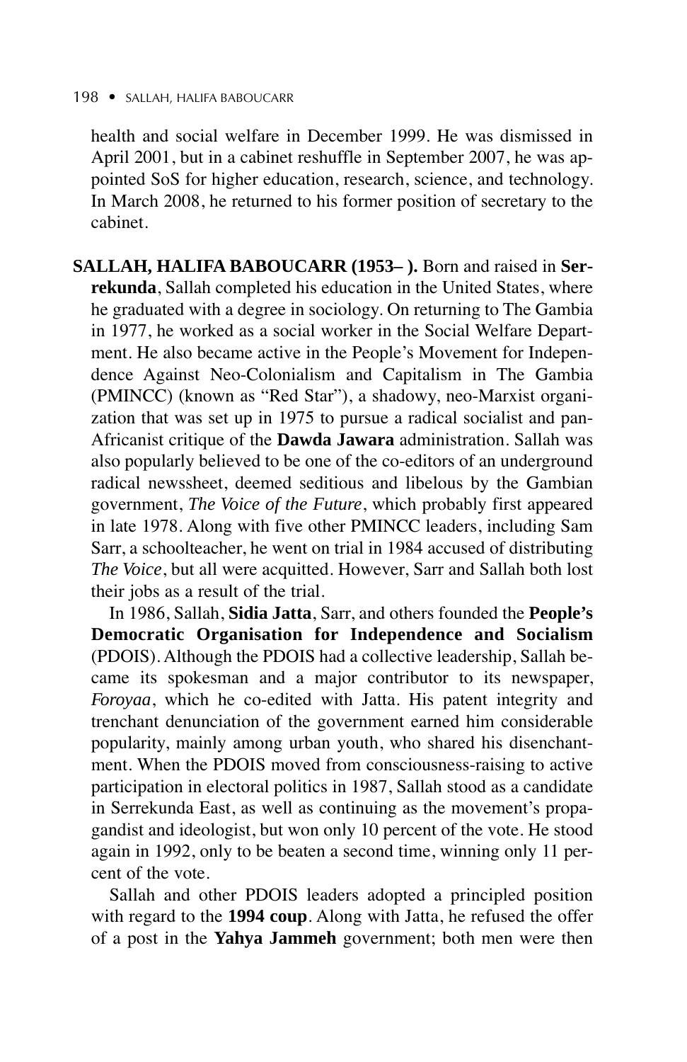health and social welfare in December 1999. He was dismissed in April 2001, but in a cabinet reshuffle in September 2007, he was appointed SoS for higher education, research, science, and technology. In March 2008, he returned to his former position of secretary to the cabinet.

**SALLAH, HALIFA BABOUCARR (1953– ).** Born and raised in **Serrekunda**, Sallah completed his education in the United States, where he graduated with a degree in sociology. On returning to The Gambia in 1977, he worked as a social worker in the Social Welfare Department. He also became active in the People's Movement for Independence Against Neo-Colonialism and Capitalism in The Gambia (PMINCC) (known as "Red Star"), a shadowy, neo-Marxist organization that was set up in 1975 to pursue a radical socialist and pan-Africanist critique of the **Dawda Jawara** administration. Sallah was also popularly believed to be one of the co-editors of an underground radical newssheet, deemed seditious and libelous by the Gambian government, *The Voice of the Future*, which probably first appeared in late 1978. Along with five other PMINCC leaders, including Sam Sarr, a schoolteacher, he went on trial in 1984 accused of distributing *The Voice*, but all were acquitted. However, Sarr and Sallah both lost their jobs as a result of the trial.

In 1986, Sallah, **Sidia Jatta**, Sarr, and others founded the **People's Democratic Organisation for Independence and Socialism** (PDOIS). Although the PDOIS had a collective leadership, Sallah became its spokesman and a major contributor to its newspaper, *Foroyaa*, which he co-edited with Jatta. His patent integrity and trenchant denunciation of the government earned him considerable popularity, mainly among urban youth, who shared his disenchantment. When the PDOIS moved from consciousness-raising to active participation in electoral politics in 1987, Sallah stood as a candidate in Serrekunda East, as well as continuing as the movement's propagandist and ideologist, but won only 10 percent of the vote. He stood again in 1992, only to be beaten a second time, winning only 11 percent of the vote.

Sallah and other PDOIS leaders adopted a principled position with regard to the **1994 coup**. Along with Jatta, he refused the offer of a post in the **Yahya Jammeh** government; both men were then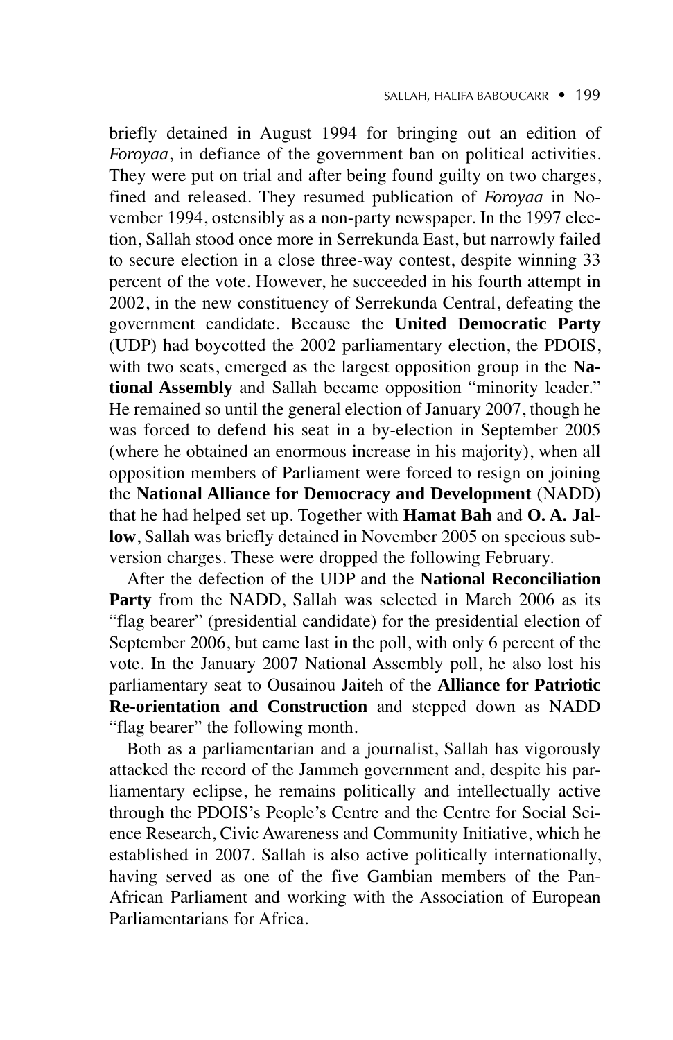briefly detained in August 1994 for bringing out an edition of *Foroyaa*, in defiance of the government ban on political activities. They were put on trial and after being found guilty on two charges, fined and released. They resumed publication of *Foroyaa* in November 1994, ostensibly as a non-party newspaper. In the 1997 election, Sallah stood once more in Serrekunda East, but narrowly failed to secure election in a close three-way contest, despite winning 33 percent of the vote. However, he succeeded in his fourth attempt in 2002, in the new constituency of Serrekunda Central, defeating the government candidate. Because the **United Democratic Party** (UDP) had boycotted the 2002 parliamentary election, the PDOIS, with two seats, emerged as the largest opposition group in the **National Assembly** and Sallah became opposition "minority leader." He remained so until the general election of January 2007, though he was forced to defend his seat in a by-election in September 2005 (where he obtained an enormous increase in his majority), when all opposition members of Parliament were forced to resign on joining the **National Alliance for Democracy and Development** (NADD) that he had helped set up. Together with **Hamat Bah** and **O. A. Jallow**, Sallah was briefly detained in November 2005 on specious subversion charges. These were dropped the following February.

After the defection of the UDP and the **National Reconciliation Party** from the NADD, Sallah was selected in March 2006 as its "flag bearer" (presidential candidate) for the presidential election of September 2006, but came last in the poll, with only 6 percent of the vote. In the January 2007 National Assembly poll, he also lost his parliamentary seat to Ousainou Jaiteh of the **Alliance for Patriotic Re-orientation and Construction** and stepped down as NADD "flag bearer" the following month.

Both as a parliamentarian and a journalist, Sallah has vigorously attacked the record of the Jammeh government and, despite his parliamentary eclipse, he remains politically and intellectually active through the PDOIS's People's Centre and the Centre for Social Science Research, Civic Awareness and Community Initiative, which he established in 2007. Sallah is also active politically internationally, having served as one of the five Gambian members of the Pan-African Parliament and working with the Association of European Parliamentarians for Africa.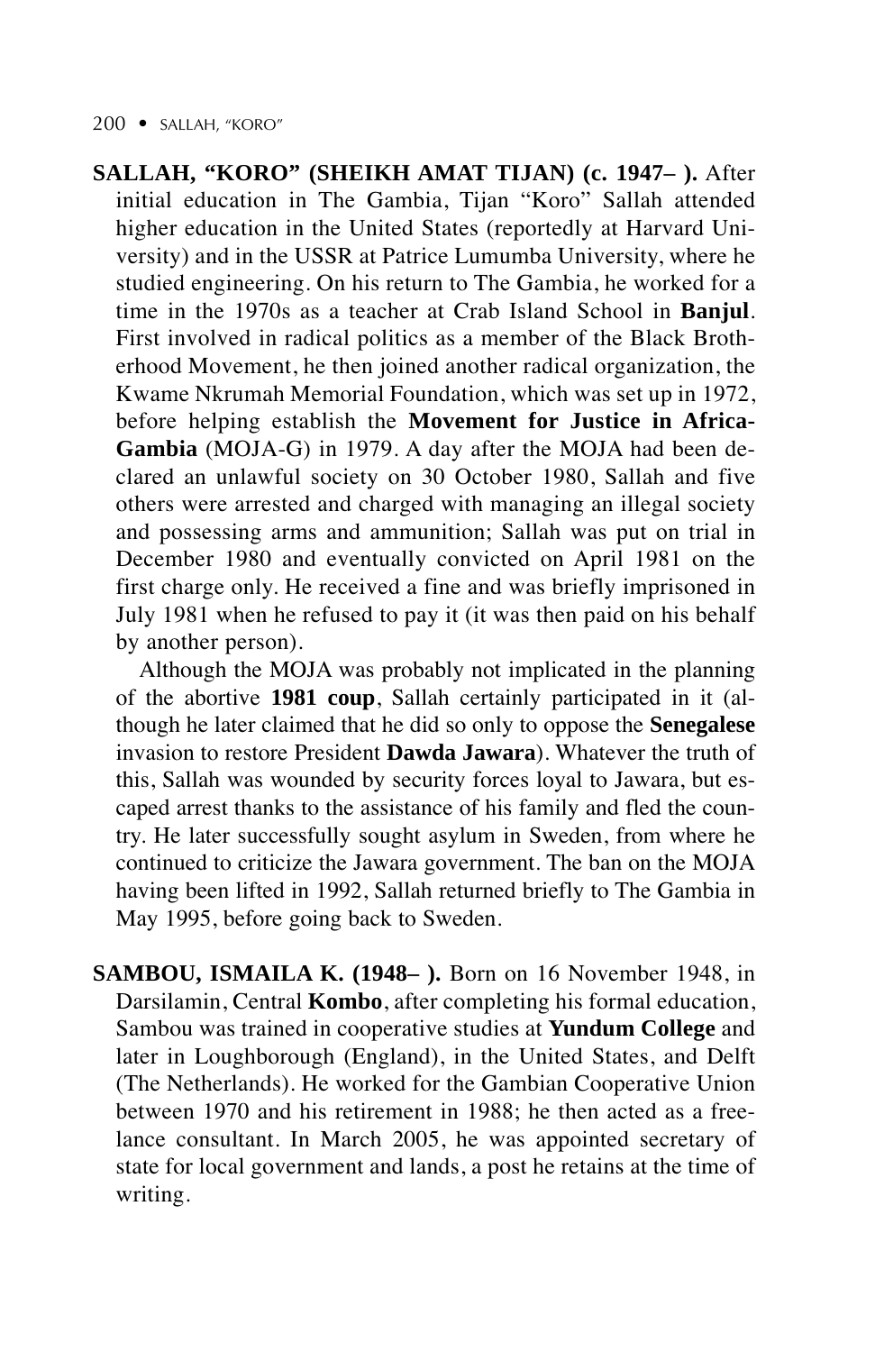**SALLAH, "KORO" (SHEIKH AMAT TIJAN) (c. 1947– ).** After initial education in The Gambia, Tijan "Koro" Sallah attended higher education in the United States (reportedly at Harvard University) and in the USSR at Patrice Lumumba University, where he studied engineering. On his return to The Gambia, he worked for a time in the 1970s as a teacher at Crab Island School in **Banjul**. First involved in radical politics as a member of the Black Brotherhood Movement, he then joined another radical organization, the Kwame Nkrumah Memorial Foundation, which was set up in 1972, before helping establish the **Movement for Justice in Africa-Gambia** (MOJA-G) in 1979. A day after the MOJA had been declared an unlawful society on 30 October 1980, Sallah and five others were arrested and charged with managing an illegal society and possessing arms and ammunition; Sallah was put on trial in December 1980 and eventually convicted on April 1981 on the first charge only. He received a fine and was briefly imprisoned in July 1981 when he refused to pay it (it was then paid on his behalf by another person).

Although the MOJA was probably not implicated in the planning of the abortive **1981 coup**, Sallah certainly participated in it (although he later claimed that he did so only to oppose the **Senegalese** invasion to restore President **Dawda Jawara**). Whatever the truth of this, Sallah was wounded by security forces loyal to Jawara, but escaped arrest thanks to the assistance of his family and fled the country. He later successfully sought asylum in Sweden, from where he continued to criticize the Jawara government. The ban on the MOJA having been lifted in 1992, Sallah returned briefly to The Gambia in May 1995, before going back to Sweden.

**SAMBOU, ISMAILA K. (1948– ).** Born on 16 November 1948, in Darsilamin, Central **Kombo**, after completing his formal education, Sambou was trained in cooperative studies at **Yundum College** and later in Loughborough (England), in the United States, and Delft (The Netherlands). He worked for the Gambian Cooperative Union between 1970 and his retirement in 1988; he then acted as a freelance consultant. In March 2005, he was appointed secretary of state for local government and lands, a post he retains at the time of writing.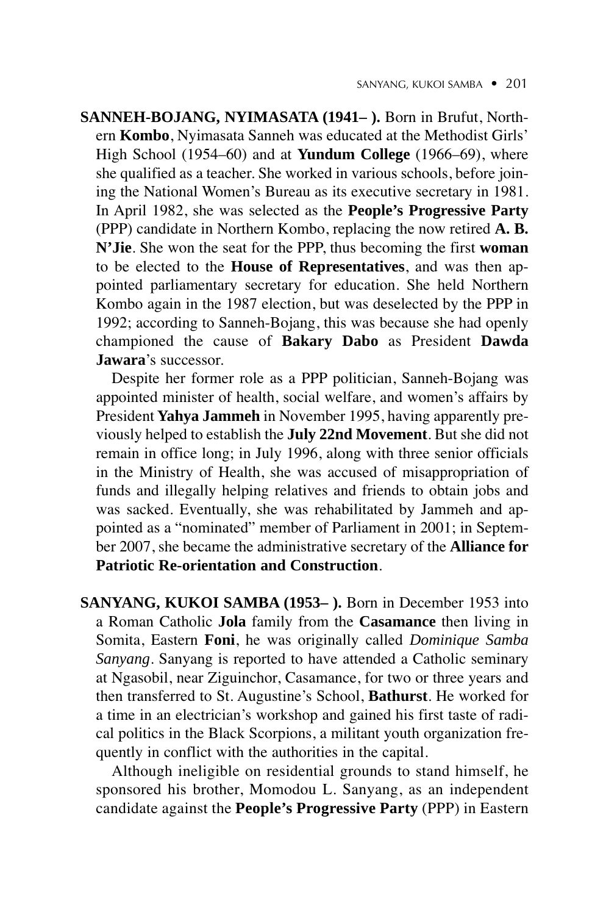**SANNEH-BOJANG, NYIMASATA (1941– ).** Born in Brufut, Northern **Kombo**, Nyimasata Sanneh was educated at the Methodist Girls' High School (1954–60) and at **Yundum College** (1966–69), where she qualified as a teacher. She worked in various schools, before joining the National Women's Bureau as its executive secretary in 1981. In April 1982, she was selected as the **People's Progressive Party** (PPP) candidate in Northern Kombo, replacing the now retired **A. B. N'Jie**. She won the seat for the PPP, thus becoming the first **woman** to be elected to the **House of Representatives**, and was then appointed parliamentary secretary for education. She held Northern Kombo again in the 1987 election, but was deselected by the PPP in 1992; according to Sanneh-Bojang, this was because she had openly championed the cause of **Bakary Dabo** as President **Dawda Jawara**'s successor.

Despite her former role as a PPP politician, Sanneh-Bojang was appointed minister of health, social welfare, and women's affairs by President **Yahya Jammeh** in November 1995, having apparently previously helped to establish the **July 22nd Movement**. But she did not remain in office long; in July 1996, along with three senior officials in the Ministry of Health, she was accused of misappropriation of funds and illegally helping relatives and friends to obtain jobs and was sacked. Eventually, she was rehabilitated by Jammeh and appointed as a "nominated" member of Parliament in 2001; in September 2007, she became the administrative secretary of the **Alliance for Patriotic Re-orientation and Construction**.

**SANYANG, KUKOI SAMBA (1953– ).** Born in December 1953 into a Roman Catholic **Jola** family from the **Casamance** then living in Somita, Eastern **Foni**, he was originally called *Dominique Samba Sanyang*. Sanyang is reported to have attended a Catholic seminary at Ngasobil, near Ziguinchor, Casamance, for two or three years and then transferred to St. Augustine's School, **Bathurst**. He worked for a time in an electrician's workshop and gained his first taste of radical politics in the Black Scorpions, a militant youth organization frequently in conflict with the authorities in the capital.

Although ineligible on residential grounds to stand himself, he sponsored his brother, Momodou L. Sanyang, as an independent candidate against the **People's Progressive Party** (PPP) in Eastern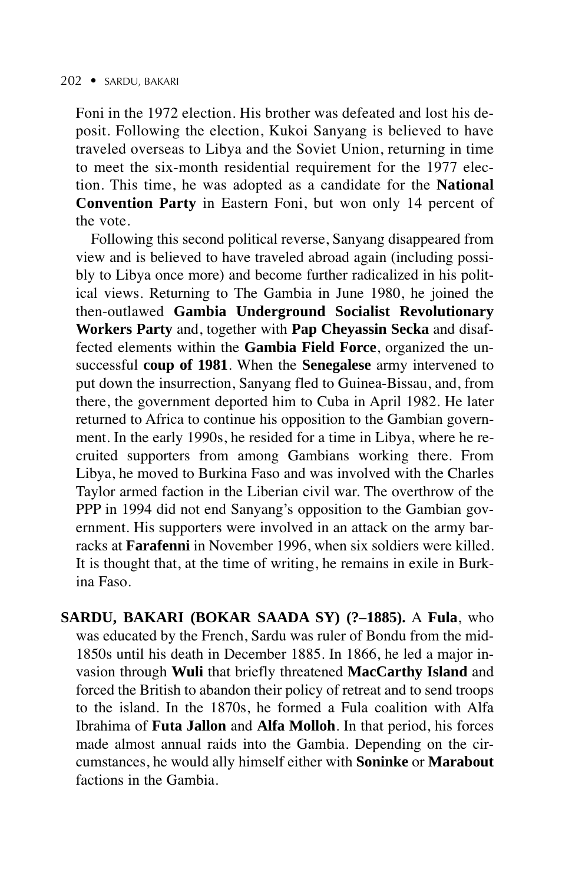Foni in the 1972 election. His brother was defeated and lost his deposit. Following the election, Kukoi Sanyang is believed to have traveled overseas to Libya and the Soviet Union, returning in time to meet the six-month residential requirement for the 1977 election. This time, he was adopted as a candidate for the **National Convention Party** in Eastern Foni, but won only 14 percent of the vote.

Following this second political reverse, Sanyang disappeared from view and is believed to have traveled abroad again (including possibly to Libya once more) and become further radicalized in his political views. Returning to The Gambia in June 1980, he joined the then-outlawed **Gambia Underground Socialist Revolutionary Workers Party** and, together with **Pap Cheyassin Secka** and disaffected elements within the **Gambia Field Force**, organized the unsuccessful **coup of 1981**. When the **Senegalese** army intervened to put down the insurrection, Sanyang fled to Guinea-Bissau, and, from there, the government deported him to Cuba in April 1982. He later returned to Africa to continue his opposition to the Gambian government. In the early 1990s, he resided for a time in Libya, where he recruited supporters from among Gambians working there. From Libya, he moved to Burkina Faso and was involved with the Charles Taylor armed faction in the Liberian civil war. The overthrow of the PPP in 1994 did not end Sanyang's opposition to the Gambian government. His supporters were involved in an attack on the army barracks at **Farafenni** in November 1996, when six soldiers were killed. It is thought that, at the time of writing, he remains in exile in Burkina Faso.

**SARDU, BAKARI (BOKAR SAADA SY) (?–1885).** A **Fula**, who was educated by the French, Sardu was ruler of Bondu from the mid-1850s until his death in December 1885. In 1866, he led a major invasion through **Wuli** that briefly threatened **MacCarthy Island** and forced the British to abandon their policy of retreat and to send troops to the island. In the 1870s, he formed a Fula coalition with Alfa Ibrahima of **Futa Jallon** and **Alfa Molloh**. In that period, his forces made almost annual raids into the Gambia. Depending on the circumstances, he would ally himself either with **Soninke** or **Marabout** factions in the Gambia.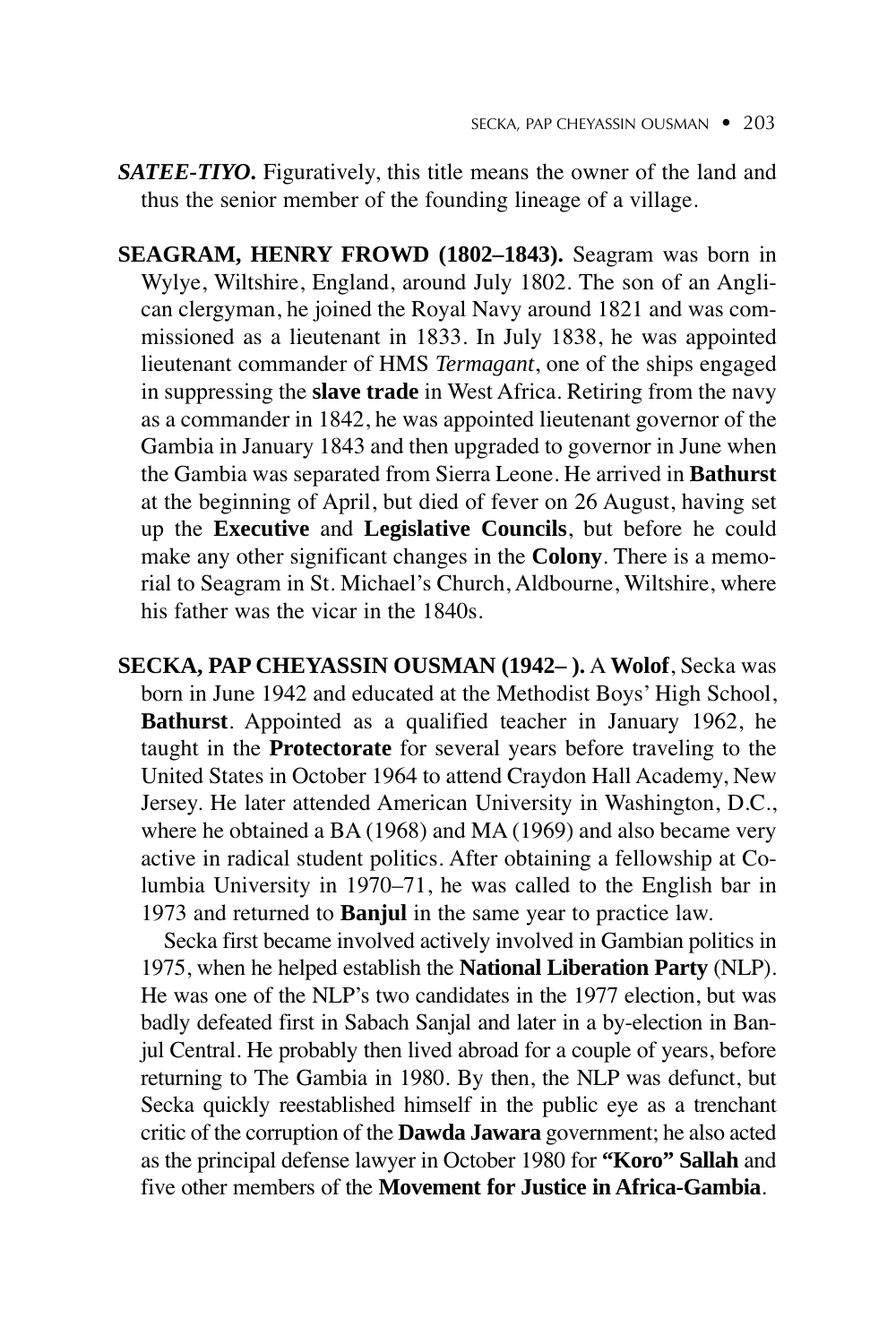***SATEE-TIYO.*** Figuratively, this title means the owner of the land and thus the senior member of the founding lineage of a village.

**SEAGRAM, HENRY FROWD (1802–1843).** Seagram was born in Wylye, Wiltshire, England, around July 1802. The son of an Anglican clergyman, he joined the Royal Navy around 1821 and was commissioned as a lieutenant in 1833. In July 1838, he was appointed lieutenant commander of HMS *Termagant*, one of the ships engaged in suppressing the **slave trade** in West Africa. Retiring from the navy as a commander in 1842, he was appointed lieutenant governor of the Gambia in January 1843 and then upgraded to governor in June when the Gambia was separated from Sierra Leone. He arrived in **Bathurst** at the beginning of April, but died of fever on 26 August, having set up the **Executive** and **Legislative Councils**, but before he could make any other significant changes in the **Colony**. There is a memorial to Seagram in St. Michael's Church, Aldbourne, Wiltshire, where his father was the vicar in the 1840s.

**SECKA, PAP CHEYASSIN OUSMAN (1942– ).** A **Wolof**, Secka was born in June 1942 and educated at the Methodist Boys' High School, **Bathurst**. Appointed as a qualified teacher in January 1962, he taught in the **Protectorate** for several years before traveling to the United States in October 1964 to attend Craydon Hall Academy, New Jersey. He later attended American University in Washington, D.C., where he obtained a BA (1968) and MA (1969) and also became very active in radical student politics. After obtaining a fellowship at Columbia University in 1970–71, he was called to the English bar in 1973 and returned to **Banjul** in the same year to practice law.

Secka first became involved actively involved in Gambian politics in 1975, when he helped establish the **National Liberation Party** (NLP). He was one of the NLP's two candidates in the 1977 election, but was badly defeated first in Sabach Sanjal and later in a by-election in Banjul Central. He probably then lived abroad for a couple of years, before returning to The Gambia in 1980. By then, the NLP was defunct, but Secka quickly reestablished himself in the public eye as a trenchant critic of the corruption of the **Dawda Jawara** government; he also acted as the principal defense lawyer in October 1980 for **"Koro" Sallah** and five other members of the **Movement for Justice in Africa-Gambia**.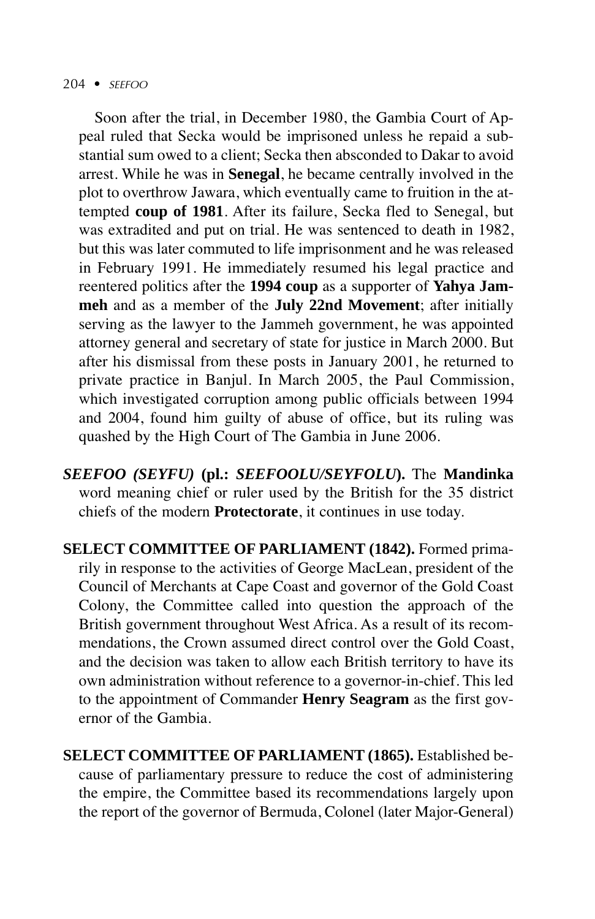Soon after the trial, in December 1980, the Gambia Court of Appeal ruled that Secka would be imprisoned unless he repaid a substantial sum owed to a client; Secka then absconded to Dakar to avoid arrest. While he was in **Senegal**, he became centrally involved in the plot to overthrow Jawara, which eventually came to fruition in the attempted **coup of 1981**. After its failure, Secka fled to Senegal, but was extradited and put on trial. He was sentenced to death in 1982, but this was later commuted to life imprisonment and he was released in February 1991. He immediately resumed his legal practice and reentered politics after the **1994 coup** as a supporter of **Yahya Jammeh** and as a member of the **July 22nd Movement**; after initially serving as the lawyer to the Jammeh government, he was appointed attorney general and secretary of state for justice in March 2000. But after his dismissal from these posts in January 2001, he returned to private practice in Banjul. In March 2005, the Paul Commission, which investigated corruption among public officials between 1994 and 2004, found him guilty of abuse of office, but its ruling was quashed by the High Court of The Gambia in June 2006.

***SEEFOO (SEYFU)* (pl.: *SEEFOOLU/SEYFOLU*).** The **Mandinka** word meaning chief or ruler used by the British for the 35 district chiefs of the modern **Protectorate**, it continues in use today.

**SELECT COMMITTEE OF PARLIAMENT (1842).** Formed primarily in response to the activities of George MacLean, president of the Council of Merchants at Cape Coast and governor of the Gold Coast Colony, the Committee called into question the approach of the British government throughout West Africa. As a result of its recommendations, the Crown assumed direct control over the Gold Coast, and the decision was taken to allow each British territory to have its own administration without reference to a governor-in-chief. This led to the appointment of Commander **Henry Seagram** as the first governor of the Gambia.

**SELECT COMMITTEE OF PARLIAMENT (1865).** Established because of parliamentary pressure to reduce the cost of administering the empire, the Committee based its recommendations largely upon the report of the governor of Bermuda, Colonel (later Major-General)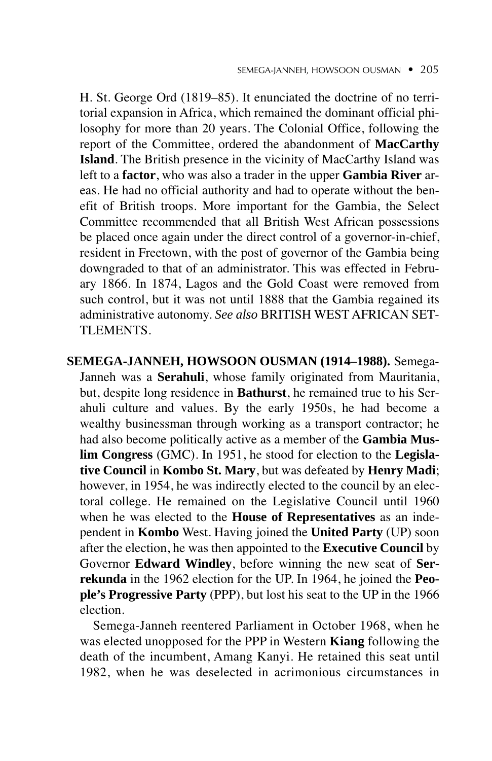H. St. George Ord (1819–85). It enunciated the doctrine of no territorial expansion in Africa, which remained the dominant official philosophy for more than 20 years. The Colonial Office, following the report of the Committee, ordered the abandonment of **MacCarthy Island**. The British presence in the vicinity of MacCarthy Island was left to a **factor**, who was also a trader in the upper **Gambia River** areas. He had no official authority and had to operate without the benefit of British troops. More important for the Gambia, the Select Committee recommended that all British West African possessions be placed once again under the direct control of a governor-in-chief, resident in Freetown, with the post of governor of the Gambia being downgraded to that of an administrator. This was effected in February 1866. In 1874, Lagos and the Gold Coast were removed from such control, but it was not until 1888 that the Gambia regained its administrative autonomy. *See also* BRITISH WEST AFRICAN SETTLEMENTS.

**SEMEGA-JANNEH, HOWSOON OUSMAN (1914–1988).** Semega-Janneh was a **Serahuli**, whose family originated from Mauritania, but, despite long residence in **Bathurst**, he remained true to his Serahuli culture and values. By the early 1950s, he had become a wealthy businessman through working as a transport contractor; he had also become politically active as a member of the **Gambia Muslim Congress** (GMC). In 1951, he stood for election to the **Legislative Council** in **Kombo St. Mary**, but was defeated by **Henry Madi**; however, in 1954, he was indirectly elected to the council by an electoral college. He remained on the Legislative Council until 1960 when he was elected to the **House of Representatives** as an independent in **Kombo** West. Having joined the **United Party** (UP) soon after the election, he was then appointed to the **Executive Council** by Governor **Edward Windley**, before winning the new seat of **Serrekunda** in the 1962 election for the UP. In 1964, he joined the **People's Progressive Party** (PPP), but lost his seat to the UP in the 1966 election.

Semega-Janneh reentered Parliament in October 1968, when he was elected unopposed for the PPP in Western **Kiang** following the death of the incumbent, Amang Kanyi. He retained this seat until 1982, when he was deselected in acrimonious circumstances in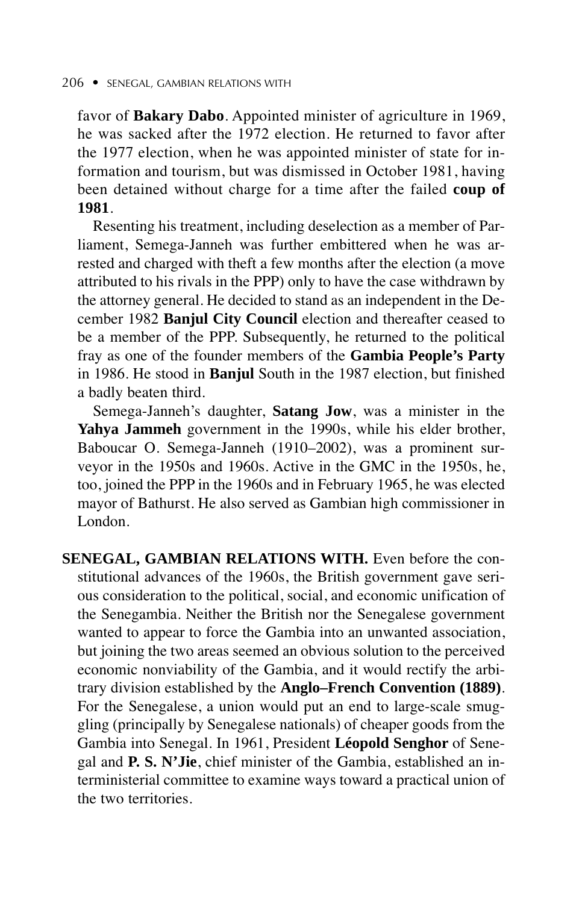favor of **Bakary Dabo**. Appointed minister of agriculture in 1969, he was sacked after the 1972 election. He returned to favor after the 1977 election, when he was appointed minister of state for information and tourism, but was dismissed in October 1981, having been detained without charge for a time after the failed **coup of 1981**.

Resenting his treatment, including deselection as a member of Parliament, Semega-Janneh was further embittered when he was arrested and charged with theft a few months after the election (a move attributed to his rivals in the PPP) only to have the case withdrawn by the attorney general. He decided to stand as an independent in the December 1982 **Banjul City Council** election and thereafter ceased to be a member of the PPP. Subsequently, he returned to the political fray as one of the founder members of the **Gambia People's Party** in 1986. He stood in **Banjul** South in the 1987 election, but finished a badly beaten third.

Semega-Janneh's daughter, **Satang Jow**, was a minister in the **Yahya Jammeh** government in the 1990s, while his elder brother, Baboucar O. Semega-Janneh (1910–2002), was a prominent surveyor in the 1950s and 1960s. Active in the GMC in the 1950s, he, too, joined the PPP in the 1960s and in February 1965, he was elected mayor of Bathurst. He also served as Gambian high commissioner in London.

**SENEGAL, GAMBIAN RELATIONS WITH.** Even before the constitutional advances of the 1960s, the British government gave serious consideration to the political, social, and economic unification of the Senegambia. Neither the British nor the Senegalese government wanted to appear to force the Gambia into an unwanted association, but joining the two areas seemed an obvious solution to the perceived economic nonviability of the Gambia, and it would rectify the arbitrary division established by the **Anglo–French Convention (1889)**. For the Senegalese, a union would put an end to large-scale smuggling (principally by Senegalese nationals) of cheaper goods from the Gambia into Senegal. In 1961, President **Léopold Senghor** of Senegal and **P. S. N'Jie**, chief minister of the Gambia, established an interministerial committee to examine ways toward a practical union of the two territories.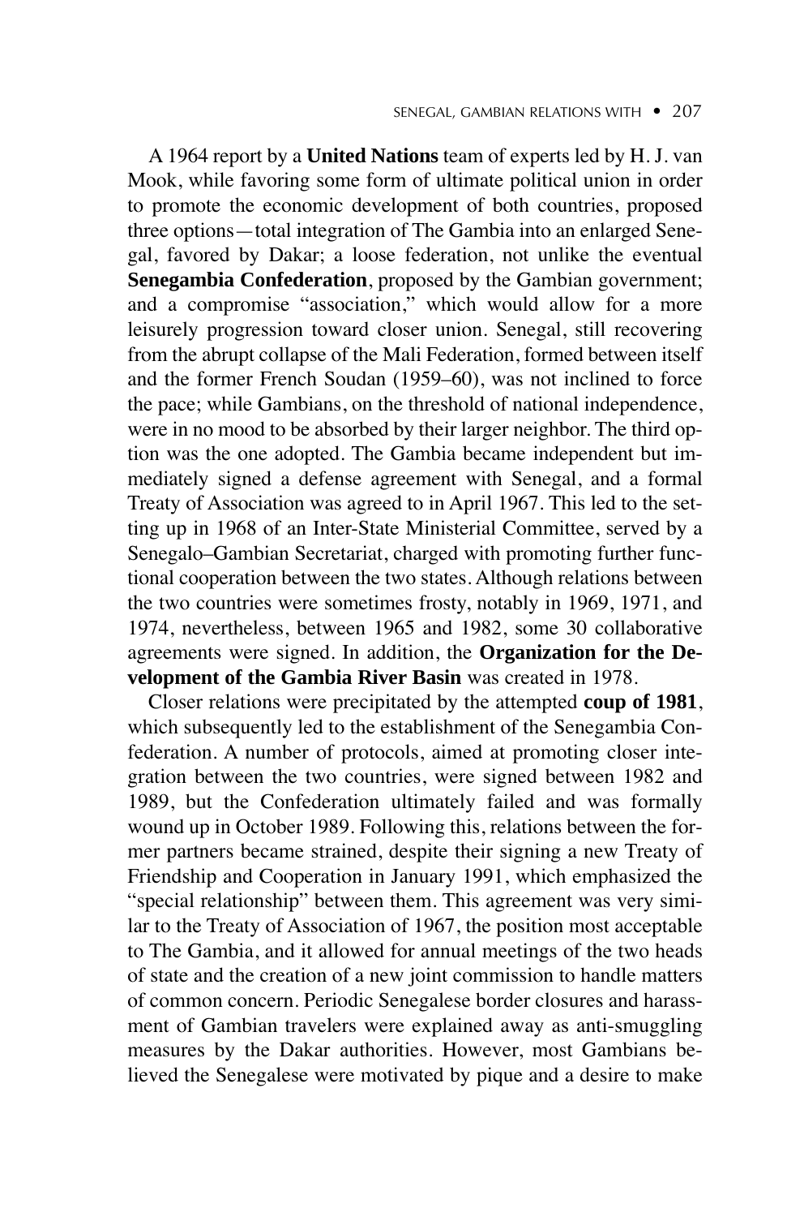A 1964 report by a **United Nations** team of experts led by H. J. van Mook, while favoring some form of ultimate political union in order to promote the economic development of both countries, proposed three options—total integration of The Gambia into an enlarged Senegal, favored by Dakar; a loose federation, not unlike the eventual **Senegambia Confederation**, proposed by the Gambian government; and a compromise "association," which would allow for a more leisurely progression toward closer union. Senegal, still recovering from the abrupt collapse of the Mali Federation, formed between itself and the former French Soudan (1959–60), was not inclined to force the pace; while Gambians, on the threshold of national independence, were in no mood to be absorbed by their larger neighbor. The third option was the one adopted. The Gambia became independent but immediately signed a defense agreement with Senegal, and a formal Treaty of Association was agreed to in April 1967. This led to the setting up in 1968 of an Inter-State Ministerial Committee, served by a Senegalo–Gambian Secretariat, charged with promoting further functional cooperation between the two states. Although relations between the two countries were sometimes frosty, notably in 1969, 1971, and 1974, nevertheless, between 1965 and 1982, some 30 collaborative agreements were signed. In addition, the **Organization for the Development of the Gambia River Basin** was created in 1978.

Closer relations were precipitated by the attempted **coup of 1981**, which subsequently led to the establishment of the Senegambia Confederation. A number of protocols, aimed at promoting closer integration between the two countries, were signed between 1982 and 1989, but the Confederation ultimately failed and was formally wound up in October 1989. Following this, relations between the former partners became strained, despite their signing a new Treaty of Friendship and Cooperation in January 1991, which emphasized the "special relationship" between them. This agreement was very similar to the Treaty of Association of 1967, the position most acceptable to The Gambia, and it allowed for annual meetings of the two heads of state and the creation of a new joint commission to handle matters of common concern. Periodic Senegalese border closures and harassment of Gambian travelers were explained away as anti-smuggling measures by the Dakar authorities. However, most Gambians believed the Senegalese were motivated by pique and a desire to make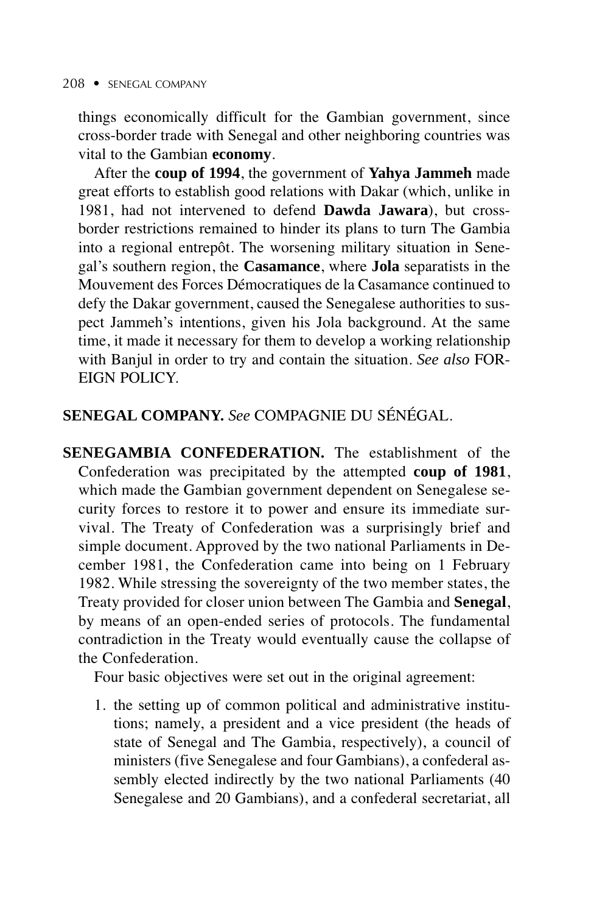things economically difficult for the Gambian government, since cross-border trade with Senegal and other neighboring countries was vital to the Gambian **economy**.

After the **coup of 1994**, the government of **Yahya Jammeh** made great efforts to establish good relations with Dakar (which, unlike in 1981, had not intervened to defend **Dawda Jawara**), but cross-border restrictions remained to hinder its plans to turn The Gambia into a regional entrepôt. The worsening military situation in Senegal's southern region, the **Casamance**, where **Jola** separatists in the Mouvement des Forces Démocratiques de la Casamance continued to defy the Dakar government, caused the Senegalese authorities to suspect Jammeh's intentions, given his Jola background. At the same time, it made it necessary for them to develop a working relationship with Banjul in order to try and contain the situation. *See also* FOREIGN POLICY.

**SENEGAL COMPANY.** *See* COMPAGNIE DU SÉNÉGAL.

**SENEGAMBIA CONFEDERATION.** The establishment of the Confederation was precipitated by the attempted **coup of 1981**, which made the Gambian government dependent on Senegalese security forces to restore it to power and ensure its immediate survival. The Treaty of Confederation was a surprisingly brief and simple document. Approved by the two national Parliaments in December 1981, the Confederation came into being on 1 February 1982. While stressing the sovereignty of the two member states, the Treaty provided for closer union between The Gambia and **Senegal**, by means of an open-ended series of protocols. The fundamental contradiction in the Treaty would eventually cause the collapse of the Confederation.

Four basic objectives were set out in the original agreement:

1. the setting up of common political and administrative institutions; namely, a president and a vice president (the heads of state of Senegal and The Gambia, respectively), a council of ministers (five Senegalese and four Gambians), a confederal assembly elected indirectly by the two national Parliaments (40 Senegalese and 20 Gambians), and a confederal secretariat, all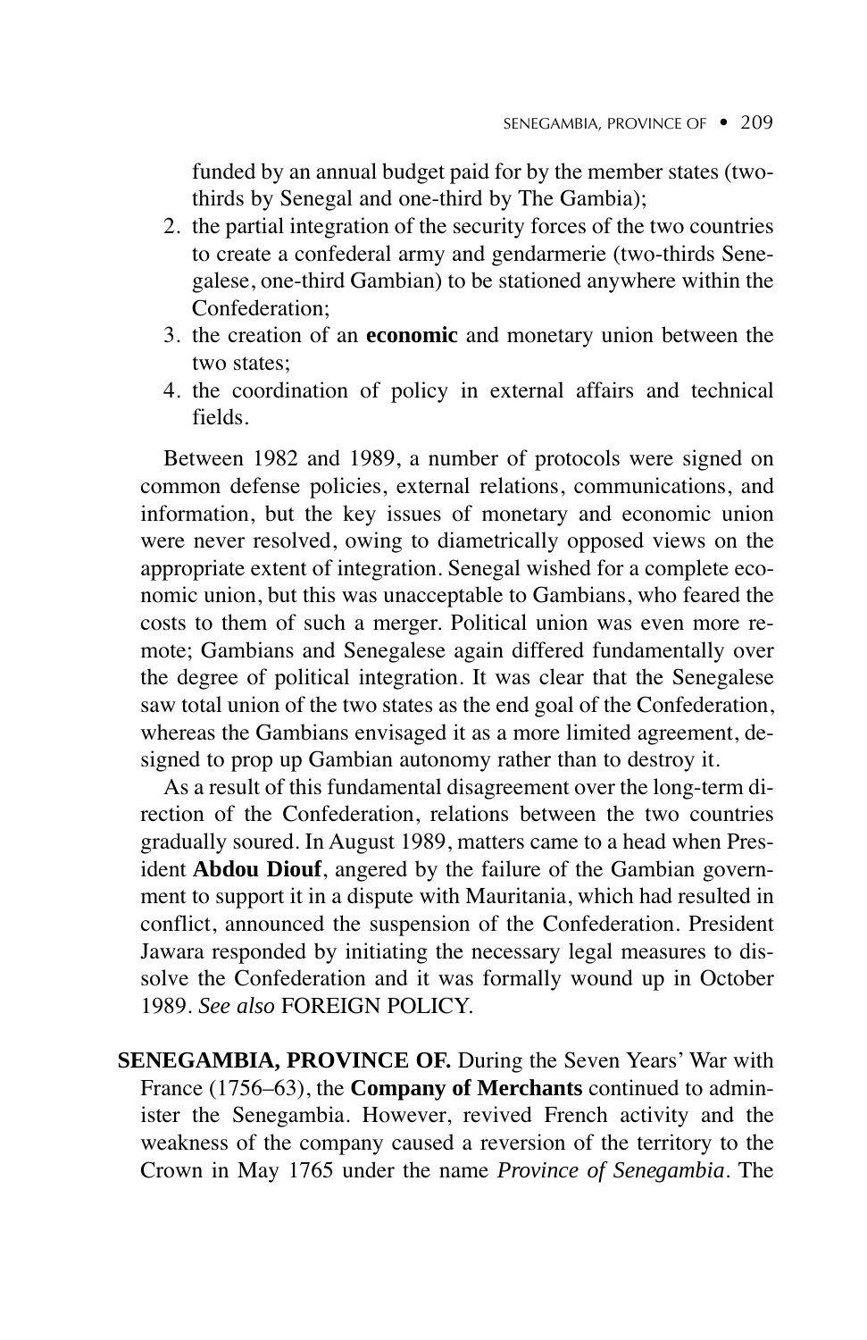funded by an annual budget paid for by the member states (two-thirds by Senegal and one-third by The Gambia);

2. the partial integration of the security forces of the two countries to create a confederal army and gendarmerie (two-thirds Senegalese, one-third Gambian) to be stationed anywhere within the Confederation;
3. the creation of an **economic** and monetary union between the two states;
4. the coordination of policy in external affairs and technical fields.

Between 1982 and 1989, a number of protocols were signed on common defense policies, external relations, communications, and information, but the key issues of monetary and economic union were never resolved, owing to diametrically opposed views on the appropriate extent of integration. Senegal wished for a complete economic union, but this was unacceptable to Gambians, who feared the costs to them of such a merger. Political union was even more remote; Gambians and Senegalese again differed fundamentally over the degree of political integration. It was clear that the Senegalese saw total union of the two states as the end goal of the Confederation, whereas the Gambians envisaged it as a more limited agreement, designed to prop up Gambian autonomy rather than to destroy it.

As a result of this fundamental disagreement over the long-term direction of the Confederation, relations between the two countries gradually soured. In August 1989, matters came to a head when President **Abdou Diouf**, angered by the failure of the Gambian government to support it in a dispute with Mauritania, which had resulted in conflict, announced the suspension of the Confederation. President Jawara responded by initiating the necessary legal measures to dissolve the Confederation and it was formally wound up in October 1989. *See also* FOREIGN POLICY.

**SENEGAMBIA, PROVINCE OF.** During the Seven Years' War with France (1756–63), the **Company of Merchants** continued to administer the Senegambia. However, revived French activity and the weakness of the company caused a reversion of the territory to the Crown in May 1765 under the name *Province of Senegambia*. The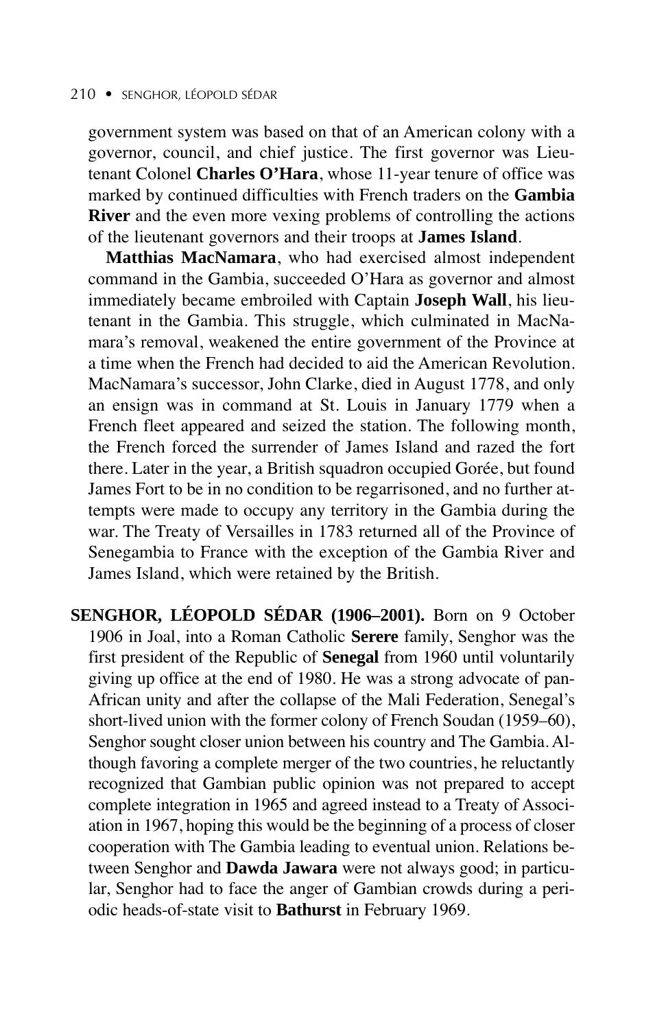government system was based on that of an American colony with a governor, council, and chief justice. The first governor was Lieutenant Colonel **Charles O'Hara**, whose 11-year tenure of office was marked by continued difficulties with French traders on the **Gambia River** and the even more vexing problems of controlling the actions of the lieutenant governors and their troops at **James Island**.

**Matthias MacNamara**, who had exercised almost independent command in the Gambia, succeeded O'Hara as governor and almost immediately became embroiled with Captain **Joseph Wall**, his lieutenant in the Gambia. This struggle, which culminated in MacNamara's removal, weakened the entire government of the Province at a time when the French had decided to aid the American Revolution. MacNamara's successor, John Clarke, died in August 1778, and only an ensign was in command at St. Louis in January 1779 when a French fleet appeared and seized the station. The following month, the French forced the surrender of James Island and razed the fort there. Later in the year, a British squadron occupied Gorée, but found James Fort to be in no condition to be regarrisoned, and no further attempts were made to occupy any territory in the Gambia during the war. The Treaty of Versailles in 1783 returned all of the Province of Senegambia to France with the exception of the Gambia River and James Island, which were retained by the British.

**SENGHOR, LÉOPOLD SÉDAR (1906–2001).** Born on 9 October 1906 in Joal, into a Roman Catholic **Serere** family, Senghor was the first president of the Republic of **Senegal** from 1960 until voluntarily giving up office at the end of 1980. He was a strong advocate of pan-African unity and after the collapse of the Mali Federation, Senegal's short-lived union with the former colony of French Soudan (1959–60), Senghor sought closer union between his country and The Gambia. Although favoring a complete merger of the two countries, he reluctantly recognized that Gambian public opinion was not prepared to accept complete integration in 1965 and agreed instead to a Treaty of Association in 1967, hoping this would be the beginning of a process of closer cooperation with The Gambia leading to eventual union. Relations between Senghor and **Dawda Jawara** were not always good; in particular, Senghor had to face the anger of Gambian crowds during a periodic heads-of-state visit to **Bathurst** in February 1969.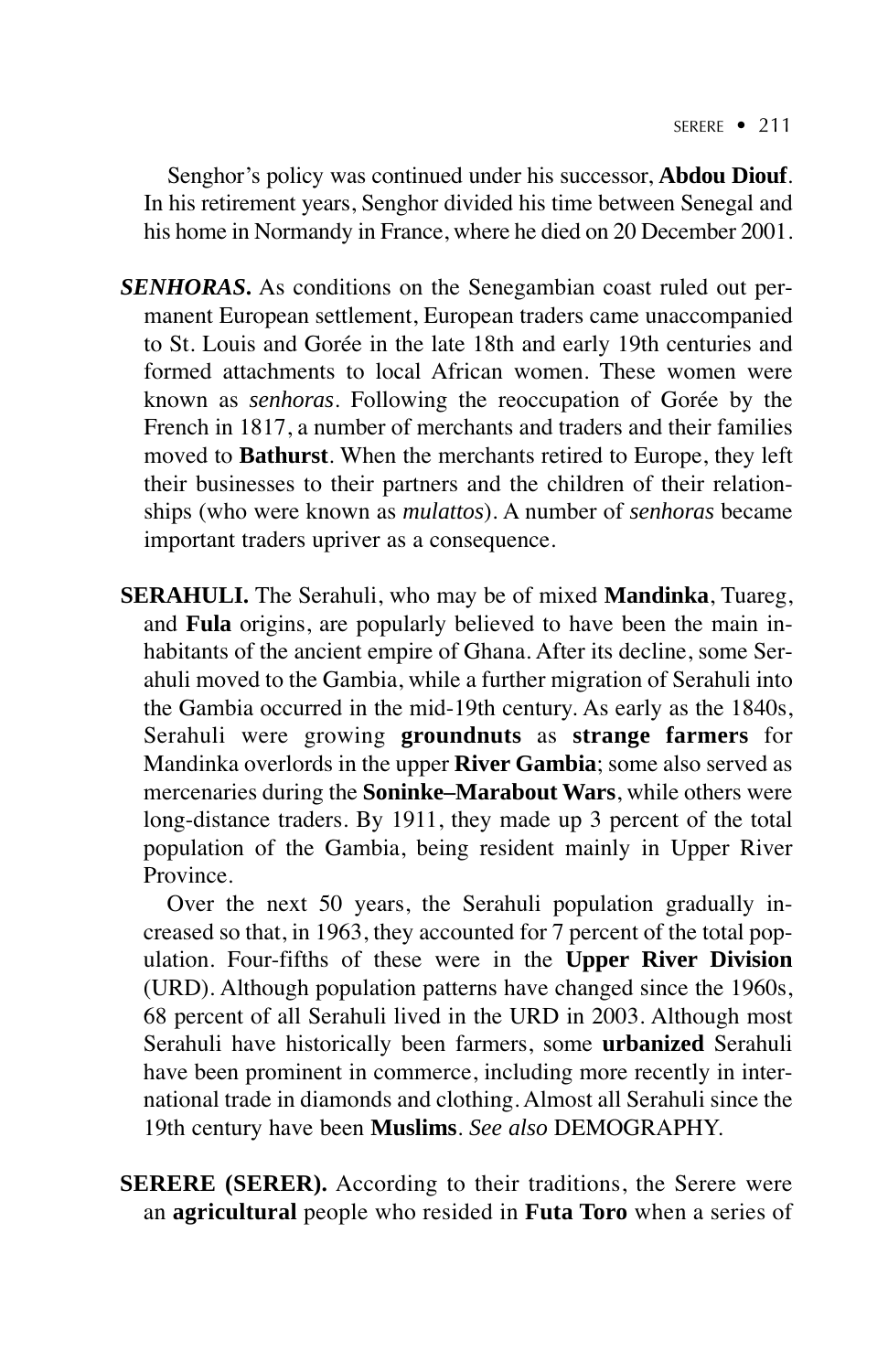Senghor's policy was continued under his successor, **Abdou Diouf**. In his retirement years, Senghor divided his time between Senegal and his home in Normandy in France, where he died on 20 December 2001.

***SENHORAS.*** As conditions on the Senegambian coast ruled out permanent European settlement, European traders came unaccompanied to St. Louis and Gorée in the late 18th and early 19th centuries and formed attachments to local African women. These women were known as *senhoras*. Following the reoccupation of Gorée by the French in 1817, a number of merchants and traders and their families moved to **Bathurst**. When the merchants retired to Europe, they left their businesses to their partners and the children of their relationships (who were known as *mulattos*). A number of *senhoras* became important traders upriver as a consequence.

**SERAHULI.** The Serahuli, who may be of mixed **Mandinka**, Tuareg, and **Fula** origins, are popularly believed to have been the main inhabitants of the ancient empire of Ghana. After its decline, some Serahuli moved to the Gambia, while a further migration of Serahuli into the Gambia occurred in the mid-19th century. As early as the 1840s, Serahuli were growing **groundnuts** as **strange farmers** for Mandinka overlords in the upper **River Gambia**; some also served as mercenaries during the **Soninke–Marabout Wars**, while others were long-distance traders. By 1911, they made up 3 percent of the total population of the Gambia, being resident mainly in Upper River Province.

Over the next 50 years, the Serahuli population gradually increased so that, in 1963, they accounted for 7 percent of the total population. Four-fifths of these were in the **Upper River Division** (URD). Although population patterns have changed since the 1960s, 68 percent of all Serahuli lived in the URD in 2003. Although most Serahuli have historically been farmers, some **urbanized** Serahuli have been prominent in commerce, including more recently in international trade in diamonds and clothing. Almost all Serahuli since the 19th century have been **Muslims**. *See also* DEMOGRAPHY.

**SERERE (SERER).** According to their traditions, the Serere were an **agricultural** people who resided in **Futa Toro** when a series of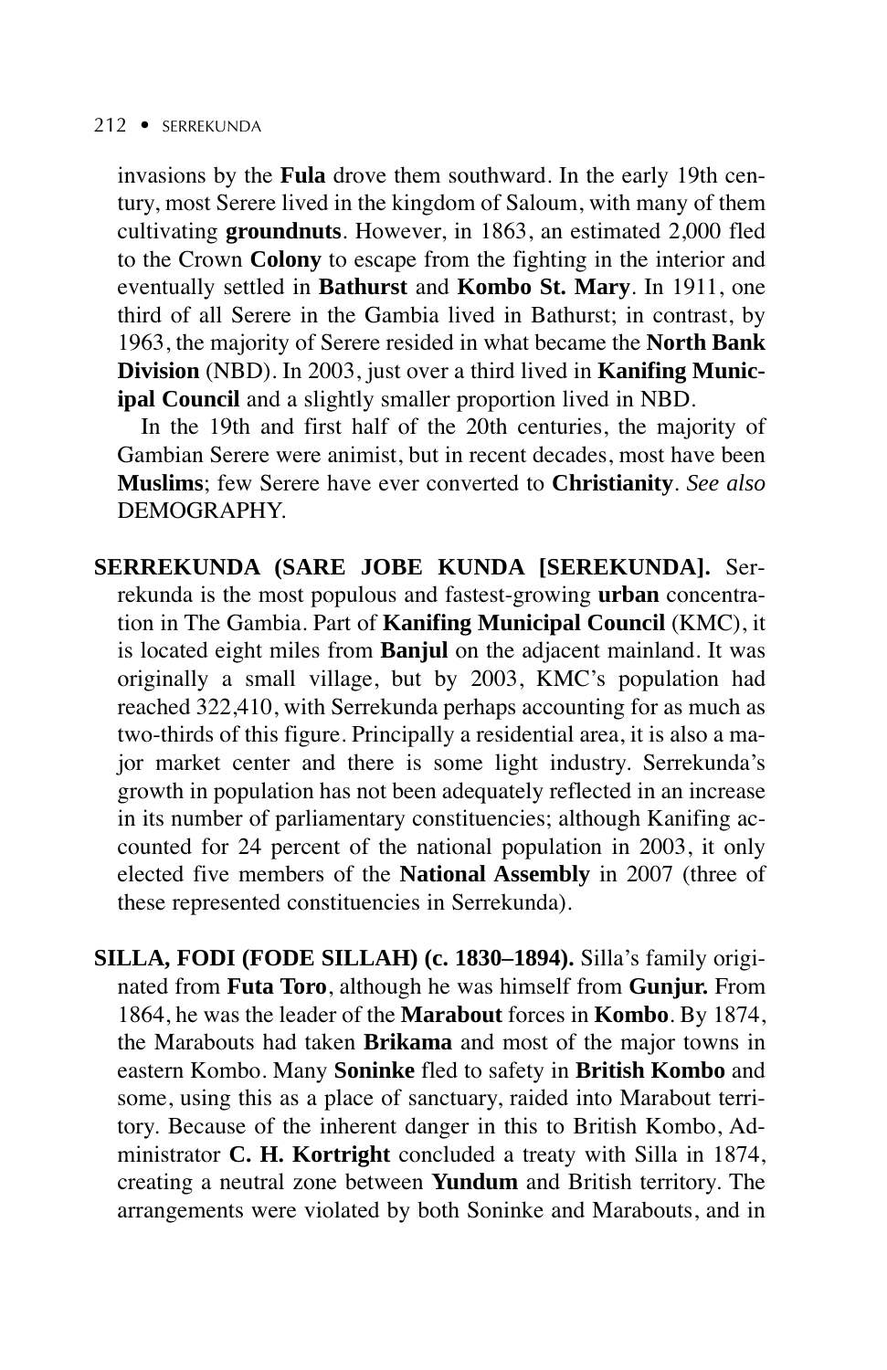invasions by the **Fula** drove them southward. In the early 19th century, most Serere lived in the kingdom of Saloum, with many of them cultivating **groundnuts**. However, in 1863, an estimated 2,000 fled to the Crown **Colony** to escape from the fighting in the interior and eventually settled in **Bathurst** and **Kombo St. Mary**. In 1911, one third of all Serere in the Gambia lived in Bathurst; in contrast, by 1963, the majority of Serere resided in what became the **North Bank Division** (NBD). In 2003, just over a third lived in **Kanifing Municipal Council** and a slightly smaller proportion lived in NBD.

In the 19th and first half of the 20th centuries, the majority of Gambian Serere were animist, but in recent decades, most have been **Muslims**; few Serere have ever converted to **Christianity**. *See also* DEMOGRAPHY.

**SERREKUNDA (SARE JOBE KUNDA [SEREKUNDA].** Serrekunda is the most populous and fastest-growing **urban** concentration in The Gambia. Part of **Kanifing Municipal Council** (KMC), it is located eight miles from **Banjul** on the adjacent mainland. It was originally a small village, but by 2003, KMC's population had reached 322,410, with Serrekunda perhaps accounting for as much as two-thirds of this figure. Principally a residential area, it is also a major market center and there is some light industry. Serrekunda's growth in population has not been adequately reflected in an increase in its number of parliamentary constituencies; although Kanifing accounted for 24 percent of the national population in 2003, it only elected five members of the **National Assembly** in 2007 (three of these represented constituencies in Serrekunda).

**SILLA, FODI (FODE SILLAH) (c. 1830–1894).** Silla's family originated from **Futa Toro**, although he was himself from **Gunjur.** From 1864, he was the leader of the **Marabout** forces in **Kombo**. By 1874, the Marabouts had taken **Brikama** and most of the major towns in eastern Kombo. Many **Soninke** fled to safety in **British Kombo** and some, using this as a place of sanctuary, raided into Marabout territory. Because of the inherent danger in this to British Kombo, Administrator **C. H. Kortright** concluded a treaty with Silla in 1874, creating a neutral zone between **Yundum** and British territory. The arrangements were violated by both Soninke and Marabouts, and in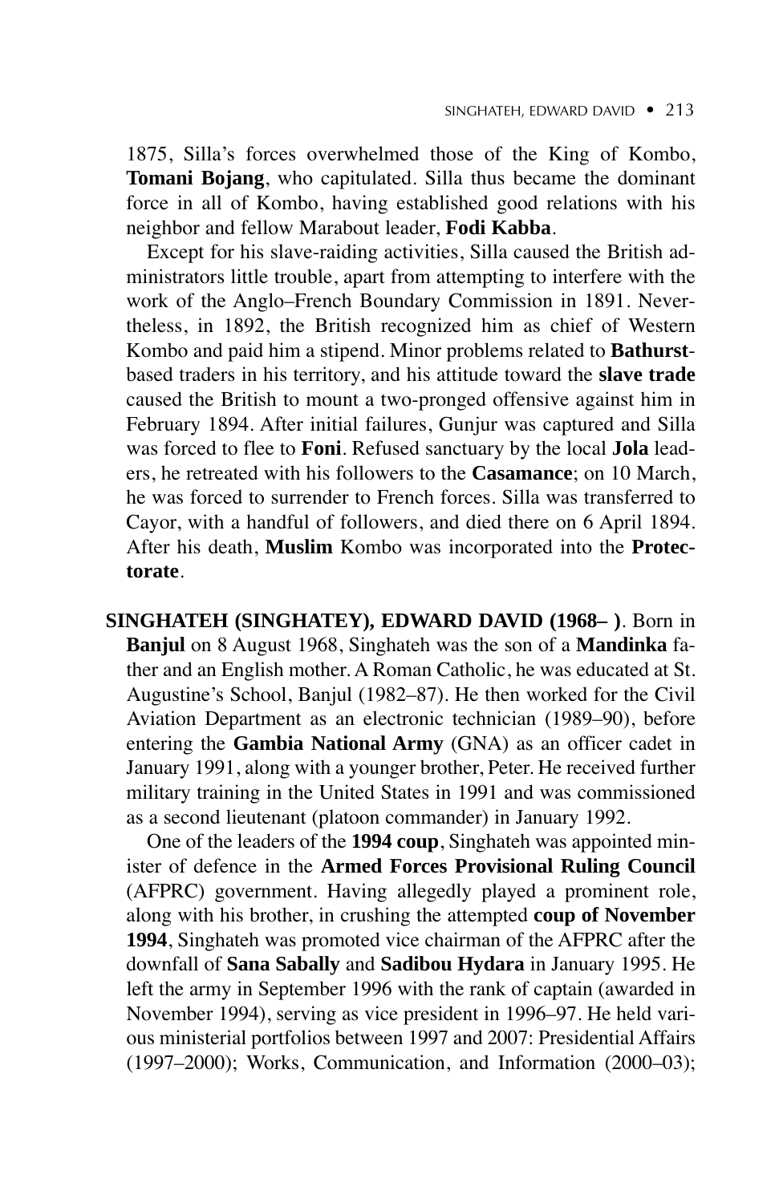1875, Silla's forces overwhelmed those of the King of Kombo, **Tomani Bojang**, who capitulated. Silla thus became the dominant force in all of Kombo, having established good relations with his neighbor and fellow Marabout leader, **Fodi Kabba**.

Except for his slave-raiding activities, Silla caused the British administrators little trouble, apart from attempting to interfere with the work of the Anglo–French Boundary Commission in 1891. Nevertheless, in 1892, the British recognized him as chief of Western Kombo and paid him a stipend. Minor problems related to **Bathurst**-based traders in his territory, and his attitude toward the **slave trade** caused the British to mount a two-pronged offensive against him in February 1894. After initial failures, Gunjur was captured and Silla was forced to flee to **Foni**. Refused sanctuary by the local **Jola** leaders, he retreated with his followers to the **Casamance**; on 10 March, he was forced to surrender to French forces. Silla was transferred to Cayor, with a handful of followers, and died there on 6 April 1894. After his death, **Muslim** Kombo was incorporated into the **Protectorate**.

**SINGHATEH (SINGHATEY), EDWARD DAVID (1968– )**. Born in **Banjul** on 8 August 1968, Singhateh was the son of a **Mandinka** father and an English mother. A Roman Catholic, he was educated at St. Augustine's School, Banjul (1982–87). He then worked for the Civil Aviation Department as an electronic technician (1989–90), before entering the **Gambia National Army** (GNA) as an officer cadet in January 1991, along with a younger brother, Peter. He received further military training in the United States in 1991 and was commissioned as a second lieutenant (platoon commander) in January 1992.

One of the leaders of the **1994 coup**, Singhateh was appointed minister of defence in the **Armed Forces Provisional Ruling Council** (AFPRC) government. Having allegedly played a prominent role, along with his brother, in crushing the attempted **coup of November 1994**, Singhateh was promoted vice chairman of the AFPRC after the downfall of **Sana Sabally** and **Sadibou Hydara** in January 1995. He left the army in September 1996 with the rank of captain (awarded in November 1994), serving as vice president in 1996–97. He held various ministerial portfolios between 1997 and 2007: Presidential Affairs (1997–2000); Works, Communication, and Information (2000–03);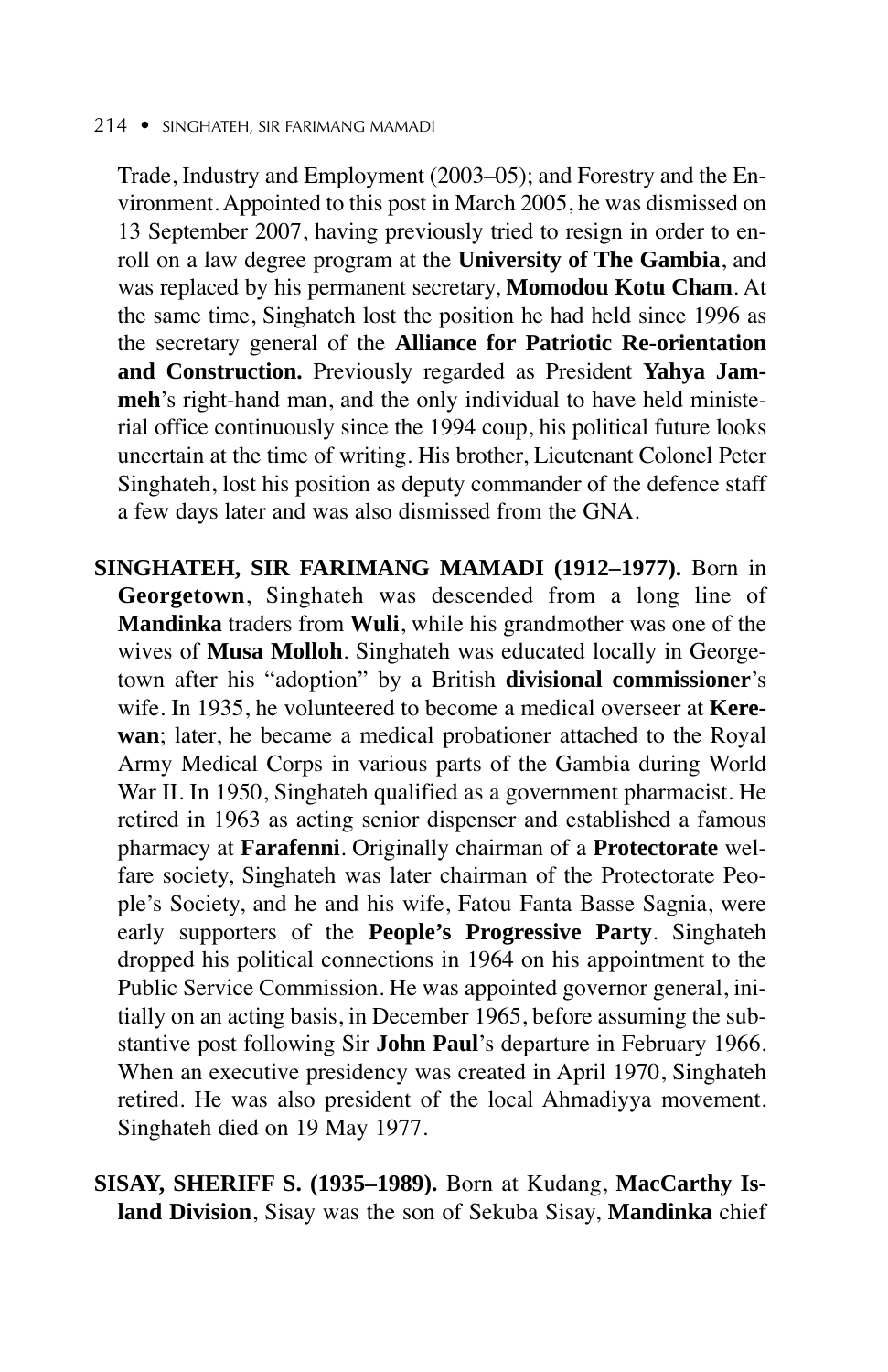Trade, Industry and Employment (2003–05); and Forestry and the Environment. Appointed to this post in March 2005, he was dismissed on 13 September 2007, having previously tried to resign in order to enroll on a law degree program at the **University of The Gambia**, and was replaced by his permanent secretary, **Momodou Kotu Cham**. At the same time, Singhateh lost the position he had held since 1996 as the secretary general of the **Alliance for Patriotic Re-orientation and Construction.** Previously regarded as President **Yahya Jammeh**'s right-hand man, and the only individual to have held ministerial office continuously since the 1994 coup, his political future looks uncertain at the time of writing. His brother, Lieutenant Colonel Peter Singhateh, lost his position as deputy commander of the defence staff a few days later and was also dismissed from the GNA.

**SINGHATEH, SIR FARIMANG MAMADI (1912–1977).** Born in **Georgetown**, Singhateh was descended from a long line of **Mandinka** traders from **Wuli**, while his grandmother was one of the wives of **Musa Molloh**. Singhateh was educated locally in Georgetown after his "adoption" by a British **divisional commissioner**'s wife. In 1935, he volunteered to become a medical overseer at **Kerewan**; later, he became a medical probationer attached to the Royal Army Medical Corps in various parts of the Gambia during World War II. In 1950, Singhateh qualified as a government pharmacist. He retired in 1963 as acting senior dispenser and established a famous pharmacy at **Farafenni**. Originally chairman of a **Protectorate** welfare society, Singhateh was later chairman of the Protectorate People's Society, and he and his wife, Fatou Fanta Basse Sagnia, were early supporters of the **People's Progressive Party**. Singhateh dropped his political connections in 1964 on his appointment to the Public Service Commission. He was appointed governor general, initially on an acting basis, in December 1965, before assuming the substantive post following Sir **John Paul**'s departure in February 1966. When an executive presidency was created in April 1970, Singhateh retired. He was also president of the local Ahmadiyya movement. Singhateh died on 19 May 1977.

**SISAY, SHERIFF S. (1935–1989).** Born at Kudang, **MacCarthy Island Division**, Sisay was the son of Sekuba Sisay, **Mandinka** chief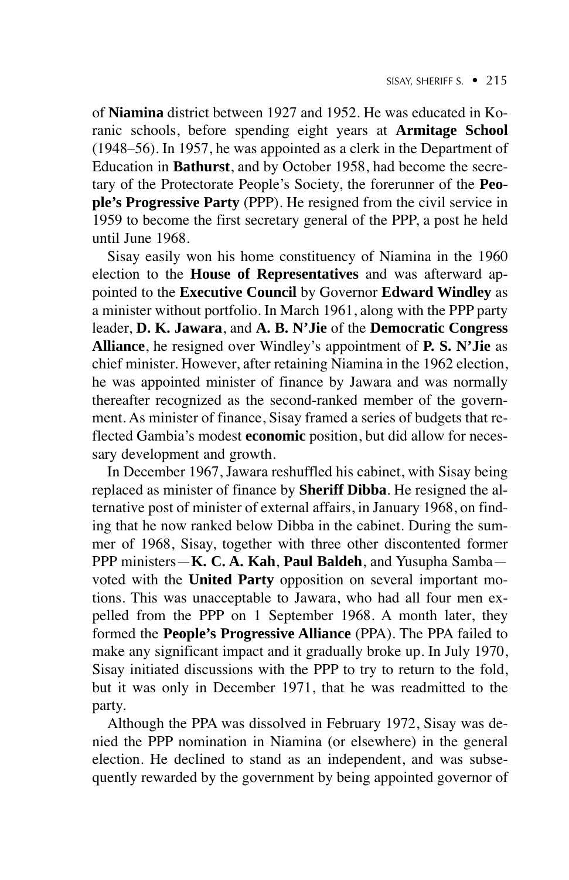of **Niamina** district between 1927 and 1952. He was educated in Koranic schools, before spending eight years at **Armitage School** (1948–56). In 1957, he was appointed as a clerk in the Department of Education in **Bathurst**, and by October 1958, had become the secretary of the Protectorate People's Society, the forerunner of the **People's Progressive Party** (PPP). He resigned from the civil service in 1959 to become the first secretary general of the PPP, a post he held until June 1968.

Sisay easily won his home constituency of Niamina in the 1960 election to the **House of Representatives** and was afterward appointed to the **Executive Council** by Governor **Edward Windley** as a minister without portfolio. In March 1961, along with the PPP party leader, **D. K. Jawara**, and **A. B. N'Jie** of the **Democratic Congress Alliance**, he resigned over Windley's appointment of **P. S. N'Jie** as chief minister. However, after retaining Niamina in the 1962 election, he was appointed minister of finance by Jawara and was normally thereafter recognized as the second-ranked member of the government. As minister of finance, Sisay framed a series of budgets that reflected Gambia's modest **economic** position, but did allow for necessary development and growth.

In December 1967, Jawara reshuffled his cabinet, with Sisay being replaced as minister of finance by **Sheriff Dibba**. He resigned the alternative post of minister of external affairs, in January 1968, on finding that he now ranked below Dibba in the cabinet. During the summer of 1968, Sisay, together with three other discontented former PPP ministers—**K. C. A. Kah**, **Paul Baldeh**, and Yusupha Samba—voted with the **United Party** opposition on several important motions. This was unacceptable to Jawara, who had all four men expelled from the PPP on 1 September 1968. A month later, they formed the **People's Progressive Alliance** (PPA). The PPA failed to make any significant impact and it gradually broke up. In July 1970, Sisay initiated discussions with the PPP to try to return to the fold, but it was only in December 1971, that he was readmitted to the party.

Although the PPA was dissolved in February 1972, Sisay was denied the PPP nomination in Niamina (or elsewhere) in the general election. He declined to stand as an independent, and was subsequently rewarded by the government by being appointed governor of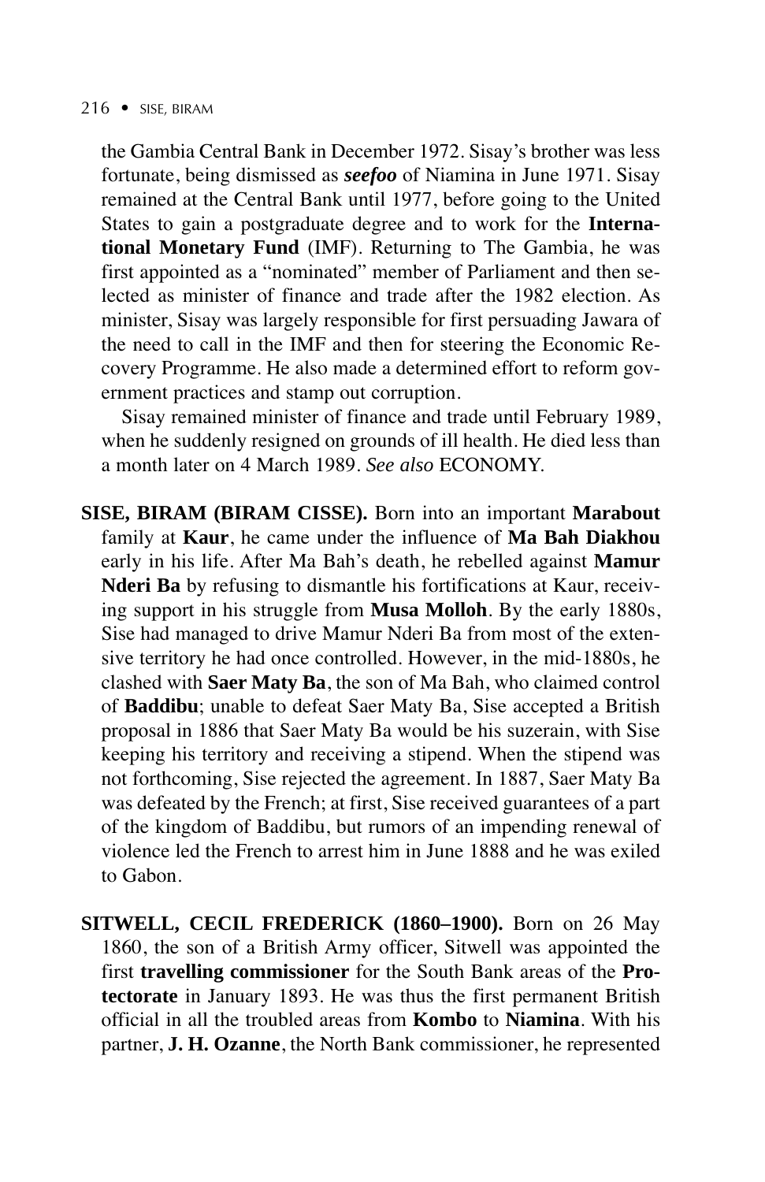the Gambia Central Bank in December 1972. Sisay's brother was less fortunate, being dismissed as ***seefoo*** of Niamina in June 1971. Sisay remained at the Central Bank until 1977, before going to the United States to gain a postgraduate degree and to work for the **International Monetary Fund** (IMF). Returning to The Gambia, he was first appointed as a "nominated" member of Parliament and then selected as minister of finance and trade after the 1982 election. As minister, Sisay was largely responsible for first persuading Jawara of the need to call in the IMF and then for steering the Economic Recovery Programme. He also made a determined effort to reform government practices and stamp out corruption.

Sisay remained minister of finance and trade until February 1989, when he suddenly resigned on grounds of ill health. He died less than a month later on 4 March 1989. *See also* ECONOMY.

**SISE, BIRAM (BIRAM CISSE).** Born into an important **Marabout** family at **Kaur**, he came under the influence of **Ma Bah Diakhou** early in his life. After Ma Bah's death, he rebelled against **Mamur Nderi Ba** by refusing to dismantle his fortifications at Kaur, receiving support in his struggle from **Musa Molloh**. By the early 1880s, Sise had managed to drive Mamur Nderi Ba from most of the extensive territory he had once controlled. However, in the mid-1880s, he clashed with **Saer Maty Ba**, the son of Ma Bah, who claimed control of **Baddibu**; unable to defeat Saer Maty Ba, Sise accepted a British proposal in 1886 that Saer Maty Ba would be his suzerain, with Sise keeping his territory and receiving a stipend. When the stipend was not forthcoming, Sise rejected the agreement. In 1887, Saer Maty Ba was defeated by the French; at first, Sise received guarantees of a part of the kingdom of Baddibu, but rumors of an impending renewal of violence led the French to arrest him in June 1888 and he was exiled to Gabon.

**SITWELL, CECIL FREDERICK (1860–1900).** Born on 26 May 1860, the son of a British Army officer, Sitwell was appointed the first **travelling commissioner** for the South Bank areas of the **Protectorate** in January 1893. He was thus the first permanent British official in all the troubled areas from **Kombo** to **Niamina**. With his partner, **J. H. Ozanne**, the North Bank commissioner, he represented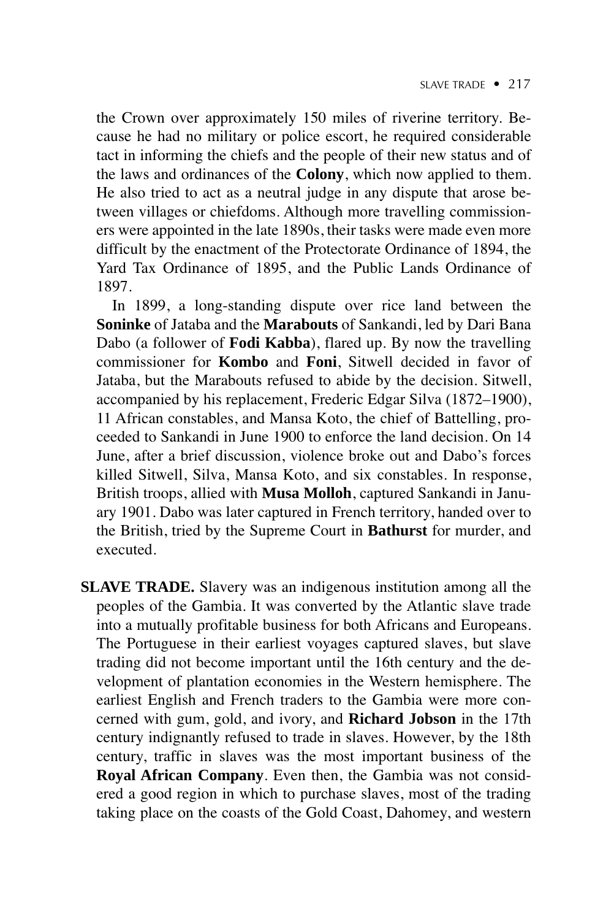the Crown over approximately 150 miles of riverine territory. Because he had no military or police escort, he required considerable tact in informing the chiefs and the people of their new status and of the laws and ordinances of the **Colony**, which now applied to them. He also tried to act as a neutral judge in any dispute that arose between villages or chiefdoms. Although more travelling commissioners were appointed in the late 1890s, their tasks were made even more difficult by the enactment of the Protectorate Ordinance of 1894, the Yard Tax Ordinance of 1895, and the Public Lands Ordinance of 1897.

In 1899, a long-standing dispute over rice land between the **Soninke** of Jataba and the **Marabouts** of Sankandi, led by Dari Bana Dabo (a follower of **Fodi Kabba**), flared up. By now the travelling commissioner for **Kombo** and **Foni**, Sitwell decided in favor of Jataba, but the Marabouts refused to abide by the decision. Sitwell, accompanied by his replacement, Frederic Edgar Silva (1872–1900), 11 African constables, and Mansa Koto, the chief of Battelling, proceeded to Sankandi in June 1900 to enforce the land decision. On 14 June, after a brief discussion, violence broke out and Dabo's forces killed Sitwell, Silva, Mansa Koto, and six constables. In response, British troops, allied with **Musa Molloh**, captured Sankandi in January 1901. Dabo was later captured in French territory, handed over to the British, tried by the Supreme Court in **Bathurst** for murder, and executed.

**SLAVE TRADE.** Slavery was an indigenous institution among all the peoples of the Gambia. It was converted by the Atlantic slave trade into a mutually profitable business for both Africans and Europeans. The Portuguese in their earliest voyages captured slaves, but slave trading did not become important until the 16th century and the development of plantation economies in the Western hemisphere. The earliest English and French traders to the Gambia were more concerned with gum, gold, and ivory, and **Richard Jobson** in the 17th century indignantly refused to trade in slaves. However, by the 18th century, traffic in slaves was the most important business of the **Royal African Company**. Even then, the Gambia was not considered a good region in which to purchase slaves, most of the trading taking place on the coasts of the Gold Coast, Dahomey, and western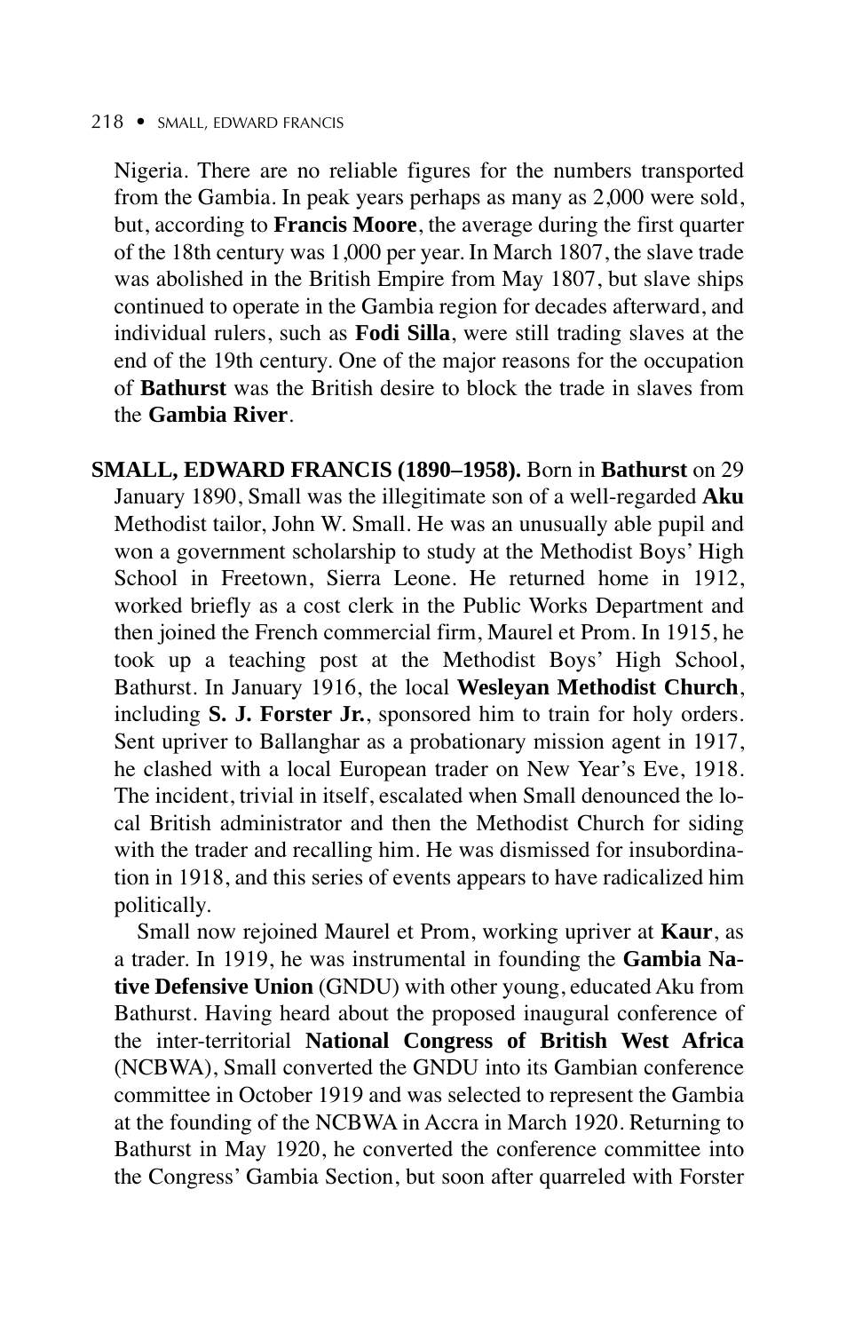Nigeria. There are no reliable figures for the numbers transported from the Gambia. In peak years perhaps as many as 2,000 were sold, but, according to **Francis Moore**, the average during the first quarter of the 18th century was 1,000 per year. In March 1807, the slave trade was abolished in the British Empire from May 1807, but slave ships continued to operate in the Gambia region for decades afterward, and individual rulers, such as **Fodi Silla**, were still trading slaves at the end of the 19th century. One of the major reasons for the occupation of **Bathurst** was the British desire to block the trade in slaves from the **Gambia River**.

**SMALL, EDWARD FRANCIS (1890–1958).** Born in **Bathurst** on 29 January 1890, Small was the illegitimate son of a well-regarded **Aku** Methodist tailor, John W. Small. He was an unusually able pupil and won a government scholarship to study at the Methodist Boys' High School in Freetown, Sierra Leone. He returned home in 1912, worked briefly as a cost clerk in the Public Works Department and then joined the French commercial firm, Maurel et Prom. In 1915, he took up a teaching post at the Methodist Boys' High School, Bathurst. In January 1916, the local **Wesleyan Methodist Church**, including **S. J. Forster Jr.**, sponsored him to train for holy orders. Sent upriver to Ballanghar as a probationary mission agent in 1917, he clashed with a local European trader on New Year's Eve, 1918. The incident, trivial in itself, escalated when Small denounced the local British administrator and then the Methodist Church for siding with the trader and recalling him. He was dismissed for insubordination in 1918, and this series of events appears to have radicalized him politically.

Small now rejoined Maurel et Prom, working upriver at **Kaur**, as a trader. In 1919, he was instrumental in founding the **Gambia Native Defensive Union** (GNDU) with other young, educated Aku from Bathurst. Having heard about the proposed inaugural conference of the inter-territorial **National Congress of British West Africa** (NCBWA), Small converted the GNDU into its Gambian conference committee in October 1919 and was selected to represent the Gambia at the founding of the NCBWA in Accra in March 1920. Returning to Bathurst in May 1920, he converted the conference committee into the Congress' Gambia Section, but soon after quarreled with Forster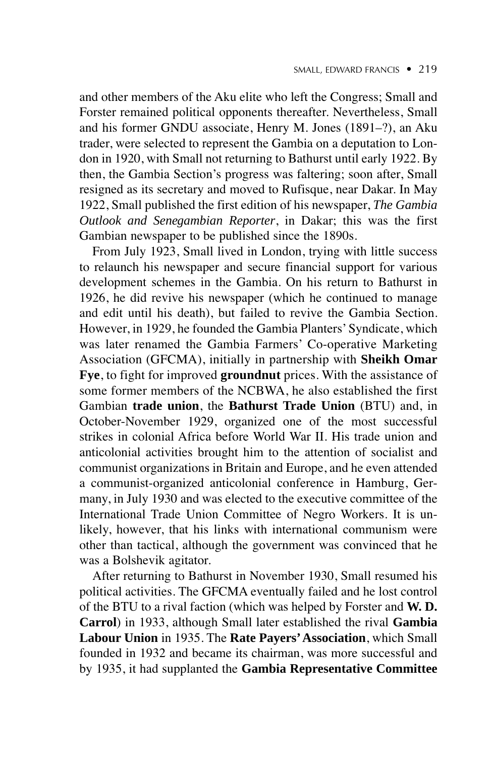and other members of the Aku elite who left the Congress; Small and Forster remained political opponents thereafter. Nevertheless, Small and his former GNDU associate, Henry M. Jones (1891–?), an Aku trader, were selected to represent the Gambia on a deputation to London in 1920, with Small not returning to Bathurst until early 1922. By then, the Gambia Section's progress was faltering; soon after, Small resigned as its secretary and moved to Rufisque, near Dakar. In May 1922, Small published the first edition of his newspaper, *The Gambia Outlook and Senegambian Reporter*, in Dakar; this was the first Gambian newspaper to be published since the 1890s.

From July 1923, Small lived in London, trying with little success to relaunch his newspaper and secure financial support for various development schemes in the Gambia. On his return to Bathurst in 1926, he did revive his newspaper (which he continued to manage and edit until his death), but failed to revive the Gambia Section. However, in 1929, he founded the Gambia Planters' Syndicate, which was later renamed the Gambia Farmers' Co-operative Marketing Association (GFCMA), initially in partnership with **Sheikh Omar Fye**, to fight for improved **groundnut** prices. With the assistance of some former members of the NCBWA, he also established the first Gambian **trade union**, the **Bathurst Trade Union** (BTU) and, in October-November 1929, organized one of the most successful strikes in colonial Africa before World War II. His trade union and anticolonial activities brought him to the attention of socialist and communist organizations in Britain and Europe, and he even attended a communist-organized anticolonial conference in Hamburg, Germany, in July 1930 and was elected to the executive committee of the International Trade Union Committee of Negro Workers. It is unlikely, however, that his links with international communism were other than tactical, although the government was convinced that he was a Bolshevik agitator.

After returning to Bathurst in November 1930, Small resumed his political activities. The GFCMA eventually failed and he lost control of the BTU to a rival faction (which was helped by Forster and **W. D. Carrol**) in 1933, although Small later established the rival **Gambia Labour Union** in 1935. The **Rate Payers' Association**, which Small founded in 1932 and became its chairman, was more successful and by 1935, it had supplanted the **Gambia Representative Committee**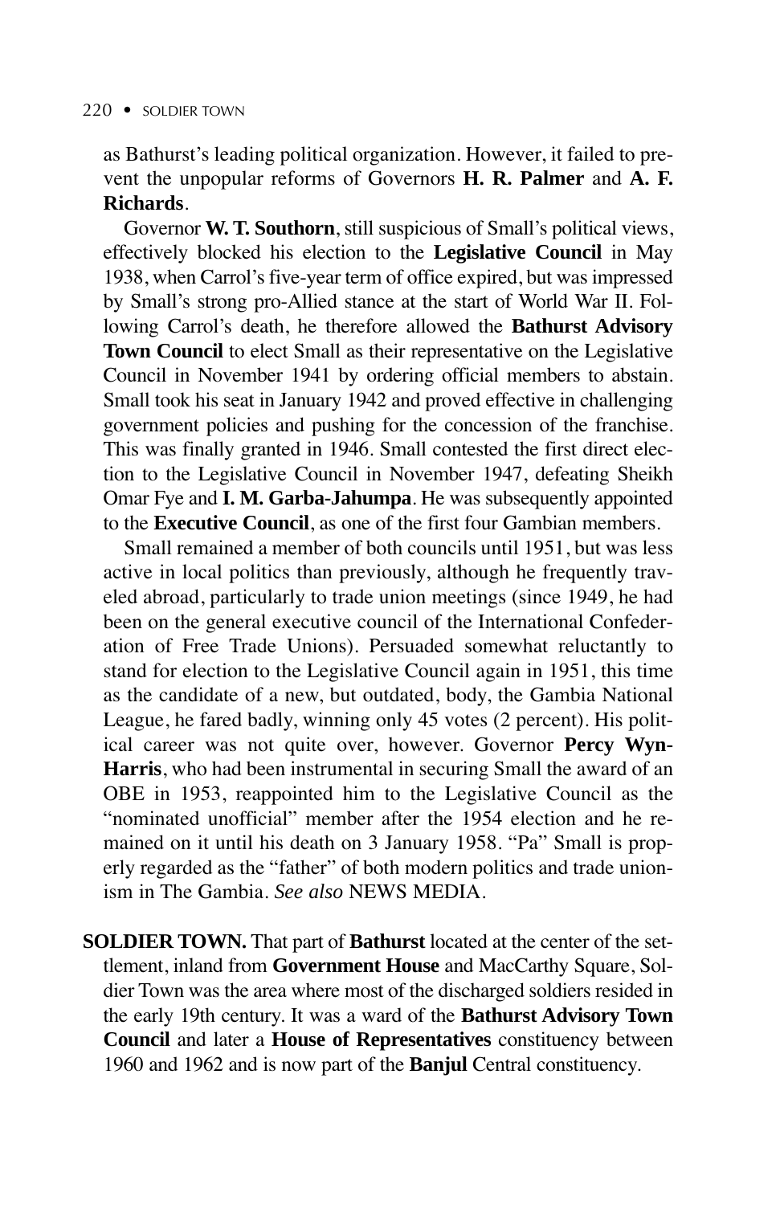as Bathurst's leading political organization. However, it failed to prevent the unpopular reforms of Governors **H. R. Palmer** and **A. F. Richards**.

Governor **W. T. Southorn**, still suspicious of Small's political views, effectively blocked his election to the **Legislative Council** in May 1938, when Carrol's five-year term of office expired, but was impressed by Small's strong pro-Allied stance at the start of World War II. Following Carrol's death, he therefore allowed the **Bathurst Advisory Town Council** to elect Small as their representative on the Legislative Council in November 1941 by ordering official members to abstain. Small took his seat in January 1942 and proved effective in challenging government policies and pushing for the concession of the franchise. This was finally granted in 1946. Small contested the first direct election to the Legislative Council in November 1947, defeating Sheikh Omar Fye and **I. M. Garba-Jahumpa**. He was subsequently appointed to the **Executive Council**, as one of the first four Gambian members.

Small remained a member of both councils until 1951, but was less active in local politics than previously, although he frequently traveled abroad, particularly to trade union meetings (since 1949, he had been on the general executive council of the International Confederation of Free Trade Unions). Persuaded somewhat reluctantly to stand for election to the Legislative Council again in 1951, this time as the candidate of a new, but outdated, body, the Gambia National League, he fared badly, winning only 45 votes (2 percent). His political career was not quite over, however. Governor **Percy Wyn-Harris**, who had been instrumental in securing Small the award of an OBE in 1953, reappointed him to the Legislative Council as the "nominated unofficial" member after the 1954 election and he remained on it until his death on 3 January 1958. "Pa" Small is properly regarded as the "father" of both modern politics and trade unionism in The Gambia. *See also* NEWS MEDIA.

**SOLDIER TOWN.** That part of **Bathurst** located at the center of the settlement, inland from **Government House** and MacCarthy Square, Soldier Town was the area where most of the discharged soldiers resided in the early 19th century. It was a ward of the **Bathurst Advisory Town Council** and later a **House of Representatives** constituency between 1960 and 1962 and is now part of the **Banjul** Central constituency.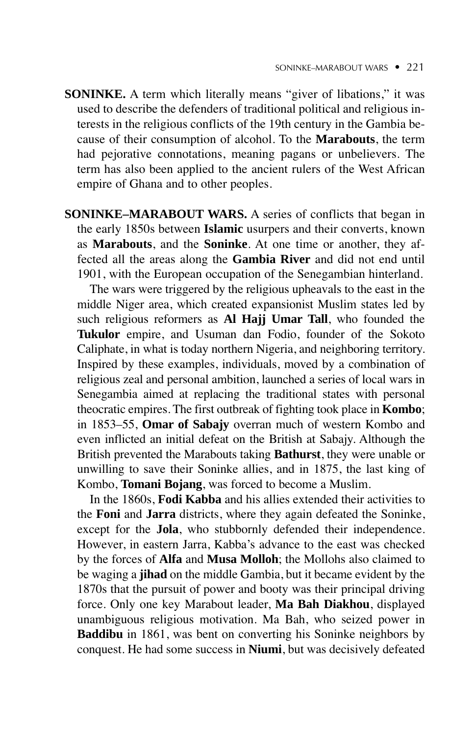**SONINKE.** A term which literally means "giver of libations," it was used to describe the defenders of traditional political and religious interests in the religious conflicts of the 19th century in the Gambia because of their consumption of alcohol. To the **Marabouts**, the term had pejorative connotations, meaning pagans or unbelievers. The term has also been applied to the ancient rulers of the West African empire of Ghana and to other peoples.

**SONINKE–MARABOUT WARS.** A series of conflicts that began in the early 1850s between **Islamic** usurpers and their converts, known as **Marabouts**, and the **Soninke**. At one time or another, they affected all the areas along the **Gambia River** and did not end until 1901, with the European occupation of the Senegambian hinterland.

The wars were triggered by the religious upheavals to the east in the middle Niger area, which created expansionist Muslim states led by such religious reformers as **Al Hajj Umar Tall**, who founded the **Tukulor** empire, and Usuman dan Fodio, founder of the Sokoto Caliphate, in what is today northern Nigeria, and neighboring territory. Inspired by these examples, individuals, moved by a combination of religious zeal and personal ambition, launched a series of local wars in Senegambia aimed at replacing the traditional states with personal theocratic empires. The first outbreak of fighting took place in **Kombo**; in 1853–55, **Omar of Sabajy** overran much of western Kombo and even inflicted an initial defeat on the British at Sabajy. Although the British prevented the Marabouts taking **Bathurst**, they were unable or unwilling to save their Soninke allies, and in 1875, the last king of Kombo, **Tomani Bojang**, was forced to become a Muslim.

In the 1860s, **Fodi Kabba** and his allies extended their activities to the **Foni** and **Jarra** districts, where they again defeated the Soninke, except for the **Jola**, who stubbornly defended their independence. However, in eastern Jarra, Kabba's advance to the east was checked by the forces of **Alfa** and **Musa Molloh**; the Mollohs also claimed to be waging a **jihad** on the middle Gambia, but it became evident by the 1870s that the pursuit of power and booty was their principal driving force. Only one key Marabout leader, **Ma Bah Diakhou**, displayed unambiguous religious motivation. Ma Bah, who seized power in **Baddibu** in 1861, was bent on converting his Soninke neighbors by conquest. He had some success in **Niumi**, but was decisively defeated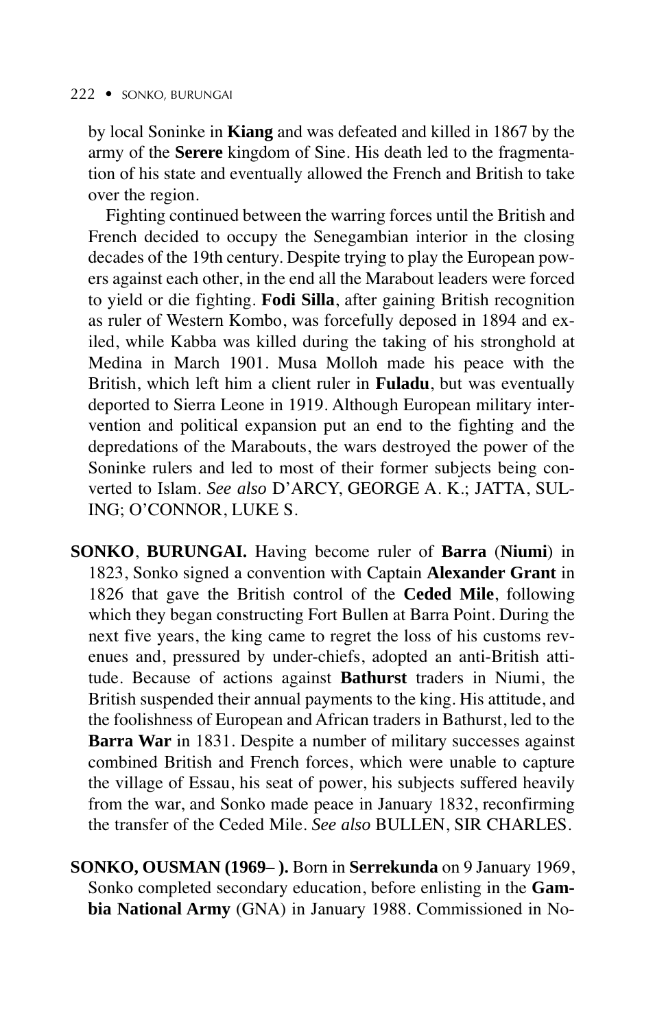by local Soninke in **Kiang** and was defeated and killed in 1867 by the army of the **Serere** kingdom of Sine. His death led to the fragmentation of his state and eventually allowed the French and British to take over the region.

Fighting continued between the warring forces until the British and French decided to occupy the Senegambian interior in the closing decades of the 19th century. Despite trying to play the European powers against each other, in the end all the Marabout leaders were forced to yield or die fighting. **Fodi Silla**, after gaining British recognition as ruler of Western Kombo, was forcefully deposed in 1894 and exiled, while Kabba was killed during the taking of his stronghold at Medina in March 1901. Musa Molloh made his peace with the British, which left him a client ruler in **Fuladu**, but was eventually deported to Sierra Leone in 1919. Although European military intervention and political expansion put an end to the fighting and the depredations of the Marabouts, the wars destroyed the power of the Soninke rulers and led to most of their former subjects being converted to Islam. *See also* D'ARCY, GEORGE A. K.; JATTA, SULING; O'CONNOR, LUKE S.

**SONKO**, **BURUNGAI.** Having become ruler of **Barra** (**Niumi**) in 1823, Sonko signed a convention with Captain **Alexander Grant** in 1826 that gave the British control of the **Ceded Mile**, following which they began constructing Fort Bullen at Barra Point. During the next five years, the king came to regret the loss of his customs revenues and, pressured by under-chiefs, adopted an anti-British attitude. Because of actions against **Bathurst** traders in Niumi, the British suspended their annual payments to the king. His attitude, and the foolishness of European and African traders in Bathurst, led to the **Barra War** in 1831. Despite a number of military successes against combined British and French forces, which were unable to capture the village of Essau, his seat of power, his subjects suffered heavily from the war, and Sonko made peace in January 1832, reconfirming the transfer of the Ceded Mile. *See also* BULLEN, SIR CHARLES.

**SONKO, OUSMAN (1969– ).** Born in **Serrekunda** on 9 January 1969, Sonko completed secondary education, before enlisting in the **Gambia National Army** (GNA) in January 1988. Commissioned in No-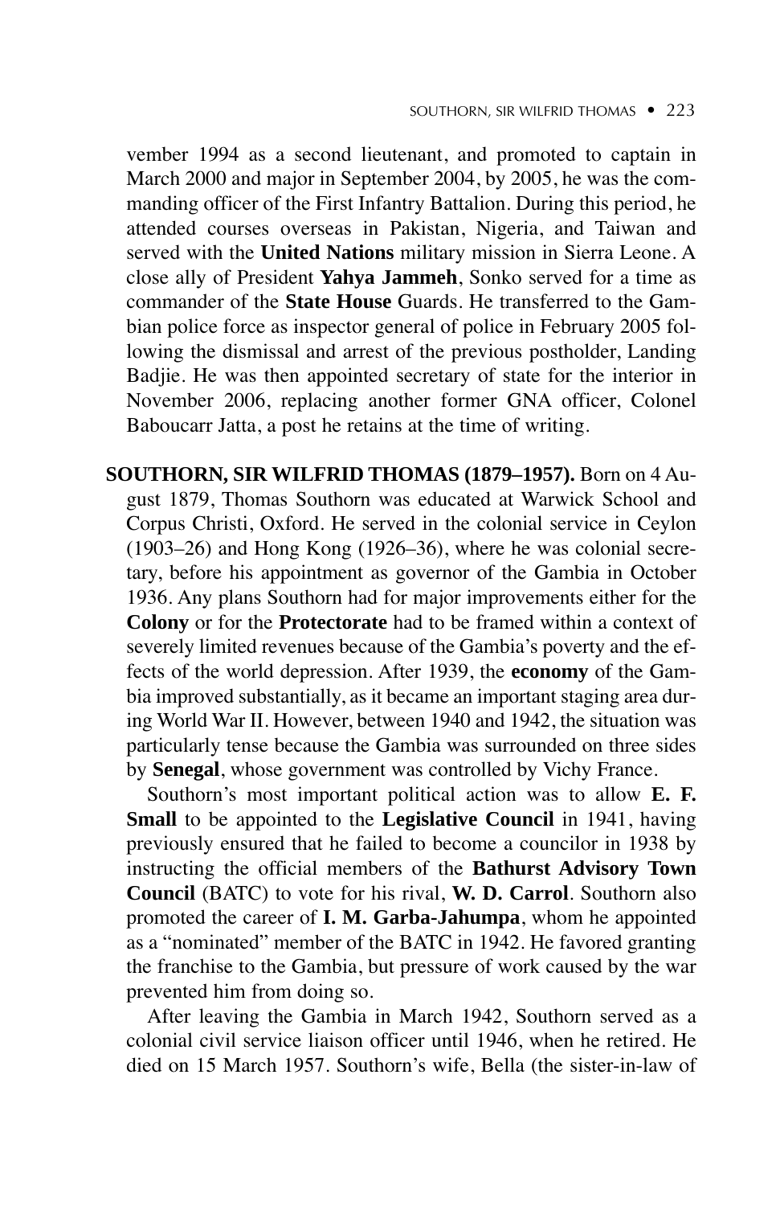vember 1994 as a second lieutenant, and promoted to captain in March 2000 and major in September 2004, by 2005, he was the commanding officer of the First Infantry Battalion. During this period, he attended courses overseas in Pakistan, Nigeria, and Taiwan and served with the **United Nations** military mission in Sierra Leone. A close ally of President **Yahya Jammeh**, Sonko served for a time as commander of the **State House** Guards. He transferred to the Gambian police force as inspector general of police in February 2005 following the dismissal and arrest of the previous postholder, Landing Badjie. He was then appointed secretary of state for the interior in November 2006, replacing another former GNA officer, Colonel Baboucarr Jatta, a post he retains at the time of writing.

**SOUTHORN, SIR WILFRID THOMAS (1879–1957).** Born on 4 August 1879, Thomas Southorn was educated at Warwick School and Corpus Christi, Oxford. He served in the colonial service in Ceylon (1903–26) and Hong Kong (1926–36), where he was colonial secretary, before his appointment as governor of the Gambia in October 1936. Any plans Southorn had for major improvements either for the **Colony** or for the **Protectorate** had to be framed within a context of severely limited revenues because of the Gambia's poverty and the effects of the world depression. After 1939, the **economy** of the Gambia improved substantially, as it became an important staging area during World War II. However, between 1940 and 1942, the situation was particularly tense because the Gambia was surrounded on three sides by **Senegal**, whose government was controlled by Vichy France.

Southorn's most important political action was to allow **E. F. Small** to be appointed to the **Legislative Council** in 1941, having previously ensured that he failed to become a councilor in 1938 by instructing the official members of the **Bathurst Advisory Town Council** (BATC) to vote for his rival, **W. D. Carrol**. Southorn also promoted the career of **I. M. Garba-Jahumpa**, whom he appointed as a "nominated" member of the BATC in 1942. He favored granting the franchise to the Gambia, but pressure of work caused by the war prevented him from doing so.

After leaving the Gambia in March 1942, Southorn served as a colonial civil service liaison officer until 1946, when he retired. He died on 15 March 1957. Southorn's wife, Bella (the sister-in-law of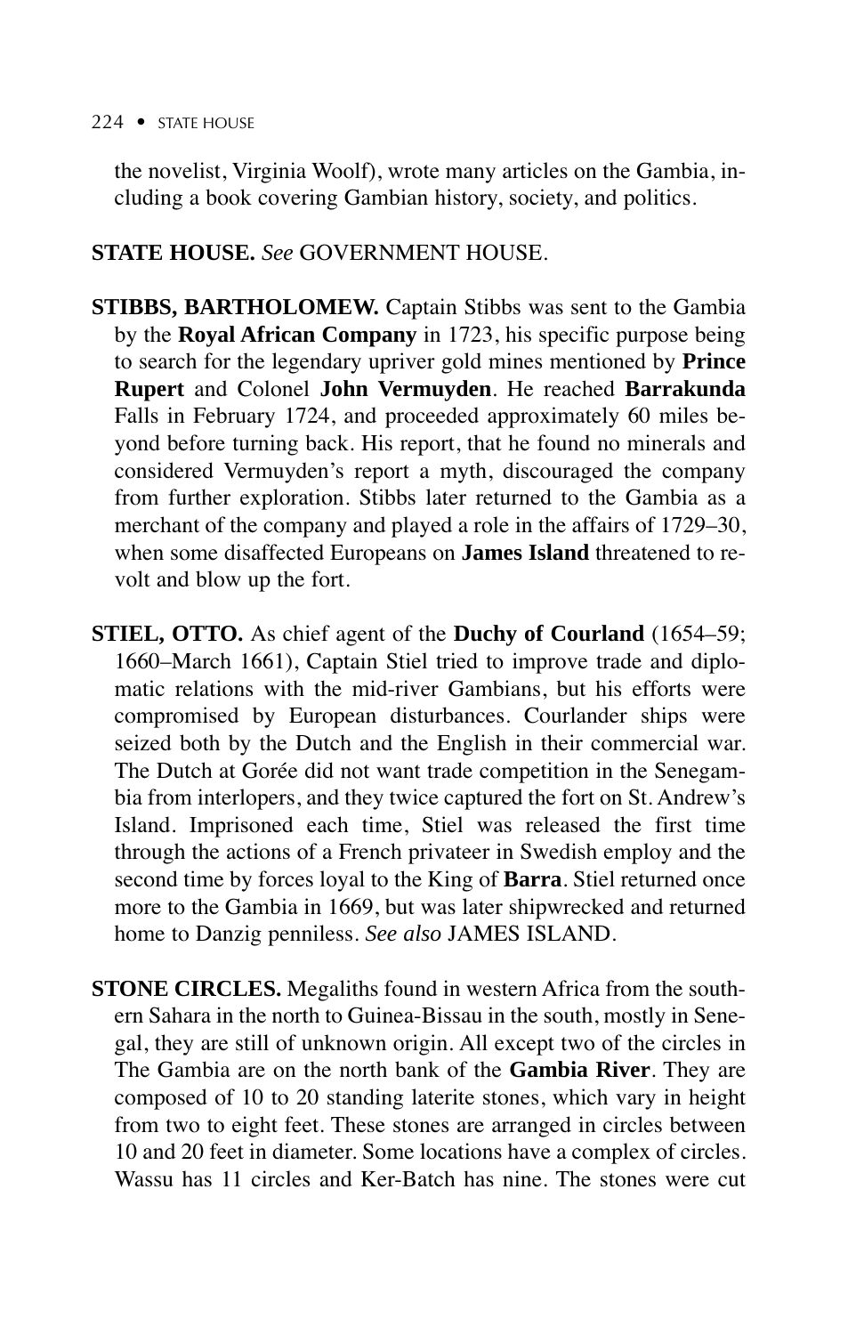the novelist, Virginia Woolf), wrote many articles on the Gambia, including a book covering Gambian history, society, and politics.

**STATE HOUSE.** *See* GOVERNMENT HOUSE.

**STIBBS, BARTHOLOMEW.** Captain Stibbs was sent to the Gambia by the **Royal African Company** in 1723, his specific purpose being to search for the legendary upriver gold mines mentioned by **Prince Rupert** and Colonel **John Vermuyden**. He reached **Barrakunda** Falls in February 1724, and proceeded approximately 60 miles beyond before turning back. His report, that he found no minerals and considered Vermuyden's report a myth, discouraged the company from further exploration. Stibbs later returned to the Gambia as a merchant of the company and played a role in the affairs of 1729–30, when some disaffected Europeans on **James Island** threatened to revolt and blow up the fort.

**STIEL, OTTO.** As chief agent of the **Duchy of Courland** (1654–59; 1660–March 1661), Captain Stiel tried to improve trade and diplomatic relations with the mid-river Gambians, but his efforts were compromised by European disturbances. Courlander ships were seized both by the Dutch and the English in their commercial war. The Dutch at Gorée did not want trade competition in the Senegambia from interlopers, and they twice captured the fort on St. Andrew's Island. Imprisoned each time, Stiel was released the first time through the actions of a French privateer in Swedish employ and the second time by forces loyal to the King of **Barra**. Stiel returned once more to the Gambia in 1669, but was later shipwrecked and returned home to Danzig penniless. *See also* JAMES ISLAND.

**STONE CIRCLES.** Megaliths found in western Africa from the southern Sahara in the north to Guinea-Bissau in the south, mostly in Senegal, they are still of unknown origin. All except two of the circles in The Gambia are on the north bank of the **Gambia River**. They are composed of 10 to 20 standing laterite stones, which vary in height from two to eight feet. These stones are arranged in circles between 10 and 20 feet in diameter. Some locations have a complex of circles. Wassu has 11 circles and Ker-Batch has nine. The stones were cut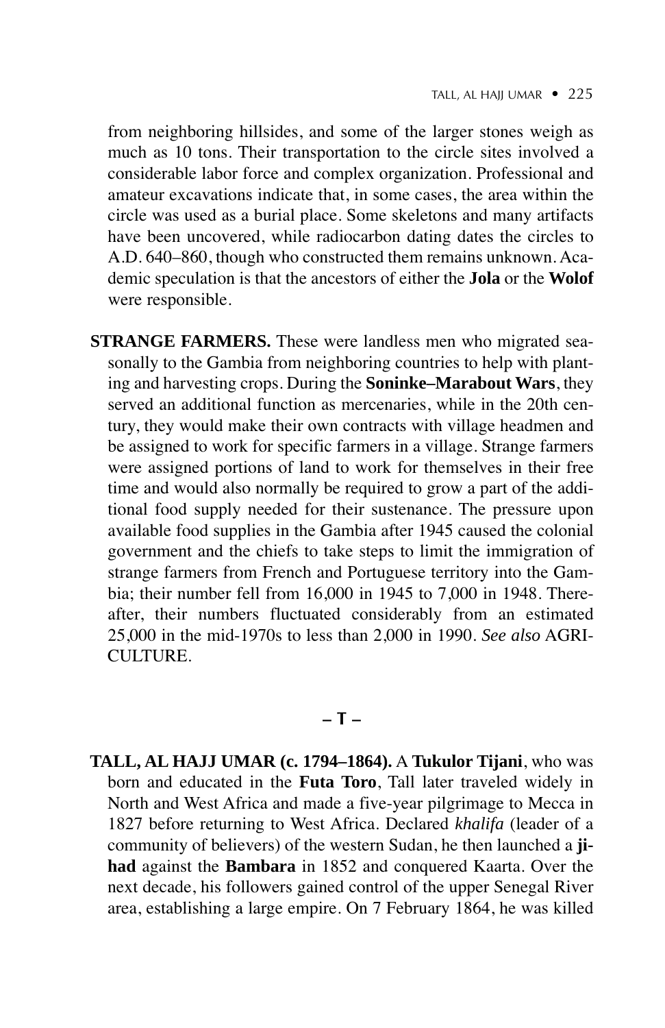from neighboring hillsides, and some of the larger stones weigh as much as 10 tons. Their transportation to the circle sites involved a considerable labor force and complex organization. Professional and amateur excavations indicate that, in some cases, the area within the circle was used as a burial place. Some skeletons and many artifacts have been uncovered, while radiocarbon dating dates the circles to A.D. 640–860, though who constructed them remains unknown. Academic speculation is that the ancestors of either the **Jola** or the **Wolof** were responsible.

**STRANGE FARMERS.** These were landless men who migrated seasonally to the Gambia from neighboring countries to help with planting and harvesting crops. During the **Soninke–Marabout Wars**, they served an additional function as mercenaries, while in the 20th century, they would make their own contracts with village headmen and be assigned to work for specific farmers in a village. Strange farmers were assigned portions of land to work for themselves in their free time and would also normally be required to grow a part of the additional food supply needed for their sustenance. The pressure upon available food supplies in the Gambia after 1945 caused the colonial government and the chiefs to take steps to limit the immigration of strange farmers from French and Portuguese territory into the Gambia; their number fell from 16,000 in 1945 to 7,000 in 1948. Thereafter, their numbers fluctuated considerably from an estimated 25,000 in the mid-1970s to less than 2,000 in 1990. *See also* AGRICULTURE.

## – T –

**TALL, AL HAJJ UMAR (c. 1794–1864).** A **Tukulor Tijani**, who was born and educated in the **Futa Toro**, Tall later traveled widely in North and West Africa and made a five-year pilgrimage to Mecca in 1827 before returning to West Africa. Declared *khalifa* (leader of a community of believers) of the western Sudan, he then launched a **jihad** against the **Bambara** in 1852 and conquered Kaarta. Over the next decade, his followers gained control of the upper Senegal River area, establishing a large empire. On 7 February 1864, he was killed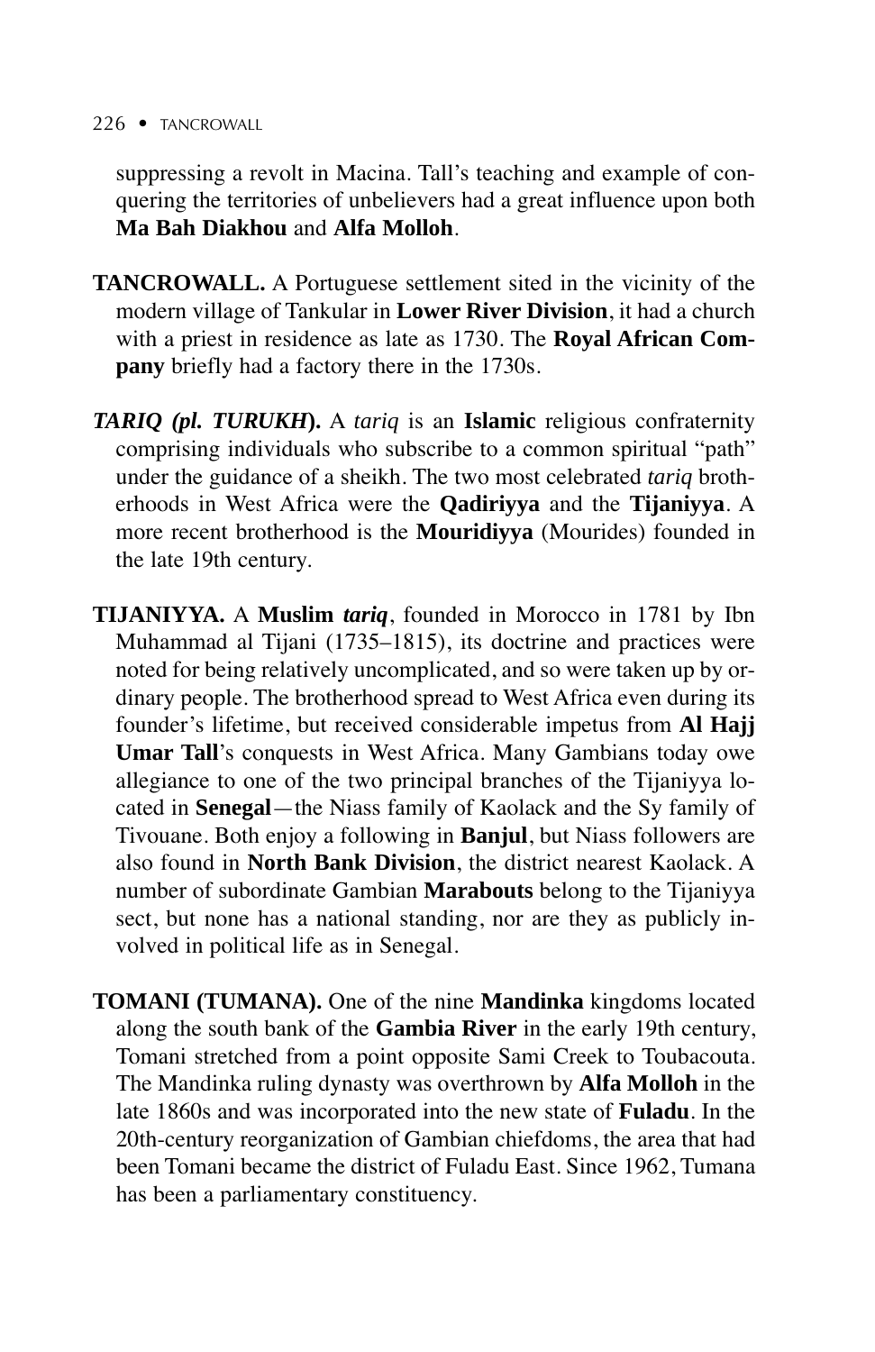suppressing a revolt in Macina. Tall's teaching and example of conquering the territories of unbelievers had a great influence upon both **Ma Bah Diakhou** and **Alfa Molloh**.

**TANCROWALL.** A Portuguese settlement sited in the vicinity of the modern village of Tankular in **Lower River Division**, it had a church with a priest in residence as late as 1730. The **Royal African Company** briefly had a factory there in the 1730s.

***TARIQ* (pl. *TURUKH*).** A *tariq* is an **Islamic** religious confraternity comprising individuals who subscribe to a common spiritual "path" under the guidance of a sheikh. The two most celebrated *tariq* brotherhoods in West Africa were the **Qadiriyya** and the **Tijaniyya**. A more recent brotherhood is the **Mouridiyya** (Mourides) founded in the late 19th century.

**TIJANIYYA.** A **Muslim *tariq***, founded in Morocco in 1781 by Ibn Muhammad al Tijani (1735–1815), its doctrine and practices were noted for being relatively uncomplicated, and so were taken up by ordinary people. The brotherhood spread to West Africa even during its founder's lifetime, but received considerable impetus from **Al Hajj Umar Tall**'s conquests in West Africa. Many Gambians today owe allegiance to one of the two principal branches of the Tijaniyya located in **Senegal**—the Niass family of Kaolack and the Sy family of Tivouane. Both enjoy a following in **Banjul**, but Niass followers are also found in **North Bank Division**, the district nearest Kaolack. A number of subordinate Gambian **Marabouts** belong to the Tijaniyya sect, but none has a national standing, nor are they as publicly involved in political life as in Senegal.

**TOMANI (TUMANA).** One of the nine **Mandinka** kingdoms located along the south bank of the **Gambia River** in the early 19th century, Tomani stretched from a point opposite Sami Creek to Toubacouta. The Mandinka ruling dynasty was overthrown by **Alfa Molloh** in the late 1860s and was incorporated into the new state of **Fuladu**. In the 20th-century reorganization of Gambian chiefdoms, the area that had been Tomani became the district of Fuladu East. Since 1962, Tumana has been a parliamentary constituency.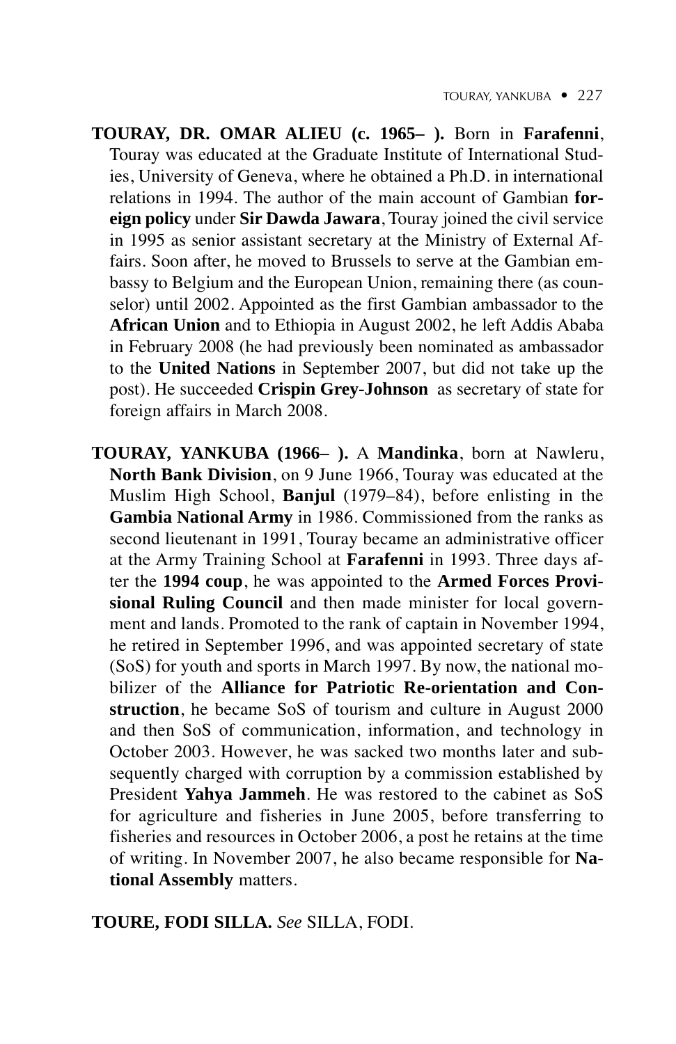**TOURAY, DR. OMAR ALIEU (c. 1965– ).** Born in **Farafenni**, Touray was educated at the Graduate Institute of International Studies, University of Geneva, where he obtained a Ph.D. in international relations in 1994. The author of the main account of Gambian **foreign policy** under **Sir Dawda Jawara**, Touray joined the civil service in 1995 as senior assistant secretary at the Ministry of External Affairs. Soon after, he moved to Brussels to serve at the Gambian embassy to Belgium and the European Union, remaining there (as counselor) until 2002. Appointed as the first Gambian ambassador to the **African Union** and to Ethiopia in August 2002, he left Addis Ababa in February 2008 (he had previously been nominated as ambassador to the **United Nations** in September 2007, but did not take up the post). He succeeded **Crispin Grey-Johnson** as secretary of state for foreign affairs in March 2008.

**TOURAY, YANKUBA (1966– ).** A **Mandinka**, born at Nawleru, **North Bank Division**, on 9 June 1966, Touray was educated at the Muslim High School, **Banjul** (1979–84), before enlisting in the **Gambia National Army** in 1986. Commissioned from the ranks as second lieutenant in 1991, Touray became an administrative officer at the Army Training School at **Farafenni** in 1993. Three days after the **1994 coup**, he was appointed to the **Armed Forces Provisional Ruling Council** and then made minister for local government and lands. Promoted to the rank of captain in November 1994, he retired in September 1996, and was appointed secretary of state (SoS) for youth and sports in March 1997. By now, the national mobilizer of the **Alliance for Patriotic Re-orientation and Construction**, he became SoS of tourism and culture in August 2000 and then SoS of communication, information, and technology in October 2003. However, he was sacked two months later and subsequently charged with corruption by a commission established by President **Yahya Jammeh**. He was restored to the cabinet as SoS for agriculture and fisheries in June 2005, before transferring to fisheries and resources in October 2006, a post he retains at the time of writing. In November 2007, he also became responsible for **National Assembly** matters.

**TOURE, FODI SILLA.** *See* SILLA, FODI.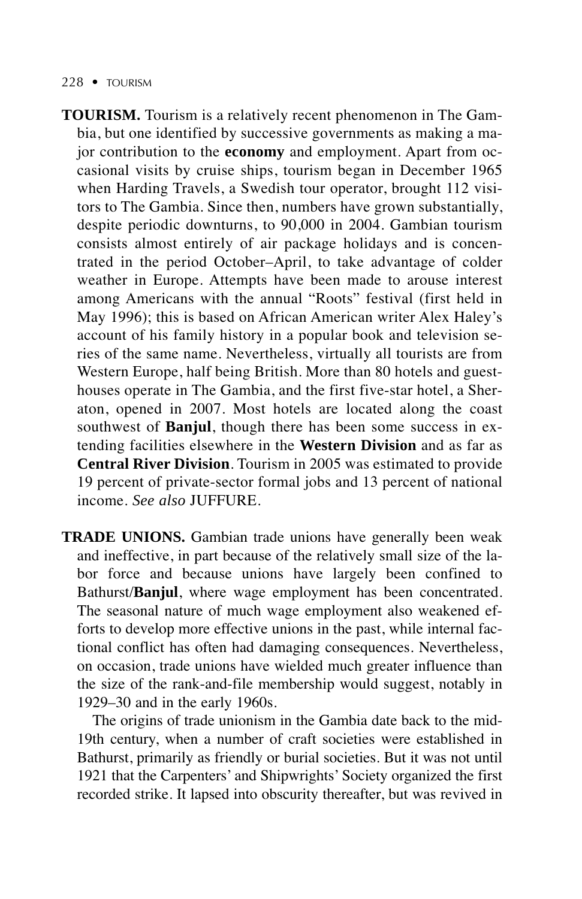**TOURISM.** Tourism is a relatively recent phenomenon in The Gambia, but one identified by successive governments as making a major contribution to the **economy** and employment. Apart from occasional visits by cruise ships, tourism began in December 1965 when Harding Travels, a Swedish tour operator, brought 112 visitors to The Gambia. Since then, numbers have grown substantially, despite periodic downturns, to 90,000 in 2004. Gambian tourism consists almost entirely of air package holidays and is concentrated in the period October–April, to take advantage of colder weather in Europe. Attempts have been made to arouse interest among Americans with the annual "Roots" festival (first held in May 1996); this is based on African American writer Alex Haley's account of his family history in a popular book and television series of the same name. Nevertheless, virtually all tourists are from Western Europe, half being British. More than 80 hotels and guesthouses operate in The Gambia, and the first five-star hotel, a Sheraton, opened in 2007. Most hotels are located along the coast southwest of **Banjul**, though there has been some success in extending facilities elsewhere in the **Western Division** and as far as **Central River Division**. Tourism in 2005 was estimated to provide 19 percent of private-sector formal jobs and 13 percent of national income. *See also* JUFFURE.

**TRADE UNIONS.** Gambian trade unions have generally been weak and ineffective, in part because of the relatively small size of the labor force and because unions have largely been confined to Bathurst/**Banjul**, where wage employment has been concentrated. The seasonal nature of much wage employment also weakened efforts to develop more effective unions in the past, while internal factional conflict has often had damaging consequences. Nevertheless, on occasion, trade unions have wielded much greater influence than the size of the rank-and-file membership would suggest, notably in 1929–30 and in the early 1960s.

The origins of trade unionism in the Gambia date back to the mid-19th century, when a number of craft societies were established in Bathurst, primarily as friendly or burial societies. But it was not until 1921 that the Carpenters' and Shipwrights' Society organized the first recorded strike. It lapsed into obscurity thereafter, but was revived in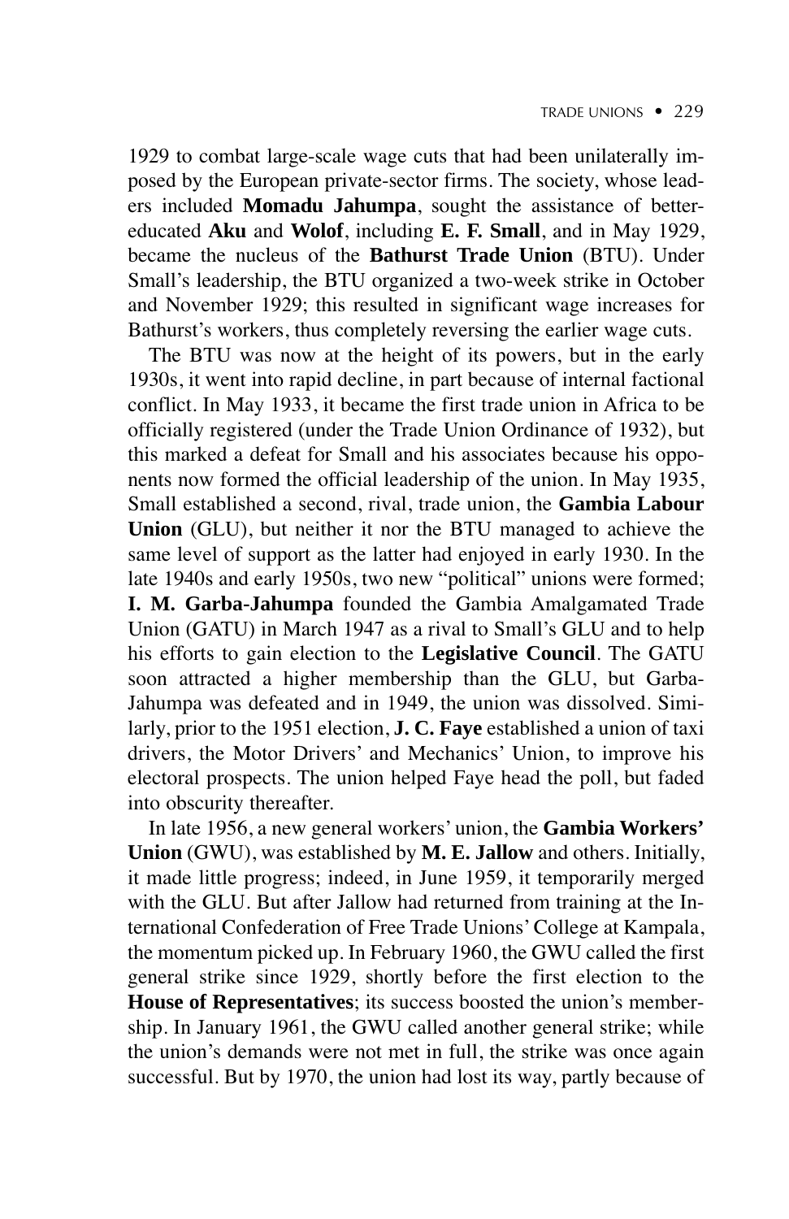1929 to combat large-scale wage cuts that had been unilaterally imposed by the European private-sector firms. The society, whose leaders included **Momadu Jahumpa**, sought the assistance of better-educated **Aku** and **Wolof**, including **E. F. Small**, and in May 1929, became the nucleus of the **Bathurst Trade Union** (BTU). Under Small's leadership, the BTU organized a two-week strike in October and November 1929; this resulted in significant wage increases for Bathurst's workers, thus completely reversing the earlier wage cuts.

The BTU was now at the height of its powers, but in the early 1930s, it went into rapid decline, in part because of internal factional conflict. In May 1933, it became the first trade union in Africa to be officially registered (under the Trade Union Ordinance of 1932), but this marked a defeat for Small and his associates because his opponents now formed the official leadership of the union. In May 1935, Small established a second, rival, trade union, the **Gambia Labour Union** (GLU), but neither it nor the BTU managed to achieve the same level of support as the latter had enjoyed in early 1930. In the late 1940s and early 1950s, two new "political" unions were formed; **I. M. Garba-Jahumpa** founded the Gambia Amalgamated Trade Union (GATU) in March 1947 as a rival to Small's GLU and to help his efforts to gain election to the **Legislative Council**. The GATU soon attracted a higher membership than the GLU, but Garba-Jahumpa was defeated and in 1949, the union was dissolved. Similarly, prior to the 1951 election, **J. C. Faye** established a union of taxi drivers, the Motor Drivers' and Mechanics' Union, to improve his electoral prospects. The union helped Faye head the poll, but faded into obscurity thereafter.

In late 1956, a new general workers' union, the **Gambia Workers' Union** (GWU), was established by **M. E. Jallow** and others. Initially, it made little progress; indeed, in June 1959, it temporarily merged with the GLU. But after Jallow had returned from training at the International Confederation of Free Trade Unions' College at Kampala, the momentum picked up. In February 1960, the GWU called the first general strike since 1929, shortly before the first election to the **House of Representatives**; its success boosted the union's membership. In January 1961, the GWU called another general strike; while the union's demands were not met in full, the strike was once again successful. But by 1970, the union had lost its way, partly because of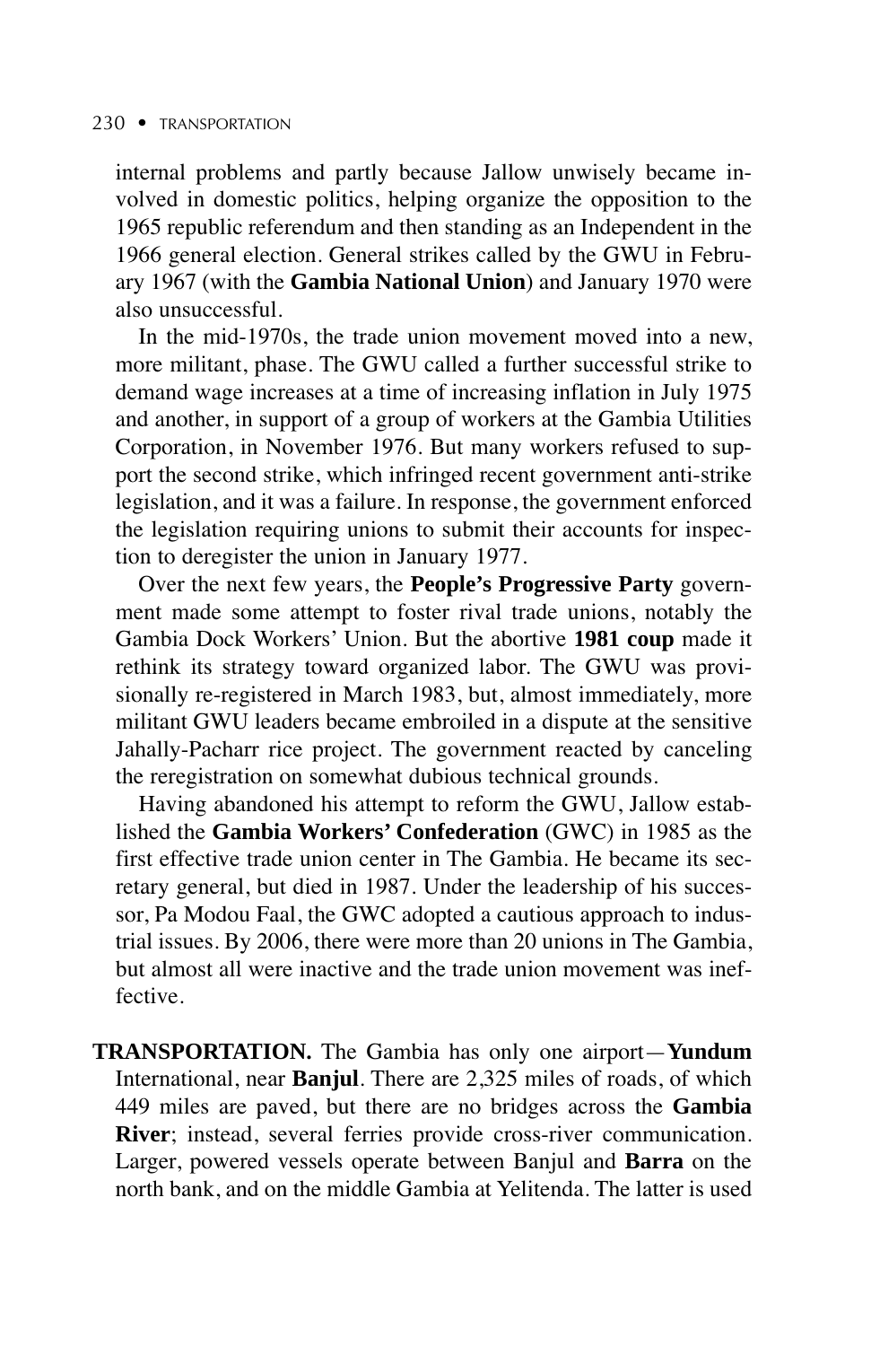internal problems and partly because Jallow unwisely became involved in domestic politics, helping organize the opposition to the 1965 republic referendum and then standing as an Independent in the 1966 general election. General strikes called by the GWU in February 1967 (with the **Gambia National Union**) and January 1970 were also unsuccessful.

In the mid-1970s, the trade union movement moved into a new, more militant, phase. The GWU called a further successful strike to demand wage increases at a time of increasing inflation in July 1975 and another, in support of a group of workers at the Gambia Utilities Corporation, in November 1976. But many workers refused to support the second strike, which infringed recent government anti-strike legislation, and it was a failure. In response, the government enforced the legislation requiring unions to submit their accounts for inspection to deregister the union in January 1977.

Over the next few years, the **People's Progressive Party** government made some attempt to foster rival trade unions, notably the Gambia Dock Workers' Union. But the abortive **1981 coup** made it rethink its strategy toward organized labor. The GWU was provisionally re-registered in March 1983, but, almost immediately, more militant GWU leaders became embroiled in a dispute at the sensitive Jahally-Pacharr rice project. The government reacted by canceling the reregistration on somewhat dubious technical grounds.

Having abandoned his attempt to reform the GWU, Jallow established the **Gambia Workers' Confederation** (GWC) in 1985 as the first effective trade union center in The Gambia. He became its secretary general, but died in 1987. Under the leadership of his successor, Pa Modou Faal, the GWC adopted a cautious approach to industrial issues. By 2006, there were more than 20 unions in The Gambia, but almost all were inactive and the trade union movement was ineffective.

**TRANSPORTATION.** The Gambia has only one airport—**Yundum** International, near **Banjul**. There are 2,325 miles of roads, of which 449 miles are paved, but there are no bridges across the **Gambia River**; instead, several ferries provide cross-river communication. Larger, powered vessels operate between Banjul and **Barra** on the north bank, and on the middle Gambia at Yelitenda. The latter is used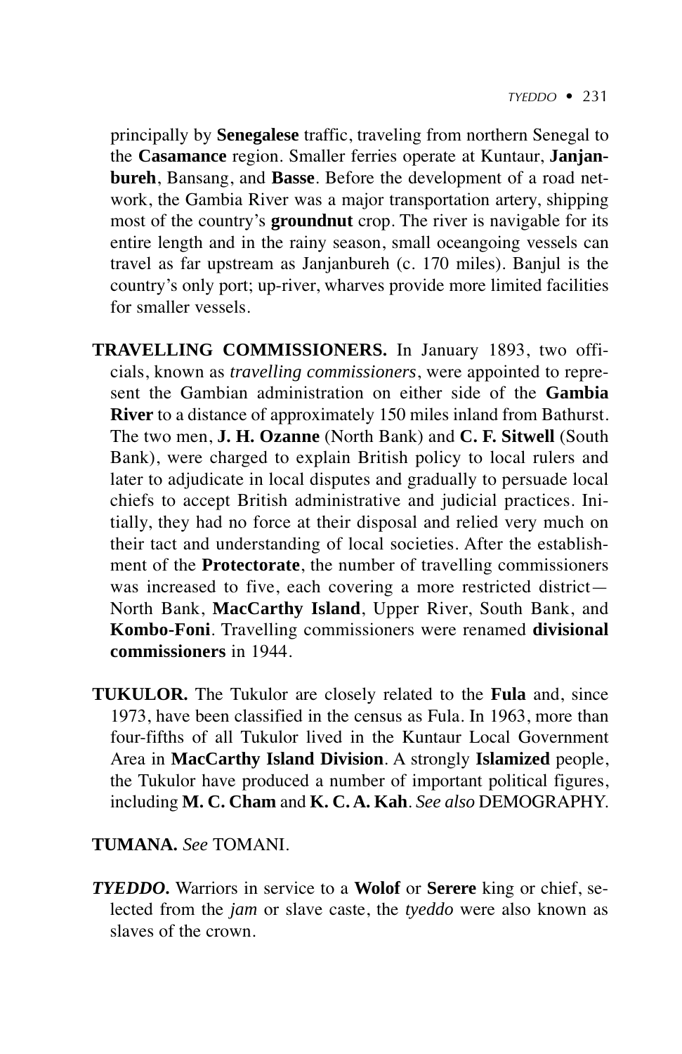principally by **Senegalese** traffic, traveling from northern Senegal to the **Casamance** region. Smaller ferries operate at Kuntaur, **Janjanbureh**, Bansang, and **Basse**. Before the development of a road network, the Gambia River was a major transportation artery, shipping most of the country's **groundnut** crop. The river is navigable for its entire length and in the rainy season, small oceangoing vessels can travel as far upstream as Janjanbureh (c. 170 miles). Banjul is the country's only port; up-river, wharves provide more limited facilities for smaller vessels.

**TRAVELLING COMMISSIONERS.** In January 1893, two officials, known as *travelling commissioners*, were appointed to represent the Gambian administration on either side of the **Gambia River** to a distance of approximately 150 miles inland from Bathurst. The two men, **J. H. Ozanne** (North Bank) and **C. F. Sitwell** (South Bank), were charged to explain British policy to local rulers and later to adjudicate in local disputes and gradually to persuade local chiefs to accept British administrative and judicial practices. Initially, they had no force at their disposal and relied very much on their tact and understanding of local societies. After the establishment of the **Protectorate**, the number of travelling commissioners was increased to five, each covering a more restricted district—North Bank, **MacCarthy Island**, Upper River, South Bank, and **Kombo-Foni**. Travelling commissioners were renamed **divisional commissioners** in 1944.

**TUKULOR.** The Tukulor are closely related to the **Fula** and, since 1973, have been classified in the census as Fula. In 1963, more than four-fifths of all Tukulor lived in the Kuntaur Local Government Area in **MacCarthy Island Division**. A strongly **Islamized** people, the Tukulor have produced a number of important political figures, including **M. C. Cham** and **K. C. A. Kah**. *See also* DEMOGRAPHY.

**TUMANA.** *See* TOMANI.

***TYEDDO.*** Warriors in service to a **Wolof** or **Serere** king or chief, selected from the *jam* or slave caste, the *tyeddo* were also known as slaves of the crown.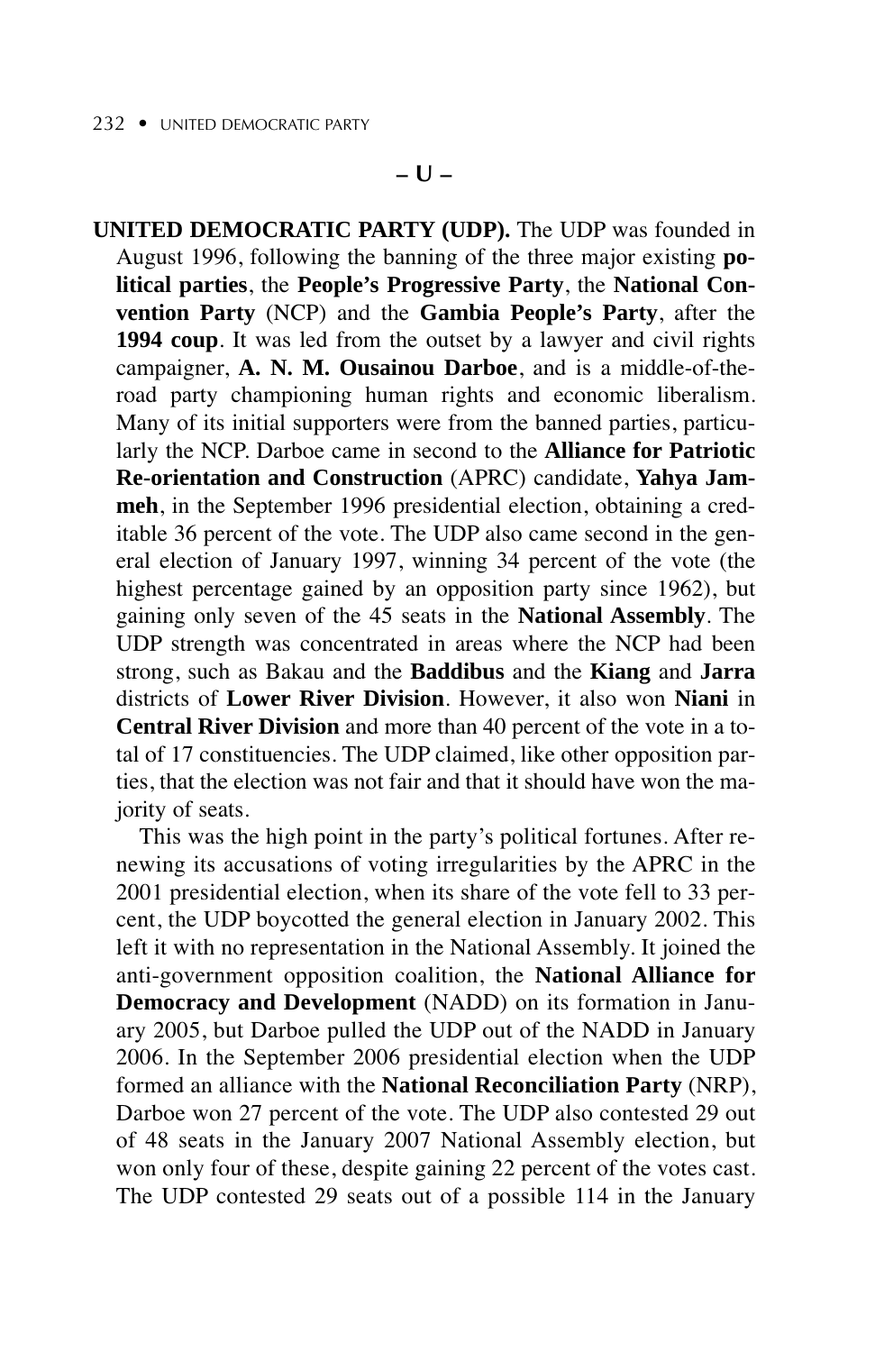## – U –

**UNITED DEMOCRATIC PARTY (UDP).** The UDP was founded in August 1996, following the banning of the three major existing **political parties**, the **People's Progressive Party**, the **National Convention Party** (NCP) and the **Gambia People's Party**, after the **1994 coup**. It was led from the outset by a lawyer and civil rights campaigner, **A. N. M. Ousainou Darboe**, and is a middle-of-the-road party championing human rights and economic liberalism. Many of its initial supporters were from the banned parties, particularly the NCP. Darboe came in second to the **Alliance for Patriotic Re-orientation and Construction** (APRC) candidate, **Yahya Jammeh**, in the September 1996 presidential election, obtaining a creditable 36 percent of the vote. The UDP also came second in the general election of January 1997, winning 34 percent of the vote (the highest percentage gained by an opposition party since 1962), but gaining only seven of the 45 seats in the **National Assembly**. The UDP strength was concentrated in areas where the NCP had been strong, such as Bakau and the **Baddibus** and the **Kiang** and **Jarra** districts of **Lower River Division**. However, it also won **Niani** in **Central River Division** and more than 40 percent of the vote in a total of 17 constituencies. The UDP claimed, like other opposition parties, that the election was not fair and that it should have won the majority of seats.

This was the high point in the party's political fortunes. After renewing its accusations of voting irregularities by the APRC in the 2001 presidential election, when its share of the vote fell to 33 percent, the UDP boycotted the general election in January 2002. This left it with no representation in the National Assembly. It joined the anti-government opposition coalition, the **National Alliance for Democracy and Development** (NADD) on its formation in January 2005, but Darboe pulled the UDP out of the NADD in January 2006. In the September 2006 presidential election when the UDP formed an alliance with the **National Reconciliation Party** (NRP), Darboe won 27 percent of the vote. The UDP also contested 29 out of 48 seats in the January 2007 National Assembly election, but won only four of these, despite gaining 22 percent of the votes cast. The UDP contested 29 seats out of a possible 114 in the January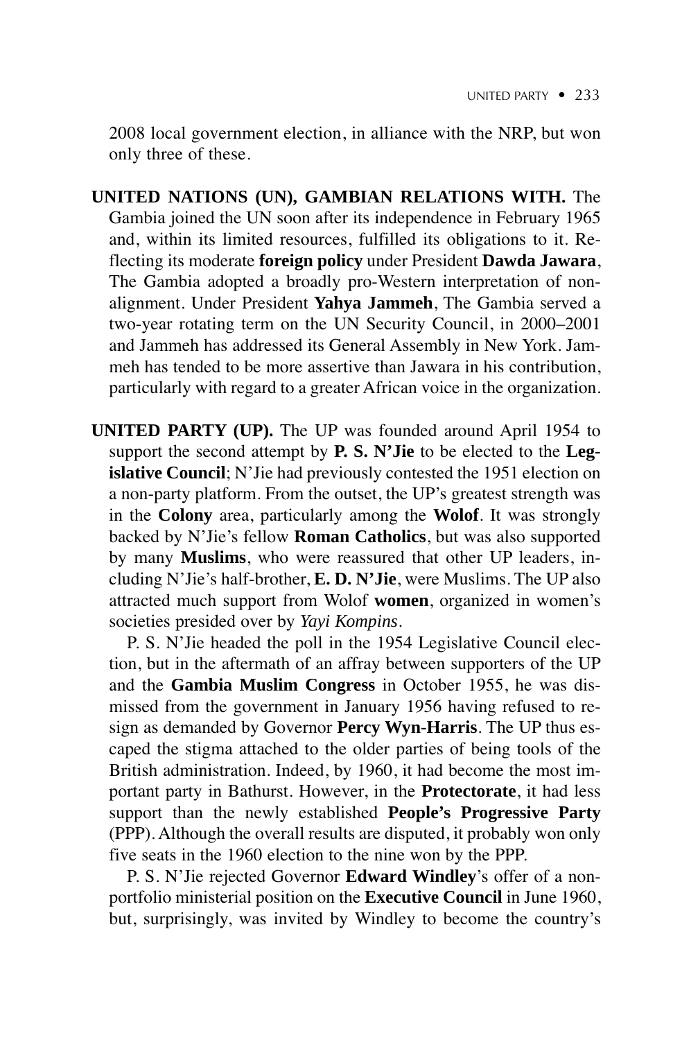2008 local government election, in alliance with the NRP, but won only three of these.

**UNITED NATIONS (UN), GAMBIAN RELATIONS WITH.** The Gambia joined the UN soon after its independence in February 1965 and, within its limited resources, fulfilled its obligations to it. Reflecting its moderate **foreign policy** under President **Dawda Jawara**, The Gambia adopted a broadly pro-Western interpretation of non-alignment. Under President **Yahya Jammeh**, The Gambia served a two-year rotating term on the UN Security Council, in 2000–2001 and Jammeh has addressed its General Assembly in New York. Jammeh has tended to be more assertive than Jawara in his contribution, particularly with regard to a greater African voice in the organization.

**UNITED PARTY (UP).** The UP was founded around April 1954 to support the second attempt by **P. S. N'Jie** to be elected to the **Legislative Council**; N'Jie had previously contested the 1951 election on a non-party platform. From the outset, the UP's greatest strength was in the **Colony** area, particularly among the **Wolof**. It was strongly backed by N'Jie's fellow **Roman Catholics**, but was also supported by many **Muslims**, who were reassured that other UP leaders, including N'Jie's half-brother, **E. D. N'Jie**, were Muslims. The UP also attracted much support from Wolof **women**, organized in women's societies presided over by *Yayi Kompins*.

P. S. N'Jie headed the poll in the 1954 Legislative Council election, but in the aftermath of an affray between supporters of the UP and the **Gambia Muslim Congress** in October 1955, he was dismissed from the government in January 1956 having refused to resign as demanded by Governor **Percy Wyn-Harris**. The UP thus escaped the stigma attached to the older parties of being tools of the British administration. Indeed, by 1960, it had become the most important party in Bathurst. However, in the **Protectorate**, it had less support than the newly established **People's Progressive Party** (PPP). Although the overall results are disputed, it probably won only five seats in the 1960 election to the nine won by the PPP.

P. S. N'Jie rejected Governor **Edward Windley**'s offer of a non-portfolio ministerial position on the **Executive Council** in June 1960, but, surprisingly, was invited by Windley to become the country's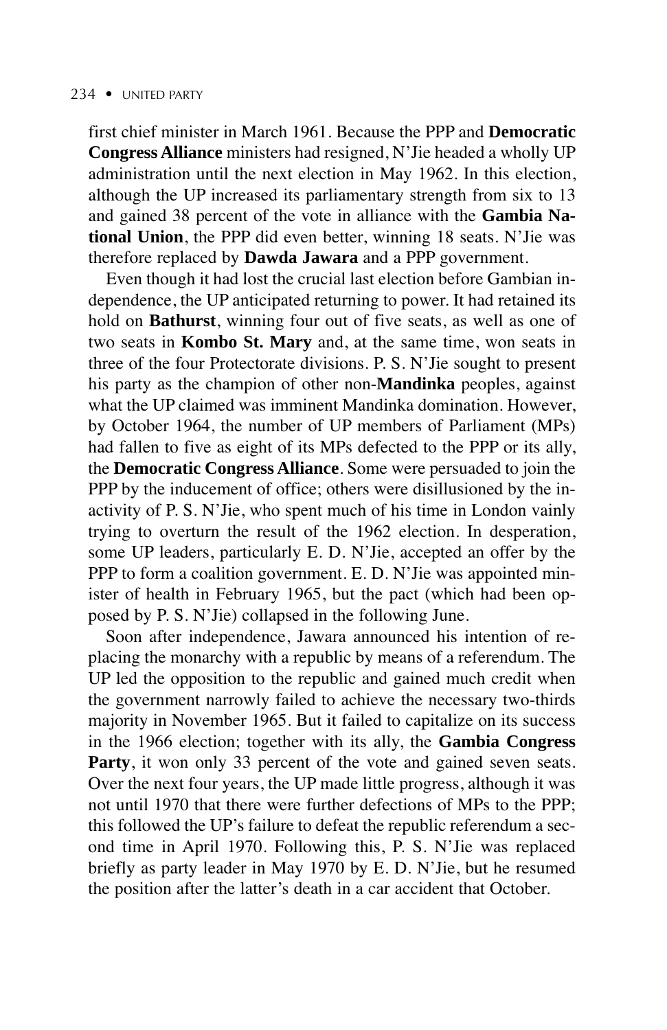first chief minister in March 1961. Because the PPP and **Democratic Congress Alliance** ministers had resigned, N'Jie headed a wholly UP administration until the next election in May 1962. In this election, although the UP increased its parliamentary strength from six to 13 and gained 38 percent of the vote in alliance with the **Gambia National Union**, the PPP did even better, winning 18 seats. N'Jie was therefore replaced by **Dawda Jawara** and a PPP government.

Even though it had lost the crucial last election before Gambian independence, the UP anticipated returning to power. It had retained its hold on **Bathurst**, winning four out of five seats, as well as one of two seats in **Kombo St. Mary** and, at the same time, won seats in three of the four Protectorate divisions. P. S. N'Jie sought to present his party as the champion of other non-**Mandinka** peoples, against what the UP claimed was imminent Mandinka domination. However, by October 1964, the number of UP members of Parliament (MPs) had fallen to five as eight of its MPs defected to the PPP or its ally, the **Democratic Congress Alliance**. Some were persuaded to join the PPP by the inducement of office; others were disillusioned by the inactivity of P. S. N'Jie, who spent much of his time in London vainly trying to overturn the result of the 1962 election. In desperation, some UP leaders, particularly E. D. N'Jie, accepted an offer by the PPP to form a coalition government. E. D. N'Jie was appointed minister of health in February 1965, but the pact (which had been opposed by P. S. N'Jie) collapsed in the following June.

Soon after independence, Jawara announced his intention of replacing the monarchy with a republic by means of a referendum. The UP led the opposition to the republic and gained much credit when the government narrowly failed to achieve the necessary two-thirds majority in November 1965. But it failed to capitalize on its success in the 1966 election; together with its ally, the **Gambia Congress Party**, it won only 33 percent of the vote and gained seven seats. Over the next four years, the UP made little progress, although it was not until 1970 that there were further defections of MPs to the PPP; this followed the UP's failure to defeat the republic referendum a second time in April 1970. Following this, P. S. N'Jie was replaced briefly as party leader in May 1970 by E. D. N'Jie, but he resumed the position after the latter's death in a car accident that October.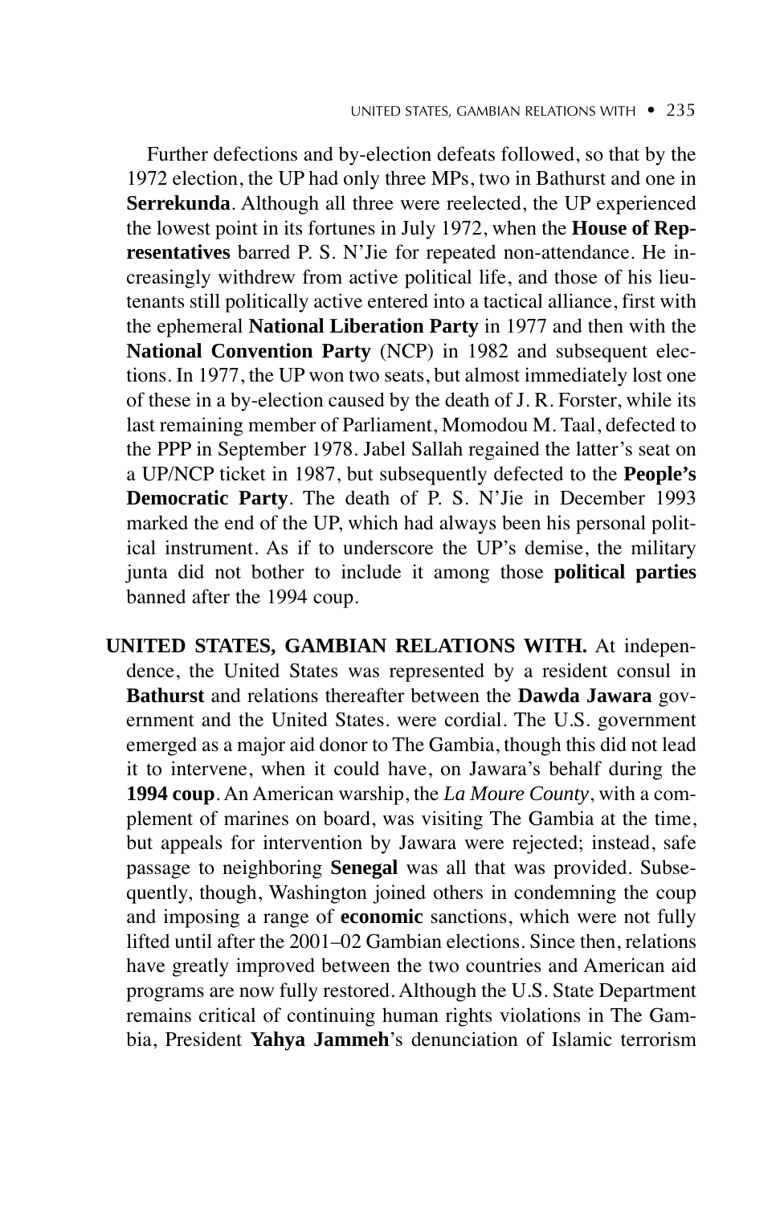Further defections and by-election defeats followed, so that by the 1972 election, the UP had only three MPs, two in Bathurst and one in **Serrekunda**. Although all three were reelected, the UP experienced the lowest point in its fortunes in July 1972, when the **House of Representatives** barred P. S. N'Jie for repeated non-attendance. He increasingly withdrew from active political life, and those of his lieutenants still politically active entered into a tactical alliance, first with the ephemeral **National Liberation Party** in 1977 and then with the **National Convention Party** (NCP) in 1982 and subsequent elections. In 1977, the UP won two seats, but almost immediately lost one of these in a by-election caused by the death of J. R. Forster, while its last remaining member of Parliament, Momodou M. Taal, defected to the PPP in September 1978. Jabel Sallah regained the latter's seat on a UP/NCP ticket in 1987, but subsequently defected to the **People's Democratic Party**. The death of P. S. N'Jie in December 1993 marked the end of the UP, which had always been his personal political instrument. As if to underscore the UP's demise, the military junta did not bother to include it among those **political parties** banned after the 1994 coup.

**UNITED STATES, GAMBIAN RELATIONS WITH.** At independence, the United States was represented by a resident consul in **Bathurst** and relations thereafter between the **Dawda Jawara** government and the United States. were cordial. The U.S. government emerged as a major aid donor to The Gambia, though this did not lead it to intervene, when it could have, on Jawara's behalf during the **1994 coup**. An American warship, the *La Moure County*, with a complement of marines on board, was visiting The Gambia at the time, but appeals for intervention by Jawara were rejected; instead, safe passage to neighboring **Senegal** was all that was provided. Subsequently, though, Washington joined others in condemning the coup and imposing a range of **economic** sanctions, which were not fully lifted until after the 2001–02 Gambian elections. Since then, relations have greatly improved between the two countries and American aid programs are now fully restored. Although the U.S. State Department remains critical of continuing human rights violations in The Gambia, President **Yahya Jammeh**'s denunciation of Islamic terrorism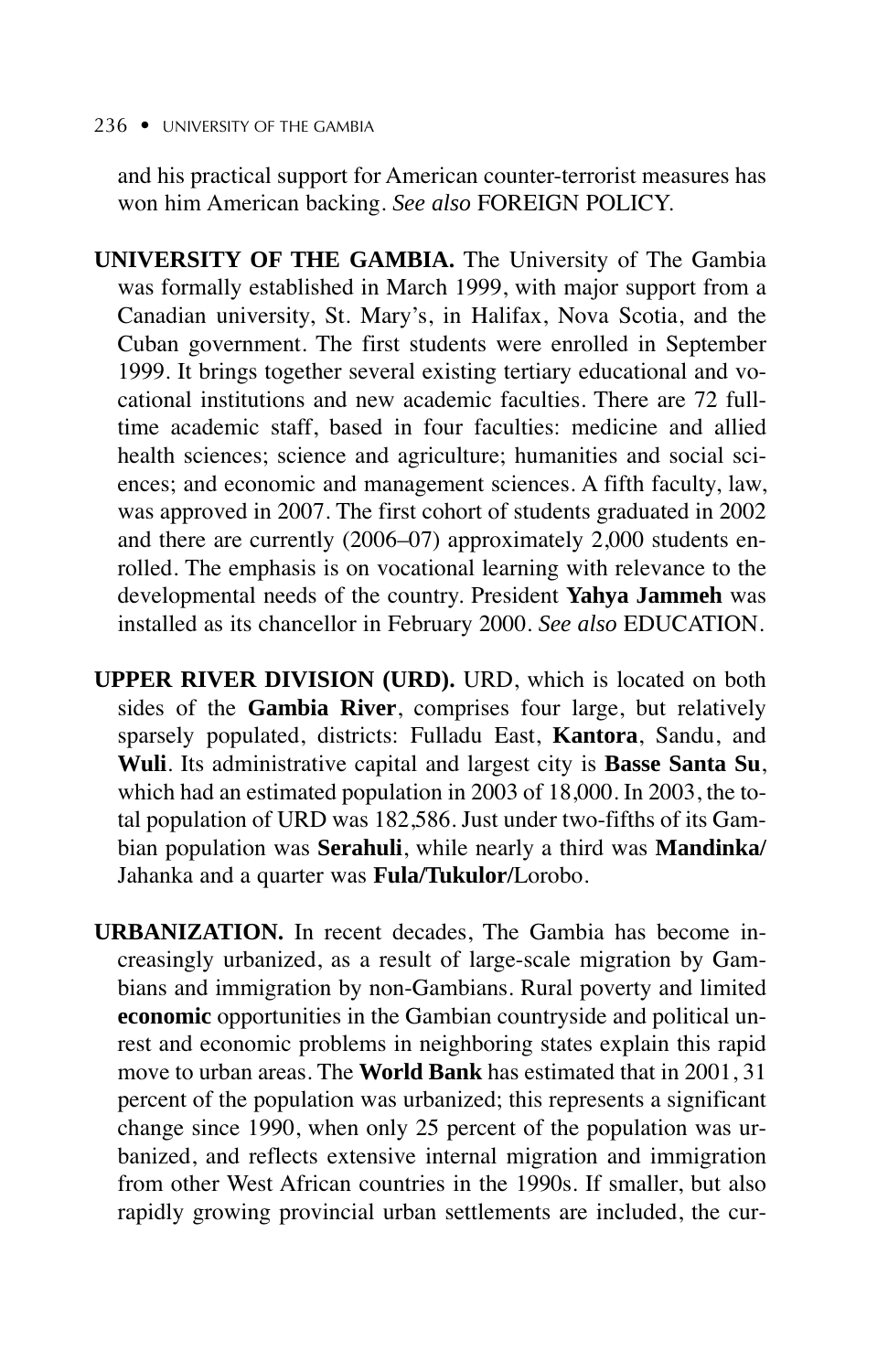and his practical support for American counter-terrorist measures has won him American backing. *See also* FOREIGN POLICY.

**UNIVERSITY OF THE GAMBIA.** The University of The Gambia was formally established in March 1999, with major support from a Canadian university, St. Mary's, in Halifax, Nova Scotia, and the Cuban government. The first students were enrolled in September 1999. It brings together several existing tertiary educational and vocational institutions and new academic faculties. There are 72 full-time academic staff, based in four faculties: medicine and allied health sciences; science and agriculture; humanities and social sciences; and economic and management sciences. A fifth faculty, law, was approved in 2007. The first cohort of students graduated in 2002 and there are currently (2006–07) approximately 2,000 students enrolled. The emphasis is on vocational learning with relevance to the developmental needs of the country. President **Yahya Jammeh** was installed as its chancellor in February 2000. *See also* EDUCATION.

**UPPER RIVER DIVISION (URD).** URD, which is located on both sides of the **Gambia River**, comprises four large, but relatively sparsely populated, districts: Fulladu East, **Kantora**, Sandu, and **Wuli**. Its administrative capital and largest city is **Basse Santa Su**, which had an estimated population in 2003 of 18,000. In 2003, the total population of URD was 182,586. Just under two-fifths of its Gambian population was **Serahuli**, while nearly a third was **Mandinka/** Jahanka and a quarter was **Fula/Tukulor/**Lorobo.

**URBANIZATION.** In recent decades, The Gambia has become increasingly urbanized, as a result of large-scale migration by Gambians and immigration by non-Gambians. Rural poverty and limited **economic** opportunities in the Gambian countryside and political unrest and economic problems in neighboring states explain this rapid move to urban areas. The **World Bank** has estimated that in 2001, 31 percent of the population was urbanized; this represents a significant change since 1990, when only 25 percent of the population was urbanized, and reflects extensive internal migration and immigration from other West African countries in the 1990s. If smaller, but also rapidly growing provincial urban settlements are included, the cur-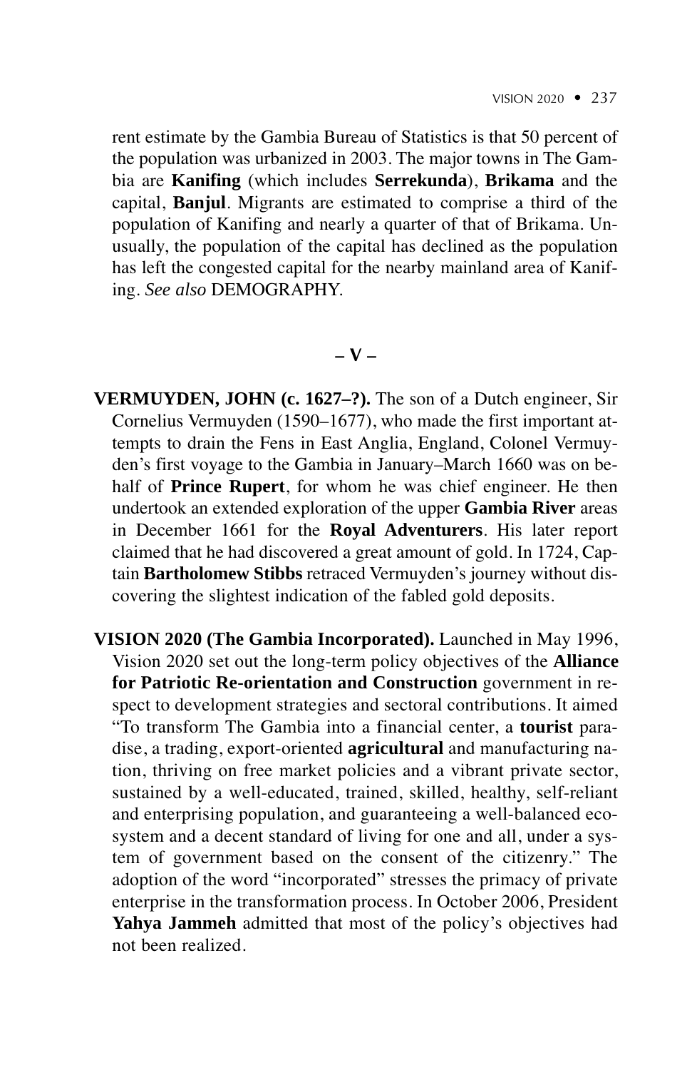rent estimate by the Gambia Bureau of Statistics is that 50 percent of the population was urbanized in 2003. The major towns in The Gambia are **Kanifing** (which includes **Serrekunda**), **Brikama** and the capital, **Banjul**. Migrants are estimated to comprise a third of the population of Kanifing and nearly a quarter of that of Brikama. Unusually, the population of the capital has declined as the population has left the congested capital for the nearby mainland area of Kanifing. *See also* DEMOGRAPHY.

## – V –

**VERMUYDEN, JOHN (c. 1627–?).** The son of a Dutch engineer, Sir Cornelius Vermuyden (1590–1677), who made the first important attempts to drain the Fens in East Anglia, England, Colonel Vermuyden's first voyage to the Gambia in January–March 1660 was on behalf of **Prince Rupert**, for whom he was chief engineer. He then undertook an extended exploration of the upper **Gambia River** areas in December 1661 for the **Royal Adventurers**. His later report claimed that he had discovered a great amount of gold. In 1724, Captain **Bartholomew Stibbs** retraced Vermuyden's journey without discovering the slightest indication of the fabled gold deposits.

**VISION 2020 (The Gambia Incorporated).** Launched in May 1996, Vision 2020 set out the long-term policy objectives of the **Alliance for Patriotic Re-orientation and Construction** government in respect to development strategies and sectoral contributions. It aimed "To transform The Gambia into a financial center, a **tourist** paradise, a trading, export-oriented **agricultural** and manufacturing nation, thriving on free market policies and a vibrant private sector, sustained by a well-educated, trained, skilled, healthy, self-reliant and enterprising population, and guaranteeing a well-balanced ecosystem and a decent standard of living for one and all, under a system of government based on the consent of the citizenry." The adoption of the word "incorporated" stresses the primacy of private enterprise in the transformation process. In October 2006, President **Yahya Jammeh** admitted that most of the policy's objectives had not been realized.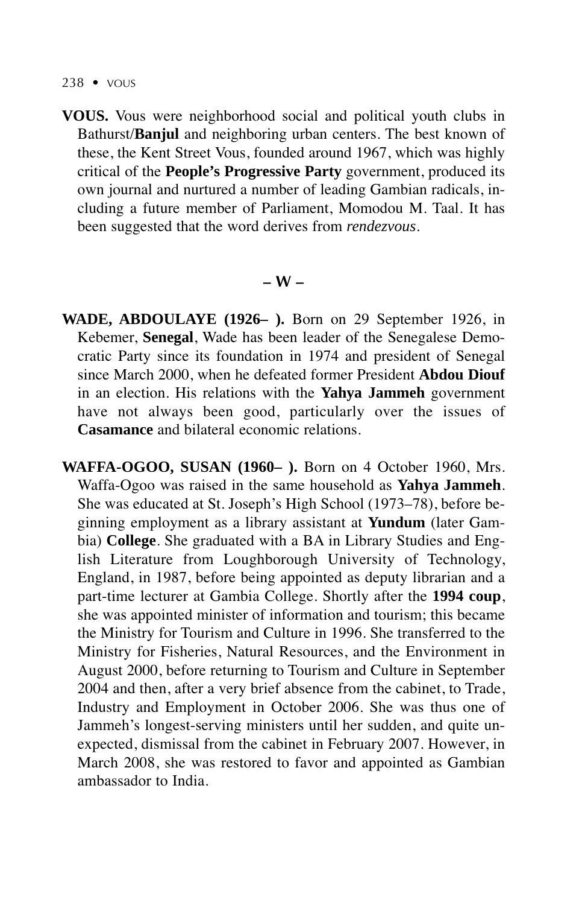**VOUS.** Vous were neighborhood social and political youth clubs in Bathurst/**Banjul** and neighboring urban centers. The best known of these, the Kent Street Vous, founded around 1967, which was highly critical of the **People's Progressive Party** government, produced its own journal and nurtured a number of leading Gambian radicals, including a future member of Parliament, Momodou M. Taal. It has been suggested that the word derives from *rendezvous*.

## – W –

**WADE, ABDOULAYE (1926– ).** Born on 29 September 1926, in Kebemer, **Senegal**, Wade has been leader of the Senegalese Democratic Party since its foundation in 1974 and president of Senegal since March 2000, when he defeated former President **Abdou Diouf** in an election. His relations with the **Yahya Jammeh** government have not always been good, particularly over the issues of **Casamance** and bilateral economic relations.

**WAFFA-OGOO, SUSAN (1960– ).** Born on 4 October 1960, Mrs. Waffa-Ogoo was raised in the same household as **Yahya Jammeh**. She was educated at St. Joseph's High School (1973–78), before beginning employment as a library assistant at **Yundum** (later Gambia) **College**. She graduated with a BA in Library Studies and English Literature from Loughborough University of Technology, England, in 1987, before being appointed as deputy librarian and a part-time lecturer at Gambia College. Shortly after the **1994 coup**, she was appointed minister of information and tourism; this became the Ministry for Tourism and Culture in 1996. She transferred to the Ministry for Fisheries, Natural Resources, and the Environment in August 2000, before returning to Tourism and Culture in September 2004 and then, after a very brief absence from the cabinet, to Trade, Industry and Employment in October 2006. She was thus one of Jammeh's longest-serving ministers until her sudden, and quite unexpected, dismissal from the cabinet in February 2007. However, in March 2008, she was restored to favor and appointed as Gambian ambassador to India.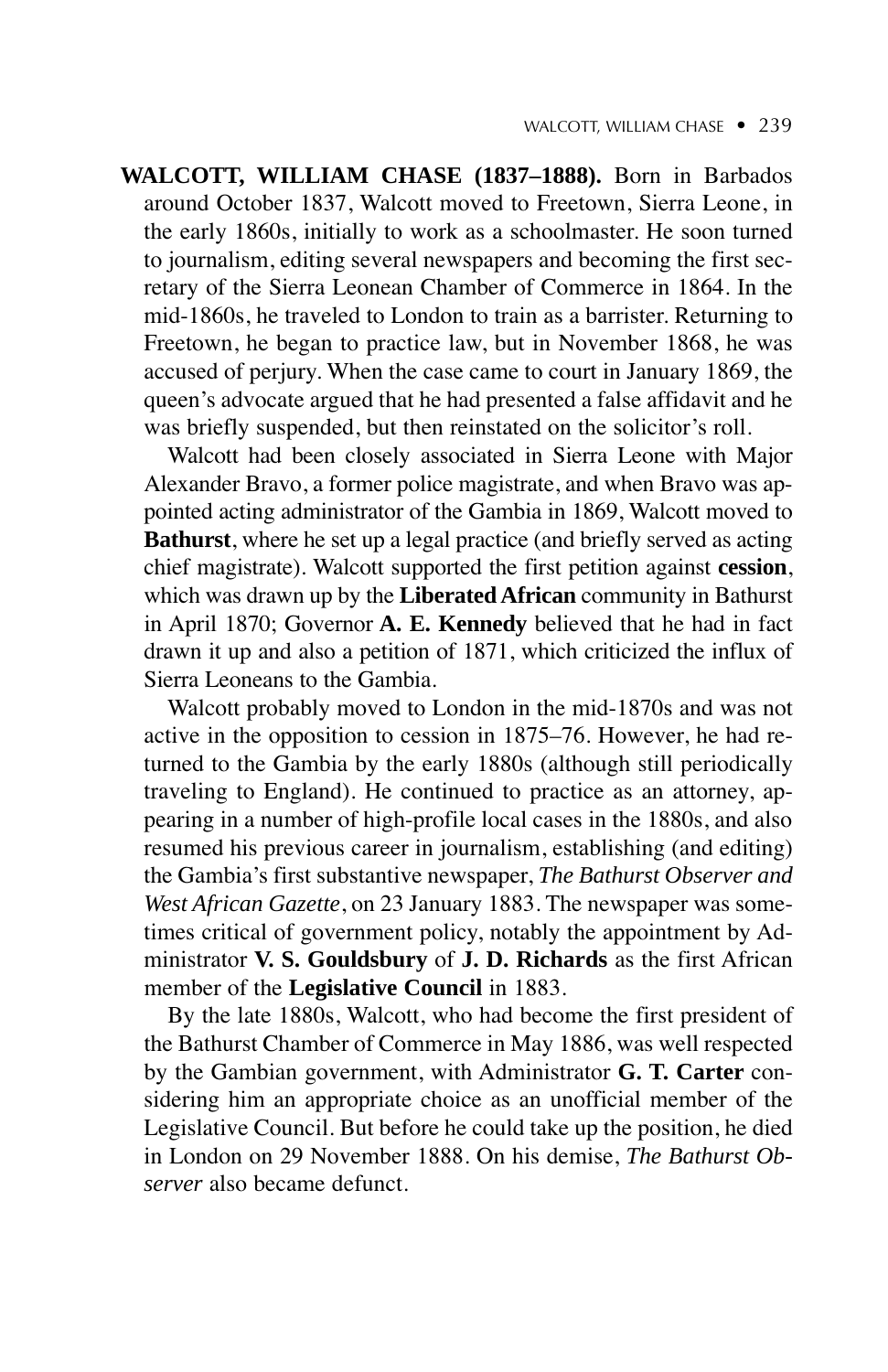**WALCOTT, WILLIAM CHASE (1837–1888).** Born in Barbados around October 1837, Walcott moved to Freetown, Sierra Leone, in the early 1860s, initially to work as a schoolmaster. He soon turned to journalism, editing several newspapers and becoming the first secretary of the Sierra Leonean Chamber of Commerce in 1864. In the mid-1860s, he traveled to London to train as a barrister. Returning to Freetown, he began to practice law, but in November 1868, he was accused of perjury. When the case came to court in January 1869, the queen's advocate argued that he had presented a false affidavit and he was briefly suspended, but then reinstated on the solicitor's roll.

Walcott had been closely associated in Sierra Leone with Major Alexander Bravo, a former police magistrate, and when Bravo was appointed acting administrator of the Gambia in 1869, Walcott moved to **Bathurst**, where he set up a legal practice (and briefly served as acting chief magistrate). Walcott supported the first petition against **cession**, which was drawn up by the **Liberated African** community in Bathurst in April 1870; Governor **A. E. Kennedy** believed that he had in fact drawn it up and also a petition of 1871, which criticized the influx of Sierra Leoneans to the Gambia.

Walcott probably moved to London in the mid-1870s and was not active in the opposition to cession in 1875–76. However, he had returned to the Gambia by the early 1880s (although still periodically traveling to England). He continued to practice as an attorney, appearing in a number of high-profile local cases in the 1880s, and also resumed his previous career in journalism, establishing (and editing) the Gambia's first substantive newspaper, *The Bathurst Observer and West African Gazette*, on 23 January 1883. The newspaper was sometimes critical of government policy, notably the appointment by Administrator **V. S. Gouldsbury** of **J. D. Richards** as the first African member of the **Legislative Council** in 1883.

By the late 1880s, Walcott, who had become the first president of the Bathurst Chamber of Commerce in May 1886, was well respected by the Gambian government, with Administrator **G. T. Carter** considering him an appropriate choice as an unofficial member of the Legislative Council. But before he could take up the position, he died in London on 29 November 1888. On his demise, *The Bathurst Observer* also became defunct.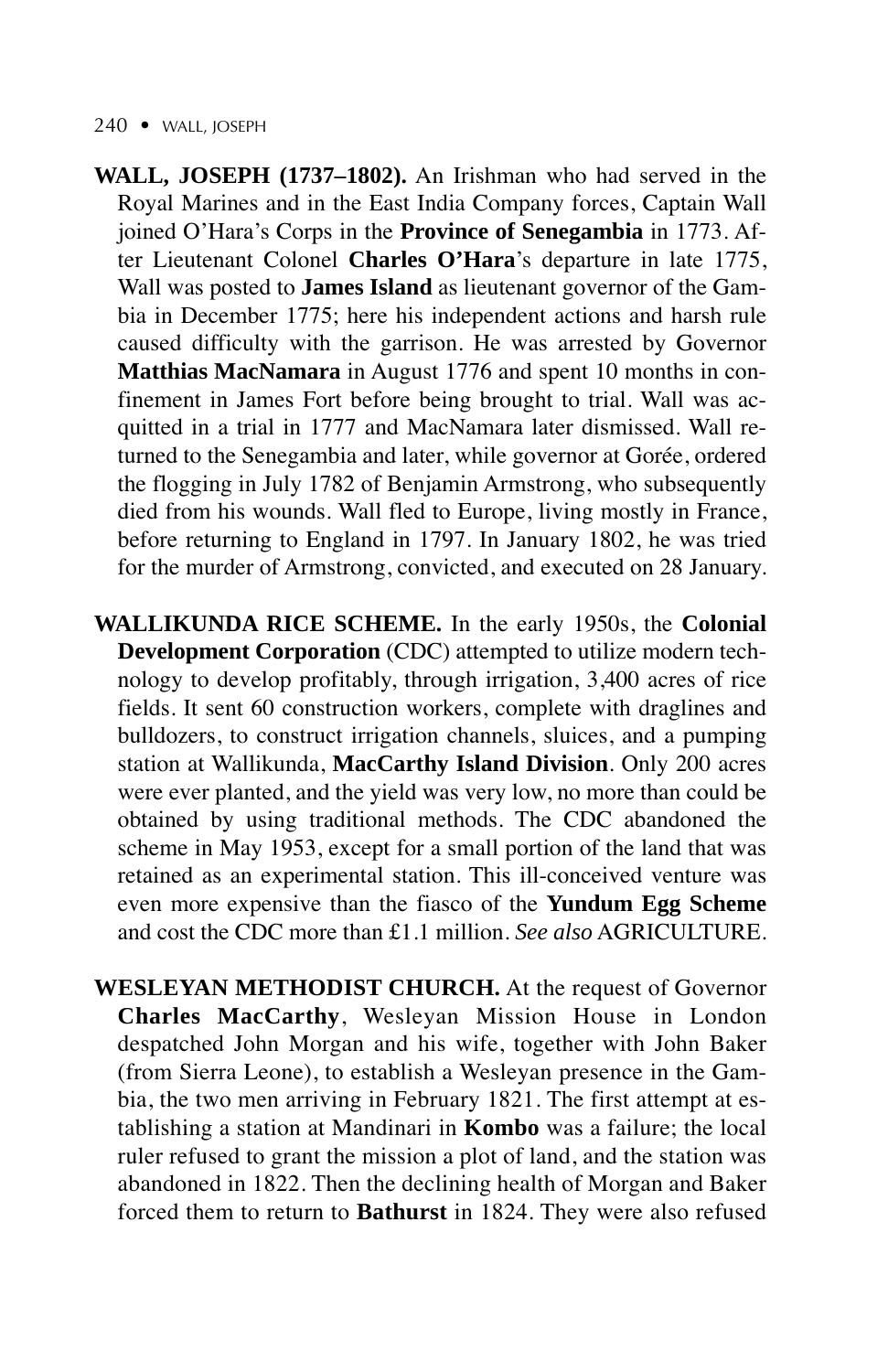**WALL, JOSEPH (1737–1802).** An Irishman who had served in the Royal Marines and in the East India Company forces, Captain Wall joined O'Hara's Corps in the **Province of Senegambia** in 1773. After Lieutenant Colonel **Charles O'Hara**'s departure in late 1775, Wall was posted to **James Island** as lieutenant governor of the Gambia in December 1775; here his independent actions and harsh rule caused difficulty with the garrison. He was arrested by Governor **Matthias MacNamara** in August 1776 and spent 10 months in confinement in James Fort before being brought to trial. Wall was acquitted in a trial in 1777 and MacNamara later dismissed. Wall returned to the Senegambia and later, while governor at Gorée, ordered the flogging in July 1782 of Benjamin Armstrong, who subsequently died from his wounds. Wall fled to Europe, living mostly in France, before returning to England in 1797. In January 1802, he was tried for the murder of Armstrong, convicted, and executed on 28 January.

**WALLIKUNDA RICE SCHEME.** In the early 1950s, the **Colonial Development Corporation** (CDC) attempted to utilize modern technology to develop profitably, through irrigation, 3,400 acres of rice fields. It sent 60 construction workers, complete with draglines and bulldozers, to construct irrigation channels, sluices, and a pumping station at Wallikunda, **MacCarthy Island Division**. Only 200 acres were ever planted, and the yield was very low, no more than could be obtained by using traditional methods. The CDC abandoned the scheme in May 1953, except for a small portion of the land that was retained as an experimental station. This ill-conceived venture was even more expensive than the fiasco of the **Yundum Egg Scheme** and cost the CDC more than £1.1 million. *See also* AGRICULTURE.

**WESLEYAN METHODIST CHURCH.** At the request of Governor **Charles MacCarthy**, Wesleyan Mission House in London despatched John Morgan and his wife, together with John Baker (from Sierra Leone), to establish a Wesleyan presence in the Gambia, the two men arriving in February 1821. The first attempt at establishing a station at Mandinari in **Kombo** was a failure; the local ruler refused to grant the mission a plot of land, and the station was abandoned in 1822. Then the declining health of Morgan and Baker forced them to return to **Bathurst** in 1824. They were also refused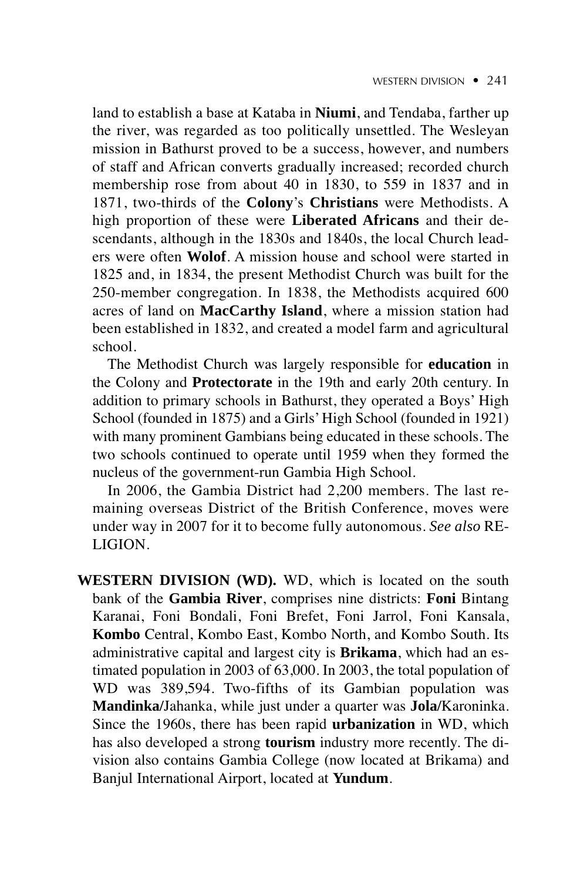land to establish a base at Kataba in **Niumi**, and Tendaba, farther up the river, was regarded as too politically unsettled. The Wesleyan mission in Bathurst proved to be a success, however, and numbers of staff and African converts gradually increased; recorded church membership rose from about 40 in 1830, to 559 in 1837 and in 1871, two-thirds of the **Colony**'s **Christians** were Methodists. A high proportion of these were **Liberated Africans** and their descendants, although in the 1830s and 1840s, the local Church leaders were often **Wolof**. A mission house and school were started in 1825 and, in 1834, the present Methodist Church was built for the 250-member congregation. In 1838, the Methodists acquired 600 acres of land on **MacCarthy Island**, where a mission station had been established in 1832, and created a model farm and agricultural school.

The Methodist Church was largely responsible for **education** in the Colony and **Protectorate** in the 19th and early 20th century. In addition to primary schools in Bathurst, they operated a Boys' High School (founded in 1875) and a Girls' High School (founded in 1921) with many prominent Gambians being educated in these schools. The two schools continued to operate until 1959 when they formed the nucleus of the government-run Gambia High School.

In 2006, the Gambia District had 2,200 members. The last remaining overseas District of the British Conference, moves were under way in 2007 for it to become fully autonomous. *See also* RELIGION.

**WESTERN DIVISION (WD).** WD, which is located on the south bank of the **Gambia River**, comprises nine districts: **Foni** Bintang Karanai, Foni Bondali, Foni Brefet, Foni Jarrol, Foni Kansala, **Kombo** Central, Kombo East, Kombo North, and Kombo South. Its administrative capital and largest city is **Brikama**, which had an estimated population in 2003 of 63,000. In 2003, the total population of WD was 389,594. Two-fifths of its Gambian population was **Mandinka**/Jahanka, while just under a quarter was **Jola**/Karoninka. Since the 1960s, there has been rapid **urbanization** in WD, which has also developed a strong **tourism** industry more recently. The division also contains Gambia College (now located at Brikama) and Banjul International Airport, located at **Yundum**.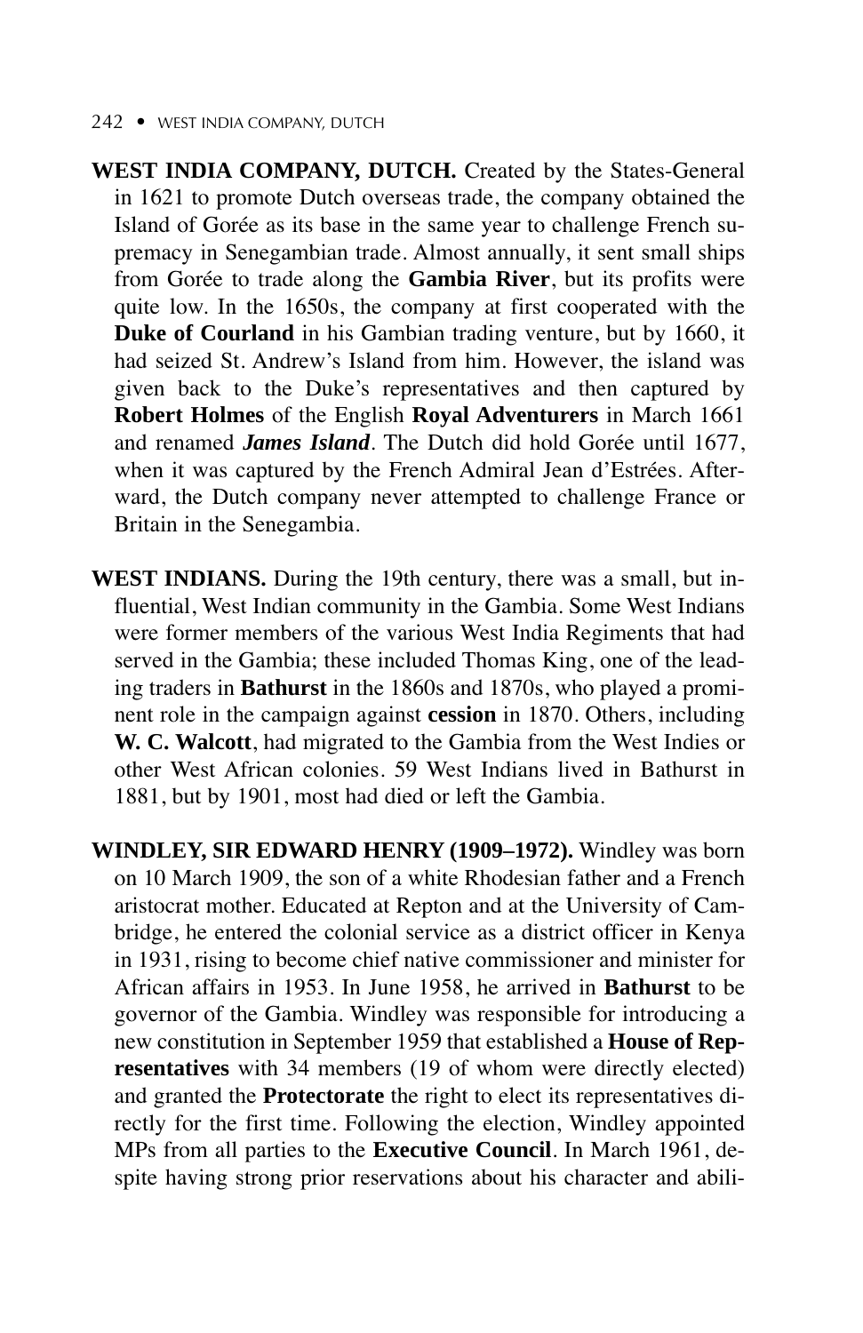**WEST INDIA COMPANY, DUTCH.** Created by the States-General in 1621 to promote Dutch overseas trade, the company obtained the Island of Gorée as its base in the same year to challenge French supremacy in Senegambian trade. Almost annually, it sent small ships from Gorée to trade along the **Gambia River**, but its profits were quite low. In the 1650s, the company at first cooperated with the **Duke of Courland** in his Gambian trading venture, but by 1660, it had seized St. Andrew's Island from him. However, the island was given back to the Duke's representatives and then captured by **Robert Holmes** of the English **Royal Adventurers** in March 1661 and renamed ***James Island***. The Dutch did hold Gorée until 1677, when it was captured by the French Admiral Jean d'Estrées. Afterward, the Dutch company never attempted to challenge France or Britain in the Senegambia.

**WEST INDIANS.** During the 19th century, there was a small, but influential, West Indian community in the Gambia. Some West Indians were former members of the various West India Regiments that had served in the Gambia; these included Thomas King, one of the leading traders in **Bathurst** in the 1860s and 1870s, who played a prominent role in the campaign against **cession** in 1870. Others, including **W. C. Walcott**, had migrated to the Gambia from the West Indies or other West African colonies. 59 West Indians lived in Bathurst in 1881, but by 1901, most had died or left the Gambia.

**WINDLEY, SIR EDWARD HENRY (1909–1972).** Windley was born on 10 March 1909, the son of a white Rhodesian father and a French aristocrat mother. Educated at Repton and at the University of Cambridge, he entered the colonial service as a district officer in Kenya in 1931, rising to become chief native commissioner and minister for African affairs in 1953. In June 1958, he arrived in **Bathurst** to be governor of the Gambia. Windley was responsible for introducing a new constitution in September 1959 that established a **House of Representatives** with 34 members (19 of whom were directly elected) and granted the **Protectorate** the right to elect its representatives directly for the first time. Following the election, Windley appointed MPs from all parties to the **Executive Council**. In March 1961, despite having strong prior reservations about his character and abili-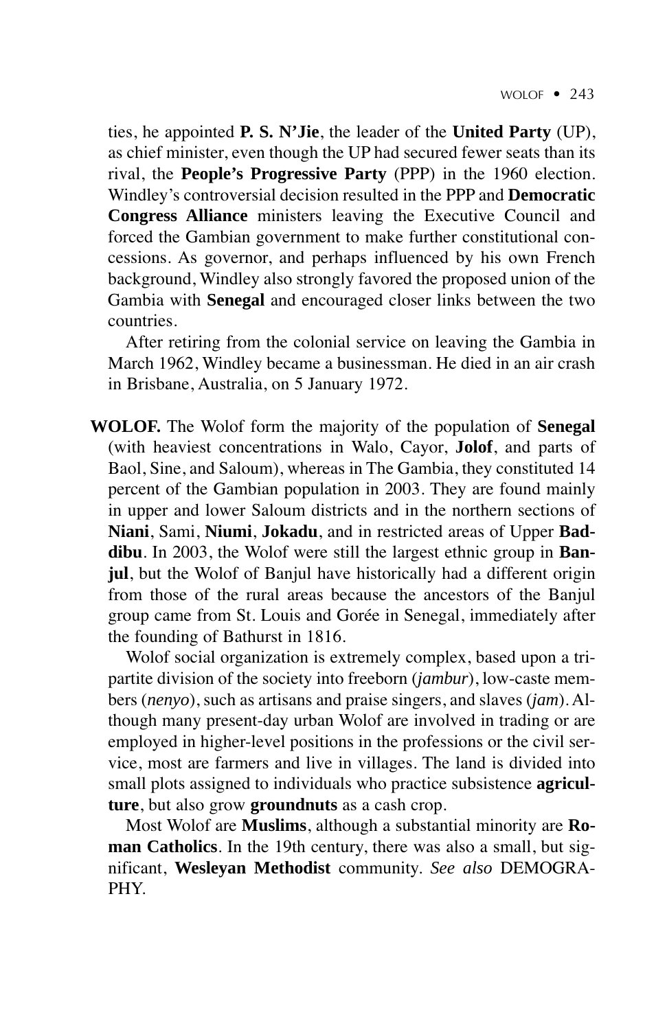ties, he appointed **P. S. N'Jie**, the leader of the **United Party** (UP), as chief minister, even though the UP had secured fewer seats than its rival, the **People's Progressive Party** (PPP) in the 1960 election. Windley's controversial decision resulted in the PPP and **Democratic Congress Alliance** ministers leaving the Executive Council and forced the Gambian government to make further constitutional concessions. As governor, and perhaps influenced by his own French background, Windley also strongly favored the proposed union of the Gambia with **Senegal** and encouraged closer links between the two countries.

After retiring from the colonial service on leaving the Gambia in March 1962, Windley became a businessman. He died in an air crash in Brisbane, Australia, on 5 January 1972.

**WOLOF.** The Wolof form the majority of the population of **Senegal** (with heaviest concentrations in Walo, Cayor, **Jolof**, and parts of Baol, Sine, and Saloum), whereas in The Gambia, they constituted 14 percent of the Gambian population in 2003. They are found mainly in upper and lower Saloum districts and in the northern sections of **Niani**, Sami, **Niumi**, **Jokadu**, and in restricted areas of Upper **Baddibu**. In 2003, the Wolof were still the largest ethnic group in **Banjul**, but the Wolof of Banjul have historically had a different origin from those of the rural areas because the ancestors of the Banjul group came from St. Louis and Gorée in Senegal, immediately after the founding of Bathurst in 1816.

Wolof social organization is extremely complex, based upon a tripartite division of the society into freeborn (*jambur*), low-caste members (*nenyo*), such as artisans and praise singers, and slaves (*jam*). Although many present-day urban Wolof are involved in trading or are employed in higher-level positions in the professions or the civil service, most are farmers and live in villages. The land is divided into small plots assigned to individuals who practice subsistence **agriculture**, but also grow **groundnuts** as a cash crop.

Most Wolof are **Muslims**, although a substantial minority are **Roman Catholics**. In the 19th century, there was also a small, but significant, **Wesleyan Methodist** community. *See also* DEMOGRAPHY.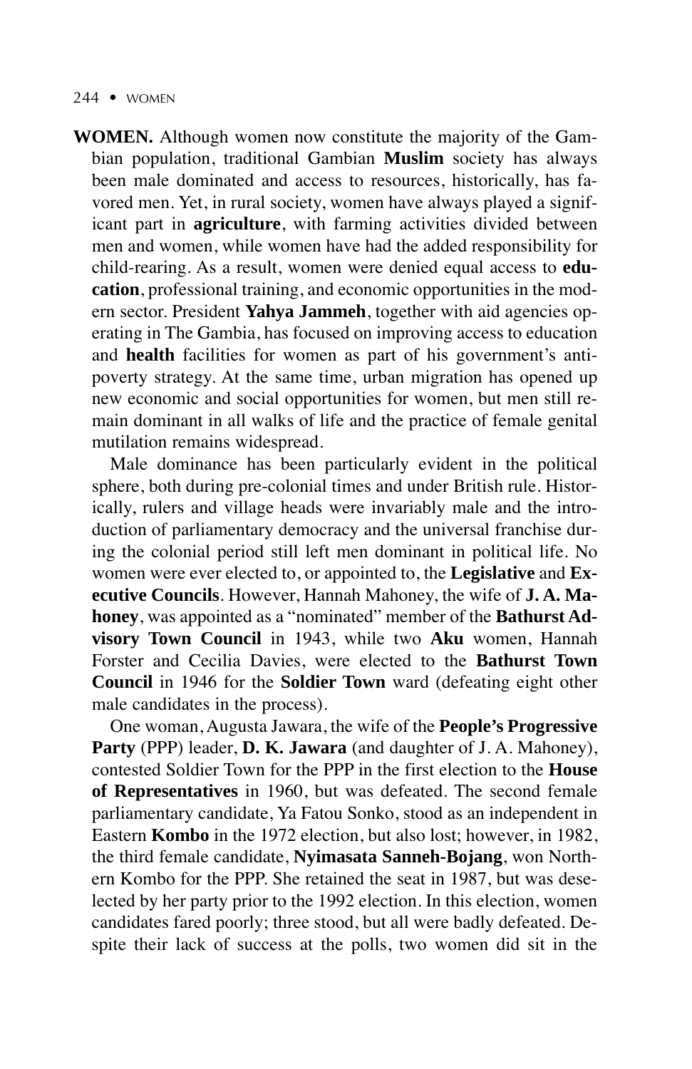**WOMEN.** Although women now constitute the majority of the Gambian population, traditional Gambian **Muslim** society has always been male dominated and access to resources, historically, has favored men. Yet, in rural society, women have always played a significant part in **agriculture**, with farming activities divided between men and women, while women have had the added responsibility for child-rearing. As a result, women were denied equal access to **education**, professional training, and economic opportunities in the modern sector. President **Yahya Jammeh**, together with aid agencies operating in The Gambia, has focused on improving access to education and **health** facilities for women as part of his government's anti-poverty strategy. At the same time, urban migration has opened up new economic and social opportunities for women, but men still remain dominant in all walks of life and the practice of female genital mutilation remains widespread.

Male dominance has been particularly evident in the political sphere, both during pre-colonial times and under British rule. Historically, rulers and village heads were invariably male and the introduction of parliamentary democracy and the universal franchise during the colonial period still left men dominant in political life. No women were ever elected to, or appointed to, the **Legislative** and **Executive Councils**. However, Hannah Mahoney, the wife of **J. A. Mahoney**, was appointed as a "nominated" member of the **Bathurst Advisory Town Council** in 1943, while two **Aku** women, Hannah Forster and Cecilia Davies, were elected to the **Bathurst Town Council** in 1946 for the **Soldier Town** ward (defeating eight other male candidates in the process).

One woman, Augusta Jawara, the wife of the **People's Progressive Party** (PPP) leader, **D. K. Jawara** (and daughter of J. A. Mahoney), contested Soldier Town for the PPP in the first election to the **House of Representatives** in 1960, but was defeated. The second female parliamentary candidate, Ya Fatou Sonko, stood as an independent in Eastern **Kombo** in the 1972 election, but also lost; however, in 1982, the third female candidate, **Nyimasata Sanneh-Bojang**, won Northern Kombo for the PPP. She retained the seat in 1987, but was deselected by her party prior to the 1992 election. In this election, women candidates fared poorly; three stood, but all were badly defeated. Despite their lack of success at the polls, two women did sit in the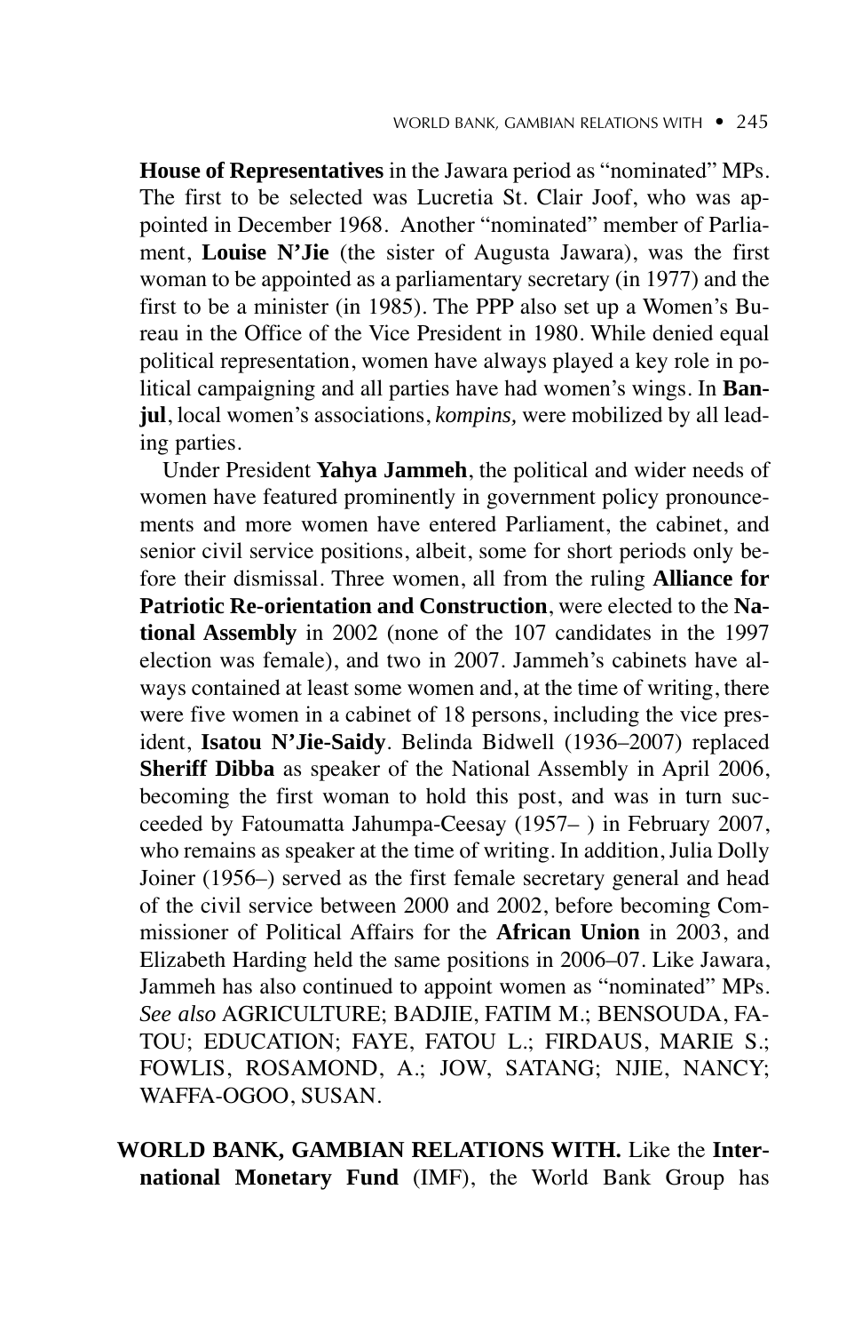**House of Representatives** in the Jawara period as "nominated" MPs. The first to be selected was Lucretia St. Clair Joof, who was appointed in December 1968. Another "nominated" member of Parliament, **Louise N'Jie** (the sister of Augusta Jawara), was the first woman to be appointed as a parliamentary secretary (in 1977) and the first to be a minister (in 1985). The PPP also set up a Women's Bureau in the Office of the Vice President in 1980. While denied equal political representation, women have always played a key role in political campaigning and all parties have had women's wings. In **Banjul**, local women's associations, *kompins,* were mobilized by all leading parties.

Under President **Yahya Jammeh**, the political and wider needs of women have featured prominently in government policy pronouncements and more women have entered Parliament, the cabinet, and senior civil service positions, albeit, some for short periods only before their dismissal. Three women, all from the ruling **Alliance for Patriotic Re-orientation and Construction**, were elected to the **National Assembly** in 2002 (none of the 107 candidates in the 1997 election was female), and two in 2007. Jammeh's cabinets have always contained at least some women and, at the time of writing, there were five women in a cabinet of 18 persons, including the vice president, **Isatou N'Jie-Saidy**. Belinda Bidwell (1936–2007) replaced **Sheriff Dibba** as speaker of the National Assembly in April 2006, becoming the first woman to hold this post, and was in turn succeeded by Fatoumatta Jahumpa-Ceesay (1957– ) in February 2007, who remains as speaker at the time of writing. In addition, Julia Dolly Joiner (1956–) served as the first female secretary general and head of the civil service between 2000 and 2002, before becoming Commissioner of Political Affairs for the **African Union** in 2003, and Elizabeth Harding held the same positions in 2006–07. Like Jawara, Jammeh has also continued to appoint women as "nominated" MPs. *See also* AGRICULTURE; BADJIE, FATIM M.; BENSOUDA, FATOU; EDUCATION; FAYE, FATOU L.; FIRDAUS, MARIE S.; FOWLIS, ROSAMOND, A.; JOW, SATANG; NJIE, NANCY; WAFFA-OGOO, SUSAN.

**WORLD BANK, GAMBIAN RELATIONS WITH.** Like the **International Monetary Fund** (IMF), the World Bank Group has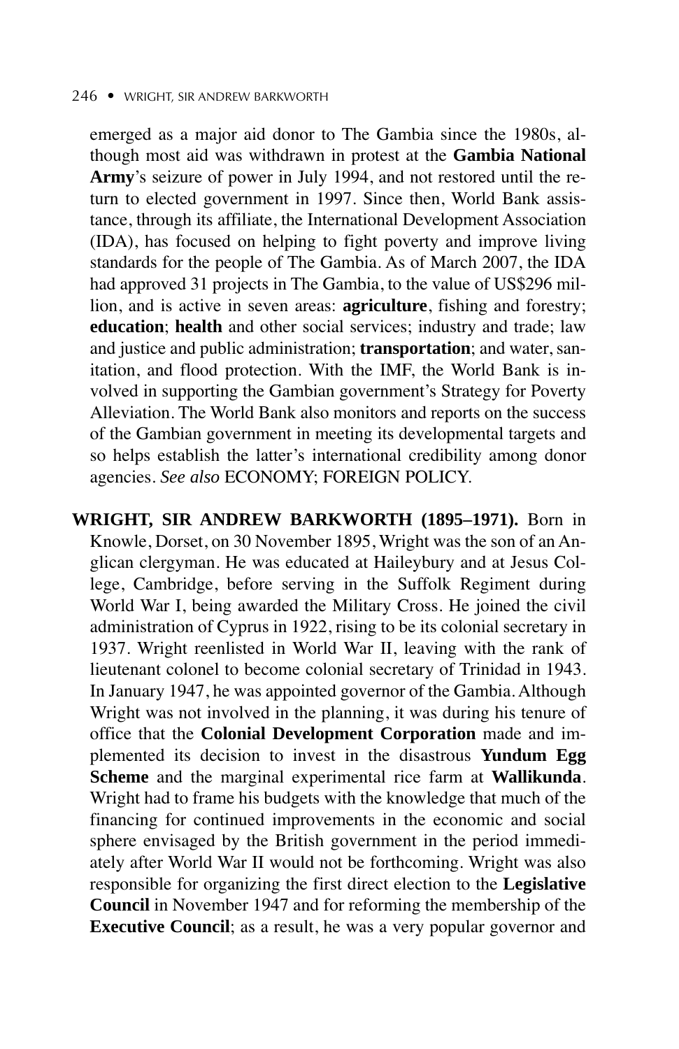emerged as a major aid donor to The Gambia since the 1980s, although most aid was withdrawn in protest at the **Gambia National Army**'s seizure of power in July 1994, and not restored until the return to elected government in 1997. Since then, World Bank assistance, through its affiliate, the International Development Association (IDA), has focused on helping to fight poverty and improve living standards for the people of The Gambia. As of March 2007, the IDA had approved 31 projects in The Gambia, to the value of US$296 million, and is active in seven areas: **agriculture**, fishing and forestry; **education**; **health** and other social services; industry and trade; law and justice and public administration; **transportation**; and water, sanitation, and flood protection. With the IMF, the World Bank is involved in supporting the Gambian government's Strategy for Poverty Alleviation. The World Bank also monitors and reports on the success of the Gambian government in meeting its developmental targets and so helps establish the latter's international credibility among donor agencies. *See also* ECONOMY; FOREIGN POLICY.

**WRIGHT, SIR ANDREW BARKWORTH (1895–1971).** Born in Knowle, Dorset, on 30 November 1895, Wright was the son of an Anglican clergyman. He was educated at Haileybury and at Jesus College, Cambridge, before serving in the Suffolk Regiment during World War I, being awarded the Military Cross. He joined the civil administration of Cyprus in 1922, rising to be its colonial secretary in 1937. Wright reenlisted in World War II, leaving with the rank of lieutenant colonel to become colonial secretary of Trinidad in 1943. In January 1947, he was appointed governor of the Gambia. Although Wright was not involved in the planning, it was during his tenure of office that the **Colonial Development Corporation** made and implemented its decision to invest in the disastrous **Yundum Egg Scheme** and the marginal experimental rice farm at **Wallikunda**. Wright had to frame his budgets with the knowledge that much of the financing for continued improvements in the economic and social sphere envisaged by the British government in the period immediately after World War II would not be forthcoming. Wright was also responsible for organizing the first direct election to the **Legislative Council** in November 1947 and for reforming the membership of the **Executive Council**; as a result, he was a very popular governor and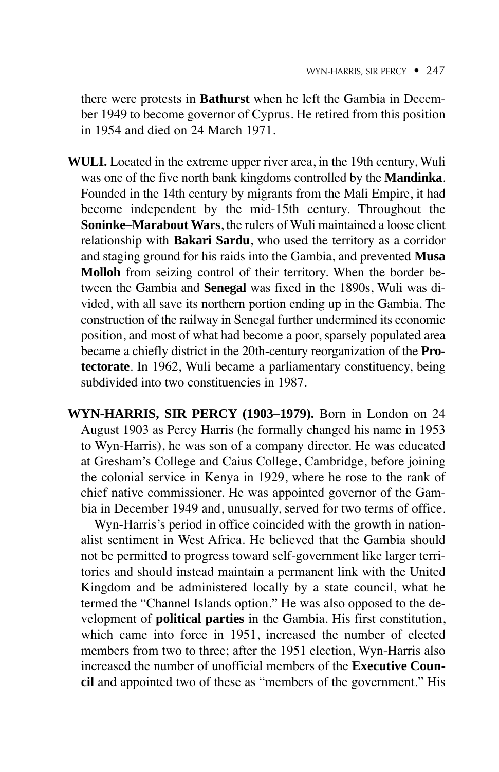there were protests in **Bathurst** when he left the Gambia in December 1949 to become governor of Cyprus. He retired from this position in 1954 and died on 24 March 1971.

**WULI.** Located in the extreme upper river area, in the 19th century, Wuli was one of the five north bank kingdoms controlled by the **Mandinka**. Founded in the 14th century by migrants from the Mali Empire, it had become independent by the mid-15th century. Throughout the **Soninke–Marabout Wars**, the rulers of Wuli maintained a loose client relationship with **Bakari Sardu**, who used the territory as a corridor and staging ground for his raids into the Gambia, and prevented **Musa Molloh** from seizing control of their territory. When the border between the Gambia and **Senegal** was fixed in the 1890s, Wuli was divided, with all save its northern portion ending up in the Gambia. The construction of the railway in Senegal further undermined its economic position, and most of what had become a poor, sparsely populated area became a chiefly district in the 20th-century reorganization of the **Protectorate**. In 1962, Wuli became a parliamentary constituency, being subdivided into two constituencies in 1987.

**WYN-HARRIS, SIR PERCY (1903–1979).** Born in London on 24 August 1903 as Percy Harris (he formally changed his name in 1953 to Wyn-Harris), he was son of a company director. He was educated at Gresham's College and Caius College, Cambridge, before joining the colonial service in Kenya in 1929, where he rose to the rank of chief native commissioner. He was appointed governor of the Gambia in December 1949 and, unusually, served for two terms of office.

Wyn-Harris's period in office coincided with the growth in nationalist sentiment in West Africa. He believed that the Gambia should not be permitted to progress toward self-government like larger territories and should instead maintain a permanent link with the United Kingdom and be administered locally by a state council, what he termed the "Channel Islands option." He was also opposed to the development of **political parties** in the Gambia. His first constitution, which came into force in 1951, increased the number of elected members from two to three; after the 1951 election, Wyn-Harris also increased the number of unofficial members of the **Executive Council** and appointed two of these as "members of the government." His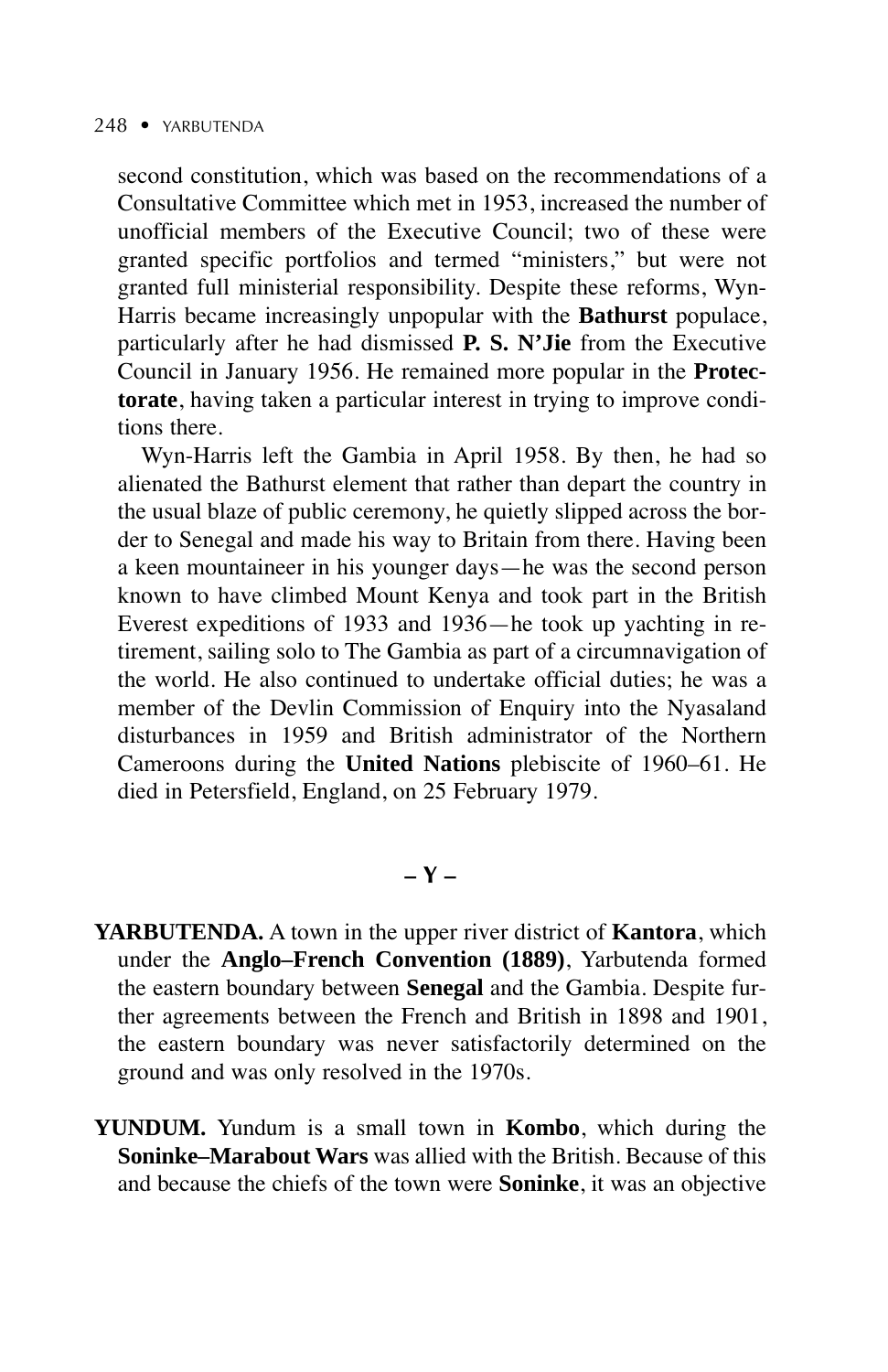second constitution, which was based on the recommendations of a Consultative Committee which met in 1953, increased the number of unofficial members of the Executive Council; two of these were granted specific portfolios and termed "ministers," but were not granted full ministerial responsibility. Despite these reforms, Wyn-Harris became increasingly unpopular with the **Bathurst** populace, particularly after he had dismissed **P. S. N'Jie** from the Executive Council in January 1956. He remained more popular in the **Protectorate**, having taken a particular interest in trying to improve conditions there.

Wyn-Harris left the Gambia in April 1958. By then, he had so alienated the Bathurst element that rather than depart the country in the usual blaze of public ceremony, he quietly slipped across the border to Senegal and made his way to Britain from there. Having been a keen mountaineer in his younger days—he was the second person known to have climbed Mount Kenya and took part in the British Everest expeditions of 1933 and 1936—he took up yachting in retirement, sailing solo to The Gambia as part of a circumnavigation of the world. He also continued to undertake official duties; he was a member of the Devlin Commission of Enquiry into the Nyasaland disturbances in 1959 and British administrator of the Northern Cameroons during the **United Nations** plebiscite of 1960–61. He died in Petersfield, England, on 25 February 1979.

## – Y –

**YARBUTENDA.** A town in the upper river district of **Kantora**, which under the **Anglo–French Convention (1889)**, Yarbutenda formed the eastern boundary between **Senegal** and the Gambia. Despite further agreements between the French and British in 1898 and 1901, the eastern boundary was never satisfactorily determined on the ground and was only resolved in the 1970s.

**YUNDUM.** Yundum is a small town in **Kombo**, which during the **Soninke–Marabout Wars** was allied with the British. Because of this and because the chiefs of the town were **Soninke**, it was an objective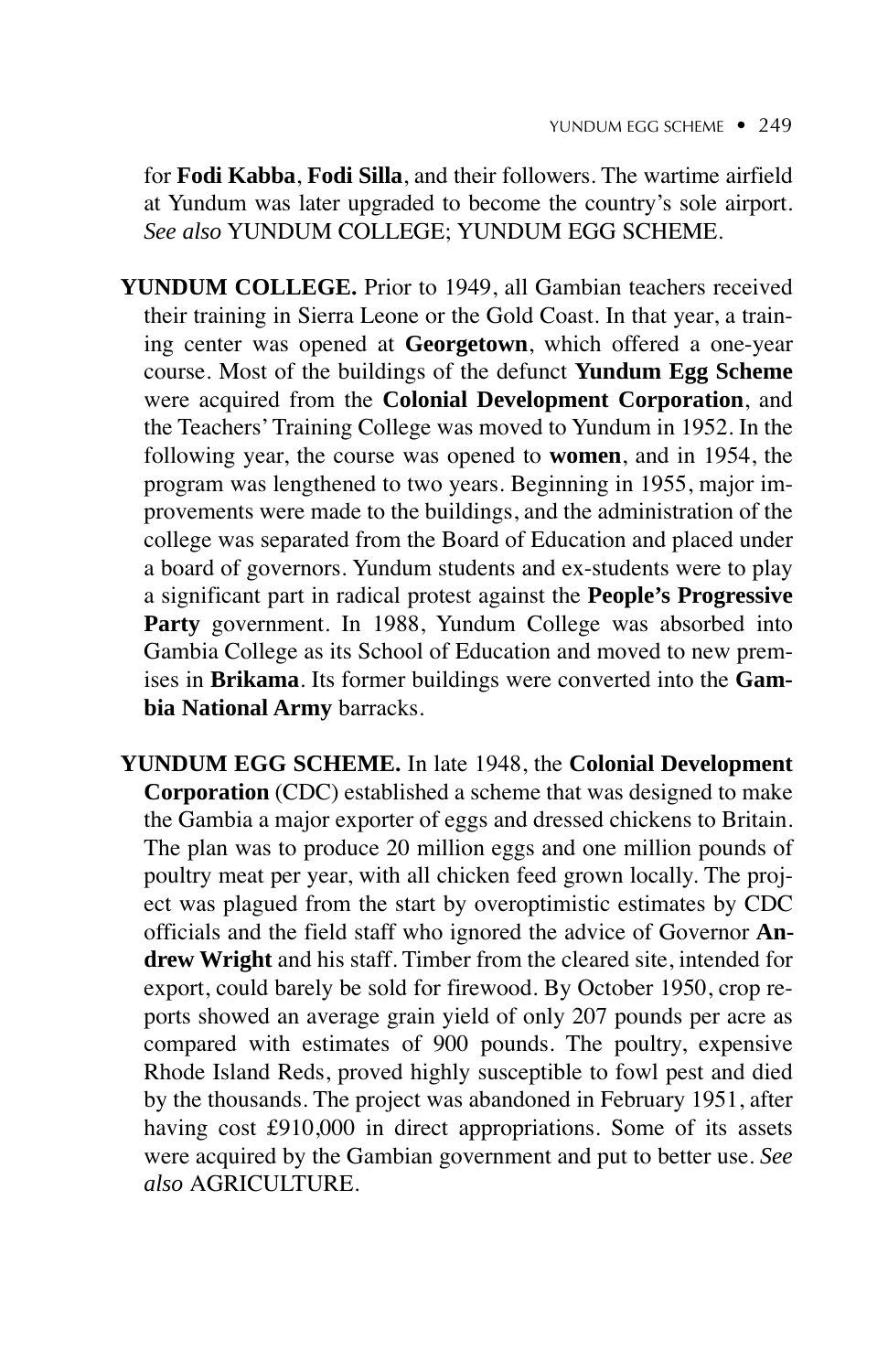for **Fodi Kabba**, **Fodi Silla**, and their followers. The wartime airfield at Yundum was later upgraded to become the country's sole airport. *See also* YUNDUM COLLEGE; YUNDUM EGG SCHEME.

**YUNDUM COLLEGE.** Prior to 1949, all Gambian teachers received their training in Sierra Leone or the Gold Coast. In that year, a training center was opened at **Georgetown**, which offered a one-year course. Most of the buildings of the defunct **Yundum Egg Scheme** were acquired from the **Colonial Development Corporation**, and the Teachers' Training College was moved to Yundum in 1952. In the following year, the course was opened to **women**, and in 1954, the program was lengthened to two years. Beginning in 1955, major improvements were made to the buildings, and the administration of the college was separated from the Board of Education and placed under a board of governors. Yundum students and ex-students were to play a significant part in radical protest against the **People's Progressive Party** government. In 1988, Yundum College was absorbed into Gambia College as its School of Education and moved to new premises in **Brikama**. Its former buildings were converted into the **Gambia National Army** barracks.

**YUNDUM EGG SCHEME.** In late 1948, the **Colonial Development Corporation** (CDC) established a scheme that was designed to make the Gambia a major exporter of eggs and dressed chickens to Britain. The plan was to produce 20 million eggs and one million pounds of poultry meat per year, with all chicken feed grown locally. The project was plagued from the start by overoptimistic estimates by CDC officials and the field staff who ignored the advice of Governor **Andrew Wright** and his staff. Timber from the cleared site, intended for export, could barely be sold for firewood. By October 1950, crop reports showed an average grain yield of only 207 pounds per acre as compared with estimates of 900 pounds. The poultry, expensive Rhode Island Reds, proved highly susceptible to fowl pest and died by the thousands. The project was abandoned in February 1951, after having cost £910,000 in direct appropriations. Some of its assets were acquired by the Gambian government and put to better use. *See also* AGRICULTURE.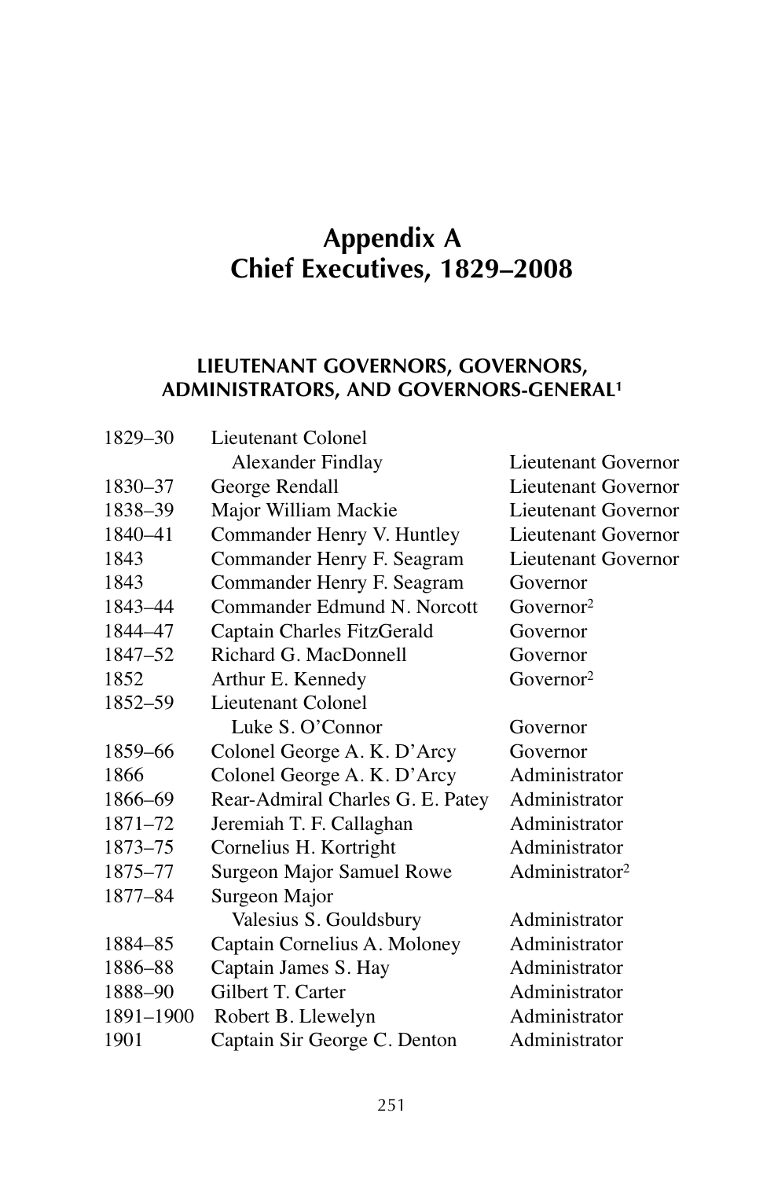# Appendix A
# Chief Executives, 1829–2008

### LIEUTENANT GOVERNORS, GOVERNORS, ADMINISTRATORS, AND GOVERNORS-GENERAL[1]

| | | |
|---|---|---|
| 1829–30 | Lieutenant Colonel Alexander Findlay | Lieutenant Governor |
| 1830–37 | George Rendall | Lieutenant Governor |
| 1838–39 | Major William Mackie | Lieutenant Governor |
| 1840–41 | Commander Henry V. Huntley | Lieutenant Governor |
| 1843 | Commander Henry F. Seagram | Lieutenant Governor |
| 1843 | Commander Henry F. Seagram | Governor |
| 1843–44 | Commander Edmund N. Norcott | Governor[2] |
| 1844–47 | Captain Charles FitzGerald | Governor |
| 1847–52 | Richard G. MacDonnell | Governor |
| 1852 | Arthur E. Kennedy | Governor[2] |
| 1852–59 | Lieutenant Colonel Luke S. O'Connor | Governor |
| 1859–66 | Colonel George A. K. D'Arcy | Governor |
| 1866 | Colonel George A. K. D'Arcy | Administrator |
| 1866–69 | Rear-Admiral Charles G. E. Patey | Administrator |
| 1871–72 | Jeremiah T. F. Callaghan | Administrator |
| 1873–75 | Cornelius H. Kortright | Administrator |
| 1875–77 | Surgeon Major Samuel Rowe | Administrator[2] |
| 1877–84 | Surgeon Major Valesius S. Gouldsbury | Administrator |
| 1884–85 | Captain Cornelius A. Moloney | Administrator |
| 1886–88 | Captain James S. Hay | Administrator |
| 1888–90 | Gilbert T. Carter | Administrator |
| 1891–1900 | Robert B. Llewelyn | Administrator |
| 1901 | Captain Sir George C. Denton | Administrator |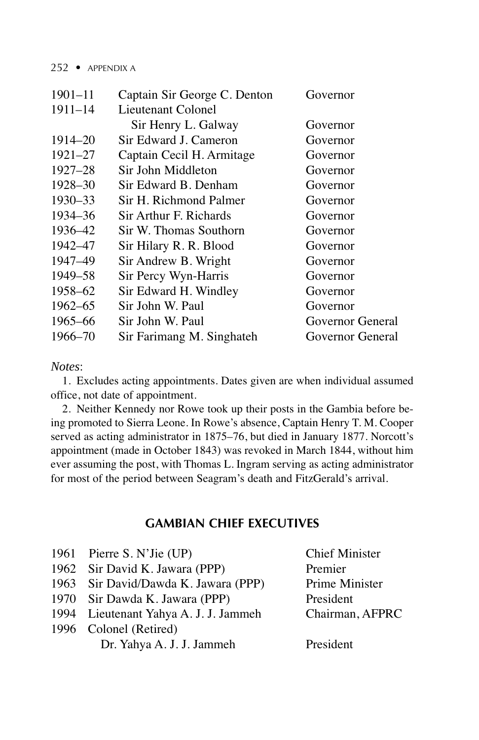| | | |
|---|---|---|
| 1901–11 | Captain Sir George C. Denton | Governor |
| 1911–14 | Lieutenant Colonel Sir Henry L. Galway | Governor |
| 1914–20 | Sir Edward J. Cameron | Governor |
| 1921–27 | Captain Cecil H. Armitage | Governor |
| 1927–28 | Sir John Middleton | Governor |
| 1928–30 | Sir Edward B. Denham | Governor |
| 1930–33 | Sir H. Richmond Palmer | Governor |
| 1934–36 | Sir Arthur F. Richards | Governor |
| 1936–42 | Sir W. Thomas Southorn | Governor |
| 1942–47 | Sir Hilary R. R. Blood | Governor |
| 1947–49 | Sir Andrew B. Wright | Governor |
| 1949–58 | Sir Percy Wyn-Harris | Governor |
| 1958–62 | Sir Edward H. Windley | Governor |
| 1962–65 | Sir John W. Paul | Governor |
| 1965–66 | Sir John W. Paul | Governor General |
| 1966–70 | Sir Farimang M. Singhateh | Governor General |

*Notes*:

1. Excludes acting appointments. Dates given are when individual assumed office, not date of appointment.

2. Neither Kennedy nor Rowe took up their posts in the Gambia before being promoted to Sierra Leone. In Rowe's absence, Captain Henry T. M. Cooper served as acting administrator in 1875–76, but died in January 1877. Norcott's appointment (made in October 1843) was revoked in March 1844, without him ever assuming the post, with Thomas L. Ingram serving as acting administrator for most of the period between Seagram's death and FitzGerald's arrival.

## GAMBIAN CHIEF EXECUTIVES

| | | |
|---|---|---|
| 1961 | Pierre S. N'Jie (UP) | Chief Minister |
| 1962 | Sir David K. Jawara (PPP) | Premier |
| 1963 | Sir David/Dawda K. Jawara (PPP) | Prime Minister |
| 1970 | Sir Dawda K. Jawara (PPP) | President |
| 1994 | Lieutenant Yahya A. J. J. Jammeh | Chairman, AFPRC |
| 1996 | Colonel (Retired) Dr. Yahya A. J. J. Jammeh | President |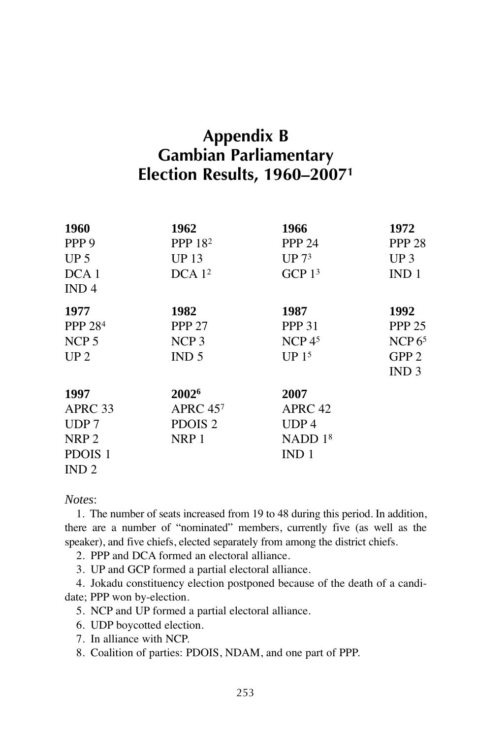# Appendix B
# Gambian Parliamentary Election Results, 1960–2007[1]

| 1960 | 1962 | 1966 | 1972 |
|---|---|---|---|
| PPP 9 | PPP 18[2] | PPP 24 | PPP 28 |
| UP 5 | UP 13 | UP 7[3] | UP 3 |
| DCA 1 | DCA 1[2] | GCP 1[3] | IND 1 |
| IND 4 | | | |

| 1977 | 1982 | 1987 | 1992 |
|---|---|---|---|
| PPP 28[4] | PPP 27 | PPP 31 | PPP 25 |
| NCP 5 | NCP 3 | NCP 4[5] | NCP 6[5] |
| UP 2 | IND 5 | UP 1[5] | GPP 2 |
| | | | IND 3 |

| 1997 | 2002[6] | 2007 |
|---|---|---|
| APRC 33 | APRC 45[7] | APRC 42 |
| UDP 7 | PDOIS 2 | UDP 4 |
| NRP 2 | NRP 1 | NADD 1[8] |
| PDOIS 1 | | IND 1 |
| IND 2 | | |

*Notes*:

1. The number of seats increased from 19 to 48 during this period. In addition, there are a number of "nominated" members, currently five (as well as the speaker), and five chiefs, elected separately from among the district chiefs.
2. PPP and DCA formed an electoral alliance.
3. UP and GCP formed a partial electoral alliance.
4. Jokadu constituency election postponed because of the death of a candidate; PPP won by-election.
5. NCP and UP formed a partial electoral alliance.
6. UDP boycotted election.
7. In alliance with NCP.
8. Coalition of parties: PDOIS, NDAM, and one part of PPP.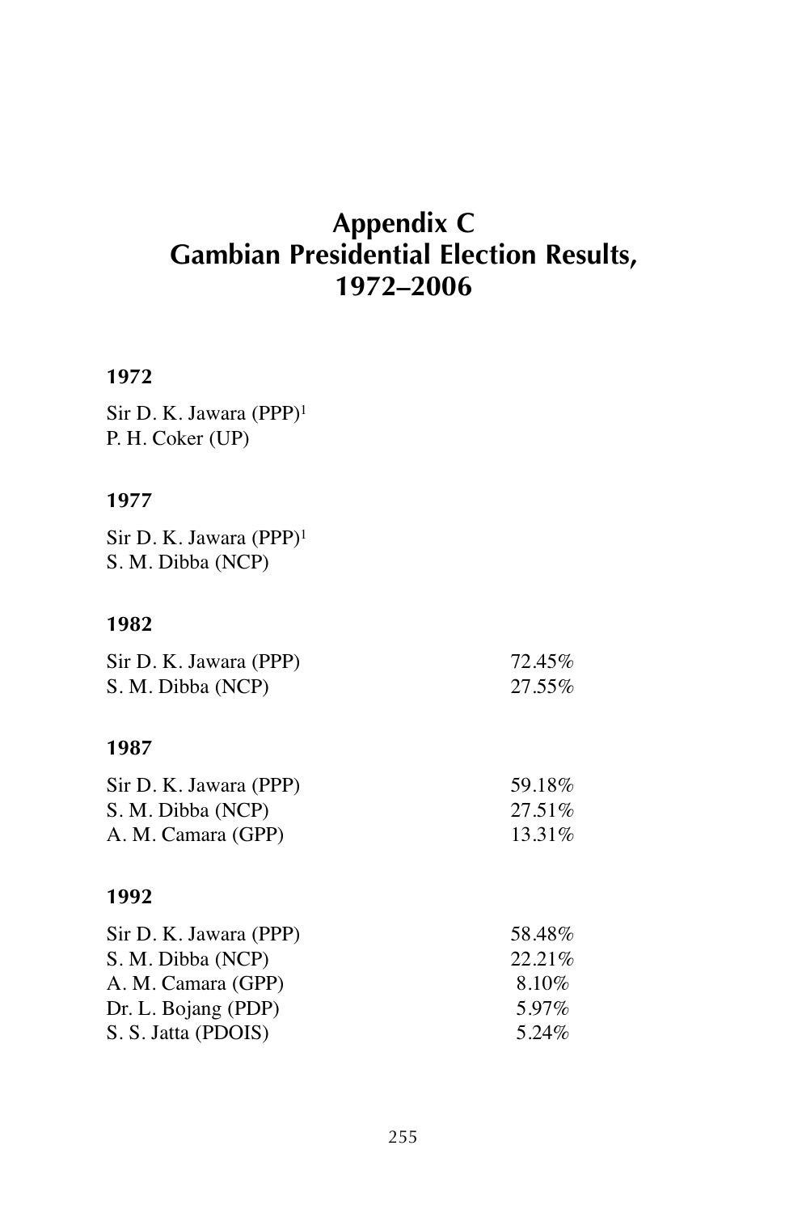# Appendix C
# Gambian Presidential Election Results, 1972–2006

### 1972

Sir D. K. Jawara (PPP)[1]
P. H. Coker (UP)

### 1977

Sir D. K. Jawara (PPP)[1]
S. M. Dibba (NCP)

### 1982

| | |
|---|---|
| Sir D. K. Jawara (PPP) | 72.45% |
| S. M. Dibba (NCP) | 27.55% |

### 1987

| | |
|---|---|
| Sir D. K. Jawara (PPP) | 59.18% |
| S. M. Dibba (NCP) | 27.51% |
| A. M. Camara (GPP) | 13.31% |

### 1992

| | |
|---|---|
| Sir D. K. Jawara (PPP) | 58.48% |
| S. M. Dibba (NCP) | 22.21% |
| A. M. Camara (GPP) | 8.10% |
| Dr. L. Bojang (PDP) | 5.97% |
| S. S. Jatta (PDOIS) | 5.24% |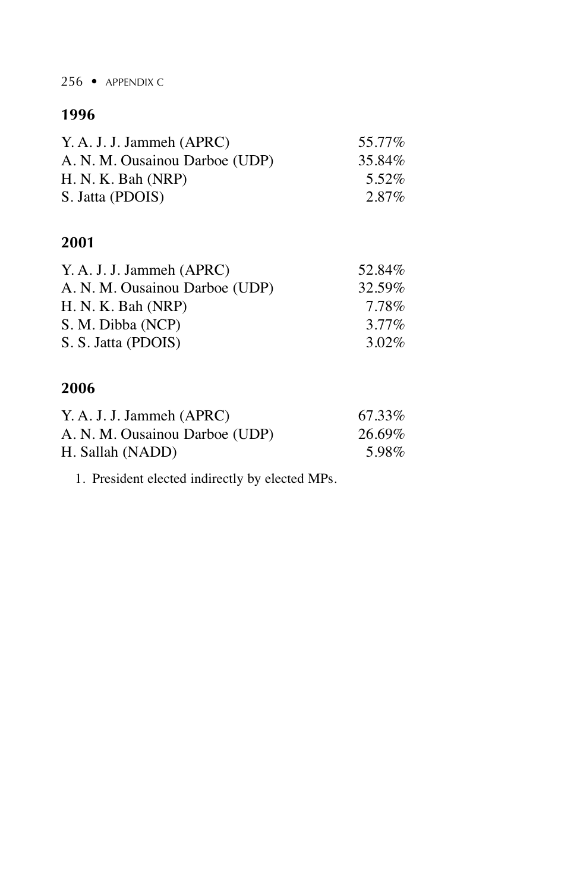### 1996

| | |
|---|---|
| Y. A. J. J. Jammeh (APRC) | 55.77% |
| A. N. M. Ousainou Darboe (UDP) | 35.84% |
| H. N. K. Bah (NRP) | 5.52% |
| S. Jatta (PDOIS) | 2.87% |

### 2001

| | |
|---|---|
| Y. A. J. J. Jammeh (APRC) | 52.84% |
| A. N. M. Ousainou Darboe (UDP) | 32.59% |
| H. N. K. Bah (NRP) | 7.78% |
| S. M. Dibba (NCP) | 3.77% |
| S. S. Jatta (PDOIS) | 3.02% |

### 2006

| | |
|---|---|
| Y. A. J. J. Jammeh (APRC) | 67.33% |
| A. N. M. Ousainou Darboe (UDP) | 26.69% |
| H. Sallah (NADD) | 5.98% |

1. President elected indirectly by elected MPs.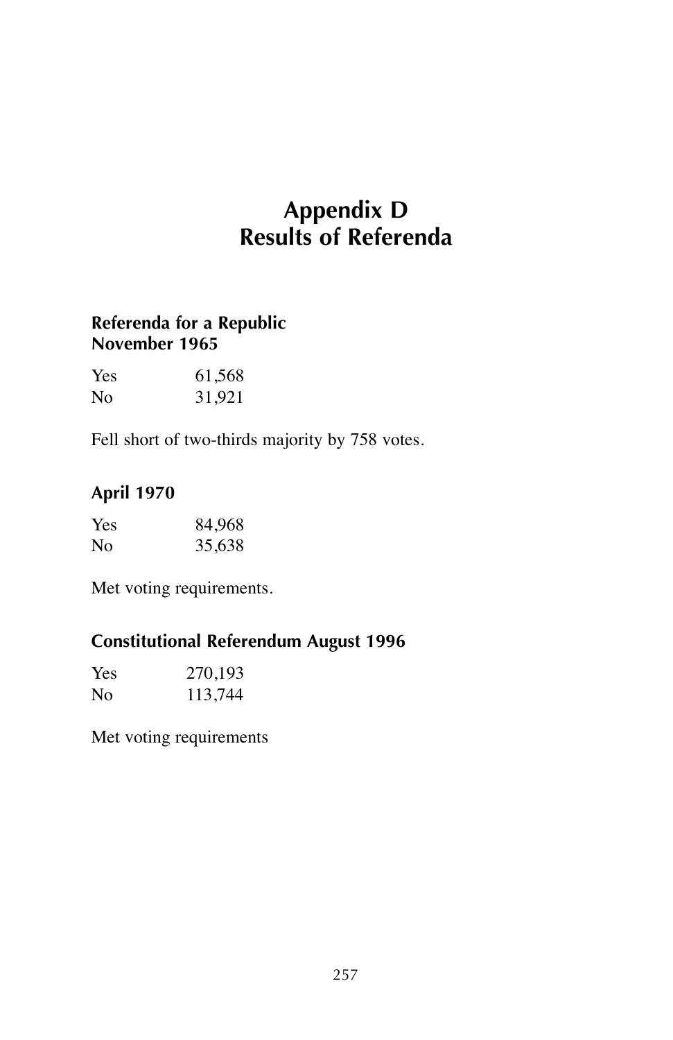# Appendix D
# Results of Referenda

### Referenda for a Republic
### November 1965

| | |
|---|---|
| Yes | 61,568 |
| No | 31,921 |

Fell short of two-thirds majority by 758 votes.

### April 1970

| | |
|---|---|
| Yes | 84,968 |
| No | 35,638 |

Met voting requirements.

### Constitutional Referendum August 1996

| | |
|---|---|
| Yes | 270,193 |
| No | 113,744 |

Met voting requirements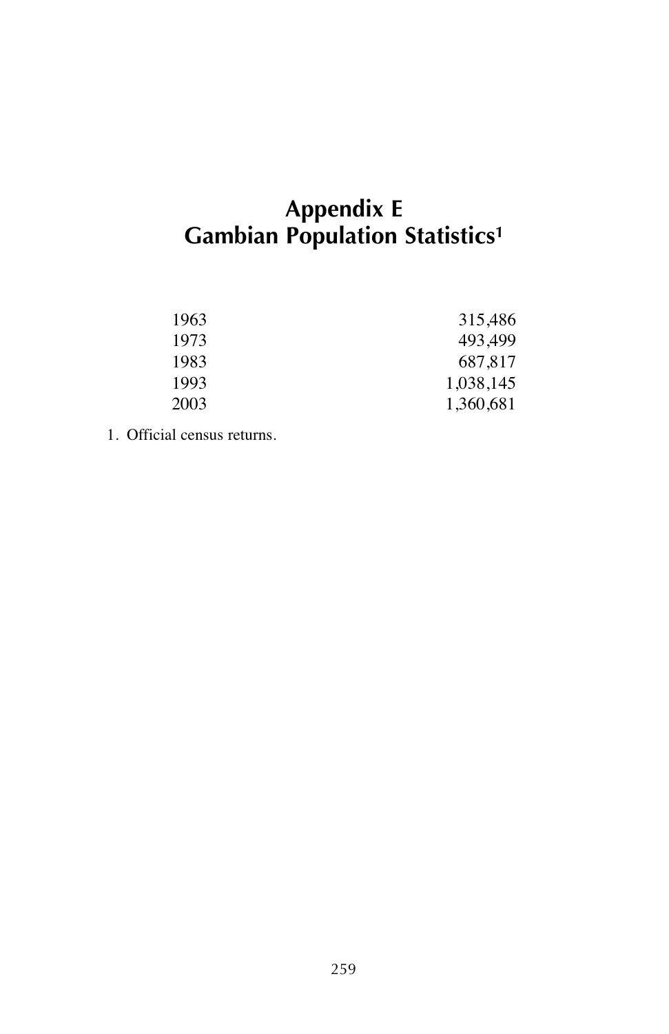# Appendix E
# Gambian Population Statistics[1]

| | |
|---|---|
| 1963 | 315,486 |
| 1973 | 493,499 |
| 1983 | 687,817 |
| 1993 | 1,038,145 |
| 2003 | 1,360,681 |

1. Official census returns.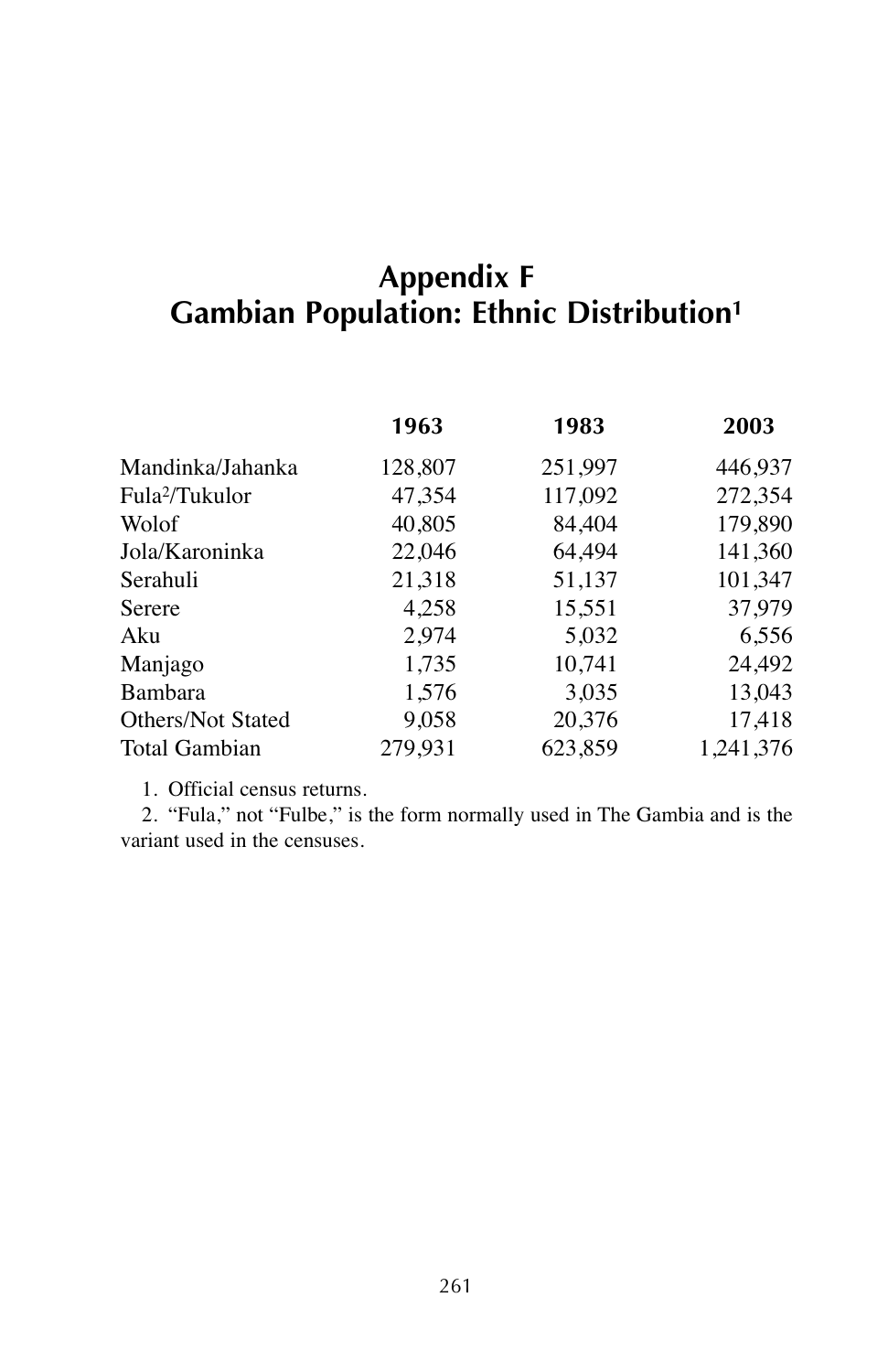# Appendix F
# Gambian Population: Ethnic Distribution[1]

| | 1963 | 1983 | 2003 |
|---|---|---|---|
| Mandinka/Jahanka | 128,807 | 251,997 | 446,937 |
| Fula[2]/Tukulor | 47,354 | 117,092 | 272,354 |
| Wolof | 40,805 | 84,404 | 179,890 |
| Jola/Karoninka | 22,046 | 64,494 | 141,360 |
| Serahuli | 21,318 | 51,137 | 101,347 |
| Serere | 4,258 | 15,551 | 37,979 |
| Aku | 2,974 | 5,032 | 6,556 |
| Manjago | 1,735 | 10,741 | 24,492 |
| Bambara | 1,576 | 3,035 | 13,043 |
| Others/Not Stated | 9,058 | 20,376 | 17,418 |
| Total Gambian | 279,931 | 623,859 | 1,241,376 |

1. Official census returns.

2. "Fula," not "Fulbe," is the form normally used in The Gambia and is the variant used in the censuses.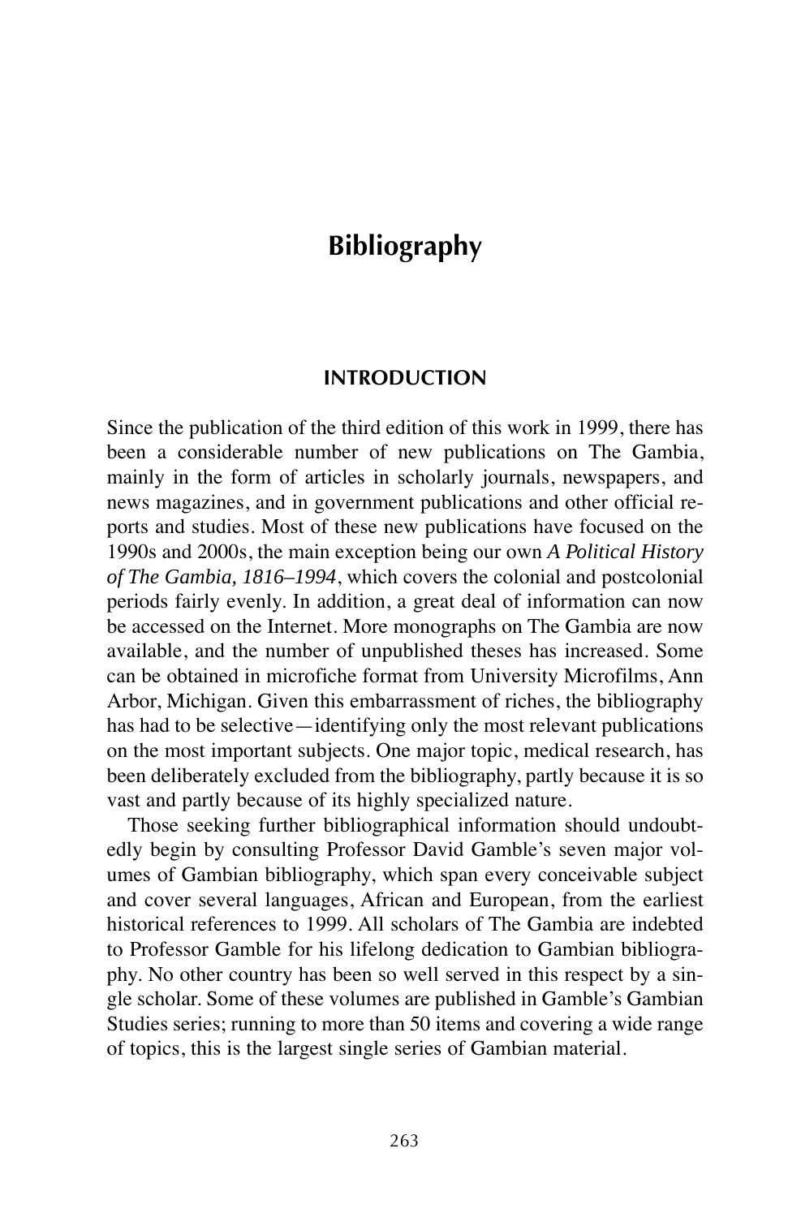# Bibliography

## INTRODUCTION

Since the publication of the third edition of this work in 1999, there has been a considerable number of new publications on The Gambia, mainly in the form of articles in scholarly journals, newspapers, and news magazines, and in government publications and other official reports and studies. Most of these new publications have focused on the 1990s and 2000s, the main exception being our own *A Political History of The Gambia, 1816–1994*, which covers the colonial and postcolonial periods fairly evenly. In addition, a great deal of information can now be accessed on the Internet. More monographs on The Gambia are now available, and the number of unpublished theses has increased. Some can be obtained in microfiche format from University Microfilms, Ann Arbor, Michigan. Given this embarrassment of riches, the bibliography has had to be selective—identifying only the most relevant publications on the most important subjects. One major topic, medical research, has been deliberately excluded from the bibliography, partly because it is so vast and partly because of its highly specialized nature.

Those seeking further bibliographical information should undoubtedly begin by consulting Professor David Gamble's seven major volumes of Gambian bibliography, which span every conceivable subject and cover several languages, African and European, from the earliest historical references to 1999. All scholars of The Gambia are indebted to Professor Gamble for his lifelong dedication to Gambian bibliography. No other country has been so well served in this respect by a single scholar. Some of these volumes are published in Gamble's Gambian Studies series; running to more than 50 items and covering a wide range of topics, this is the largest single series of Gambian material.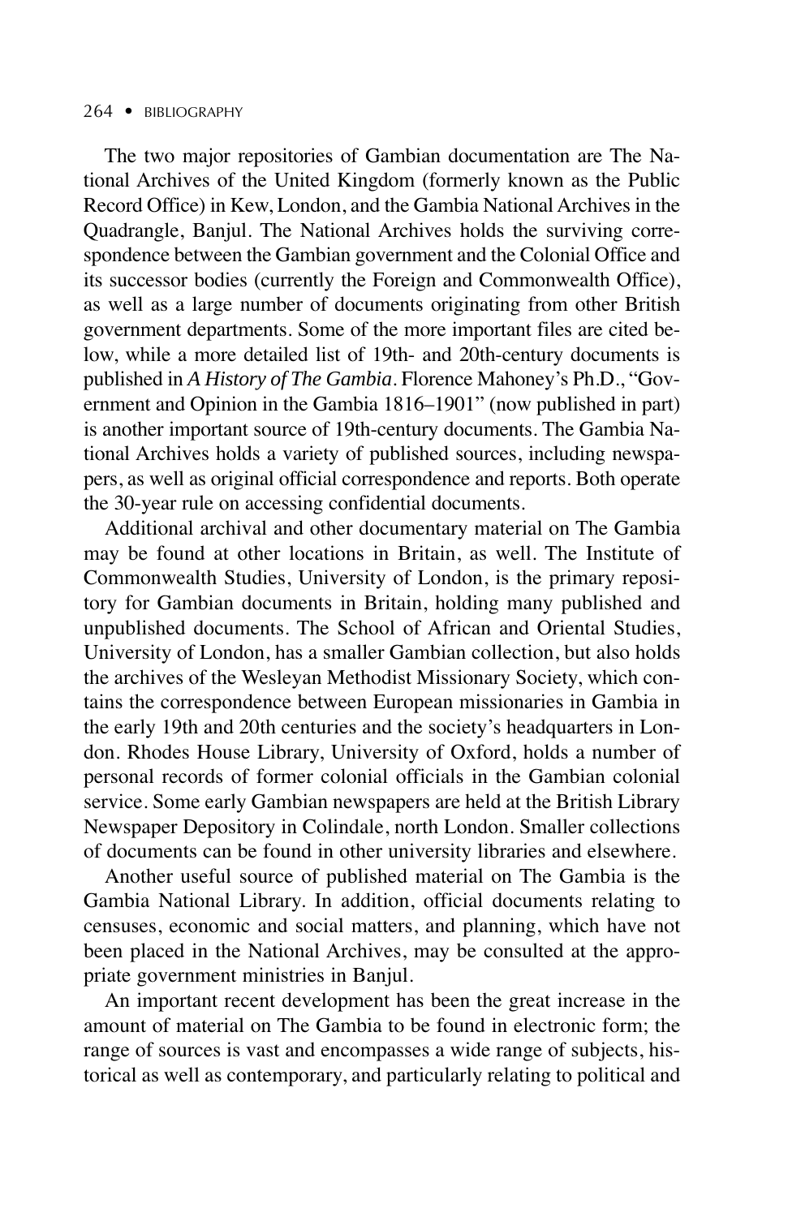The two major repositories of Gambian documentation are The National Archives of the United Kingdom (formerly known as the Public Record Office) in Kew, London, and the Gambia National Archives in the Quadrangle, Banjul. The National Archives holds the surviving correspondence between the Gambian government and the Colonial Office and its successor bodies (currently the Foreign and Commonwealth Office), as well as a large number of documents originating from other British government departments. Some of the more important files are cited below, while a more detailed list of 19th- and 20th-century documents is published in *A History of The Gambia*. Florence Mahoney's Ph.D., "Government and Opinion in the Gambia 1816–1901" (now published in part) is another important source of 19th-century documents. The Gambia National Archives holds a variety of published sources, including newspapers, as well as original official correspondence and reports. Both operate the 30-year rule on accessing confidential documents.

Additional archival and other documentary material on The Gambia may be found at other locations in Britain, as well. The Institute of Commonwealth Studies, University of London, is the primary repository for Gambian documents in Britain, holding many published and unpublished documents. The School of African and Oriental Studies, University of London, has a smaller Gambian collection, but also holds the archives of the Wesleyan Methodist Missionary Society, which contains the correspondence between European missionaries in Gambia in the early 19th and 20th centuries and the society's headquarters in London. Rhodes House Library, University of Oxford, holds a number of personal records of former colonial officials in the Gambian colonial service. Some early Gambian newspapers are held at the British Library Newspaper Depository in Colindale, north London. Smaller collections of documents can be found in other university libraries and elsewhere.

Another useful source of published material on The Gambia is the Gambia National Library. In addition, official documents relating to censuses, economic and social matters, and planning, which have not been placed in the National Archives, may be consulted at the appropriate government ministries in Banjul.

An important recent development has been the great increase in the amount of material on The Gambia to be found in electronic form; the range of sources is vast and encompasses a wide range of subjects, historical as well as contemporary, and particularly relating to political and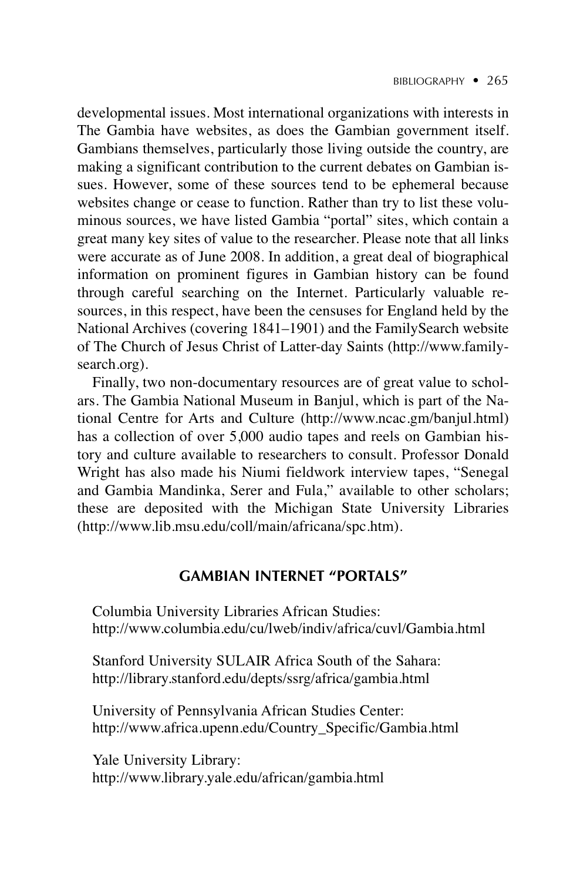developmental issues. Most international organizations with interests in The Gambia have websites, as does the Gambian government itself. Gambians themselves, particularly those living outside the country, are making a significant contribution to the current debates on Gambian issues. However, some of these sources tend to be ephemeral because websites change or cease to function. Rather than try to list these voluminous sources, we have listed Gambia "portal" sites, which contain a great many key sites of value to the researcher. Please note that all links were accurate as of June 2008. In addition, a great deal of biographical information on prominent figures in Gambian history can be found through careful searching on the Internet. Particularly valuable resources, in this respect, have been the censuses for England held by the National Archives (covering 1841–1901) and the FamilySearch website of The Church of Jesus Christ of Latter-day Saints (http://www.familysearch.org).

Finally, two non-documentary resources are of great value to scholars. The Gambia National Museum in Banjul, which is part of the National Centre for Arts and Culture (http://www.ncac.gm/banjul.html) has a collection of over 5,000 audio tapes and reels on Gambian history and culture available to researchers to consult. Professor Donald Wright has also made his Niumi fieldwork interview tapes, "Senegal and Gambia Mandinka, Serer and Fula," available to other scholars; these are deposited with the Michigan State University Libraries (http://www.lib.msu.edu/coll/main/africana/spc.htm).

## GAMBIAN INTERNET "PORTALS"

Columbia University Libraries African Studies:
http://www.columbia.edu/cu/lweb/indiv/africa/cuvl/Gambia.html

Stanford University SULAIR Africa South of the Sahara:
http://library.stanford.edu/depts/ssrg/africa/gambia.html

University of Pennsylvania African Studies Center:
http://www.africa.upenn.edu/Country_Specific/Gambia.html

Yale University Library:
http://www.library.yale.edu/african/gambia.html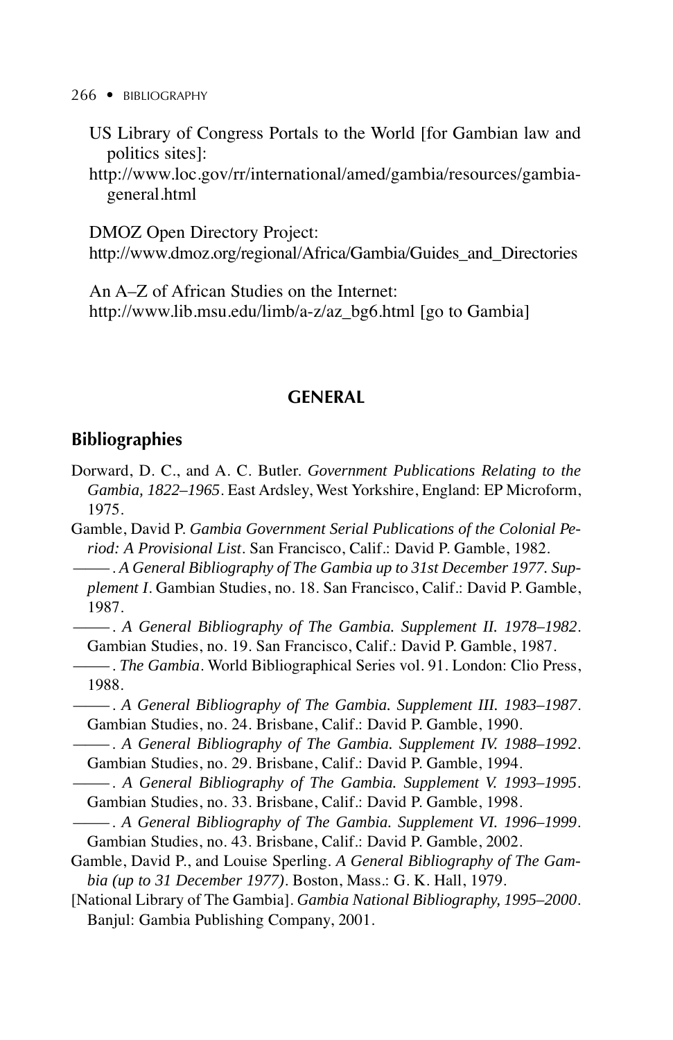US Library of Congress Portals to the World [for Gambian law and politics sites]:
http://www.loc.gov/rr/international/amed/gambia/resources/gambia-general.html

DMOZ Open Directory Project:
http://www.dmoz.org/regional/Africa/Gambia/Guides_and_Directories

An A–Z of African Studies on the Internet:
http://www.lib.msu.edu/limb/a-z/az_bg6.html [go to Gambia]

## GENERAL

### Bibliographies

Dorward, D. C., and A. C. Butler. *Government Publications Relating to the Gambia, 1822–1965*. East Ardsley, West Yorkshire, England: EP Microform, 1975.

Gamble, David P. *Gambia Government Serial Publications of the Colonial Period: A Provisional List*. San Francisco, Calif.: David P. Gamble, 1982.

———. *A General Bibliography of The Gambia up to 31st December 1977. Supplement I*. Gambian Studies, no. 18. San Francisco, Calif.: David P. Gamble, 1987.

———. *A General Bibliography of The Gambia. Supplement II. 1978–1982*. Gambian Studies, no. 19. San Francisco, Calif.: David P. Gamble, 1987.

———. *The Gambia*. World Bibliographical Series vol. 91. London: Clio Press, 1988.

———. *A General Bibliography of The Gambia. Supplement III. 1983–1987*. Gambian Studies, no. 24. Brisbane, Calif.: David P. Gamble, 1990.

———. *A General Bibliography of The Gambia. Supplement IV. 1988–1992*. Gambian Studies, no. 29. Brisbane, Calif.: David P. Gamble, 1994.

———. *A General Bibliography of The Gambia. Supplement V. 1993–1995*. Gambian Studies, no. 33. Brisbane, Calif.: David P. Gamble, 1998.

———. *A General Bibliography of The Gambia. Supplement VI. 1996–1999*. Gambian Studies, no. 43. Brisbane, Calif.: David P. Gamble, 2002.

Gamble, David P., and Louise Sperling. *A General Bibliography of The Gambia (up to 31 December 1977)*. Boston, Mass.: G. K. Hall, 1979.

[National Library of The Gambia]. *Gambia National Bibliography, 1995–2000*. Banjul: Gambia Publishing Company, 2001.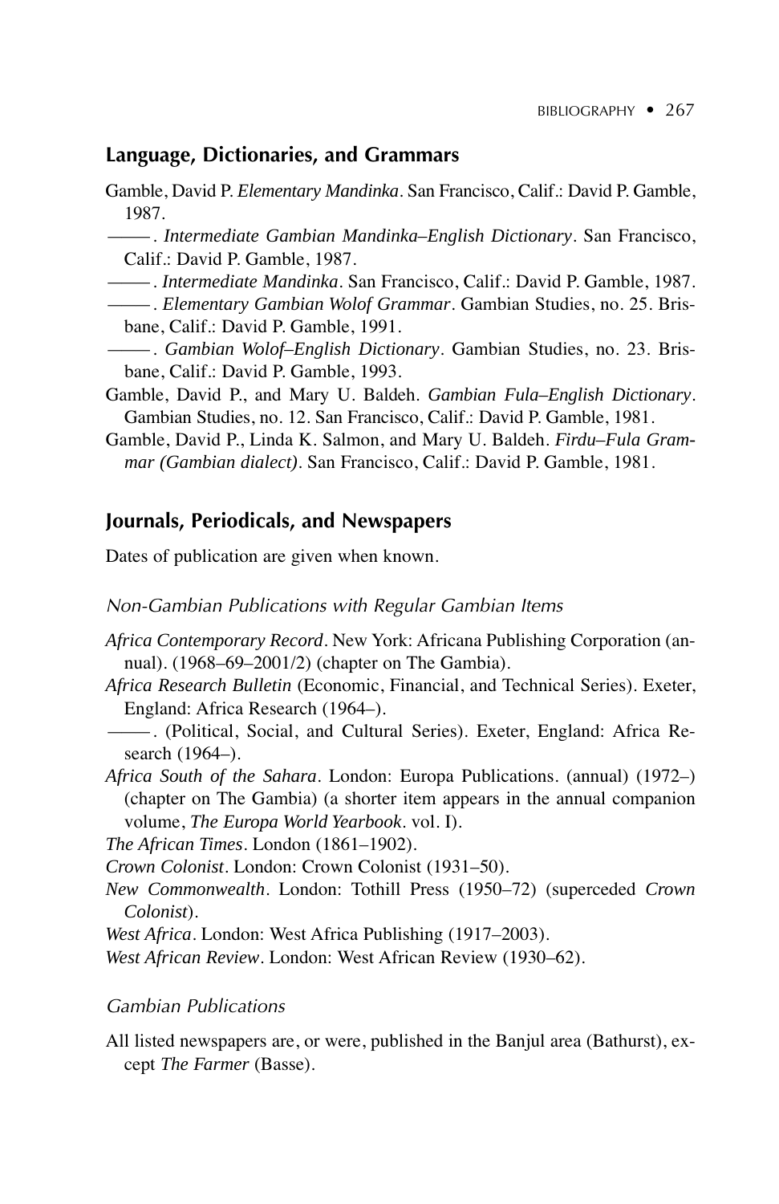## Language, Dictionaries, and Grammars

Gamble, David P. *Elementary Mandinka*. San Francisco, Calif.: David P. Gamble, 1987.

———. *Intermediate Gambian Mandinka–English Dictionary*. San Francisco, Calif.: David P. Gamble, 1987.

———. *Intermediate Mandinka*. San Francisco, Calif.: David P. Gamble, 1987.

———. *Elementary Gambian Wolof Grammar*. Gambian Studies, no. 25. Brisbane, Calif.: David P. Gamble, 1991.

———. *Gambian Wolof–English Dictionary*. Gambian Studies, no. 23. Brisbane, Calif.: David P. Gamble, 1993.

Gamble, David P., and Mary U. Baldeh. *Gambian Fula–English Dictionary*. Gambian Studies, no. 12. San Francisco, Calif.: David P. Gamble, 1981.

Gamble, David P., Linda K. Salmon, and Mary U. Baldeh. *Firdu–Fula Grammar (Gambian dialect)*. San Francisco, Calif.: David P. Gamble, 1981.

## Journals, Periodicals, and Newspapers

Dates of publication are given when known.

### *Non-Gambian Publications with Regular Gambian Items*

*Africa Contemporary Record*. New York: Africana Publishing Corporation (annual). (1968–69–2001/2) (chapter on The Gambia).

*Africa Research Bulletin* (Economic, Financial, and Technical Series). Exeter, England: Africa Research (1964–).

———. (Political, Social, and Cultural Series). Exeter, England: Africa Research (1964–).

*Africa South of the Sahara*. London: Europa Publications. (annual) (1972–) (chapter on The Gambia) (a shorter item appears in the annual companion volume, *The Europa World Yearbook*. vol. I).

*The African Times*. London (1861–1902).

*Crown Colonist*. London: Crown Colonist (1931–50).

*New Commonwealth*. London: Tothill Press (1950–72) (superceded *Crown Colonist*).

*West Africa*. London: West Africa Publishing (1917–2003).

*West African Review*. London: West African Review (1930–62).

### *Gambian Publications*

All listed newspapers are, or were, published in the Banjul area (Bathurst), except *The Farmer* (Basse).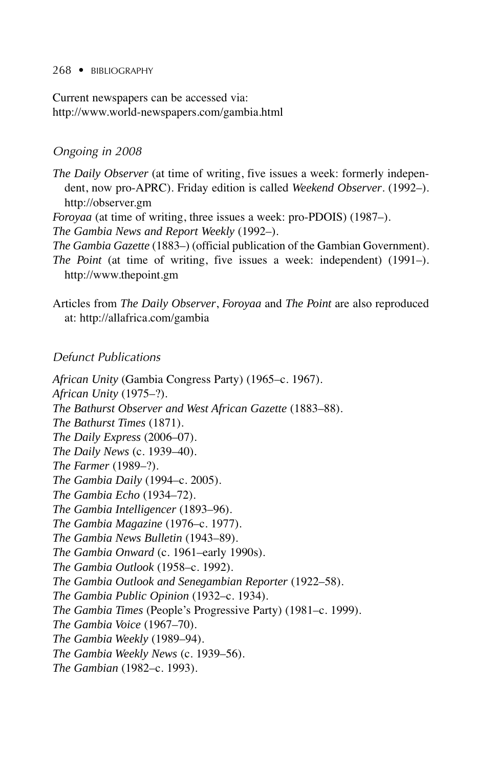Current newspapers can be accessed via:
http://www.world-newspapers.com/gambia.html

### *Ongoing in 2008*

*The Daily Observer* (at time of writing, five issues a week: formerly independent, now pro-APRC). Friday edition is called *Weekend Observer*. (1992–). http://observer.gm

*Foroyaa* (at time of writing, three issues a week: pro-PDOIS) (1987–).

*The Gambia News and Report Weekly* (1992–).

*The Gambia Gazette* (1883–) (official publication of the Gambian Government).

*The Point* (at time of writing, five issues a week: independent) (1991–). http://www.thepoint.gm

Articles from *The Daily Observer*, *Foroyaa* and *The Point* are also reproduced at: http://allafrica.com/gambia

### *Defunct Publications*

*African Unity* (Gambia Congress Party) (1965–c. 1967).
*African Unity* (1975–?).
*The Bathurst Observer and West African Gazette* (1883–88).
*The Bathurst Times* (1871).
*The Daily Express* (2006–07).
*The Daily News* (c. 1939–40).
*The Farmer* (1989–?).
*The Gambia Daily* (1994–c. 2005).
*The Gambia Echo* (1934–72).
*The Gambia Intelligencer* (1893–96).
*The Gambia Magazine* (1976–c. 1977).
*The Gambia News Bulletin* (1943–89).
*The Gambia Onward* (c. 1961–early 1990s).
*The Gambia Outlook* (1958–c. 1992).
*The Gambia Outlook and Senegambian Reporter* (1922–58).
*The Gambia Public Opinion* (1932–c. 1934).
*The Gambia Times* (People's Progressive Party) (1981–c. 1999).
*The Gambia Voice* (1967–70).
*The Gambia Weekly* (1989–94).
*The Gambia Weekly News* (c. 1939–56).
*The Gambian* (1982–c. 1993).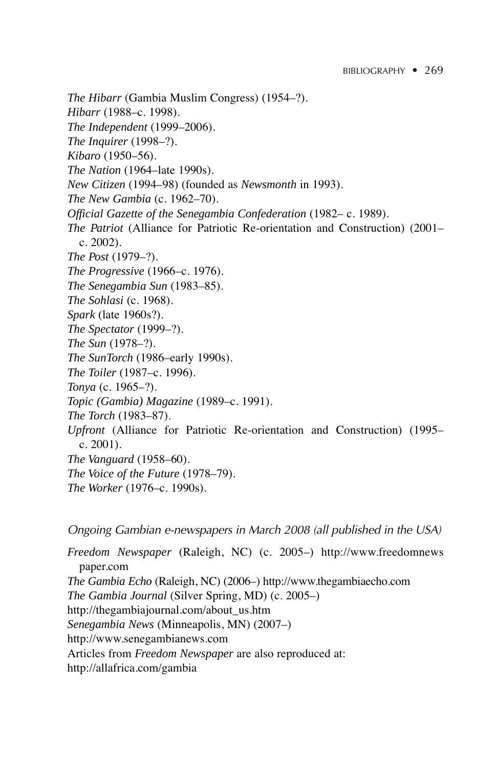*The Hibarr* (Gambia Muslim Congress) (1954–?).

*Hibarr* (1988–c. 1998).

*The Independent* (1999–2006).

*The Inquirer* (1998–?).

*Kibaro* (1950–56).

*The Nation* (1964–late 1990s).

*New Citizen* (1994–98) (founded as *Newsmonth* in 1993).

*The New Gambia* (c. 1962–70).

*Official Gazette of the Senegambia Confederation* (1982– c. 1989).

*The Patriot* (Alliance for Patriotic Re-orientation and Construction) (2001–c. 2002).

*The Post* (1979–?).

*The Progressive* (1966–c. 1976).

*The Senegambia Sun* (1983–85).

*The Sohlasi* (c. 1968).

*Spark* (late 1960s?).

*The Spectator* (1999–?).

*The Sun* (1978–?).

*The SunTorch* (1986–early 1990s).

*The Toiler* (1987–c. 1996).

*Tonya* (c. 1965–?).

*Topic (Gambia) Magazine* (1989–c. 1991).

*The Torch* (1983–87).

*Upfront* (Alliance for Patriotic Re-orientation and Construction) (1995–c. 2001).

*The Vanguard* (1958–60).

*The Voice of the Future* (1978–79).

*The Worker* (1976–c. 1990s).

### *Ongoing Gambian e-newspapers in March 2008 (all published in the USA)*

*Freedom Newspaper* (Raleigh, NC) (c. 2005–) http://www.freedomnewspaper.com

*The Gambia Echo* (Raleigh, NC) (2006–) http://www.thegambiaecho.com

*The Gambia Journal* (Silver Spring, MD) (c. 2005–)
http://thegambiajournal.com/about_us.htm

*Senegambia News* (Minneapolis, MN) (2007–)
http://www.senegambianews.com

Articles from *Freedom Newspaper* are also reproduced at:
http://allafrica.com/gambia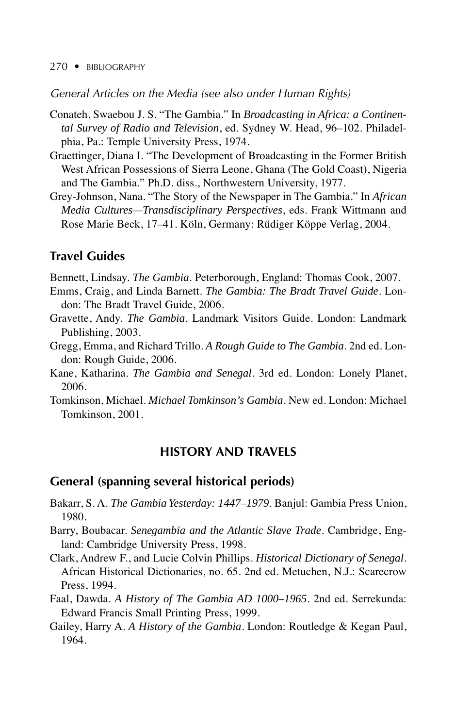*General Articles on the Media (see also under Human Rights)*

Conateh, Swaebou J. S. "The Gambia." In *Broadcasting in Africa: a Continental Survey of Radio and Television*, ed. Sydney W. Head, 96–102. Philadelphia, Pa.: Temple University Press, 1974.

Graettinger, Diana I. "The Development of Broadcasting in the Former British West African Possessions of Sierra Leone, Ghana (The Gold Coast), Nigeria and The Gambia." Ph.D. diss., Northwestern University, 1977.

Grey-Johnson, Nana. "The Story of the Newspaper in The Gambia." In *African Media Cultures—Transdisciplinary Perspectives*, eds. Frank Wittmann and Rose Marie Beck, 17–41. Köln, Germany: Rüdiger Köppe Verlag, 2004.

## Travel Guides

Bennett, Lindsay. *The Gambia*. Peterborough, England: Thomas Cook, 2007.

Emms, Craig, and Linda Barnett. *The Gambia: The Bradt Travel Guide*. London: The Bradt Travel Guide, 2006.

Gravette, Andy. *The Gambia*. Landmark Visitors Guide. London: Landmark Publishing, 2003.

Gregg, Emma, and Richard Trillo. *A Rough Guide to The Gambia*. 2nd ed. London: Rough Guide, 2006.

Kane, Katharina. *The Gambia and Senegal*. 3rd ed. London: Lonely Planet, 2006.

Tomkinson, Michael. *Michael Tomkinson's Gambia*. New ed. London: Michael Tomkinson, 2001.

# HISTORY AND TRAVELS

## General (spanning several historical periods)

Bakarr, S. A. *The Gambia Yesterday: 1447–1979*. Banjul: Gambia Press Union, 1980.

Barry, Boubacar. *Senegambia and the Atlantic Slave Trade*. Cambridge, England: Cambridge University Press, 1998.

Clark, Andrew F., and Lucie Colvin Phillips. *Historical Dictionary of Senegal*. African Historical Dictionaries, no. 65. 2nd ed. Metuchen, N.J.: Scarecrow Press, 1994.

Faal, Dawda. *A History of The Gambia AD 1000–1965*. 2nd ed. Serrekunda: Edward Francis Small Printing Press, 1999.

Gailey, Harry A. *A History of the Gambia*. London: Routledge & Kegan Paul, 1964.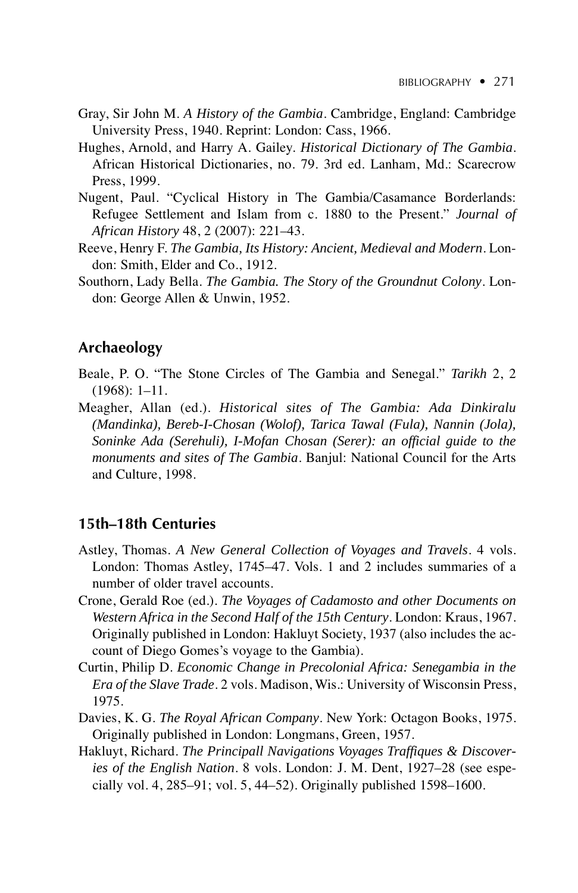Gray, Sir John M. *A History of the Gambia*. Cambridge, England: Cambridge University Press, 1940. Reprint: London: Cass, 1966.

Hughes, Arnold, and Harry A. Gailey. *Historical Dictionary of The Gambia*. African Historical Dictionaries, no. 79. 3rd ed. Lanham, Md.: Scarecrow Press, 1999.

Nugent, Paul. "Cyclical History in The Gambia/Casamance Borderlands: Refugee Settlement and Islam from c. 1880 to the Present." *Journal of African History* 48, 2 (2007): 221–43.

Reeve, Henry F. *The Gambia, Its History: Ancient, Medieval and Modern*. London: Smith, Elder and Co., 1912.

Southorn, Lady Bella. *The Gambia. The Story of the Groundnut Colony*. London: George Allen & Unwin, 1952.

## Archaeology

Beale, P. O. "The Stone Circles of The Gambia and Senegal." *Tarikh* 2, 2 (1968): 1–11.

Meagher, Allan (ed.). *Historical sites of The Gambia: Ada Dinkiralu (Mandinka), Bereb-I-Chosan (Wolof), Tarica Tawal (Fula), Nannin (Jola), Soninke Ada (Serehuli), I-Mofan Chosan (Serer): an official guide to the monuments and sites of The Gambia*. Banjul: National Council for the Arts and Culture, 1998.

## 15th–18th Centuries

Astley, Thomas. *A New General Collection of Voyages and Travels*. 4 vols. London: Thomas Astley, 1745–47. Vols. 1 and 2 includes summaries of a number of older travel accounts.

Crone, Gerald Roe (ed.). *The Voyages of Cadamosto and other Documents on Western Africa in the Second Half of the 15th Century*. London: Kraus, 1967. Originally published in London: Hakluyt Society, 1937 (also includes the account of Diego Gomes's voyage to the Gambia).

Curtin, Philip D. *Economic Change in Precolonial Africa: Senegambia in the Era of the Slave Trade*. 2 vols. Madison, Wis.: University of Wisconsin Press, 1975.

Davies, K. G. *The Royal African Company*. New York: Octagon Books, 1975. Originally published in London: Longmans, Green, 1957.

Hakluyt, Richard. *The Principall Navigations Voyages Traffiques & Discoveries of the English Nation*. 8 vols. London: J. M. Dent, 1927–28 (see especially vol. 4, 285–91; vol. 5, 44–52). Originally published 1598–1600.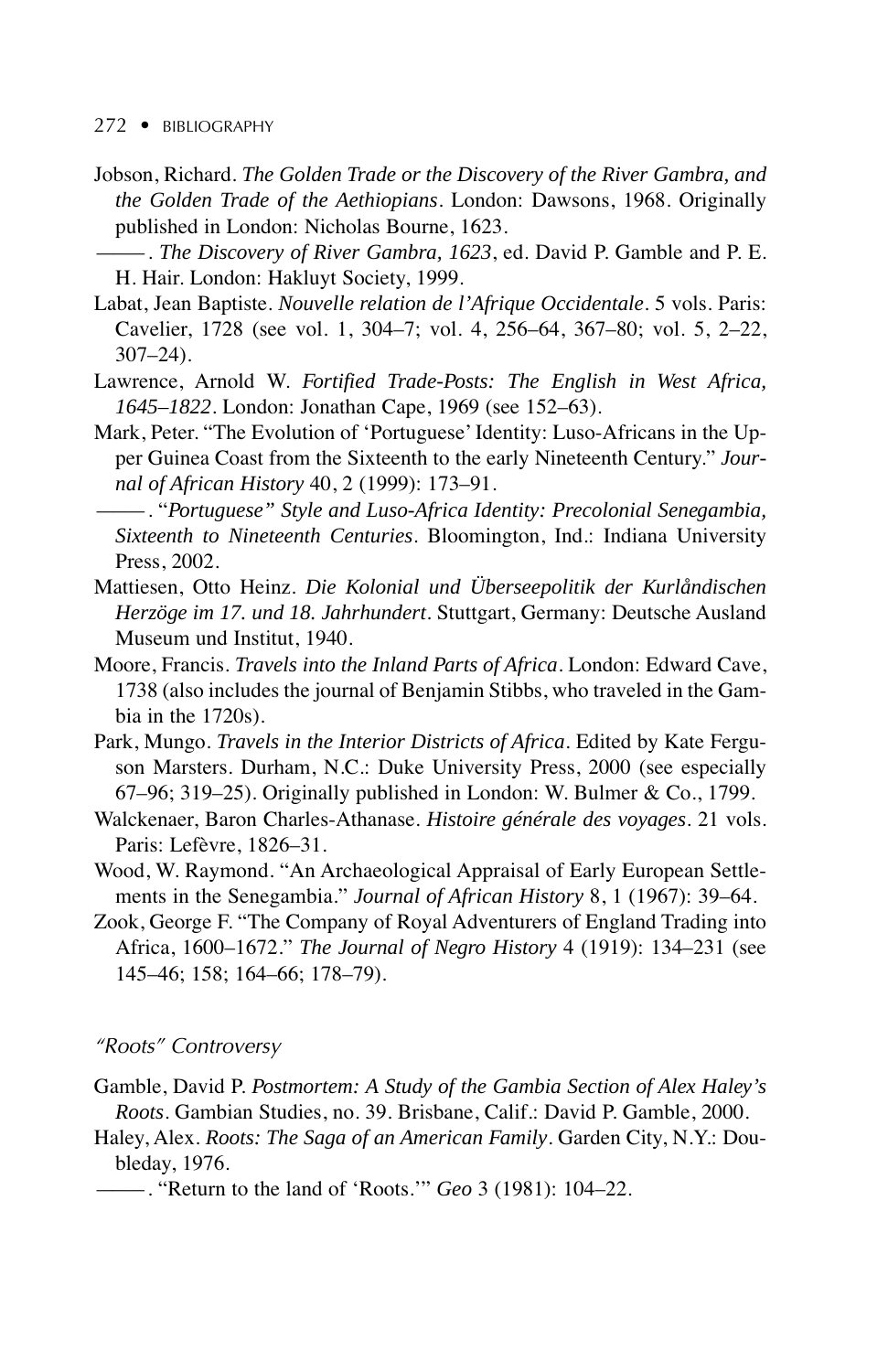Jobson, Richard. *The Golden Trade or the Discovery of the River Gambra, and the Golden Trade of the Aethiopians*. London: Dawsons, 1968. Originally published in London: Nicholas Bourne, 1623.

———. *The Discovery of River Gambra, 1623*, ed. David P. Gamble and P. E. H. Hair. London: Hakluyt Society, 1999.

Labat, Jean Baptiste. *Nouvelle relation de l'Afrique Occidentale*. 5 vols. Paris: Cavelier, 1728 (see vol. 1, 304–7; vol. 4, 256–64, 367–80; vol. 5, 2–22, 307–24).

Lawrence, Arnold W. *Fortified Trade-Posts: The English in West Africa, 1645–1822*. London: Jonathan Cape, 1969 (see 152–63).

Mark, Peter. "The Evolution of 'Portuguese' Identity: Luso-Africans in the Upper Guinea Coast from the Sixteenth to the early Nineteenth Century." *Journal of African History* 40, 2 (1999): 173–91.

———. *"Portuguese" Style and Luso-Africa Identity: Precolonial Senegambia, Sixteenth to Nineteenth Centuries*. Bloomington, Ind.: Indiana University Press, 2002.

Mattiesen, Otto Heinz. *Die Kolonial und Überseepolitik der Kurlåndischen Herzöge im 17. und 18. Jahrhundert*. Stuttgart, Germany: Deutsche Ausland Museum und Institut, 1940.

Moore, Francis. *Travels into the Inland Parts of Africa*. London: Edward Cave, 1738 (also includes the journal of Benjamin Stibbs, who traveled in the Gambia in the 1720s).

Park, Mungo. *Travels in the Interior Districts of Africa*. Edited by Kate Ferguson Marsters. Durham, N.C.: Duke University Press, 2000 (see especially 67–96; 319–25). Originally published in London: W. Bulmer & Co., 1799.

Walckenaer, Baron Charles-Athanase. *Histoire générale des voyages*. 21 vols. Paris: Lefèvre, 1826–31.

Wood, W. Raymond. "An Archaeological Appraisal of Early European Settlements in the Senegambia." *Journal of African History* 8, 1 (1967): 39–64.

Zook, George F. "The Company of Royal Adventurers of England Trading into Africa, 1600–1672." *The Journal of Negro History* 4 (1919): 134–231 (see 145–46; 158; 164–66; 178–79).

### *"Roots" Controversy*

Gamble, David P. *Postmortem: A Study of the Gambia Section of Alex Haley's Roots*. Gambian Studies, no. 39. Brisbane, Calif.: David P. Gamble, 2000.

Haley, Alex. *Roots: The Saga of an American Family*. Garden City, N.Y.: Doubleday, 1976.

———. "Return to the land of 'Roots.'" *Geo* 3 (1981): 104–22.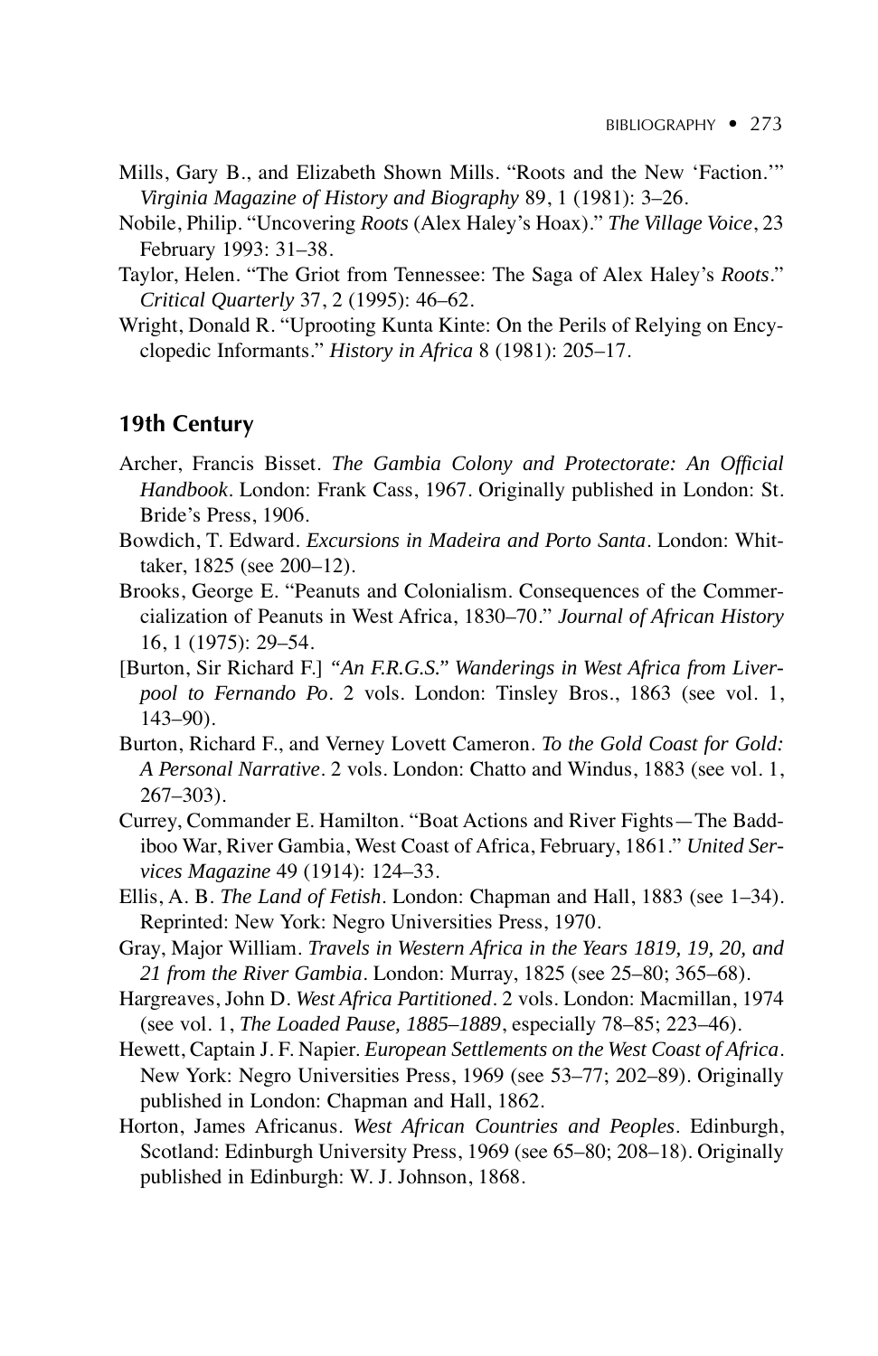Mills, Gary B., and Elizabeth Shown Mills. "Roots and the New 'Faction.'" *Virginia Magazine of History and Biography* 89, 1 (1981): 3–26.

Nobile, Philip. "Uncovering *Roots* (Alex Haley's Hoax)." *The Village Voice*, 23 February 1993: 31–38.

Taylor, Helen. "The Griot from Tennessee: The Saga of Alex Haley's *Roots*." *Critical Quarterly* 37, 2 (1995): 46–62.

Wright, Donald R. "Uprooting Kunta Kinte: On the Perils of Relying on Encyclopedic Informants." *History in Africa* 8 (1981): 205–17.

## 19th Century

Archer, Francis Bisset. *The Gambia Colony and Protectorate: An Official Handbook*. London: Frank Cass, 1967. Originally published in London: St. Bride's Press, 1906.

Bowdich, T. Edward. *Excursions in Madeira and Porto Santa*. London: Whittaker, 1825 (see 200–12).

Brooks, George E. "Peanuts and Colonialism. Consequences of the Commercialization of Peanuts in West Africa, 1830–70." *Journal of African History* 16, 1 (1975): 29–54.

[Burton, Sir Richard F.] *"An F.R.G.S." Wanderings in West Africa from Liverpool to Fernando Po*. 2 vols. London: Tinsley Bros., 1863 (see vol. 1, 143–90).

Burton, Richard F., and Verney Lovett Cameron. *To the Gold Coast for Gold: A Personal Narrative*. 2 vols. London: Chatto and Windus, 1883 (see vol. 1, 267–303).

Currey, Commander E. Hamilton. "Boat Actions and River Fights—The Baddiboo War, River Gambia, West Coast of Africa, February, 1861." *United Services Magazine* 49 (1914): 124–33.

Ellis, A. B. *The Land of Fetish*. London: Chapman and Hall, 1883 (see 1–34). Reprinted: New York: Negro Universities Press, 1970.

Gray, Major William. *Travels in Western Africa in the Years 1819, 19, 20, and 21 from the River Gambia*. London: Murray, 1825 (see 25–80; 365–68).

Hargreaves, John D. *West Africa Partitioned*. 2 vols. London: Macmillan, 1974 (see vol. 1, *The Loaded Pause, 1885–1889*, especially 78–85; 223–46).

Hewett, Captain J. F. Napier. *European Settlements on the West Coast of Africa*. New York: Negro Universities Press, 1969 (see 53–77; 202–89). Originally published in London: Chapman and Hall, 1862.

Horton, James Africanus. *West African Countries and Peoples*. Edinburgh, Scotland: Edinburgh University Press, 1969 (see 65–80; 208–18). Originally published in Edinburgh: W. J. Johnson, 1868.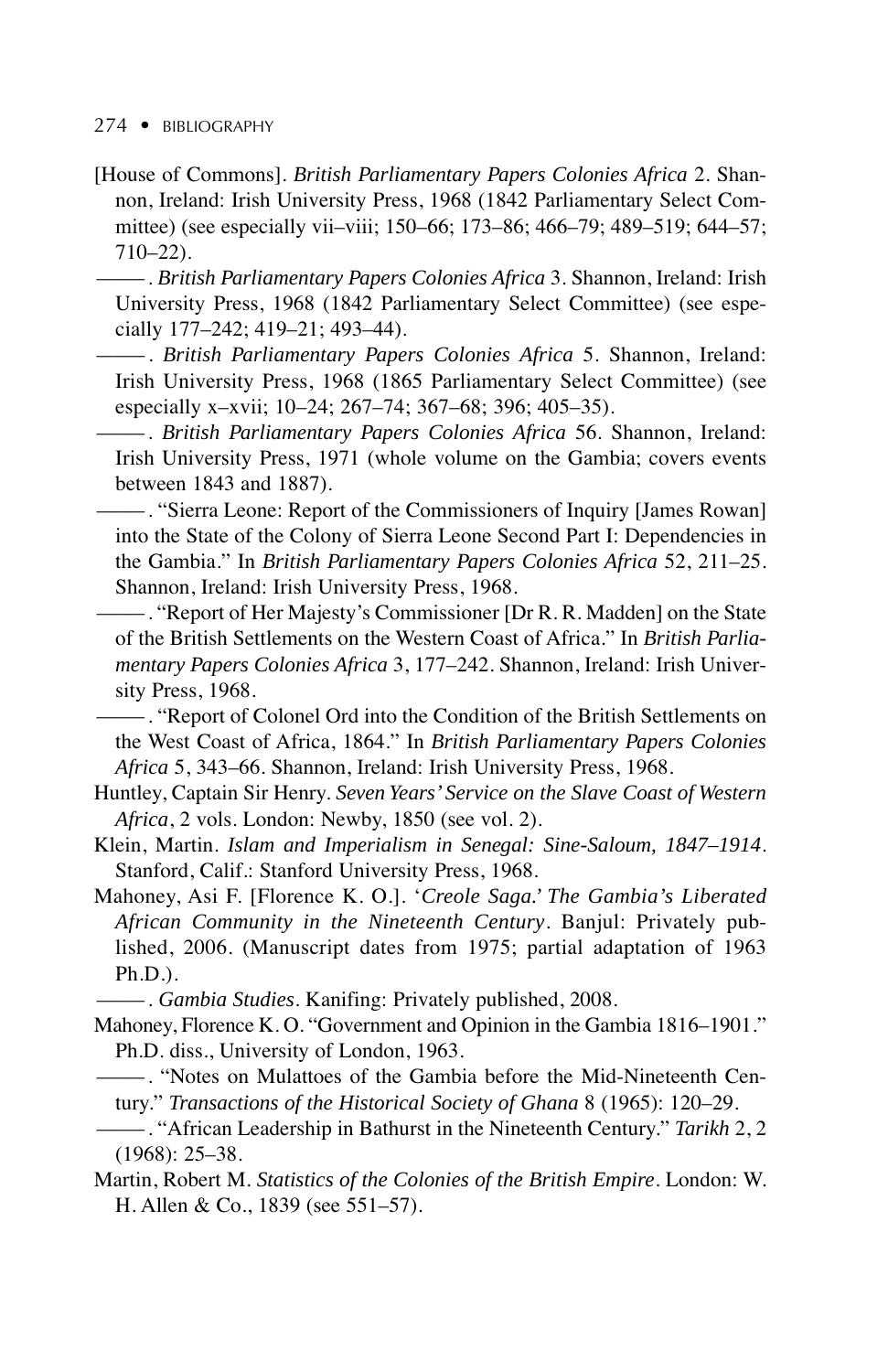[House of Commons]. *British Parliamentary Papers Colonies Africa* 2. Shannon, Ireland: Irish University Press, 1968 (1842 Parliamentary Select Committee) (see especially vii–viii; 150–66; 173–86; 466–79; 489–519; 644–57; 710–22).

———. *British Parliamentary Papers Colonies Africa* 3. Shannon, Ireland: Irish University Press, 1968 (1842 Parliamentary Select Committee) (see especially 177–242; 419–21; 493–44).

———. *British Parliamentary Papers Colonies Africa* 5. Shannon, Ireland: Irish University Press, 1968 (1865 Parliamentary Select Committee) (see especially x–xvii; 10–24; 267–74; 367–68; 396; 405–35).

———. *British Parliamentary Papers Colonies Africa* 56. Shannon, Ireland: Irish University Press, 1971 (whole volume on the Gambia; covers events between 1843 and 1887).

———. "Sierra Leone: Report of the Commissioners of Inquiry [James Rowan] into the State of the Colony of Sierra Leone Second Part I: Dependencies in the Gambia." In *British Parliamentary Papers Colonies Africa* 52, 211–25. Shannon, Ireland: Irish University Press, 1968.

———. "Report of Her Majesty's Commissioner [Dr R. R. Madden] on the State of the British Settlements on the Western Coast of Africa." In *British Parliamentary Papers Colonies Africa* 3, 177–242. Shannon, Ireland: Irish University Press, 1968.

———. "Report of Colonel Ord into the Condition of the British Settlements on the West Coast of Africa, 1864." In *British Parliamentary Papers Colonies Africa* 5, 343–66. Shannon, Ireland: Irish University Press, 1968.

Huntley, Captain Sir Henry. *Seven Years' Service on the Slave Coast of Western Africa*, 2 vols. London: Newby, 1850 (see vol. 2).

Klein, Martin. *Islam and Imperialism in Senegal: Sine-Saloum, 1847–1914*. Stanford, Calif.: Stanford University Press, 1968.

Mahoney, Asi F. [Florence K. O.]. '*Creole Saga.' The Gambia's Liberated African Community in the Nineteenth Century*. Banjul: Privately published, 2006. (Manuscript dates from 1975; partial adaptation of 1963 Ph.D.).

———. *Gambia Studies*. Kanifing: Privately published, 2008.

Mahoney, Florence K. O. "Government and Opinion in the Gambia 1816–1901." Ph.D. diss., University of London, 1963.

———. "Notes on Mulattoes of the Gambia before the Mid-Nineteenth Century." *Transactions of the Historical Society of Ghana* 8 (1965): 120–29.

———. "African Leadership in Bathurst in the Nineteenth Century." *Tarikh* 2, 2 (1968): 25–38.

Martin, Robert M. *Statistics of the Colonies of the British Empire*. London: W. H. Allen & Co., 1839 (see 551–57).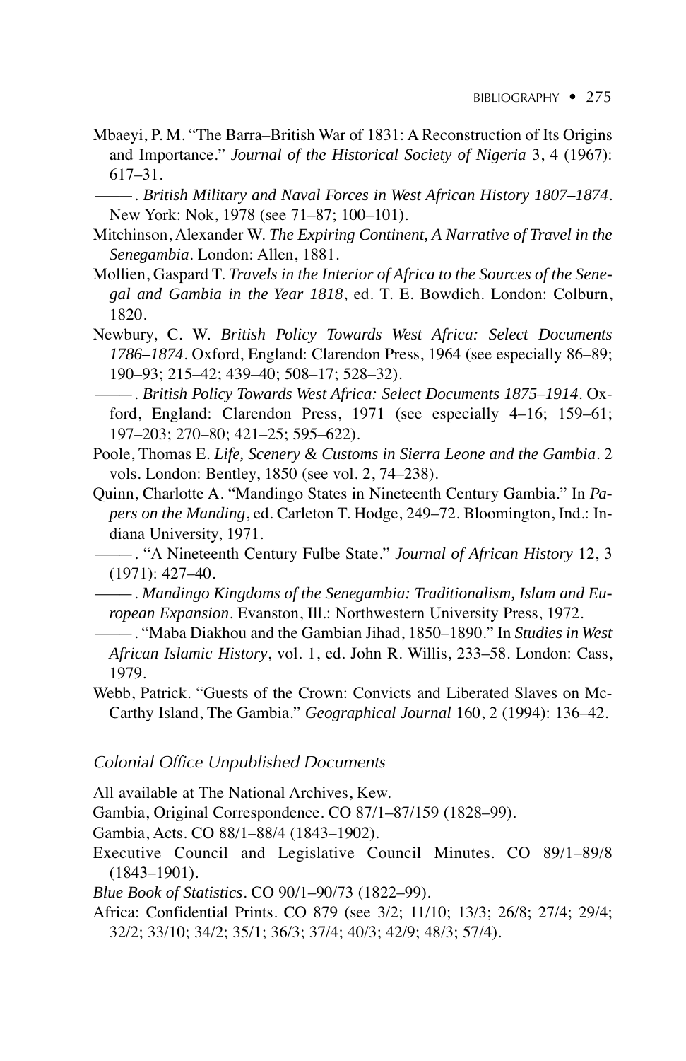Mbaeyi, P. M. “The Barra–British War of 1831: A Reconstruction of Its Origins and Importance.” *Journal of the Historical Society of Nigeria* 3, 4 (1967): 617–31.

———. *British Military and Naval Forces in West African History 1807–1874*. New York: Nok, 1978 (see 71–87; 100–101).

Mitchinson, Alexander W. *The Expiring Continent, A Narrative of Travel in the Senegambia*. London: Allen, 1881.

Mollien, Gaspard T. *Travels in the Interior of Africa to the Sources of the Senegal and Gambia in the Year 1818*, ed. T. E. Bowdich. London: Colburn, 1820.

Newbury, C. W. *British Policy Towards West Africa: Select Documents 1786–1874*. Oxford, England: Clarendon Press, 1964 (see especially 86–89; 190–93; 215–42; 439–40; 508–17; 528–32).

———. *British Policy Towards West Africa: Select Documents 1875–1914*. Oxford, England: Clarendon Press, 1971 (see especially 4–16; 159–61; 197–203; 270–80; 421–25; 595–622).

Poole, Thomas E. *Life, Scenery & Customs in Sierra Leone and the Gambia*. 2 vols. London: Bentley, 1850 (see vol. 2, 74–238).

Quinn, Charlotte A. “Mandingo States in Nineteenth Century Gambia.” In *Papers on the Manding*, ed. Carleton T. Hodge, 249–72. Bloomington, Ind.: Indiana University, 1971.

———. “A Nineteenth Century Fulbe State.” *Journal of African History* 12, 3 (1971): 427–40.

———. *Mandingo Kingdoms of the Senegambia: Traditionalism, Islam and European Expansion*. Evanston, Ill.: Northwestern University Press, 1972.

———. “Maba Diakhou and the Gambian Jihad, 1850–1890.” In *Studies in West African Islamic History*, vol. 1, ed. John R. Willis, 233–58. London: Cass, 1979.

Webb, Patrick. “Guests of the Crown: Convicts and Liberated Slaves on McCarthy Island, The Gambia.” *Geographical Journal* 160, 2 (1994): 136–42.

### Colonial Office Unpublished Documents

All available at The National Archives, Kew.

Gambia, Original Correspondence. CO 87/1–87/159 (1828–99).

Gambia, Acts. CO 88/1–88/4 (1843–1902).

Executive Council and Legislative Council Minutes. CO 89/1–89/8 (1843–1901).

*Blue Book of Statistics*. CO 90/1–90/73 (1822–99).

Africa: Confidential Prints. CO 879 (see 3/2; 11/10; 13/3; 26/8; 27/4; 29/4; 32/2; 33/10; 34/2; 35/1; 36/3; 37/4; 40/3; 42/9; 48/3; 57/4).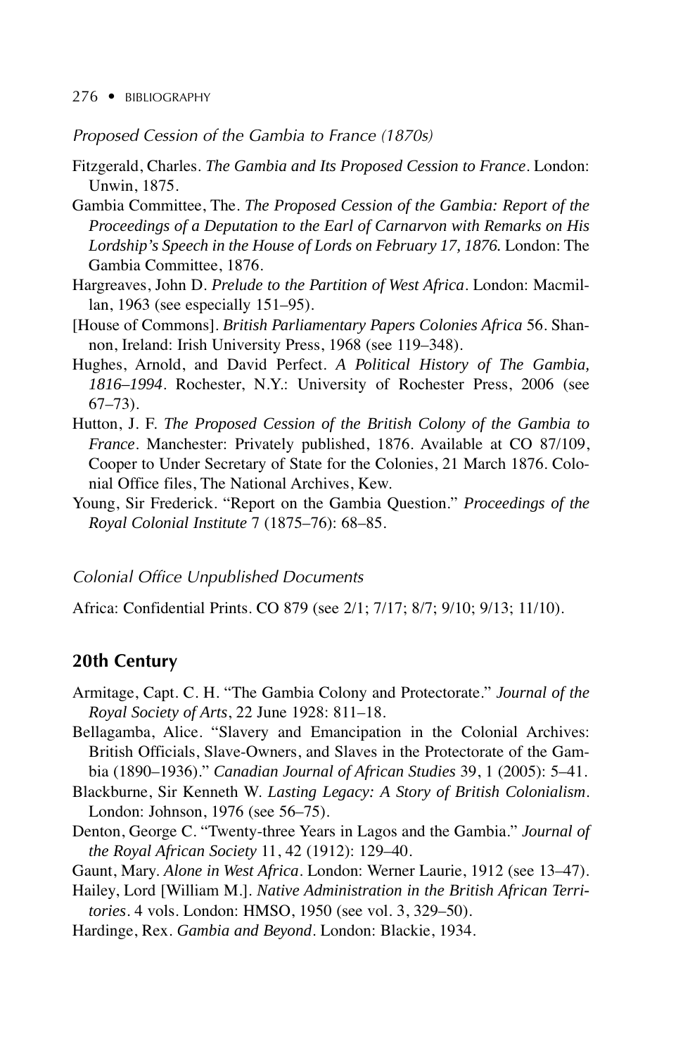*Proposed Cession of the Gambia to France (1870s)*

Fitzgerald, Charles. *The Gambia and Its Proposed Cession to France*. London: Unwin, 1875.

Gambia Committee, The. *The Proposed Cession of the Gambia: Report of the Proceedings of a Deputation to the Earl of Carnarvon with Remarks on His Lordship's Speech in the House of Lords on February 17, 1876.* London: The Gambia Committee, 1876.

Hargreaves, John D. *Prelude to the Partition of West Africa*. London: Macmillan, 1963 (see especially 151–95).

[House of Commons]. *British Parliamentary Papers Colonies Africa* 56. Shannon, Ireland: Irish University Press, 1968 (see 119–348).

Hughes, Arnold, and David Perfect. *A Political History of The Gambia, 1816–1994*. Rochester, N.Y.: University of Rochester Press, 2006 (see 67–73).

Hutton, J. F. *The Proposed Cession of the British Colony of the Gambia to France*. Manchester: Privately published, 1876. Available at CO 87/109, Cooper to Under Secretary of State for the Colonies, 21 March 1876. Colonial Office files, The National Archives, Kew.

Young, Sir Frederick. "Report on the Gambia Question." *Proceedings of the Royal Colonial Institute* 7 (1875–76): 68–85.

*Colonial Office Unpublished Documents*

Africa: Confidential Prints. CO 879 (see 2/1; 7/17; 8/7; 9/10; 9/13; 11/10).

## 20th Century

Armitage, Capt. C. H. "The Gambia Colony and Protectorate." *Journal of the Royal Society of Arts*, 22 June 1928: 811–18.

Bellagamba, Alice. "Slavery and Emancipation in the Colonial Archives: British Officials, Slave-Owners, and Slaves in the Protectorate of the Gambia (1890–1936)." *Canadian Journal of African Studies* 39, 1 (2005): 5–41.

Blackburne, Sir Kenneth W. *Lasting Legacy: A Story of British Colonialism*. London: Johnson, 1976 (see 56–75).

Denton, George C. "Twenty-three Years in Lagos and the Gambia." *Journal of the Royal African Society* 11, 42 (1912): 129–40.

Gaunt, Mary. *Alone in West Africa*. London: Werner Laurie, 1912 (see 13–47).

Hailey, Lord [William M.]. *Native Administration in the British African Territories*. 4 vols. London: HMSO, 1950 (see vol. 3, 329–50).

Hardinge, Rex. *Gambia and Beyond*. London: Blackie, 1934.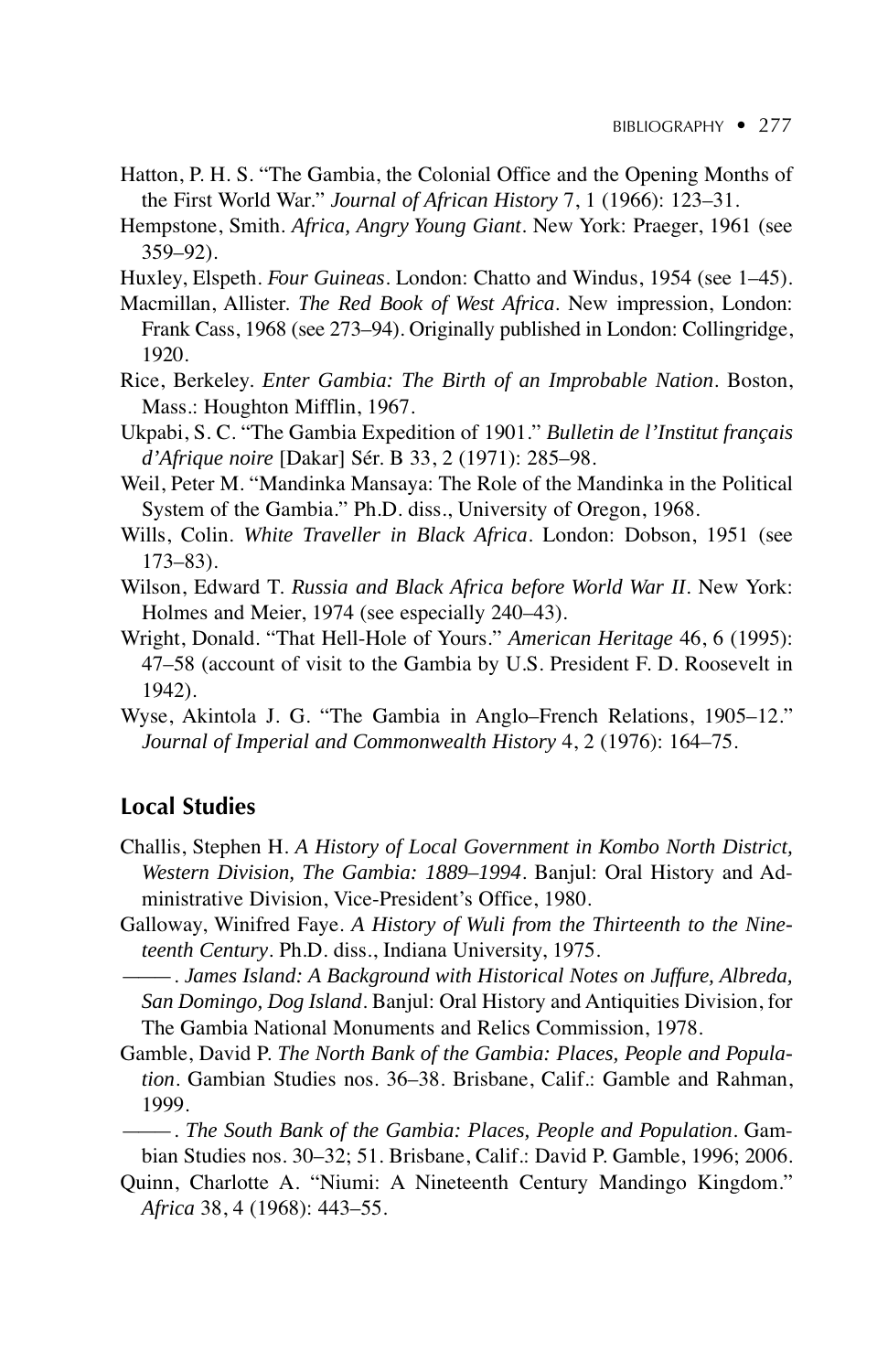Hatton, P. H. S. "The Gambia, the Colonial Office and the Opening Months of the First World War." *Journal of African History* 7, 1 (1966): 123–31.

Hempstone, Smith. *Africa, Angry Young Giant*. New York: Praeger, 1961 (see 359–92).

Huxley, Elspeth. *Four Guineas*. London: Chatto and Windus, 1954 (see 1–45).

Macmillan, Allister. *The Red Book of West Africa*. New impression, London: Frank Cass, 1968 (see 273–94). Originally published in London: Collingridge, 1920.

Rice, Berkeley. *Enter Gambia: The Birth of an Improbable Nation*. Boston, Mass.: Houghton Mifflin, 1967.

Ukpabi, S. C. "The Gambia Expedition of 1901." *Bulletin de l'Institut français d'Afrique noire* [Dakar] Sér. B 33, 2 (1971): 285–98.

Weil, Peter M. "Mandinka Mansaya: The Role of the Mandinka in the Political System of the Gambia." Ph.D. diss., University of Oregon, 1968.

Wills, Colin. *White Traveller in Black Africa*. London: Dobson, 1951 (see 173–83).

Wilson, Edward T. *Russia and Black Africa before World War II*. New York: Holmes and Meier, 1974 (see especially 240–43).

Wright, Donald. "That Hell-Hole of Yours." *American Heritage* 46, 6 (1995): 47–58 (account of visit to the Gambia by U.S. President F. D. Roosevelt in 1942).

Wyse, Akintola J. G. "The Gambia in Anglo–French Relations, 1905–12." *Journal of Imperial and Commonwealth History* 4, 2 (1976): 164–75.

## Local Studies

Challis, Stephen H. *A History of Local Government in Kombo North District, Western Division, The Gambia: 1889–1994*. Banjul: Oral History and Administrative Division, Vice-President's Office, 1980.

Galloway, Winifred Faye. *A History of Wuli from the Thirteenth to the Nineteenth Century*. Ph.D. diss., Indiana University, 1975.

———. *James Island: A Background with Historical Notes on Juffure, Albreda, San Domingo, Dog Island*. Banjul: Oral History and Antiquities Division, for The Gambia National Monuments and Relics Commission, 1978.

Gamble, David P. *The North Bank of the Gambia: Places, People and Population*. Gambian Studies nos. 36–38. Brisbane, Calif.: Gamble and Rahman, 1999.

———. *The South Bank of the Gambia: Places, People and Population*. Gambian Studies nos. 30–32; 51. Brisbane, Calif.: David P. Gamble, 1996; 2006.

Quinn, Charlotte A. "Niumi: A Nineteenth Century Mandingo Kingdom." *Africa* 38, 4 (1968): 443–55.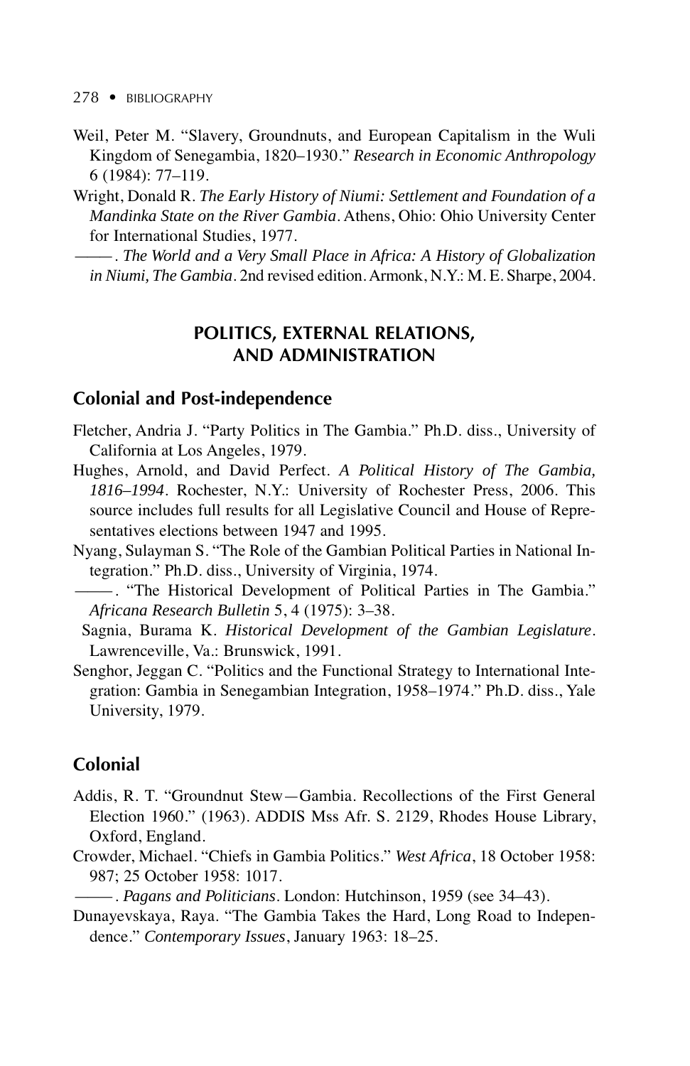Weil, Peter M. “Slavery, Groundnuts, and European Capitalism in the Wuli Kingdom of Senegambia, 1820–1930.” *Research in Economic Anthropology* 6 (1984): 77–119.

Wright, Donald R. *The Early History of Niumi: Settlement and Foundation of a Mandinka State on the River Gambia*. Athens, Ohio: Ohio University Center for International Studies, 1977.

———. *The World and a Very Small Place in Africa: A History of Globalization in Niumi, The Gambia*. 2nd revised edition. Armonk, N.Y.: M. E. Sharpe, 2004.

## POLITICS, EXTERNAL RELATIONS, AND ADMINISTRATION

### Colonial and Post-independence

Fletcher, Andria J. “Party Politics in The Gambia.” Ph.D. diss., University of California at Los Angeles, 1979.

Hughes, Arnold, and David Perfect. *A Political History of The Gambia, 1816–1994*. Rochester, N.Y.: University of Rochester Press, 2006. This source includes full results for all Legislative Council and House of Representatives elections between 1947 and 1995.

Nyang, Sulayman S. “The Role of the Gambian Political Parties in National Integration.” Ph.D. diss., University of Virginia, 1974.

———. “The Historical Development of Political Parties in The Gambia.” *Africana Research Bulletin* 5, 4 (1975): 3–38.

Sagnia, Burama K. *Historical Development of the Gambian Legislature*. Lawrenceville, Va.: Brunswick, 1991.

Senghor, Jeggan C. “Politics and the Functional Strategy to International Integration: Gambia in Senegambian Integration, 1958–1974.” Ph.D. diss., Yale University, 1979.

### Colonial

Addis, R. T. “Groundnut Stew—Gambia. Recollections of the First General Election 1960.” (1963). ADDIS Mss Afr. S. 2129, Rhodes House Library, Oxford, England.

Crowder, Michael. “Chiefs in Gambia Politics.” *West Africa*, 18 October 1958: 987; 25 October 1958: 1017.

———. *Pagans and Politicians*. London: Hutchinson, 1959 (see 34–43).

Dunayevskaya, Raya. “The Gambia Takes the Hard, Long Road to Independence.” *Contemporary Issues*, January 1963: 18–25.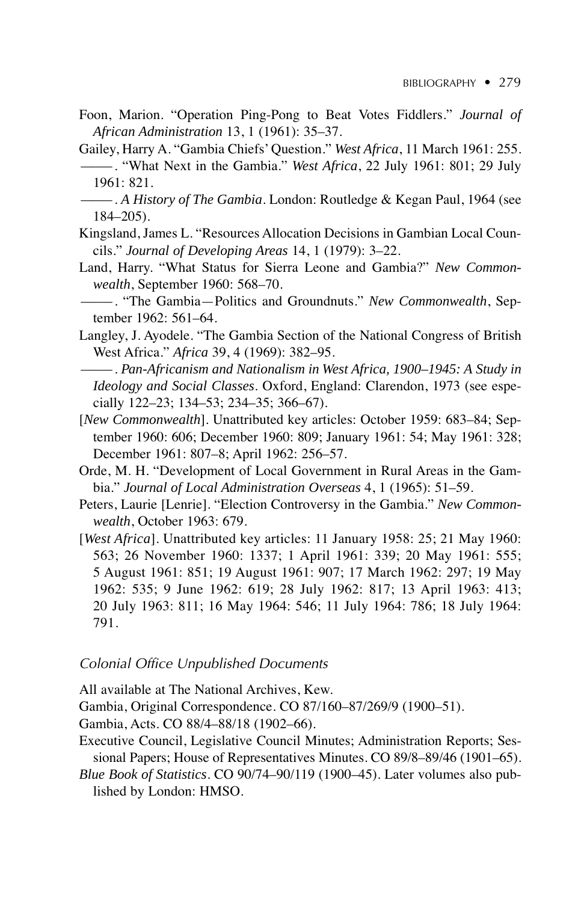Foon, Marion. "Operation Ping-Pong to Beat Votes Fiddlers." *Journal of African Administration* 13, 1 (1961): 35–37.

Gailey, Harry A. "Gambia Chiefs' Question." *West Africa*, 11 March 1961: 255.

———. "What Next in the Gambia." *West Africa*, 22 July 1961: 801; 29 July 1961: 821.

———. *A History of The Gambia*. London: Routledge & Kegan Paul, 1964 (see 184–205).

Kingsland, James L. "Resources Allocation Decisions in Gambian Local Councils." *Journal of Developing Areas* 14, 1 (1979): 3–22.

Land, Harry. "What Status for Sierra Leone and Gambia?" *New Commonwealth*, September 1960: 568–70.

———. "The Gambia—Politics and Groundnuts." *New Commonwealth*, September 1962: 561–64.

Langley, J. Ayodele. "The Gambia Section of the National Congress of British West Africa." *Africa* 39, 4 (1969): 382–95.

———. *Pan-Africanism and Nationalism in West Africa, 1900–1945: A Study in Ideology and Social Classes*. Oxford, England: Clarendon, 1973 (see especially 122–23; 134–53; 234–35; 366–67).

[*New Commonwealth*]. Unattributed key articles: October 1959: 683–84; September 1960: 606; December 1960: 809; January 1961: 54; May 1961: 328; December 1961: 807–8; April 1962: 256–57.

Orde, M. H. "Development of Local Government in Rural Areas in the Gambia." *Journal of Local Administration Overseas* 4, 1 (1965): 51–59.

Peters, Laurie [Lenrie]. "Election Controversy in the Gambia." *New Commonwealth*, October 1963: 679.

[*West Africa*]. Unattributed key articles: 11 January 1958: 25; 21 May 1960: 563; 26 November 1960: 1337; 1 April 1961: 339; 20 May 1961: 555; 5 August 1961: 851; 19 August 1961: 907; 17 March 1962: 297; 19 May 1962: 535; 9 June 1962: 619; 28 July 1962: 817; 13 April 1963: 413; 20 July 1963: 811; 16 May 1964: 546; 11 July 1964: 786; 18 July 1964: 791.

### *Colonial Office Unpublished Documents*

All available at The National Archives, Kew.

Gambia, Original Correspondence. CO 87/160–87/269/9 (1900–51).

Gambia, Acts. CO 88/4–88/18 (1902–66).

Executive Council, Legislative Council Minutes; Administration Reports; Sessional Papers; House of Representatives Minutes. CO 89/8–89/46 (1901–65).

*Blue Book of Statistics*. CO 90/74–90/119 (1900–45). Later volumes also published by London: HMSO.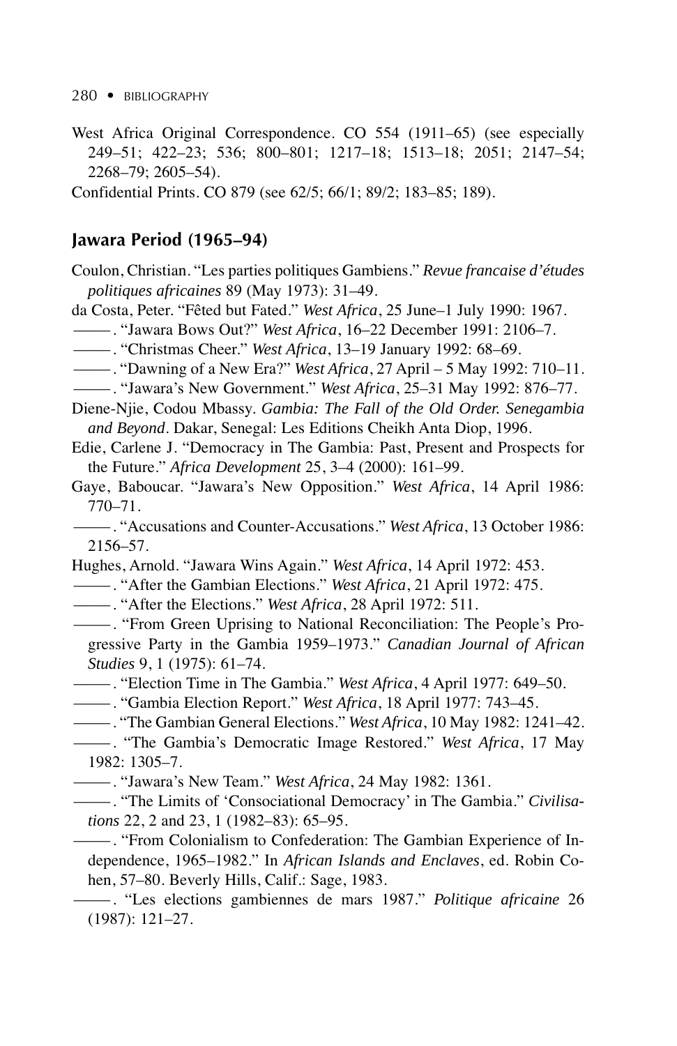West Africa Original Correspondence. CO 554 (1911–65) (see especially 249–51; 422–23; 536; 800–801; 1217–18; 1513–18; 2051; 2147–54; 2268–79; 2605–54).

Confidential Prints. CO 879 (see 62/5; 66/1; 89/2; 183–85; 189).

## Jawara Period (1965–94)

Coulon, Christian. "Les parties politiques Gambiens." *Revue francaise d'études politiques africaines* 89 (May 1973): 31–49.

da Costa, Peter. "Fêted but Fated." *West Africa*, 25 June–1 July 1990: 1967.

———. "Jawara Bows Out?" *West Africa*, 16–22 December 1991: 2106–7.

———. "Christmas Cheer." *West Africa*, 13–19 January 1992: 68–69.

———. "Dawning of a New Era?" *West Africa*, 27 April – 5 May 1992: 710–11.

———. "Jawara's New Government." *West Africa*, 25–31 May 1992: 876–77.

Diene-Njie, Codou Mbassy. *Gambia: The Fall of the Old Order. Senegambia and Beyond*. Dakar, Senegal: Les Editions Cheikh Anta Diop, 1996.

Edie, Carlene J. "Democracy in The Gambia: Past, Present and Prospects for the Future." *Africa Development* 25, 3–4 (2000): 161–99.

Gaye, Baboucar. "Jawara's New Opposition." *West Africa*, 14 April 1986: 770–71.

———. "Accusations and Counter-Accusations." *West Africa*, 13 October 1986: 2156–57.

Hughes, Arnold. "Jawara Wins Again." *West Africa*, 14 April 1972: 453.

———. "After the Gambian Elections." *West Africa*, 21 April 1972: 475.

———. "After the Elections." *West Africa*, 28 April 1972: 511.

———. "From Green Uprising to National Reconciliation: The People's Progressive Party in the Gambia 1959–1973." *Canadian Journal of African Studies* 9, 1 (1975): 61–74.

———. "Election Time in The Gambia." *West Africa*, 4 April 1977: 649–50.

———. "Gambia Election Report." *West Africa*, 18 April 1977: 743–45.

———. "The Gambian General Elections." *West Africa*, 10 May 1982: 1241–42.

———. "The Gambia's Democratic Image Restored." *West Africa*, 17 May 1982: 1305–7.

———. "Jawara's New Team." *West Africa*, 24 May 1982: 1361.

———. "The Limits of 'Consociational Democracy' in The Gambia." *Civilisations* 22, 2 and 23, 1 (1982–83): 65–95.

———. "From Colonialism to Confederation: The Gambian Experience of Independence, 1965–1982." In *African Islands and Enclaves*, ed. Robin Cohen, 57–80. Beverly Hills, Calif.: Sage, 1983.

———. "Les elections gambiennes de mars 1987." *Politique africaine* 26 (1987): 121–27.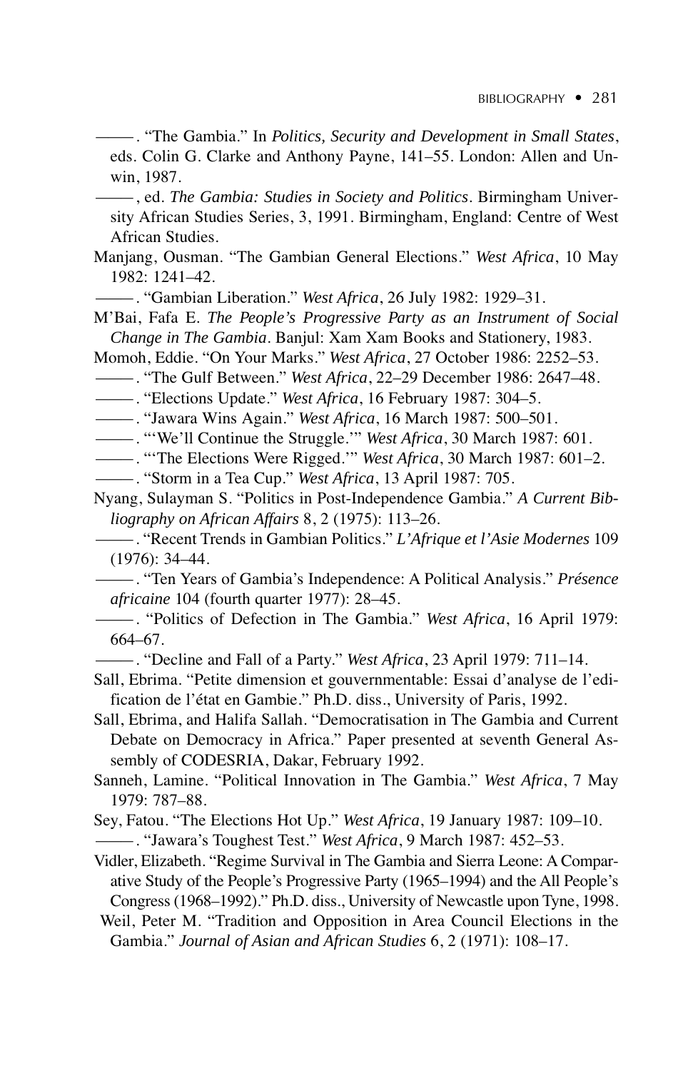———. "The Gambia." In *Politics, Security and Development in Small States*, eds. Colin G. Clarke and Anthony Payne, 141–55. London: Allen and Unwin, 1987.

———, ed. *The Gambia: Studies in Society and Politics*. Birmingham University African Studies Series, 3, 1991. Birmingham, England: Centre of West African Studies.

Manjang, Ousman. "The Gambian General Elections." *West Africa*, 10 May 1982: 1241–42.

———. "Gambian Liberation." *West Africa*, 26 July 1982: 1929–31.

M'Bai, Fafa E. *The People's Progressive Party as an Instrument of Social Change in The Gambia*. Banjul: Xam Xam Books and Stationery, 1983.

Momoh, Eddie. "On Your Marks." *West Africa*, 27 October 1986: 2252–53.

———. "The Gulf Between." *West Africa*, 22–29 December 1986: 2647–48.

———. "Elections Update." *West Africa*, 16 February 1987: 304–5.

———. "Jawara Wins Again." *West Africa*, 16 March 1987: 500–501.

———. "'We'll Continue the Struggle.'" *West Africa*, 30 March 1987: 601.

———. "'The Elections Were Rigged.'" *West Africa*, 30 March 1987: 601–2.

———. "Storm in a Tea Cup." *West Africa*, 13 April 1987: 705.

Nyang, Sulayman S. "Politics in Post-Independence Gambia." *A Current Bibliography on African Affairs* 8, 2 (1975): 113–26.

———. "Recent Trends in Gambian Politics." *L'Afrique et l'Asie Modernes* 109 (1976): 34–44.

———. "Ten Years of Gambia's Independence: A Political Analysis." *Présence africaine* 104 (fourth quarter 1977): 28–45.

———. "Politics of Defection in The Gambia." *West Africa*, 16 April 1979: 664–67.

———. "Decline and Fall of a Party." *West Africa*, 23 April 1979: 711–14.

Sall, Ebrima. "Petite dimension et gouvernmentable: Essai d'analyse de l'edification de l'état en Gambie." Ph.D. diss., University of Paris, 1992.

Sall, Ebrima, and Halifa Sallah. "Democratisation in The Gambia and Current Debate on Democracy in Africa." Paper presented at seventh General Assembly of CODESRIA, Dakar, February 1992.

Sanneh, Lamine. "Political Innovation in The Gambia." *West Africa*, 7 May 1979: 787–88.

Sey, Fatou. "The Elections Hot Up." *West Africa*, 19 January 1987: 109–10.

———. "Jawara's Toughest Test." *West Africa*, 9 March 1987: 452–53.

Vidler, Elizabeth. "Regime Survival in The Gambia and Sierra Leone: A Comparative Study of the People's Progressive Party (1965–1994) and the All People's Congress (1968–1992)." Ph.D. diss., University of Newcastle upon Tyne, 1998.

Weil, Peter M. "Tradition and Opposition in Area Council Elections in the Gambia." *Journal of Asian and African Studies* 6, 2 (1971): 108–17.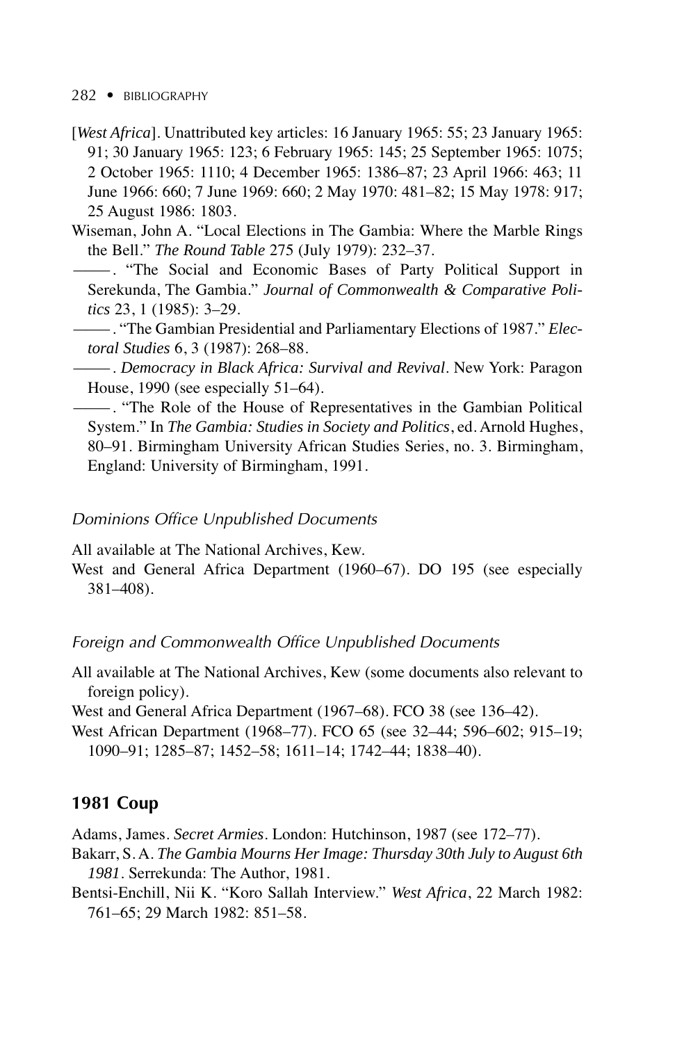[*West Africa*]. Unattributed key articles: 16 January 1965: 55; 23 January 1965: 91; 30 January 1965: 123; 6 February 1965: 145; 25 September 1965: 1075; 2 October 1965: 1110; 4 December 1965: 1386–87; 23 April 1966: 463; 11 June 1966: 660; 7 June 1969: 660; 2 May 1970: 481–82; 15 May 1978: 917; 25 August 1986: 1803.

Wiseman, John A. "Local Elections in The Gambia: Where the Marble Rings the Bell." *The Round Table* 275 (July 1979): 232–37.

———. "The Social and Economic Bases of Party Political Support in Serekunda, The Gambia." *Journal of Commonwealth & Comparative Politics* 23, 1 (1985): 3–29.

———. "The Gambian Presidential and Parliamentary Elections of 1987." *Electoral Studies* 6, 3 (1987): 268–88.

———. *Democracy in Black Africa: Survival and Revival*. New York: Paragon House, 1990 (see especially 51–64).

———. "The Role of the House of Representatives in the Gambian Political System." In *The Gambia: Studies in Society and Politics*, ed. Arnold Hughes, 80–91. Birmingham University African Studies Series, no. 3. Birmingham, England: University of Birmingham, 1991.

### *Dominions Office Unpublished Documents*

All available at The National Archives, Kew.

West and General Africa Department (1960–67). DO 195 (see especially 381–408).

### *Foreign and Commonwealth Office Unpublished Documents*

All available at The National Archives, Kew (some documents also relevant to foreign policy).

West and General Africa Department (1967–68). FCO 38 (see 136–42).

West African Department (1968–77). FCO 65 (see 32–44; 596–602; 915–19; 1090–91; 1285–87; 1452–58; 1611–14; 1742–44; 1838–40).

## 1981 Coup

Adams, James. *Secret Armies*. London: Hutchinson, 1987 (see 172–77).

Bakarr, S. A. *The Gambia Mourns Her Image: Thursday 30th July to August 6th 1981*. Serrekunda: The Author, 1981.

Bentsi-Enchill, Nii K. "Koro Sallah Interview." *West Africa*, 22 March 1982: 761–65; 29 March 1982: 851–58.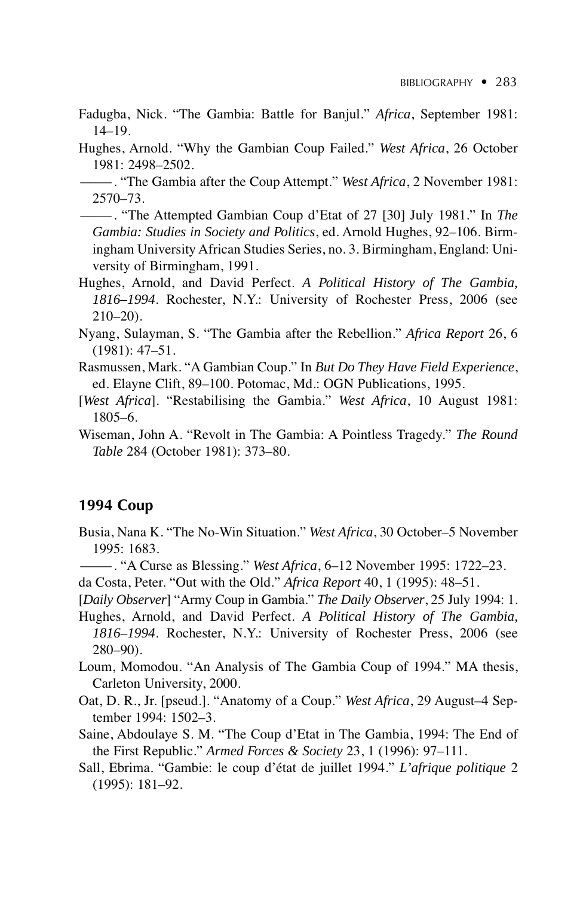Fadugba, Nick. "The Gambia: Battle for Banjul." *Africa*, September 1981: 14–19.

Hughes, Arnold. "Why the Gambian Coup Failed." *West Africa*, 26 October 1981: 2498–2502.

———. "The Gambia after the Coup Attempt." *West Africa*, 2 November 1981: 2570–73.

———. "The Attempted Gambian Coup d'Etat of 27 [30] July 1981." In *The Gambia: Studies in Society and Politics*, ed. Arnold Hughes, 92–106. Birmingham University African Studies Series, no. 3. Birmingham, England: University of Birmingham, 1991.

Hughes, Arnold, and David Perfect. *A Political History of The Gambia, 1816–1994*. Rochester, N.Y.: University of Rochester Press, 2006 (see 210–20).

Nyang, Sulayman, S. "The Gambia after the Rebellion." *Africa Report* 26, 6 (1981): 47–51.

Rasmussen, Mark. "A Gambian Coup." In *But Do They Have Field Experience*, ed. Elayne Clift, 89–100. Potomac, Md.: OGN Publications, 1995.

[*West Africa*]. "Restabilising the Gambia." *West Africa*, 10 August 1981: 1805–6.

Wiseman, John A. "Revolt in The Gambia: A Pointless Tragedy." *The Round Table* 284 (October 1981): 373–80.

## 1994 Coup

Busia, Nana K. "The No-Win Situation." *West Africa*, 30 October–5 November 1995: 1683.

———. "A Curse as Blessing." *West Africa*, 6–12 November 1995: 1722–23.

da Costa, Peter. "Out with the Old." *Africa Report* 40, 1 (1995): 48–51.

[*Daily Observer*] "Army Coup in Gambia." *The Daily Observer*, 25 July 1994: 1.

Hughes, Arnold, and David Perfect. *A Political History of The Gambia, 1816–1994*. Rochester, N.Y.: University of Rochester Press, 2006 (see 280–90).

Loum, Momodou. "An Analysis of The Gambia Coup of 1994." MA thesis, Carleton University, 2000.

Oat, D. R., Jr. [pseud.]. "Anatomy of a Coup." *West Africa*, 29 August–4 September 1994: 1502–3.

Saine, Abdoulaye S. M. "The Coup d'Etat in The Gambia, 1994: The End of the First Republic." *Armed Forces & Society* 23, 1 (1996): 97–111.

Sall, Ebrima. "Gambie: le coup d'état de juillet 1994." *L'afrique politique* 2 (1995): 181–92.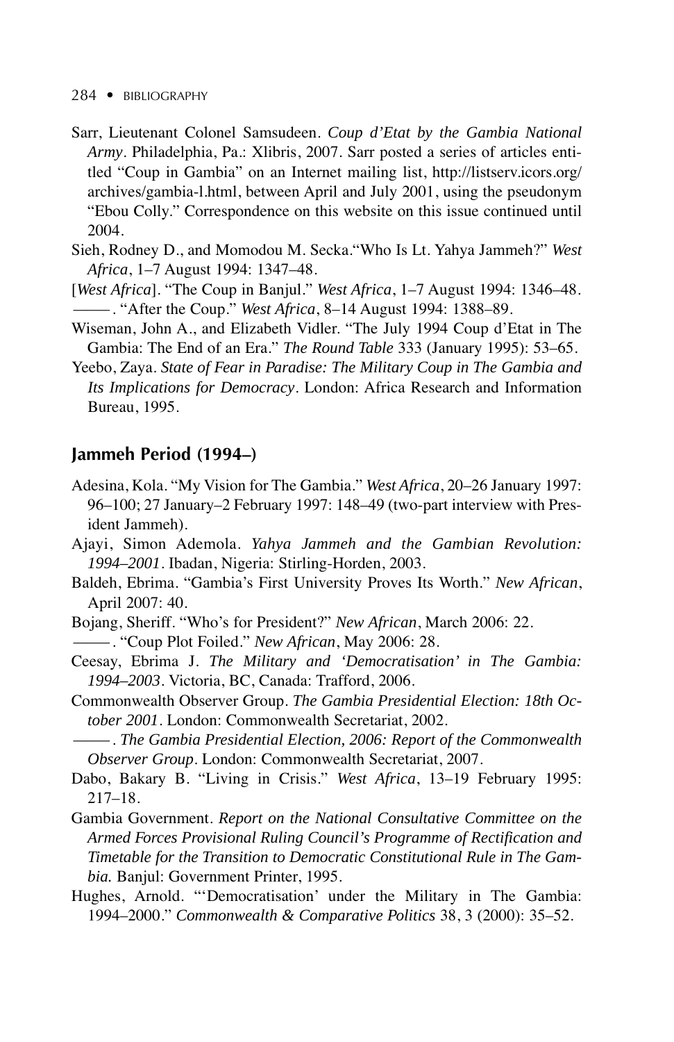Sarr, Lieutenant Colonel Samsudeen. *Coup d'Etat by the Gambia National Army*. Philadelphia, Pa.: Xlibris, 2007. Sarr posted a series of articles entitled "Coup in Gambia" on an Internet mailing list, http://listserv.icors.org/archives/gambia-l.html, between April and July 2001, using the pseudonym "Ebou Colly." Correspondence on this website on this issue continued until 2004.

Sieh, Rodney D., and Momodou M. Secka."Who Is Lt. Yahya Jammeh?" *West Africa*, 1–7 August 1994: 1347–48.

[*West Africa*]. "The Coup in Banjul." *West Africa*, 1–7 August 1994: 1346–48.

———. "After the Coup." *West Africa*, 8–14 August 1994: 1388–89.

Wiseman, John A., and Elizabeth Vidler. "The July 1994 Coup d'Etat in The Gambia: The End of an Era." *The Round Table* 333 (January 1995): 53–65.

Yeebo, Zaya. *State of Fear in Paradise: The Military Coup in The Gambia and Its Implications for Democracy*. London: Africa Research and Information Bureau, 1995.

## Jammeh Period (1994–)

Adesina, Kola. "My Vision for The Gambia." *West Africa*, 20–26 January 1997: 96–100; 27 January–2 February 1997: 148–49 (two-part interview with President Jammeh).

Ajayi, Simon Ademola. *Yahya Jammeh and the Gambian Revolution: 1994–2001*. Ibadan, Nigeria: Stirling-Horden, 2003.

Baldeh, Ebrima. "Gambia's First University Proves Its Worth." *New African*, April 2007: 40.

Bojang, Sheriff. "Who's for President?" *New African*, March 2006: 22.

———. "Coup Plot Foiled." *New African*, May 2006: 28.

Ceesay, Ebrima J. *The Military and 'Democratisation' in The Gambia: 1994–2003*. Victoria, BC, Canada: Trafford, 2006.

Commonwealth Observer Group. *The Gambia Presidential Election: 18th October 2001*. London: Commonwealth Secretariat, 2002.

———. *The Gambia Presidential Election, 2006: Report of the Commonwealth Observer Group*. London: Commonwealth Secretariat, 2007.

Dabo, Bakary B. "Living in Crisis." *West Africa*, 13–19 February 1995: 217–18.

Gambia Government. *Report on the National Consultative Committee on the Armed Forces Provisional Ruling Council's Programme of Rectification and Timetable for the Transition to Democratic Constitutional Rule in The Gambia.* Banjul: Government Printer, 1995.

Hughes, Arnold. "'Democratisation' under the Military in The Gambia: 1994–2000." *Commonwealth & Comparative Politics* 38, 3 (2000): 35–52.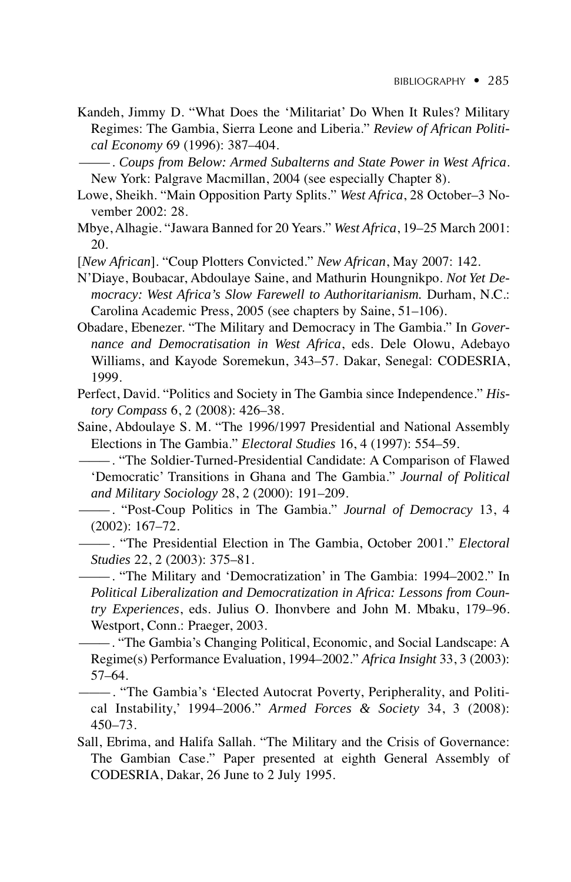Kandeh, Jimmy D. "What Does the 'Militariat' Do When It Rules? Military Regimes: The Gambia, Sierra Leone and Liberia." *Review of African Political Economy* 69 (1996): 387–404.

———. *Coups from Below: Armed Subalterns and State Power in West Africa*. New York: Palgrave Macmillan, 2004 (see especially Chapter 8).

Lowe, Sheikh. "Main Opposition Party Splits." *West Africa*, 28 October–3 November 2002: 28.

Mbye, Alhagie. "Jawara Banned for 20 Years." *West Africa*, 19–25 March 2001: 20.

[*New African*]. "Coup Plotters Convicted." *New African*, May 2007: 142.

N'Diaye, Boubacar, Abdoulaye Saine, and Mathurin Houngnikpo. *Not Yet Democracy: West Africa's Slow Farewell to Authoritarianism.* Durham, N.C.: Carolina Academic Press, 2005 (see chapters by Saine, 51–106).

Obadare, Ebenezer. "The Military and Democracy in The Gambia." In *Governance and Democratisation in West Africa*, eds. Dele Olowu, Adebayo Williams, and Kayode Soremekun, 343–57. Dakar, Senegal: CODESRIA, 1999.

Perfect, David. "Politics and Society in The Gambia since Independence." *History Compass* 6, 2 (2008): 426–38.

Saine, Abdoulaye S. M. "The 1996/1997 Presidential and National Assembly Elections in The Gambia." *Electoral Studies* 16, 4 (1997): 554–59.

———. "The Soldier-Turned-Presidential Candidate: A Comparison of Flawed 'Democratic' Transitions in Ghana and The Gambia." *Journal of Political and Military Sociology* 28, 2 (2000): 191–209.

———. "Post-Coup Politics in The Gambia." *Journal of Democracy* 13, 4 (2002): 167–72.

———. "The Presidential Election in The Gambia, October 2001." *Electoral Studies* 22, 2 (2003): 375–81.

———. "The Military and 'Democratization' in The Gambia: 1994–2002." In *Political Liberalization and Democratization in Africa: Lessons from Country Experiences*, eds. Julius O. Ihonvbere and John M. Mbaku, 179–96. Westport, Conn.: Praeger, 2003.

———. "The Gambia's Changing Political, Economic, and Social Landscape: A Regime(s) Performance Evaluation, 1994–2002." *Africa Insight* 33, 3 (2003): 57–64.

———. "The Gambia's 'Elected Autocrat Poverty, Peripherality, and Political Instability,' 1994–2006." *Armed Forces & Society* 34, 3 (2008): 450–73.

Sall, Ebrima, and Halifa Sallah. "The Military and the Crisis of Governance: The Gambian Case." Paper presented at eighth General Assembly of CODESRIA, Dakar, 26 June to 2 July 1995.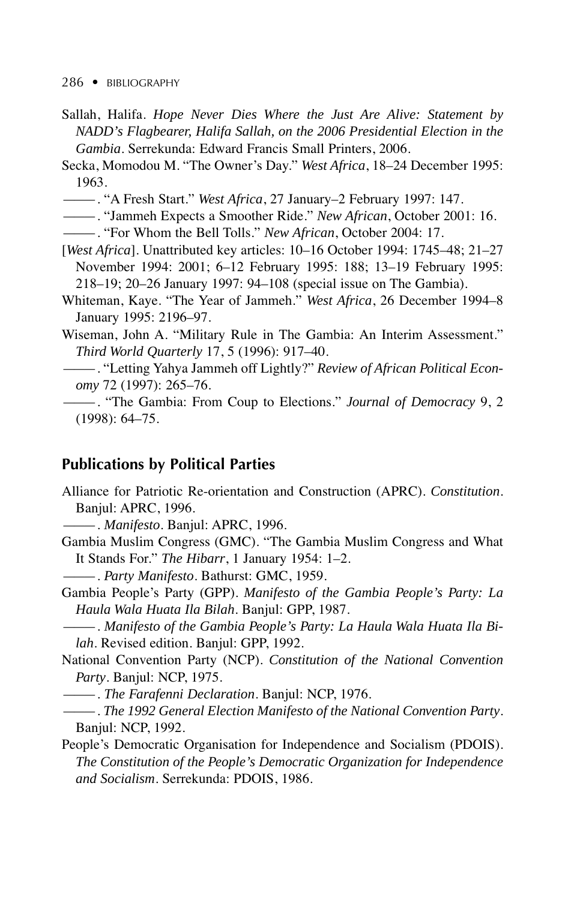Sallah, Halifa. *Hope Never Dies Where the Just Are Alive: Statement by NADD's Flagbearer, Halifa Sallah, on the 2006 Presidential Election in the Gambia*. Serrekunda: Edward Francis Small Printers, 2006.

Secka, Momodou M. "The Owner's Day." *West Africa*, 18–24 December 1995: 1963.

———. "A Fresh Start." *West Africa*, 27 January–2 February 1997: 147.

———. "Jammeh Expects a Smoother Ride." *New African*, October 2001: 16.

———. "For Whom the Bell Tolls." *New African*, October 2004: 17.

[*West Africa*]. Unattributed key articles: 10–16 October 1994: 1745–48; 21–27 November 1994: 2001; 6–12 February 1995: 188; 13–19 February 1995: 218–19; 20–26 January 1997: 94–108 (special issue on The Gambia).

Whiteman, Kaye. "The Year of Jammeh." *West Africa*, 26 December 1994–8 January 1995: 2196–97.

Wiseman, John A. "Military Rule in The Gambia: An Interim Assessment." *Third World Quarterly* 17, 5 (1996): 917–40.

———. "Letting Yahya Jammeh off Lightly?" *Review of African Political Economy* 72 (1997): 265–76.

———. "The Gambia: From Coup to Elections." *Journal of Democracy* 9, 2 (1998): 64–75.

## Publications by Political Parties

Alliance for Patriotic Re-orientation and Construction (APRC). *Constitution*. Banjul: APRC, 1996.

———. *Manifesto*. Banjul: APRC, 1996.

Gambia Muslim Congress (GMC). "The Gambia Muslim Congress and What It Stands For." *The Hibarr*, 1 January 1954: 1–2.

———. *Party Manifesto*. Bathurst: GMC, 1959.

Gambia People's Party (GPP). *Manifesto of the Gambia People's Party: La Haula Wala Huata Ila Bilah*. Banjul: GPP, 1987.

———. *Manifesto of the Gambia People's Party: La Haula Wala Huata Ila Bilah*. Revised edition. Banjul: GPP, 1992.

National Convention Party (NCP). *Constitution of the National Convention Party*. Banjul: NCP, 1975.

———. *The Farafenni Declaration*. Banjul: NCP, 1976.

———. *The 1992 General Election Manifesto of the National Convention Party*. Banjul: NCP, 1992.

People's Democratic Organisation for Independence and Socialism (PDOIS). *The Constitution of the People's Democratic Organization for Independence and Socialism*. Serrekunda: PDOIS, 1986.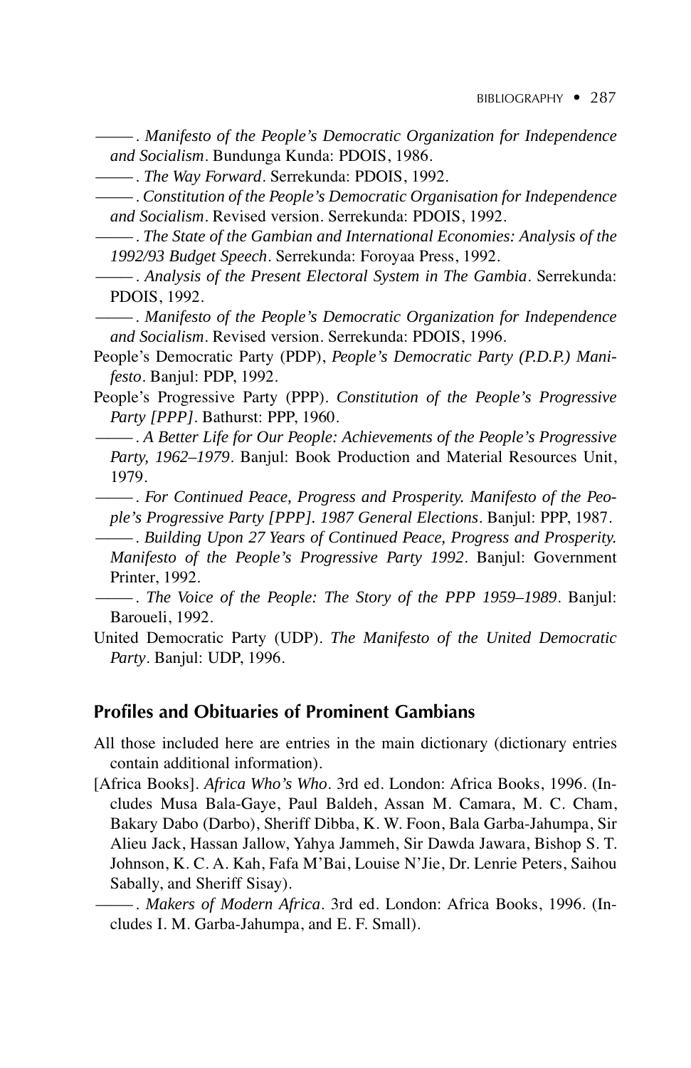———. *Manifesto of the People's Democratic Organization for Independence and Socialism*. Bundunga Kunda: PDOIS, 1986.

———. *The Way Forward*. Serrekunda: PDOIS, 1992.

———. *Constitution of the People's Democratic Organisation for Independence and Socialism*. Revised version. Serrekunda: PDOIS, 1992.

———. *The State of the Gambian and International Economies: Analysis of the 1992/93 Budget Speech*. Serrekunda: Foroyaa Press, 1992.

———. *Analysis of the Present Electoral System in The Gambia*. Serrekunda: PDOIS, 1992.

———. *Manifesto of the People's Democratic Organization for Independence and Socialism*. Revised version. Serrekunda: PDOIS, 1996.

People's Democratic Party (PDP), *People's Democratic Party (P.D.P.) Manifesto*. Banjul: PDP, 1992.

People's Progressive Party (PPP). *Constitution of the People's Progressive Party [PPP]*. Bathurst: PPP, 1960.

———. *A Better Life for Our People: Achievements of the People's Progressive Party, 1962–1979*. Banjul: Book Production and Material Resources Unit, 1979.

———. *For Continued Peace, Progress and Prosperity. Manifesto of the People's Progressive Party [PPP]. 1987 General Elections*. Banjul: PPP, 1987.

———. *Building Upon 27 Years of Continued Peace, Progress and Prosperity. Manifesto of the People's Progressive Party 1992*. Banjul: Government Printer, 1992.

———. *The Voice of the People: The Story of the PPP 1959–1989*. Banjul: Baroueli, 1992.

United Democratic Party (UDP). *The Manifesto of the United Democratic Party*. Banjul: UDP, 1996.

## Profiles and Obituaries of Prominent Gambians

All those included here are entries in the main dictionary (dictionary entries contain additional information).

[Africa Books]. *Africa Who's Who*. 3rd ed. London: Africa Books, 1996. (Includes Musa Bala-Gaye, Paul Baldeh, Assan M. Camara, M. C. Cham, Bakary Dabo (Darbo), Sheriff Dibba, K. W. Foon, Bala Garba-Jahumpa, Sir Alieu Jack, Hassan Jallow, Yahya Jammeh, Sir Dawda Jawara, Bishop S. T. Johnson, K. C. A. Kah, Fafa M'Bai, Louise N'Jie, Dr. Lenrie Peters, Saihou Sabally, and Sheriff Sisay).

———. *Makers of Modern Africa*. 3rd ed. London: Africa Books, 1996. (Includes I. M. Garba-Jahumpa, and E. F. Small).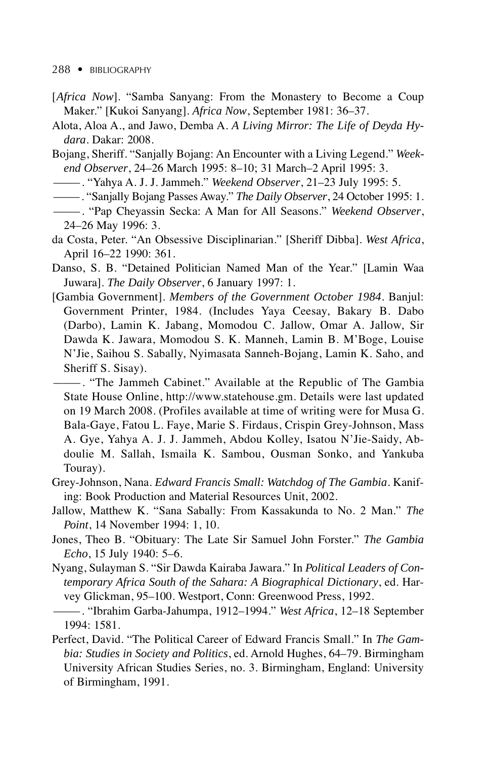[*Africa Now*]. "Samba Sanyang: From the Monastery to Become a Coup Maker." [Kukoi Sanyang]. *Africa Now*, September 1981: 36–37.

Alota, Aloa A., and Jawo, Demba A. *A Living Mirror: The Life of Deyda Hydara*. Dakar: 2008.

Bojang, Sheriff. "Sanjally Bojang: An Encounter with a Living Legend." *Weekend Observer*, 24–26 March 1995: 8–10; 31 March–2 April 1995: 3.

———. "Yahya A. J. J. Jammeh." *Weekend Observer*, 21–23 July 1995: 5.

———. "Sanjally Bojang Passes Away." *The Daily Observer*, 24 October 1995: 1.

———. "Pap Cheyassin Secka: A Man for All Seasons." *Weekend Observer*, 24–26 May 1996: 3.

da Costa, Peter. "An Obsessive Disciplinarian." [Sheriff Dibba]. *West Africa*, April 16–22 1990: 361.

Danso, S. B. "Detained Politician Named Man of the Year." [Lamin Waa Juwara]. *The Daily Observer*, 6 January 1997: 1.

[Gambia Government]. *Members of the Government October 1984*. Banjul: Government Printer, 1984. (Includes Yaya Ceesay, Bakary B. Dabo (Darbo), Lamin K. Jabang, Momodou C. Jallow, Omar A. Jallow, Sir Dawda K. Jawara, Momodou S. K. Manneh, Lamin B. M'Boge, Louise N'Jie, Saihou S. Sabally, Nyimasata Sanneh-Bojang, Lamin K. Saho, and Sheriff S. Sisay).

———. "The Jammeh Cabinet." Available at the Republic of The Gambia State House Online, http://www.statehouse.gm. Details were last updated on 19 March 2008. (Profiles available at time of writing were for Musa G. Bala-Gaye, Fatou L. Faye, Marie S. Firdaus, Crispin Grey-Johnson, Mass A. Gye, Yahya A. J. J. Jammeh, Abdou Kolley, Isatou N'Jie-Saidy, Abdoulie M. Sallah, Ismaila K. Sambou, Ousman Sonko, and Yankuba Touray).

Grey-Johnson, Nana. *Edward Francis Small: Watchdog of The Gambia*. Kanifing: Book Production and Material Resources Unit, 2002.

Jallow, Matthew K. "Sana Sabally: From Kassakunda to No. 2 Man." *The Point*, 14 November 1994: 1, 10.

Jones, Theo B. "Obituary: The Late Sir Samuel John Forster." *The Gambia Echo*, 15 July 1940: 5–6.

Nyang, Sulayman S. "Sir Dawda Kairaba Jawara." In *Political Leaders of Contemporary Africa South of the Sahara: A Biographical Dictionary*, ed. Harvey Glickman, 95–100. Westport, Conn: Greenwood Press, 1992.

———. "Ibrahim Garba-Jahumpa, 1912–1994." *West Africa*, 12–18 September 1994: 1581.

Perfect, David. "The Political Career of Edward Francis Small." In *The Gambia: Studies in Society and Politics*, ed. Arnold Hughes, 64–79. Birmingham University African Studies Series, no. 3. Birmingham, England: University of Birmingham, 1991.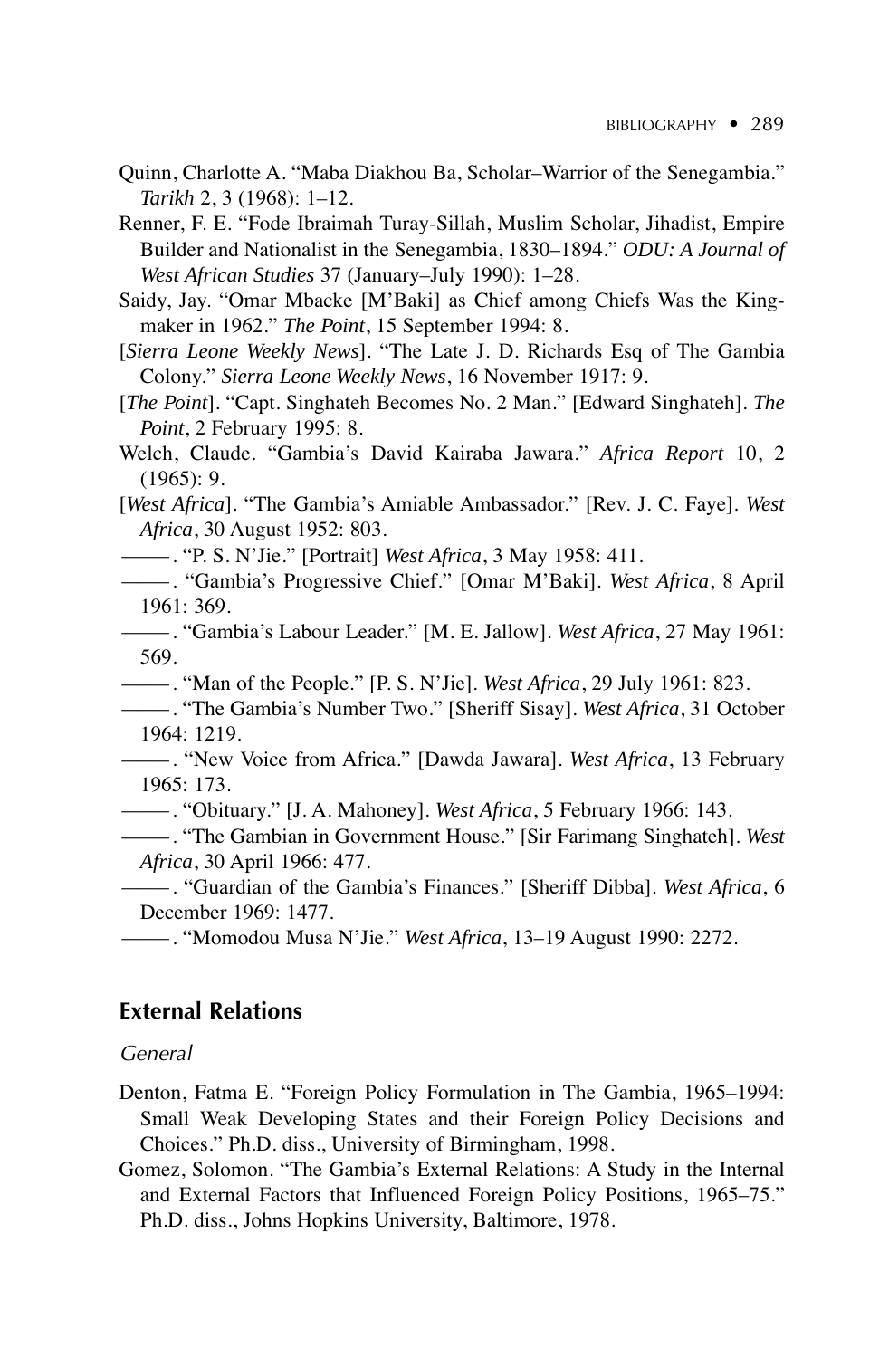Quinn, Charlotte A. "Maba Diakhou Ba, Scholar–Warrior of the Senegambia." *Tarikh* 2, 3 (1968): 1–12.

Renner, F. E. "Fode Ibraimah Turay-Sillah, Muslim Scholar, Jihadist, Empire Builder and Nationalist in the Senegambia, 1830–1894." *ODU: A Journal of West African Studies* 37 (January–July 1990): 1–28.

Saidy, Jay. "Omar Mbacke [M'Baki] as Chief among Chiefs Was the Kingmaker in 1962." *The Point*, 15 September 1994: 8.

[*Sierra Leone Weekly News*]. "The Late J. D. Richards Esq of The Gambia Colony." *Sierra Leone Weekly News*, 16 November 1917: 9.

[*The Point*]. "Capt. Singhateh Becomes No. 2 Man." [Edward Singhateh]. *The Point*, 2 February 1995: 8.

Welch, Claude. "Gambia's David Kairaba Jawara." *Africa Report* 10, 2 (1965): 9.

[*West Africa*]. "The Gambia's Amiable Ambassador." [Rev. J. C. Faye]. *West Africa*, 30 August 1952: 803.

———. "P. S. N'Jie." [Portrait] *West Africa*, 3 May 1958: 411.

———. "Gambia's Progressive Chief." [Omar M'Baki]. *West Africa*, 8 April 1961: 369.

———. "Gambia's Labour Leader." [M. E. Jallow]. *West Africa*, 27 May 1961: 569.

———. "Man of the People." [P. S. N'Jie]. *West Africa*, 29 July 1961: 823.

———. "The Gambia's Number Two." [Sheriff Sisay]. *West Africa*, 31 October 1964: 1219.

———. "New Voice from Africa." [Dawda Jawara]. *West Africa*, 13 February 1965: 173.

———. "Obituary." [J. A. Mahoney]. *West Africa*, 5 February 1966: 143.

———. "The Gambian in Government House." [Sir Farimang Singhateh]. *West Africa*, 30 April 1966: 477.

———. "Guardian of the Gambia's Finances." [Sheriff Dibba]. *West Africa*, 6 December 1969: 1477.

———. "Momodou Musa N'Jie." *West Africa*, 13–19 August 1990: 2272.

## External Relations

### *General*

Denton, Fatma E. "Foreign Policy Formulation in The Gambia, 1965–1994: Small Weak Developing States and their Foreign Policy Decisions and Choices." Ph.D. diss., University of Birmingham, 1998.

Gomez, Solomon. "The Gambia's External Relations: A Study in the Internal and External Factors that Influenced Foreign Policy Positions, 1965–75." Ph.D. diss., Johns Hopkins University, Baltimore, 1978.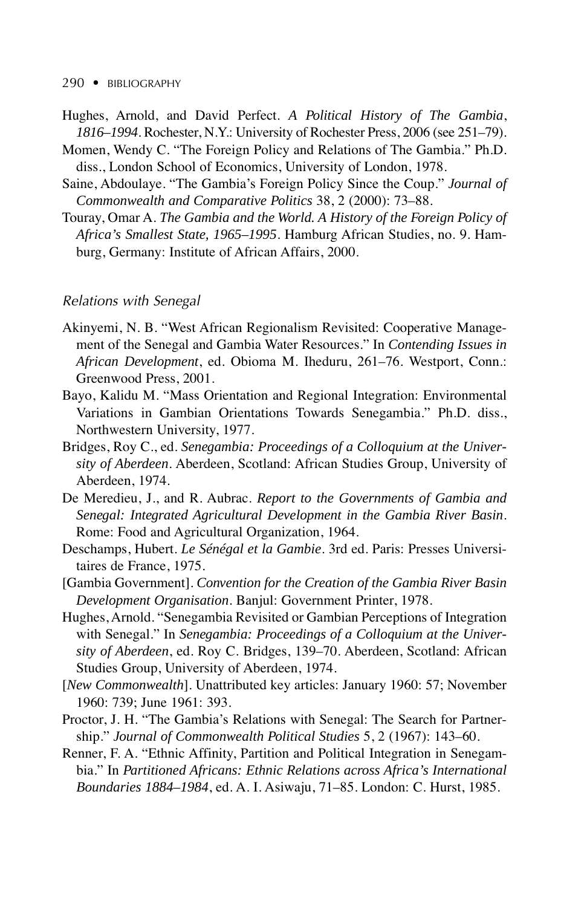Hughes, Arnold, and David Perfect. *A Political History of The Gambia, 1816–1994*. Rochester, N.Y.: University of Rochester Press, 2006 (see 251–79).

Momen, Wendy C. "The Foreign Policy and Relations of The Gambia." Ph.D. diss., London School of Economics, University of London, 1978.

Saine, Abdoulaye. "The Gambia's Foreign Policy Since the Coup." *Journal of Commonwealth and Comparative Politics* 38, 2 (2000): 73–88.

Touray, Omar A. *The Gambia and the World. A History of the Foreign Policy of Africa's Smallest State, 1965–1995*. Hamburg African Studies, no. 9. Hamburg, Germany: Institute of African Affairs, 2000.

### *Relations with Senegal*

Akinyemi, N. B. "West African Regionalism Revisited: Cooperative Management of the Senegal and Gambia Water Resources." In *Contending Issues in African Development*, ed. Obioma M. Iheduru, 261–76. Westport, Conn.: Greenwood Press, 2001.

Bayo, Kalidu M. "Mass Orientation and Regional Integration: Environmental Variations in Gambian Orientations Towards Senegambia." Ph.D. diss., Northwestern University, 1977.

Bridges, Roy C., ed. *Senegambia: Proceedings of a Colloquium at the University of Aberdeen*. Aberdeen, Scotland: African Studies Group, University of Aberdeen, 1974.

De Meredieu, J., and R. Aubrac. *Report to the Governments of Gambia and Senegal: Integrated Agricultural Development in the Gambia River Basin*. Rome: Food and Agricultural Organization, 1964.

Deschamps, Hubert. *Le Sénégal et la Gambie*. 3rd ed. Paris: Presses Universitaires de France, 1975.

[Gambia Government]. *Convention for the Creation of the Gambia River Basin Development Organisation*. Banjul: Government Printer, 1978.

Hughes, Arnold. "Senegambia Revisited or Gambian Perceptions of Integration with Senegal." In *Senegambia: Proceedings of a Colloquium at the University of Aberdeen*, ed. Roy C. Bridges, 139–70. Aberdeen, Scotland: African Studies Group, University of Aberdeen, 1974.

[*New Commonwealth*]. Unattributed key articles: January 1960: 57; November 1960: 739; June 1961: 393.

Proctor, J. H. "The Gambia's Relations with Senegal: The Search for Partnership." *Journal of Commonwealth Political Studies* 5, 2 (1967): 143–60.

Renner, F. A. "Ethnic Affinity, Partition and Political Integration in Senegambia." In *Partitioned Africans: Ethnic Relations across Africa's International Boundaries 1884–1984*, ed. A. I. Asiwaju, 71–85. London: C. Hurst, 1985.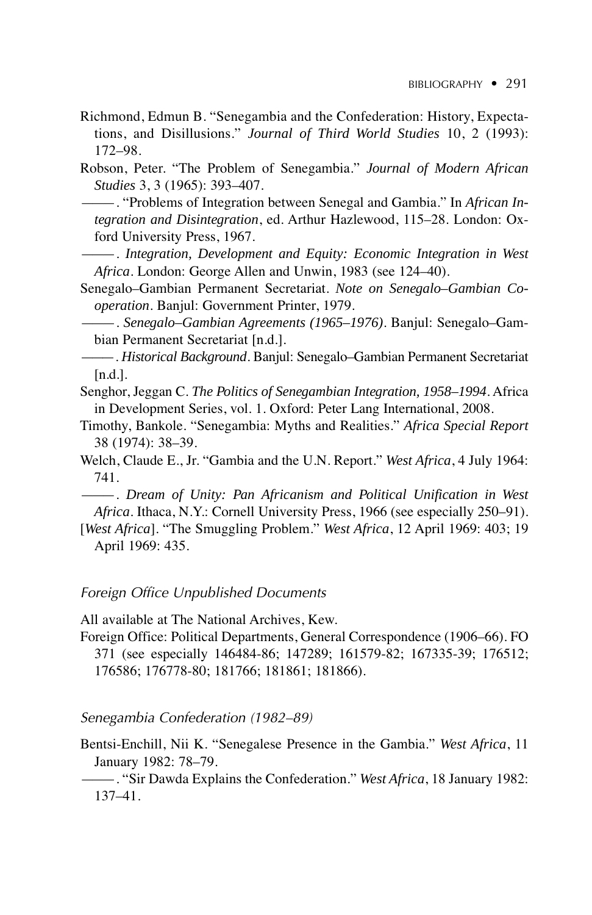Richmond, Edmun B. "Senegambia and the Confederation: History, Expectations, and Disillusions." *Journal of Third World Studies* 10, 2 (1993): 172–98.

Robson, Peter. "The Problem of Senegambia." *Journal of Modern African Studies* 3, 3 (1965): 393–407.

———. "Problems of Integration between Senegal and Gambia." In *African Integration and Disintegration*, ed. Arthur Hazlewood, 115–28. London: Oxford University Press, 1967.

———. *Integration, Development and Equity: Economic Integration in West Africa*. London: George Allen and Unwin, 1983 (see 124–40).

Senegalo–Gambian Permanent Secretariat. *Note on Senegalo–Gambian Cooperation*. Banjul: Government Printer, 1979.

———. *Senegalo–Gambian Agreements (1965–1976)*. Banjul: Senegalo–Gambian Permanent Secretariat [n.d.].

———. *Historical Background*. Banjul: Senegalo–Gambian Permanent Secretariat [n.d.].

Senghor, Jeggan C. *The Politics of Senegambian Integration, 1958–1994*. Africa in Development Series, vol. 1. Oxford: Peter Lang International, 2008.

Timothy, Bankole. "Senegambia: Myths and Realities." *Africa Special Report* 38 (1974): 38–39.

Welch, Claude E., Jr. "Gambia and the U.N. Report." *West Africa*, 4 July 1964: 741.

———. *Dream of Unity: Pan Africanism and Political Unification in West Africa*. Ithaca, N.Y.: Cornell University Press, 1966 (see especially 250–91).

[*West Africa*]. "The Smuggling Problem." *West Africa*, 12 April 1969: 403; 19 April 1969: 435.

### Foreign Office Unpublished Documents

All available at The National Archives, Kew.

Foreign Office: Political Departments, General Correspondence (1906–66). FO 371 (see especially 146484-86; 147289; 161579-82; 167335-39; 176512; 176586; 176778-80; 181766; 181861; 181866).

### Senegambia Confederation (1982–89)

Bentsi-Enchill, Nii K. "Senegalese Presence in the Gambia." *West Africa*, 11 January 1982: 78–79.

———. "Sir Dawda Explains the Confederation." *West Africa*, 18 January 1982: 137–41.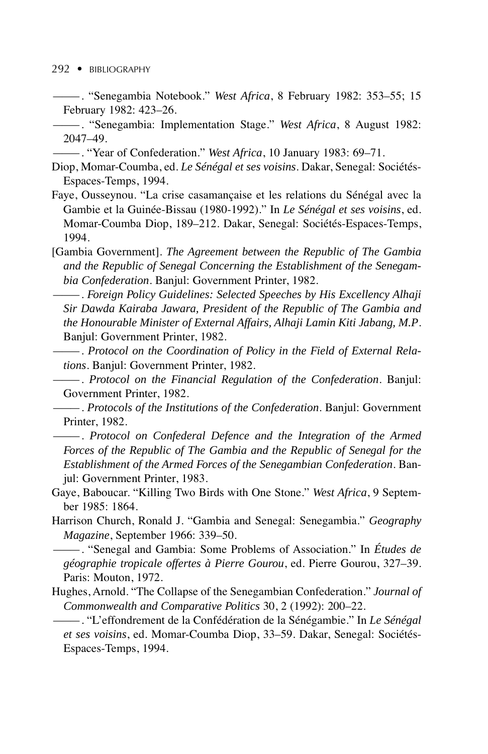———. "Senegambia Notebook." *West Africa*, 8 February 1982: 353–55; 15 February 1982: 423–26.

———. "Senegambia: Implementation Stage." *West Africa*, 8 August 1982: 2047–49.

———. "Year of Confederation." *West Africa*, 10 January 1983: 69–71.

Diop, Momar-Coumba, ed. *Le Sénégal et ses voisins*. Dakar, Senegal: Sociétés-Espaces-Temps, 1994.

Faye, Ousseynou. "La crise casamançaise et les relations du Sénégal avec la Gambie et la Guinée-Bissau (1980-1992)." In *Le Sénégal et ses voisins*, ed. Momar-Coumba Diop, 189–212. Dakar, Senegal: Sociétés-Espaces-Temps, 1994.

[Gambia Government]. *The Agreement between the Republic of The Gambia and the Republic of Senegal Concerning the Establishment of the Senegambia Confederation*. Banjul: Government Printer, 1982.

———. *Foreign Policy Guidelines: Selected Speeches by His Excellency Alhaji Sir Dawda Kairaba Jawara, President of the Republic of The Gambia and the Honourable Minister of External Affairs, Alhaji Lamin Kiti Jabang, M.P*. Banjul: Government Printer, 1982.

———. *Protocol on the Coordination of Policy in the Field of External Relations*. Banjul: Government Printer, 1982.

———. *Protocol on the Financial Regulation of the Confederation*. Banjul: Government Printer, 1982.

———. *Protocols of the Institutions of the Confederation*. Banjul: Government Printer, 1982.

———. *Protocol on Confederal Defence and the Integration of the Armed Forces of the Republic of The Gambia and the Republic of Senegal for the Establishment of the Armed Forces of the Senegambian Confederation*. Banjul: Government Printer, 1983.

Gaye, Baboucar. "Killing Two Birds with One Stone." *West Africa*, 9 September 1985: 1864.

Harrison Church, Ronald J. "Gambia and Senegal: Senegambia." *Geography Magazine*, September 1966: 339–50.

———. "Senegal and Gambia: Some Problems of Association." In *Études de géographie tropicale offertes à Pierre Gourou*, ed. Pierre Gourou, 327–39. Paris: Mouton, 1972.

Hughes, Arnold. "The Collapse of the Senegambian Confederation." *Journal of Commonwealth and Comparative Politics* 30, 2 (1992): 200–22.

———. "L'effondrement de la Confédération de la Sénégambie." In *Le Sénégal et ses voisins*, ed. Momar-Coumba Diop, 33–59. Dakar, Senegal: Sociétés-Espaces-Temps, 1994.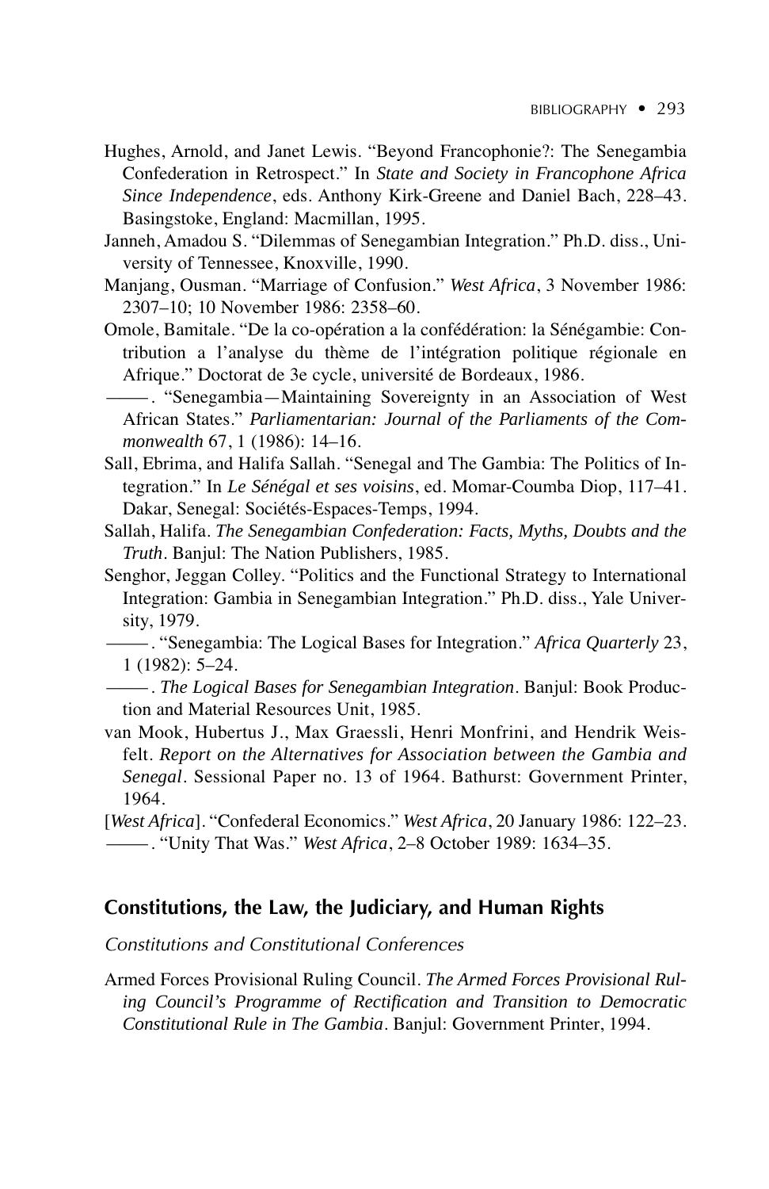Hughes, Arnold, and Janet Lewis. "Beyond Francophonie?: The Senegambia Confederation in Retrospect." In *State and Society in Francophone Africa Since Independence*, eds. Anthony Kirk-Greene and Daniel Bach, 228–43. Basingstoke, England: Macmillan, 1995.

Janneh, Amadou S. "Dilemmas of Senegambian Integration." Ph.D. diss., University of Tennessee, Knoxville, 1990.

Manjang, Ousman. "Marriage of Confusion." *West Africa*, 3 November 1986: 2307–10; 10 November 1986: 2358–60.

Omole, Bamitale. "De la co-opération a la confédération: la Sénégambie: Contribution a l'analyse du thème de l'intégration politique régionale en Afrique." Doctorat de 3e cycle, université de Bordeaux, 1986.

———. "Senegambia—Maintaining Sovereignty in an Association of West African States." *Parliamentarian: Journal of the Parliaments of the Commonwealth* 67, 1 (1986): 14–16.

Sall, Ebrima, and Halifa Sallah. "Senegal and The Gambia: The Politics of Integration." In *Le Sénégal et ses voisins*, ed. Momar-Coumba Diop, 117–41. Dakar, Senegal: Sociétés-Espaces-Temps, 1994.

Sallah, Halifa. *The Senegambian Confederation: Facts, Myths, Doubts and the Truth*. Banjul: The Nation Publishers, 1985.

Senghor, Jeggan Colley. "Politics and the Functional Strategy to International Integration: Gambia in Senegambian Integration." Ph.D. diss., Yale University, 1979.

———. "Senegambia: The Logical Bases for Integration." *Africa Quarterly* 23, 1 (1982): 5–24.

———. *The Logical Bases for Senegambian Integration*. Banjul: Book Production and Material Resources Unit, 1985.

van Mook, Hubertus J., Max Graessli, Henri Monfrini, and Hendrik Weisfelt. *Report on the Alternatives for Association between the Gambia and Senegal*. Sessional Paper no. 13 of 1964. Bathurst: Government Printer, 1964.

[*West Africa*]. "Confederal Economics." *West Africa*, 20 January 1986: 122–23.

———. "Unity That Was." *West Africa*, 2–8 October 1989: 1634–35.

## Constitutions, the Law, the Judiciary, and Human Rights

### *Constitutions and Constitutional Conferences*

Armed Forces Provisional Ruling Council. *The Armed Forces Provisional Ruling Council's Programme of Rectification and Transition to Democratic Constitutional Rule in The Gambia*. Banjul: Government Printer, 1994.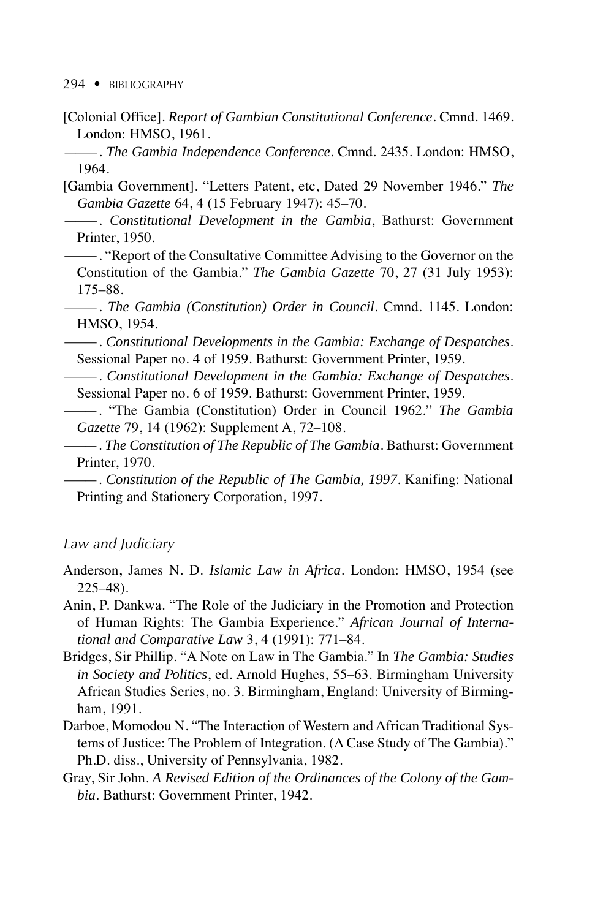[Colonial Office]. *Report of Gambian Constitutional Conference*. Cmnd. 1469. London: HMSO, 1961.

———. *The Gambia Independence Conference*. Cmnd. 2435. London: HMSO, 1964.

[Gambia Government]. "Letters Patent, etc, Dated 29 November 1946." *The Gambia Gazette* 64, 4 (15 February 1947): 45–70.

———. *Constitutional Development in the Gambia*, Bathurst: Government Printer, 1950.

———. "Report of the Consultative Committee Advising to the Governor on the Constitution of the Gambia." *The Gambia Gazette* 70, 27 (31 July 1953): 175–88.

———. *The Gambia (Constitution) Order in Council*. Cmnd. 1145. London: HMSO, 1954.

———. *Constitutional Developments in the Gambia: Exchange of Despatches*. Sessional Paper no. 4 of 1959. Bathurst: Government Printer, 1959.

———. *Constitutional Development in the Gambia: Exchange of Despatches*. Sessional Paper no. 6 of 1959. Bathurst: Government Printer, 1959.

———. "The Gambia (Constitution) Order in Council 1962." *The Gambia Gazette* 79, 14 (1962): Supplement A, 72–108.

———. *The Constitution of The Republic of The Gambia*. Bathurst: Government Printer, 1970.

———. *Constitution of the Republic of The Gambia, 1997*. Kanifing: National Printing and Stationery Corporation, 1997.

### *Law and Judiciary*

Anderson, James N. D. *Islamic Law in Africa*. London: HMSO, 1954 (see 225–48).

Anin, P. Dankwa. "The Role of the Judiciary in the Promotion and Protection of Human Rights: The Gambia Experience." *African Journal of International and Comparative Law* 3, 4 (1991): 771–84.

Bridges, Sir Phillip. "A Note on Law in The Gambia." In *The Gambia: Studies in Society and Politics*, ed. Arnold Hughes, 55–63. Birmingham University African Studies Series, no. 3. Birmingham, England: University of Birmingham, 1991.

Darboe, Momodou N. "The Interaction of Western and African Traditional Systems of Justice: The Problem of Integration. (A Case Study of The Gambia)." Ph.D. diss., University of Pennsylvania, 1982.

Gray, Sir John. *A Revised Edition of the Ordinances of the Colony of the Gambia*. Bathurst: Government Printer, 1942.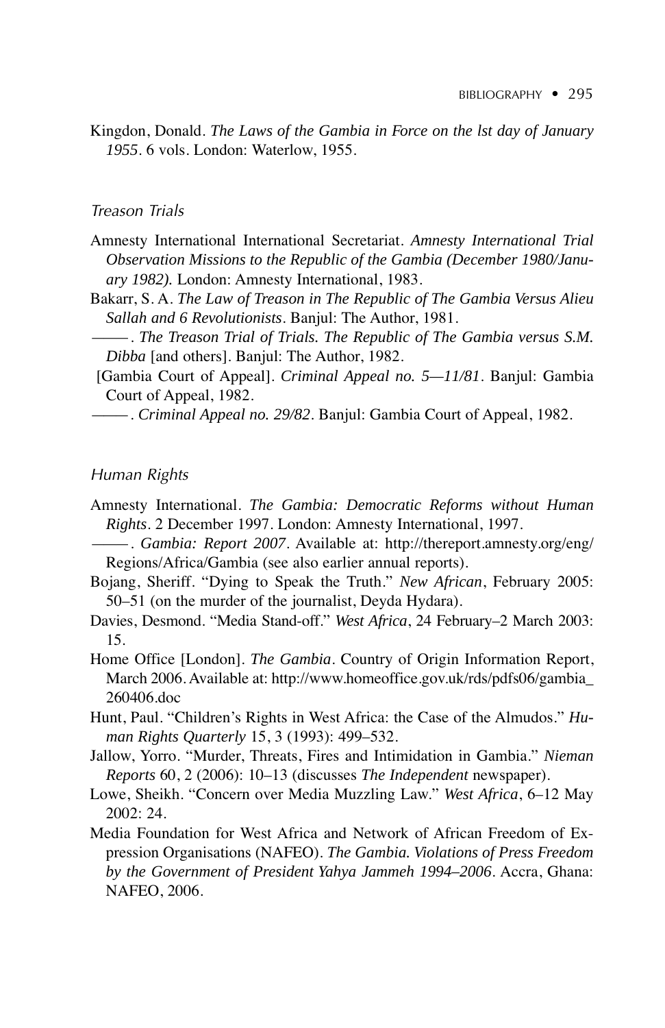Kingdon, Donald. *The Laws of the Gambia in Force on the lst day of January 1955*. 6 vols. London: Waterlow, 1955.

### Treason Trials

Amnesty International International Secretariat. *Amnesty International Trial Observation Missions to the Republic of the Gambia (December 1980/January 1982).* London: Amnesty International, 1983.

Bakarr, S. A. *The Law of Treason in The Republic of The Gambia Versus Alieu Sallah and 6 Revolutionists*. Banjul: The Author, 1981.

———. *The Treason Trial of Trials. The Republic of The Gambia versus S.M. Dibba* [and others]. Banjul: The Author, 1982.

[Gambia Court of Appeal]. *Criminal Appeal no. 5—11/81*. Banjul: Gambia Court of Appeal, 1982.

———. *Criminal Appeal no. 29/82*. Banjul: Gambia Court of Appeal, 1982.

### Human Rights

Amnesty International. *The Gambia: Democratic Reforms without Human Rights*. 2 December 1997. London: Amnesty International, 1997.

———. *Gambia: Report 2007*. Available at: http://thereport.amnesty.org/eng/Regions/Africa/Gambia (see also earlier annual reports).

Bojang, Sheriff. "Dying to Speak the Truth." *New African*, February 2005: 50–51 (on the murder of the journalist, Deyda Hydara).

Davies, Desmond. "Media Stand-off." *West Africa*, 24 February–2 March 2003: 15.

Home Office [London]. *The Gambia*. Country of Origin Information Report, March 2006. Available at: http://www.homeoffice.gov.uk/rds/pdfs06/gambia_260406.doc

Hunt, Paul. "Children's Rights in West Africa: the Case of the Almudos." *Human Rights Quarterly* 15, 3 (1993): 499–532.

Jallow, Yorro. "Murder, Threats, Fires and Intimidation in Gambia." *Nieman Reports* 60, 2 (2006): 10–13 (discusses *The Independent* newspaper).

Lowe, Sheikh. "Concern over Media Muzzling Law." *West Africa*, 6–12 May 2002: 24.

Media Foundation for West Africa and Network of African Freedom of Expression Organisations (NAFEO). *The Gambia. Violations of Press Freedom by the Government of President Yahya Jammeh 1994–2006*. Accra, Ghana: NAFEO, 2006.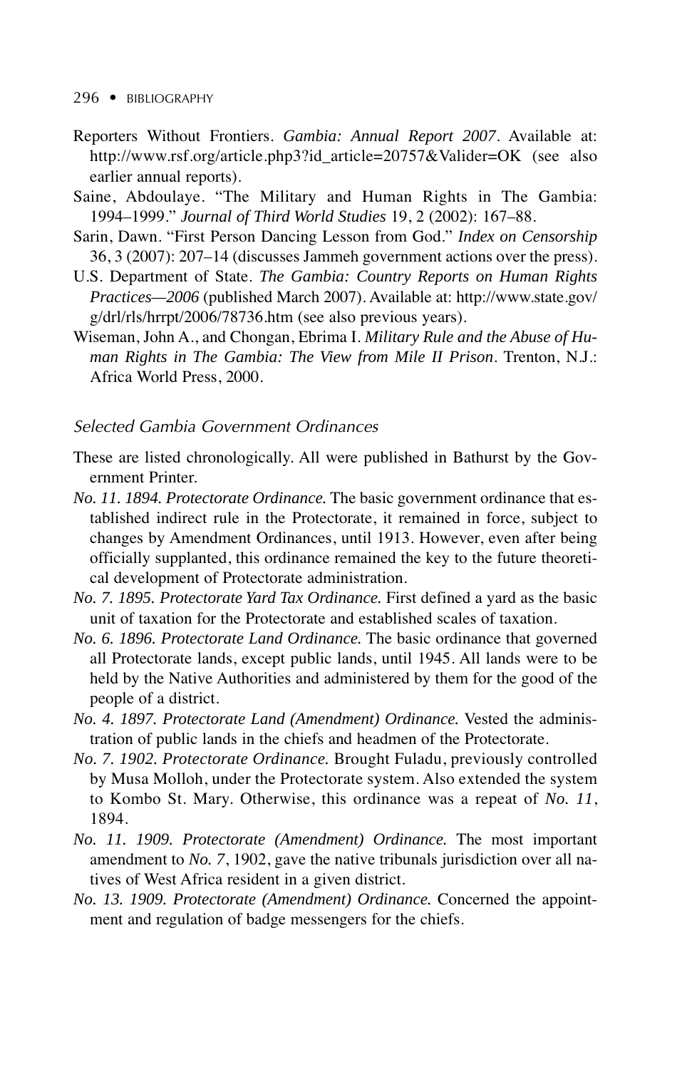Reporters Without Frontiers. *Gambia: Annual Report 2007*. Available at: http://www.rsf.org/article.php3?id_article=20757&Valider=OK (see also earlier annual reports).

Saine, Abdoulaye. "The Military and Human Rights in The Gambia: 1994–1999." *Journal of Third World Studies* 19, 2 (2002): 167–88.

Sarin, Dawn. "First Person Dancing Lesson from God." *Index on Censorship* 36, 3 (2007): 207–14 (discusses Jammeh government actions over the press).

U.S. Department of State. *The Gambia: Country Reports on Human Rights Practices—2006* (published March 2007). Available at: http://www.state.gov/g/drl/rls/hrrpt/2006/78736.htm (see also previous years).

Wiseman, John A., and Chongan, Ebrima I. *Military Rule and the Abuse of Human Rights in The Gambia: The View from Mile II Prison*. Trenton, N.J.: Africa World Press, 2000.

### *Selected Gambia Government Ordinances*

These are listed chronologically. All were published in Bathurst by the Government Printer.

*No. 11. 1894. Protectorate Ordinance.* The basic government ordinance that established indirect rule in the Protectorate, it remained in force, subject to changes by Amendment Ordinances, until 1913. However, even after being officially supplanted, this ordinance remained the key to the future theoretical development of Protectorate administration.

*No. 7. 1895. Protectorate Yard Tax Ordinance.* First defined a yard as the basic unit of taxation for the Protectorate and established scales of taxation.

*No. 6. 1896. Protectorate Land Ordinance.* The basic ordinance that governed all Protectorate lands, except public lands, until 1945. All lands were to be held by the Native Authorities and administered by them for the good of the people of a district.

*No. 4. 1897. Protectorate Land (Amendment) Ordinance.* Vested the administration of public lands in the chiefs and headmen of the Protectorate.

*No. 7. 1902. Protectorate Ordinance.* Brought Fuladu, previously controlled by Musa Molloh, under the Protectorate system. Also extended the system to Kombo St. Mary. Otherwise, this ordinance was a repeat of *No. 11*, 1894.

*No. 11. 1909. Protectorate (Amendment) Ordinance.* The most important amendment to *No. 7*, 1902, gave the native tribunals jurisdiction over all natives of West Africa resident in a given district.

*No. 13. 1909. Protectorate (Amendment) Ordinance.* Concerned the appointment and regulation of badge messengers for the chiefs.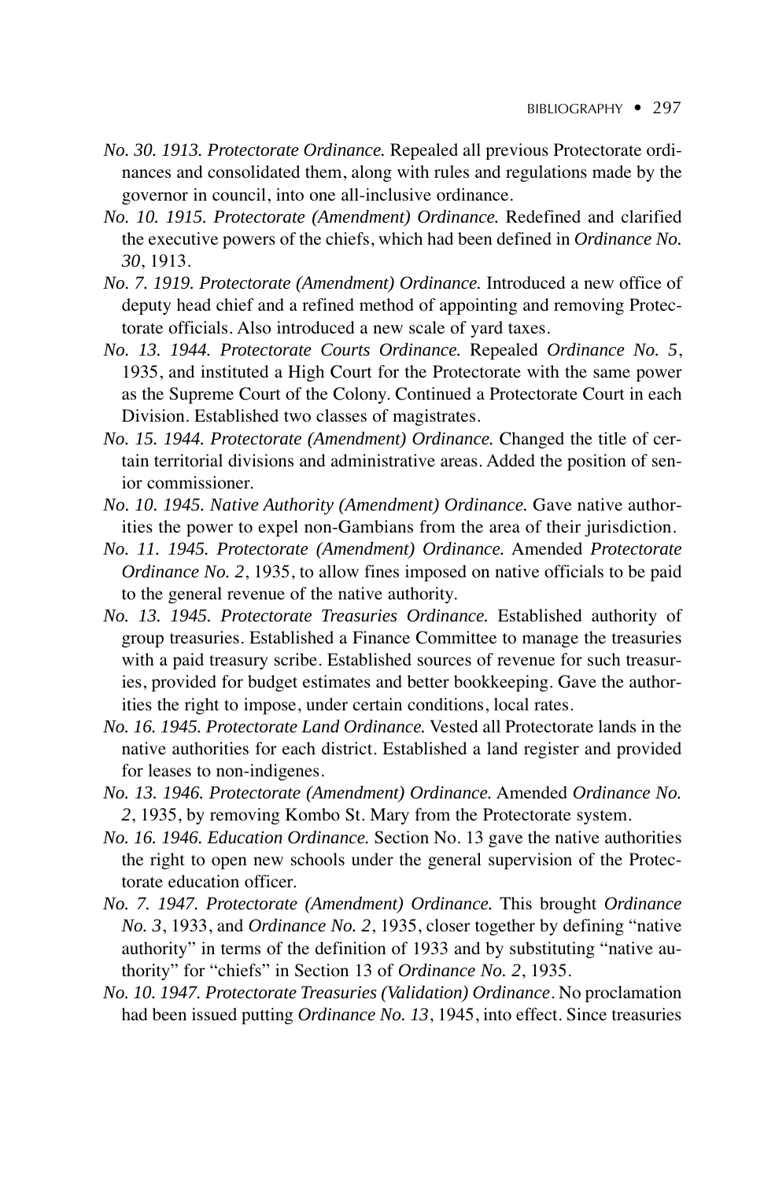*No. 30. 1913. Protectorate Ordinance.* Repealed all previous Protectorate ordinances and consolidated them, along with rules and regulations made by the governor in council, into one all-inclusive ordinance.

*No. 10. 1915. Protectorate (Amendment) Ordinance.* Redefined and clarified the executive powers of the chiefs, which had been defined in *Ordinance No. 30*, 1913.

*No. 7. 1919. Protectorate (Amendment) Ordinance.* Introduced a new office of deputy head chief and a refined method of appointing and removing Protectorate officials. Also introduced a new scale of yard taxes.

*No. 13. 1944. Protectorate Courts Ordinance.* Repealed *Ordinance No. 5*, 1935, and instituted a High Court for the Protectorate with the same power as the Supreme Court of the Colony. Continued a Protectorate Court in each Division. Established two classes of magistrates.

*No. 15. 1944. Protectorate (Amendment) Ordinance.* Changed the title of certain territorial divisions and administrative areas. Added the position of senior commissioner.

*No. 10. 1945. Native Authority (Amendment) Ordinance.* Gave native authorities the power to expel non-Gambians from the area of their jurisdiction.

*No. 11. 1945. Protectorate (Amendment) Ordinance.* Amended *Protectorate Ordinance No. 2*, 1935, to allow fines imposed on native officials to be paid to the general revenue of the native authority.

*No. 13. 1945. Protectorate Treasuries Ordinance.* Established authority of group treasuries. Established a Finance Committee to manage the treasuries with a paid treasury scribe. Established sources of revenue for such treasuries, provided for budget estimates and better bookkeeping. Gave the authorities the right to impose, under certain conditions, local rates.

*No. 16. 1945. Protectorate Land Ordinance.* Vested all Protectorate lands in the native authorities for each district. Established a land register and provided for leases to non-indigenes.

*No. 13. 1946. Protectorate (Amendment) Ordinance.* Amended *Ordinance No. 2*, 1935, by removing Kombo St. Mary from the Protectorate system.

*No. 16. 1946. Education Ordinance.* Section No. 13 gave the native authorities the right to open new schools under the general supervision of the Protectorate education officer.

*No. 7. 1947. Protectorate (Amendment) Ordinance.* This brought *Ordinance No. 3*, 1933, and *Ordinance No. 2*, 1935, closer together by defining "native authority" in terms of the definition of 1933 and by substituting "native authority" for "chiefs" in Section 13 of *Ordinance No. 2*, 1935.

*No. 10. 1947. Protectorate Treasuries (Validation) Ordinance*. No proclamation had been issued putting *Ordinance No. 13*, 1945, into effect. Since treasuries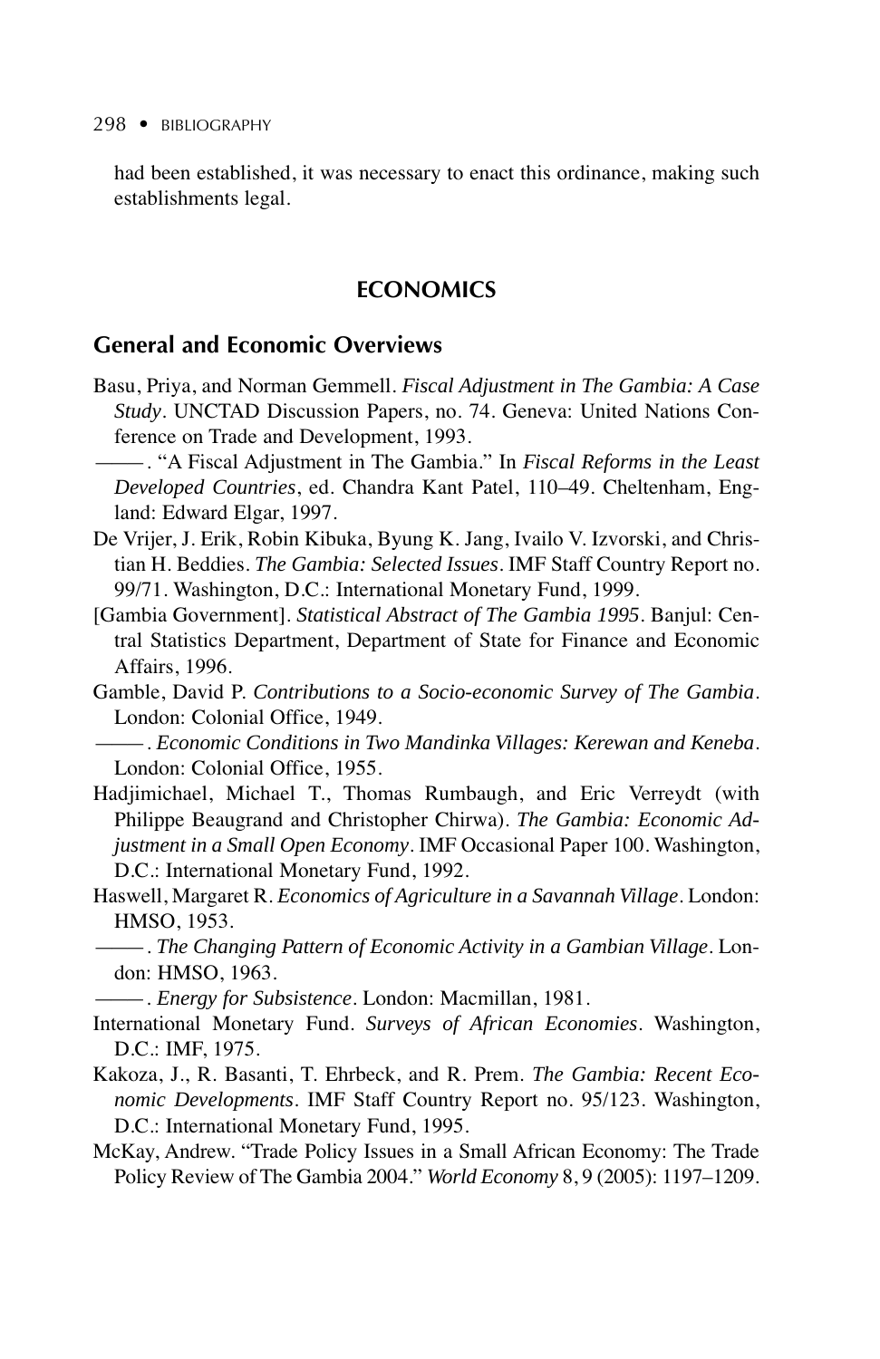had been established, it was necessary to enact this ordinance, making such establishments legal.

## ECONOMICS

### General and Economic Overviews

Basu, Priya, and Norman Gemmell. *Fiscal Adjustment in The Gambia: A Case Study*. UNCTAD Discussion Papers, no. 74. Geneva: United Nations Conference on Trade and Development, 1993.

———. "A Fiscal Adjustment in The Gambia." In *Fiscal Reforms in the Least Developed Countries*, ed. Chandra Kant Patel, 110–49. Cheltenham, England: Edward Elgar, 1997.

De Vrijer, J. Erik, Robin Kibuka, Byung K. Jang, Ivailo V. Izvorski, and Christian H. Beddies. *The Gambia: Selected Issues*. IMF Staff Country Report no. 99/71. Washington, D.C.: International Monetary Fund, 1999.

[Gambia Government]. *Statistical Abstract of The Gambia 1995*. Banjul: Central Statistics Department, Department of State for Finance and Economic Affairs, 1996.

Gamble, David P. *Contributions to a Socio-economic Survey of The Gambia*. London: Colonial Office, 1949.

———. *Economic Conditions in Two Mandinka Villages: Kerewan and Keneba*. London: Colonial Office, 1955.

Hadjimichael, Michael T., Thomas Rumbaugh, and Eric Verreydt (with Philippe Beaugrand and Christopher Chirwa). *The Gambia: Economic Adjustment in a Small Open Economy*. IMF Occasional Paper 100. Washington, D.C.: International Monetary Fund, 1992.

Haswell, Margaret R. *Economics of Agriculture in a Savannah Village*. London: HMSO, 1953.

———. *The Changing Pattern of Economic Activity in a Gambian Village*. London: HMSO, 1963.

———. *Energy for Subsistence*. London: Macmillan, 1981.

International Monetary Fund. *Surveys of African Economies*. Washington, D.C.: IMF, 1975.

Kakoza, J., R. Basanti, T. Ehrbeck, and R. Prem. *The Gambia: Recent Economic Developments*. IMF Staff Country Report no. 95/123. Washington, D.C.: International Monetary Fund, 1995.

McKay, Andrew. "Trade Policy Issues in a Small African Economy: The Trade Policy Review of The Gambia 2004." *World Economy* 8, 9 (2005): 1197–1209.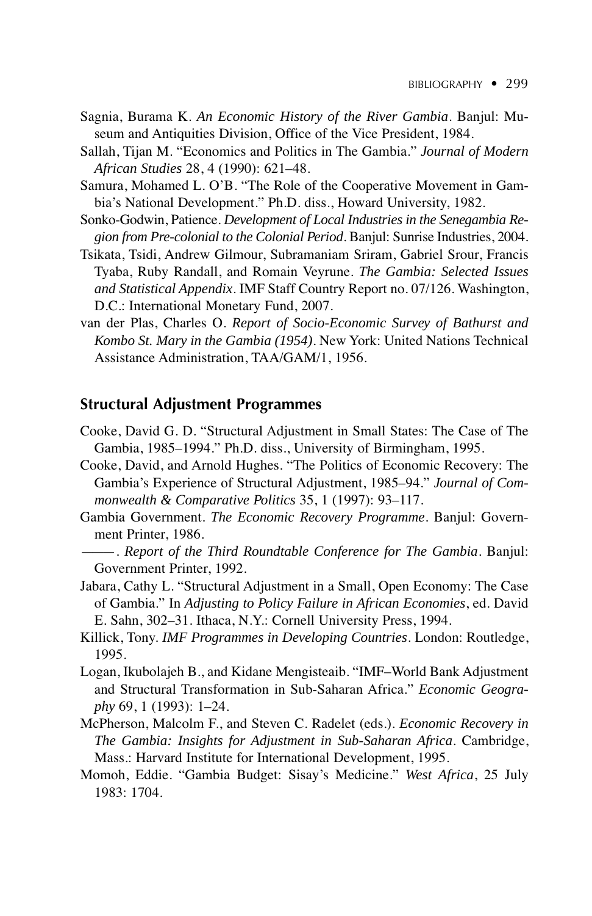Sagnia, Burama K. *An Economic History of the River Gambia*. Banjul: Museum and Antiquities Division, Office of the Vice President, 1984.

Sallah, Tijan M. "Economics and Politics in The Gambia." *Journal of Modern African Studies* 28, 4 (1990): 621–48.

Samura, Mohamed L. O'B. "The Role of the Cooperative Movement in Gambia's National Development." Ph.D. diss., Howard University, 1982.

Sonko-Godwin, Patience. *Development of Local Industries in the Senegambia Region from Pre-colonial to the Colonial Period*. Banjul: Sunrise Industries, 2004.

Tsikata, Tsidi, Andrew Gilmour, Subramaniam Sriram, Gabriel Srour, Francis Tyaba, Ruby Randall, and Romain Veyrune. *The Gambia: Selected Issues and Statistical Appendix*. IMF Staff Country Report no. 07/126. Washington, D.C.: International Monetary Fund, 2007.

van der Plas, Charles O. *Report of Socio-Economic Survey of Bathurst and Kombo St. Mary in the Gambia (1954)*. New York: United Nations Technical Assistance Administration, TAA/GAM/1, 1956.

## Structural Adjustment Programmes

Cooke, David G. D. "Structural Adjustment in Small States: The Case of The Gambia, 1985–1994." Ph.D. diss., University of Birmingham, 1995.

Cooke, David, and Arnold Hughes. "The Politics of Economic Recovery: The Gambia's Experience of Structural Adjustment, 1985–94." *Journal of Commonwealth & Comparative Politics* 35, 1 (1997): 93–117.

Gambia Government. *The Economic Recovery Programme*. Banjul: Government Printer, 1986.

———. *Report of the Third Roundtable Conference for The Gambia*. Banjul: Government Printer, 1992.

Jabara, Cathy L. "Structural Adjustment in a Small, Open Economy: The Case of Gambia." In *Adjusting to Policy Failure in African Economies*, ed. David E. Sahn, 302–31. Ithaca, N.Y.: Cornell University Press, 1994.

Killick, Tony. *IMF Programmes in Developing Countries*. London: Routledge, 1995.

Logan, Ikubolajeh B., and Kidane Mengisteaib. "IMF–World Bank Adjustment and Structural Transformation in Sub-Saharan Africa." *Economic Geography* 69, 1 (1993): 1–24.

McPherson, Malcolm F., and Steven C. Radelet (eds.). *Economic Recovery in The Gambia: Insights for Adjustment in Sub-Saharan Africa*. Cambridge, Mass.: Harvard Institute for International Development, 1995.

Momoh, Eddie. "Gambia Budget: Sisay's Medicine." *West Africa*, 25 July 1983: 1704.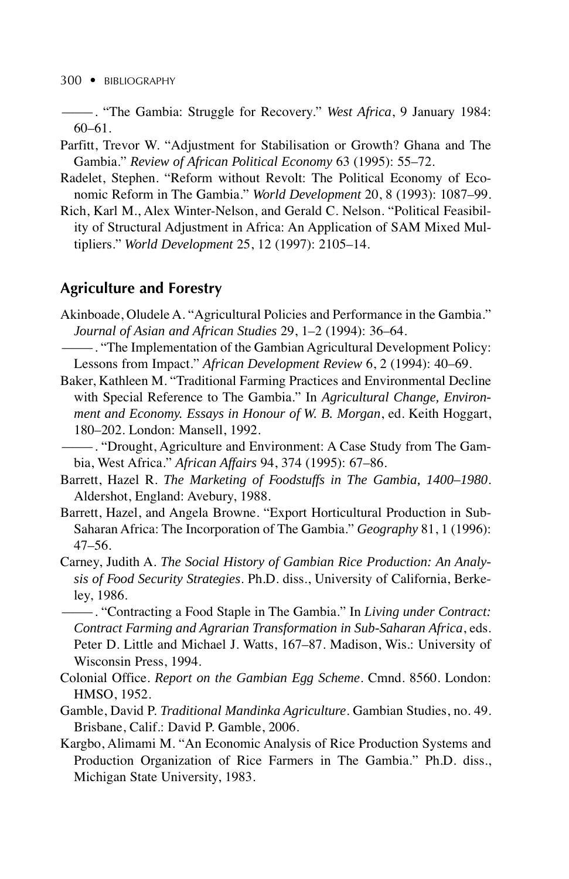———. "The Gambia: Struggle for Recovery." *West Africa*, 9 January 1984: 60–61.

Parfitt, Trevor W. "Adjustment for Stabilisation or Growth? Ghana and The Gambia." *Review of African Political Economy* 63 (1995): 55–72.

Radelet, Stephen. "Reform without Revolt: The Political Economy of Economic Reform in The Gambia." *World Development* 20, 8 (1993): 1087–99.

Rich, Karl M., Alex Winter-Nelson, and Gerald C. Nelson. "Political Feasibility of Structural Adjustment in Africa: An Application of SAM Mixed Multipliers." *World Development* 25, 12 (1997): 2105–14.

## Agriculture and Forestry

Akinboade, Oludele A. "Agricultural Policies and Performance in the Gambia." *Journal of Asian and African Studies* 29, 1–2 (1994): 36–64.

———. "The Implementation of the Gambian Agricultural Development Policy: Lessons from Impact." *African Development Review* 6, 2 (1994): 40–69.

Baker, Kathleen M. "Traditional Farming Practices and Environmental Decline with Special Reference to The Gambia." In *Agricultural Change, Environment and Economy. Essays in Honour of W. B. Morgan*, ed. Keith Hoggart, 180–202. London: Mansell, 1992.

———. "Drought, Agriculture and Environment: A Case Study from The Gambia, West Africa." *African Affairs* 94, 374 (1995): 67–86.

Barrett, Hazel R. *The Marketing of Foodstuffs in The Gambia, 1400–1980*. Aldershot, England: Avebury, 1988.

Barrett, Hazel, and Angela Browne. "Export Horticultural Production in Sub-Saharan Africa: The Incorporation of The Gambia." *Geography* 81, 1 (1996): 47–56.

Carney, Judith A. *The Social History of Gambian Rice Production: An Analysis of Food Security Strategies*. Ph.D. diss., University of California, Berkeley, 1986.

———. "Contracting a Food Staple in The Gambia." In *Living under Contract: Contract Farming and Agrarian Transformation in Sub-Saharan Africa*, eds. Peter D. Little and Michael J. Watts, 167–87. Madison, Wis.: University of Wisconsin Press, 1994.

Colonial Office. *Report on the Gambian Egg Scheme*. Cmnd. 8560. London: HMSO, 1952.

Gamble, David P. *Traditional Mandinka Agriculture*. Gambian Studies, no. 49. Brisbane, Calif.: David P. Gamble, 2006.

Kargbo, Alimami M. "An Economic Analysis of Rice Production Systems and Production Organization of Rice Farmers in The Gambia." Ph.D. diss., Michigan State University, 1983.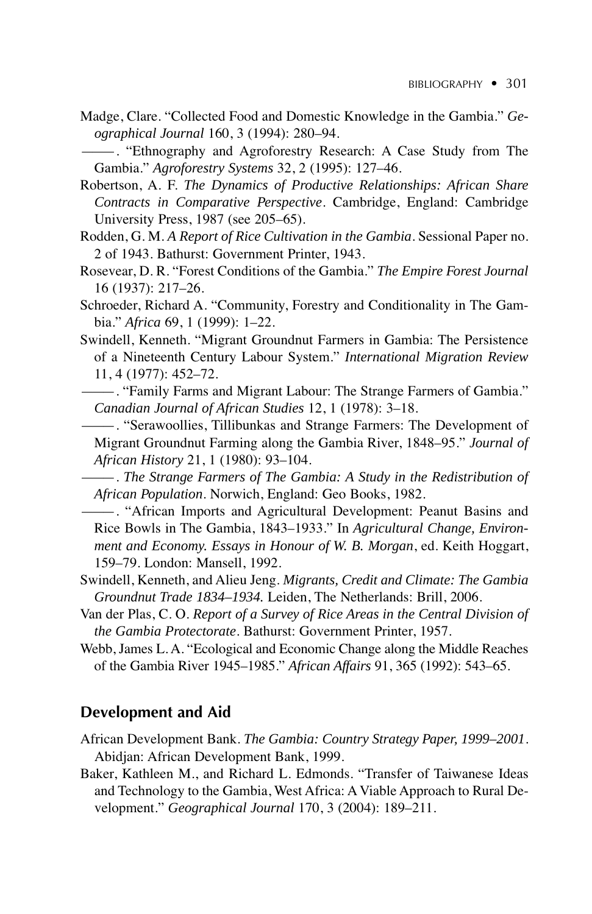Madge, Clare. "Collected Food and Domestic Knowledge in the Gambia." *Geographical Journal* 160, 3 (1994): 280–94.

———. "Ethnography and Agroforestry Research: A Case Study from The Gambia." *Agroforestry Systems* 32, 2 (1995): 127–46.

Robertson, A. F. *The Dynamics of Productive Relationships: African Share Contracts in Comparative Perspective*. Cambridge, England: Cambridge University Press, 1987 (see 205–65).

Rodden, G. M. *A Report of Rice Cultivation in the Gambia*. Sessional Paper no. 2 of 1943. Bathurst: Government Printer, 1943.

Rosevear, D. R. "Forest Conditions of the Gambia." *The Empire Forest Journal* 16 (1937): 217–26.

Schroeder, Richard A. "Community, Forestry and Conditionality in The Gambia." *Africa* 69, 1 (1999): 1–22.

Swindell, Kenneth. "Migrant Groundnut Farmers in Gambia: The Persistence of a Nineteenth Century Labour System." *International Migration Review* 11, 4 (1977): 452–72.

———. "Family Farms and Migrant Labour: The Strange Farmers of Gambia." *Canadian Journal of African Studies* 12, 1 (1978): 3–18.

———. "Serawoollies, Tillibunkas and Strange Farmers: The Development of Migrant Groundnut Farming along the Gambia River, 1848–95." *Journal of African History* 21, 1 (1980): 93–104.

———. *The Strange Farmers of The Gambia: A Study in the Redistribution of African Population*. Norwich, England: Geo Books, 1982.

———. "African Imports and Agricultural Development: Peanut Basins and Rice Bowls in The Gambia, 1843–1933." In *Agricultural Change, Environment and Economy. Essays in Honour of W. B. Morgan*, ed. Keith Hoggart, 159–79. London: Mansell, 1992.

Swindell, Kenneth, and Alieu Jeng. *Migrants, Credit and Climate: The Gambia Groundnut Trade 1834–1934.* Leiden, The Netherlands: Brill, 2006.

Van der Plas, C. O. *Report of a Survey of Rice Areas in the Central Division of the Gambia Protectorate*. Bathurst: Government Printer, 1957.

Webb, James L. A. "Ecological and Economic Change along the Middle Reaches of the Gambia River 1945–1985." *African Affairs* 91, 365 (1992): 543–65.

## Development and Aid

African Development Bank. *The Gambia: Country Strategy Paper, 1999–2001*. Abidjan: African Development Bank, 1999.

Baker, Kathleen M., and Richard L. Edmonds. "Transfer of Taiwanese Ideas and Technology to the Gambia, West Africa: A Viable Approach to Rural Development." *Geographical Journal* 170, 3 (2004): 189–211.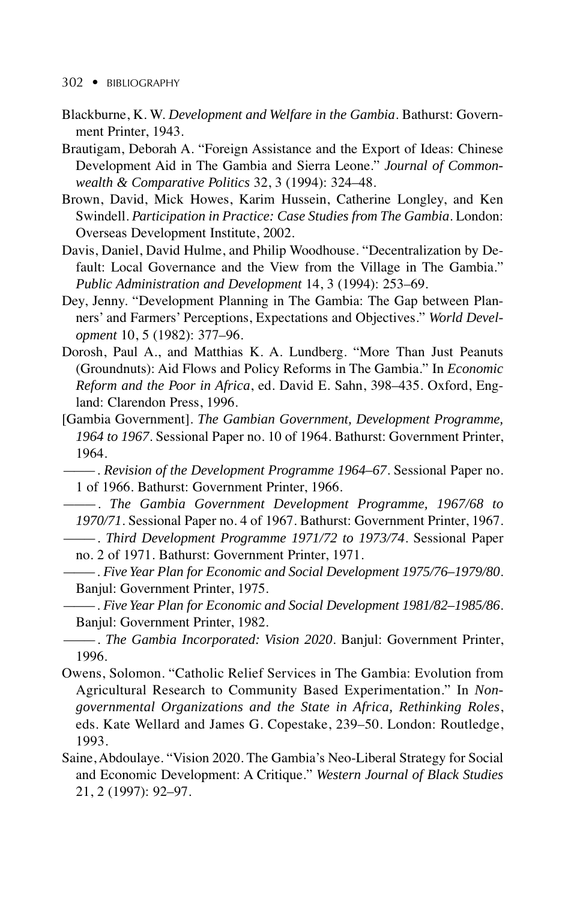Blackburne, K. W. *Development and Welfare in the Gambia*. Bathurst: Government Printer, 1943.

Brautigam, Deborah A. "Foreign Assistance and the Export of Ideas: Chinese Development Aid in The Gambia and Sierra Leone." *Journal of Commonwealth & Comparative Politics* 32, 3 (1994): 324–48.

Brown, David, Mick Howes, Karim Hussein, Catherine Longley, and Ken Swindell. *Participation in Practice: Case Studies from The Gambia*. London: Overseas Development Institute, 2002.

Davis, Daniel, David Hulme, and Philip Woodhouse. "Decentralization by Default: Local Governance and the View from the Village in The Gambia." *Public Administration and Development* 14, 3 (1994): 253–69.

Dey, Jenny. "Development Planning in The Gambia: The Gap between Planners' and Farmers' Perceptions, Expectations and Objectives." *World Development* 10, 5 (1982): 377–96.

Dorosh, Paul A., and Matthias K. A. Lundberg. "More Than Just Peanuts (Groundnuts): Aid Flows and Policy Reforms in The Gambia." In *Economic Reform and the Poor in Africa*, ed. David E. Sahn, 398–435. Oxford, England: Clarendon Press, 1996.

[Gambia Government]. *The Gambian Government, Development Programme, 1964 to 1967*. Sessional Paper no. 10 of 1964. Bathurst: Government Printer, 1964.

———. *Revision of the Development Programme 1964–67*. Sessional Paper no. 1 of 1966. Bathurst: Government Printer, 1966.

———. *The Gambia Government Development Programme, 1967/68 to 1970/71*. Sessional Paper no. 4 of 1967. Bathurst: Government Printer, 1967.

———. *Third Development Programme 1971/72 to 1973/74*. Sessional Paper no. 2 of 1971. Bathurst: Government Printer, 1971.

———. *Five Year Plan for Economic and Social Development 1975/76–1979/80*. Banjul: Government Printer, 1975.

———. *Five Year Plan for Economic and Social Development 1981/82–1985/86*. Banjul: Government Printer, 1982.

———. *The Gambia Incorporated: Vision 2020*. Banjul: Government Printer, 1996.

Owens, Solomon. "Catholic Relief Services in The Gambia: Evolution from Agricultural Research to Community Based Experimentation." In *Nongovernmental Organizations and the State in Africa, Rethinking Roles*, eds. Kate Wellard and James G. Copestake, 239–50. London: Routledge, 1993.

Saine, Abdoulaye. "Vision 2020. The Gambia's Neo-Liberal Strategy for Social and Economic Development: A Critique." *Western Journal of Black Studies* 21, 2 (1997): 92–97.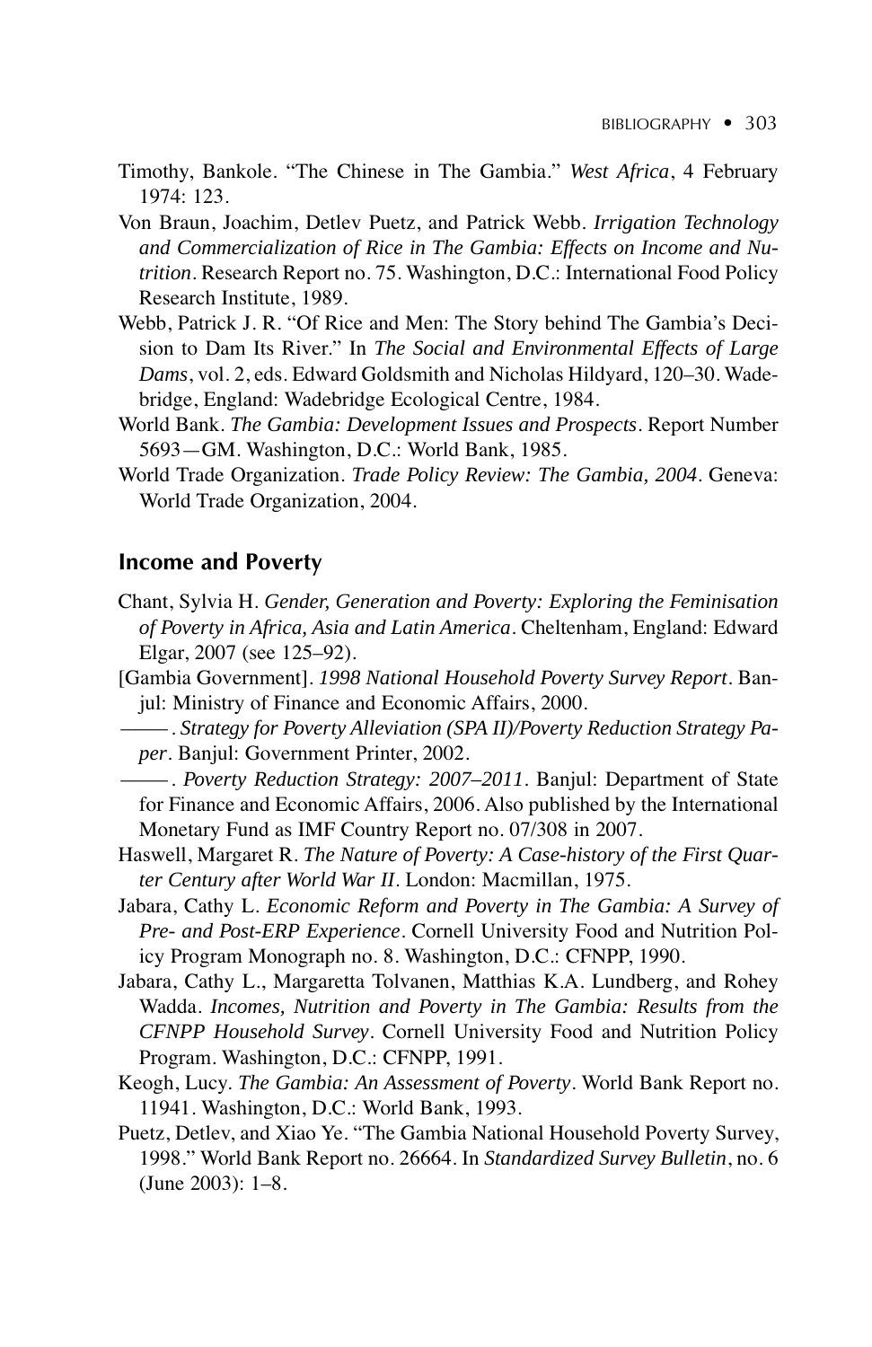Timothy, Bankole. "The Chinese in The Gambia." *West Africa*, 4 February 1974: 123.

Von Braun, Joachim, Detlev Puetz, and Patrick Webb. *Irrigation Technology and Commercialization of Rice in The Gambia: Effects on Income and Nutrition*. Research Report no. 75. Washington, D.C.: International Food Policy Research Institute, 1989.

Webb, Patrick J. R. "Of Rice and Men: The Story behind The Gambia's Decision to Dam Its River." In *The Social and Environmental Effects of Large Dams*, vol. 2, eds. Edward Goldsmith and Nicholas Hildyard, 120–30. Wadebridge, England: Wadebridge Ecological Centre, 1984.

World Bank. *The Gambia: Development Issues and Prospects*. Report Number 5693—GM. Washington, D.C.: World Bank, 1985.

World Trade Organization. *Trade Policy Review: The Gambia, 2004*. Geneva: World Trade Organization, 2004.

## Income and Poverty

Chant, Sylvia H. *Gender, Generation and Poverty: Exploring the Feminisation of Poverty in Africa, Asia and Latin America*. Cheltenham, England: Edward Elgar, 2007 (see 125–92).

[Gambia Government]. *1998 National Household Poverty Survey Report*. Banjul: Ministry of Finance and Economic Affairs, 2000.

———. *Strategy for Poverty Alleviation (SPA II)/Poverty Reduction Strategy Paper*. Banjul: Government Printer, 2002.

———. *Poverty Reduction Strategy: 2007–2011*. Banjul: Department of State for Finance and Economic Affairs, 2006. Also published by the International Monetary Fund as IMF Country Report no. 07/308 in 2007.

Haswell, Margaret R. *The Nature of Poverty: A Case-history of the First Quarter Century after World War II*. London: Macmillan, 1975.

Jabara, Cathy L. *Economic Reform and Poverty in The Gambia: A Survey of Pre- and Post-ERP Experience*. Cornell University Food and Nutrition Policy Program Monograph no. 8. Washington, D.C.: CFNPP, 1990.

Jabara, Cathy L., Margaretta Tolvanen, Matthias K.A. Lundberg, and Rohey Wadda. *Incomes, Nutrition and Poverty in The Gambia: Results from the CFNPP Household Survey*. Cornell University Food and Nutrition Policy Program. Washington, D.C.: CFNPP, 1991.

Keogh, Lucy. *The Gambia: An Assessment of Poverty*. World Bank Report no. 11941. Washington, D.C.: World Bank, 1993.

Puetz, Detlev, and Xiao Ye. "The Gambia National Household Poverty Survey, 1998." World Bank Report no. 26664. In *Standardized Survey Bulletin*, no. 6 (June 2003): 1–8.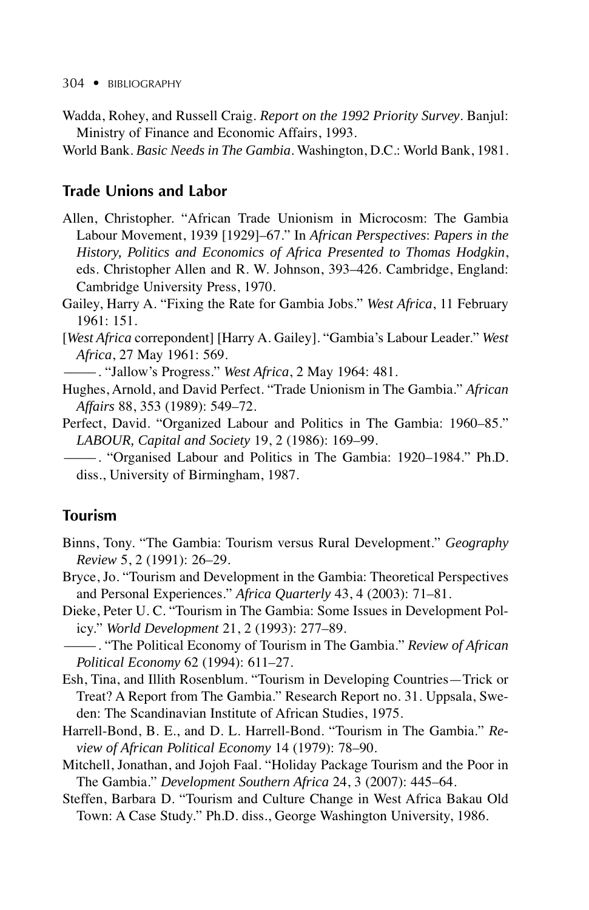Wadda, Rohey, and Russell Craig. *Report on the 1992 Priority Survey*. Banjul: Ministry of Finance and Economic Affairs, 1993.

World Bank. *Basic Needs in The Gambia*. Washington, D.C.: World Bank, 1981.

## Trade Unions and Labor

Allen, Christopher. "African Trade Unionism in Microcosm: The Gambia Labour Movement, 1939 [1929]–67." In *African Perspectives*: *Papers in the History, Politics and Economics of Africa Presented to Thomas Hodgkin*, eds. Christopher Allen and R. W. Johnson, 393–426. Cambridge, England: Cambridge University Press, 1970.

Gailey, Harry A. "Fixing the Rate for Gambia Jobs." *West Africa*, 11 February 1961: 151.

[*West Africa* correpondent] [Harry A. Gailey]. "Gambia's Labour Leader." *West Africa*, 27 May 1961: 569.

———. "Jallow's Progress." *West Africa*, 2 May 1964: 481.

Hughes, Arnold, and David Perfect. "Trade Unionism in The Gambia." *African Affairs* 88, 353 (1989): 549–72.

Perfect, David. "Organized Labour and Politics in The Gambia: 1960–85." *LABOUR, Capital and Society* 19, 2 (1986): 169–99.

———. "Organised Labour and Politics in The Gambia: 1920–1984." Ph.D. diss., University of Birmingham, 1987.

## Tourism

Binns, Tony. "The Gambia: Tourism versus Rural Development." *Geography Review* 5, 2 (1991): 26–29.

Bryce, Jo. "Tourism and Development in the Gambia: Theoretical Perspectives and Personal Experiences." *Africa Quarterly* 43, 4 (2003): 71–81.

Dieke, Peter U. C. "Tourism in The Gambia: Some Issues in Development Policy." *World Development* 21, 2 (1993): 277–89.

———. "The Political Economy of Tourism in The Gambia." *Review of African Political Economy* 62 (1994): 611–27.

Esh, Tina, and Illith Rosenblum. "Tourism in Developing Countries—Trick or Treat? A Report from The Gambia." Research Report no. 31. Uppsala, Sweden: The Scandinavian Institute of African Studies, 1975.

Harrell-Bond, B. E., and D. L. Harrell-Bond. "Tourism in The Gambia." *Review of African Political Economy* 14 (1979): 78–90.

Mitchell, Jonathan, and Jojoh Faal. "Holiday Package Tourism and the Poor in The Gambia." *Development Southern Africa* 24, 3 (2007): 445–64.

Steffen, Barbara D. "Tourism and Culture Change in West Africa Bakau Old Town: A Case Study." Ph.D. diss., George Washington University, 1986.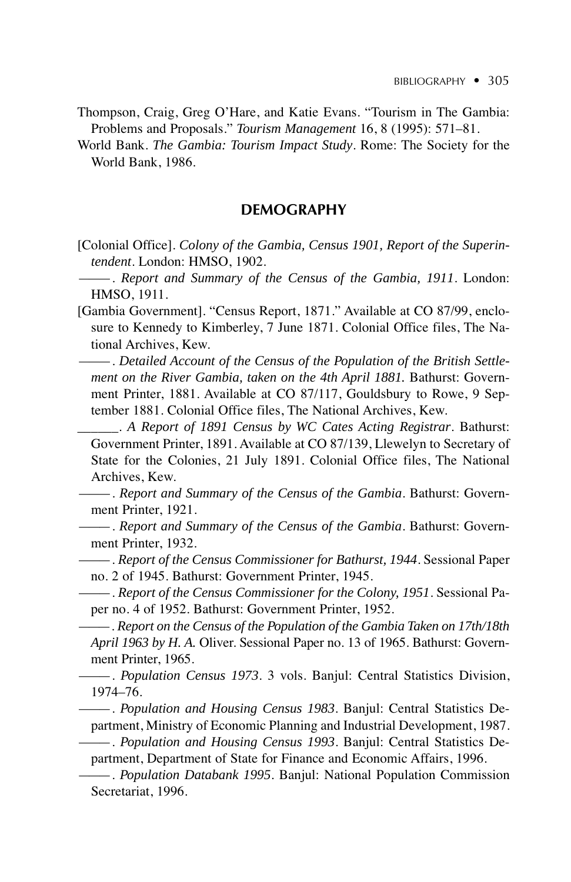Thompson, Craig, Greg O'Hare, and Katie Evans. "Tourism in The Gambia: Problems and Proposals." *Tourism Management* 16, 8 (1995): 571–81.

World Bank. *The Gambia: Tourism Impact Study*. Rome: The Society for the World Bank, 1986.

## DEMOGRAPHY

[Colonial Office]. *Colony of the Gambia, Census 1901, Report of the Superintendent*. London: HMSO, 1902.

———. *Report and Summary of the Census of the Gambia, 1911*. London: HMSO, 1911.

[Gambia Government]. "Census Report, 1871." Available at CO 87/99, enclosure to Kennedy to Kimberley, 7 June 1871. Colonial Office files, The National Archives, Kew.

———. *Detailed Account of the Census of the Population of the British Settlement on the River Gambia, taken on the 4th April 1881.* Bathurst: Government Printer, 1881. Available at CO 87/117, Gouldsbury to Rowe, 9 September 1881. Colonial Office files, The National Archives, Kew.

______. *A Report of 1891 Census by WC Cates Acting Registrar*. Bathurst: Government Printer, 1891. Available at CO 87/139, Llewelyn to Secretary of State for the Colonies, 21 July 1891. Colonial Office files, The National Archives, Kew.

———. *Report and Summary of the Census of the Gambia*. Bathurst: Government Printer, 1921.

———. *Report and Summary of the Census of the Gambia*. Bathurst: Government Printer, 1932.

———. *Report of the Census Commissioner for Bathurst, 1944*. Sessional Paper no. 2 of 1945. Bathurst: Government Printer, 1945.

———. *Report of the Census Commissioner for the Colony, 1951*. Sessional Paper no. 4 of 1952. Bathurst: Government Printer, 1952.

———. *Report on the Census of the Population of the Gambia Taken on 17th/18th April 1963 by H. A.* Oliver. Sessional Paper no. 13 of 1965. Bathurst: Government Printer, 1965.

———. *Population Census 1973*. 3 vols. Banjul: Central Statistics Division, 1974–76.

———. *Population and Housing Census 1983*. Banjul: Central Statistics Department, Ministry of Economic Planning and Industrial Development, 1987.

———. *Population and Housing Census 1993*. Banjul: Central Statistics Department, Department of State for Finance and Economic Affairs, 1996.

———. *Population Databank 1995*. Banjul: National Population Commission Secretariat, 1996.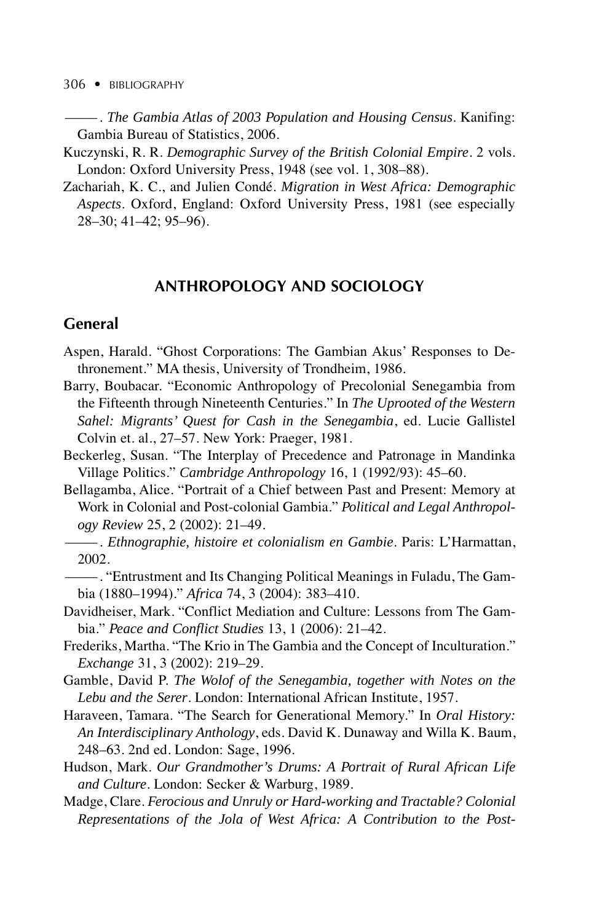———. *The Gambia Atlas of 2003 Population and Housing Census*. Kanifing: Gambia Bureau of Statistics, 2006.

Kuczynski, R. R. *Demographic Survey of the British Colonial Empire*. 2 vols. London: Oxford University Press, 1948 (see vol. 1, 308–88).

Zachariah, K. C., and Julien Condé. *Migration in West Africa: Demographic Aspects*. Oxford, England: Oxford University Press, 1981 (see especially 28–30; 41–42; 95–96).

## ANTHROPOLOGY AND SOCIOLOGY

### General

Aspen, Harald. "Ghost Corporations: The Gambian Akus' Responses to Dethronement." MA thesis, University of Trondheim, 1986.

Barry, Boubacar. "Economic Anthropology of Precolonial Senegambia from the Fifteenth through Nineteenth Centuries." In *The Uprooted of the Western Sahel: Migrants' Quest for Cash in the Senegambia*, ed. Lucie Gallistel Colvin et. al., 27–57. New York: Praeger, 1981.

Beckerleg, Susan. "The Interplay of Precedence and Patronage in Mandinka Village Politics." *Cambridge Anthropology* 16, 1 (1992/93): 45–60.

Bellagamba, Alice. "Portrait of a Chief between Past and Present: Memory at Work in Colonial and Post-colonial Gambia." *Political and Legal Anthropology Review* 25, 2 (2002): 21–49.

———. *Ethnographie, histoire et colonialism en Gambie*. Paris: L'Harmattan, 2002.

———. "Entrustment and Its Changing Political Meanings in Fuladu, The Gambia (1880–1994)." *Africa* 74, 3 (2004): 383–410.

Davidheiser, Mark. "Conflict Mediation and Culture: Lessons from The Gambia." *Peace and Conflict Studies* 13, 1 (2006): 21–42.

Frederiks, Martha. "The Krio in The Gambia and the Concept of Inculturation." *Exchange* 31, 3 (2002): 219–29.

Gamble, David P. *The Wolof of the Senegambia, together with Notes on the Lebu and the Serer*. London: International African Institute, 1957.

Haraveen, Tamara. "The Search for Generational Memory." In *Oral History: An Interdisciplinary Anthology*, eds. David K. Dunaway and Willa K. Baum, 248–63. 2nd ed. London: Sage, 1996.

Hudson, Mark. *Our Grandmother's Drums: A Portrait of Rural African Life and Culture*. London: Secker & Warburg, 1989.

Madge, Clare. *Ferocious and Unruly or Hard-working and Tractable? Colonial Representations of the Jola of West Africa: A Contribution to the Post-*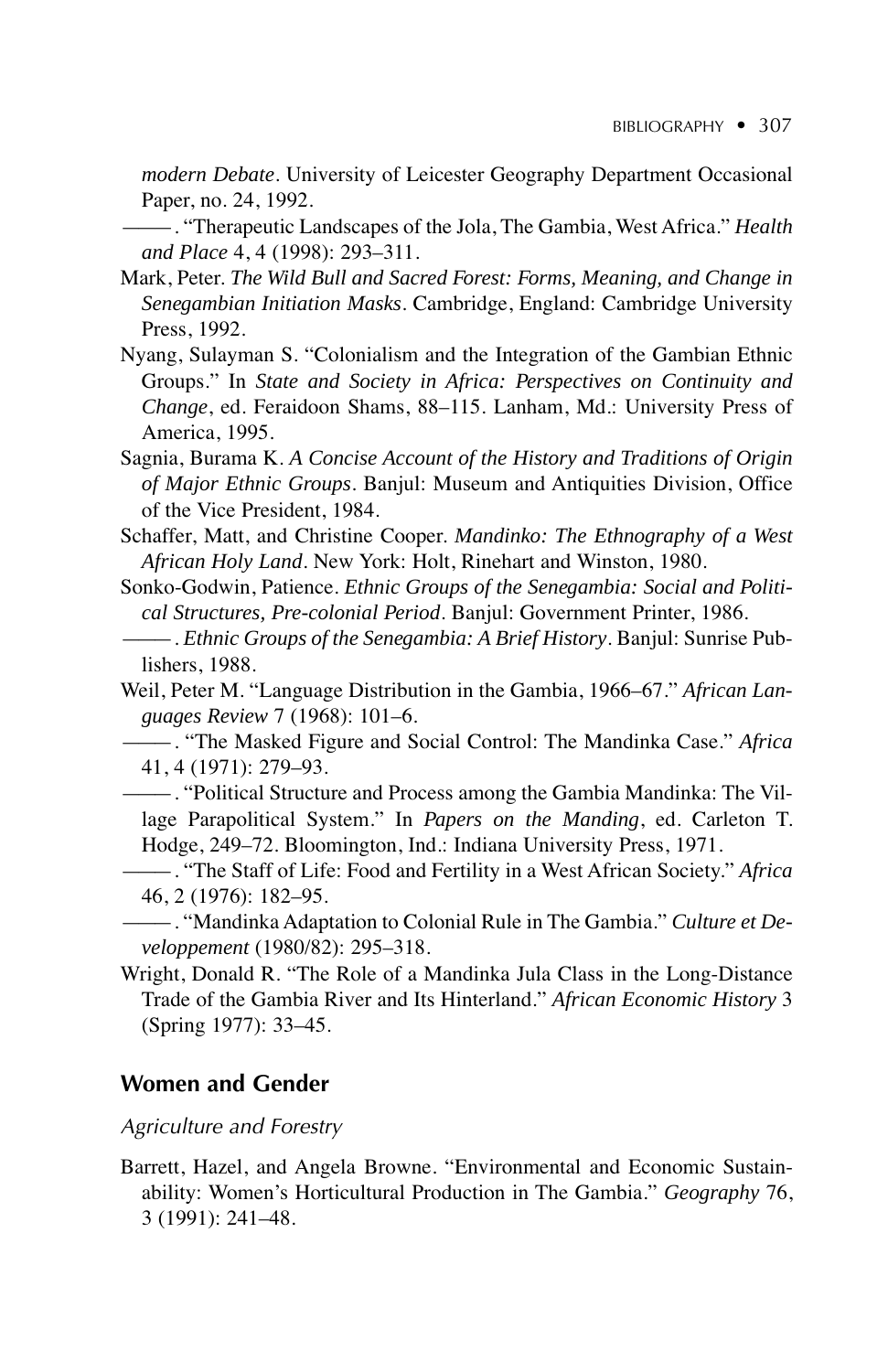*modern Debate*. University of Leicester Geography Department Occasional Paper, no. 24, 1992.

———. "Therapeutic Landscapes of the Jola, The Gambia, West Africa." *Health and Place* 4, 4 (1998): 293–311.

Mark, Peter. *The Wild Bull and Sacred Forest: Forms, Meaning, and Change in Senegambian Initiation Masks*. Cambridge, England: Cambridge University Press, 1992.

Nyang, Sulayman S. "Colonialism and the Integration of the Gambian Ethnic Groups." In *State and Society in Africa: Perspectives on Continuity and Change*, ed. Feraidoon Shams, 88–115. Lanham, Md.: University Press of America, 1995.

Sagnia, Burama K. *A Concise Account of the History and Traditions of Origin of Major Ethnic Groups*. Banjul: Museum and Antiquities Division, Office of the Vice President, 1984.

Schaffer, Matt, and Christine Cooper. *Mandinko: The Ethnography of a West African Holy Land*. New York: Holt, Rinehart and Winston, 1980.

Sonko-Godwin, Patience. *Ethnic Groups of the Senegambia: Social and Political Structures, Pre-colonial Period*. Banjul: Government Printer, 1986.

———. *Ethnic Groups of the Senegambia: A Brief History*. Banjul: Sunrise Publishers, 1988.

Weil, Peter M. "Language Distribution in the Gambia, 1966–67." *African Languages Review* 7 (1968): 101–6.

———. "The Masked Figure and Social Control: The Mandinka Case." *Africa* 41, 4 (1971): 279–93.

———. "Political Structure and Process among the Gambia Mandinka: The Village Parapolitical System." In *Papers on the Manding*, ed. Carleton T. Hodge, 249–72. Bloomington, Ind.: Indiana University Press, 1971.

———. "The Staff of Life: Food and Fertility in a West African Society." *Africa* 46, 2 (1976): 182–95.

———. "Mandinka Adaptation to Colonial Rule in The Gambia." *Culture et Developpement* (1980/82): 295–318.

Wright, Donald R. "The Role of a Mandinka Jula Class in the Long-Distance Trade of the Gambia River and Its Hinterland." *African Economic History* 3 (Spring 1977): 33–45.

## Women and Gender

*Agriculture and Forestry*

Barrett, Hazel, and Angela Browne. "Environmental and Economic Sustainability: Women's Horticultural Production in The Gambia." *Geography* 76, 3 (1991): 241–48.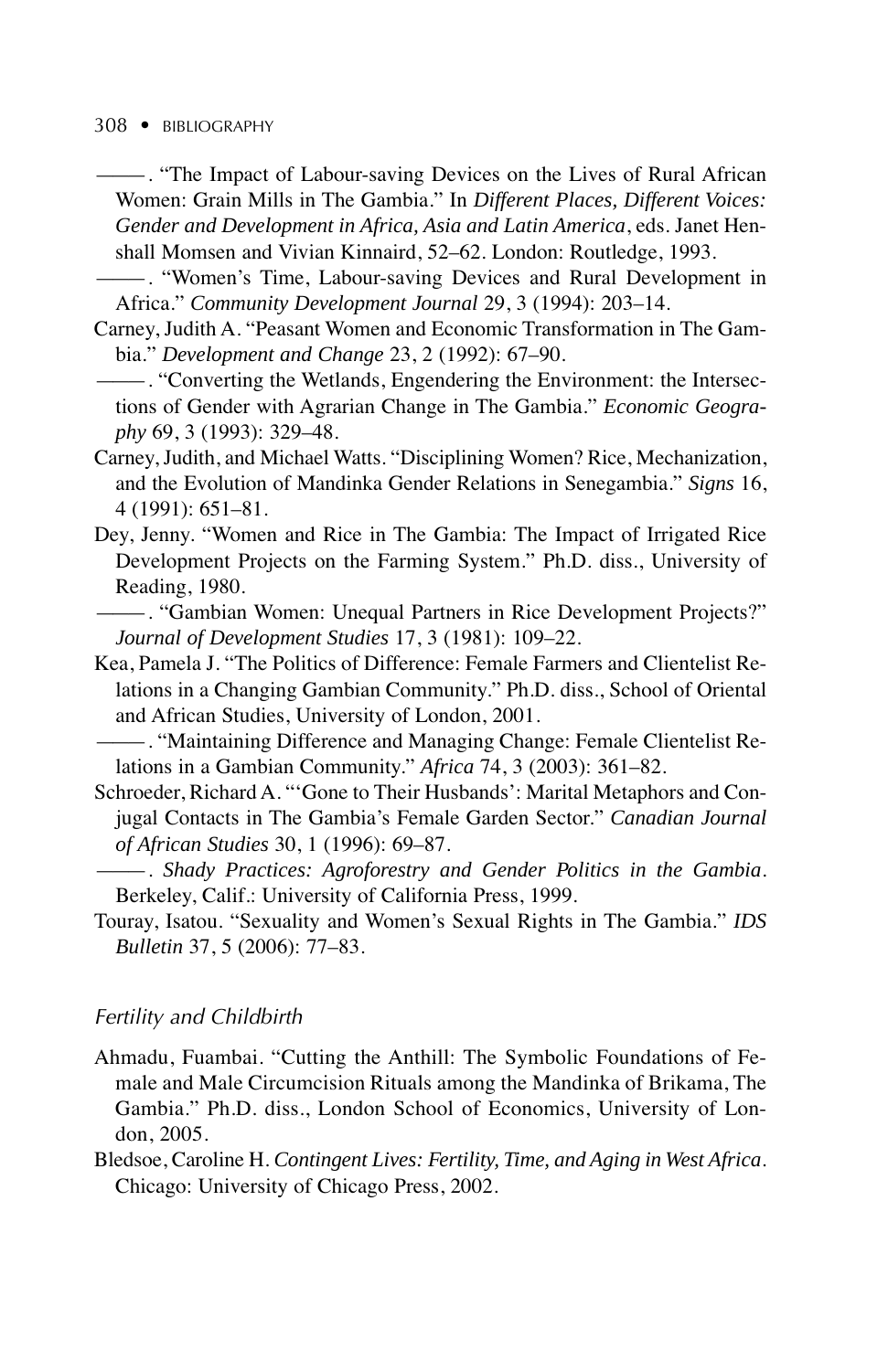———. "The Impact of Labour-saving Devices on the Lives of Rural African Women: Grain Mills in The Gambia." In *Different Places, Different Voices: Gender and Development in Africa, Asia and Latin America*, eds. Janet Henshall Momsen and Vivian Kinnaird, 52–62. London: Routledge, 1993.

———. "Women's Time, Labour-saving Devices and Rural Development in Africa." *Community Development Journal* 29, 3 (1994): 203–14.

Carney, Judith A. "Peasant Women and Economic Transformation in The Gambia." *Development and Change* 23, 2 (1992): 67–90.

———. "Converting the Wetlands, Engendering the Environment: the Intersections of Gender with Agrarian Change in The Gambia." *Economic Geography* 69, 3 (1993): 329–48.

Carney, Judith, and Michael Watts. "Disciplining Women? Rice, Mechanization, and the Evolution of Mandinka Gender Relations in Senegambia." *Signs* 16, 4 (1991): 651–81.

Dey, Jenny. "Women and Rice in The Gambia: The Impact of Irrigated Rice Development Projects on the Farming System." Ph.D. diss., University of Reading, 1980.

———. "Gambian Women: Unequal Partners in Rice Development Projects?" *Journal of Development Studies* 17, 3 (1981): 109–22.

Kea, Pamela J. "The Politics of Difference: Female Farmers and Clientelist Relations in a Changing Gambian Community." Ph.D. diss., School of Oriental and African Studies, University of London, 2001.

———. "Maintaining Difference and Managing Change: Female Clientelist Relations in a Gambian Community." *Africa* 74, 3 (2003): 361–82.

Schroeder, Richard A. "'Gone to Their Husbands': Marital Metaphors and Conjugal Contacts in The Gambia's Female Garden Sector." *Canadian Journal of African Studies* 30, 1 (1996): 69–87.

———. *Shady Practices: Agroforestry and Gender Politics in the Gambia*. Berkeley, Calif.: University of California Press, 1999.

Touray, Isatou. "Sexuality and Women's Sexual Rights in The Gambia." *IDS Bulletin* 37, 5 (2006): 77–83.

### *Fertility and Childbirth*

Ahmadu, Fuambai. "Cutting the Anthill: The Symbolic Foundations of Female and Male Circumcision Rituals among the Mandinka of Brikama, The Gambia." Ph.D. diss., London School of Economics, University of London, 2005.

Bledsoe, Caroline H. *Contingent Lives: Fertility, Time, and Aging in West Africa*. Chicago: University of Chicago Press, 2002.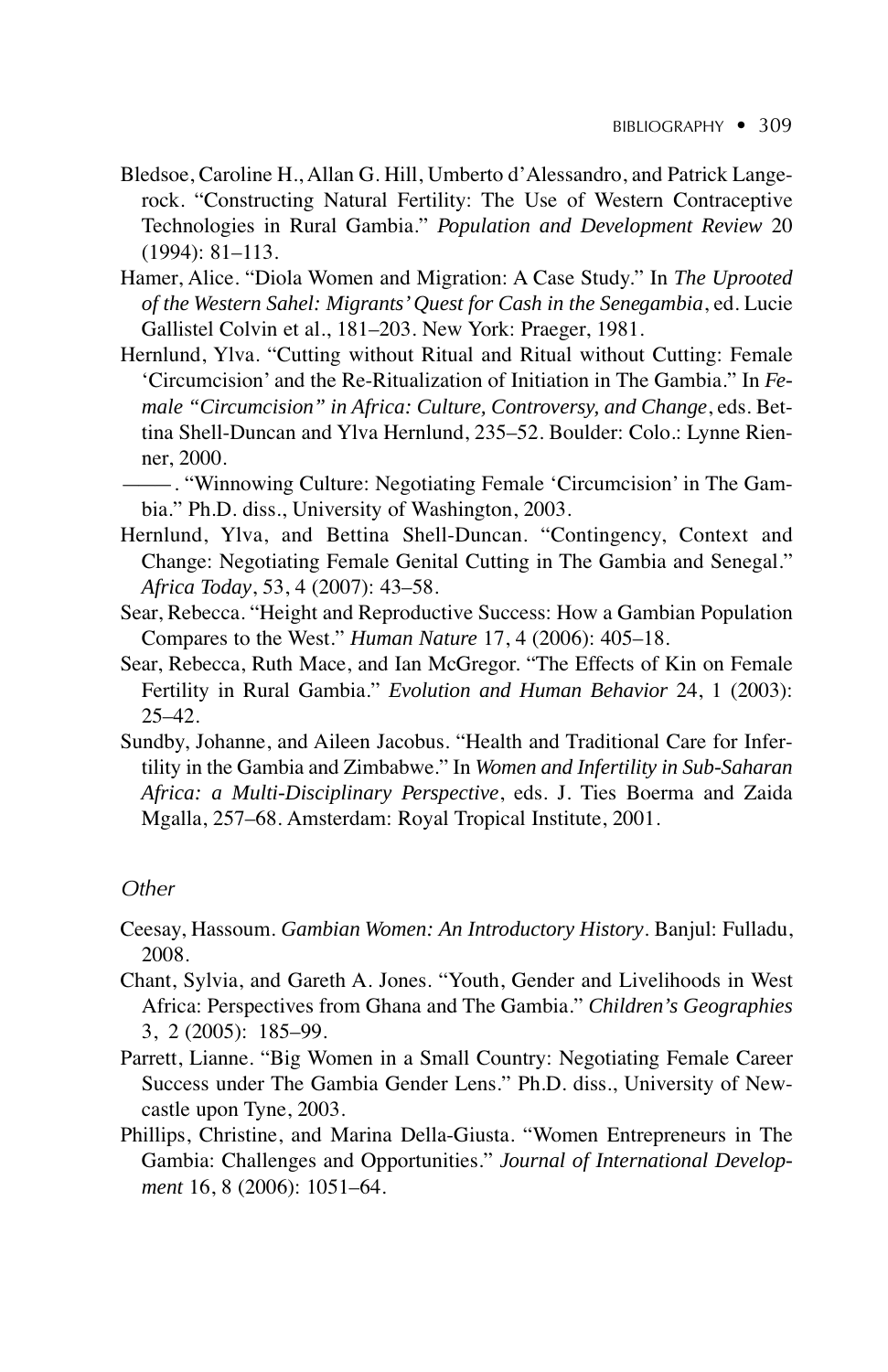Bledsoe, Caroline H., Allan G. Hill, Umberto d'Alessandro, and Patrick Langerock. "Constructing Natural Fertility: The Use of Western Contraceptive Technologies in Rural Gambia." *Population and Development Review* 20 (1994): 81–113.

Hamer, Alice. "Diola Women and Migration: A Case Study." In *The Uprooted of the Western Sahel: Migrants' Quest for Cash in the Senegambia*, ed. Lucie Gallistel Colvin et al., 181–203. New York: Praeger, 1981.

Hernlund, Ylva. "Cutting without Ritual and Ritual without Cutting: Female 'Circumcision' and the Re-Ritualization of Initiation in The Gambia." In *Female "Circumcision" in Africa: Culture, Controversy, and Change*, eds. Bettina Shell-Duncan and Ylva Hernlund, 235–52. Boulder: Colo.: Lynne Rienner, 2000.

———. "Winnowing Culture: Negotiating Female 'Circumcision' in The Gambia." Ph.D. diss., University of Washington, 2003.

Hernlund, Ylva, and Bettina Shell-Duncan. "Contingency, Context and Change: Negotiating Female Genital Cutting in The Gambia and Senegal." *Africa Today*, 53, 4 (2007): 43–58.

Sear, Rebecca. "Height and Reproductive Success: How a Gambian Population Compares to the West." *Human Nature* 17, 4 (2006): 405–18.

Sear, Rebecca, Ruth Mace, and Ian McGregor. "The Effects of Kin on Female Fertility in Rural Gambia." *Evolution and Human Behavior* 24, 1 (2003): 25–42.

Sundby, Johanne, and Aileen Jacobus. "Health and Traditional Care for Infertility in the Gambia and Zimbabwe." In *Women and Infertility in Sub-Saharan Africa: a Multi-Disciplinary Perspective*, eds. J. Ties Boerma and Zaida Mgalla, 257–68. Amsterdam: Royal Tropical Institute, 2001.

### Other

Ceesay, Hassoum. *Gambian Women: An Introductory History*. Banjul: Fulladu, 2008.

Chant, Sylvia, and Gareth A. Jones. "Youth, Gender and Livelihoods in West Africa: Perspectives from Ghana and The Gambia." *Children's Geographies* 3, 2 (2005): 185–99.

Parrett, Lianne. "Big Women in a Small Country: Negotiating Female Career Success under The Gambia Gender Lens." Ph.D. diss., University of Newcastle upon Tyne, 2003.

Phillips, Christine, and Marina Della-Giusta. "Women Entrepreneurs in The Gambia: Challenges and Opportunities." *Journal of International Development* 16, 8 (2006): 1051–64.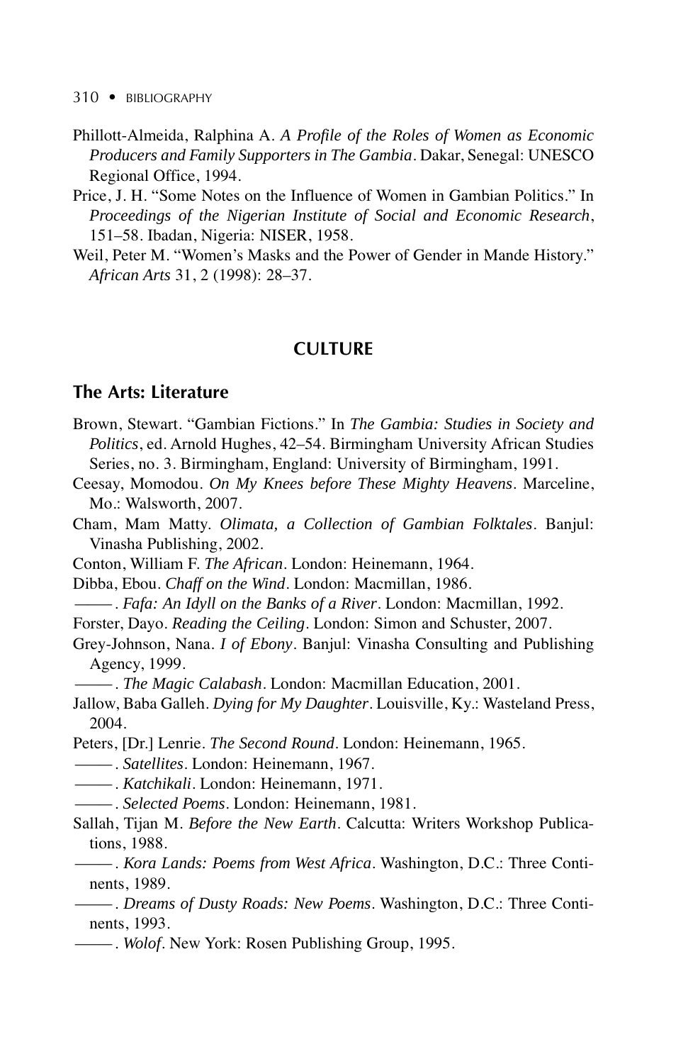Phillott-Almeida, Ralphina A. *A Profile of the Roles of Women as Economic Producers and Family Supporters in The Gambia*. Dakar, Senegal: UNESCO Regional Office, 1994.

Price, J. H. "Some Notes on the Influence of Women in Gambian Politics." In *Proceedings of the Nigerian Institute of Social and Economic Research*, 151–58. Ibadan, Nigeria: NISER, 1958.

Weil, Peter M. "Women's Masks and the Power of Gender in Mande History." *African Arts* 31, 2 (1998): 28–37.

## CULTURE

### The Arts: Literature

Brown, Stewart. "Gambian Fictions." In *The Gambia: Studies in Society and Politics*, ed. Arnold Hughes, 42–54. Birmingham University African Studies Series, no. 3. Birmingham, England: University of Birmingham, 1991.

Ceesay, Momodou. *On My Knees before These Mighty Heavens*. Marceline, Mo.: Walsworth, 2007.

Cham, Mam Matty. *Olimata, a Collection of Gambian Folktales*. Banjul: Vinasha Publishing, 2002.

Conton, William F. *The African*. London: Heinemann, 1964.

Dibba, Ebou. *Chaff on the Wind*. London: Macmillan, 1986.

———. *Fafa: An Idyll on the Banks of a River*. London: Macmillan, 1992.

Forster, Dayo. *Reading the Ceiling*. London: Simon and Schuster, 2007.

Grey-Johnson, Nana. *I of Ebony*. Banjul: Vinasha Consulting and Publishing Agency, 1999.

———. *The Magic Calabash*. London: Macmillan Education, 2001.

Jallow, Baba Galleh. *Dying for My Daughter*. Louisville, Ky.: Wasteland Press, 2004.

Peters, [Dr.] Lenrie. *The Second Round*. London: Heinemann, 1965.

———. *Satellites*. London: Heinemann, 1967.

———. *Katchikali*. London: Heinemann, 1971.

———. *Selected Poems*. London: Heinemann, 1981.

Sallah, Tijan M. *Before the New Earth*. Calcutta: Writers Workshop Publications, 1988.

———. *Kora Lands: Poems from West Africa*. Washington, D.C.: Three Continents, 1989.

———. *Dreams of Dusty Roads: New Poems*. Washington, D.C.: Three Continents, 1993.

———. *Wolof*. New York: Rosen Publishing Group, 1995.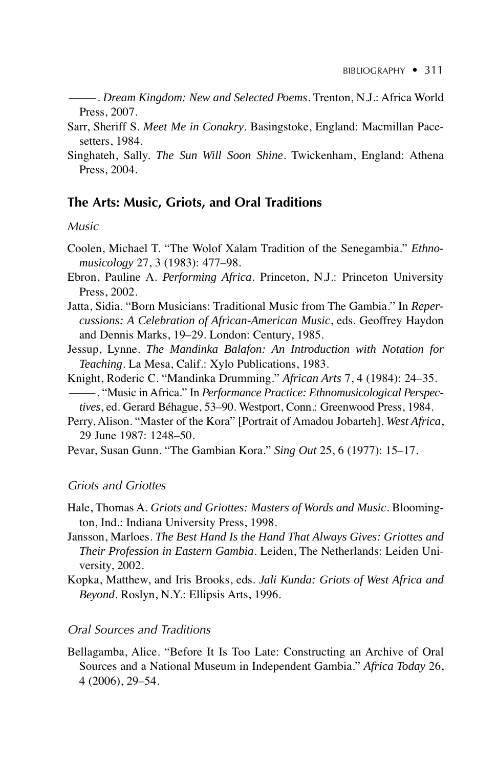——. *Dream Kingdom: New and Selected Poems*. Trenton, N.J.: Africa World Press, 2007.

Sarr, Sheriff S. *Meet Me in Conakry*. Basingstoke, England: Macmillan Pacesetters, 1984.

Singhateh, Sally. *The Sun Will Soon Shine*. Twickenham, England: Athena Press, 2004.

## The Arts: Music, Griots, and Oral Traditions

### *Music*

Coolen, Michael T. "The Wolof Xalam Tradition of the Senegambia." *Ethnomusicology* 27, 3 (1983): 477–98.

Ebron, Pauline A. *Performing Africa*. Princeton, N.J.: Princeton University Press, 2002.

Jatta, Sidia. "Born Musicians: Traditional Music from The Gambia." In *Repercussions: A Celebration of African-American Music*, eds. Geoffrey Haydon and Dennis Marks, 19–29. London: Century, 1985.

Jessup, Lynne. *The Mandinka Balafon: An Introduction with Notation for Teaching*. La Mesa, Calif.: Xylo Publications, 1983.

Knight, Roderic C. "Mandinka Drumming." *African Arts* 7, 4 (1984): 24–35.

——. "Music in Africa." In *Performance Practice: Ethnomusicological Perspectives*, ed. Gerard Béhague, 53–90. Westport, Conn.: Greenwood Press, 1984.

Perry, Alison. "Master of the Kora" [Portrait of Amadou Jobarteh]. *West Africa*, 29 June 1987: 1248–50.

Pevar, Susan Gunn. "The Gambian Kora." *Sing Out* 25, 6 (1977): 15–17.

### *Griots and Griottes*

Hale, Thomas A. *Griots and Griottes: Masters of Words and Music*. Bloomington, Ind.: Indiana University Press, 1998.

Jansson, Marloes. *The Best Hand Is the Hand That Always Gives: Griottes and Their Profession in Eastern Gambia*. Leiden, The Netherlands: Leiden University, 2002.

Kopka, Matthew, and Iris Brooks, eds. *Jali Kunda: Griots of West Africa and Beyond*. Roslyn, N.Y.: Ellipsis Arts, 1996.

### *Oral Sources and Traditions*

Bellagamba, Alice. "Before It Is Too Late: Constructing an Archive of Oral Sources and a National Museum in Independent Gambia." *Africa Today* 26, 4 (2006), 29–54.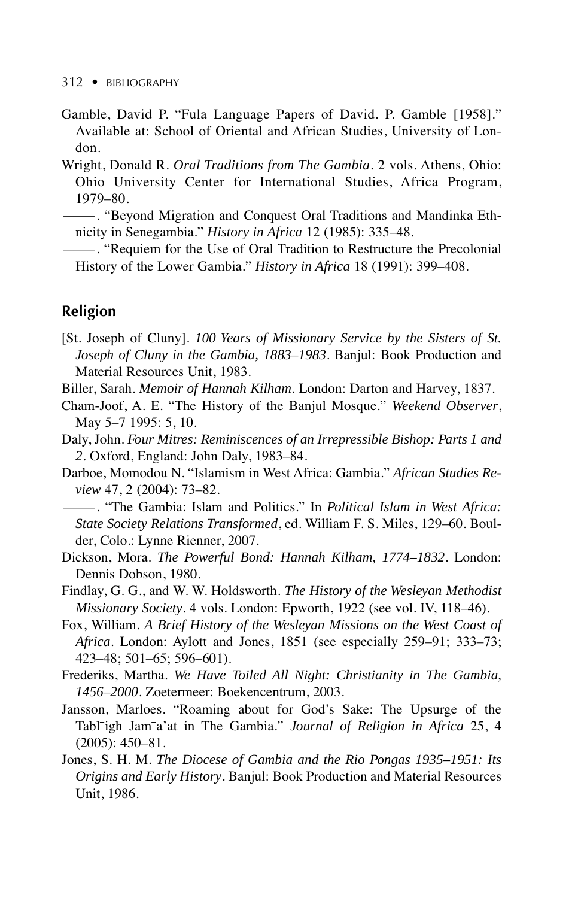Gamble, David P. "Fula Language Papers of David. P. Gamble [1958]." Available at: School of Oriental and African Studies, University of London.

Wright, Donald R. *Oral Traditions from The Gambia*. 2 vols. Athens, Ohio: Ohio University Center for International Studies, Africa Program, 1979–80.

———. "Beyond Migration and Conquest Oral Traditions and Mandinka Ethnicity in Senegambia." *History in Africa* 12 (1985): 335–48.

———. "Requiem for the Use of Oral Tradition to Restructure the Precolonial History of the Lower Gambia." *History in Africa* 18 (1991): 399–408.

## Religion

[St. Joseph of Cluny]. *100 Years of Missionary Service by the Sisters of St. Joseph of Cluny in the Gambia, 1883–1983*. Banjul: Book Production and Material Resources Unit, 1983.

Biller, Sarah. *Memoir of Hannah Kilham*. London: Darton and Harvey, 1837.

Cham-Joof, A. E. "The History of the Banjul Mosque." *Weekend Observer*, May 5–7 1995: 5, 10.

Daly, John. *Four Mitres: Reminiscences of an Irrepressible Bishop: Parts 1 and 2*. Oxford, England: John Daly, 1983–84.

Darboe, Momodou N. "Islamism in West Africa: Gambia." *African Studies Review* 47, 2 (2004): 73–82.

———. "The Gambia: Islam and Politics." In *Political Islam in West Africa: State Society Relations Transformed*, ed. William F. S. Miles, 129–60. Boulder, Colo.: Lynne Rienner, 2007.

Dickson, Mora. *The Powerful Bond: Hannah Kilham, 1774–1832*. London: Dennis Dobson, 1980.

Findlay, G. G., and W. W. Holdsworth. *The History of the Wesleyan Methodist Missionary Society*. 4 vols. London: Epworth, 1922 (see vol. IV, 118–46).

Fox, William. *A Brief History of the Wesleyan Missions on the West Coast of Africa*. London: Aylott and Jones, 1851 (see especially 259–91; 333–73; 423–48; 501–65; 596–601).

Frederiks, Martha. *We Have Toiled All Night: Christianity in The Gambia, 1456–2000*. Zoetermeer: Boekencentrum, 2003.

Jansson, Marloes. "Roaming about for God's Sake: The Upsurge of the Tabl¯igh Jam¯a'at in The Gambia." *Journal of Religion in Africa* 25, 4 (2005): 450–81.

Jones, S. H. M. *The Diocese of Gambia and the Rio Pongas 1935–1951: Its Origins and Early History*. Banjul: Book Production and Material Resources Unit, 1986.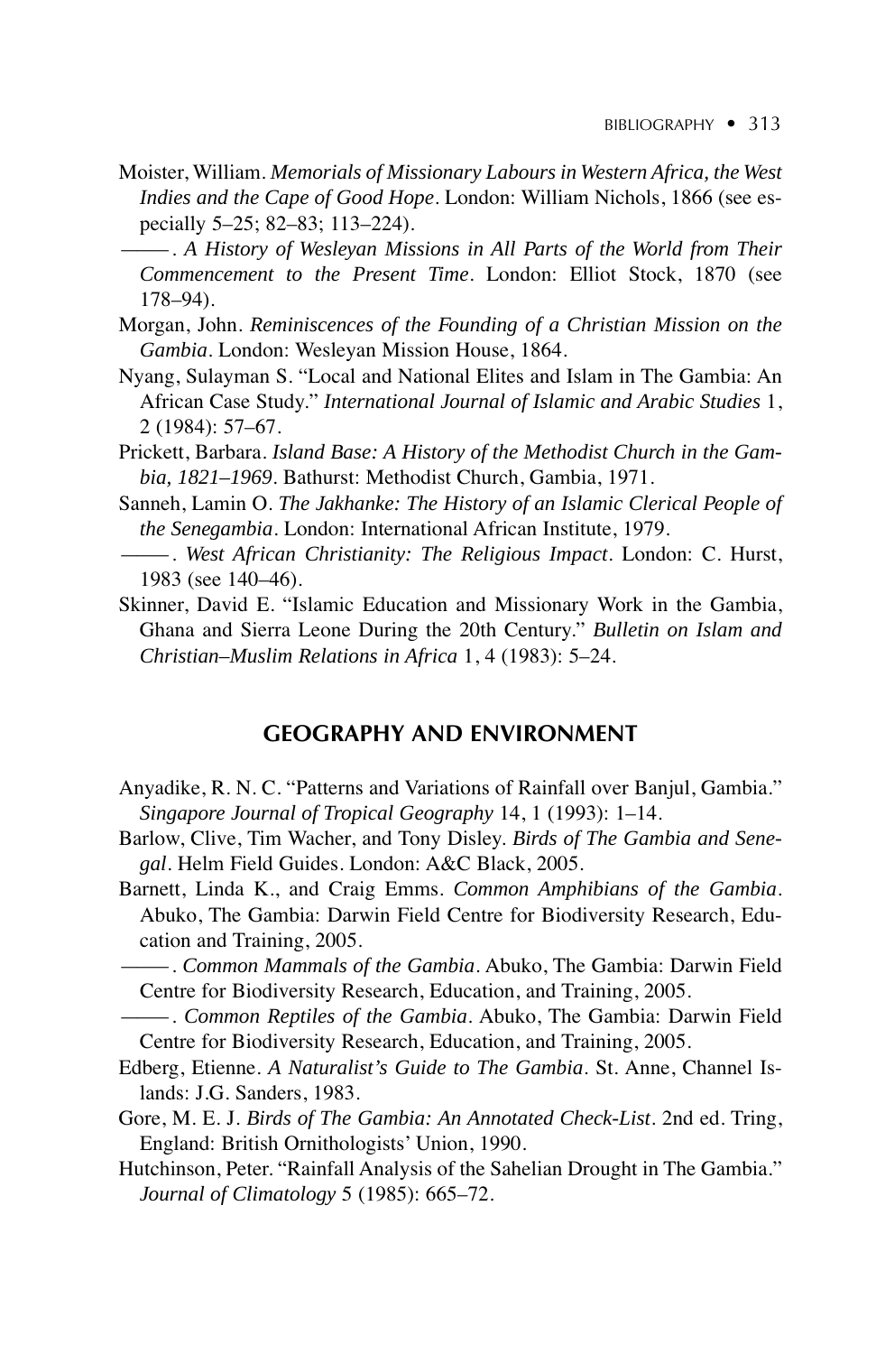Moister, William. *Memorials of Missionary Labours in Western Africa, the West Indies and the Cape of Good Hope*. London: William Nichols, 1866 (see especially 5–25; 82–83; 113–224).

———. *A History of Wesleyan Missions in All Parts of the World from Their Commencement to the Present Time*. London: Elliot Stock, 1870 (see 178–94).

Morgan, John. *Reminiscences of the Founding of a Christian Mission on the Gambia*. London: Wesleyan Mission House, 1864.

Nyang, Sulayman S. "Local and National Elites and Islam in The Gambia: An African Case Study." *International Journal of Islamic and Arabic Studies* 1, 2 (1984): 57–67.

Prickett, Barbara. *Island Base: A History of the Methodist Church in the Gambia, 1821–1969*. Bathurst: Methodist Church, Gambia, 1971.

Sanneh, Lamin O. *The Jakhanke: The History of an Islamic Clerical People of the Senegambia*. London: International African Institute, 1979.

———. *West African Christianity: The Religious Impact*. London: C. Hurst, 1983 (see 140–46).

Skinner, David E. "Islamic Education and Missionary Work in the Gambia, Ghana and Sierra Leone During the 20th Century." *Bulletin on Islam and Christian–Muslim Relations in Africa* 1, 4 (1983): 5–24.

## GEOGRAPHY AND ENVIRONMENT

Anyadike, R. N. C. "Patterns and Variations of Rainfall over Banjul, Gambia." *Singapore Journal of Tropical Geography* 14, 1 (1993): 1–14.

Barlow, Clive, Tim Wacher, and Tony Disley. *Birds of The Gambia and Senegal*. Helm Field Guides. London: A&C Black, 2005.

Barnett, Linda K., and Craig Emms. *Common Amphibians of the Gambia*. Abuko, The Gambia: Darwin Field Centre for Biodiversity Research, Education and Training, 2005.

———. *Common Mammals of the Gambia*. Abuko, The Gambia: Darwin Field Centre for Biodiversity Research, Education, and Training, 2005.

———. *Common Reptiles of the Gambia*. Abuko, The Gambia: Darwin Field Centre for Biodiversity Research, Education, and Training, 2005.

Edberg, Etienne. *A Naturalist's Guide to The Gambia*. St. Anne, Channel Islands: J.G. Sanders, 1983.

Gore, M. E. J. *Birds of The Gambia: An Annotated Check-List*. 2nd ed. Tring, England: British Ornithologists' Union, 1990.

Hutchinson, Peter. "Rainfall Analysis of the Sahelian Drought in The Gambia." *Journal of Climatology* 5 (1985): 665–72.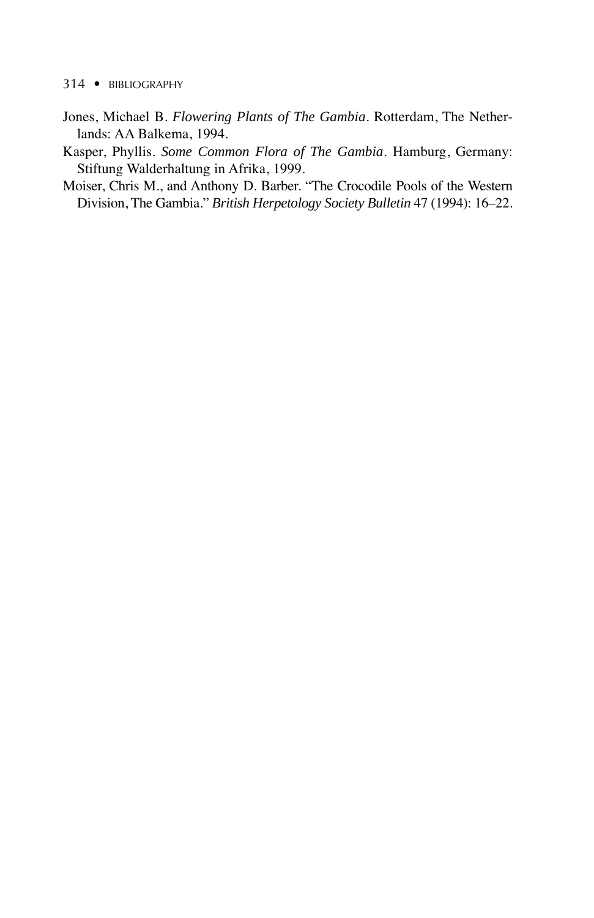Jones, Michael B. *Flowering Plants of The Gambia*. Rotterdam, The Netherlands: AA Balkema, 1994.

Kasper, Phyllis. *Some Common Flora of The Gambia*. Hamburg, Germany: Stiftung Walderhaltung in Afrika, 1999.

Moiser, Chris M., and Anthony D. Barber. "The Crocodile Pools of the Western Division, The Gambia." *British Herpetology Society Bulletin* 47 (1994): 16–22.